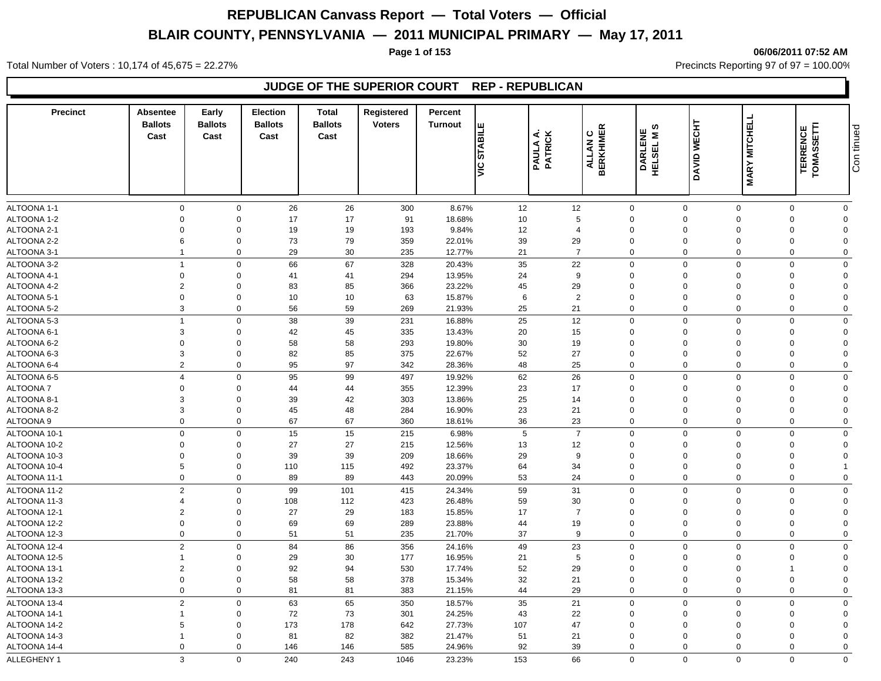# REPUBLICAN Canvass Report — Total Voters — Official

## BLAIR COUNTY, PENNSYLVANIA — 2011 MUNICIPAL PRIMARY — May 17, 2011

06/06/2011 07:52 AM

Total Number of Voters : 10,174 of 45,675 = 22.27%

Precincts Reporting 97 of 97 = 100.00%

### JUDGE OF THE SUPERIOR COURT REP - REPUBLICAN

| Precinct | Absentee Ballots Cast | Early Ballots Cast | Election Ballots Cast | Total Ballots Cast | Registered Voters | Percent Turnout | VIC STABILE | PAULA A. PATRICK | ALLAN C BERKHIMER | DARLENE HELSEL M S | DAVID WECHT | MARY MITCHELL | TERRENCE TOMASSETTI |
|---|---|---|---|---|---|---|---|---|---|---|---|---|---|
| ALTOONA 1-1 | 0 | 0 | 26 | 26 | 300 | 8.67% | 12 | 12 | 0 | 0 | 0 | 0 | 0 |
| ALTOONA 1-2 | 0 | 0 | 17 | 17 | 91 | 18.68% | 10 | 5 | 0 | 0 | 0 | 0 | 0 |
| ALTOONA 2-1 | 0 | 0 | 19 | 19 | 193 | 9.84% | 12 | 4 | 0 | 0 | 0 | 0 | 0 |
| ALTOONA 2-2 | 6 | 0 | 73 | 79 | 359 | 22.01% | 39 | 29 | 0 | 0 | 0 | 0 | 0 |
| ALTOONA 3-1 | 1 | 0 | 29 | 30 | 235 | 12.77% | 21 | 7 | 0 | 0 | 0 | 0 | 0 |
| ALTOONA 3-2 | 1 | 0 | 66 | 67 | 328 | 20.43% | 35 | 22 | 0 | 0 | 0 | 0 | 0 |
| ALTOONA 4-1 | 0 | 0 | 41 | 41 | 294 | 13.95% | 24 | 9 | 0 | 0 | 0 | 0 | 0 |
| ALTOONA 4-2 | 2 | 0 | 83 | 85 | 366 | 23.22% | 45 | 29 | 0 | 0 | 0 | 0 | 0 |
| ALTOONA 5-1 | 0 | 0 | 10 | 10 | 63 | 15.87% | 6 | 2 | 0 | 0 | 0 | 0 | 0 |
| ALTOONA 5-2 | 3 | 0 | 56 | 59 | 269 | 21.93% | 25 | 21 | 0 | 0 | 0 | 0 | 0 |
| ALTOONA 5-3 | 1 | 0 | 38 | 39 | 231 | 16.88% | 25 | 12 | 0 | 0 | 0 | 0 | 0 |
| ALTOONA 6-1 | 3 | 0 | 42 | 45 | 335 | 13.43% | 20 | 15 | 0 | 0 | 0 | 0 | 0 |
| ALTOONA 6-2 | 0 | 0 | 58 | 58 | 293 | 19.80% | 30 | 19 | 0 | 0 | 0 | 0 | 0 |
| ALTOONA 6-3 | 3 | 0 | 82 | 85 | 375 | 22.67% | 52 | 27 | 0 | 0 | 0 | 0 | 0 |
| ALTOONA 6-4 | 2 | 0 | 95 | 97 | 342 | 28.36% | 48 | 25 | 0 | 0 | 0 | 0 | 0 |
| ALTOONA 6-5 | 4 | 0 | 95 | 99 | 497 | 19.92% | 62 | 26 | 0 | 0 | 0 | 0 | 0 |
| ALTOONA 7 | 0 | 0 | 44 | 44 | 355 | 12.39% | 23 | 17 | 0 | 0 | 0 | 0 | 0 |
| ALTOONA 8-1 | 3 | 0 | 39 | 42 | 303 | 13.86% | 25 | 14 | 0 | 0 | 0 | 0 | 0 |
| ALTOONA 8-2 | 3 | 0 | 45 | 48 | 284 | 16.90% | 23 | 21 | 0 | 0 | 0 | 0 | 0 |
| ALTOONA 9 | 0 | 0 | 67 | 67 | 360 | 18.61% | 36 | 23 | 0 | 0 | 0 | 0 | 0 |
| ALTOONA 10-1 | 0 | 0 | 15 | 15 | 215 | 6.98% | 5 | 7 | 0 | 0 | 0 | 0 | 0 |
| ALTOONA 10-2 | 0 | 0 | 27 | 27 | 215 | 12.56% | 13 | 12 | 0 | 0 | 0 | 0 | 0 |
| ALTOONA 10-3 | 0 | 0 | 39 | 39 | 209 | 18.66% | 29 | 9 | 0 | 0 | 0 | 0 | 0 |
| ALTOONA 10-4 | 5 | 0 | 110 | 115 | 492 | 23.37% | 64 | 34 | 0 | 0 | 0 | 0 | 1 |
| ALTOONA 11-1 | 0 | 0 | 89 | 89 | 443 | 20.09% | 53 | 24 | 0 | 0 | 0 | 0 | 0 |
| ALTOONA 11-2 | 2 | 0 | 99 | 101 | 415 | 24.34% | 59 | 31 | 0 | 0 | 0 | 0 | 0 |
| ALTOONA 11-3 | 4 | 0 | 108 | 112 | 423 | 26.48% | 59 | 30 | 0 | 0 | 0 | 0 | 0 |
| ALTOONA 12-1 | 2 | 0 | 27 | 29 | 183 | 15.85% | 17 | 7 | 0 | 0 | 0 | 0 | 0 |
| ALTOONA 12-2 | 0 | 0 | 69 | 69 | 289 | 23.88% | 44 | 19 | 0 | 0 | 0 | 0 | 0 |
| ALTOONA 12-3 | 0 | 0 | 51 | 51 | 235 | 21.70% | 37 | 9 | 0 | 0 | 0 | 0 | 0 |
| ALTOONA 12-4 | 2 | 0 | 84 | 86 | 356 | 24.16% | 49 | 23 | 0 | 0 | 0 | 0 | 0 |
| ALTOONA 12-5 | 1 | 0 | 29 | 30 | 177 | 16.95% | 21 | 5 | 0 | 0 | 0 | 0 | 0 |
| ALTOONA 13-1 | 2 | 0 | 92 | 94 | 530 | 17.74% | 52 | 29 | 0 | 0 | 0 | 1 | 0 |
| ALTOONA 13-2 | 0 | 0 | 58 | 58 | 378 | 15.34% | 32 | 21 | 0 | 0 | 0 | 0 | 0 |
| ALTOONA 13-3 | 0 | 0 | 81 | 81 | 383 | 21.15% | 44 | 29 | 0 | 0 | 0 | 0 | 0 |
| ALTOONA 13-4 | 2 | 0 | 63 | 65 | 350 | 18.57% | 35 | 21 | 0 | 0 | 0 | 0 | 0 |
| ALTOONA 14-1 | 1 | 0 | 72 | 73 | 301 | 24.25% | 43 | 22 | 0 | 0 | 0 | 0 | 0 |
| ALTOONA 14-2 | 5 | 0 | 173 | 178 | 642 | 27.73% | 107 | 47 | 0 | 0 | 0 | 0 | 0 |
| ALTOONA 14-3 | 1 | 0 | 81 | 82 | 382 | 21.47% | 51 | 21 | 0 | 0 | 0 | 0 | 0 |
| ALTOONA 14-4 | 0 | 0 | 146 | 146 | 585 | 24.96% | 92 | 39 | 0 | 0 | 0 | 0 | 0 |
| ALLEGHENY 1 | 3 | 0 | 240 | 243 | 1046 | 23.23% | 153 | 66 | 0 | 0 | 0 | 0 | 0 |

Continued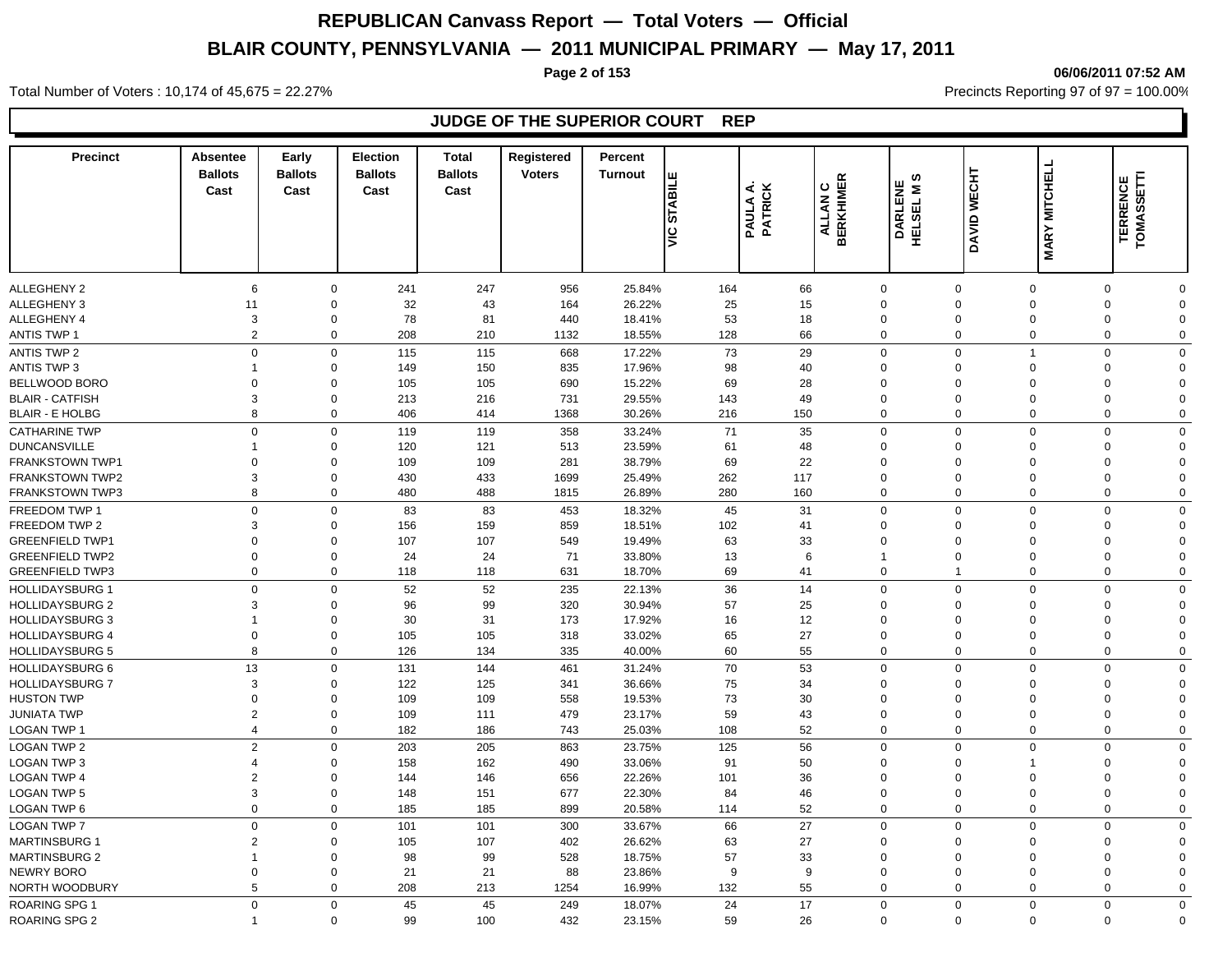# REPUBLICAN Canvass Report — Total Voters — Official

## BLAIR COUNTY, PENNSYLVANIA — 2011 MUNICIPAL PRIMARY — May 17, 2011

06/06/2011 07:52 AM

Total Number of Voters : 10,174 of 45,675 = 22.27%

Precincts Reporting 97 of 97 = 100.00%

### JUDGE OF THE SUPERIOR COURT REP

| Precinct | Absentee Ballots Cast | Early Ballots Cast | Election Ballots Cast | Total Ballots Cast | Registered Voters | Percent Turnout | VIC STABILE | PAULA A. PATRICK | ALLAN C BERKHIMER | DARLENE HELSEL M S | DAVID WECHT | MARY MITCHELL | TERRENCE TOMASSETTI |
|---|---|---|---|---|---|---|---|---|---|---|---|---|---|
| ALLEGHENY 2 | 6 | 0 | 241 | 247 | 956 | 25.84% | 164 | 66 | 0 | 0 | 0 | 0 | 0 |
| ALLEGHENY 3 | 11 | 0 | 32 | 43 | 164 | 26.22% | 25 | 15 | 0 | 0 | 0 | 0 | 0 |
| ALLEGHENY 4 | 3 | 0 | 78 | 81 | 440 | 18.41% | 53 | 18 | 0 | 0 | 0 | 0 | 0 |
| ANTIS TWP 1 | 2 | 0 | 208 | 210 | 1132 | 18.55% | 128 | 66 | 0 | 0 | 0 | 0 | 0 |
| ANTIS TWP 2 | 0 | 0 | 115 | 115 | 668 | 17.22% | 73 | 29 | 0 | 0 | 1 | 0 | 0 |
| ANTIS TWP 3 | 1 | 0 | 149 | 150 | 835 | 17.96% | 98 | 40 | 0 | 0 | 0 | 0 | 0 |
| BELLWOOD BORO | 0 | 0 | 105 | 105 | 690 | 15.22% | 69 | 28 | 0 | 0 | 0 | 0 | 0 |
| BLAIR - CATFISH | 3 | 0 | 213 | 216 | 731 | 29.55% | 143 | 49 | 0 | 0 | 0 | 0 | 0 |
| BLAIR - E HOLBG | 8 | 0 | 406 | 414 | 1368 | 30.26% | 216 | 150 | 0 | 0 | 0 | 0 | 0 |
| CATHARINE TWP | 0 | 0 | 119 | 119 | 358 | 33.24% | 71 | 35 | 0 | 0 | 0 | 0 | 0 |
| DUNCANSVILLE | 1 | 0 | 120 | 121 | 513 | 23.59% | 61 | 48 | 0 | 0 | 0 | 0 | 0 |
| FRANKSTOWN TWP1 | 0 | 0 | 109 | 109 | 281 | 38.79% | 69 | 22 | 0 | 0 | 0 | 0 | 0 |
| FRANKSTOWN TWP2 | 3 | 0 | 430 | 433 | 1699 | 25.49% | 262 | 117 | 0 | 0 | 0 | 0 | 0 |
| FRANKSTOWN TWP3 | 8 | 0 | 480 | 488 | 1815 | 26.89% | 280 | 160 | 0 | 0 | 0 | 0 | 0 |
| FREEDOM TWP 1 | 0 | 0 | 83 | 83 | 453 | 18.32% | 45 | 31 | 0 | 0 | 0 | 0 | 0 |
| FREEDOM TWP 2 | 3 | 0 | 156 | 159 | 859 | 18.51% | 102 | 41 | 0 | 0 | 0 | 0 | 0 |
| GREENFIELD TWP1 | 0 | 0 | 107 | 107 | 549 | 19.49% | 63 | 33 | 0 | 0 | 0 | 0 | 0 |
| GREENFIELD TWP2 | 0 | 0 | 24 | 24 | 71 | 33.80% | 13 | 6 | 1 | 0 | 0 | 0 | 0 |
| GREENFIELD TWP3 | 0 | 0 | 118 | 118 | 631 | 18.70% | 69 | 41 | 0 | 1 | 0 | 0 | 0 |
| HOLLIDAYSBURG 1 | 0 | 0 | 52 | 52 | 235 | 22.13% | 36 | 14 | 0 | 0 | 0 | 0 | 0 |
| HOLLIDAYSBURG 2 | 3 | 0 | 96 | 99 | 320 | 30.94% | 57 | 25 | 0 | 0 | 0 | 0 | 0 |
| HOLLIDAYSBURG 3 | 1 | 0 | 30 | 31 | 173 | 17.92% | 16 | 12 | 0 | 0 | 0 | 0 | 0 |
| HOLLIDAYSBURG 4 | 0 | 0 | 105 | 105 | 318 | 33.02% | 65 | 27 | 0 | 0 | 0 | 0 | 0 |
| HOLLIDAYSBURG 5 | 8 | 0 | 126 | 134 | 335 | 40.00% | 60 | 55 | 0 | 0 | 0 | 0 | 0 |
| HOLLIDAYSBURG 6 | 13 | 0 | 131 | 144 | 461 | 31.24% | 70 | 53 | 0 | 0 | 0 | 0 | 0 |
| HOLLIDAYSBURG 7 | 3 | 0 | 122 | 125 | 341 | 36.66% | 75 | 34 | 0 | 0 | 0 | 0 | 0 |
| HUSTON TWP | 0 | 0 | 109 | 109 | 558 | 19.53% | 73 | 30 | 0 | 0 | 0 | 0 | 0 |
| JUNIATA TWP | 2 | 0 | 109 | 111 | 479 | 23.17% | 59 | 43 | 0 | 0 | 0 | 0 | 0 |
| LOGAN TWP 1 | 4 | 0 | 182 | 186 | 743 | 25.03% | 108 | 52 | 0 | 0 | 0 | 0 | 0 |
| LOGAN TWP 2 | 2 | 0 | 203 | 205 | 863 | 23.75% | 125 | 56 | 0 | 0 | 0 | 0 | 0 |
| LOGAN TWP 3 | 4 | 0 | 158 | 162 | 490 | 33.06% | 91 | 50 | 0 | 0 | 1 | 0 | 0 |
| LOGAN TWP 4 | 2 | 0 | 144 | 146 | 656 | 22.26% | 101 | 36 | 0 | 0 | 0 | 0 | 0 |
| LOGAN TWP 5 | 3 | 0 | 148 | 151 | 677 | 22.30% | 84 | 46 | 0 | 0 | 0 | 0 | 0 |
| LOGAN TWP 6 | 0 | 0 | 185 | 185 | 899 | 20.58% | 114 | 52 | 0 | 0 | 0 | 0 | 0 |
| LOGAN TWP 7 | 0 | 0 | 101 | 101 | 300 | 33.67% | 66 | 27 | 0 | 0 | 0 | 0 | 0 |
| MARTINSBURG 1 | 2 | 0 | 105 | 107 | 402 | 26.62% | 63 | 27 | 0 | 0 | 0 | 0 | 0 |
| MARTINSBURG 2 | 1 | 0 | 98 | 99 | 528 | 18.75% | 57 | 33 | 0 | 0 | 0 | 0 | 0 |
| NEWRY BORO | 0 | 0 | 21 | 21 | 88 | 23.86% | 9 | 9 | 0 | 0 | 0 | 0 | 0 |
| NORTH WOODBURY | 5 | 0 | 208 | 213 | 1254 | 16.99% | 132 | 55 | 0 | 0 | 0 | 0 | 0 |
| ROARING SPG 1 | 0 | 0 | 45 | 45 | 249 | 18.07% | 24 | 17 | 0 | 0 | 0 | 0 | 0 |
| ROARING SPG 2 | 1 | 0 | 99 | 100 | 432 | 23.15% | 59 | 26 | 0 | 0 | 0 | 0 | 0 |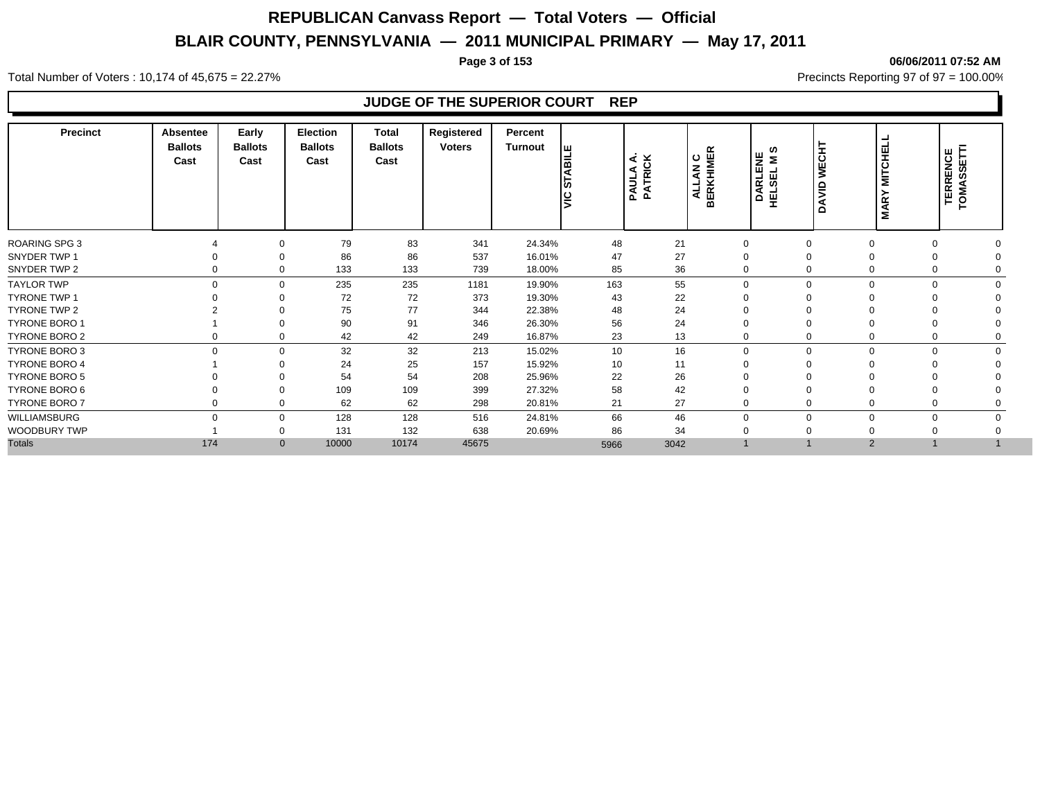# REPUBLICAN Canvass Report — Total Voters — Official

## BLAIR COUNTY, PENNSYLVANIA — 2011 MUNICIPAL PRIMARY — May 17, 2011

06/06/2011 07:52 AM

Total Number of Voters : 10,174 of 45,675 = 22.27%

Precincts Reporting 97 of 97 = 100.00%

### JUDGE OF THE SUPERIOR COURT REP

| Precinct | Absentee Ballots Cast | Early Ballots Cast | Election Ballots Cast | Total Ballots Cast | Registered Voters | Percent Turnout | VIC STABILE | PAULA A. PATRICK | ALLAN C BERKHIMER | DARLENE HELSEL M S | DAVID WECHT | MARY MITCHELL | TERRENCE TOMASSETTI |
|---|---|---|---|---|---|---|---|---|---|---|---|---|---|
| ROARING SPG 3 | 4 | 0 | 79 | 83 | 341 | 24.34% | 48 | 21 | 0 | 0 | 0 | 0 | 0 |
| SNYDER TWP 1 | 0 | 0 | 86 | 86 | 537 | 16.01% | 47 | 27 | 0 | 0 | 0 | 0 | 0 |
| SNYDER TWP 2 | 0 | 0 | 133 | 133 | 739 | 18.00% | 85 | 36 | 0 | 0 | 0 | 0 | 0 |
| TAYLOR TWP | 0 | 0 | 235 | 235 | 1181 | 19.90% | 163 | 55 | 0 | 0 | 0 | 0 | 0 |
| TYRONE TWP 1 | 0 | 0 | 72 | 72 | 373 | 19.30% | 43 | 22 | 0 | 0 | 0 | 0 | 0 |
| TYRONE TWP 2 | 2 | 0 | 75 | 77 | 344 | 22.38% | 48 | 24 | 0 | 0 | 0 | 0 | 0 |
| TYRONE BORO 1 | 1 | 0 | 90 | 91 | 346 | 26.30% | 56 | 24 | 0 | 0 | 0 | 0 | 0 |
| TYRONE BORO 2 | 0 | 0 | 42 | 42 | 249 | 16.87% | 23 | 13 | 0 | 0 | 0 | 0 | 0 |
| TYRONE BORO 3 | 0 | 0 | 32 | 32 | 213 | 15.02% | 10 | 16 | 0 | 0 | 0 | 0 | 0 |
| TYRONE BORO 4 | 1 | 0 | 24 | 25 | 157 | 15.92% | 10 | 11 | 0 | 0 | 0 | 0 | 0 |
| TYRONE BORO 5 | 0 | 0 | 54 | 54 | 208 | 25.96% | 22 | 26 | 0 | 0 | 0 | 0 | 0 |
| TYRONE BORO 6 | 0 | 0 | 109 | 109 | 399 | 27.32% | 58 | 42 | 0 | 0 | 0 | 0 | 0 |
| TYRONE BORO 7 | 0 | 0 | 62 | 62 | 298 | 20.81% | 21 | 27 | 0 | 0 | 0 | 0 | 0 |
| WILLIAMSBURG | 0 | 0 | 128 | 128 | 516 | 24.81% | 66 | 46 | 0 | 0 | 0 | 0 | 0 |
| WOODBURY TWP | 1 | 0 | 131 | 132 | 638 | 20.69% | 86 | 34 | 0 | 0 | 0 | 0 | 0 |
| Totals | 174 | 0 | 10000 | 10174 | 45675 | | 5966 | 3042 | 1 | 1 | 2 | 1 | 1 |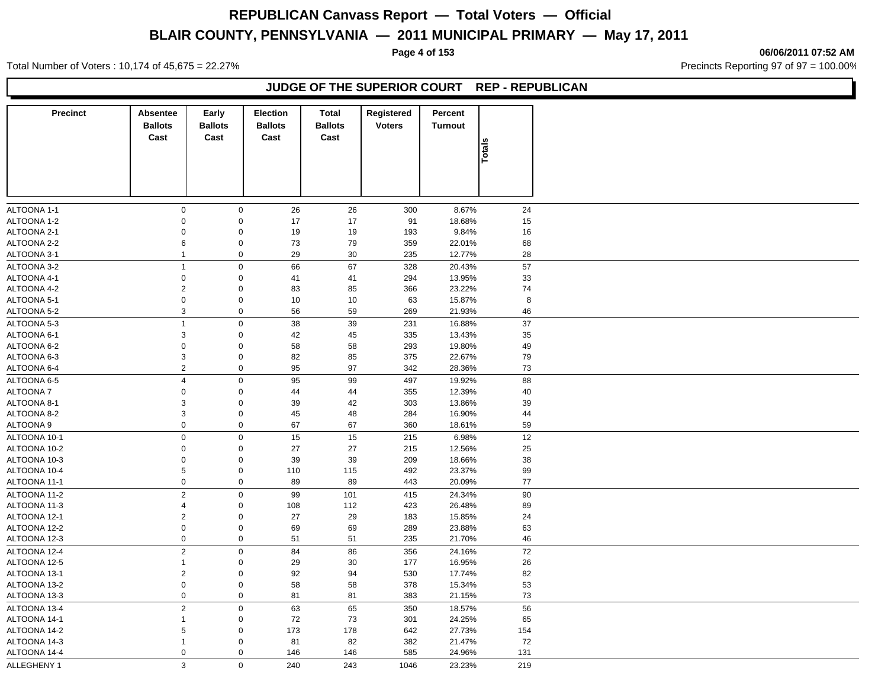# REPUBLICAN Canvass Report — Total Voters — Official

## BLAIR COUNTY, PENNSYLVANIA — 2011 MUNICIPAL PRIMARY — May 17, 2011

06/06/2011 07:52 AM

Total Number of Voters : 10,174 of 45,675 = 22.27%

Precincts Reporting 97 of 97 = 100.00%

### JUDGE OF THE SUPERIOR COURT REP - REPUBLICAN

| Precinct | Absentee Ballots Cast | Early Ballots Cast | Election Ballots Cast | Total Ballots Cast | Registered Voters | Percent Turnout | Totals |
|---|---|---|---|---|---|---|---|
| ALTOONA 1-1 | 0 | 0 | 26 | 26 | 300 | 8.67% | 24 |
| ALTOONA 1-2 | 0 | 0 | 17 | 17 | 91 | 18.68% | 15 |
| ALTOONA 2-1 | 0 | 0 | 19 | 19 | 193 | 9.84% | 16 |
| ALTOONA 2-2 | 6 | 0 | 73 | 79 | 359 | 22.01% | 68 |
| ALTOONA 3-1 | 1 | 0 | 29 | 30 | 235 | 12.77% | 28 |
| ALTOONA 3-2 | 1 | 0 | 66 | 67 | 328 | 20.43% | 57 |
| ALTOONA 4-1 | 0 | 0 | 41 | 41 | 294 | 13.95% | 33 |
| ALTOONA 4-2 | 2 | 0 | 83 | 85 | 366 | 23.22% | 74 |
| ALTOONA 5-1 | 0 | 0 | 10 | 10 | 63 | 15.87% | 8 |
| ALTOONA 5-2 | 3 | 0 | 56 | 59 | 269 | 21.93% | 46 |
| ALTOONA 5-3 | 1 | 0 | 38 | 39 | 231 | 16.88% | 37 |
| ALTOONA 6-1 | 3 | 0 | 42 | 45 | 335 | 13.43% | 35 |
| ALTOONA 6-2 | 0 | 0 | 58 | 58 | 293 | 19.80% | 49 |
| ALTOONA 6-3 | 3 | 0 | 82 | 85 | 375 | 22.67% | 79 |
| ALTOONA 6-4 | 2 | 0 | 95 | 97 | 342 | 28.36% | 73 |
| ALTOONA 6-5 | 4 | 0 | 95 | 99 | 497 | 19.92% | 88 |
| ALTOONA 7 | 0 | 0 | 44 | 44 | 355 | 12.39% | 40 |
| ALTOONA 8-1 | 3 | 0 | 39 | 42 | 303 | 13.86% | 39 |
| ALTOONA 8-2 | 3 | 0 | 45 | 48 | 284 | 16.90% | 44 |
| ALTOONA 9 | 0 | 0 | 67 | 67 | 360 | 18.61% | 59 |
| ALTOONA 10-1 | 0 | 0 | 15 | 15 | 215 | 6.98% | 12 |
| ALTOONA 10-2 | 0 | 0 | 27 | 27 | 215 | 12.56% | 25 |
| ALTOONA 10-3 | 0 | 0 | 39 | 39 | 209 | 18.66% | 38 |
| ALTOONA 10-4 | 5 | 0 | 110 | 115 | 492 | 23.37% | 99 |
| ALTOONA 11-1 | 0 | 0 | 89 | 89 | 443 | 20.09% | 77 |
| ALTOONA 11-2 | 2 | 0 | 99 | 101 | 415 | 24.34% | 90 |
| ALTOONA 11-3 | 4 | 0 | 108 | 112 | 423 | 26.48% | 89 |
| ALTOONA 12-1 | 2 | 0 | 27 | 29 | 183 | 15.85% | 24 |
| ALTOONA 12-2 | 0 | 0 | 69 | 69 | 289 | 23.88% | 63 |
| ALTOONA 12-3 | 0 | 0 | 51 | 51 | 235 | 21.70% | 46 |
| ALTOONA 12-4 | 2 | 0 | 84 | 86 | 356 | 24.16% | 72 |
| ALTOONA 12-5 | 1 | 0 | 29 | 30 | 177 | 16.95% | 26 |
| ALTOONA 13-1 | 2 | 0 | 92 | 94 | 530 | 17.74% | 82 |
| ALTOONA 13-2 | 0 | 0 | 58 | 58 | 378 | 15.34% | 53 |
| ALTOONA 13-3 | 0 | 0 | 81 | 81 | 383 | 21.15% | 73 |
| ALTOONA 13-4 | 2 | 0 | 63 | 65 | 350 | 18.57% | 56 |
| ALTOONA 14-1 | 1 | 0 | 72 | 73 | 301 | 24.25% | 65 |
| ALTOONA 14-2 | 5 | 0 | 173 | 178 | 642 | 27.73% | 154 |
| ALTOONA 14-3 | 1 | 0 | 81 | 82 | 382 | 21.47% | 72 |
| ALTOONA 14-4 | 0 | 0 | 146 | 146 | 585 | 24.96% | 131 |
| ALLEGHENY 1 | 3 | 0 | 240 | 243 | 1046 | 23.23% | 219 |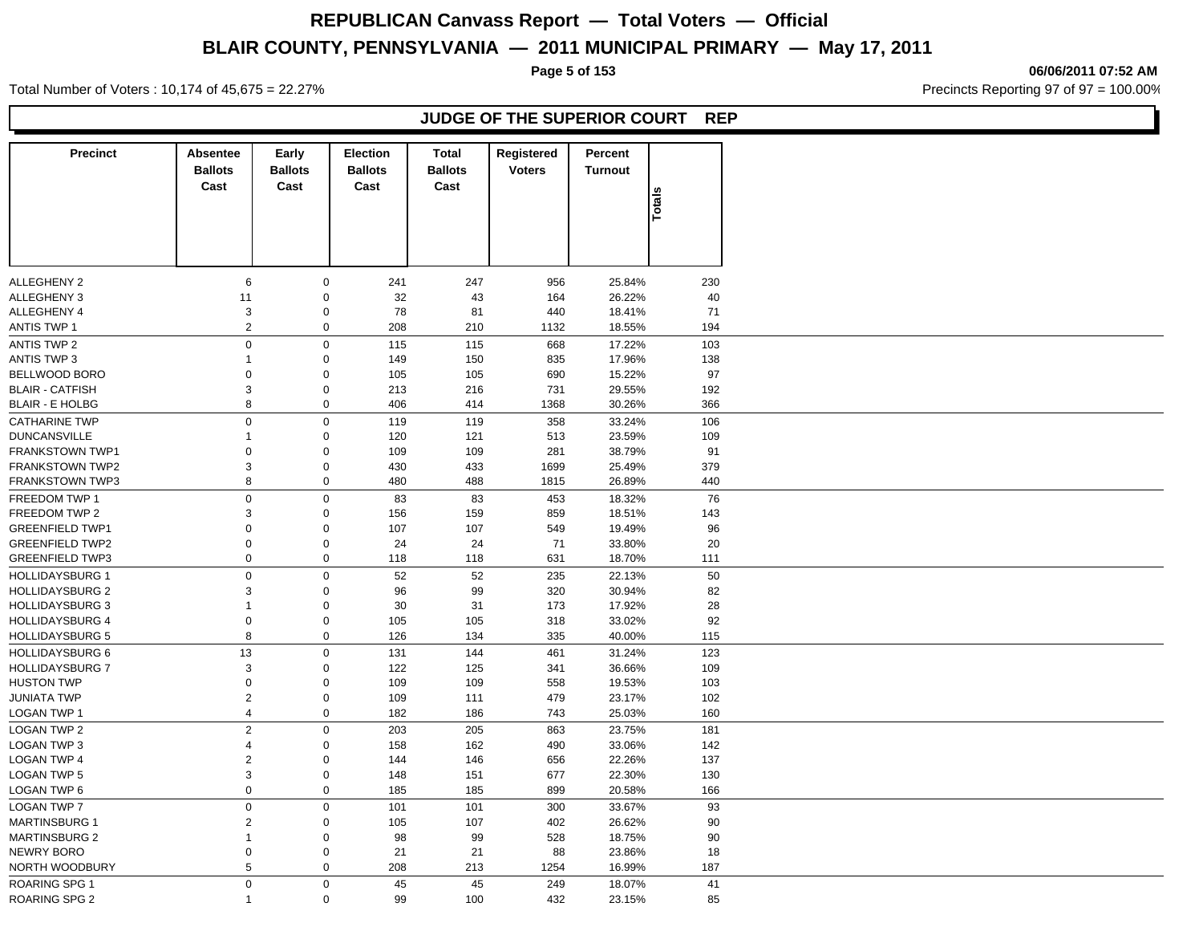# REPUBLICAN Canvass Report — Total Voters — Official

## BLAIR COUNTY, PENNSYLVANIA — 2011 MUNICIPAL PRIMARY — May 17, 2011

06/06/2011 07:52 AM

Total Number of Voters : 10,174 of 45,675 = 22.27%

Precincts Reporting 97 of 97 = 100.00%

### JUDGE OF THE SUPERIOR COURT REP

| Precinct | Absentee Ballots Cast | Early Ballots Cast | Election Ballots Cast | Total Ballots Cast | Registered Voters | Percent Turnout | Totals |
|---|---|---|---|---|---|---|---|
| ALLEGHENY 2 | 6 | 0 | 241 | 247 | 956 | 25.84% | 230 |
| ALLEGHENY 3 | 11 | 0 | 32 | 43 | 164 | 26.22% | 40 |
| ALLEGHENY 4 | 3 | 0 | 78 | 81 | 440 | 18.41% | 71 |
| ANTIS TWP 1 | 2 | 0 | 208 | 210 | 1132 | 18.55% | 194 |
| ANTIS TWP 2 | 0 | 0 | 115 | 115 | 668 | 17.22% | 103 |
| ANTIS TWP 3 | 1 | 0 | 149 | 150 | 835 | 17.96% | 138 |
| BELLWOOD BORO | 0 | 0 | 105 | 105 | 690 | 15.22% | 97 |
| BLAIR - CATFISH | 3 | 0 | 213 | 216 | 731 | 29.55% | 192 |
| BLAIR - E HOLBG | 8 | 0 | 406 | 414 | 1368 | 30.26% | 366 |
| CATHARINE TWP | 0 | 0 | 119 | 119 | 358 | 33.24% | 106 |
| DUNCANSVILLE | 1 | 0 | 120 | 121 | 513 | 23.59% | 109 |
| FRANKSTOWN TWP1 | 0 | 0 | 109 | 109 | 281 | 38.79% | 91 |
| FRANKSTOWN TWP2 | 3 | 0 | 430 | 433 | 1699 | 25.49% | 379 |
| FRANKSTOWN TWP3 | 8 | 0 | 480 | 488 | 1815 | 26.89% | 440 |
| FREEDOM TWP 1 | 0 | 0 | 83 | 83 | 453 | 18.32% | 76 |
| FREEDOM TWP 2 | 3 | 0 | 156 | 159 | 859 | 18.51% | 143 |
| GREENFIELD TWP1 | 0 | 0 | 107 | 107 | 549 | 19.49% | 96 |
| GREENFIELD TWP2 | 0 | 0 | 24 | 24 | 71 | 33.80% | 20 |
| GREENFIELD TWP3 | 0 | 0 | 118 | 118 | 631 | 18.70% | 111 |
| HOLLIDAYSBURG 1 | 0 | 0 | 52 | 52 | 235 | 22.13% | 50 |
| HOLLIDAYSBURG 2 | 3 | 0 | 96 | 99 | 320 | 30.94% | 82 |
| HOLLIDAYSBURG 3 | 1 | 0 | 30 | 31 | 173 | 17.92% | 28 |
| HOLLIDAYSBURG 4 | 0 | 0 | 105 | 105 | 318 | 33.02% | 92 |
| HOLLIDAYSBURG 5 | 8 | 0 | 126 | 134 | 335 | 40.00% | 115 |
| HOLLIDAYSBURG 6 | 13 | 0 | 131 | 144 | 461 | 31.24% | 123 |
| HOLLIDAYSBURG 7 | 3 | 0 | 122 | 125 | 341 | 36.66% | 109 |
| HUSTON TWP | 0 | 0 | 109 | 109 | 558 | 19.53% | 103 |
| JUNIATA TWP | 2 | 0 | 109 | 111 | 479 | 23.17% | 102 |
| LOGAN TWP 1 | 4 | 0 | 182 | 186 | 743 | 25.03% | 160 |
| LOGAN TWP 2 | 2 | 0 | 203 | 205 | 863 | 23.75% | 181 |
| LOGAN TWP 3 | 4 | 0 | 158 | 162 | 490 | 33.06% | 142 |
| LOGAN TWP 4 | 2 | 0 | 144 | 146 | 656 | 22.26% | 137 |
| LOGAN TWP 5 | 3 | 0 | 148 | 151 | 677 | 22.30% | 130 |
| LOGAN TWP 6 | 0 | 0 | 185 | 185 | 899 | 20.58% | 166 |
| LOGAN TWP 7 | 0 | 0 | 101 | 101 | 300 | 33.67% | 93 |
| MARTINSBURG 1 | 2 | 0 | 105 | 107 | 402 | 26.62% | 90 |
| MARTINSBURG 2 | 1 | 0 | 98 | 99 | 528 | 18.75% | 90 |
| NEWRY BORO | 0 | 0 | 21 | 21 | 88 | 23.86% | 18 |
| NORTH WOODBURY | 5 | 0 | 208 | 213 | 1254 | 16.99% | 187 |
| ROARING SPG 1 | 0 | 0 | 45 | 45 | 249 | 18.07% | 41 |
| ROARING SPG 2 | 1 | 0 | 99 | 100 | 432 | 23.15% | 85 |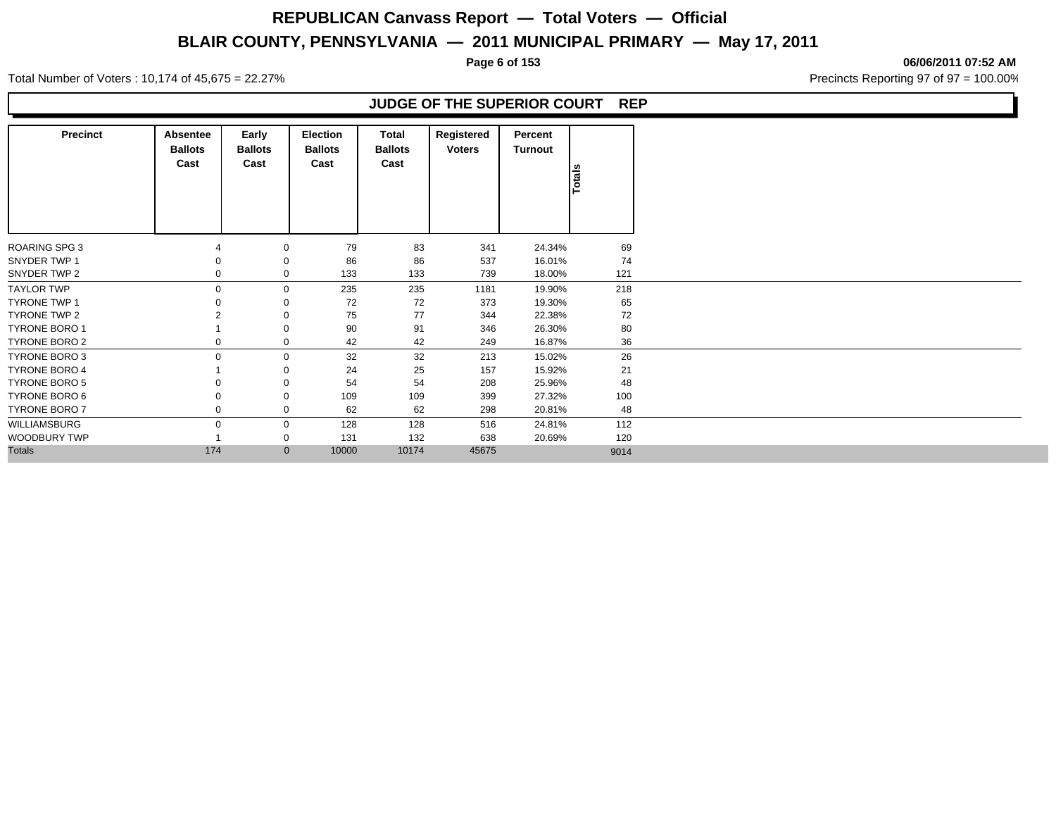# REPUBLICAN Canvass Report — Total Voters — Official

## BLAIR COUNTY, PENNSYLVANIA — 2011 MUNICIPAL PRIMARY — May 17, 2011

06/06/2011 07:52 AM

Total Number of Voters : 10,174 of 45,675 = 22.27%

Precincts Reporting 97 of 97 = 100.00%

### JUDGE OF THE SUPERIOR COURT REP

| Precinct | Absentee Ballots Cast | Early Ballots Cast | Election Ballots Cast | Total Ballots Cast | Registered Voters | Percent Turnout | Totals |
|---|---|---|---|---|---|---|---|
| ROARING SPG 3 | 4 | 0 | 79 | 83 | 341 | 24.34% | 69 |
| SNYDER TWP 1 | 0 | 0 | 86 | 86 | 537 | 16.01% | 74 |
| SNYDER TWP 2 | 0 | 0 | 133 | 133 | 739 | 18.00% | 121 |
| TAYLOR TWP | 0 | 0 | 235 | 235 | 1181 | 19.90% | 218 |
| TYRONE TWP 1 | 0 | 0 | 72 | 72 | 373 | 19.30% | 65 |
| TYRONE TWP 2 | 2 | 0 | 75 | 77 | 344 | 22.38% | 72 |
| TYRONE BORO 1 | 1 | 0 | 90 | 91 | 346 | 26.30% | 80 |
| TYRONE BORO 2 | 0 | 0 | 42 | 42 | 249 | 16.87% | 36 |
| TYRONE BORO 3 | 0 | 0 | 32 | 32 | 213 | 15.02% | 26 |
| TYRONE BORO 4 | 1 | 0 | 24 | 25 | 157 | 15.92% | 21 |
| TYRONE BORO 5 | 0 | 0 | 54 | 54 | 208 | 25.96% | 48 |
| TYRONE BORO 6 | 0 | 0 | 109 | 109 | 399 | 27.32% | 100 |
| TYRONE BORO 7 | 0 | 0 | 62 | 62 | 298 | 20.81% | 48 |
| WILLIAMSBURG | 0 | 0 | 128 | 128 | 516 | 24.81% | 112 |
| WOODBURY TWP | 1 | 0 | 131 | 132 | 638 | 20.69% | 120 |
| Totals | 174 | 0 | 10000 | 10174 | 45675 | | 9014 |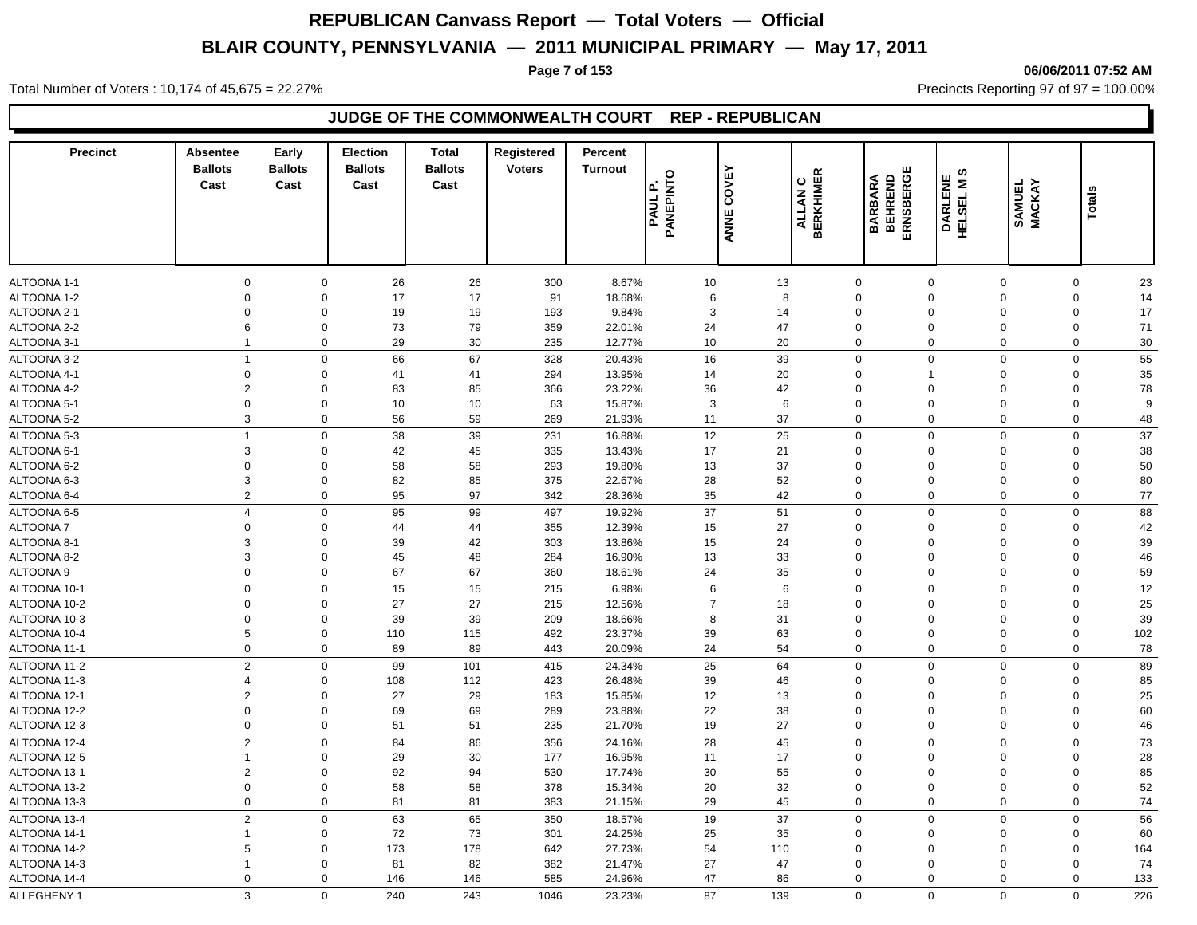# REPUBLICAN Canvass Report — Total Voters — Official

## BLAIR COUNTY, PENNSYLVANIA — 2011 MUNICIPAL PRIMARY — May 17, 2011

06/06/2011 07:52 AM

Total Number of Voters : 10,174 of 45,675 = 22.27%

Precincts Reporting 97 of 97 = 100.00%

### JUDGE OF THE COMMONWEALTH COURT REP - REPUBLICAN

| Precinct | Absentee Ballots Cast | Early Ballots Cast | Election Ballots Cast | Total Ballots Cast | Registered Voters | Percent Turnout | PAUL P. PANEPINTO | ANNE COVEY | ALLAN C BERKHIMER | BARBARA BEHREND ERNSBERGE | DARLENE HELSEL M S | SAMUEL MACKAY | Totals |
|---|---|---|---|---|---|---|---|---|---|---|---|---|---|
| ALTOONA 1-1 | 0 | 0 | 26 | 26 | 300 | 8.67% | 10 | 13 | 0 | 0 | 0 | 0 | 23 |
| ALTOONA 1-2 | 0 | 0 | 17 | 17 | 91 | 18.68% | 6 | 8 | 0 | 0 | 0 | 0 | 14 |
| ALTOONA 2-1 | 0 | 0 | 19 | 19 | 193 | 9.84% | 3 | 14 | 0 | 0 | 0 | 0 | 17 |
| ALTOONA 2-2 | 6 | 0 | 73 | 79 | 359 | 22.01% | 24 | 47 | 0 | 0 | 0 | 0 | 71 |
| ALTOONA 3-1 | 1 | 0 | 29 | 30 | 235 | 12.77% | 10 | 20 | 0 | 0 | 0 | 0 | 30 |
| ALTOONA 3-2 | 1 | 0 | 66 | 67 | 328 | 20.43% | 16 | 39 | 0 | 0 | 0 | 0 | 55 |
| ALTOONA 4-1 | 0 | 0 | 41 | 41 | 294 | 13.95% | 14 | 20 | 0 | 1 | 0 | 0 | 35 |
| ALTOONA 4-2 | 2 | 0 | 83 | 85 | 366 | 23.22% | 36 | 42 | 0 | 0 | 0 | 0 | 78 |
| ALTOONA 5-1 | 0 | 0 | 10 | 10 | 63 | 15.87% | 3 | 6 | 0 | 0 | 0 | 0 | 9 |
| ALTOONA 5-2 | 3 | 0 | 56 | 59 | 269 | 21.93% | 11 | 37 | 0 | 0 | 0 | 0 | 48 |
| ALTOONA 5-3 | 1 | 0 | 38 | 39 | 231 | 16.88% | 12 | 25 | 0 | 0 | 0 | 0 | 37 |
| ALTOONA 6-1 | 3 | 0 | 42 | 45 | 335 | 13.43% | 17 | 21 | 0 | 0 | 0 | 0 | 38 |
| ALTOONA 6-2 | 0 | 0 | 58 | 58 | 293 | 19.80% | 13 | 37 | 0 | 0 | 0 | 0 | 50 |
| ALTOONA 6-3 | 3 | 0 | 82 | 85 | 375 | 22.67% | 28 | 52 | 0 | 0 | 0 | 0 | 80 |
| ALTOONA 6-4 | 2 | 0 | 95 | 97 | 342 | 28.36% | 35 | 42 | 0 | 0 | 0 | 0 | 77 |
| ALTOONA 6-5 | 4 | 0 | 95 | 99 | 497 | 19.92% | 37 | 51 | 0 | 0 | 0 | 0 | 88 |
| ALTOONA 7 | 0 | 0 | 44 | 44 | 355 | 12.39% | 15 | 27 | 0 | 0 | 0 | 0 | 42 |
| ALTOONA 8-1 | 3 | 0 | 39 | 42 | 303 | 13.86% | 15 | 24 | 0 | 0 | 0 | 0 | 39 |
| ALTOONA 8-2 | 3 | 0 | 45 | 48 | 284 | 16.90% | 13 | 33 | 0 | 0 | 0 | 0 | 46 |
| ALTOONA 9 | 0 | 0 | 67 | 67 | 360 | 18.61% | 24 | 35 | 0 | 0 | 0 | 0 | 59 |
| ALTOONA 10-1 | 0 | 0 | 15 | 15 | 215 | 6.98% | 6 | 6 | 0 | 0 | 0 | 0 | 12 |
| ALTOONA 10-2 | 0 | 0 | 27 | 27 | 215 | 12.56% | 7 | 18 | 0 | 0 | 0 | 0 | 25 |
| ALTOONA 10-3 | 0 | 0 | 39 | 39 | 209 | 18.66% | 8 | 31 | 0 | 0 | 0 | 0 | 39 |
| ALTOONA 10-4 | 5 | 0 | 110 | 115 | 492 | 23.37% | 39 | 63 | 0 | 0 | 0 | 0 | 102 |
| ALTOONA 11-1 | 0 | 0 | 89 | 89 | 443 | 20.09% | 24 | 54 | 0 | 0 | 0 | 0 | 78 |
| ALTOONA 11-2 | 2 | 0 | 99 | 101 | 415 | 24.34% | 25 | 64 | 0 | 0 | 0 | 0 | 89 |
| ALTOONA 11-3 | 4 | 0 | 108 | 112 | 423 | 26.48% | 39 | 46 | 0 | 0 | 0 | 0 | 85 |
| ALTOONA 12-1 | 2 | 0 | 27 | 29 | 183 | 15.85% | 12 | 13 | 0 | 0 | 0 | 0 | 25 |
| ALTOONA 12-2 | 0 | 0 | 69 | 69 | 289 | 23.88% | 22 | 38 | 0 | 0 | 0 | 0 | 60 |
| ALTOONA 12-3 | 0 | 0 | 51 | 51 | 235 | 21.70% | 19 | 27 | 0 | 0 | 0 | 0 | 46 |
| ALTOONA 12-4 | 2 | 0 | 84 | 86 | 356 | 24.16% | 28 | 45 | 0 | 0 | 0 | 0 | 73 |
| ALTOONA 12-5 | 1 | 0 | 29 | 30 | 177 | 16.95% | 11 | 17 | 0 | 0 | 0 | 0 | 28 |
| ALTOONA 13-1 | 2 | 0 | 92 | 94 | 530 | 17.74% | 30 | 55 | 0 | 0 | 0 | 0 | 85 |
| ALTOONA 13-2 | 0 | 0 | 58 | 58 | 378 | 15.34% | 20 | 32 | 0 | 0 | 0 | 0 | 52 |
| ALTOONA 13-3 | 0 | 0 | 81 | 81 | 383 | 21.15% | 29 | 45 | 0 | 0 | 0 | 0 | 74 |
| ALTOONA 13-4 | 2 | 0 | 63 | 65 | 350 | 18.57% | 19 | 37 | 0 | 0 | 0 | 0 | 56 |
| ALTOONA 14-1 | 1 | 0 | 72 | 73 | 301 | 24.25% | 25 | 35 | 0 | 0 | 0 | 0 | 60 |
| ALTOONA 14-2 | 5 | 0 | 173 | 178 | 642 | 27.73% | 54 | 110 | 0 | 0 | 0 | 0 | 164 |
| ALTOONA 14-3 | 1 | 0 | 81 | 82 | 382 | 21.47% | 27 | 47 | 0 | 0 | 0 | 0 | 74 |
| ALTOONA 14-4 | 0 | 0 | 146 | 146 | 585 | 24.96% | 47 | 86 | 0 | 0 | 0 | 0 | 133 |
| ALLEGHENY 1 | 3 | 0 | 240 | 243 | 1046 | 23.23% | 87 | 139 | 0 | 0 | 0 | 0 | 226 |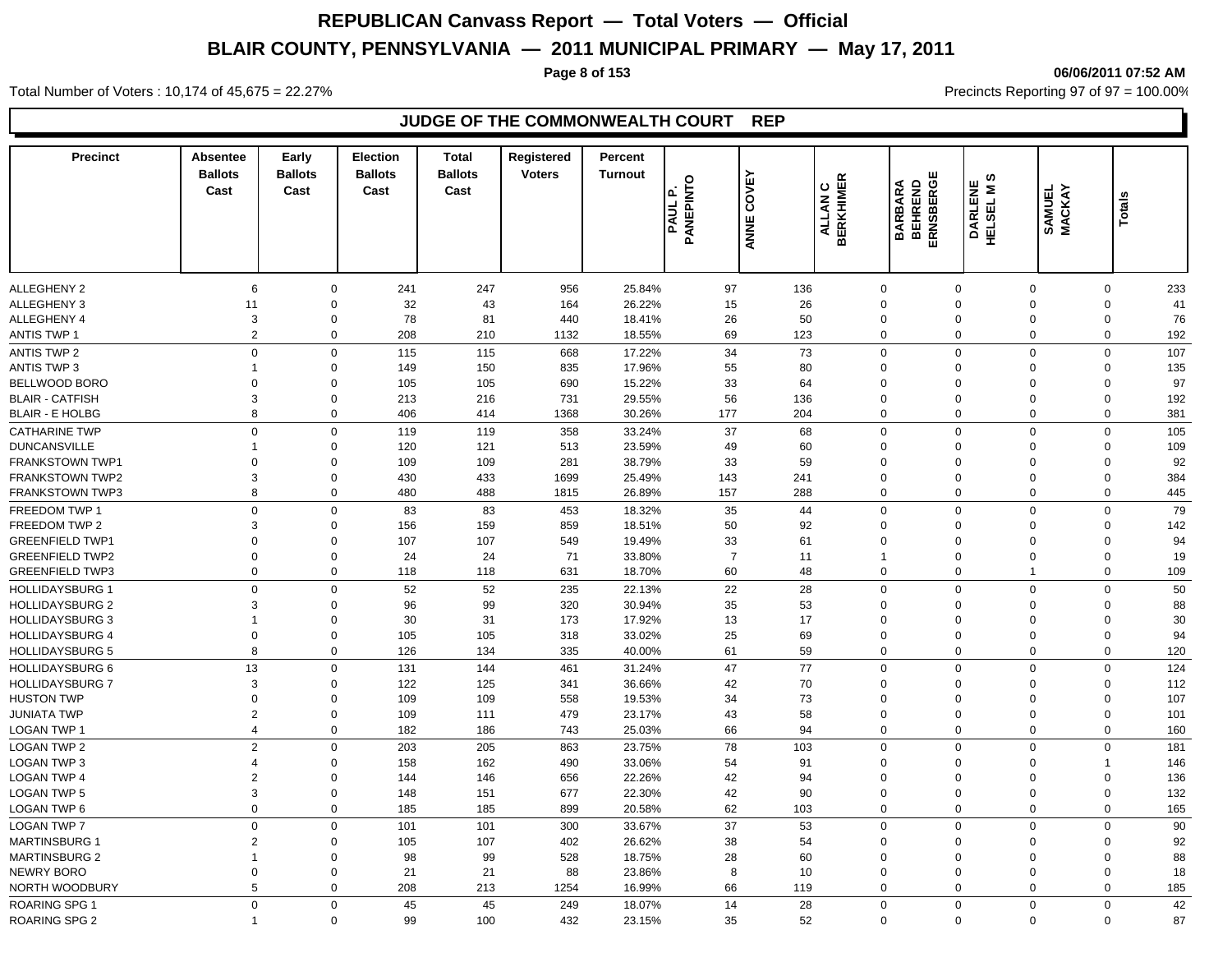# REPUBLICAN Canvass Report — Total Voters — Official

## BLAIR COUNTY, PENNSYLVANIA — 2011 MUNICIPAL PRIMARY — May 17, 2011

06/06/2011 07:52 AM

Total Number of Voters : 10,174 of 45,675 = 22.27%

Precincts Reporting 97 of 97 = 100.00%

### JUDGE OF THE COMMONWEALTH COURT REP

| Precinct | Absentee Ballots Cast | Early Ballots Cast | Election Ballots Cast | Total Ballots Cast | Registered Voters | Percent Turnout | PAUL P. PANEPINTO | ANNE COVEY | ALLAN C BERKHIMER | BARBARA BEHREND ERNSBERGE | DARLENE HELSEL M S | SAMUEL MACKAY | Totals |
|---|---|---|---|---|---|---|---|---|---|---|---|---|---|
| ALLEGHENY 2 | 6 | 0 | 241 | 247 | 956 | 25.84% | 97 | 136 | 0 | 0 | 0 | 0 | 233 |
| ALLEGHENY 3 | 11 | 0 | 32 | 43 | 164 | 26.22% | 15 | 26 | 0 | 0 | 0 | 0 | 41 |
| ALLEGHENY 4 | 3 | 0 | 78 | 81 | 440 | 18.41% | 26 | 50 | 0 | 0 | 0 | 0 | 76 |
| ANTIS TWP 1 | 2 | 0 | 208 | 210 | 1132 | 18.55% | 69 | 123 | 0 | 0 | 0 | 0 | 192 |
| ANTIS TWP 2 | 0 | 0 | 115 | 115 | 668 | 17.22% | 34 | 73 | 0 | 0 | 0 | 0 | 107 |
| ANTIS TWP 3 | 1 | 0 | 149 | 150 | 835 | 17.96% | 55 | 80 | 0 | 0 | 0 | 0 | 135 |
| BELLWOOD BORO | 0 | 0 | 105 | 105 | 690 | 15.22% | 33 | 64 | 0 | 0 | 0 | 0 | 97 |
| BLAIR - CATFISH | 3 | 0 | 213 | 216 | 731 | 29.55% | 56 | 136 | 0 | 0 | 0 | 0 | 192 |
| BLAIR - E HOLBG | 8 | 0 | 406 | 414 | 1368 | 30.26% | 177 | 204 | 0 | 0 | 0 | 0 | 381 |
| CATHARINE TWP | 0 | 0 | 119 | 119 | 358 | 33.24% | 37 | 68 | 0 | 0 | 0 | 0 | 105 |
| DUNCANSVILLE | 1 | 0 | 120 | 121 | 513 | 23.59% | 49 | 60 | 0 | 0 | 0 | 0 | 109 |
| FRANKSTOWN TWP1 | 0 | 0 | 109 | 109 | 281 | 38.79% | 33 | 59 | 0 | 0 | 0 | 0 | 92 |
| FRANKSTOWN TWP2 | 3 | 0 | 430 | 433 | 1699 | 25.49% | 143 | 241 | 0 | 0 | 0 | 0 | 384 |
| FRANKSTOWN TWP3 | 8 | 0 | 480 | 488 | 1815 | 26.89% | 157 | 288 | 0 | 0 | 0 | 0 | 445 |
| FREEDOM TWP 1 | 0 | 0 | 83 | 83 | 453 | 18.32% | 35 | 44 | 0 | 0 | 0 | 0 | 79 |
| FREEDOM TWP 2 | 3 | 0 | 156 | 159 | 859 | 18.51% | 50 | 92 | 0 | 0 | 0 | 0 | 142 |
| GREENFIELD TWP1 | 0 | 0 | 107 | 107 | 549 | 19.49% | 33 | 61 | 0 | 0 | 0 | 0 | 94 |
| GREENFIELD TWP2 | 0 | 0 | 24 | 24 | 71 | 33.80% | 7 | 11 | 1 | 0 | 0 | 0 | 19 |
| GREENFIELD TWP3 | 0 | 0 | 118 | 118 | 631 | 18.70% | 60 | 48 | 0 | 0 | 1 | 0 | 109 |
| HOLLIDAYSBURG 1 | 0 | 0 | 52 | 52 | 235 | 22.13% | 22 | 28 | 0 | 0 | 0 | 0 | 50 |
| HOLLIDAYSBURG 2 | 3 | 0 | 96 | 99 | 320 | 30.94% | 35 | 53 | 0 | 0 | 0 | 0 | 88 |
| HOLLIDAYSBURG 3 | 1 | 0 | 30 | 31 | 173 | 17.92% | 13 | 17 | 0 | 0 | 0 | 0 | 30 |
| HOLLIDAYSBURG 4 | 0 | 0 | 105 | 105 | 318 | 33.02% | 25 | 69 | 0 | 0 | 0 | 0 | 94 |
| HOLLIDAYSBURG 5 | 8 | 0 | 126 | 134 | 335 | 40.00% | 61 | 59 | 0 | 0 | 0 | 0 | 120 |
| HOLLIDAYSBURG 6 | 13 | 0 | 131 | 144 | 461 | 31.24% | 47 | 77 | 0 | 0 | 0 | 0 | 124 |
| HOLLIDAYSBURG 7 | 3 | 0 | 122 | 125 | 341 | 36.66% | 42 | 70 | 0 | 0 | 0 | 0 | 112 |
| HUSTON TWP | 0 | 0 | 109 | 109 | 558 | 19.53% | 34 | 73 | 0 | 0 | 0 | 0 | 107 |
| JUNIATA TWP | 2 | 0 | 109 | 111 | 479 | 23.17% | 43 | 58 | 0 | 0 | 0 | 0 | 101 |
| LOGAN TWP 1 | 4 | 0 | 182 | 186 | 743 | 25.03% | 66 | 94 | 0 | 0 | 0 | 0 | 160 |
| LOGAN TWP 2 | 2 | 0 | 203 | 205 | 863 | 23.75% | 78 | 103 | 0 | 0 | 0 | 0 | 181 |
| LOGAN TWP 3 | 4 | 0 | 158 | 162 | 490 | 33.06% | 54 | 91 | 0 | 0 | 0 | 1 | 146 |
| LOGAN TWP 4 | 2 | 0 | 144 | 146 | 656 | 22.26% | 42 | 94 | 0 | 0 | 0 | 0 | 136 |
| LOGAN TWP 5 | 3 | 0 | 148 | 151 | 677 | 22.30% | 42 | 90 | 0 | 0 | 0 | 0 | 132 |
| LOGAN TWP 6 | 0 | 0 | 185 | 185 | 899 | 20.58% | 62 | 103 | 0 | 0 | 0 | 0 | 165 |
| LOGAN TWP 7 | 0 | 0 | 101 | 101 | 300 | 33.67% | 37 | 53 | 0 | 0 | 0 | 0 | 90 |
| MARTINSBURG 1 | 2 | 0 | 105 | 107 | 402 | 26.62% | 38 | 54 | 0 | 0 | 0 | 0 | 92 |
| MARTINSBURG 2 | 1 | 0 | 98 | 99 | 528 | 18.75% | 28 | 60 | 0 | 0 | 0 | 0 | 88 |
| NEWRY BORO | 0 | 0 | 21 | 21 | 88 | 23.86% | 8 | 10 | 0 | 0 | 0 | 0 | 18 |
| NORTH WOODBURY | 5 | 0 | 208 | 213 | 1254 | 16.99% | 66 | 119 | 0 | 0 | 0 | 0 | 185 |
| ROARING SPG 1 | 0 | 0 | 45 | 45 | 249 | 18.07% | 14 | 28 | 0 | 0 | 0 | 0 | 42 |
| ROARING SPG 2 | 1 | 0 | 99 | 100 | 432 | 23.15% | 35 | 52 | 0 | 0 | 0 | 0 | 87 |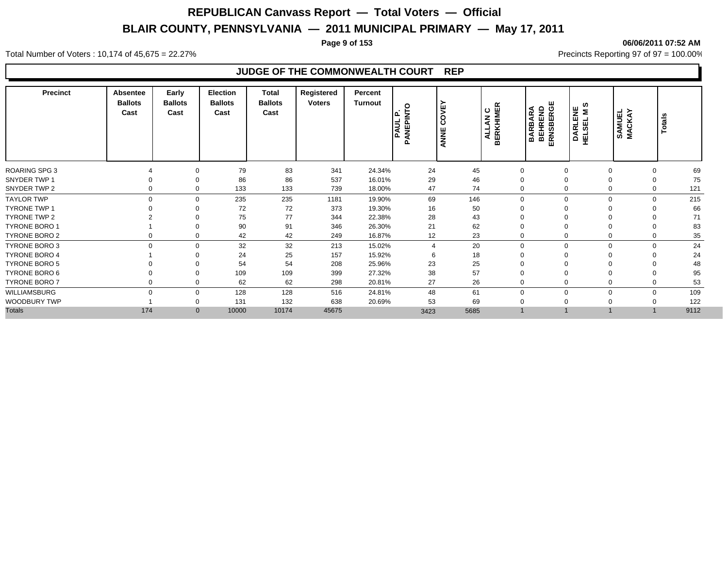# REPUBLICAN Canvass Report — Total Voters — Official

## BLAIR COUNTY, PENNSYLVANIA — 2011 MUNICIPAL PRIMARY — May 17, 2011

06/06/2011 07:52 AM

Total Number of Voters : 10,174 of 45,675 = 22.27%

Precincts Reporting 97 of 97 = 100.00%

### JUDGE OF THE COMMONWEALTH COURT REP

| Precinct | Absentee Ballots Cast | Early Ballots Cast | Election Ballots Cast | Total Ballots Cast | Registered Voters | Percent Turnout | PAUL P. PANEPINTO | ANNE COVEY | ALLAN C BERKHIMER | BARBARA BEHREND ERNSBERGE | DARLENE HELSEL M S | SAMUEL MACKAY | Totals |
|---|---|---|---|---|---|---|---|---|---|---|---|---|---|
| ROARING SPG 3 | 4 | 0 | 79 | 83 | 341 | 24.34% | 24 | 45 | 0 | 0 | 0 | 0 | 69 |
| SNYDER TWP 1 | 0 | 0 | 86 | 86 | 537 | 16.01% | 29 | 46 | 0 | 0 | 0 | 0 | 75 |
| SNYDER TWP 2 | 0 | 0 | 133 | 133 | 739 | 18.00% | 47 | 74 | 0 | 0 | 0 | 0 | 121 |
| TAYLOR TWP | 0 | 0 | 235 | 235 | 1181 | 19.90% | 69 | 146 | 0 | 0 | 0 | 0 | 215 |
| TYRONE TWP 1 | 0 | 0 | 72 | 72 | 373 | 19.30% | 16 | 50 | 0 | 0 | 0 | 0 | 66 |
| TYRONE TWP 2 | 2 | 0 | 75 | 77 | 344 | 22.38% | 28 | 43 | 0 | 0 | 0 | 0 | 71 |
| TYRONE BORO 1 | 1 | 0 | 90 | 91 | 346 | 26.30% | 21 | 62 | 0 | 0 | 0 | 0 | 83 |
| TYRONE BORO 2 | 0 | 0 | 42 | 42 | 249 | 16.87% | 12 | 23 | 0 | 0 | 0 | 0 | 35 |
| TYRONE BORO 3 | 0 | 0 | 32 | 32 | 213 | 15.02% | 4 | 20 | 0 | 0 | 0 | 0 | 24 |
| TYRONE BORO 4 | 1 | 0 | 24 | 25 | 157 | 15.92% | 6 | 18 | 0 | 0 | 0 | 0 | 24 |
| TYRONE BORO 5 | 0 | 0 | 54 | 54 | 208 | 25.96% | 23 | 25 | 0 | 0 | 0 | 0 | 48 |
| TYRONE BORO 6 | 0 | 0 | 109 | 109 | 399 | 27.32% | 38 | 57 | 0 | 0 | 0 | 0 | 95 |
| TYRONE BORO 7 | 0 | 0 | 62 | 62 | 298 | 20.81% | 27 | 26 | 0 | 0 | 0 | 0 | 53 |
| WILLIAMSBURG | 0 | 0 | 128 | 128 | 516 | 24.81% | 48 | 61 | 0 | 0 | 0 | 0 | 109 |
| WOODBURY TWP | 1 | 0 | 131 | 132 | 638 | 20.69% | 53 | 69 | 0 | 0 | 0 | 0 | 122 |
| Totals | 174 | 0 | 10000 | 10174 | 45675 | | 3423 | 5685 | 1 | 1 | 1 | 1 | 9112 |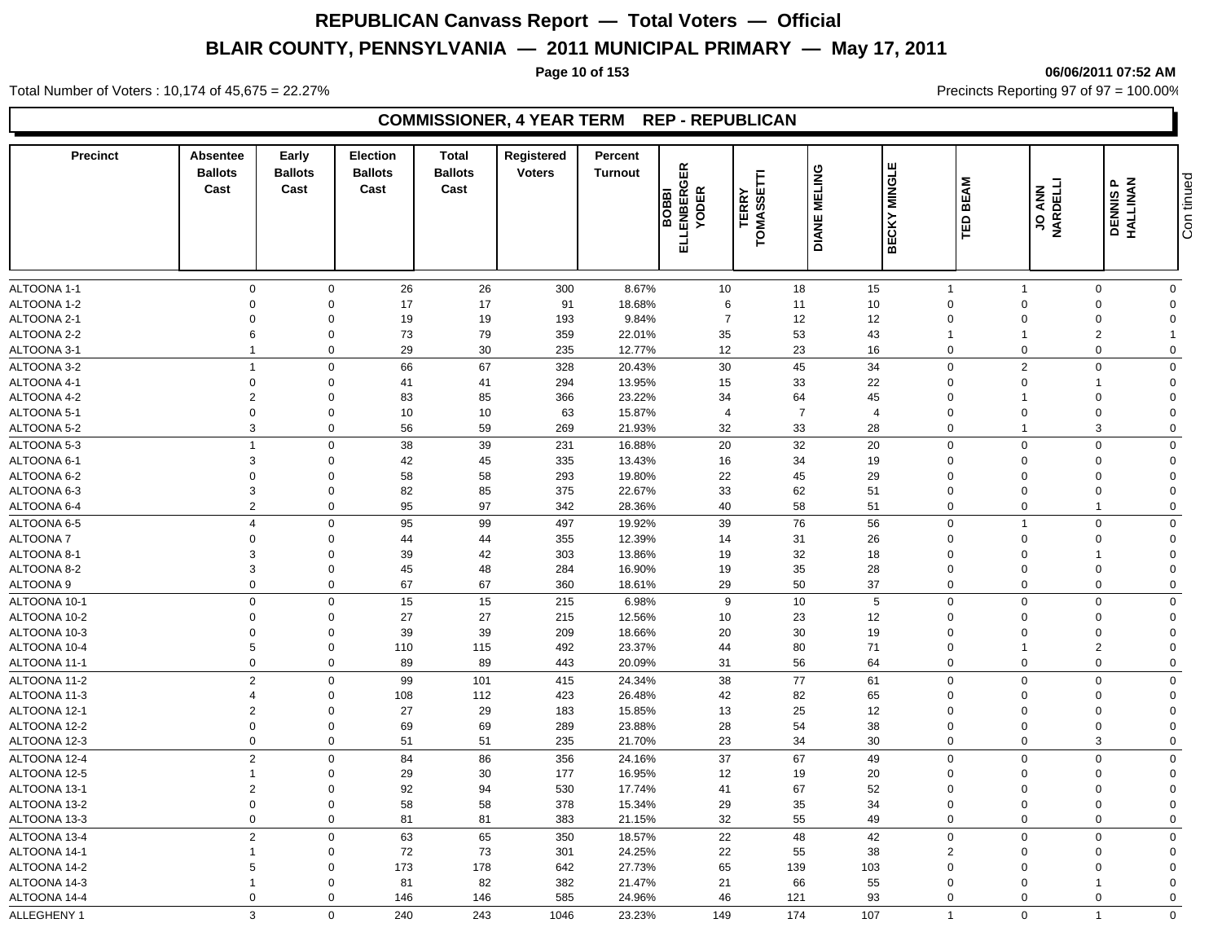# REPUBLICAN Canvass Report — Total Voters — Official

## BLAIR COUNTY, PENNSYLVANIA — 2011 MUNICIPAL PRIMARY — May 17, 2011

06/06/2011 07:52 AM

Total Number of Voters : 10,174 of 45,675 = 22.27%

Precincts Reporting 97 of 97 = 100.00%

### COMMISSIONER, 4 YEAR TERM REP - REPUBLICAN

| Precinct | Absentee Ballots Cast | Early Ballots Cast | Election Ballots Cast | Total Ballots Cast | Registered Voters | Percent Turnout | BOBBI ELLENBERGER YODER | TERRY TOMASSETTI | DIANE MELING | BECKY MINGLE | TED BEAM | JO ANN NARDELLI | DENNIS P HALLINAN |
|---|---|---|---|---|---|---|---|---|---|---|---|---|---|
| ALTOONA 1-1 | 0 | 0 | 26 | 26 | 300 | 8.67% | 10 | 18 | 15 | 1 | 1 | 0 | 0 |
| ALTOONA 1-2 | 0 | 0 | 17 | 17 | 91 | 18.68% | 6 | 11 | 10 | 0 | 0 | 0 | 0 |
| ALTOONA 2-1 | 0 | 0 | 19 | 19 | 193 | 9.84% | 7 | 12 | 12 | 0 | 0 | 0 | 0 |
| ALTOONA 2-2 | 6 | 0 | 73 | 79 | 359 | 22.01% | 35 | 53 | 43 | 1 | 1 | 2 | 1 |
| ALTOONA 3-1 | 1 | 0 | 29 | 30 | 235 | 12.77% | 12 | 23 | 16 | 0 | 0 | 0 | 0 |
| ALTOONA 3-2 | 1 | 0 | 66 | 67 | 328 | 20.43% | 30 | 45 | 34 | 0 | 2 | 0 | 0 |
| ALTOONA 4-1 | 0 | 0 | 41 | 41 | 294 | 13.95% | 15 | 33 | 22 | 0 | 0 | 1 | 0 |
| ALTOONA 4-2 | 2 | 0 | 83 | 85 | 366 | 23.22% | 34 | 64 | 45 | 0 | 1 | 0 | 0 |
| ALTOONA 5-1 | 0 | 0 | 10 | 10 | 63 | 15.87% | 4 | 7 | 4 | 0 | 0 | 0 | 0 |
| ALTOONA 5-2 | 3 | 0 | 56 | 59 | 269 | 21.93% | 32 | 33 | 28 | 0 | 1 | 3 | 0 |
| ALTOONA 5-3 | 1 | 0 | 38 | 39 | 231 | 16.88% | 20 | 32 | 20 | 0 | 0 | 0 | 0 |
| ALTOONA 6-1 | 3 | 0 | 42 | 45 | 335 | 13.43% | 16 | 34 | 19 | 0 | 0 | 0 | 0 |
| ALTOONA 6-2 | 0 | 0 | 58 | 58 | 293 | 19.80% | 22 | 45 | 29 | 0 | 0 | 0 | 0 |
| ALTOONA 6-3 | 3 | 0 | 82 | 85 | 375 | 22.67% | 33 | 62 | 51 | 0 | 0 | 0 | 0 |
| ALTOONA 6-4 | 2 | 0 | 95 | 97 | 342 | 28.36% | 40 | 58 | 51 | 0 | 0 | 1 | 0 |
| ALTOONA 6-5 | 4 | 0 | 95 | 99 | 497 | 19.92% | 39 | 76 | 56 | 0 | 1 | 0 | 0 |
| ALTOONA 7 | 0 | 0 | 44 | 44 | 355 | 12.39% | 14 | 31 | 26 | 0 | 0 | 0 | 0 |
| ALTOONA 8-1 | 3 | 0 | 39 | 42 | 303 | 13.86% | 19 | 32 | 18 | 0 | 0 | 1 | 0 |
| ALTOONA 8-2 | 3 | 0 | 45 | 48 | 284 | 16.90% | 19 | 35 | 28 | 0 | 0 | 0 | 0 |
| ALTOONA 9 | 0 | 0 | 67 | 67 | 360 | 18.61% | 29 | 50 | 37 | 0 | 0 | 0 | 0 |
| ALTOONA 10-1 | 0 | 0 | 15 | 15 | 215 | 6.98% | 9 | 10 | 5 | 0 | 0 | 0 | 0 |
| ALTOONA 10-2 | 0 | 0 | 27 | 27 | 215 | 12.56% | 10 | 23 | 12 | 0 | 0 | 0 | 0 |
| ALTOONA 10-3 | 0 | 0 | 39 | 39 | 209 | 18.66% | 20 | 30 | 19 | 0 | 0 | 0 | 0 |
| ALTOONA 10-4 | 5 | 0 | 110 | 115 | 492 | 23.37% | 44 | 80 | 71 | 0 | 1 | 2 | 0 |
| ALTOONA 11-1 | 0 | 0 | 89 | 89 | 443 | 20.09% | 31 | 56 | 64 | 0 | 0 | 0 | 0 |
| ALTOONA 11-2 | 2 | 0 | 99 | 101 | 415 | 24.34% | 38 | 77 | 61 | 0 | 0 | 0 | 0 |
| ALTOONA 11-3 | 4 | 0 | 108 | 112 | 423 | 26.48% | 42 | 82 | 65 | 0 | 0 | 0 | 0 |
| ALTOONA 12-1 | 2 | 0 | 27 | 29 | 183 | 15.85% | 13 | 25 | 12 | 0 | 0 | 0 | 0 |
| ALTOONA 12-2 | 0 | 0 | 69 | 69 | 289 | 23.88% | 28 | 54 | 38 | 0 | 0 | 0 | 0 |
| ALTOONA 12-3 | 0 | 0 | 51 | 51 | 235 | 21.70% | 23 | 34 | 30 | 0 | 0 | 3 | 0 |
| ALTOONA 12-4 | 2 | 0 | 84 | 86 | 356 | 24.16% | 37 | 67 | 49 | 0 | 0 | 0 | 0 |
| ALTOONA 12-5 | 1 | 0 | 29 | 30 | 177 | 16.95% | 12 | 19 | 20 | 0 | 0 | 0 | 0 |
| ALTOONA 13-1 | 2 | 0 | 92 | 94 | 530 | 17.74% | 41 | 67 | 52 | 0 | 0 | 0 | 0 |
| ALTOONA 13-2 | 0 | 0 | 58 | 58 | 378 | 15.34% | 29 | 35 | 34 | 0 | 0 | 0 | 0 |
| ALTOONA 13-3 | 0 | 0 | 81 | 81 | 383 | 21.15% | 32 | 55 | 49 | 0 | 0 | 0 | 0 |
| ALTOONA 13-4 | 2 | 0 | 63 | 65 | 350 | 18.57% | 22 | 48 | 42 | 0 | 0 | 0 | 0 |
| ALTOONA 14-1 | 1 | 0 | 72 | 73 | 301 | 24.25% | 22 | 55 | 38 | 2 | 0 | 0 | 0 |
| ALTOONA 14-2 | 5 | 0 | 173 | 178 | 642 | 27.73% | 65 | 139 | 103 | 0 | 0 | 0 | 0 |
| ALTOONA 14-3 | 1 | 0 | 81 | 82 | 382 | 21.47% | 21 | 66 | 55 | 0 | 0 | 1 | 0 |
| ALTOONA 14-4 | 0 | 0 | 146 | 146 | 585 | 24.96% | 46 | 121 | 93 | 0 | 0 | 0 | 0 |
| ALLEGHENY 1 | 3 | 0 | 240 | 243 | 1046 | 23.23% | 149 | 174 | 107 | 1 | 0 | 1 | 0 |

Continued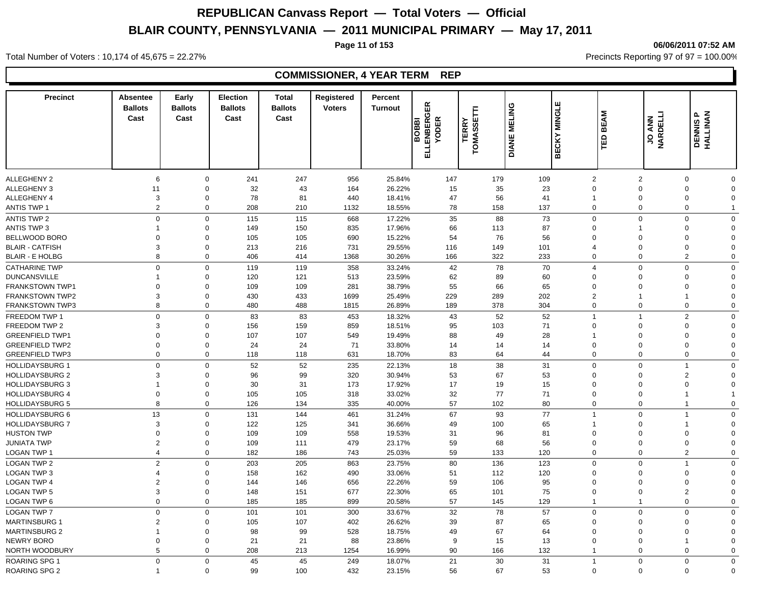# REPUBLICAN Canvass Report — Total Voters — Official

# BLAIR COUNTY, PENNSYLVANIA — 2011 MUNICIPAL PRIMARY — May 17, 2011

06/06/2011 07:52 AM

Total Number of Voters : 10,174 of 45,675 = 22.27%

Precincts Reporting 97 of 97 = 100.00%

## COMMISSIONER, 4 YEAR TERM REP

| Precinct | Absentee Ballots Cast | Early Ballots Cast | Election Ballots Cast | Total Ballots Cast | Registered Voters | Percent Turnout | BOBBI ELLENBERGER YODER | TERRY TOMASSETTI | DIANE MELING | BECKY MINGLE | TED BEAM | JO ANN NARDELLI | DENNIS P HALLINAN |
|---|---|---|---|---|---|---|---|---|---|---|---|---|---|
| ALLEGHENY 2 | 6 | 0 | 241 | 247 | 956 | 25.84% | 147 | 179 | 109 | 2 | 2 | 0 | 0 |
| ALLEGHENY 3 | 11 | 0 | 32 | 43 | 164 | 26.22% | 15 | 35 | 23 | 0 | 0 | 0 | 0 |
| ALLEGHENY 4 | 3 | 0 | 78 | 81 | 440 | 18.41% | 47 | 56 | 41 | 1 | 0 | 0 | 0 |
| ANTIS TWP 1 | 2 | 0 | 208 | 210 | 1132 | 18.55% | 78 | 158 | 137 | 0 | 0 | 0 | 1 |
| ANTIS TWP 2 | 0 | 0 | 115 | 115 | 668 | 17.22% | 35 | 88 | 73 | 0 | 0 | 0 | 0 |
| ANTIS TWP 3 | 1 | 0 | 149 | 150 | 835 | 17.96% | 66 | 113 | 87 | 0 | 1 | 0 | 0 |
| BELLWOOD BORO | 0 | 0 | 105 | 105 | 690 | 15.22% | 54 | 76 | 56 | 0 | 0 | 0 | 0 |
| BLAIR - CATFISH | 3 | 0 | 213 | 216 | 731 | 29.55% | 116 | 149 | 101 | 4 | 0 | 0 | 0 |
| BLAIR - E HOLBG | 8 | 0 | 406 | 414 | 1368 | 30.26% | 166 | 322 | 233 | 0 | 0 | 2 | 0 |
| CATHARINE TWP | 0 | 0 | 119 | 119 | 358 | 33.24% | 42 | 78 | 70 | 4 | 0 | 0 | 0 |
| DUNCANSVILLE | 1 | 0 | 120 | 121 | 513 | 23.59% | 62 | 89 | 60 | 0 | 0 | 0 | 0 |
| FRANKSTOWN TWP1 | 0 | 0 | 109 | 109 | 281 | 38.79% | 55 | 66 | 65 | 0 | 0 | 0 | 0 |
| FRANKSTOWN TWP2 | 3 | 0 | 430 | 433 | 1699 | 25.49% | 229 | 289 | 202 | 2 | 1 | 1 | 0 |
| FRANKSTOWN TWP3 | 8 | 0 | 480 | 488 | 1815 | 26.89% | 189 | 378 | 304 | 0 | 0 | 0 | 0 |
| FREEDOM TWP 1 | 0 | 0 | 83 | 83 | 453 | 18.32% | 43 | 52 | 52 | 1 | 1 | 2 | 0 |
| FREEDOM TWP 2 | 3 | 0 | 156 | 159 | 859 | 18.51% | 95 | 103 | 71 | 0 | 0 | 0 | 0 |
| GREENFIELD TWP1 | 0 | 0 | 107 | 107 | 549 | 19.49% | 88 | 49 | 28 | 1 | 0 | 0 | 0 |
| GREENFIELD TWP2 | 0 | 0 | 24 | 24 | 71 | 33.80% | 14 | 14 | 14 | 0 | 0 | 0 | 0 |
| GREENFIELD TWP3 | 0 | 0 | 118 | 118 | 631 | 18.70% | 83 | 64 | 44 | 0 | 0 | 0 | 0 |
| HOLLIDAYSBURG 1 | 0 | 0 | 52 | 52 | 235 | 22.13% | 18 | 38 | 31 | 0 | 0 | 1 | 0 |
| HOLLIDAYSBURG 2 | 3 | 0 | 96 | 99 | 320 | 30.94% | 53 | 67 | 53 | 0 | 0 | 2 | 0 |
| HOLLIDAYSBURG 3 | 1 | 0 | 30 | 31 | 173 | 17.92% | 17 | 19 | 15 | 0 | 0 | 0 | 0 |
| HOLLIDAYSBURG 4 | 0 | 0 | 105 | 105 | 318 | 33.02% | 32 | 77 | 71 | 0 | 0 | 1 | 1 |
| HOLLIDAYSBURG 5 | 8 | 0 | 126 | 134 | 335 | 40.00% | 57 | 102 | 80 | 0 | 0 | 1 | 0 |
| HOLLIDAYSBURG 6 | 13 | 0 | 131 | 144 | 461 | 31.24% | 67 | 93 | 77 | 1 | 0 | 1 | 0 |
| HOLLIDAYSBURG 7 | 3 | 0 | 122 | 125 | 341 | 36.66% | 49 | 100 | 65 | 1 | 0 | 1 | 0 |
| HUSTON TWP | 0 | 0 | 109 | 109 | 558 | 19.53% | 31 | 96 | 81 | 0 | 0 | 0 | 0 |
| JUNIATA TWP | 2 | 0 | 109 | 111 | 479 | 23.17% | 59 | 68 | 56 | 0 | 0 | 0 | 0 |
| LOGAN TWP 1 | 4 | 0 | 182 | 186 | 743 | 25.03% | 59 | 133 | 120 | 0 | 0 | 2 | 0 |
| LOGAN TWP 2 | 2 | 0 | 203 | 205 | 863 | 23.75% | 80 | 136 | 123 | 0 | 0 | 1 | 0 |
| LOGAN TWP 3 | 4 | 0 | 158 | 162 | 490 | 33.06% | 51 | 112 | 120 | 0 | 0 | 0 | 0 |
| LOGAN TWP 4 | 2 | 0 | 144 | 146 | 656 | 22.26% | 59 | 106 | 95 | 0 | 0 | 0 | 0 |
| LOGAN TWP 5 | 3 | 0 | 148 | 151 | 677 | 22.30% | 65 | 101 | 75 | 0 | 0 | 2 | 0 |
| LOGAN TWP 6 | 0 | 0 | 185 | 185 | 899 | 20.58% | 57 | 145 | 129 | 1 | 1 | 0 | 0 |
| LOGAN TWP 7 | 0 | 0 | 101 | 101 | 300 | 33.67% | 32 | 78 | 57 | 0 | 0 | 0 | 0 |
| MARTINSBURG 1 | 2 | 0 | 105 | 107 | 402 | 26.62% | 39 | 87 | 65 | 0 | 0 | 0 | 0 |
| MARTINSBURG 2 | 1 | 0 | 98 | 99 | 528 | 18.75% | 49 | 67 | 64 | 0 | 0 | 0 | 0 |
| NEWRY BORO | 0 | 0 | 21 | 21 | 88 | 23.86% | 9 | 15 | 13 | 0 | 0 | 1 | 0 |
| NORTH WOODBURY | 5 | 0 | 208 | 213 | 1254 | 16.99% | 90 | 166 | 132 | 1 | 0 | 0 | 0 |
| ROARING SPG 1 | 0 | 0 | 45 | 45 | 249 | 18.07% | 21 | 30 | 31 | 1 | 0 | 0 | 0 |
| ROARING SPG 2 | 1 | 0 | 99 | 100 | 432 | 23.15% | 56 | 67 | 53 | 0 | 0 | 0 | 0 |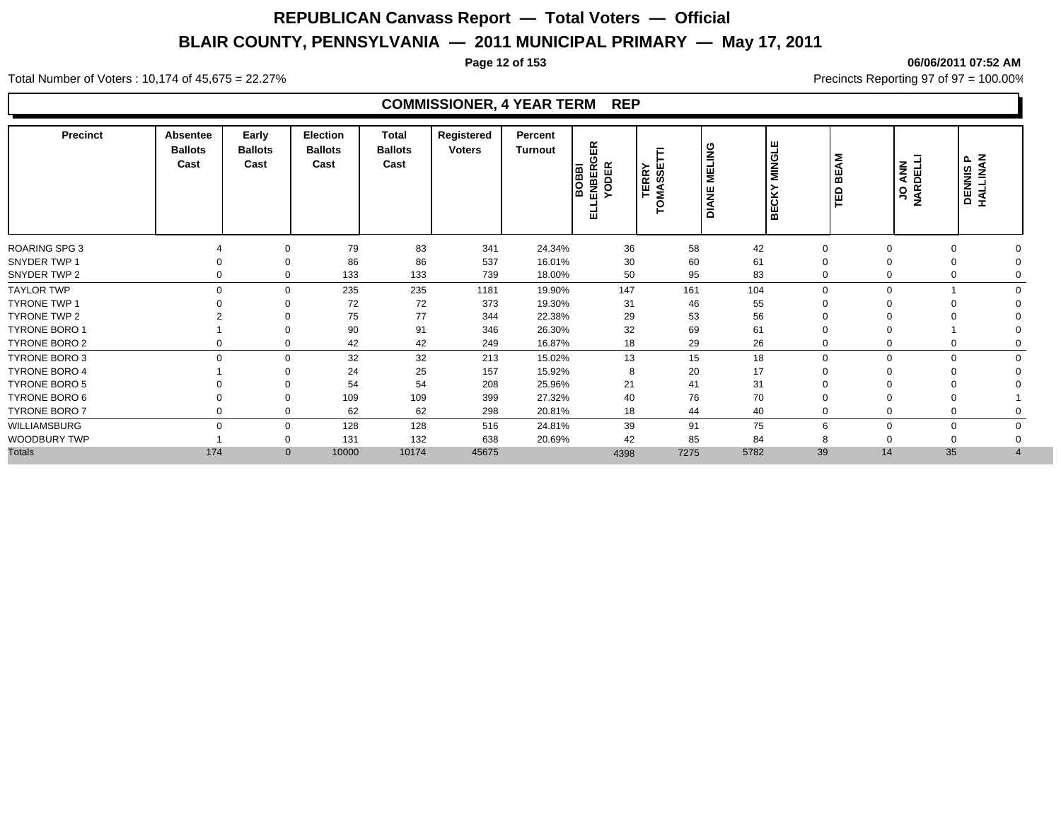# REPUBLICAN Canvass Report — Total Voters — Official

## BLAIR COUNTY, PENNSYLVANIA — 2011 MUNICIPAL PRIMARY — May 17, 2011

06/06/2011 07:52 AM

Total Number of Voters : 10,174 of 45,675 = 22.27%

Precincts Reporting 97 of 97 = 100.00%

### COMMISSIONER, 4 YEAR TERM REP

| Precinct | Absentee Ballots Cast | Early Ballots Cast | Election Ballots Cast | Total Ballots Cast | Registered Voters | Percent Turnout | BOBBI ELLENBERGER YODER | TERRY TOMASSETTI | DIANE MELING | BECKY MINGLE | TED BEAM | JO ANN NARDELLI | DENNIS P HALLINAN |
|---|---|---|---|---|---|---|---|---|---|---|---|---|---|
| ROARING SPG 3 | 4 | 0 | 79 | 83 | 341 | 24.34% | 36 | 58 | 42 | 0 | 0 | 0 | 0 |
| SNYDER TWP 1 | 0 | 0 | 86 | 86 | 537 | 16.01% | 30 | 60 | 61 | 0 | 0 | 0 | 0 |
| SNYDER TWP 2 | 0 | 0 | 133 | 133 | 739 | 18.00% | 50 | 95 | 83 | 0 | 0 | 0 | 0 |
| TAYLOR TWP | 0 | 0 | 235 | 235 | 1181 | 19.90% | 147 | 161 | 104 | 0 | 0 | 1 | 0 |
| TYRONE TWP 1 | 0 | 0 | 72 | 72 | 373 | 19.30% | 31 | 46 | 55 | 0 | 0 | 0 | 0 |
| TYRONE TWP 2 | 2 | 0 | 75 | 77 | 344 | 22.38% | 29 | 53 | 56 | 0 | 0 | 0 | 0 |
| TYRONE BORO 1 | 1 | 0 | 90 | 91 | 346 | 26.30% | 32 | 69 | 61 | 0 | 0 | 1 | 0 |
| TYRONE BORO 2 | 0 | 0 | 42 | 42 | 249 | 16.87% | 18 | 29 | 26 | 0 | 0 | 0 | 0 |
| TYRONE BORO 3 | 0 | 0 | 32 | 32 | 213 | 15.02% | 13 | 15 | 18 | 0 | 0 | 0 | 0 |
| TYRONE BORO 4 | 1 | 0 | 24 | 25 | 157 | 15.92% | 8 | 20 | 17 | 0 | 0 | 0 | 0 |
| TYRONE BORO 5 | 0 | 0 | 54 | 54 | 208 | 25.96% | 21 | 41 | 31 | 0 | 0 | 0 | 0 |
| TYRONE BORO 6 | 0 | 0 | 109 | 109 | 399 | 27.32% | 40 | 76 | 70 | 0 | 0 | 0 | 1 |
| TYRONE BORO 7 | 0 | 0 | 62 | 62 | 298 | 20.81% | 18 | 44 | 40 | 0 | 0 | 0 | 0 |
| WILLIAMSBURG | 0 | 0 | 128 | 128 | 516 | 24.81% | 39 | 91 | 75 | 6 | 0 | 0 | 0 |
| WOODBURY TWP | 1 | 0 | 131 | 132 | 638 | 20.69% | 42 | 85 | 84 | 8 | 0 | 0 | 0 |
| Totals | 174 | 0 | 10000 | 10174 | 45675 | | 4398 | 7275 | 5782 | 39 | 14 | 35 | 4 |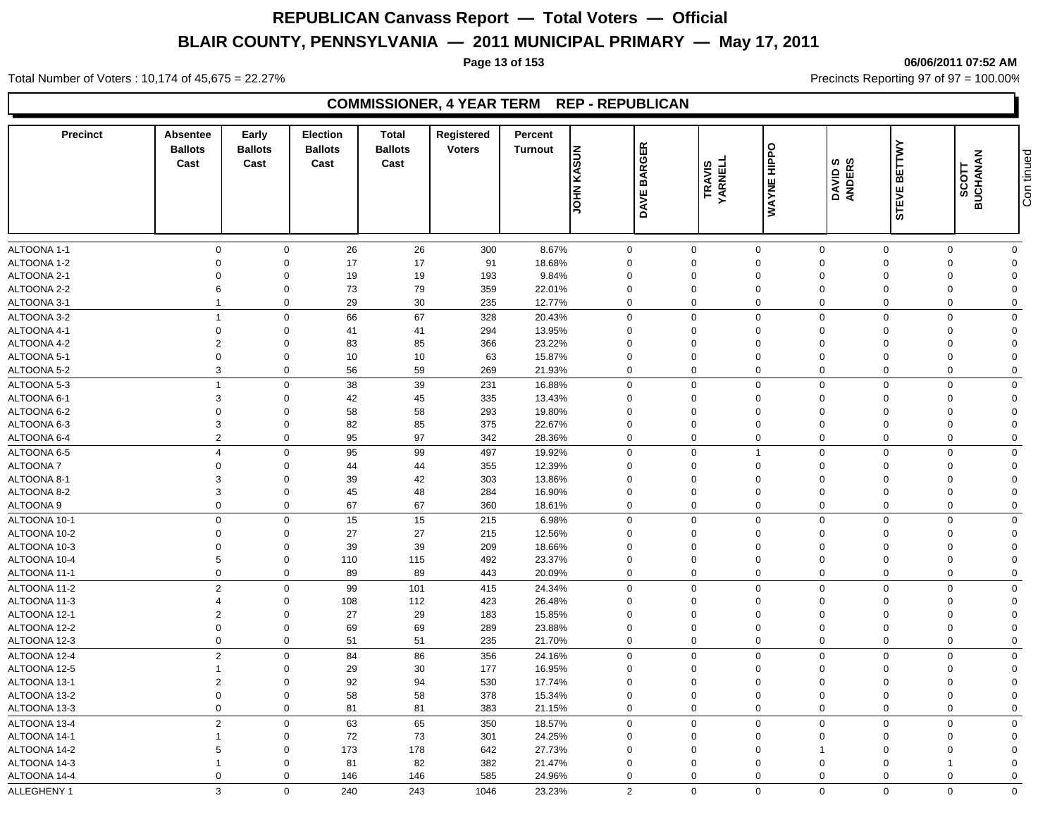# REPUBLICAN Canvass Report — Total Voters — Official

## BLAIR COUNTY, PENNSYLVANIA — 2011 MUNICIPAL PRIMARY — May 17, 2011

06/06/2011 07:52 AM

Total Number of Voters : 10,174 of 45,675 = 22.27%

Precincts Reporting 97 of 97 = 100.00%

### COMMISSIONER, 4 YEAR TERM REP - REPUBLICAN

| Precinct | Absentee Ballots Cast | Early Ballots Cast | Election Ballots Cast | Total Ballots Cast | Registered Voters | Percent Turnout | JOHN KASUN | DAVE BARGER | TRAVIS YARNELL | WAYNE HIPPO | DAVID S ANDERS | STEVE BETTWY | SCOTT BUCHANAN |
|---|---|---|---|---|---|---|---|---|---|---|---|---|---|
| ALTOONA 1-1 | 0 | 0 | 26 | 26 | 300 | 8.67% | 0 | 0 | 0 | 0 | 0 | 0 | 0 |
| ALTOONA 1-2 | 0 | 0 | 17 | 17 | 91 | 18.68% | 0 | 0 | 0 | 0 | 0 | 0 | 0 |
| ALTOONA 2-1 | 0 | 0 | 19 | 19 | 193 | 9.84% | 0 | 0 | 0 | 0 | 0 | 0 | 0 |
| ALTOONA 2-2 | 6 | 0 | 73 | 79 | 359 | 22.01% | 0 | 0 | 0 | 0 | 0 | 0 | 0 |
| ALTOONA 3-1 | 1 | 0 | 29 | 30 | 235 | 12.77% | 0 | 0 | 0 | 0 | 0 | 0 | 0 |
| ALTOONA 3-2 | 1 | 0 | 66 | 67 | 328 | 20.43% | 0 | 0 | 0 | 0 | 0 | 0 | 0 |
| ALTOONA 4-1 | 0 | 0 | 41 | 41 | 294 | 13.95% | 0 | 0 | 0 | 0 | 0 | 0 | 0 |
| ALTOONA 4-2 | 2 | 0 | 83 | 85 | 366 | 23.22% | 0 | 0 | 0 | 0 | 0 | 0 | 0 |
| ALTOONA 5-1 | 0 | 0 | 10 | 10 | 63 | 15.87% | 0 | 0 | 0 | 0 | 0 | 0 | 0 |
| ALTOONA 5-2 | 3 | 0 | 56 | 59 | 269 | 21.93% | 0 | 0 | 0 | 0 | 0 | 0 | 0 |
| ALTOONA 5-3 | 1 | 0 | 38 | 39 | 231 | 16.88% | 0 | 0 | 0 | 0 | 0 | 0 | 0 |
| ALTOONA 6-1 | 3 | 0 | 42 | 45 | 335 | 13.43% | 0 | 0 | 0 | 0 | 0 | 0 | 0 |
| ALTOONA 6-2 | 0 | 0 | 58 | 58 | 293 | 19.80% | 0 | 0 | 0 | 0 | 0 | 0 | 0 |
| ALTOONA 6-3 | 3 | 0 | 82 | 85 | 375 | 22.67% | 0 | 0 | 0 | 0 | 0 | 0 | 0 |
| ALTOONA 6-4 | 2 | 0 | 95 | 97 | 342 | 28.36% | 0 | 0 | 0 | 0 | 0 | 0 | 0 |
| ALTOONA 6-5 | 4 | 0 | 95 | 99 | 497 | 19.92% | 0 | 0 | 1 | 0 | 0 | 0 | 0 |
| ALTOONA 7 | 0 | 0 | 44 | 44 | 355 | 12.39% | 0 | 0 | 0 | 0 | 0 | 0 | 0 |
| ALTOONA 8-1 | 3 | 0 | 39 | 42 | 303 | 13.86% | 0 | 0 | 0 | 0 | 0 | 0 | 0 |
| ALTOONA 8-2 | 3 | 0 | 45 | 48 | 284 | 16.90% | 0 | 0 | 0 | 0 | 0 | 0 | 0 |
| ALTOONA 9 | 0 | 0 | 67 | 67 | 360 | 18.61% | 0 | 0 | 0 | 0 | 0 | 0 | 0 |
| ALTOONA 10-1 | 0 | 0 | 15 | 15 | 215 | 6.98% | 0 | 0 | 0 | 0 | 0 | 0 | 0 |
| ALTOONA 10-2 | 0 | 0 | 27 | 27 | 215 | 12.56% | 0 | 0 | 0 | 0 | 0 | 0 | 0 |
| ALTOONA 10-3 | 0 | 0 | 39 | 39 | 209 | 18.66% | 0 | 0 | 0 | 0 | 0 | 0 | 0 |
| ALTOONA 10-4 | 5 | 0 | 110 | 115 | 492 | 23.37% | 0 | 0 | 0 | 0 | 0 | 0 | 0 |
| ALTOONA 11-1 | 0 | 0 | 89 | 89 | 443 | 20.09% | 0 | 0 | 0 | 0 | 0 | 0 | 0 |
| ALTOONA 11-2 | 2 | 0 | 99 | 101 | 415 | 24.34% | 0 | 0 | 0 | 0 | 0 | 0 | 0 |
| ALTOONA 11-3 | 4 | 0 | 108 | 112 | 423 | 26.48% | 0 | 0 | 0 | 0 | 0 | 0 | 0 |
| ALTOONA 12-1 | 2 | 0 | 27 | 29 | 183 | 15.85% | 0 | 0 | 0 | 0 | 0 | 0 | 0 |
| ALTOONA 12-2 | 0 | 0 | 69 | 69 | 289 | 23.88% | 0 | 0 | 0 | 0 | 0 | 0 | 0 |
| ALTOONA 12-3 | 0 | 0 | 51 | 51 | 235 | 21.70% | 0 | 0 | 0 | 0 | 0 | 0 | 0 |
| ALTOONA 12-4 | 2 | 0 | 84 | 86 | 356 | 24.16% | 0 | 0 | 0 | 0 | 0 | 0 | 0 |
| ALTOONA 12-5 | 1 | 0 | 29 | 30 | 177 | 16.95% | 0 | 0 | 0 | 0 | 0 | 0 | 0 |
| ALTOONA 13-1 | 2 | 0 | 92 | 94 | 530 | 17.74% | 0 | 0 | 0 | 0 | 0 | 0 | 0 |
| ALTOONA 13-2 | 0 | 0 | 58 | 58 | 378 | 15.34% | 0 | 0 | 0 | 0 | 0 | 0 | 0 |
| ALTOONA 13-3 | 0 | 0 | 81 | 81 | 383 | 21.15% | 0 | 0 | 0 | 0 | 0 | 0 | 0 |
| ALTOONA 13-4 | 2 | 0 | 63 | 65 | 350 | 18.57% | 0 | 0 | 0 | 0 | 0 | 0 | 0 |
| ALTOONA 14-1 | 1 | 0 | 72 | 73 | 301 | 24.25% | 0 | 0 | 0 | 0 | 0 | 0 | 0 |
| ALTOONA 14-2 | 5 | 0 | 173 | 178 | 642 | 27.73% | 0 | 0 | 0 | 1 | 0 | 0 | 0 |
| ALTOONA 14-3 | 1 | 0 | 81 | 82 | 382 | 21.47% | 0 | 0 | 0 | 0 | 0 | 1 | 0 |
| ALTOONA 14-4 | 0 | 0 | 146 | 146 | 585 | 24.96% | 0 | 0 | 0 | 0 | 0 | 0 | 0 |
| ALLEGHENY 1 | 3 | 0 | 240 | 243 | 1046 | 23.23% | 2 | 0 | 0 | 0 | 0 | 0 | 0 |

Continued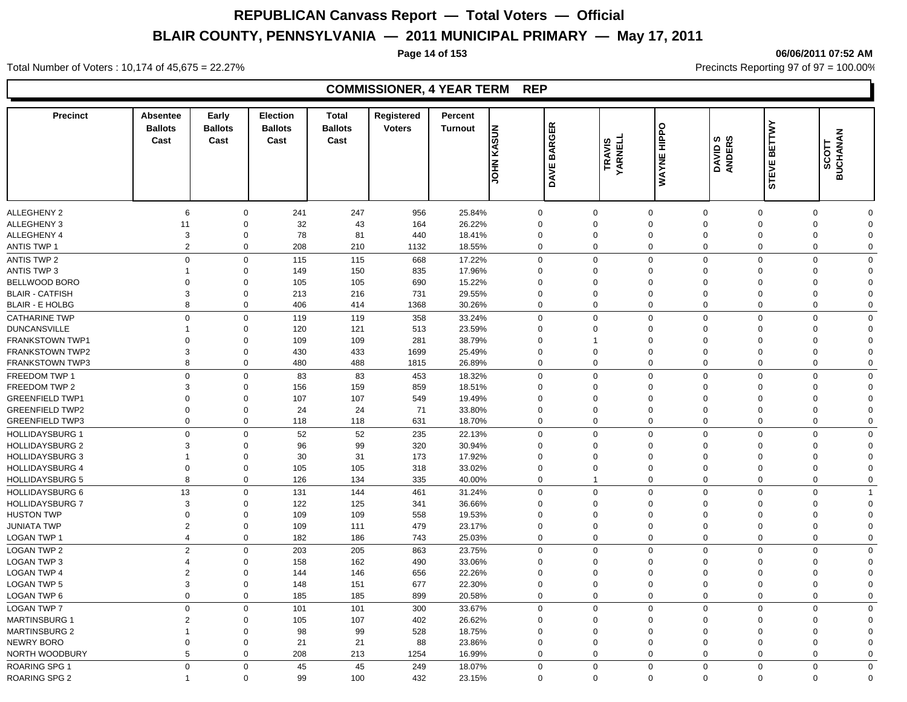# REPUBLICAN Canvass Report — Total Voters — Official

## BLAIR COUNTY, PENNSYLVANIA — 2011 MUNICIPAL PRIMARY — May 17, 2011

06/06/2011 07:52 AM

Total Number of Voters : 10,174 of 45,675 = 22.27%

Precincts Reporting 97 of 97 = 100.00%

### COMMISSIONER, 4 YEAR TERM REP

| Precinct | Absentee Ballots Cast | Early Ballots Cast | Election Ballots Cast | Total Ballots Cast | Registered Voters | Percent Turnout | JOHN KASUN | DAVE BARGER | TRAVIS YARNELL | WAYNE HIPPO | DAVID S ANDERS | STEVE BETTWY | SCOTT BUCHANAN |
|---|---|---|---|---|---|---|---|---|---|---|---|---|---|
| ALLEGHENY 2 | 6 | 0 | 241 | 247 | 956 | 25.84% | 0 | 0 | 0 | 0 | 0 | 0 | 0 |
| ALLEGHENY 3 | 11 | 0 | 32 | 43 | 164 | 26.22% | 0 | 0 | 0 | 0 | 0 | 0 | 0 |
| ALLEGHENY 4 | 3 | 0 | 78 | 81 | 440 | 18.41% | 0 | 0 | 0 | 0 | 0 | 0 | 0 |
| ANTIS TWP 1 | 2 | 0 | 208 | 210 | 1132 | 18.55% | 0 | 0 | 0 | 0 | 0 | 0 | 0 |
| ANTIS TWP 2 | 0 | 0 | 115 | 115 | 668 | 17.22% | 0 | 0 | 0 | 0 | 0 | 0 | 0 |
| ANTIS TWP 3 | 1 | 0 | 149 | 150 | 835 | 17.96% | 0 | 0 | 0 | 0 | 0 | 0 | 0 |
| BELLWOOD BORO | 0 | 0 | 105 | 105 | 690 | 15.22% | 0 | 0 | 0 | 0 | 0 | 0 | 0 |
| BLAIR - CATFISH | 3 | 0 | 213 | 216 | 731 | 29.55% | 0 | 0 | 0 | 0 | 0 | 0 | 0 |
| BLAIR - E HOLBG | 8 | 0 | 406 | 414 | 1368 | 30.26% | 0 | 0 | 0 | 0 | 0 | 0 | 0 |
| CATHARINE TWP | 0 | 0 | 119 | 119 | 358 | 33.24% | 0 | 0 | 0 | 0 | 0 | 0 | 0 |
| DUNCANSVILLE | 1 | 0 | 120 | 121 | 513 | 23.59% | 0 | 0 | 0 | 0 | 0 | 0 | 0 |
| FRANKSTOWN TWP1 | 0 | 0 | 109 | 109 | 281 | 38.79% | 0 | 1 | 0 | 0 | 0 | 0 | 0 |
| FRANKSTOWN TWP2 | 3 | 0 | 430 | 433 | 1699 | 25.49% | 0 | 0 | 0 | 0 | 0 | 0 | 0 |
| FRANKSTOWN TWP3 | 8 | 0 | 480 | 488 | 1815 | 26.89% | 0 | 0 | 0 | 0 | 0 | 0 | 0 |
| FREEDOM TWP 1 | 0 | 0 | 83 | 83 | 453 | 18.32% | 0 | 0 | 0 | 0 | 0 | 0 | 0 |
| FREEDOM TWP 2 | 3 | 0 | 156 | 159 | 859 | 18.51% | 0 | 0 | 0 | 0 | 0 | 0 | 0 |
| GREENFIELD TWP1 | 0 | 0 | 107 | 107 | 549 | 19.49% | 0 | 0 | 0 | 0 | 0 | 0 | 0 |
| GREENFIELD TWP2 | 0 | 0 | 24 | 24 | 71 | 33.80% | 0 | 0 | 0 | 0 | 0 | 0 | 0 |
| GREENFIELD TWP3 | 0 | 0 | 118 | 118 | 631 | 18.70% | 0 | 0 | 0 | 0 | 0 | 0 | 0 |
| HOLLIDAYSBURG 1 | 0 | 0 | 52 | 52 | 235 | 22.13% | 0 | 0 | 0 | 0 | 0 | 0 | 0 |
| HOLLIDAYSBURG 2 | 3 | 0 | 96 | 99 | 320 | 30.94% | 0 | 0 | 0 | 0 | 0 | 0 | 0 |
| HOLLIDAYSBURG 3 | 1 | 0 | 30 | 31 | 173 | 17.92% | 0 | 0 | 0 | 0 | 0 | 0 | 0 |
| HOLLIDAYSBURG 4 | 0 | 0 | 105 | 105 | 318 | 33.02% | 0 | 0 | 0 | 0 | 0 | 0 | 0 |
| HOLLIDAYSBURG 5 | 8 | 0 | 126 | 134 | 335 | 40.00% | 0 | 1 | 0 | 0 | 0 | 0 | 0 |
| HOLLIDAYSBURG 6 | 13 | 0 | 131 | 144 | 461 | 31.24% | 0 | 0 | 0 | 0 | 0 | 0 | 1 |
| HOLLIDAYSBURG 7 | 3 | 0 | 122 | 125 | 341 | 36.66% | 0 | 0 | 0 | 0 | 0 | 0 | 0 |
| HUSTON TWP | 0 | 0 | 109 | 109 | 558 | 19.53% | 0 | 0 | 0 | 0 | 0 | 0 | 0 |
| JUNIATA TWP | 2 | 0 | 109 | 111 | 479 | 23.17% | 0 | 0 | 0 | 0 | 0 | 0 | 0 |
| LOGAN TWP 1 | 4 | 0 | 182 | 186 | 743 | 25.03% | 0 | 0 | 0 | 0 | 0 | 0 | 0 |
| LOGAN TWP 2 | 2 | 0 | 203 | 205 | 863 | 23.75% | 0 | 0 | 0 | 0 | 0 | 0 | 0 |
| LOGAN TWP 3 | 4 | 0 | 158 | 162 | 490 | 33.06% | 0 | 0 | 0 | 0 | 0 | 0 | 0 |
| LOGAN TWP 4 | 2 | 0 | 144 | 146 | 656 | 22.26% | 0 | 0 | 0 | 0 | 0 | 0 | 0 |
| LOGAN TWP 5 | 3 | 0 | 148 | 151 | 677 | 22.30% | 0 | 0 | 0 | 0 | 0 | 0 | 0 |
| LOGAN TWP 6 | 0 | 0 | 185 | 185 | 899 | 20.58% | 0 | 0 | 0 | 0 | 0 | 0 | 0 |
| LOGAN TWP 7 | 0 | 0 | 101 | 101 | 300 | 33.67% | 0 | 0 | 0 | 0 | 0 | 0 | 0 |
| MARTINSBURG 1 | 2 | 0 | 105 | 107 | 402 | 26.62% | 0 | 0 | 0 | 0 | 0 | 0 | 0 |
| MARTINSBURG 2 | 1 | 0 | 98 | 99 | 528 | 18.75% | 0 | 0 | 0 | 0 | 0 | 0 | 0 |
| NEWRY BORO | 0 | 0 | 21 | 21 | 88 | 23.86% | 0 | 0 | 0 | 0 | 0 | 0 | 0 |
| NORTH WOODBURY | 5 | 0 | 208 | 213 | 1254 | 16.99% | 0 | 0 | 0 | 0 | 0 | 0 | 0 |
| ROARING SPG 1 | 0 | 0 | 45 | 45 | 249 | 18.07% | 0 | 0 | 0 | 0 | 0 | 0 | 0 |
| ROARING SPG 2 | 1 | 0 | 99 | 100 | 432 | 23.15% | 0 | 0 | 0 | 0 | 0 | 0 | 0 |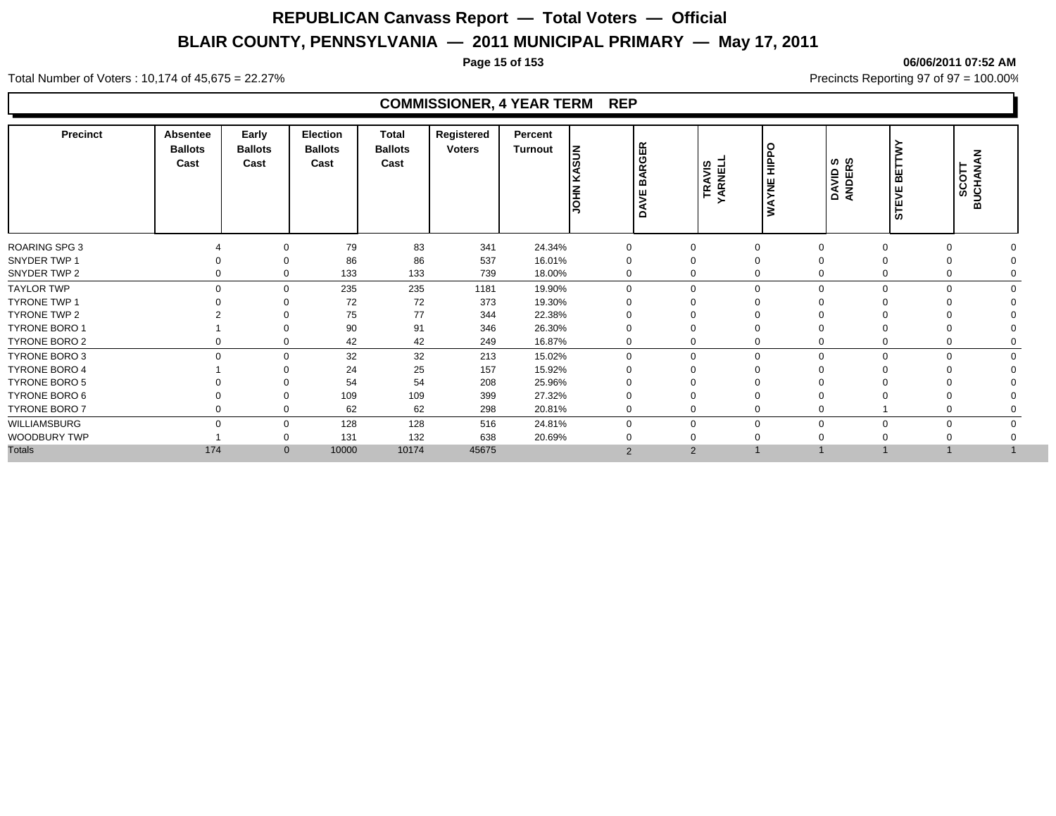# REPUBLICAN Canvass Report — Total Voters — Official

## BLAIR COUNTY, PENNSYLVANIA — 2011 MUNICIPAL PRIMARY — May 17, 2011

06/06/2011 07:52 AM

Total Number of Voters : 10,174 of 45,675 = 22.27%

Precincts Reporting 97 of 97 = 100.00%

### COMMISSIONER, 4 YEAR TERM REP

| Precinct | Absentee Ballots Cast | Early Ballots Cast | Election Ballots Cast | Total Ballots Cast | Registered Voters | Percent Turnout | JOHN KASUN | DAVE BARGER | TRAVIS YARNELL | WAYNE HIPPO | DAVID S ANDERS | STEVE BETTWY | SCOTT BUCHANAN |
|---|---|---|---|---|---|---|---|---|---|---|---|---|---|
| ROARING SPG 3 | 4 | 0 | 79 | 83 | 341 | 24.34% | 0 | 0 | 0 | 0 | 0 | 0 | 0 |
| SNYDER TWP 1 | 0 | 0 | 86 | 86 | 537 | 16.01% | 0 | 0 | 0 | 0 | 0 | 0 | 0 |
| SNYDER TWP 2 | 0 | 0 | 133 | 133 | 739 | 18.00% | 0 | 0 | 0 | 0 | 0 | 0 | 0 |
| TAYLOR TWP | 0 | 0 | 235 | 235 | 1181 | 19.90% | 0 | 0 | 0 | 0 | 0 | 0 | 0 |
| TYRONE TWP 1 | 0 | 0 | 72 | 72 | 373 | 19.30% | 0 | 0 | 0 | 0 | 0 | 0 | 0 |
| TYRONE TWP 2 | 2 | 0 | 75 | 77 | 344 | 22.38% | 0 | 0 | 0 | 0 | 0 | 0 | 0 |
| TYRONE BORO 1 | 1 | 0 | 90 | 91 | 346 | 26.30% | 0 | 0 | 0 | 0 | 0 | 0 | 0 |
| TYRONE BORO 2 | 0 | 0 | 42 | 42 | 249 | 16.87% | 0 | 0 | 0 | 0 | 0 | 0 | 0 |
| TYRONE BORO 3 | 0 | 0 | 32 | 32 | 213 | 15.02% | 0 | 0 | 0 | 0 | 0 | 0 | 0 |
| TYRONE BORO 4 | 1 | 0 | 24 | 25 | 157 | 15.92% | 0 | 0 | 0 | 0 | 0 | 0 | 0 |
| TYRONE BORO 5 | 0 | 0 | 54 | 54 | 208 | 25.96% | 0 | 0 | 0 | 0 | 0 | 0 | 0 |
| TYRONE BORO 6 | 0 | 0 | 109 | 109 | 399 | 27.32% | 0 | 0 | 0 | 0 | 0 | 0 | 0 |
| TYRONE BORO 7 | 0 | 0 | 62 | 62 | 298 | 20.81% | 0 | 0 | 0 | 0 | 1 | 0 | 0 |
| WILLIAMSBURG | 0 | 0 | 128 | 128 | 516 | 24.81% | 0 | 0 | 0 | 0 | 0 | 0 | 0 |
| WOODBURY TWP | 1 | 0 | 131 | 132 | 638 | 20.69% | 0 | 0 | 0 | 0 | 0 | 0 | 0 |
| Totals | 174 | 0 | 10000 | 10174 | 45675 | | 2 | 2 | 1 | 1 | 1 | 1 | 1 |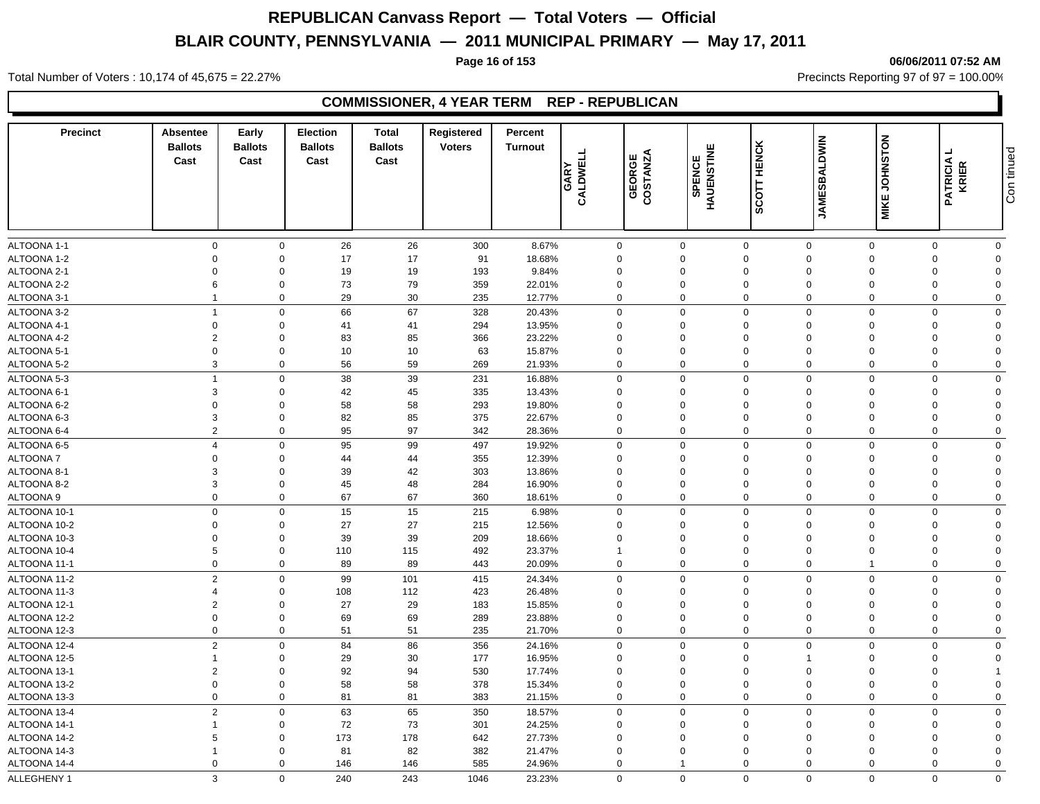# REPUBLICAN Canvass Report — Total Voters — Official

## BLAIR COUNTY, PENNSYLVANIA — 2011 MUNICIPAL PRIMARY — May 17, 2011

06/06/2011 07:52 AM

Total Number of Voters : 10,174 of 45,675 = 22.27%

Precincts Reporting 97 of 97 = 100.00%

### COMMISSIONER, 4 YEAR TERM REP - REPUBLICAN

| Precinct | Absentee Ballots Cast | Early Ballots Cast | Election Ballots Cast | Total Ballots Cast | Registered Voters | Percent Turnout | GARY CALDWELL | GEORGE COSTANZA | SPENCE HAUENSTINE | SCOTT HENCK | JAMESBALDWIN | MIKE JOHNSTON | PATRICIA L KRIER |
|---|---|---|---|---|---|---|---|---|---|---|---|---|---|
| ALTOONA 1-1 | 0 | 0 | 26 | 26 | 300 | 8.67% | 0 | 0 | 0 | 0 | 0 | 0 | 0 |
| ALTOONA 1-2 | 0 | 0 | 17 | 17 | 91 | 18.68% | 0 | 0 | 0 | 0 | 0 | 0 | 0 |
| ALTOONA 2-1 | 0 | 0 | 19 | 19 | 193 | 9.84% | 0 | 0 | 0 | 0 | 0 | 0 | 0 |
| ALTOONA 2-2 | 6 | 0 | 73 | 79 | 359 | 22.01% | 0 | 0 | 0 | 0 | 0 | 0 | 0 |
| ALTOONA 3-1 | 1 | 0 | 29 | 30 | 235 | 12.77% | 0 | 0 | 0 | 0 | 0 | 0 | 0 |
| ALTOONA 3-2 | 1 | 0 | 66 | 67 | 328 | 20.43% | 0 | 0 | 0 | 0 | 0 | 0 | 0 |
| ALTOONA 4-1 | 0 | 0 | 41 | 41 | 294 | 13.95% | 0 | 0 | 0 | 0 | 0 | 0 | 0 |
| ALTOONA 4-2 | 2 | 0 | 83 | 85 | 366 | 23.22% | 0 | 0 | 0 | 0 | 0 | 0 | 0 |
| ALTOONA 5-1 | 0 | 0 | 10 | 10 | 63 | 15.87% | 0 | 0 | 0 | 0 | 0 | 0 | 0 |
| ALTOONA 5-2 | 3 | 0 | 56 | 59 | 269 | 21.93% | 0 | 0 | 0 | 0 | 0 | 0 | 0 |
| ALTOONA 5-3 | 1 | 0 | 38 | 39 | 231 | 16.88% | 0 | 0 | 0 | 0 | 0 | 0 | 0 |
| ALTOONA 6-1 | 3 | 0 | 42 | 45 | 335 | 13.43% | 0 | 0 | 0 | 0 | 0 | 0 | 0 |
| ALTOONA 6-2 | 0 | 0 | 58 | 58 | 293 | 19.80% | 0 | 0 | 0 | 0 | 0 | 0 | 0 |
| ALTOONA 6-3 | 3 | 0 | 82 | 85 | 375 | 22.67% | 0 | 0 | 0 | 0 | 0 | 0 | 0 |
| ALTOONA 6-4 | 2 | 0 | 95 | 97 | 342 | 28.36% | 0 | 0 | 0 | 0 | 0 | 0 | 0 |
| ALTOONA 6-5 | 4 | 0 | 95 | 99 | 497 | 19.92% | 0 | 0 | 0 | 0 | 0 | 0 | 0 |
| ALTOONA 7 | 0 | 0 | 44 | 44 | 355 | 12.39% | 0 | 0 | 0 | 0 | 0 | 0 | 0 |
| ALTOONA 8-1 | 3 | 0 | 39 | 42 | 303 | 13.86% | 0 | 0 | 0 | 0 | 0 | 0 | 0 |
| ALTOONA 8-2 | 3 | 0 | 45 | 48 | 284 | 16.90% | 0 | 0 | 0 | 0 | 0 | 0 | 0 |
| ALTOONA 9 | 0 | 0 | 67 | 67 | 360 | 18.61% | 0 | 0 | 0 | 0 | 0 | 0 | 0 |
| ALTOONA 10-1 | 0 | 0 | 15 | 15 | 215 | 6.98% | 0 | 0 | 0 | 0 | 0 | 0 | 0 |
| ALTOONA 10-2 | 0 | 0 | 27 | 27 | 215 | 12.56% | 0 | 0 | 0 | 0 | 0 | 0 | 0 |
| ALTOONA 10-3 | 0 | 0 | 39 | 39 | 209 | 18.66% | 0 | 0 | 0 | 0 | 0 | 0 | 0 |
| ALTOONA 10-4 | 5 | 0 | 110 | 115 | 492 | 23.37% | 1 | 0 | 0 | 0 | 0 | 0 | 0 |
| ALTOONA 11-1 | 0 | 0 | 89 | 89 | 443 | 20.09% | 0 | 0 | 0 | 0 | 1 | 0 | 0 |
| ALTOONA 11-2 | 2 | 0 | 99 | 101 | 415 | 24.34% | 0 | 0 | 0 | 0 | 0 | 0 | 0 |
| ALTOONA 11-3 | 4 | 0 | 108 | 112 | 423 | 26.48% | 0 | 0 | 0 | 0 | 0 | 0 | 0 |
| ALTOONA 12-1 | 2 | 0 | 27 | 29 | 183 | 15.85% | 0 | 0 | 0 | 0 | 0 | 0 | 0 |
| ALTOONA 12-2 | 0 | 0 | 69 | 69 | 289 | 23.88% | 0 | 0 | 0 | 0 | 0 | 0 | 0 |
| ALTOONA 12-3 | 0 | 0 | 51 | 51 | 235 | 21.70% | 0 | 0 | 0 | 0 | 0 | 0 | 0 |
| ALTOONA 12-4 | 2 | 0 | 84 | 86 | 356 | 24.16% | 0 | 0 | 0 | 0 | 0 | 0 | 0 |
| ALTOONA 12-5 | 1 | 0 | 29 | 30 | 177 | 16.95% | 0 | 0 | 0 | 1 | 0 | 0 | 0 |
| ALTOONA 13-1 | 2 | 0 | 92 | 94 | 530 | 17.74% | 0 | 0 | 0 | 0 | 0 | 0 | 1 |
| ALTOONA 13-2 | 0 | 0 | 58 | 58 | 378 | 15.34% | 0 | 0 | 0 | 0 | 0 | 0 | 0 |
| ALTOONA 13-3 | 0 | 0 | 81 | 81 | 383 | 21.15% | 0 | 0 | 0 | 0 | 0 | 0 | 0 |
| ALTOONA 13-4 | 2 | 0 | 63 | 65 | 350 | 18.57% | 0 | 0 | 0 | 0 | 0 | 0 | 0 |
| ALTOONA 14-1 | 1 | 0 | 72 | 73 | 301 | 24.25% | 0 | 0 | 0 | 0 | 0 | 0 | 0 |
| ALTOONA 14-2 | 5 | 0 | 173 | 178 | 642 | 27.73% | 0 | 0 | 0 | 0 | 0 | 0 | 0 |
| ALTOONA 14-3 | 1 | 0 | 81 | 82 | 382 | 21.47% | 0 | 0 | 0 | 0 | 0 | 0 | 0 |
| ALTOONA 14-4 | 0 | 0 | 146 | 146 | 585 | 24.96% | 0 | 1 | 0 | 0 | 0 | 0 | 0 |
| ALLEGHENY 1 | 3 | 0 | 240 | 243 | 1046 | 23.23% | 0 | 0 | 0 | 0 | 0 | 0 | 0 |

Continued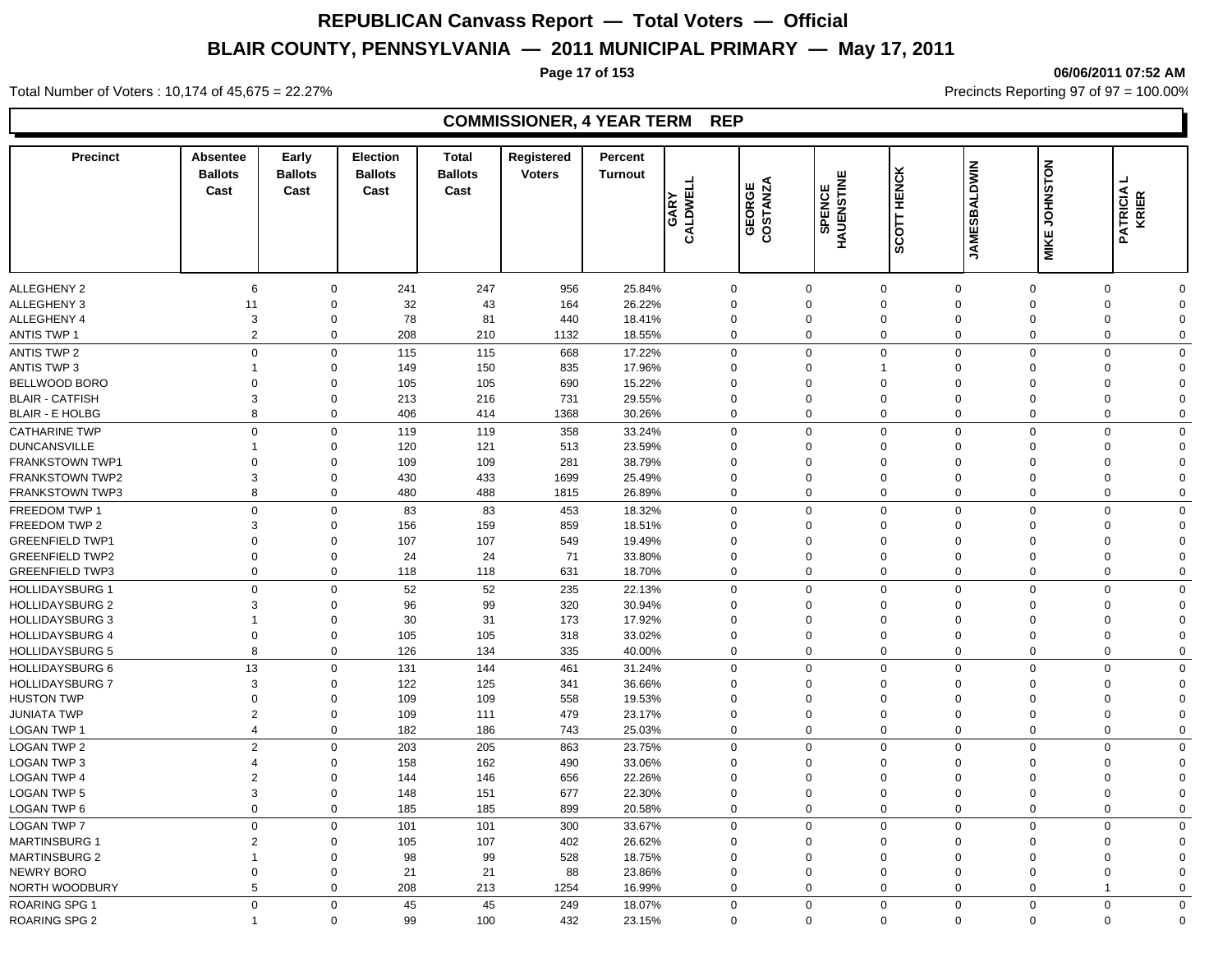# REPUBLICAN Canvass Report — Total Voters — Official

## BLAIR COUNTY, PENNSYLVANIA — 2011 MUNICIPAL PRIMARY — May 17, 2011

06/06/2011 07:52 AM

Total Number of Voters : 10,174 of 45,675 = 22.27%

Precincts Reporting 97 of 97 = 100.00%

### COMMISSIONER, 4 YEAR TERM REP

| Precinct | Absentee Ballots Cast | Early Ballots Cast | Election Ballots Cast | Total Ballots Cast | Registered Voters | Percent Turnout | GARY CALDWELL | GEORGE COSTANZA | SPENCE HAUENSTINE | SCOTT HENCK | JAMESBALDWIN | MIKE JOHNSTON | PATRICIA L KRIER |
|---|---|---|---|---|---|---|---|---|---|---|---|---|---|
| ALLEGHENY 2 | 6 | 0 | 241 | 247 | 956 | 25.84% | 0 | 0 | 0 | 0 | 0 | 0 | 0 |
| ALLEGHENY 3 | 11 | 0 | 32 | 43 | 164 | 26.22% | 0 | 0 | 0 | 0 | 0 | 0 | 0 |
| ALLEGHENY 4 | 3 | 0 | 78 | 81 | 440 | 18.41% | 0 | 0 | 0 | 0 | 0 | 0 | 0 |
| ANTIS TWP 1 | 2 | 0 | 208 | 210 | 1132 | 18.55% | 0 | 0 | 0 | 0 | 0 | 0 | 0 |
| ANTIS TWP 2 | 0 | 0 | 115 | 115 | 668 | 17.22% | 0 | 0 | 0 | 0 | 0 | 0 | 0 |
| ANTIS TWP 3 | 1 | 0 | 149 | 150 | 835 | 17.96% | 0 | 0 | 1 | 0 | 0 | 0 | 0 |
| BELLWOOD BORO | 0 | 0 | 105 | 105 | 690 | 15.22% | 0 | 0 | 0 | 0 | 0 | 0 | 0 |
| BLAIR - CATFISH | 3 | 0 | 213 | 216 | 731 | 29.55% | 0 | 0 | 0 | 0 | 0 | 0 | 0 |
| BLAIR - E HOLBG | 8 | 0 | 406 | 414 | 1368 | 30.26% | 0 | 0 | 0 | 0 | 0 | 0 | 0 |
| CATHARINE TWP | 0 | 0 | 119 | 119 | 358 | 33.24% | 0 | 0 | 0 | 0 | 0 | 0 | 0 |
| DUNCANSVILLE | 1 | 0 | 120 | 121 | 513 | 23.59% | 0 | 0 | 0 | 0 | 0 | 0 | 0 |
| FRANKSTOWN TWP1 | 0 | 0 | 109 | 109 | 281 | 38.79% | 0 | 0 | 0 | 0 | 0 | 0 | 0 |
| FRANKSTOWN TWP2 | 3 | 0 | 430 | 433 | 1699 | 25.49% | 0 | 0 | 0 | 0 | 0 | 0 | 0 |
| FRANKSTOWN TWP3 | 8 | 0 | 480 | 488 | 1815 | 26.89% | 0 | 0 | 0 | 0 | 0 | 0 | 0 |
| FREEDOM TWP 1 | 0 | 0 | 83 | 83 | 453 | 18.32% | 0 | 0 | 0 | 0 | 0 | 0 | 0 |
| FREEDOM TWP 2 | 3 | 0 | 156 | 159 | 859 | 18.51% | 0 | 0 | 0 | 0 | 0 | 0 | 0 |
| GREENFIELD TWP1 | 0 | 0 | 107 | 107 | 549 | 19.49% | 0 | 0 | 0 | 0 | 0 | 0 | 0 |
| GREENFIELD TWP2 | 0 | 0 | 24 | 24 | 71 | 33.80% | 0 | 0 | 0 | 0 | 0 | 0 | 0 |
| GREENFIELD TWP3 | 0 | 0 | 118 | 118 | 631 | 18.70% | 0 | 0 | 0 | 0 | 0 | 0 | 0 |
| HOLLIDAYSBURG 1 | 0 | 0 | 52 | 52 | 235 | 22.13% | 0 | 0 | 0 | 0 | 0 | 0 | 0 |
| HOLLIDAYSBURG 2 | 3 | 0 | 96 | 99 | 320 | 30.94% | 0 | 0 | 0 | 0 | 0 | 0 | 0 |
| HOLLIDAYSBURG 3 | 1 | 0 | 30 | 31 | 173 | 17.92% | 0 | 0 | 0 | 0 | 0 | 0 | 0 |
| HOLLIDAYSBURG 4 | 0 | 0 | 105 | 105 | 318 | 33.02% | 0 | 0 | 0 | 0 | 0 | 0 | 0 |
| HOLLIDAYSBURG 5 | 8 | 0 | 126 | 134 | 335 | 40.00% | 0 | 0 | 0 | 0 | 0 | 0 | 0 |
| HOLLIDAYSBURG 6 | 13 | 0 | 131 | 144 | 461 | 31.24% | 0 | 0 | 0 | 0 | 0 | 0 | 0 |
| HOLLIDAYSBURG 7 | 3 | 0 | 122 | 125 | 341 | 36.66% | 0 | 0 | 0 | 0 | 0 | 0 | 0 |
| HUSTON TWP | 0 | 0 | 109 | 109 | 558 | 19.53% | 0 | 0 | 0 | 0 | 0 | 0 | 0 |
| JUNIATA TWP | 2 | 0 | 109 | 111 | 479 | 23.17% | 0 | 0 | 0 | 0 | 0 | 0 | 0 |
| LOGAN TWP 1 | 4 | 0 | 182 | 186 | 743 | 25.03% | 0 | 0 | 0 | 0 | 0 | 0 | 0 |
| LOGAN TWP 2 | 2 | 0 | 203 | 205 | 863 | 23.75% | 0 | 0 | 0 | 0 | 0 | 0 | 0 |
| LOGAN TWP 3 | 4 | 0 | 158 | 162 | 490 | 33.06% | 0 | 0 | 0 | 0 | 0 | 0 | 0 |
| LOGAN TWP 4 | 2 | 0 | 144 | 146 | 656 | 22.26% | 0 | 0 | 0 | 0 | 0 | 0 | 0 |
| LOGAN TWP 5 | 3 | 0 | 148 | 151 | 677 | 22.30% | 0 | 0 | 0 | 0 | 0 | 0 | 0 |
| LOGAN TWP 6 | 0 | 0 | 185 | 185 | 899 | 20.58% | 0 | 0 | 0 | 0 | 0 | 0 | 0 |
| LOGAN TWP 7 | 0 | 0 | 101 | 101 | 300 | 33.67% | 0 | 0 | 0 | 0 | 0 | 0 | 0 |
| MARTINSBURG 1 | 2 | 0 | 105 | 107 | 402 | 26.62% | 0 | 0 | 0 | 0 | 0 | 0 | 0 |
| MARTINSBURG 2 | 1 | 0 | 98 | 99 | 528 | 18.75% | 0 | 0 | 0 | 0 | 0 | 0 | 0 |
| NEWRY BORO | 0 | 0 | 21 | 21 | 88 | 23.86% | 0 | 0 | 0 | 0 | 0 | 0 | 0 |
| NORTH WOODBURY | 5 | 0 | 208 | 213 | 1254 | 16.99% | 0 | 0 | 0 | 0 | 0 | 1 | 0 |
| ROARING SPG 1 | 0 | 0 | 45 | 45 | 249 | 18.07% | 0 | 0 | 0 | 0 | 0 | 0 | 0 |
| ROARING SPG 2 | 1 | 0 | 99 | 100 | 432 | 23.15% | 0 | 0 | 0 | 0 | 0 | 0 | 0 |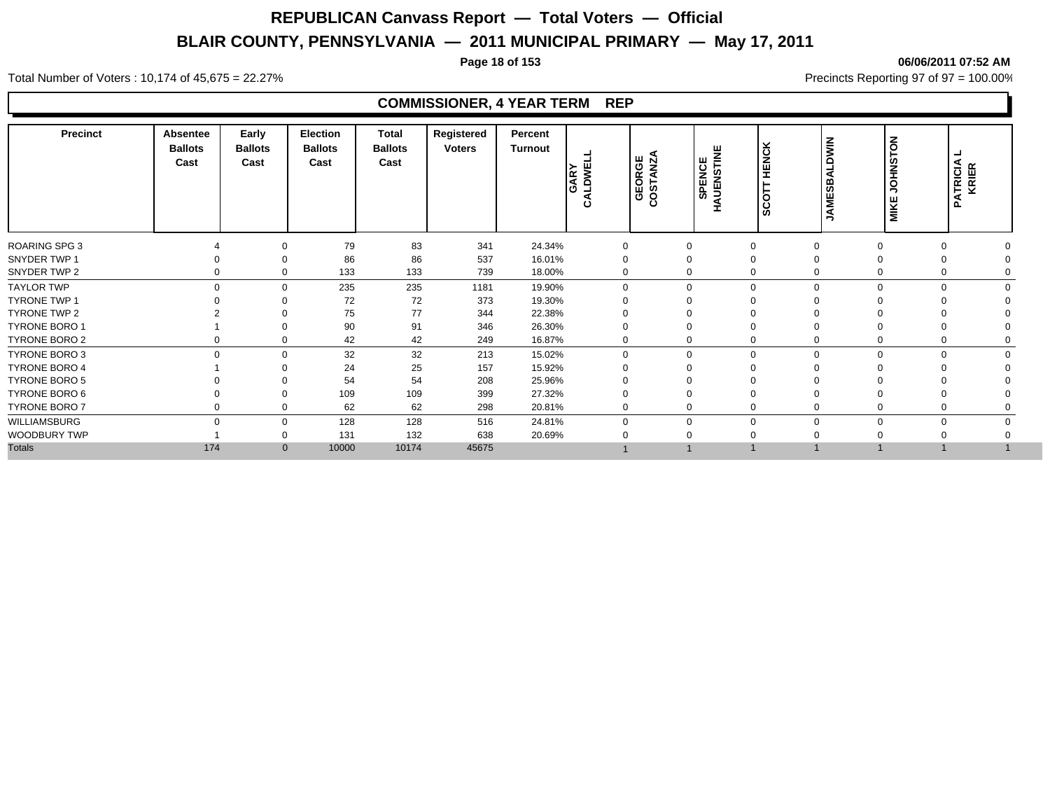# REPUBLICAN Canvass Report — Total Voters — Official

## BLAIR COUNTY, PENNSYLVANIA — 2011 MUNICIPAL PRIMARY — May 17, 2011

06/06/2011 07:52 AM

Total Number of Voters : 10,174 of 45,675 = 22.27%

Precincts Reporting 97 of 97 = 100.00%

### COMMISSIONER, 4 YEAR TERM REP

| Precinct | Absentee Ballots Cast | Early Ballots Cast | Election Ballots Cast | Total Ballots Cast | Registered Voters | Percent Turnout | GARY CALDWELL | GEORGE COSTANZA | SPENCE HAUENSTINE | SCOTT HENCK | JAMESBALDWIN | MIKE JOHNSTON | PATRICIA L KRIER |
|---|---|---|---|---|---|---|---|---|---|---|---|---|---|
| ROARING SPG 3 | 4 | 0 | 79 | 83 | 341 | 24.34% | 0 | 0 | 0 | 0 | 0 | 0 | 0 |
| SNYDER TWP 1 | 0 | 0 | 86 | 86 | 537 | 16.01% | 0 | 0 | 0 | 0 | 0 | 0 | 0 |
| SNYDER TWP 2 | 0 | 0 | 133 | 133 | 739 | 18.00% | 0 | 0 | 0 | 0 | 0 | 0 | 0 |
| TAYLOR TWP | 0 | 0 | 235 | 235 | 1181 | 19.90% | 0 | 0 | 0 | 0 | 0 | 0 | 0 |
| TYRONE TWP 1 | 0 | 0 | 72 | 72 | 373 | 19.30% | 0 | 0 | 0 | 0 | 0 | 0 | 0 |
| TYRONE TWP 2 | 2 | 0 | 75 | 77 | 344 | 22.38% | 0 | 0 | 0 | 0 | 0 | 0 | 0 |
| TYRONE BORO 1 | 1 | 0 | 90 | 91 | 346 | 26.30% | 0 | 0 | 0 | 0 | 0 | 0 | 0 |
| TYRONE BORO 2 | 0 | 0 | 42 | 42 | 249 | 16.87% | 0 | 0 | 0 | 0 | 0 | 0 | 0 |
| TYRONE BORO 3 | 0 | 0 | 32 | 32 | 213 | 15.02% | 0 | 0 | 0 | 0 | 0 | 0 | 0 |
| TYRONE BORO 4 | 1 | 0 | 24 | 25 | 157 | 15.92% | 0 | 0 | 0 | 0 | 0 | 0 | 0 |
| TYRONE BORO 5 | 0 | 0 | 54 | 54 | 208 | 25.96% | 0 | 0 | 0 | 0 | 0 | 0 | 0 |
| TYRONE BORO 6 | 0 | 0 | 109 | 109 | 399 | 27.32% | 0 | 0 | 0 | 0 | 0 | 0 | 0 |
| TYRONE BORO 7 | 0 | 0 | 62 | 62 | 298 | 20.81% | 0 | 0 | 0 | 0 | 0 | 0 | 0 |
| WILLIAMSBURG | 0 | 0 | 128 | 128 | 516 | 24.81% | 0 | 0 | 0 | 0 | 0 | 0 | 0 |
| WOODBURY TWP | 1 | 0 | 131 | 132 | 638 | 20.69% | 0 | 0 | 0 | 0 | 0 | 0 | 0 |
| Totals | 174 | 0 | 10000 | 10174 | 45675 | | 1 | 1 | 1 | 1 | 1 | 1 | 1 |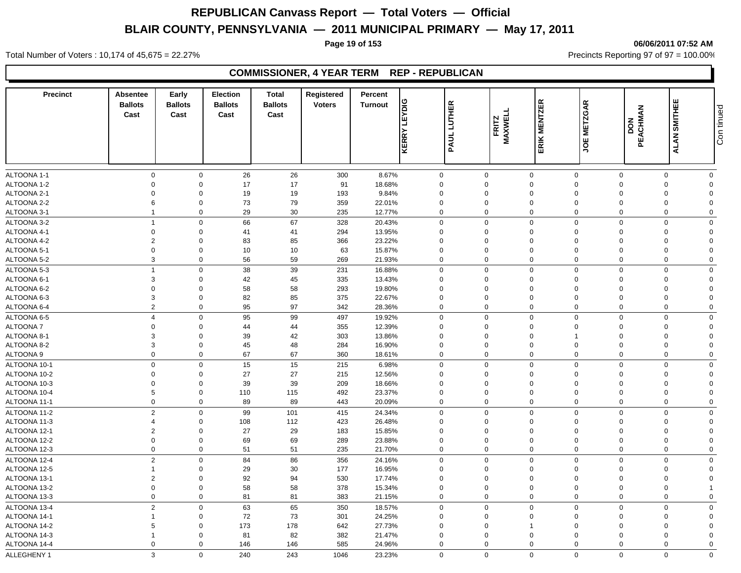# REPUBLICAN Canvass Report — Total Voters — Official

## BLAIR COUNTY, PENNSYLVANIA — 2011 MUNICIPAL PRIMARY — May 17, 2011

06/06/2011 07:52 AM

Total Number of Voters : 10,174 of 45,675 = 22.27%

Precincts Reporting 97 of 97 = 100.00%

### COMMISSIONER, 4 YEAR TERM REP - REPUBLICAN

| Precinct | Absentee Ballots Cast | Early Ballots Cast | Election Ballots Cast | Total Ballots Cast | Registered Voters | Percent Turnout | KERRY LEYDIG | PAUL LUTHER | FRITZ MAXWELL | ERIK MENTZER | JOE METZGAR | DON PEACHMAN | ALAN SMITHEE |
|---|---|---|---|---|---|---|---|---|---|---|---|---|---|
| ALTOONA 1-1 | 0 | 0 | 26 | 26 | 300 | 8.67% | 0 | 0 | 0 | 0 | 0 | 0 | 0 |
| ALTOONA 1-2 | 0 | 0 | 17 | 17 | 91 | 18.68% | 0 | 0 | 0 | 0 | 0 | 0 | 0 |
| ALTOONA 2-1 | 0 | 0 | 19 | 19 | 193 | 9.84% | 0 | 0 | 0 | 0 | 0 | 0 | 0 |
| ALTOONA 2-2 | 6 | 0 | 73 | 79 | 359 | 22.01% | 0 | 0 | 0 | 0 | 0 | 0 | 0 |
| ALTOONA 3-1 | 1 | 0 | 29 | 30 | 235 | 12.77% | 0 | 0 | 0 | 0 | 0 | 0 | 0 |
| ALTOONA 3-2 | 1 | 0 | 66 | 67 | 328 | 20.43% | 0 | 0 | 0 | 0 | 0 | 0 | 0 |
| ALTOONA 4-1 | 0 | 0 | 41 | 41 | 294 | 13.95% | 0 | 0 | 0 | 0 | 0 | 0 | 0 |
| ALTOONA 4-2 | 2 | 0 | 83 | 85 | 366 | 23.22% | 0 | 0 | 0 | 0 | 0 | 0 | 0 |
| ALTOONA 5-1 | 0 | 0 | 10 | 10 | 63 | 15.87% | 0 | 0 | 0 | 0 | 0 | 0 | 0 |
| ALTOONA 5-2 | 3 | 0 | 56 | 59 | 269 | 21.93% | 0 | 0 | 0 | 0 | 0 | 0 | 0 |
| ALTOONA 5-3 | 1 | 0 | 38 | 39 | 231 | 16.88% | 0 | 0 | 0 | 0 | 0 | 0 | 0 |
| ALTOONA 6-1 | 3 | 0 | 42 | 45 | 335 | 13.43% | 0 | 0 | 0 | 0 | 0 | 0 | 0 |
| ALTOONA 6-2 | 0 | 0 | 58 | 58 | 293 | 19.80% | 0 | 0 | 0 | 0 | 0 | 0 | 0 |
| ALTOONA 6-3 | 3 | 0 | 82 | 85 | 375 | 22.67% | 0 | 0 | 0 | 0 | 0 | 0 | 0 |
| ALTOONA 6-4 | 2 | 0 | 95 | 97 | 342 | 28.36% | 0 | 0 | 0 | 0 | 0 | 0 | 0 |
| ALTOONA 6-5 | 4 | 0 | 95 | 99 | 497 | 19.92% | 0 | 0 | 0 | 0 | 0 | 0 | 0 |
| ALTOONA 7 | 0 | 0 | 44 | 44 | 355 | 12.39% | 0 | 0 | 0 | 0 | 0 | 0 | 0 |
| ALTOONA 8-1 | 3 | 0 | 39 | 42 | 303 | 13.86% | 0 | 0 | 0 | 1 | 0 | 0 | 0 |
| ALTOONA 8-2 | 3 | 0 | 45 | 48 | 284 | 16.90% | 0 | 0 | 0 | 0 | 0 | 0 | 0 |
| ALTOONA 9 | 0 | 0 | 67 | 67 | 360 | 18.61% | 0 | 0 | 0 | 0 | 0 | 0 | 0 |
| ALTOONA 10-1 | 0 | 0 | 15 | 15 | 215 | 6.98% | 0 | 0 | 0 | 0 | 0 | 0 | 0 |
| ALTOONA 10-2 | 0 | 0 | 27 | 27 | 215 | 12.56% | 0 | 0 | 0 | 0 | 0 | 0 | 0 |
| ALTOONA 10-3 | 0 | 0 | 39 | 39 | 209 | 18.66% | 0 | 0 | 0 | 0 | 0 | 0 | 0 |
| ALTOONA 10-4 | 5 | 0 | 110 | 115 | 492 | 23.37% | 0 | 0 | 0 | 0 | 0 | 0 | 0 |
| ALTOONA 11-1 | 0 | 0 | 89 | 89 | 443 | 20.09% | 0 | 0 | 0 | 0 | 0 | 0 | 0 |
| ALTOONA 11-2 | 2 | 0 | 99 | 101 | 415 | 24.34% | 0 | 0 | 0 | 0 | 0 | 0 | 0 |
| ALTOONA 11-3 | 4 | 0 | 108 | 112 | 423 | 26.48% | 0 | 0 | 0 | 0 | 0 | 0 | 0 |
| ALTOONA 12-1 | 2 | 0 | 27 | 29 | 183 | 15.85% | 0 | 0 | 0 | 0 | 0 | 0 | 0 |
| ALTOONA 12-2 | 0 | 0 | 69 | 69 | 289 | 23.88% | 0 | 0 | 0 | 0 | 0 | 0 | 0 |
| ALTOONA 12-3 | 0 | 0 | 51 | 51 | 235 | 21.70% | 0 | 0 | 0 | 0 | 0 | 0 | 0 |
| ALTOONA 12-4 | 2 | 0 | 84 | 86 | 356 | 24.16% | 0 | 0 | 0 | 0 | 0 | 0 | 0 |
| ALTOONA 12-5 | 1 | 0 | 29 | 30 | 177 | 16.95% | 0 | 0 | 0 | 0 | 0 | 0 | 0 |
| ALTOONA 13-1 | 2 | 0 | 92 | 94 | 530 | 17.74% | 0 | 0 | 0 | 0 | 0 | 0 | 0 |
| ALTOONA 13-2 | 0 | 0 | 58 | 58 | 378 | 15.34% | 0 | 0 | 0 | 0 | 0 | 0 | 1 |
| ALTOONA 13-3 | 0 | 0 | 81 | 81 | 383 | 21.15% | 0 | 0 | 0 | 0 | 0 | 0 | 0 |
| ALTOONA 13-4 | 2 | 0 | 63 | 65 | 350 | 18.57% | 0 | 0 | 0 | 0 | 0 | 0 | 0 |
| ALTOONA 14-1 | 1 | 0 | 72 | 73 | 301 | 24.25% | 0 | 0 | 0 | 0 | 0 | 0 | 0 |
| ALTOONA 14-2 | 5 | 0 | 173 | 178 | 642 | 27.73% | 0 | 0 | 1 | 0 | 0 | 0 | 0 |
| ALTOONA 14-3 | 1 | 0 | 81 | 82 | 382 | 21.47% | 0 | 0 | 0 | 0 | 0 | 0 | 0 |
| ALTOONA 14-4 | 0 | 0 | 146 | 146 | 585 | 24.96% | 0 | 0 | 0 | 0 | 0 | 0 | 0 |
| ALLEGHENY 1 | 3 | 0 | 240 | 243 | 1046 | 23.23% | 0 | 0 | 0 | 0 | 0 | 0 | 0 |

Continued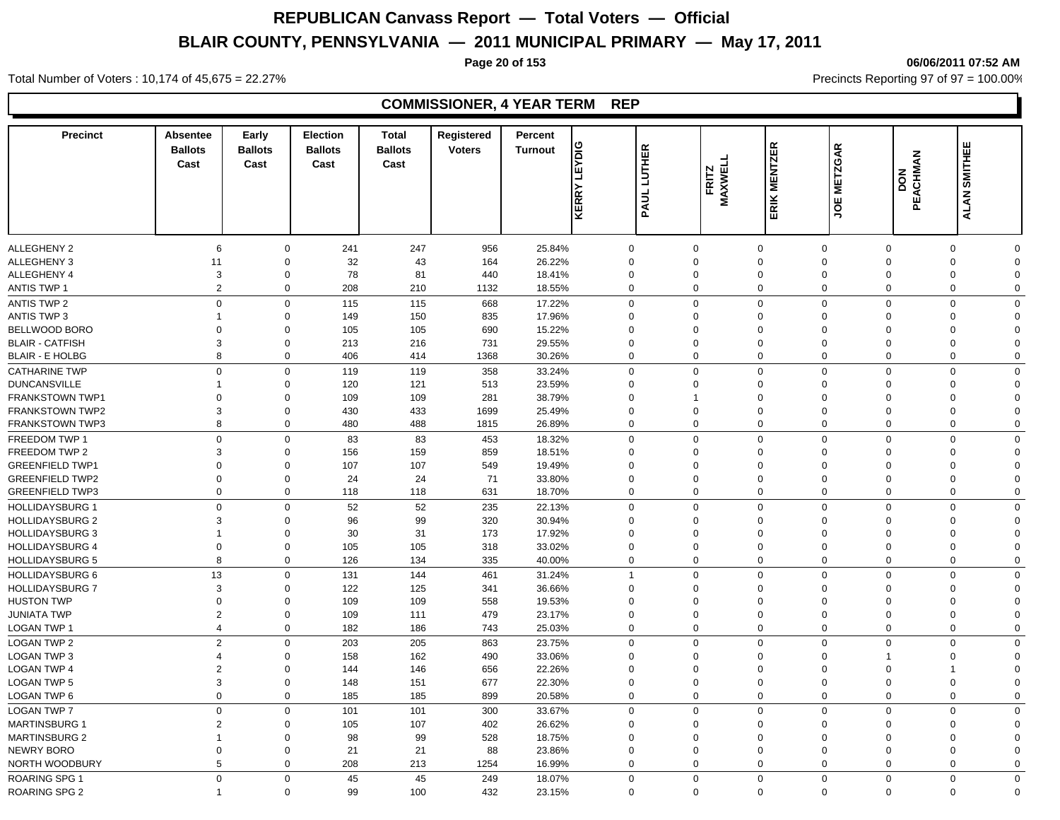# REPUBLICAN Canvass Report — Total Voters — Official

## BLAIR COUNTY, PENNSYLVANIA — 2011 MUNICIPAL PRIMARY — May 17, 2011

06/06/2011 07:52 AM

Total Number of Voters : 10,174 of 45,675 = 22.27%

Precincts Reporting 97 of 97 = 100.00%

### COMMISSIONER, 4 YEAR TERM REP

| Precinct | Absentee Ballots Cast | Early Ballots Cast | Election Ballots Cast | Total Ballots Cast | Registered Voters | Percent Turnout | KERRY LEYDIG | PAUL LUTHER | FRITZ MAXWELL | ERIK MENTZER | JOE METZGAR | DON PEACHMAN | ALAN SMITHEE |
|---|---|---|---|---|---|---|---|---|---|---|---|---|---|
| ALLEGHENY 2 | 6 | 0 | 241 | 247 | 956 | 25.84% | 0 | 0 | 0 | 0 | 0 | 0 | 0 |
| ALLEGHENY 3 | 11 | 0 | 32 | 43 | 164 | 26.22% | 0 | 0 | 0 | 0 | 0 | 0 | 0 |
| ALLEGHENY 4 | 3 | 0 | 78 | 81 | 440 | 18.41% | 0 | 0 | 0 | 0 | 0 | 0 | 0 |
| ANTIS TWP 1 | 2 | 0 | 208 | 210 | 1132 | 18.55% | 0 | 0 | 0 | 0 | 0 | 0 | 0 |
| ANTIS TWP 2 | 0 | 0 | 115 | 115 | 668 | 17.22% | 0 | 0 | 0 | 0 | 0 | 0 | 0 |
| ANTIS TWP 3 | 1 | 0 | 149 | 150 | 835 | 17.96% | 0 | 0 | 0 | 0 | 0 | 0 | 0 |
| BELLWOOD BORO | 0 | 0 | 105 | 105 | 690 | 15.22% | 0 | 0 | 0 | 0 | 0 | 0 | 0 |
| BLAIR - CATFISH | 3 | 0 | 213 | 216 | 731 | 29.55% | 0 | 0 | 0 | 0 | 0 | 0 | 0 |
| BLAIR - E HOLBG | 8 | 0 | 406 | 414 | 1368 | 30.26% | 0 | 0 | 0 | 0 | 0 | 0 | 0 |
| CATHARINE TWP | 0 | 0 | 119 | 119 | 358 | 33.24% | 0 | 0 | 0 | 0 | 0 | 0 | 0 |
| DUNCANSVILLE | 1 | 0 | 120 | 121 | 513 | 23.59% | 0 | 0 | 0 | 0 | 0 | 0 | 0 |
| FRANKSTOWN TWP1 | 0 | 0 | 109 | 109 | 281 | 38.79% | 0 | 1 | 0 | 0 | 0 | 0 | 0 |
| FRANKSTOWN TWP2 | 3 | 0 | 430 | 433 | 1699 | 25.49% | 0 | 0 | 0 | 0 | 0 | 0 | 0 |
| FRANKSTOWN TWP3 | 8 | 0 | 480 | 488 | 1815 | 26.89% | 0 | 0 | 0 | 0 | 0 | 0 | 0 |
| FREEDOM TWP 1 | 0 | 0 | 83 | 83 | 453 | 18.32% | 0 | 0 | 0 | 0 | 0 | 0 | 0 |
| FREEDOM TWP 2 | 3 | 0 | 156 | 159 | 859 | 18.51% | 0 | 0 | 0 | 0 | 0 | 0 | 0 |
| GREENFIELD TWP1 | 0 | 0 | 107 | 107 | 549 | 19.49% | 0 | 0 | 0 | 0 | 0 | 0 | 0 |
| GREENFIELD TWP2 | 0 | 0 | 24 | 24 | 71 | 33.80% | 0 | 0 | 0 | 0 | 0 | 0 | 0 |
| GREENFIELD TWP3 | 0 | 0 | 118 | 118 | 631 | 18.70% | 0 | 0 | 0 | 0 | 0 | 0 | 0 |
| HOLLIDAYSBURG 1 | 0 | 0 | 52 | 52 | 235 | 22.13% | 0 | 0 | 0 | 0 | 0 | 0 | 0 |
| HOLLIDAYSBURG 2 | 3 | 0 | 96 | 99 | 320 | 30.94% | 0 | 0 | 0 | 0 | 0 | 0 | 0 |
| HOLLIDAYSBURG 3 | 1 | 0 | 30 | 31 | 173 | 17.92% | 0 | 0 | 0 | 0 | 0 | 0 | 0 |
| HOLLIDAYSBURG 4 | 0 | 0 | 105 | 105 | 318 | 33.02% | 0 | 0 | 0 | 0 | 0 | 0 | 0 |
| HOLLIDAYSBURG 5 | 8 | 0 | 126 | 134 | 335 | 40.00% | 0 | 0 | 0 | 0 | 0 | 0 | 0 |
| HOLLIDAYSBURG 6 | 13 | 0 | 131 | 144 | 461 | 31.24% | 1 | 0 | 0 | 0 | 0 | 0 | 0 |
| HOLLIDAYSBURG 7 | 3 | 0 | 122 | 125 | 341 | 36.66% | 0 | 0 | 0 | 0 | 0 | 0 | 0 |
| HUSTON TWP | 0 | 0 | 109 | 109 | 558 | 19.53% | 0 | 0 | 0 | 0 | 0 | 0 | 0 |
| JUNIATA TWP | 2 | 0 | 109 | 111 | 479 | 23.17% | 0 | 0 | 0 | 0 | 0 | 0 | 0 |
| LOGAN TWP 1 | 4 | 0 | 182 | 186 | 743 | 25.03% | 0 | 0 | 0 | 0 | 0 | 0 | 0 |
| LOGAN TWP 2 | 2 | 0 | 203 | 205 | 863 | 23.75% | 0 | 0 | 0 | 0 | 0 | 0 | 0 |
| LOGAN TWP 3 | 4 | 0 | 158 | 162 | 490 | 33.06% | 0 | 0 | 0 | 0 | 1 | 0 | 0 |
| LOGAN TWP 4 | 2 | 0 | 144 | 146 | 656 | 22.26% | 0 | 0 | 0 | 0 | 0 | 1 | 0 |
| LOGAN TWP 5 | 3 | 0 | 148 | 151 | 677 | 22.30% | 0 | 0 | 0 | 0 | 0 | 0 | 0 |
| LOGAN TWP 6 | 0 | 0 | 185 | 185 | 899 | 20.58% | 0 | 0 | 0 | 0 | 0 | 0 | 0 |
| LOGAN TWP 7 | 0 | 0 | 101 | 101 | 300 | 33.67% | 0 | 0 | 0 | 0 | 0 | 0 | 0 |
| MARTINSBURG 1 | 2 | 0 | 105 | 107 | 402 | 26.62% | 0 | 0 | 0 | 0 | 0 | 0 | 0 |
| MARTINSBURG 2 | 1 | 0 | 98 | 99 | 528 | 18.75% | 0 | 0 | 0 | 0 | 0 | 0 | 0 |
| NEWRY BORO | 0 | 0 | 21 | 21 | 88 | 23.86% | 0 | 0 | 0 | 0 | 0 | 0 | 0 |
| NORTH WOODBURY | 5 | 0 | 208 | 213 | 1254 | 16.99% | 0 | 0 | 0 | 0 | 0 | 0 | 0 |
| ROARING SPG 1 | 0 | 0 | 45 | 45 | 249 | 18.07% | 0 | 0 | 0 | 0 | 0 | 0 | 0 |
| ROARING SPG 2 | 1 | 0 | 99 | 100 | 432 | 23.15% | 0 | 0 | 0 | 0 | 0 | 0 | 0 |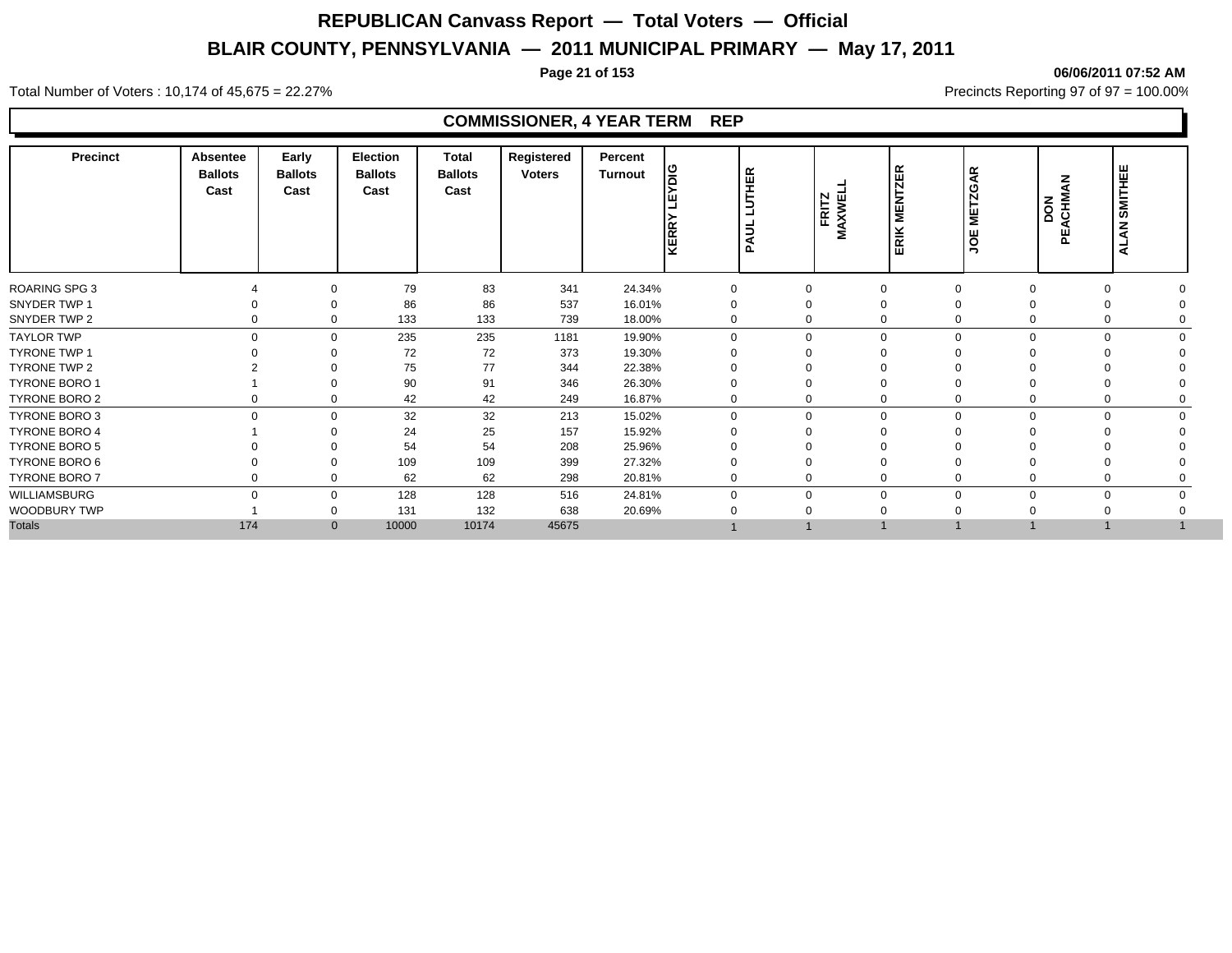# REPUBLICAN Canvass Report — Total Voters — Official

## BLAIR COUNTY, PENNSYLVANIA — 2011 MUNICIPAL PRIMARY — May 17, 2011

06/06/2011 07:52 AM

Total Number of Voters : 10,174 of 45,675 = 22.27%

Precincts Reporting 97 of 97 = 100.00%

### COMMISSIONER, 4 YEAR TERM REP

| Precinct | Absentee Ballots Cast | Early Ballots Cast | Election Ballots Cast | Total Ballots Cast | Registered Voters | Percent Turnout | KERRY LEYDIG | PAUL LUTHER | FRITZ MAXWELL | ERIK MENTZER | JOE METZGAR | DON PEACHMAN | ALAN SMITHEE |
|---|---|---|---|---|---|---|---|---|---|---|---|---|---|
| ROARING SPG 3 | 4 | 0 | 79 | 83 | 341 | 24.34% | 0 | 0 | 0 | 0 | 0 | 0 | 0 |
| SNYDER TWP 1 | 0 | 0 | 86 | 86 | 537 | 16.01% | 0 | 0 | 0 | 0 | 0 | 0 | 0 |
| SNYDER TWP 2 | 0 | 0 | 133 | 133 | 739 | 18.00% | 0 | 0 | 0 | 0 | 0 | 0 | 0 |
| TAYLOR TWP | 0 | 0 | 235 | 235 | 1181 | 19.90% | 0 | 0 | 0 | 0 | 0 | 0 | 0 |
| TYRONE TWP 1 | 0 | 0 | 72 | 72 | 373 | 19.30% | 0 | 0 | 0 | 0 | 0 | 0 | 0 |
| TYRONE TWP 2 | 2 | 0 | 75 | 77 | 344 | 22.38% | 0 | 0 | 0 | 0 | 0 | 0 | 0 |
| TYRONE BORO 1 | 1 | 0 | 90 | 91 | 346 | 26.30% | 0 | 0 | 0 | 0 | 0 | 0 | 0 |
| TYRONE BORO 2 | 0 | 0 | 42 | 42 | 249 | 16.87% | 0 | 0 | 0 | 0 | 0 | 0 | 0 |
| TYRONE BORO 3 | 0 | 0 | 32 | 32 | 213 | 15.02% | 0 | 0 | 0 | 0 | 0 | 0 | 0 |
| TYRONE BORO 4 | 1 | 0 | 24 | 25 | 157 | 15.92% | 0 | 0 | 0 | 0 | 0 | 0 | 0 |
| TYRONE BORO 5 | 0 | 0 | 54 | 54 | 208 | 25.96% | 0 | 0 | 0 | 0 | 0 | 0 | 0 |
| TYRONE BORO 6 | 0 | 0 | 109 | 109 | 399 | 27.32% | 0 | 0 | 0 | 0 | 0 | 0 | 0 |
| TYRONE BORO 7 | 0 | 0 | 62 | 62 | 298 | 20.81% | 0 | 0 | 0 | 0 | 0 | 0 | 0 |
| WILLIAMSBURG | 0 | 0 | 128 | 128 | 516 | 24.81% | 0 | 0 | 0 | 0 | 0 | 0 | 0 |
| WOODBURY TWP | 1 | 0 | 131 | 132 | 638 | 20.69% | 0 | 0 | 0 | 0 | 0 | 0 | 0 |
| Totals | 174 | 0 | 10000 | 10174 | 45675 | | 1 | 1 | 1 | 1 | 1 | 1 | 1 |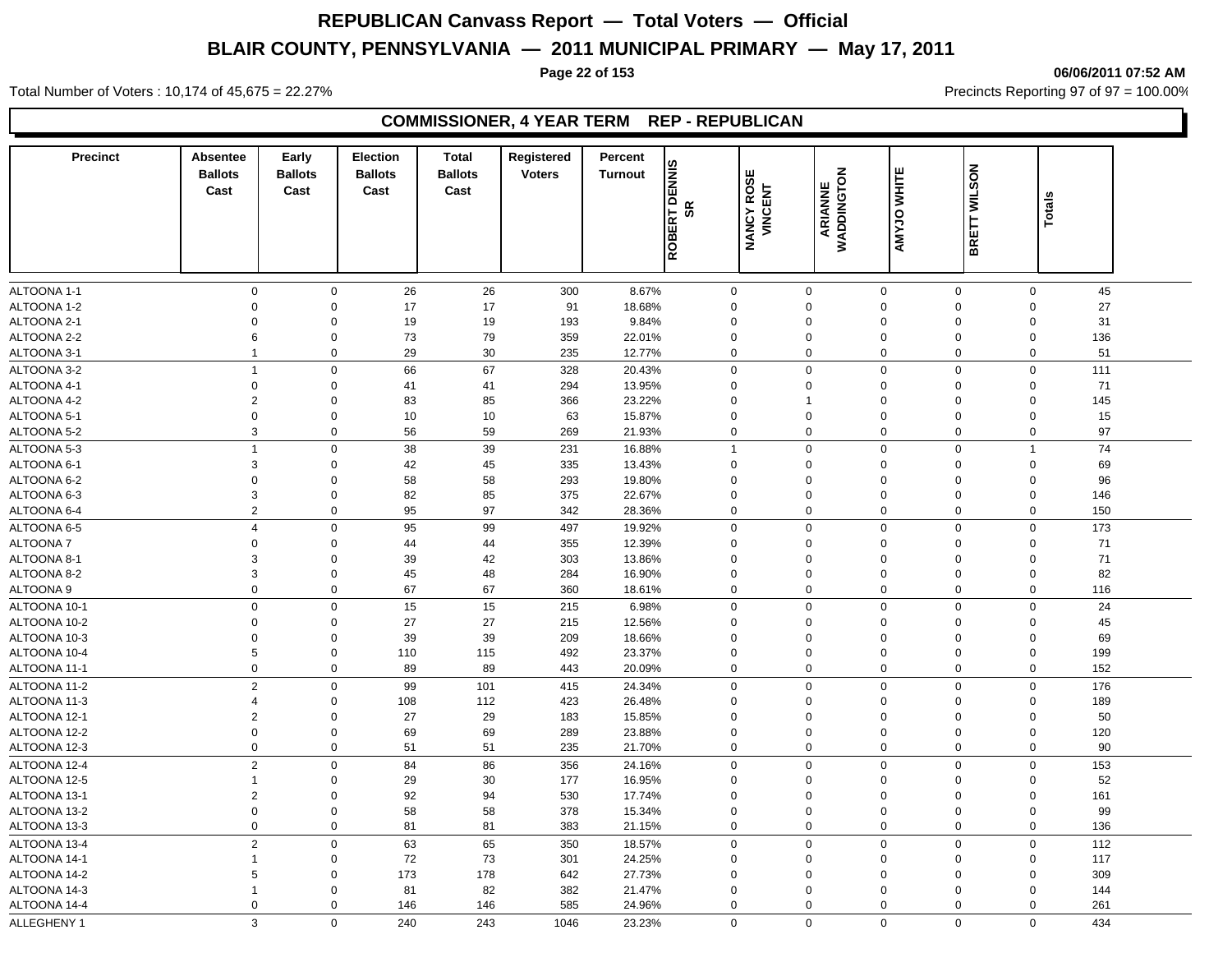# REPUBLICAN Canvass Report — Total Voters — Official

## BLAIR COUNTY, PENNSYLVANIA — 2011 MUNICIPAL PRIMARY — May 17, 2011

06/06/2011 07:52 AM

Total Number of Voters : 10,174 of 45,675 = 22.27%

Precincts Reporting 97 of 97 = 100.00%

### COMMISSIONER, 4 YEAR TERM REP - REPUBLICAN

| Precinct | Absentee Ballots Cast | Early Ballots Cast | Election Ballots Cast | Total Ballots Cast | Registered Voters | Percent Turnout | ROBERT DENNIS SR | NANCY ROSE VINCENT | ARIANNE WADDINGTON | AMYJO WHITE | BRETT WILSON | Totals |
|---|---|---|---|---|---|---|---|---|---|---|---|---|
| ALTOONA 1-1 | 0 | 0 | 26 | 26 | 300 | 8.67% | 0 | 0 | 0 | 0 | 0 | 45 |
| ALTOONA 1-2 | 0 | 0 | 17 | 17 | 91 | 18.68% | 0 | 0 | 0 | 0 | 0 | 27 |
| ALTOONA 2-1 | 0 | 0 | 19 | 19 | 193 | 9.84% | 0 | 0 | 0 | 0 | 0 | 31 |
| ALTOONA 2-2 | 6 | 0 | 73 | 79 | 359 | 22.01% | 0 | 0 | 0 | 0 | 0 | 136 |
| ALTOONA 3-1 | 1 | 0 | 29 | 30 | 235 | 12.77% | 0 | 0 | 0 | 0 | 0 | 51 |
| ALTOONA 3-2 | 1 | 0 | 66 | 67 | 328 | 20.43% | 0 | 0 | 0 | 0 | 0 | 111 |
| ALTOONA 4-1 | 0 | 0 | 41 | 41 | 294 | 13.95% | 0 | 0 | 0 | 0 | 0 | 71 |
| ALTOONA 4-2 | 2 | 0 | 83 | 85 | 366 | 23.22% | 0 | 1 | 0 | 0 | 0 | 145 |
| ALTOONA 5-1 | 0 | 0 | 10 | 10 | 63 | 15.87% | 0 | 0 | 0 | 0 | 0 | 15 |
| ALTOONA 5-2 | 3 | 0 | 56 | 59 | 269 | 21.93% | 0 | 0 | 0 | 0 | 0 | 97 |
| ALTOONA 5-3 | 1 | 0 | 38 | 39 | 231 | 16.88% | 1 | 0 | 0 | 0 | 1 | 74 |
| ALTOONA 6-1 | 3 | 0 | 42 | 45 | 335 | 13.43% | 0 | 0 | 0 | 0 | 0 | 69 |
| ALTOONA 6-2 | 0 | 0 | 58 | 58 | 293 | 19.80% | 0 | 0 | 0 | 0 | 0 | 96 |
| ALTOONA 6-3 | 3 | 0 | 82 | 85 | 375 | 22.67% | 0 | 0 | 0 | 0 | 0 | 146 |
| ALTOONA 6-4 | 2 | 0 | 95 | 97 | 342 | 28.36% | 0 | 0 | 0 | 0 | 0 | 150 |
| ALTOONA 6-5 | 4 | 0 | 95 | 99 | 497 | 19.92% | 0 | 0 | 0 | 0 | 0 | 173 |
| ALTOONA 7 | 0 | 0 | 44 | 44 | 355 | 12.39% | 0 | 0 | 0 | 0 | 0 | 71 |
| ALTOONA 8-1 | 3 | 0 | 39 | 42 | 303 | 13.86% | 0 | 0 | 0 | 0 | 0 | 71 |
| ALTOONA 8-2 | 3 | 0 | 45 | 48 | 284 | 16.90% | 0 | 0 | 0 | 0 | 0 | 82 |
| ALTOONA 9 | 0 | 0 | 67 | 67 | 360 | 18.61% | 0 | 0 | 0 | 0 | 0 | 116 |
| ALTOONA 10-1 | 0 | 0 | 15 | 15 | 215 | 6.98% | 0 | 0 | 0 | 0 | 0 | 24 |
| ALTOONA 10-2 | 0 | 0 | 27 | 27 | 215 | 12.56% | 0 | 0 | 0 | 0 | 0 | 45 |
| ALTOONA 10-3 | 0 | 0 | 39 | 39 | 209 | 18.66% | 0 | 0 | 0 | 0 | 0 | 69 |
| ALTOONA 10-4 | 5 | 0 | 110 | 115 | 492 | 23.37% | 0 | 0 | 0 | 0 | 0 | 199 |
| ALTOONA 11-1 | 0 | 0 | 89 | 89 | 443 | 20.09% | 0 | 0 | 0 | 0 | 0 | 152 |
| ALTOONA 11-2 | 2 | 0 | 99 | 101 | 415 | 24.34% | 0 | 0 | 0 | 0 | 0 | 176 |
| ALTOONA 11-3 | 4 | 0 | 108 | 112 | 423 | 26.48% | 0 | 0 | 0 | 0 | 0 | 189 |
| ALTOONA 12-1 | 2 | 0 | 27 | 29 | 183 | 15.85% | 0 | 0 | 0 | 0 | 0 | 50 |
| ALTOONA 12-2 | 0 | 0 | 69 | 69 | 289 | 23.88% | 0 | 0 | 0 | 0 | 0 | 120 |
| ALTOONA 12-3 | 0 | 0 | 51 | 51 | 235 | 21.70% | 0 | 0 | 0 | 0 | 0 | 90 |
| ALTOONA 12-4 | 2 | 0 | 84 | 86 | 356 | 24.16% | 0 | 0 | 0 | 0 | 0 | 153 |
| ALTOONA 12-5 | 1 | 0 | 29 | 30 | 177 | 16.95% | 0 | 0 | 0 | 0 | 0 | 52 |
| ALTOONA 13-1 | 2 | 0 | 92 | 94 | 530 | 17.74% | 0 | 0 | 0 | 0 | 0 | 161 |
| ALTOONA 13-2 | 0 | 0 | 58 | 58 | 378 | 15.34% | 0 | 0 | 0 | 0 | 0 | 99 |
| ALTOONA 13-3 | 0 | 0 | 81 | 81 | 383 | 21.15% | 0 | 0 | 0 | 0 | 0 | 136 |
| ALTOONA 13-4 | 2 | 0 | 63 | 65 | 350 | 18.57% | 0 | 0 | 0 | 0 | 0 | 112 |
| ALTOONA 14-1 | 1 | 0 | 72 | 73 | 301 | 24.25% | 0 | 0 | 0 | 0 | 0 | 117 |
| ALTOONA 14-2 | 5 | 0 | 173 | 178 | 642 | 27.73% | 0 | 0 | 0 | 0 | 0 | 309 |
| ALTOONA 14-3 | 1 | 0 | 81 | 82 | 382 | 21.47% | 0 | 0 | 0 | 0 | 0 | 144 |
| ALTOONA 14-4 | 0 | 0 | 146 | 146 | 585 | 24.96% | 0 | 0 | 0 | 0 | 0 | 261 |
| ALLEGHENY 1 | 3 | 0 | 240 | 243 | 1046 | 23.23% | 0 | 0 | 0 | 0 | 0 | 434 |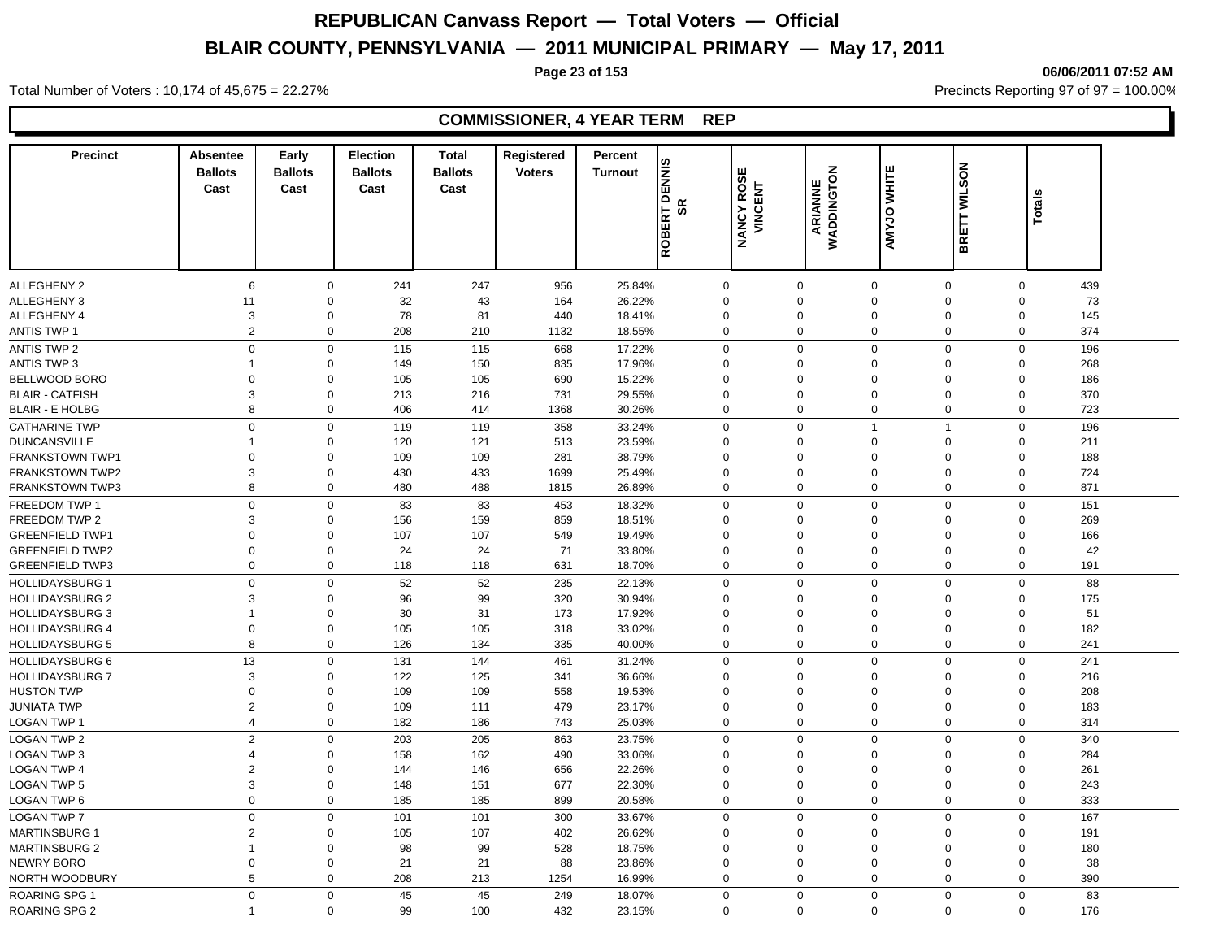# REPUBLICAN Canvass Report — Total Voters — Official

## BLAIR COUNTY, PENNSYLVANIA — 2011 MUNICIPAL PRIMARY — May 17, 2011

06/06/2011 07:52 AM

Total Number of Voters : 10,174 of 45,675 = 22.27%

Precincts Reporting 97 of 97 = 100.00%

### COMMISSIONER, 4 YEAR TERM REP

| Precinct | Absentee Ballots Cast | Early Ballots Cast | Election Ballots Cast | Total Ballots Cast | Registered Voters | Percent Turnout | ROBERT DENNIS SR | NANCY ROSE VINCENT | ARIANNE WADDINGTON | AMYJO WHITE | BRETT WILSON | Totals |
|---|---|---|---|---|---|---|---|---|---|---|---|---|
| ALLEGHENY 2 | 6 | 0 | 241 | 247 | 956 | 25.84% | 0 | 0 | 0 | 0 | 0 | 439 |
| ALLEGHENY 3 | 11 | 0 | 32 | 43 | 164 | 26.22% | 0 | 0 | 0 | 0 | 0 | 73 |
| ALLEGHENY 4 | 3 | 0 | 78 | 81 | 440 | 18.41% | 0 | 0 | 0 | 0 | 0 | 145 |
| ANTIS TWP 1 | 2 | 0 | 208 | 210 | 1132 | 18.55% | 0 | 0 | 0 | 0 | 0 | 374 |
| ANTIS TWP 2 | 0 | 0 | 115 | 115 | 668 | 17.22% | 0 | 0 | 0 | 0 | 0 | 196 |
| ANTIS TWP 3 | 1 | 0 | 149 | 150 | 835 | 17.96% | 0 | 0 | 0 | 0 | 0 | 268 |
| BELLWOOD BORO | 0 | 0 | 105 | 105 | 690 | 15.22% | 0 | 0 | 0 | 0 | 0 | 186 |
| BLAIR - CATFISH | 3 | 0 | 213 | 216 | 731 | 29.55% | 0 | 0 | 0 | 0 | 0 | 370 |
| BLAIR - E HOLBG | 8 | 0 | 406 | 414 | 1368 | 30.26% | 0 | 0 | 0 | 0 | 0 | 723 |
| CATHARINE TWP | 0 | 0 | 119 | 119 | 358 | 33.24% | 0 | 0 | 1 | 1 | 0 | 196 |
| DUNCANSVILLE | 1 | 0 | 120 | 121 | 513 | 23.59% | 0 | 0 | 0 | 0 | 0 | 211 |
| FRANKSTOWN TWP1 | 0 | 0 | 109 | 109 | 281 | 38.79% | 0 | 0 | 0 | 0 | 0 | 188 |
| FRANKSTOWN TWP2 | 3 | 0 | 430 | 433 | 1699 | 25.49% | 0 | 0 | 0 | 0 | 0 | 724 |
| FRANKSTOWN TWP3 | 8 | 0 | 480 | 488 | 1815 | 26.89% | 0 | 0 | 0 | 0 | 0 | 871 |
| FREEDOM TWP 1 | 0 | 0 | 83 | 83 | 453 | 18.32% | 0 | 0 | 0 | 0 | 0 | 151 |
| FREEDOM TWP 2 | 3 | 0 | 156 | 159 | 859 | 18.51% | 0 | 0 | 0 | 0 | 0 | 269 |
| GREENFIELD TWP1 | 0 | 0 | 107 | 107 | 549 | 19.49% | 0 | 0 | 0 | 0 | 0 | 166 |
| GREENFIELD TWP2 | 0 | 0 | 24 | 24 | 71 | 33.80% | 0 | 0 | 0 | 0 | 0 | 42 |
| GREENFIELD TWP3 | 0 | 0 | 118 | 118 | 631 | 18.70% | 0 | 0 | 0 | 0 | 0 | 191 |
| HOLLIDAYSBURG 1 | 0 | 0 | 52 | 52 | 235 | 22.13% | 0 | 0 | 0 | 0 | 0 | 88 |
| HOLLIDAYSBURG 2 | 3 | 0 | 96 | 99 | 320 | 30.94% | 0 | 0 | 0 | 0 | 0 | 175 |
| HOLLIDAYSBURG 3 | 1 | 0 | 30 | 31 | 173 | 17.92% | 0 | 0 | 0 | 0 | 0 | 51 |
| HOLLIDAYSBURG 4 | 0 | 0 | 105 | 105 | 318 | 33.02% | 0 | 0 | 0 | 0 | 0 | 182 |
| HOLLIDAYSBURG 5 | 8 | 0 | 126 | 134 | 335 | 40.00% | 0 | 0 | 0 | 0 | 0 | 241 |
| HOLLIDAYSBURG 6 | 13 | 0 | 131 | 144 | 461 | 31.24% | 0 | 0 | 0 | 0 | 0 | 241 |
| HOLLIDAYSBURG 7 | 3 | 0 | 122 | 125 | 341 | 36.66% | 0 | 0 | 0 | 0 | 0 | 216 |
| HUSTON TWP | 0 | 0 | 109 | 109 | 558 | 19.53% | 0 | 0 | 0 | 0 | 0 | 208 |
| JUNIATA TWP | 2 | 0 | 109 | 111 | 479 | 23.17% | 0 | 0 | 0 | 0 | 0 | 183 |
| LOGAN TWP 1 | 4 | 0 | 182 | 186 | 743 | 25.03% | 0 | 0 | 0 | 0 | 0 | 314 |
| LOGAN TWP 2 | 2 | 0 | 203 | 205 | 863 | 23.75% | 0 | 0 | 0 | 0 | 0 | 340 |
| LOGAN TWP 3 | 4 | 0 | 158 | 162 | 490 | 33.06% | 0 | 0 | 0 | 0 | 0 | 284 |
| LOGAN TWP 4 | 2 | 0 | 144 | 146 | 656 | 22.26% | 0 | 0 | 0 | 0 | 0 | 261 |
| LOGAN TWP 5 | 3 | 0 | 148 | 151 | 677 | 22.30% | 0 | 0 | 0 | 0 | 0 | 243 |
| LOGAN TWP 6 | 0 | 0 | 185 | 185 | 899 | 20.58% | 0 | 0 | 0 | 0 | 0 | 333 |
| LOGAN TWP 7 | 0 | 0 | 101 | 101 | 300 | 33.67% | 0 | 0 | 0 | 0 | 0 | 167 |
| MARTINSBURG 1 | 2 | 0 | 105 | 107 | 402 | 26.62% | 0 | 0 | 0 | 0 | 0 | 191 |
| MARTINSBURG 2 | 1 | 0 | 98 | 99 | 528 | 18.75% | 0 | 0 | 0 | 0 | 0 | 180 |
| NEWRY BORO | 0 | 0 | 21 | 21 | 88 | 23.86% | 0 | 0 | 0 | 0 | 0 | 38 |
| NORTH WOODBURY | 5 | 0 | 208 | 213 | 1254 | 16.99% | 0 | 0 | 0 | 0 | 0 | 390 |
| ROARING SPG 1 | 0 | 0 | 45 | 45 | 249 | 18.07% | 0 | 0 | 0 | 0 | 0 | 83 |
| ROARING SPG 2 | 1 | 0 | 99 | 100 | 432 | 23.15% | 0 | 0 | 0 | 0 | 0 | 176 |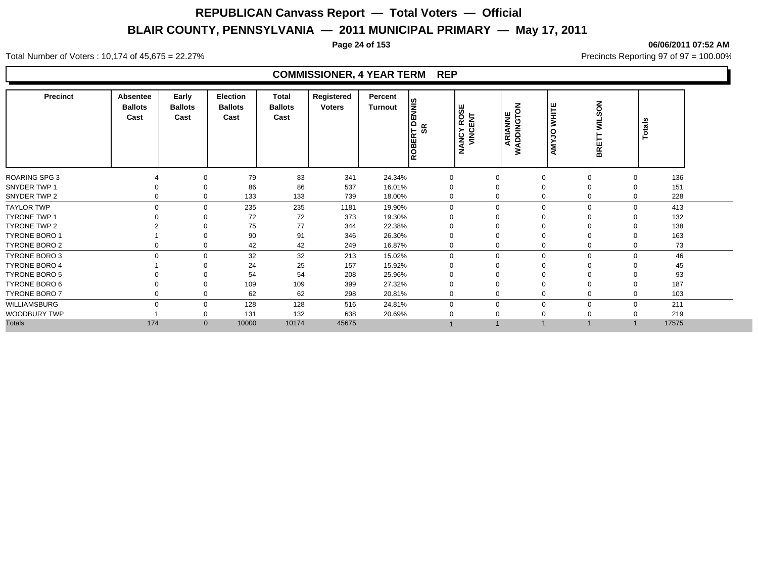# REPUBLICAN Canvass Report — Total Voters — Official

## BLAIR COUNTY, PENNSYLVANIA — 2011 MUNICIPAL PRIMARY — May 17, 2011

06/06/2011 07:52 AM

Total Number of Voters : 10,174 of 45,675 = 22.27%

Precincts Reporting 97 of 97 = 100.00%

### COMMISSIONER, 4 YEAR TERM REP

| Precinct | Absentee Ballots Cast | Early Ballots Cast | Election Ballots Cast | Total Ballots Cast | Registered Voters | Percent Turnout | ROBERT DENNIS SR | NANCY ROSE VINCENT | ARIANNE WADDINGTON | AMYJO WHITE | BRETT WILSON | Totals |
|---|---|---|---|---|---|---|---|---|---|---|---|---|
| ROARING SPG 3 | 4 | 0 | 79 | 83 | 341 | 24.34% | 0 | 0 | 0 | 0 | 0 | 136 |
| SNYDER TWP 1 | 0 | 0 | 86 | 86 | 537 | 16.01% | 0 | 0 | 0 | 0 | 0 | 151 |
| SNYDER TWP 2 | 0 | 0 | 133 | 133 | 739 | 18.00% | 0 | 0 | 0 | 0 | 0 | 228 |
| TAYLOR TWP | 0 | 0 | 235 | 235 | 1181 | 19.90% | 0 | 0 | 0 | 0 | 0 | 413 |
| TYRONE TWP 1 | 0 | 0 | 72 | 72 | 373 | 19.30% | 0 | 0 | 0 | 0 | 0 | 132 |
| TYRONE TWP 2 | 2 | 0 | 75 | 77 | 344 | 22.38% | 0 | 0 | 0 | 0 | 0 | 138 |
| TYRONE BORO 1 | 1 | 0 | 90 | 91 | 346 | 26.30% | 0 | 0 | 0 | 0 | 0 | 163 |
| TYRONE BORO 2 | 0 | 0 | 42 | 42 | 249 | 16.87% | 0 | 0 | 0 | 0 | 0 | 73 |
| TYRONE BORO 3 | 0 | 0 | 32 | 32 | 213 | 15.02% | 0 | 0 | 0 | 0 | 0 | 46 |
| TYRONE BORO 4 | 1 | 0 | 24 | 25 | 157 | 15.92% | 0 | 0 | 0 | 0 | 0 | 45 |
| TYRONE BORO 5 | 0 | 0 | 54 | 54 | 208 | 25.96% | 0 | 0 | 0 | 0 | 0 | 93 |
| TYRONE BORO 6 | 0 | 0 | 109 | 109 | 399 | 27.32% | 0 | 0 | 0 | 0 | 0 | 187 |
| TYRONE BORO 7 | 0 | 0 | 62 | 62 | 298 | 20.81% | 0 | 0 | 0 | 0 | 0 | 103 |
| WILLIAMSBURG | 0 | 0 | 128 | 128 | 516 | 24.81% | 0 | 0 | 0 | 0 | 0 | 211 |
| WOODBURY TWP | 1 | 0 | 131 | 132 | 638 | 20.69% | 0 | 0 | 0 | 0 | 0 | 219 |
| Totals | 174 | 0 | 10000 | 10174 | 45675 | | 1 | 1 | 1 | 1 | 1 | 17575 |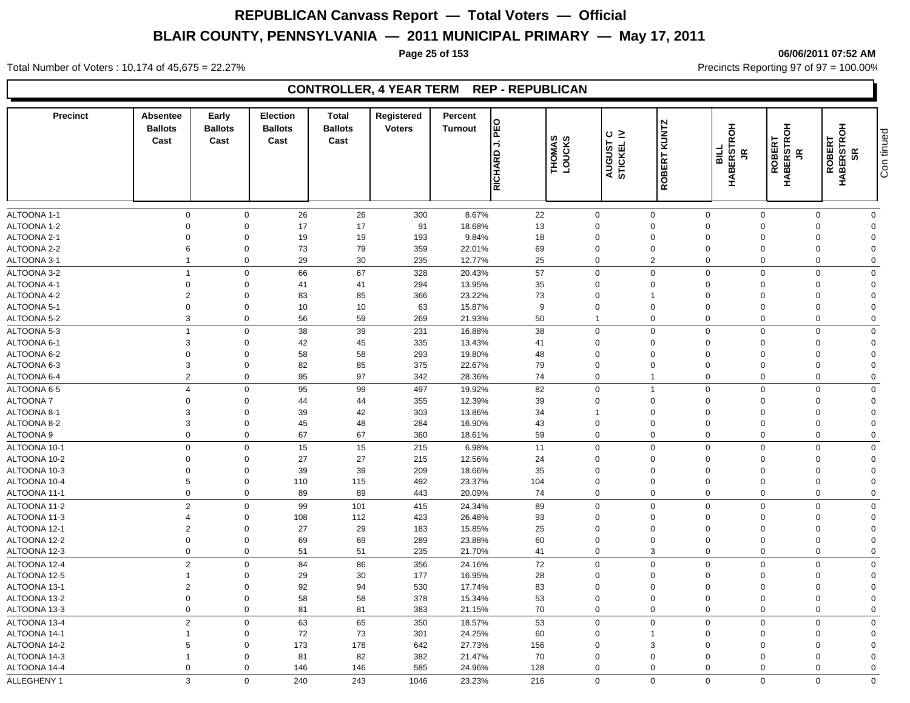# REPUBLICAN Canvass Report — Total Voters — Official

## BLAIR COUNTY, PENNSYLVANIA — 2011 MUNICIPAL PRIMARY — May 17, 2011

Total Number of Voters : 10,174 of 45,675 = 22.27%

Precincts Reporting 97 of 97 = 100.00%

### CONTROLLER, 4 YEAR TERM REP - REPUBLICAN

| Precinct | Absentee Ballots Cast | Early Ballots Cast | Election Ballots Cast | Total Ballots Cast | Registered Voters | Percent Turnout | RICHARD J. PEO | THOMAS LOUCKS | AUGUST C STICKEL IV | ROBERT KUNTZ | BILL HABERSTROH JR | ROBERT HABERSTROH JR | ROBERT HABERSTROH SR |
|---|---|---|---|---|---|---|---|---|---|---|---|---|---|
| ALTOONA 1-1 | 0 | 0 | 26 | 26 | 300 | 8.67% | 22 | 0 | 0 | 0 | 0 | 0 | 0 |
| ALTOONA 1-2 | 0 | 0 | 17 | 17 | 91 | 18.68% | 13 | 0 | 0 | 0 | 0 | 0 | 0 |
| ALTOONA 2-1 | 0 | 0 | 19 | 19 | 193 | 9.84% | 18 | 0 | 0 | 0 | 0 | 0 | 0 |
| ALTOONA 2-2 | 6 | 0 | 73 | 79 | 359 | 22.01% | 69 | 0 | 0 | 0 | 0 | 0 | 0 |
| ALTOONA 3-1 | 1 | 0 | 29 | 30 | 235 | 12.77% | 25 | 0 | 2 | 0 | 0 | 0 | 0 |
| ALTOONA 3-2 | 1 | 0 | 66 | 67 | 328 | 20.43% | 57 | 0 | 0 | 0 | 0 | 0 | 0 |
| ALTOONA 4-1 | 0 | 0 | 41 | 41 | 294 | 13.95% | 35 | 0 | 0 | 0 | 0 | 0 | 0 |
| ALTOONA 4-2 | 2 | 0 | 83 | 85 | 366 | 23.22% | 73 | 0 | 1 | 0 | 0 | 0 | 0 |
| ALTOONA 5-1 | 0 | 0 | 10 | 10 | 63 | 15.87% | 9 | 0 | 0 | 0 | 0 | 0 | 0 |
| ALTOONA 5-2 | 3 | 0 | 56 | 59 | 269 | 21.93% | 50 | 1 | 0 | 0 | 0 | 0 | 0 |
| ALTOONA 5-3 | 1 | 0 | 38 | 39 | 231 | 16.88% | 38 | 0 | 0 | 0 | 0 | 0 | 0 |
| ALTOONA 6-1 | 3 | 0 | 42 | 45 | 335 | 13.43% | 41 | 0 | 0 | 0 | 0 | 0 | 0 |
| ALTOONA 6-2 | 0 | 0 | 58 | 58 | 293 | 19.80% | 48 | 0 | 0 | 0 | 0 | 0 | 0 |
| ALTOONA 6-3 | 3 | 0 | 82 | 85 | 375 | 22.67% | 79 | 0 | 0 | 0 | 0 | 0 | 0 |
| ALTOONA 6-4 | 2 | 0 | 95 | 97 | 342 | 28.36% | 74 | 0 | 1 | 0 | 0 | 0 | 0 |
| ALTOONA 6-5 | 4 | 0 | 95 | 99 | 497 | 19.92% | 82 | 0 | 1 | 0 | 0 | 0 | 0 |
| ALTOONA 7 | 0 | 0 | 44 | 44 | 355 | 12.39% | 39 | 0 | 0 | 0 | 0 | 0 | 0 |
| ALTOONA 8-1 | 3 | 0 | 39 | 42 | 303 | 13.86% | 34 | 1 | 0 | 0 | 0 | 0 | 0 |
| ALTOONA 8-2 | 3 | 0 | 45 | 48 | 284 | 16.90% | 43 | 0 | 0 | 0 | 0 | 0 | 0 |
| ALTOONA 9 | 0 | 0 | 67 | 67 | 360 | 18.61% | 59 | 0 | 0 | 0 | 0 | 0 | 0 |
| ALTOONA 10-1 | 0 | 0 | 15 | 15 | 215 | 6.98% | 11 | 0 | 0 | 0 | 0 | 0 | 0 |
| ALTOONA 10-2 | 0 | 0 | 27 | 27 | 215 | 12.56% | 24 | 0 | 0 | 0 | 0 | 0 | 0 |
| ALTOONA 10-3 | 0 | 0 | 39 | 39 | 209 | 18.66% | 35 | 0 | 0 | 0 | 0 | 0 | 0 |
| ALTOONA 10-4 | 5 | 0 | 110 | 115 | 492 | 23.37% | 104 | 0 | 0 | 0 | 0 | 0 | 0 |
| ALTOONA 11-1 | 0 | 0 | 89 | 89 | 443 | 20.09% | 74 | 0 | 0 | 0 | 0 | 0 | 0 |
| ALTOONA 11-2 | 2 | 0 | 99 | 101 | 415 | 24.34% | 89 | 0 | 0 | 0 | 0 | 0 | 0 |
| ALTOONA 11-3 | 4 | 0 | 108 | 112 | 423 | 26.48% | 93 | 0 | 0 | 0 | 0 | 0 | 0 |
| ALTOONA 12-1 | 2 | 0 | 27 | 29 | 183 | 15.85% | 25 | 0 | 0 | 0 | 0 | 0 | 0 |
| ALTOONA 12-2 | 0 | 0 | 69 | 69 | 289 | 23.88% | 60 | 0 | 0 | 0 | 0 | 0 | 0 |
| ALTOONA 12-3 | 0 | 0 | 51 | 51 | 235 | 21.70% | 41 | 0 | 3 | 0 | 0 | 0 | 0 |
| ALTOONA 12-4 | 2 | 0 | 84 | 86 | 356 | 24.16% | 72 | 0 | 0 | 0 | 0 | 0 | 0 |
| ALTOONA 12-5 | 1 | 0 | 29 | 30 | 177 | 16.95% | 28 | 0 | 0 | 0 | 0 | 0 | 0 |
| ALTOONA 13-1 | 2 | 0 | 92 | 94 | 530 | 17.74% | 83 | 0 | 0 | 0 | 0 | 0 | 0 |
| ALTOONA 13-2 | 0 | 0 | 58 | 58 | 378 | 15.34% | 53 | 0 | 0 | 0 | 0 | 0 | 0 |
| ALTOONA 13-3 | 0 | 0 | 81 | 81 | 383 | 21.15% | 70 | 0 | 0 | 0 | 0 | 0 | 0 |
| ALTOONA 13-4 | 2 | 0 | 63 | 65 | 350 | 18.57% | 53 | 0 | 0 | 0 | 0 | 0 | 0 |
| ALTOONA 14-1 | 1 | 0 | 72 | 73 | 301 | 24.25% | 60 | 0 | 1 | 0 | 0 | 0 | 0 |
| ALTOONA 14-2 | 5 | 0 | 173 | 178 | 642 | 27.73% | 156 | 0 | 3 | 0 | 0 | 0 | 0 |
| ALTOONA 14-3 | 1 | 0 | 81 | 82 | 382 | 21.47% | 70 | 0 | 0 | 0 | 0 | 0 | 0 |
| ALTOONA 14-4 | 0 | 0 | 146 | 146 | 585 | 24.96% | 128 | 0 | 0 | 0 | 0 | 0 | 0 |
| ALLEGHENY 1 | 3 | 0 | 240 | 243 | 1046 | 23.23% | 216 | 0 | 0 | 0 | 0 | 0 | 0 |

Continued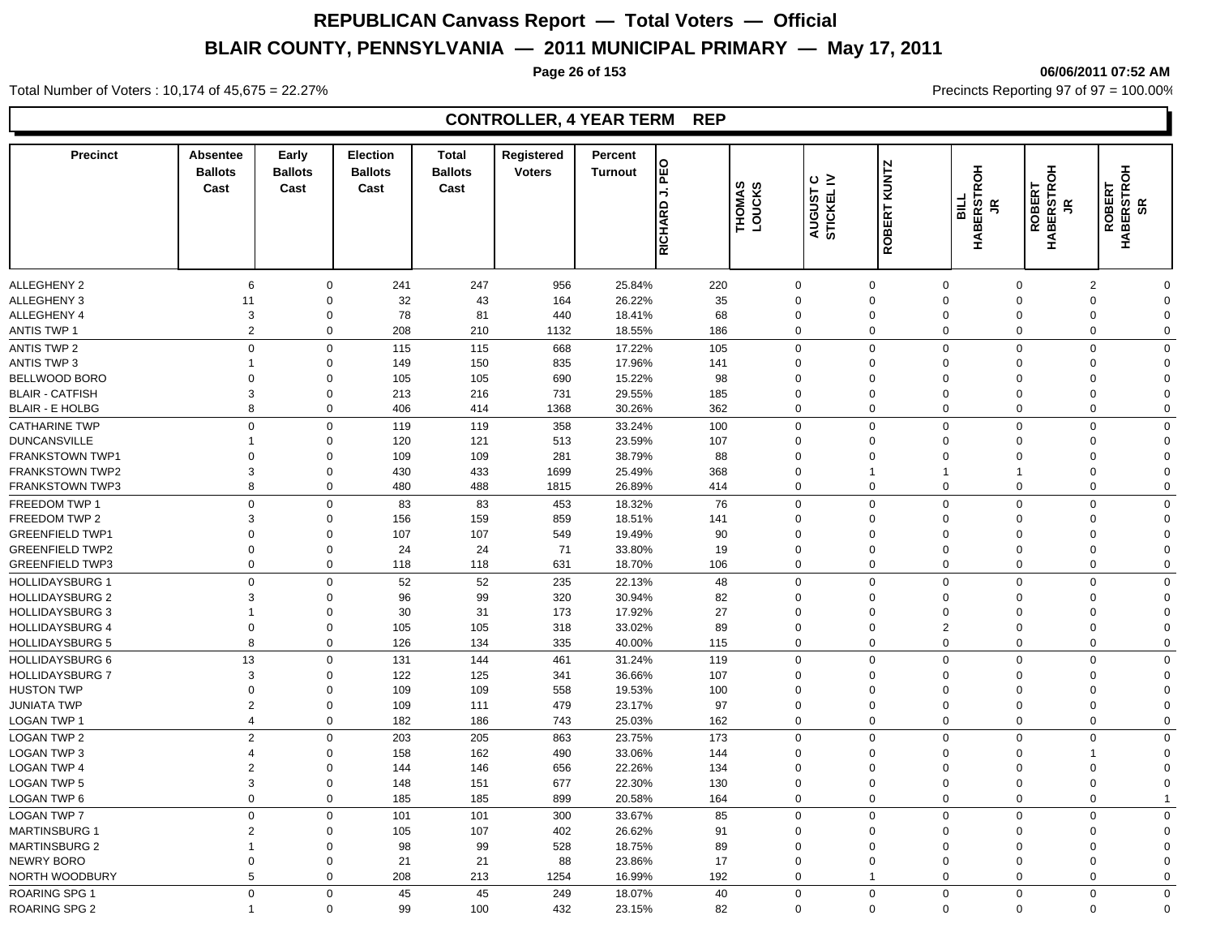# REPUBLICAN Canvass Report — Total Voters — Official

# BLAIR COUNTY, PENNSYLVANIA — 2011 MUNICIPAL PRIMARY — May 17, 2011

06/06/2011 07:52 AM

Total Number of Voters : 10,174 of 45,675 = 22.27%

Precincts Reporting 97 of 97 = 100.00%

## CONTROLLER, 4 YEAR TERM REP

| Precinct | Absentee Ballots Cast | Early Ballots Cast | Election Ballots Cast | Total Ballots Cast | Registered Voters | Percent Turnout | RICHARD J. PEO | THOMAS LOUCKS | AUGUST C STICKEL IV | ROBERT KUNTZ | BILL HABERSTROH JR | ROBERT HABERSTROH JR | ROBERT HABERSTROH SR |
|---|---|---|---|---|---|---|---|---|---|---|---|---|---|
| ALLEGHENY 2 | 6 | 0 | 241 | 247 | 956 | 25.84% | 220 | 0 | 0 | 0 | 0 | 2 | 0 |
| ALLEGHENY 3 | 11 | 0 | 32 | 43 | 164 | 26.22% | 35 | 0 | 0 | 0 | 0 | 0 | 0 |
| ALLEGHENY 4 | 3 | 0 | 78 | 81 | 440 | 18.41% | 68 | 0 | 0 | 0 | 0 | 0 | 0 |
| ANTIS TWP 1 | 2 | 0 | 208 | 210 | 1132 | 18.55% | 186 | 0 | 0 | 0 | 0 | 0 | 0 |
| ANTIS TWP 2 | 0 | 0 | 115 | 115 | 668 | 17.22% | 105 | 0 | 0 | 0 | 0 | 0 | 0 |
| ANTIS TWP 3 | 1 | 0 | 149 | 150 | 835 | 17.96% | 141 | 0 | 0 | 0 | 0 | 0 | 0 |
| BELLWOOD BORO | 0 | 0 | 105 | 105 | 690 | 15.22% | 98 | 0 | 0 | 0 | 0 | 0 | 0 |
| BLAIR - CATFISH | 3 | 0 | 213 | 216 | 731 | 29.55% | 185 | 0 | 0 | 0 | 0 | 0 | 0 |
| BLAIR - E HOLBG | 8 | 0 | 406 | 414 | 1368 | 30.26% | 362 | 0 | 0 | 0 | 0 | 0 | 0 |
| CATHARINE TWP | 0 | 0 | 119 | 119 | 358 | 33.24% | 100 | 0 | 0 | 0 | 0 | 0 | 0 |
| DUNCANSVILLE | 1 | 0 | 120 | 121 | 513 | 23.59% | 107 | 0 | 0 | 0 | 0 | 0 | 0 |
| FRANKSTOWN TWP1 | 0 | 0 | 109 | 109 | 281 | 38.79% | 88 | 0 | 0 | 0 | 0 | 0 | 0 |
| FRANKSTOWN TWP2 | 3 | 0 | 430 | 433 | 1699 | 25.49% | 368 | 0 | 1 | 1 | 1 | 0 | 0 |
| FRANKSTOWN TWP3 | 8 | 0 | 480 | 488 | 1815 | 26.89% | 414 | 0 | 0 | 0 | 0 | 0 | 0 |
| FREEDOM TWP 1 | 0 | 0 | 83 | 83 | 453 | 18.32% | 76 | 0 | 0 | 0 | 0 | 0 | 0 |
| FREEDOM TWP 2 | 3 | 0 | 156 | 159 | 859 | 18.51% | 141 | 0 | 0 | 0 | 0 | 0 | 0 |
| GREENFIELD TWP1 | 0 | 0 | 107 | 107 | 549 | 19.49% | 90 | 0 | 0 | 0 | 0 | 0 | 0 |
| GREENFIELD TWP2 | 0 | 0 | 24 | 24 | 71 | 33.80% | 19 | 0 | 0 | 0 | 0 | 0 | 0 |
| GREENFIELD TWP3 | 0 | 0 | 118 | 118 | 631 | 18.70% | 106 | 0 | 0 | 0 | 0 | 0 | 0 |
| HOLLIDAYSBURG 1 | 0 | 0 | 52 | 52 | 235 | 22.13% | 48 | 0 | 0 | 0 | 0 | 0 | 0 |
| HOLLIDAYSBURG 2 | 3 | 0 | 96 | 99 | 320 | 30.94% | 82 | 0 | 0 | 0 | 0 | 0 | 0 |
| HOLLIDAYSBURG 3 | 1 | 0 | 30 | 31 | 173 | 17.92% | 27 | 0 | 0 | 0 | 0 | 0 | 0 |
| HOLLIDAYSBURG 4 | 0 | 0 | 105 | 105 | 318 | 33.02% | 89 | 0 | 0 | 2 | 0 | 0 | 0 |
| HOLLIDAYSBURG 5 | 8 | 0 | 126 | 134 | 335 | 40.00% | 115 | 0 | 0 | 0 | 0 | 0 | 0 |
| HOLLIDAYSBURG 6 | 13 | 0 | 131 | 144 | 461 | 31.24% | 119 | 0 | 0 | 0 | 0 | 0 | 0 |
| HOLLIDAYSBURG 7 | 3 | 0 | 122 | 125 | 341 | 36.66% | 107 | 0 | 0 | 0 | 0 | 0 | 0 |
| HUSTON TWP | 0 | 0 | 109 | 109 | 558 | 19.53% | 100 | 0 | 0 | 0 | 0 | 0 | 0 |
| JUNIATA TWP | 2 | 0 | 109 | 111 | 479 | 23.17% | 97 | 0 | 0 | 0 | 0 | 0 | 0 |
| LOGAN TWP 1 | 4 | 0 | 182 | 186 | 743 | 25.03% | 162 | 0 | 0 | 0 | 0 | 0 | 0 |
| LOGAN TWP 2 | 2 | 0 | 203 | 205 | 863 | 23.75% | 173 | 0 | 0 | 0 | 0 | 0 | 0 |
| LOGAN TWP 3 | 4 | 0 | 158 | 162 | 490 | 33.06% | 144 | 0 | 0 | 0 | 0 | 1 | 0 |
| LOGAN TWP 4 | 2 | 0 | 144 | 146 | 656 | 22.26% | 134 | 0 | 0 | 0 | 0 | 0 | 0 |
| LOGAN TWP 5 | 3 | 0 | 148 | 151 | 677 | 22.30% | 130 | 0 | 0 | 0 | 0 | 0 | 0 |
| LOGAN TWP 6 | 0 | 0 | 185 | 185 | 899 | 20.58% | 164 | 0 | 0 | 0 | 0 | 0 | 1 |
| LOGAN TWP 7 | 0 | 0 | 101 | 101 | 300 | 33.67% | 85 | 0 | 0 | 0 | 0 | 0 | 0 |
| MARTINSBURG 1 | 2 | 0 | 105 | 107 | 402 | 26.62% | 91 | 0 | 0 | 0 | 0 | 0 | 0 |
| MARTINSBURG 2 | 1 | 0 | 98 | 99 | 528 | 18.75% | 89 | 0 | 0 | 0 | 0 | 0 | 0 |
| NEWRY BORO | 0 | 0 | 21 | 21 | 88 | 23.86% | 17 | 0 | 0 | 0 | 0 | 0 | 0 |
| NORTH WOODBURY | 5 | 0 | 208 | 213 | 1254 | 16.99% | 192 | 0 | 1 | 0 | 0 | 0 | 0 |
| ROARING SPG 1 | 0 | 0 | 45 | 45 | 249 | 18.07% | 40 | 0 | 0 | 0 | 0 | 0 | 0 |
| ROARING SPG 2 | 1 | 0 | 99 | 100 | 432 | 23.15% | 82 | 0 | 0 | 0 | 0 | 0 | 0 |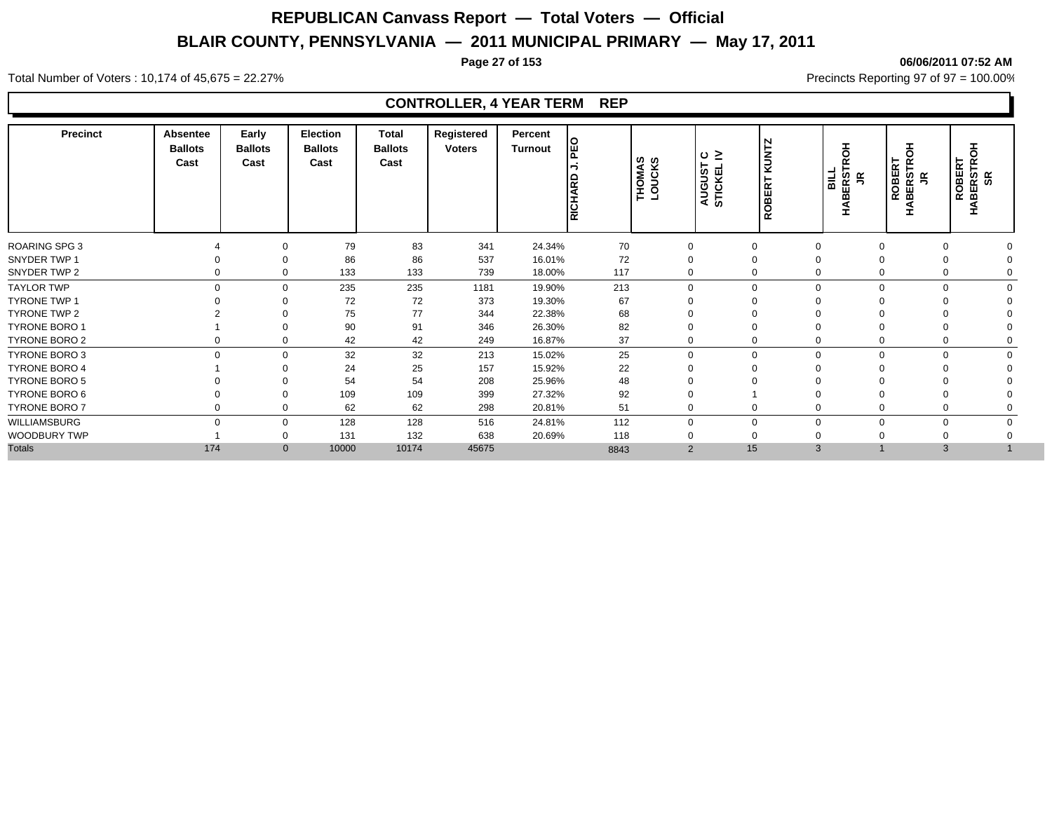# REPUBLICAN Canvass Report — Total Voters — Official

## BLAIR COUNTY, PENNSYLVANIA — 2011 MUNICIPAL PRIMARY — May 17, 2011

06/06/2011 07:52 AM

Total Number of Voters : 10,174 of 45,675 = 22.27%

Precincts Reporting 97 of 97 = 100.00%

### CONTROLLER, 4 YEAR TERM REP

| Precinct | Absentee Ballots Cast | Early Ballots Cast | Election Ballots Cast | Total Ballots Cast | Registered Voters | Percent Turnout | RICHARD J. PEO | THOMAS LOUCKS | AUGUST C STICKEL IV | ROBERT KUNTZ | BILL HABERSTROH JR | ROBERT HABERSTROH JR | ROBERT HABERSTROH SR |
|---|---|---|---|---|---|---|---|---|---|---|---|---|---|
| ROARING SPG 3 | 4 | 0 | 79 | 83 | 341 | 24.34% | 70 | 0 | 0 | 0 | 0 | 0 | 0 |
| SNYDER TWP 1 | 0 | 0 | 86 | 86 | 537 | 16.01% | 72 | 0 | 0 | 0 | 0 | 0 | 0 |
| SNYDER TWP 2 | 0 | 0 | 133 | 133 | 739 | 18.00% | 117 | 0 | 0 | 0 | 0 | 0 | 0 |
| TAYLOR TWP | 0 | 0 | 235 | 235 | 1181 | 19.90% | 213 | 0 | 0 | 0 | 0 | 0 | 0 |
| TYRONE TWP 1 | 0 | 0 | 72 | 72 | 373 | 19.30% | 67 | 0 | 0 | 0 | 0 | 0 | 0 |
| TYRONE TWP 2 | 2 | 0 | 75 | 77 | 344 | 22.38% | 68 | 0 | 0 | 0 | 0 | 0 | 0 |
| TYRONE BORO 1 | 1 | 0 | 90 | 91 | 346 | 26.30% | 82 | 0 | 0 | 0 | 0 | 0 | 0 |
| TYRONE BORO 2 | 0 | 0 | 42 | 42 | 249 | 16.87% | 37 | 0 | 0 | 0 | 0 | 0 | 0 |
| TYRONE BORO 3 | 0 | 0 | 32 | 32 | 213 | 15.02% | 25 | 0 | 0 | 0 | 0 | 0 | 0 |
| TYRONE BORO 4 | 1 | 0 | 24 | 25 | 157 | 15.92% | 22 | 0 | 0 | 0 | 0 | 0 | 0 |
| TYRONE BORO 5 | 0 | 0 | 54 | 54 | 208 | 25.96% | 48 | 0 | 0 | 0 | 0 | 0 | 0 |
| TYRONE BORO 6 | 0 | 0 | 109 | 109 | 399 | 27.32% | 92 | 0 | 1 | 0 | 0 | 0 | 0 |
| TYRONE BORO 7 | 0 | 0 | 62 | 62 | 298 | 20.81% | 51 | 0 | 0 | 0 | 0 | 0 | 0 |
| WILLIAMSBURG | 0 | 0 | 128 | 128 | 516 | 24.81% | 112 | 0 | 0 | 0 | 0 | 0 | 0 |
| WOODBURY TWP | 1 | 0 | 131 | 132 | 638 | 20.69% | 118 | 0 | 0 | 0 | 0 | 0 | 0 |
| Totals | 174 | 0 | 10000 | 10174 | 45675 | | 8843 | 2 | 15 | 3 | 1 | 3 | 1 |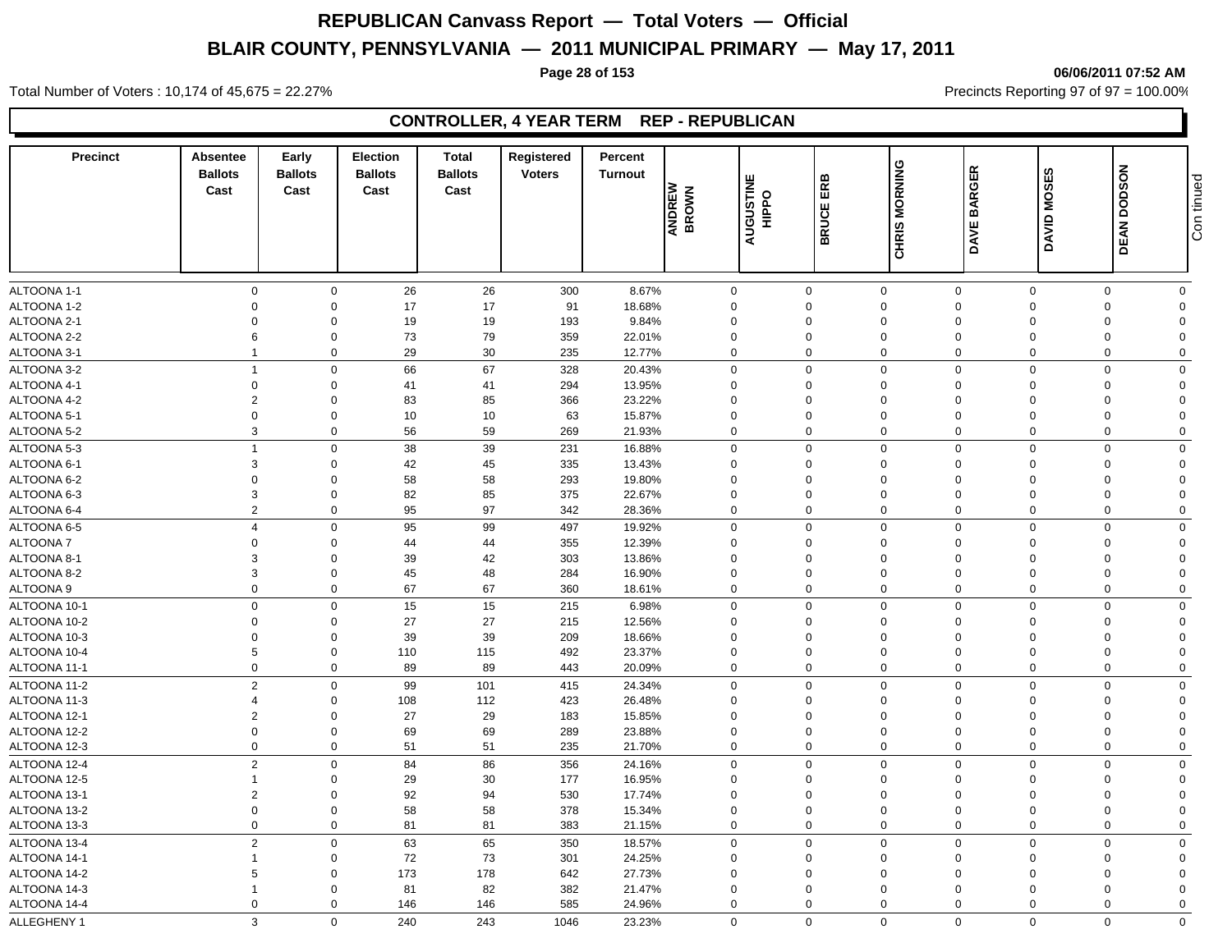# REPUBLICAN Canvass Report — Total Voters — Official

## BLAIR COUNTY, PENNSYLVANIA — 2011 MUNICIPAL PRIMARY — May 17, 2011

**06/06/2011 07:52 AM**

Total Number of Voters : 10,174 of 45,675 = 22.27%

Precincts Reporting 97 of 97 = 100.00%

### CONTROLLER, 4 YEAR TERM REP - REPUBLICAN

| Precinct | Absentee Ballots Cast | Early Ballots Cast | Election Ballots Cast | Total Ballots Cast | Registered Voters | Percent Turnout | ANDREW BROWN | AUGUSTINE HIPPO | BRUCE ERB | CHRIS MORNING | DAVE BARGER | DAVID MOSES | DEAN DODSON |
|---|---|---|---|---|---|---|---|---|---|---|---|---|---|
| ALTOONA 1-1 | 0 | 0 | 26 | 26 | 300 | 8.67% | 0 | 0 | 0 | 0 | 0 | 0 | 0 |
| ALTOONA 1-2 | 0 | 0 | 17 | 17 | 91 | 18.68% | 0 | 0 | 0 | 0 | 0 | 0 | 0 |
| ALTOONA 2-1 | 0 | 0 | 19 | 19 | 193 | 9.84% | 0 | 0 | 0 | 0 | 0 | 0 | 0 |
| ALTOONA 2-2 | 6 | 0 | 73 | 79 | 359 | 22.01% | 0 | 0 | 0 | 0 | 0 | 0 | 0 |
| ALTOONA 3-1 | 1 | 0 | 29 | 30 | 235 | 12.77% | 0 | 0 | 0 | 0 | 0 | 0 | 0 |
| ALTOONA 3-2 | 1 | 0 | 66 | 67 | 328 | 20.43% | 0 | 0 | 0 | 0 | 0 | 0 | 0 |
| ALTOONA 4-1 | 0 | 0 | 41 | 41 | 294 | 13.95% | 0 | 0 | 0 | 0 | 0 | 0 | 0 |
| ALTOONA 4-2 | 2 | 0 | 83 | 85 | 366 | 23.22% | 0 | 0 | 0 | 0 | 0 | 0 | 0 |
| ALTOONA 5-1 | 0 | 0 | 10 | 10 | 63 | 15.87% | 0 | 0 | 0 | 0 | 0 | 0 | 0 |
| ALTOONA 5-2 | 3 | 0 | 56 | 59 | 269 | 21.93% | 0 | 0 | 0 | 0 | 0 | 0 | 0 |
| ALTOONA 5-3 | 1 | 0 | 38 | 39 | 231 | 16.88% | 0 | 0 | 0 | 0 | 0 | 0 | 0 |
| ALTOONA 6-1 | 3 | 0 | 42 | 45 | 335 | 13.43% | 0 | 0 | 0 | 0 | 0 | 0 | 0 |
| ALTOONA 6-2 | 0 | 0 | 58 | 58 | 293 | 19.80% | 0 | 0 | 0 | 0 | 0 | 0 | 0 |
| ALTOONA 6-3 | 3 | 0 | 82 | 85 | 375 | 22.67% | 0 | 0 | 0 | 0 | 0 | 0 | 0 |
| ALTOONA 6-4 | 2 | 0 | 95 | 97 | 342 | 28.36% | 0 | 0 | 0 | 0 | 0 | 0 | 0 |
| ALTOONA 6-5 | 4 | 0 | 95 | 99 | 497 | 19.92% | 0 | 0 | 0 | 0 | 0 | 0 | 0 |
| ALTOONA 7 | 0 | 0 | 44 | 44 | 355 | 12.39% | 0 | 0 | 0 | 0 | 0 | 0 | 0 |
| ALTOONA 8-1 | 3 | 0 | 39 | 42 | 303 | 13.86% | 0 | 0 | 0 | 0 | 0 | 0 | 0 |
| ALTOONA 8-2 | 3 | 0 | 45 | 48 | 284 | 16.90% | 0 | 0 | 0 | 0 | 0 | 0 | 0 |
| ALTOONA 9 | 0 | 0 | 67 | 67 | 360 | 18.61% | 0 | 0 | 0 | 0 | 0 | 0 | 0 |
| ALTOONA 10-1 | 0 | 0 | 15 | 15 | 215 | 6.98% | 0 | 0 | 0 | 0 | 0 | 0 | 0 |
| ALTOONA 10-2 | 0 | 0 | 27 | 27 | 215 | 12.56% | 0 | 0 | 0 | 0 | 0 | 0 | 0 |
| ALTOONA 10-3 | 0 | 0 | 39 | 39 | 209 | 18.66% | 0 | 0 | 0 | 0 | 0 | 0 | 0 |
| ALTOONA 10-4 | 5 | 0 | 110 | 115 | 492 | 23.37% | 0 | 0 | 0 | 0 | 0 | 0 | 0 |
| ALTOONA 11-1 | 0 | 0 | 89 | 89 | 443 | 20.09% | 0 | 0 | 0 | 0 | 0 | 0 | 0 |
| ALTOONA 11-2 | 2 | 0 | 99 | 101 | 415 | 24.34% | 0 | 0 | 0 | 0 | 0 | 0 | 0 |
| ALTOONA 11-3 | 4 | 0 | 108 | 112 | 423 | 26.48% | 0 | 0 | 0 | 0 | 0 | 0 | 0 |
| ALTOONA 12-1 | 2 | 0 | 27 | 29 | 183 | 15.85% | 0 | 0 | 0 | 0 | 0 | 0 | 0 |
| ALTOONA 12-2 | 0 | 0 | 69 | 69 | 289 | 23.88% | 0 | 0 | 0 | 0 | 0 | 0 | 0 |
| ALTOONA 12-3 | 0 | 0 | 51 | 51 | 235 | 21.70% | 0 | 0 | 0 | 0 | 0 | 0 | 0 |
| ALTOONA 12-4 | 2 | 0 | 84 | 86 | 356 | 24.16% | 0 | 0 | 0 | 0 | 0 | 0 | 0 |
| ALTOONA 12-5 | 1 | 0 | 29 | 30 | 177 | 16.95% | 0 | 0 | 0 | 0 | 0 | 0 | 0 |
| ALTOONA 13-1 | 2 | 0 | 92 | 94 | 530 | 17.74% | 0 | 0 | 0 | 0 | 0 | 0 | 0 |
| ALTOONA 13-2 | 0 | 0 | 58 | 58 | 378 | 15.34% | 0 | 0 | 0 | 0 | 0 | 0 | 0 |
| ALTOONA 13-3 | 0 | 0 | 81 | 81 | 383 | 21.15% | 0 | 0 | 0 | 0 | 0 | 0 | 0 |
| ALTOONA 13-4 | 2 | 0 | 63 | 65 | 350 | 18.57% | 0 | 0 | 0 | 0 | 0 | 0 | 0 |
| ALTOONA 14-1 | 1 | 0 | 72 | 73 | 301 | 24.25% | 0 | 0 | 0 | 0 | 0 | 0 | 0 |
| ALTOONA 14-2 | 5 | 0 | 173 | 178 | 642 | 27.73% | 0 | 0 | 0 | 0 | 0 | 0 | 0 |
| ALTOONA 14-3 | 1 | 0 | 81 | 82 | 382 | 21.47% | 0 | 0 | 0 | 0 | 0 | 0 | 0 |
| ALTOONA 14-4 | 0 | 0 | 146 | 146 | 585 | 24.96% | 0 | 0 | 0 | 0 | 0 | 0 | 0 |
| ALLEGHENY 1 | 3 | 0 | 240 | 243 | 1046 | 23.23% | 0 | 0 | 0 | 0 | 0 | 0 | 0 |

Continued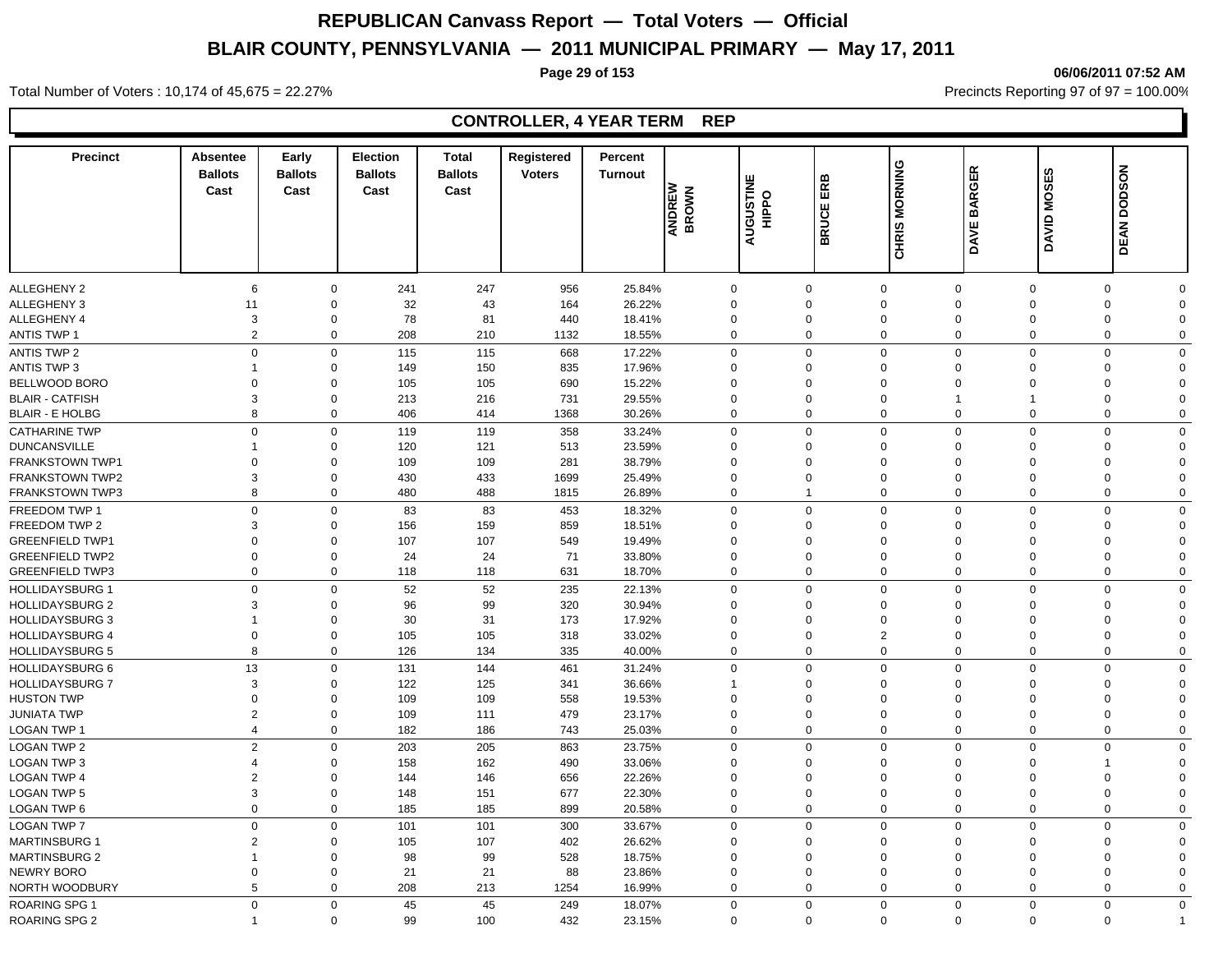# REPUBLICAN Canvass Report — Total Voters — Official

## BLAIR COUNTY, PENNSYLVANIA — 2011 MUNICIPAL PRIMARY — May 17, 2011

06/06/2011 07:52 AM

Total Number of Voters : 10,174 of 45,675 = 22.27%

Precincts Reporting 97 of 97 = 100.00%

### CONTROLLER, 4 YEAR TERM REP

| Precinct | Absentee Ballots Cast | Early Ballots Cast | Election Ballots Cast | Total Ballots Cast | Registered Voters | Percent Turnout | ANDREW BROWN | AUGUSTINE HIPPO | BRUCE ERB | CHRIS MORNING | DAVE BARGER | DAVID MOSES | DEAN DODSON |
|---|---|---|---|---|---|---|---|---|---|---|---|---|---|
| ALLEGHENY 2 | 6 | 0 | 241 | 247 | 956 | 25.84% | 0 | 0 | 0 | 0 | 0 | 0 | 0 |
| ALLEGHENY 3 | 11 | 0 | 32 | 43 | 164 | 26.22% | 0 | 0 | 0 | 0 | 0 | 0 | 0 |
| ALLEGHENY 4 | 3 | 0 | 78 | 81 | 440 | 18.41% | 0 | 0 | 0 | 0 | 0 | 0 | 0 |
| ANTIS TWP 1 | 2 | 0 | 208 | 210 | 1132 | 18.55% | 0 | 0 | 0 | 0 | 0 | 0 | 0 |
| ANTIS TWP 2 | 0 | 0 | 115 | 115 | 668 | 17.22% | 0 | 0 | 0 | 0 | 0 | 0 | 0 |
| ANTIS TWP 3 | 1 | 0 | 149 | 150 | 835 | 17.96% | 0 | 0 | 0 | 0 | 0 | 0 | 0 |
| BELLWOOD BORO | 0 | 0 | 105 | 105 | 690 | 15.22% | 0 | 0 | 0 | 0 | 0 | 0 | 0 |
| BLAIR - CATFISH | 3 | 0 | 213 | 216 | 731 | 29.55% | 0 | 0 | 0 | 1 | 1 | 0 | 0 |
| BLAIR - E HOLBG | 8 | 0 | 406 | 414 | 1368 | 30.26% | 0 | 0 | 0 | 0 | 0 | 0 | 0 |
| CATHARINE TWP | 0 | 0 | 119 | 119 | 358 | 33.24% | 0 | 0 | 0 | 0 | 0 | 0 | 0 |
| DUNCANSVILLE | 1 | 0 | 120 | 121 | 513 | 23.59% | 0 | 0 | 0 | 0 | 0 | 0 | 0 |
| FRANKSTOWN TWP1 | 0 | 0 | 109 | 109 | 281 | 38.79% | 0 | 0 | 0 | 0 | 0 | 0 | 0 |
| FRANKSTOWN TWP2 | 3 | 0 | 430 | 433 | 1699 | 25.49% | 0 | 0 | 0 | 0 | 0 | 0 | 0 |
| FRANKSTOWN TWP3 | 8 | 0 | 480 | 488 | 1815 | 26.89% | 0 | 1 | 0 | 0 | 0 | 0 | 0 |
| FREEDOM TWP 1 | 0 | 0 | 83 | 83 | 453 | 18.32% | 0 | 0 | 0 | 0 | 0 | 0 | 0 |
| FREEDOM TWP 2 | 3 | 0 | 156 | 159 | 859 | 18.51% | 0 | 0 | 0 | 0 | 0 | 0 | 0 |
| GREENFIELD TWP1 | 0 | 0 | 107 | 107 | 549 | 19.49% | 0 | 0 | 0 | 0 | 0 | 0 | 0 |
| GREENFIELD TWP2 | 0 | 0 | 24 | 24 | 71 | 33.80% | 0 | 0 | 0 | 0 | 0 | 0 | 0 |
| GREENFIELD TWP3 | 0 | 0 | 118 | 118 | 631 | 18.70% | 0 | 0 | 0 | 0 | 0 | 0 | 0 |
| HOLLIDAYSBURG 1 | 0 | 0 | 52 | 52 | 235 | 22.13% | 0 | 0 | 0 | 0 | 0 | 0 | 0 |
| HOLLIDAYSBURG 2 | 3 | 0 | 96 | 99 | 320 | 30.94% | 0 | 0 | 0 | 0 | 0 | 0 | 0 |
| HOLLIDAYSBURG 3 | 1 | 0 | 30 | 31 | 173 | 17.92% | 0 | 0 | 0 | 0 | 0 | 0 | 0 |
| HOLLIDAYSBURG 4 | 0 | 0 | 105 | 105 | 318 | 33.02% | 0 | 0 | 2 | 0 | 0 | 0 | 0 |
| HOLLIDAYSBURG 5 | 8 | 0 | 126 | 134 | 335 | 40.00% | 0 | 0 | 0 | 0 | 0 | 0 | 0 |
| HOLLIDAYSBURG 6 | 13 | 0 | 131 | 144 | 461 | 31.24% | 0 | 0 | 0 | 0 | 0 | 0 | 0 |
| HOLLIDAYSBURG 7 | 3 | 0 | 122 | 125 | 341 | 36.66% | 1 | 0 | 0 | 0 | 0 | 0 | 0 |
| HUSTON TWP | 0 | 0 | 109 | 109 | 558 | 19.53% | 0 | 0 | 0 | 0 | 0 | 0 | 0 |
| JUNIATA TWP | 2 | 0 | 109 | 111 | 479 | 23.17% | 0 | 0 | 0 | 0 | 0 | 0 | 0 |
| LOGAN TWP 1 | 4 | 0 | 182 | 186 | 743 | 25.03% | 0 | 0 | 0 | 0 | 0 | 0 | 0 |
| LOGAN TWP 2 | 2 | 0 | 203 | 205 | 863 | 23.75% | 0 | 0 | 0 | 0 | 0 | 0 | 0 |
| LOGAN TWP 3 | 4 | 0 | 158 | 162 | 490 | 33.06% | 0 | 0 | 0 | 0 | 0 | 1 | 0 |
| LOGAN TWP 4 | 2 | 0 | 144 | 146 | 656 | 22.26% | 0 | 0 | 0 | 0 | 0 | 0 | 0 |
| LOGAN TWP 5 | 3 | 0 | 148 | 151 | 677 | 22.30% | 0 | 0 | 0 | 0 | 0 | 0 | 0 |
| LOGAN TWP 6 | 0 | 0 | 185 | 185 | 899 | 20.58% | 0 | 0 | 0 | 0 | 0 | 0 | 0 |
| LOGAN TWP 7 | 0 | 0 | 101 | 101 | 300 | 33.67% | 0 | 0 | 0 | 0 | 0 | 0 | 0 |
| MARTINSBURG 1 | 2 | 0 | 105 | 107 | 402 | 26.62% | 0 | 0 | 0 | 0 | 0 | 0 | 0 |
| MARTINSBURG 2 | 1 | 0 | 98 | 99 | 528 | 18.75% | 0 | 0 | 0 | 0 | 0 | 0 | 0 |
| NEWRY BORO | 0 | 0 | 21 | 21 | 88 | 23.86% | 0 | 0 | 0 | 0 | 0 | 0 | 0 |
| NORTH WOODBURY | 5 | 0 | 208 | 213 | 1254 | 16.99% | 0 | 0 | 0 | 0 | 0 | 0 | 0 |
| ROARING SPG 1 | 0 | 0 | 45 | 45 | 249 | 18.07% | 0 | 0 | 0 | 0 | 0 | 0 | 0 |
| ROARING SPG 2 | 1 | 0 | 99 | 100 | 432 | 23.15% | 0 | 0 | 0 | 0 | 0 | 0 | 1 |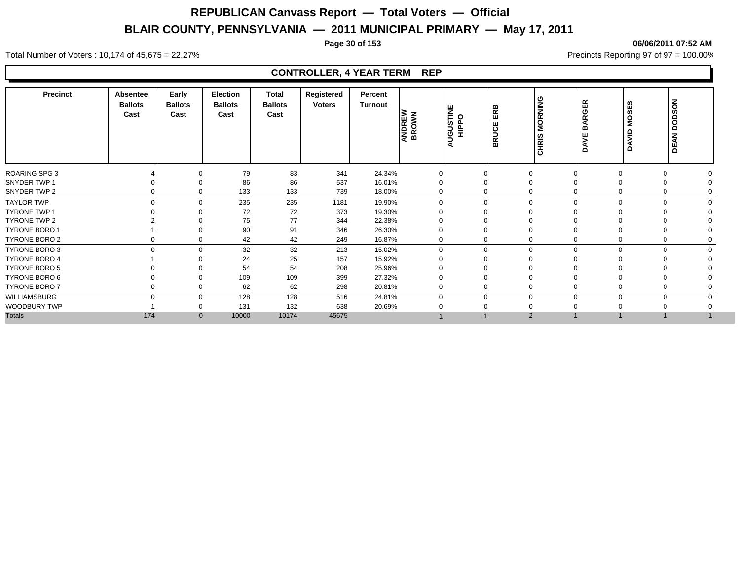# REPUBLICAN Canvass Report — Total Voters — Official

## BLAIR COUNTY, PENNSYLVANIA — 2011 MUNICIPAL PRIMARY — May 17, 2011

06/06/2011 07:52 AM

Total Number of Voters : 10,174 of 45,675 = 22.27%

Precincts Reporting 97 of 97 = 100.00%

### CONTROLLER, 4 YEAR TERM REP

| Precinct | Absentee Ballots Cast | Early Ballots Cast | Election Ballots Cast | Total Ballots Cast | Registered Voters | Percent Turnout | ANDREW BROWN | AUGUSTINE HIPPO | BRUCE ERB | CHRIS MORNING | DAVE BARGER | DAVID MOSES | DEAN DODSON |
|---|---|---|---|---|---|---|---|---|---|---|---|---|---|
| ROARING SPG 3 | 4 | 0 | 79 | 83 | 341 | 24.34% | 0 | 0 | 0 | 0 | 0 | 0 | 0 |
| SNYDER TWP 1 | 0 | 0 | 86 | 86 | 537 | 16.01% | 0 | 0 | 0 | 0 | 0 | 0 | 0 |
| SNYDER TWP 2 | 0 | 0 | 133 | 133 | 739 | 18.00% | 0 | 0 | 0 | 0 | 0 | 0 | 0 |
| TAYLOR TWP | 0 | 0 | 235 | 235 | 1181 | 19.90% | 0 | 0 | 0 | 0 | 0 | 0 | 0 |
| TYRONE TWP 1 | 0 | 0 | 72 | 72 | 373 | 19.30% | 0 | 0 | 0 | 0 | 0 | 0 | 0 |
| TYRONE TWP 2 | 2 | 0 | 75 | 77 | 344 | 22.38% | 0 | 0 | 0 | 0 | 0 | 0 | 0 |
| TYRONE BORO 1 | 1 | 0 | 90 | 91 | 346 | 26.30% | 0 | 0 | 0 | 0 | 0 | 0 | 0 |
| TYRONE BORO 2 | 0 | 0 | 42 | 42 | 249 | 16.87% | 0 | 0 | 0 | 0 | 0 | 0 | 0 |
| TYRONE BORO 3 | 0 | 0 | 32 | 32 | 213 | 15.02% | 0 | 0 | 0 | 0 | 0 | 0 | 0 |
| TYRONE BORO 4 | 1 | 0 | 24 | 25 | 157 | 15.92% | 0 | 0 | 0 | 0 | 0 | 0 | 0 |
| TYRONE BORO 5 | 0 | 0 | 54 | 54 | 208 | 25.96% | 0 | 0 | 0 | 0 | 0 | 0 | 0 |
| TYRONE BORO 6 | 0 | 0 | 109 | 109 | 399 | 27.32% | 0 | 0 | 0 | 0 | 0 | 0 | 0 |
| TYRONE BORO 7 | 0 | 0 | 62 | 62 | 298 | 20.81% | 0 | 0 | 0 | 0 | 0 | 0 | 0 |
| WILLIAMSBURG | 0 | 0 | 128 | 128 | 516 | 24.81% | 0 | 0 | 0 | 0 | 0 | 0 | 0 |
| WOODBURY TWP | 1 | 0 | 131 | 132 | 638 | 20.69% | 0 | 0 | 0 | 0 | 0 | 0 | 0 |
| Totals | 174 | 0 | 10000 | 10174 | 45675 | | 1 | 1 | 2 | 1 | 1 | 1 | 1 |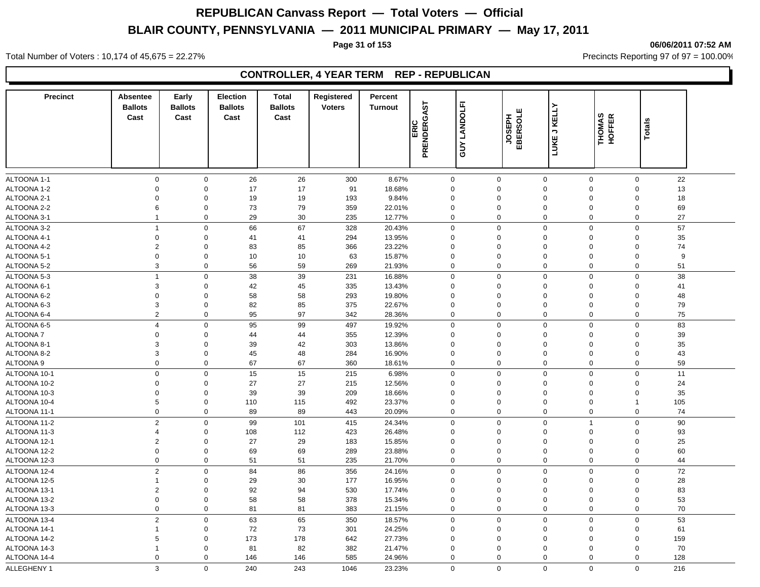# REPUBLICAN Canvass Report — Total Voters — Official

## BLAIR COUNTY, PENNSYLVANIA — 2011 MUNICIPAL PRIMARY — May 17, 2011

06/06/2011 07:52 AM

Total Number of Voters : 10,174 of 45,675 = 22.27%

Precincts Reporting 97 of 97 = 100.00%

### CONTROLLER, 4 YEAR TERM REP - REPUBLICAN

| Precinct | Absentee Ballots Cast | Early Ballots Cast | Election Ballots Cast | Total Ballots Cast | Registered Voters | Percent Turnout | ERIC PRENDERGAST | GUY LANDOLFI | JOSEPH EBERSOLE | LUKE J KELLY | THOMAS HOFFER | Totals |
|---|---|---|---|---|---|---|---|---|---|---|---|---|
| ALTOONA 1-1 | 0 | 0 | 26 | 26 | 300 | 8.67% | 0 | 0 | 0 | 0 | 0 | 22 |
| ALTOONA 1-2 | 0 | 0 | 17 | 17 | 91 | 18.68% | 0 | 0 | 0 | 0 | 0 | 13 |
| ALTOONA 2-1 | 0 | 0 | 19 | 19 | 193 | 9.84% | 0 | 0 | 0 | 0 | 0 | 18 |
| ALTOONA 2-2 | 6 | 0 | 73 | 79 | 359 | 22.01% | 0 | 0 | 0 | 0 | 0 | 69 |
| ALTOONA 3-1 | 1 | 0 | 29 | 30 | 235 | 12.77% | 0 | 0 | 0 | 0 | 0 | 27 |
| ALTOONA 3-2 | 1 | 0 | 66 | 67 | 328 | 20.43% | 0 | 0 | 0 | 0 | 0 | 57 |
| ALTOONA 4-1 | 0 | 0 | 41 | 41 | 294 | 13.95% | 0 | 0 | 0 | 0 | 0 | 35 |
| ALTOONA 4-2 | 2 | 0 | 83 | 85 | 366 | 23.22% | 0 | 0 | 0 | 0 | 0 | 74 |
| ALTOONA 5-1 | 0 | 0 | 10 | 10 | 63 | 15.87% | 0 | 0 | 0 | 0 | 0 | 9 |
| ALTOONA 5-2 | 3 | 0 | 56 | 59 | 269 | 21.93% | 0 | 0 | 0 | 0 | 0 | 51 |
| ALTOONA 5-3 | 1 | 0 | 38 | 39 | 231 | 16.88% | 0 | 0 | 0 | 0 | 0 | 38 |
| ALTOONA 6-1 | 3 | 0 | 42 | 45 | 335 | 13.43% | 0 | 0 | 0 | 0 | 0 | 41 |
| ALTOONA 6-2 | 0 | 0 | 58 | 58 | 293 | 19.80% | 0 | 0 | 0 | 0 | 0 | 48 |
| ALTOONA 6-3 | 3 | 0 | 82 | 85 | 375 | 22.67% | 0 | 0 | 0 | 0 | 0 | 79 |
| ALTOONA 6-4 | 2 | 0 | 95 | 97 | 342 | 28.36% | 0 | 0 | 0 | 0 | 0 | 75 |
| ALTOONA 6-5 | 4 | 0 | 95 | 99 | 497 | 19.92% | 0 | 0 | 0 | 0 | 0 | 83 |
| ALTOONA 7 | 0 | 0 | 44 | 44 | 355 | 12.39% | 0 | 0 | 0 | 0 | 0 | 39 |
| ALTOONA 8-1 | 3 | 0 | 39 | 42 | 303 | 13.86% | 0 | 0 | 0 | 0 | 0 | 35 |
| ALTOONA 8-2 | 3 | 0 | 45 | 48 | 284 | 16.90% | 0 | 0 | 0 | 0 | 0 | 43 |
| ALTOONA 9 | 0 | 0 | 67 | 67 | 360 | 18.61% | 0 | 0 | 0 | 0 | 0 | 59 |
| ALTOONA 10-1 | 0 | 0 | 15 | 15 | 215 | 6.98% | 0 | 0 | 0 | 0 | 0 | 11 |
| ALTOONA 10-2 | 0 | 0 | 27 | 27 | 215 | 12.56% | 0 | 0 | 0 | 0 | 0 | 24 |
| ALTOONA 10-3 | 0 | 0 | 39 | 39 | 209 | 18.66% | 0 | 0 | 0 | 0 | 0 | 35 |
| ALTOONA 10-4 | 5 | 0 | 110 | 115 | 492 | 23.37% | 0 | 0 | 0 | 0 | 1 | 105 |
| ALTOONA 11-1 | 0 | 0 | 89 | 89 | 443 | 20.09% | 0 | 0 | 0 | 0 | 0 | 74 |
| ALTOONA 11-2 | 2 | 0 | 99 | 101 | 415 | 24.34% | 0 | 0 | 0 | 1 | 0 | 90 |
| ALTOONA 11-3 | 4 | 0 | 108 | 112 | 423 | 26.48% | 0 | 0 | 0 | 0 | 0 | 93 |
| ALTOONA 12-1 | 2 | 0 | 27 | 29 | 183 | 15.85% | 0 | 0 | 0 | 0 | 0 | 25 |
| ALTOONA 12-2 | 0 | 0 | 69 | 69 | 289 | 23.88% | 0 | 0 | 0 | 0 | 0 | 60 |
| ALTOONA 12-3 | 0 | 0 | 51 | 51 | 235 | 21.70% | 0 | 0 | 0 | 0 | 0 | 44 |
| ALTOONA 12-4 | 2 | 0 | 84 | 86 | 356 | 24.16% | 0 | 0 | 0 | 0 | 0 | 72 |
| ALTOONA 12-5 | 1 | 0 | 29 | 30 | 177 | 16.95% | 0 | 0 | 0 | 0 | 0 | 28 |
| ALTOONA 13-1 | 2 | 0 | 92 | 94 | 530 | 17.74% | 0 | 0 | 0 | 0 | 0 | 83 |
| ALTOONA 13-2 | 0 | 0 | 58 | 58 | 378 | 15.34% | 0 | 0 | 0 | 0 | 0 | 53 |
| ALTOONA 13-3 | 0 | 0 | 81 | 81 | 383 | 21.15% | 0 | 0 | 0 | 0 | 0 | 70 |
| ALTOONA 13-4 | 2 | 0 | 63 | 65 | 350 | 18.57% | 0 | 0 | 0 | 0 | 0 | 53 |
| ALTOONA 14-1 | 1 | 0 | 72 | 73 | 301 | 24.25% | 0 | 0 | 0 | 0 | 0 | 61 |
| ALTOONA 14-2 | 5 | 0 | 173 | 178 | 642 | 27.73% | 0 | 0 | 0 | 0 | 0 | 159 |
| ALTOONA 14-3 | 1 | 0 | 81 | 82 | 382 | 21.47% | 0 | 0 | 0 | 0 | 0 | 70 |
| ALTOONA 14-4 | 0 | 0 | 146 | 146 | 585 | 24.96% | 0 | 0 | 0 | 0 | 0 | 128 |
| ALLEGHENY 1 | 3 | 0 | 240 | 243 | 1046 | 23.23% | 0 | 0 | 0 | 0 | 0 | 216 |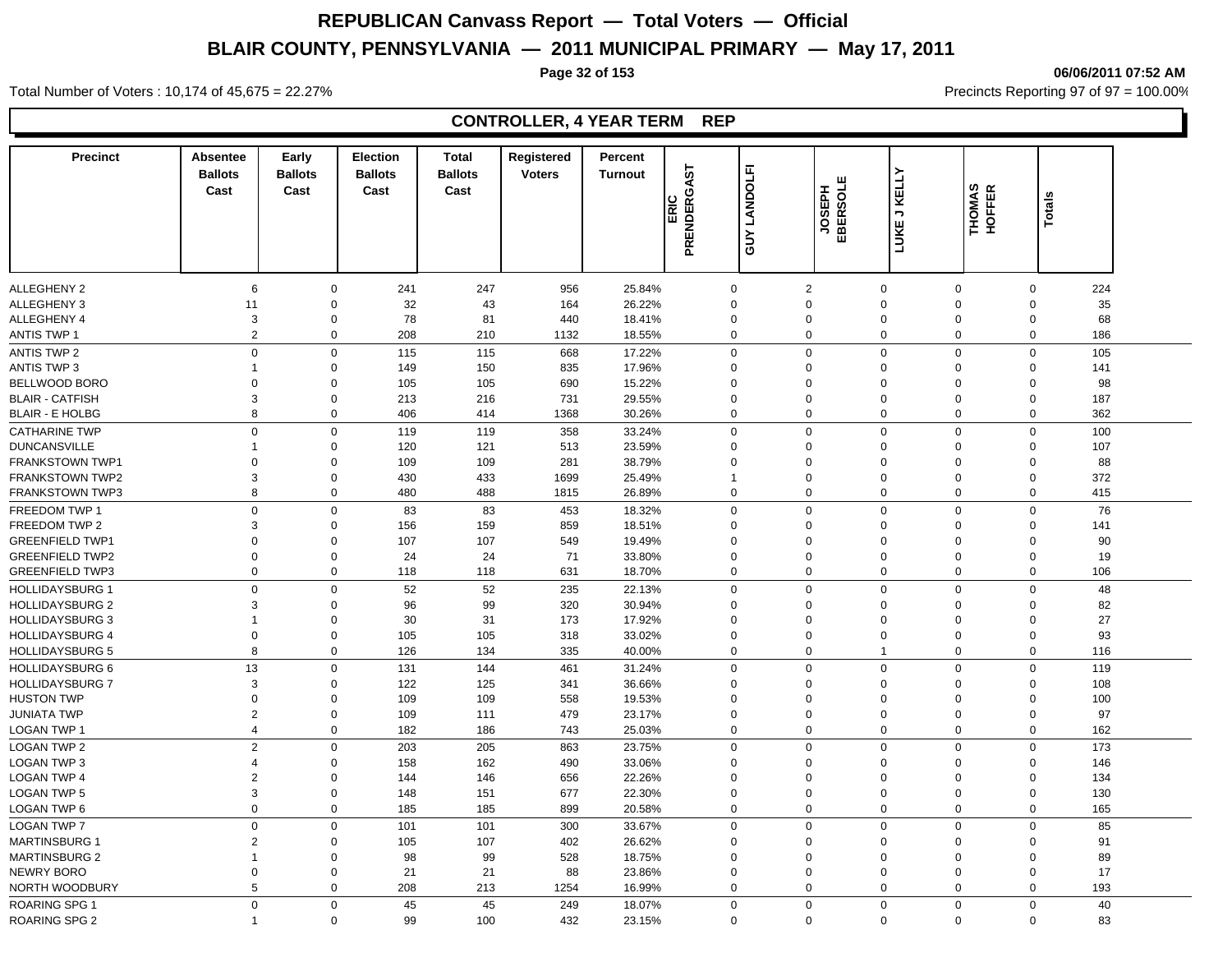# REPUBLICAN Canvass Report — Total Voters — Official

## BLAIR COUNTY, PENNSYLVANIA — 2011 MUNICIPAL PRIMARY — May 17, 2011

06/06/2011 07:52 AM

Total Number of Voters : 10,174 of 45,675 = 22.27%

Precincts Reporting 97 of 97 = 100.00%

### CONTROLLER, 4 YEAR TERM REP

| Precinct | Absentee Ballots Cast | Early Ballots Cast | Election Ballots Cast | Total Ballots Cast | Registered Voters | Percent Turnout | ERIC PRENDERGAST | GUY LANDOLFI | JOSEPH EBERSOLE | LUKE J KELLY | THOMAS HOFFER | Totals |
|---|---|---|---|---|---|---|---|---|---|---|---|---|
| ALLEGHENY 2 | 6 | 0 | 241 | 247 | 956 | 25.84% | 0 | 2 | 0 | 0 | 0 | 224 |
| ALLEGHENY 3 | 11 | 0 | 32 | 43 | 164 | 26.22% | 0 | 0 | 0 | 0 | 0 | 35 |
| ALLEGHENY 4 | 3 | 0 | 78 | 81 | 440 | 18.41% | 0 | 0 | 0 | 0 | 0 | 68 |
| ANTIS TWP 1 | 2 | 0 | 208 | 210 | 1132 | 18.55% | 0 | 0 | 0 | 0 | 0 | 186 |
| ANTIS TWP 2 | 0 | 0 | 115 | 115 | 668 | 17.22% | 0 | 0 | 0 | 0 | 0 | 105 |
| ANTIS TWP 3 | 1 | 0 | 149 | 150 | 835 | 17.96% | 0 | 0 | 0 | 0 | 0 | 141 |
| BELLWOOD BORO | 0 | 0 | 105 | 105 | 690 | 15.22% | 0 | 0 | 0 | 0 | 0 | 98 |
| BLAIR - CATFISH | 3 | 0 | 213 | 216 | 731 | 29.55% | 0 | 0 | 0 | 0 | 0 | 187 |
| BLAIR - E HOLBG | 8 | 0 | 406 | 414 | 1368 | 30.26% | 0 | 0 | 0 | 0 | 0 | 362 |
| CATHARINE TWP | 0 | 0 | 119 | 119 | 358 | 33.24% | 0 | 0 | 0 | 0 | 0 | 100 |
| DUNCANSVILLE | 1 | 0 | 120 | 121 | 513 | 23.59% | 0 | 0 | 0 | 0 | 0 | 107 |
| FRANKSTOWN TWP1 | 0 | 0 | 109 | 109 | 281 | 38.79% | 0 | 0 | 0 | 0 | 0 | 88 |
| FRANKSTOWN TWP2 | 3 | 0 | 430 | 433 | 1699 | 25.49% | 1 | 0 | 0 | 0 | 0 | 372 |
| FRANKSTOWN TWP3 | 8 | 0 | 480 | 488 | 1815 | 26.89% | 0 | 0 | 0 | 0 | 0 | 415 |
| FREEDOM TWP 1 | 0 | 0 | 83 | 83 | 453 | 18.32% | 0 | 0 | 0 | 0 | 0 | 76 |
| FREEDOM TWP 2 | 3 | 0 | 156 | 159 | 859 | 18.51% | 0 | 0 | 0 | 0 | 0 | 141 |
| GREENFIELD TWP1 | 0 | 0 | 107 | 107 | 549 | 19.49% | 0 | 0 | 0 | 0 | 0 | 90 |
| GREENFIELD TWP2 | 0 | 0 | 24 | 24 | 71 | 33.80% | 0 | 0 | 0 | 0 | 0 | 19 |
| GREENFIELD TWP3 | 0 | 0 | 118 | 118 | 631 | 18.70% | 0 | 0 | 0 | 0 | 0 | 106 |
| HOLLIDAYSBURG 1 | 0 | 0 | 52 | 52 | 235 | 22.13% | 0 | 0 | 0 | 0 | 0 | 48 |
| HOLLIDAYSBURG 2 | 3 | 0 | 96 | 99 | 320 | 30.94% | 0 | 0 | 0 | 0 | 0 | 82 |
| HOLLIDAYSBURG 3 | 1 | 0 | 30 | 31 | 173 | 17.92% | 0 | 0 | 0 | 0 | 0 | 27 |
| HOLLIDAYSBURG 4 | 0 | 0 | 105 | 105 | 318 | 33.02% | 0 | 0 | 0 | 0 | 0 | 93 |
| HOLLIDAYSBURG 5 | 8 | 0 | 126 | 134 | 335 | 40.00% | 0 | 0 | 1 | 0 | 0 | 116 |
| HOLLIDAYSBURG 6 | 13 | 0 | 131 | 144 | 461 | 31.24% | 0 | 0 | 0 | 0 | 0 | 119 |
| HOLLIDAYSBURG 7 | 3 | 0 | 122 | 125 | 341 | 36.66% | 0 | 0 | 0 | 0 | 0 | 108 |
| HUSTON TWP | 0 | 0 | 109 | 109 | 558 | 19.53% | 0 | 0 | 0 | 0 | 0 | 100 |
| JUNIATA TWP | 2 | 0 | 109 | 111 | 479 | 23.17% | 0 | 0 | 0 | 0 | 0 | 97 |
| LOGAN TWP 1 | 4 | 0 | 182 | 186 | 743 | 25.03% | 0 | 0 | 0 | 0 | 0 | 162 |
| LOGAN TWP 2 | 2 | 0 | 203 | 205 | 863 | 23.75% | 0 | 0 | 0 | 0 | 0 | 173 |
| LOGAN TWP 3 | 4 | 0 | 158 | 162 | 490 | 33.06% | 0 | 0 | 0 | 0 | 0 | 146 |
| LOGAN TWP 4 | 2 | 0 | 144 | 146 | 656 | 22.26% | 0 | 0 | 0 | 0 | 0 | 134 |
| LOGAN TWP 5 | 3 | 0 | 148 | 151 | 677 | 22.30% | 0 | 0 | 0 | 0 | 0 | 130 |
| LOGAN TWP 6 | 0 | 0 | 185 | 185 | 899 | 20.58% | 0 | 0 | 0 | 0 | 0 | 165 |
| LOGAN TWP 7 | 0 | 0 | 101 | 101 | 300 | 33.67% | 0 | 0 | 0 | 0 | 0 | 85 |
| MARTINSBURG 1 | 2 | 0 | 105 | 107 | 402 | 26.62% | 0 | 0 | 0 | 0 | 0 | 91 |
| MARTINSBURG 2 | 1 | 0 | 98 | 99 | 528 | 18.75% | 0 | 0 | 0 | 0 | 0 | 89 |
| NEWRY BORO | 0 | 0 | 21 | 21 | 88 | 23.86% | 0 | 0 | 0 | 0 | 0 | 17 |
| NORTH WOODBURY | 5 | 0 | 208 | 213 | 1254 | 16.99% | 0 | 0 | 0 | 0 | 0 | 193 |
| ROARING SPG 1 | 0 | 0 | 45 | 45 | 249 | 18.07% | 0 | 0 | 0 | 0 | 0 | 40 |
| ROARING SPG 2 | 1 | 0 | 99 | 100 | 432 | 23.15% | 0 | 0 | 0 | 0 | 0 | 83 |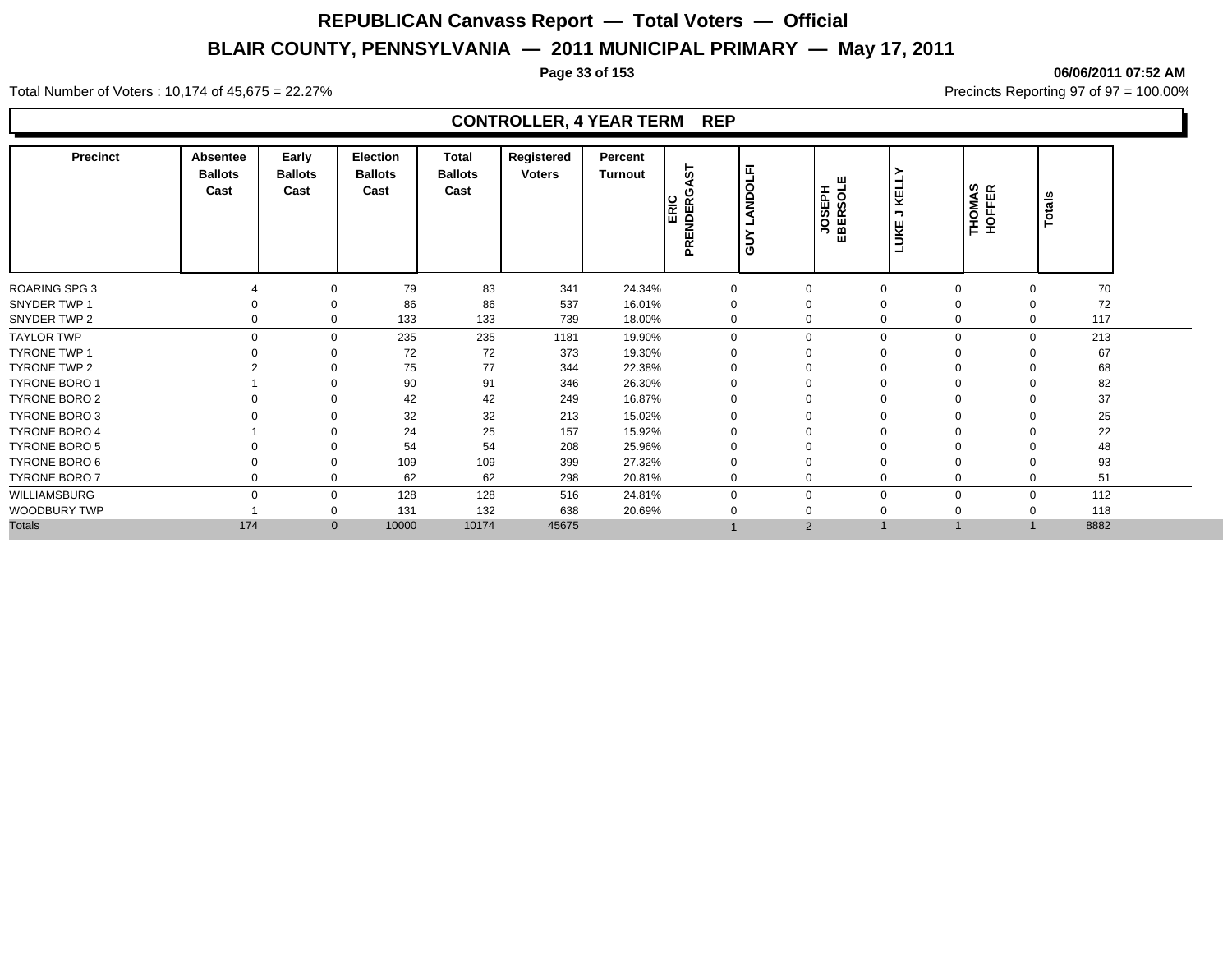# REPUBLICAN Canvass Report — Total Voters — Official

## BLAIR COUNTY, PENNSYLVANIA — 2011 MUNICIPAL PRIMARY — May 17, 2011

06/06/2011 07:52 AM

Total Number of Voters : 10,174 of 45,675 = 22.27%

Precincts Reporting 97 of 97 = 100.00%

### CONTROLLER, 4 YEAR TERM REP

| Precinct | Absentee Ballots Cast | Early Ballots Cast | Election Ballots Cast | Total Ballots Cast | Registered Voters | Percent Turnout | ERIC PRENDERGAST | GUY LANDOLFI | JOSEPH EBERSOLE | LUKE J KELLY | THOMAS HOFFER | Totals |
|---|---|---|---|---|---|---|---|---|---|---|---|---|
| ROARING SPG 3 | 4 | 0 | 79 | 83 | 341 | 24.34% | 0 | 0 | 0 | 0 | 0 | 70 |
| SNYDER TWP 1 | 0 | 0 | 86 | 86 | 537 | 16.01% | 0 | 0 | 0 | 0 | 0 | 72 |
| SNYDER TWP 2 | 0 | 0 | 133 | 133 | 739 | 18.00% | 0 | 0 | 0 | 0 | 0 | 117 |
| TAYLOR TWP | 0 | 0 | 235 | 235 | 1181 | 19.90% | 0 | 0 | 0 | 0 | 0 | 213 |
| TYRONE TWP 1 | 0 | 0 | 72 | 72 | 373 | 19.30% | 0 | 0 | 0 | 0 | 0 | 67 |
| TYRONE TWP 2 | 2 | 0 | 75 | 77 | 344 | 22.38% | 0 | 0 | 0 | 0 | 0 | 68 |
| TYRONE BORO 1 | 1 | 0 | 90 | 91 | 346 | 26.30% | 0 | 0 | 0 | 0 | 0 | 82 |
| TYRONE BORO 2 | 0 | 0 | 42 | 42 | 249 | 16.87% | 0 | 0 | 0 | 0 | 0 | 37 |
| TYRONE BORO 3 | 0 | 0 | 32 | 32 | 213 | 15.02% | 0 | 0 | 0 | 0 | 0 | 25 |
| TYRONE BORO 4 | 1 | 0 | 24 | 25 | 157 | 15.92% | 0 | 0 | 0 | 0 | 0 | 22 |
| TYRONE BORO 5 | 0 | 0 | 54 | 54 | 208 | 25.96% | 0 | 0 | 0 | 0 | 0 | 48 |
| TYRONE BORO 6 | 0 | 0 | 109 | 109 | 399 | 27.32% | 0 | 0 | 0 | 0 | 0 | 93 |
| TYRONE BORO 7 | 0 | 0 | 62 | 62 | 298 | 20.81% | 0 | 0 | 0 | 0 | 0 | 51 |
| WILLIAMSBURG | 0 | 0 | 128 | 128 | 516 | 24.81% | 0 | 0 | 0 | 0 | 0 | 112 |
| WOODBURY TWP | 1 | 0 | 131 | 132 | 638 | 20.69% | 0 | 0 | 0 | 0 | 0 | 118 |
| Totals | 174 | 0 | 10000 | 10174 | 45675 | | 1 | 2 | 1 | 1 | 1 | 8882 |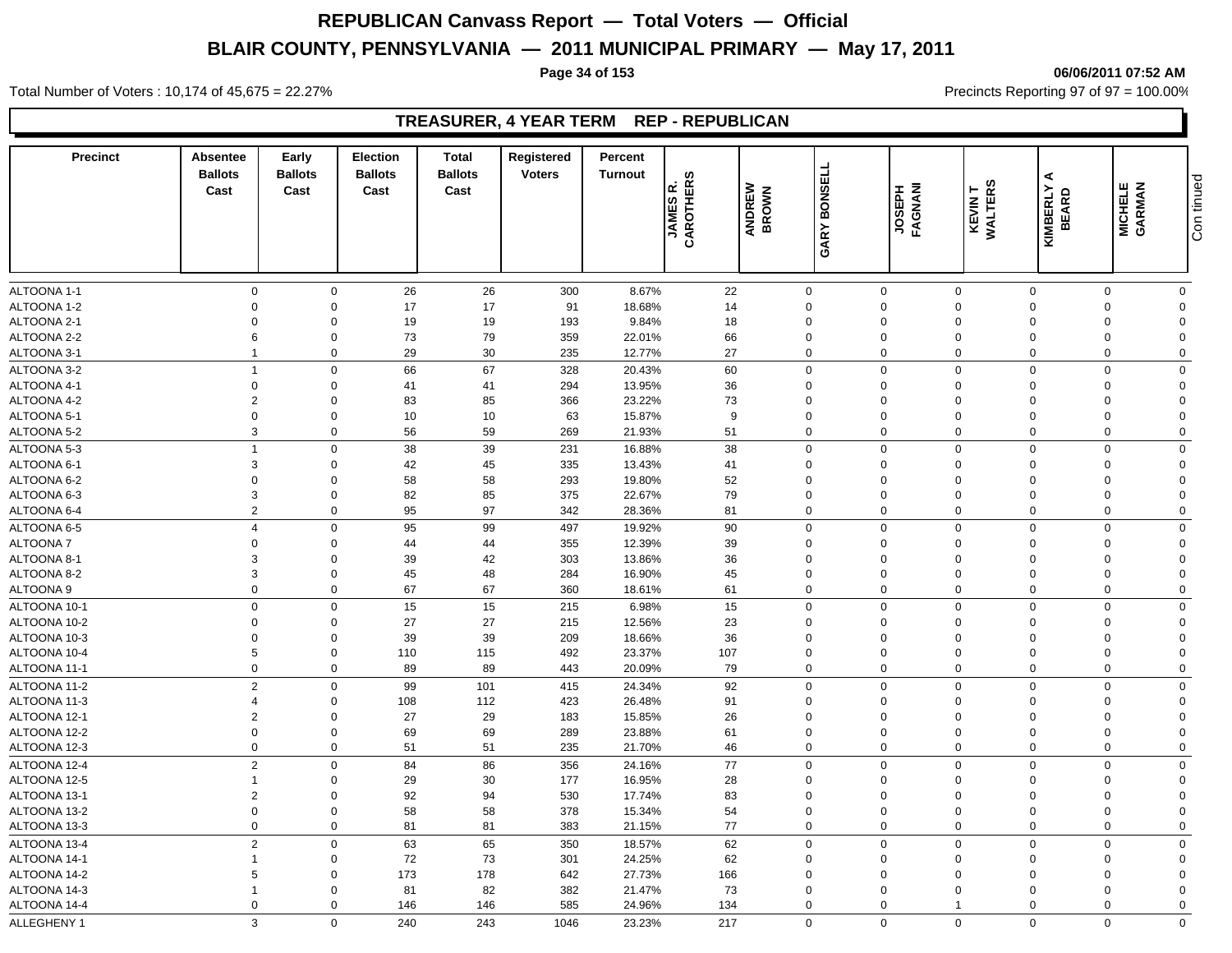# REPUBLICAN Canvass Report — Total Voters — Official

## BLAIR COUNTY, PENNSYLVANIA — 2011 MUNICIPAL PRIMARY — May 17, 2011

06/06/2011 07:52 AM

Total Number of Voters : 10,174 of 45,675 = 22.27%

Precincts Reporting 97 of 97 = 100.00%

### TREASURER, 4 YEAR TERM REP - REPUBLICAN

| Precinct | Absentee Ballots Cast | Early Ballots Cast | Election Ballots Cast | Total Ballots Cast | Registered Voters | Percent Turnout | JAMES R. CAROTHERS | ANDREW BROWN | GARY BONSELL | JOSEPH FAGNANI | KEVIN T WALTERS | KIMBERLY A BEARD | MICHELE GARMAN |
|---|---|---|---|---|---|---|---|---|---|---|---|---|---|
| ALTOONA 1-1 | 0 | 0 | 26 | 26 | 300 | 8.67% | 22 | 0 | 0 | 0 | 0 | 0 | 0 |
| ALTOONA 1-2 | 0 | 0 | 17 | 17 | 91 | 18.68% | 14 | 0 | 0 | 0 | 0 | 0 | 0 |
| ALTOONA 2-1 | 0 | 0 | 19 | 19 | 193 | 9.84% | 18 | 0 | 0 | 0 | 0 | 0 | 0 |
| ALTOONA 2-2 | 6 | 0 | 73 | 79 | 359 | 22.01% | 66 | 0 | 0 | 0 | 0 | 0 | 0 |
| ALTOONA 3-1 | 1 | 0 | 29 | 30 | 235 | 12.77% | 27 | 0 | 0 | 0 | 0 | 0 | 0 |
| ALTOONA 3-2 | 1 | 0 | 66 | 67 | 328 | 20.43% | 60 | 0 | 0 | 0 | 0 | 0 | 0 |
| ALTOONA 4-1 | 0 | 0 | 41 | 41 | 294 | 13.95% | 36 | 0 | 0 | 0 | 0 | 0 | 0 |
| ALTOONA 4-2 | 2 | 0 | 83 | 85 | 366 | 23.22% | 73 | 0 | 0 | 0 | 0 | 0 | 0 |
| ALTOONA 5-1 | 0 | 0 | 10 | 10 | 63 | 15.87% | 9 | 0 | 0 | 0 | 0 | 0 | 0 |
| ALTOONA 5-2 | 3 | 0 | 56 | 59 | 269 | 21.93% | 51 | 0 | 0 | 0 | 0 | 0 | 0 |
| ALTOONA 5-3 | 1 | 0 | 38 | 39 | 231 | 16.88% | 38 | 0 | 0 | 0 | 0 | 0 | 0 |
| ALTOONA 6-1 | 3 | 0 | 42 | 45 | 335 | 13.43% | 41 | 0 | 0 | 0 | 0 | 0 | 0 |
| ALTOONA 6-2 | 0 | 0 | 58 | 58 | 293 | 19.80% | 52 | 0 | 0 | 0 | 0 | 0 | 0 |
| ALTOONA 6-3 | 3 | 0 | 82 | 85 | 375 | 22.67% | 79 | 0 | 0 | 0 | 0 | 0 | 0 |
| ALTOONA 6-4 | 2 | 0 | 95 | 97 | 342 | 28.36% | 81 | 0 | 0 | 0 | 0 | 0 | 0 |
| ALTOONA 6-5 | 4 | 0 | 95 | 99 | 497 | 19.92% | 90 | 0 | 0 | 0 | 0 | 0 | 0 |
| ALTOONA 7 | 0 | 0 | 44 | 44 | 355 | 12.39% | 39 | 0 | 0 | 0 | 0 | 0 | 0 |
| ALTOONA 8-1 | 3 | 0 | 39 | 42 | 303 | 13.86% | 36 | 0 | 0 | 0 | 0 | 0 | 0 |
| ALTOONA 8-2 | 3 | 0 | 45 | 48 | 284 | 16.90% | 45 | 0 | 0 | 0 | 0 | 0 | 0 |
| ALTOONA 9 | 0 | 0 | 67 | 67 | 360 | 18.61% | 61 | 0 | 0 | 0 | 0 | 0 | 0 |
| ALTOONA 10-1 | 0 | 0 | 15 | 15 | 215 | 6.98% | 15 | 0 | 0 | 0 | 0 | 0 | 0 |
| ALTOONA 10-2 | 0 | 0 | 27 | 27 | 215 | 12.56% | 23 | 0 | 0 | 0 | 0 | 0 | 0 |
| ALTOONA 10-3 | 0 | 0 | 39 | 39 | 209 | 18.66% | 36 | 0 | 0 | 0 | 0 | 0 | 0 |
| ALTOONA 10-4 | 5 | 0 | 110 | 115 | 492 | 23.37% | 107 | 0 | 0 | 0 | 0 | 0 | 0 |
| ALTOONA 11-1 | 0 | 0 | 89 | 89 | 443 | 20.09% | 79 | 0 | 0 | 0 | 0 | 0 | 0 |
| ALTOONA 11-2 | 2 | 0 | 99 | 101 | 415 | 24.34% | 92 | 0 | 0 | 0 | 0 | 0 | 0 |
| ALTOONA 11-3 | 4 | 0 | 108 | 112 | 423 | 26.48% | 91 | 0 | 0 | 0 | 0 | 0 | 0 |
| ALTOONA 12-1 | 2 | 0 | 27 | 29 | 183 | 15.85% | 26 | 0 | 0 | 0 | 0 | 0 | 0 |
| ALTOONA 12-2 | 0 | 0 | 69 | 69 | 289 | 23.88% | 61 | 0 | 0 | 0 | 0 | 0 | 0 |
| ALTOONA 12-3 | 0 | 0 | 51 | 51 | 235 | 21.70% | 46 | 0 | 0 | 0 | 0 | 0 | 0 |
| ALTOONA 12-4 | 2 | 0 | 84 | 86 | 356 | 24.16% | 77 | 0 | 0 | 0 | 0 | 0 | 0 |
| ALTOONA 12-5 | 1 | 0 | 29 | 30 | 177 | 16.95% | 28 | 0 | 0 | 0 | 0 | 0 | 0 |
| ALTOONA 13-1 | 2 | 0 | 92 | 94 | 530 | 17.74% | 83 | 0 | 0 | 0 | 0 | 0 | 0 |
| ALTOONA 13-2 | 0 | 0 | 58 | 58 | 378 | 15.34% | 54 | 0 | 0 | 0 | 0 | 0 | 0 |
| ALTOONA 13-3 | 0 | 0 | 81 | 81 | 383 | 21.15% | 77 | 0 | 0 | 0 | 0 | 0 | 0 |
| ALTOONA 13-4 | 2 | 0 | 63 | 65 | 350 | 18.57% | 62 | 0 | 0 | 0 | 0 | 0 | 0 |
| ALTOONA 14-1 | 1 | 0 | 72 | 73 | 301 | 24.25% | 62 | 0 | 0 | 0 | 0 | 0 | 0 |
| ALTOONA 14-2 | 5 | 0 | 173 | 178 | 642 | 27.73% | 166 | 0 | 0 | 0 | 0 | 0 | 0 |
| ALTOONA 14-3 | 1 | 0 | 81 | 82 | 382 | 21.47% | 73 | 0 | 0 | 0 | 0 | 0 | 0 |
| ALTOONA 14-4 | 0 | 0 | 146 | 146 | 585 | 24.96% | 134 | 0 | 0 | 1 | 0 | 0 | 0 |
| ALLEGHENY 1 | 3 | 0 | 240 | 243 | 1046 | 23.23% | 217 | 0 | 0 | 0 | 0 | 0 | 0 |

Continued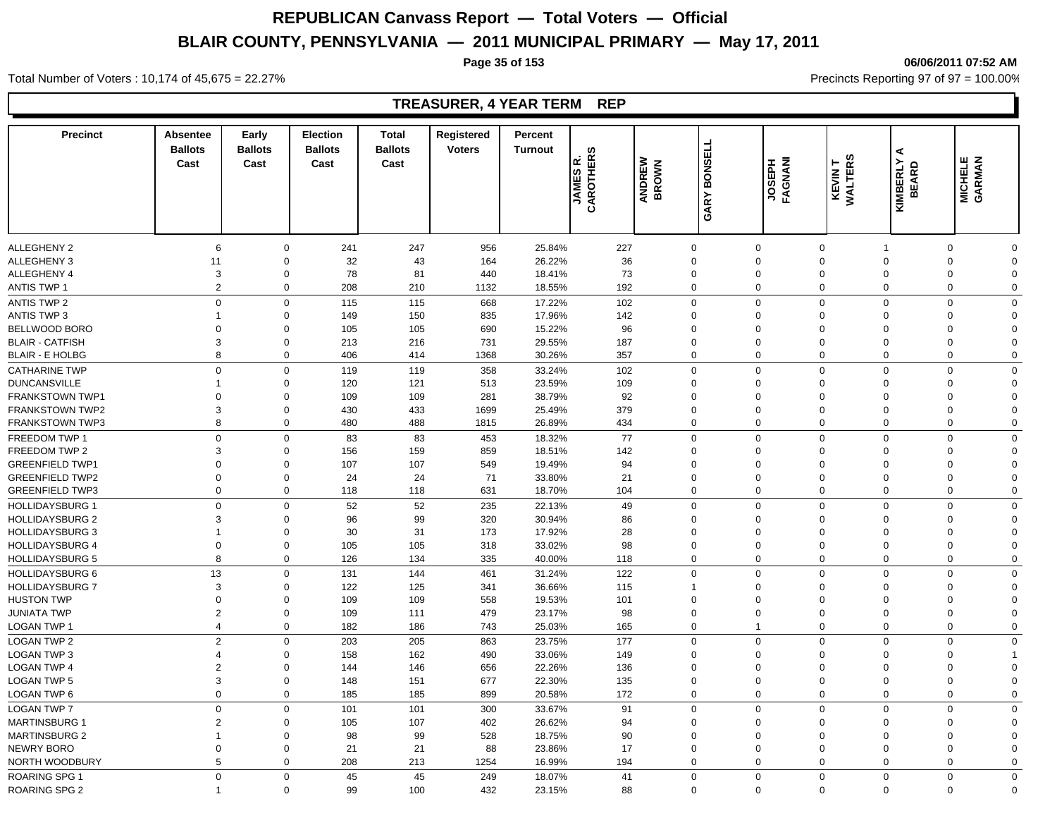# REPUBLICAN Canvass Report — Total Voters — Official

## BLAIR COUNTY, PENNSYLVANIA — 2011 MUNICIPAL PRIMARY — May 17, 2011

06/06/2011 07:52 AM

Total Number of Voters : 10,174 of 45,675 = 22.27%

Precincts Reporting 97 of 97 = 100.00%

### TREASURER, 4 YEAR TERM REP

| Precinct | Absentee Ballots Cast | Early Ballots Cast | Election Ballots Cast | Total Ballots Cast | Registered Voters | Percent Turnout | JAMES R. CAROTHERS | ANDREW BROWN | GARY BONSELL | JOSEPH FAGNANI | KEVIN T WALTERS | KIMBERLY A BEARD | MICHELE GARMAN |
|---|---|---|---|---|---|---|---|---|---|---|---|---|---|
| ALLEGHENY 2 | 6 | 0 | 241 | 247 | 956 | 25.84% | 227 | 0 | 0 | 0 | 1 | 0 | 0 |
| ALLEGHENY 3 | 11 | 0 | 32 | 43 | 164 | 26.22% | 36 | 0 | 0 | 0 | 0 | 0 | 0 |
| ALLEGHENY 4 | 3 | 0 | 78 | 81 | 440 | 18.41% | 73 | 0 | 0 | 0 | 0 | 0 | 0 |
| ANTIS TWP 1 | 2 | 0 | 208 | 210 | 1132 | 18.55% | 192 | 0 | 0 | 0 | 0 | 0 | 0 |
| ANTIS TWP 2 | 0 | 0 | 115 | 115 | 668 | 17.22% | 102 | 0 | 0 | 0 | 0 | 0 | 0 |
| ANTIS TWP 3 | 1 | 0 | 149 | 150 | 835 | 17.96% | 142 | 0 | 0 | 0 | 0 | 0 | 0 |
| BELLWOOD BORO | 0 | 0 | 105 | 105 | 690 | 15.22% | 96 | 0 | 0 | 0 | 0 | 0 | 0 |
| BLAIR - CATFISH | 3 | 0 | 213 | 216 | 731 | 29.55% | 187 | 0 | 0 | 0 | 0 | 0 | 0 |
| BLAIR - E HOLBG | 8 | 0 | 406 | 414 | 1368 | 30.26% | 357 | 0 | 0 | 0 | 0 | 0 | 0 |
| CATHARINE TWP | 0 | 0 | 119 | 119 | 358 | 33.24% | 102 | 0 | 0 | 0 | 0 | 0 | 0 |
| DUNCANSVILLE | 1 | 0 | 120 | 121 | 513 | 23.59% | 109 | 0 | 0 | 0 | 0 | 0 | 0 |
| FRANKSTOWN TWP1 | 0 | 0 | 109 | 109 | 281 | 38.79% | 92 | 0 | 0 | 0 | 0 | 0 | 0 |
| FRANKSTOWN TWP2 | 3 | 0 | 430 | 433 | 1699 | 25.49% | 379 | 0 | 0 | 0 | 0 | 0 | 0 |
| FRANKSTOWN TWP3 | 8 | 0 | 480 | 488 | 1815 | 26.89% | 434 | 0 | 0 | 0 | 0 | 0 | 0 |
| FREEDOM TWP 1 | 0 | 0 | 83 | 83 | 453 | 18.32% | 77 | 0 | 0 | 0 | 0 | 0 | 0 |
| FREEDOM TWP 2 | 3 | 0 | 156 | 159 | 859 | 18.51% | 142 | 0 | 0 | 0 | 0 | 0 | 0 |
| GREENFIELD TWP1 | 0 | 0 | 107 | 107 | 549 | 19.49% | 94 | 0 | 0 | 0 | 0 | 0 | 0 |
| GREENFIELD TWP2 | 0 | 0 | 24 | 24 | 71 | 33.80% | 21 | 0 | 0 | 0 | 0 | 0 | 0 |
| GREENFIELD TWP3 | 0 | 0 | 118 | 118 | 631 | 18.70% | 104 | 0 | 0 | 0 | 0 | 0 | 0 |
| HOLLIDAYSBURG 1 | 0 | 0 | 52 | 52 | 235 | 22.13% | 49 | 0 | 0 | 0 | 0 | 0 | 0 |
| HOLLIDAYSBURG 2 | 3 | 0 | 96 | 99 | 320 | 30.94% | 86 | 0 | 0 | 0 | 0 | 0 | 0 |
| HOLLIDAYSBURG 3 | 1 | 0 | 30 | 31 | 173 | 17.92% | 28 | 0 | 0 | 0 | 0 | 0 | 0 |
| HOLLIDAYSBURG 4 | 0 | 0 | 105 | 105 | 318 | 33.02% | 98 | 0 | 0 | 0 | 0 | 0 | 0 |
| HOLLIDAYSBURG 5 | 8 | 0 | 126 | 134 | 335 | 40.00% | 118 | 0 | 0 | 0 | 0 | 0 | 0 |
| HOLLIDAYSBURG 6 | 13 | 0 | 131 | 144 | 461 | 31.24% | 122 | 0 | 0 | 0 | 0 | 0 | 0 |
| HOLLIDAYSBURG 7 | 3 | 0 | 122 | 125 | 341 | 36.66% | 115 | 1 | 0 | 0 | 0 | 0 | 0 |
| HUSTON TWP | 0 | 0 | 109 | 109 | 558 | 19.53% | 101 | 0 | 0 | 0 | 0 | 0 | 0 |
| JUNIATA TWP | 2 | 0 | 109 | 111 | 479 | 23.17% | 98 | 0 | 0 | 0 | 0 | 0 | 0 |
| LOGAN TWP 1 | 4 | 0 | 182 | 186 | 743 | 25.03% | 165 | 0 | 1 | 0 | 0 | 0 | 0 |
| LOGAN TWP 2 | 2 | 0 | 203 | 205 | 863 | 23.75% | 177 | 0 | 0 | 0 | 0 | 0 | 0 |
| LOGAN TWP 3 | 4 | 0 | 158 | 162 | 490 | 33.06% | 149 | 0 | 0 | 0 | 0 | 0 | 1 |
| LOGAN TWP 4 | 2 | 0 | 144 | 146 | 656 | 22.26% | 136 | 0 | 0 | 0 | 0 | 0 | 0 |
| LOGAN TWP 5 | 3 | 0 | 148 | 151 | 677 | 22.30% | 135 | 0 | 0 | 0 | 0 | 0 | 0 |
| LOGAN TWP 6 | 0 | 0 | 185 | 185 | 899 | 20.58% | 172 | 0 | 0 | 0 | 0 | 0 | 0 |
| LOGAN TWP 7 | 0 | 0 | 101 | 101 | 300 | 33.67% | 91 | 0 | 0 | 0 | 0 | 0 | 0 |
| MARTINSBURG 1 | 2 | 0 | 105 | 107 | 402 | 26.62% | 94 | 0 | 0 | 0 | 0 | 0 | 0 |
| MARTINSBURG 2 | 1 | 0 | 98 | 99 | 528 | 18.75% | 90 | 0 | 0 | 0 | 0 | 0 | 0 |
| NEWRY BORO | 0 | 0 | 21 | 21 | 88 | 23.86% | 17 | 0 | 0 | 0 | 0 | 0 | 0 |
| NORTH WOODBURY | 5 | 0 | 208 | 213 | 1254 | 16.99% | 194 | 0 | 0 | 0 | 0 | 0 | 0 |
| ROARING SPG 1 | 0 | 0 | 45 | 45 | 249 | 18.07% | 41 | 0 | 0 | 0 | 0 | 0 | 0 |
| ROARING SPG 2 | 1 | 0 | 99 | 100 | 432 | 23.15% | 88 | 0 | 0 | 0 | 0 | 0 | 0 |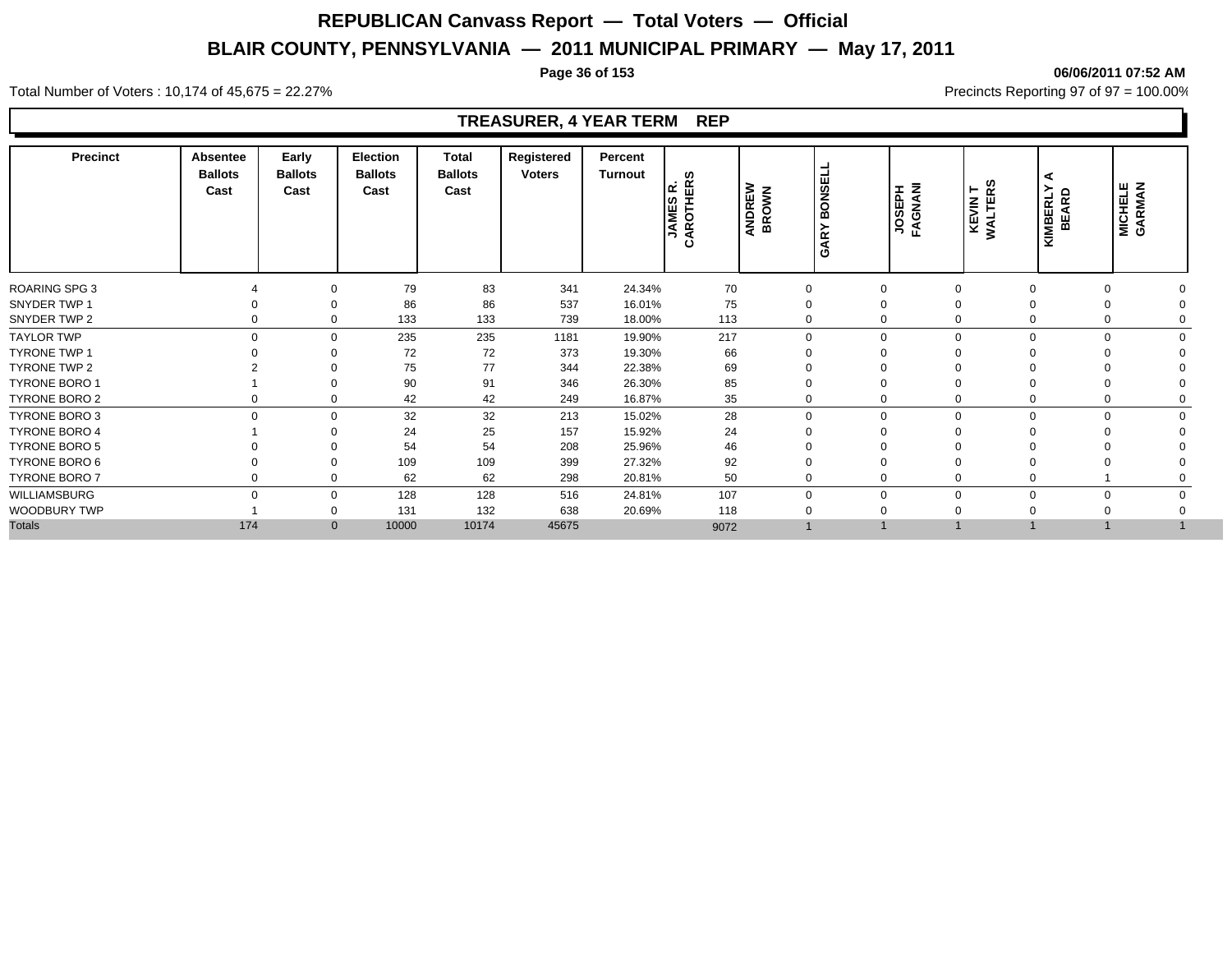# REPUBLICAN Canvass Report — Total Voters — Official

## BLAIR COUNTY, PENNSYLVANIA — 2011 MUNICIPAL PRIMARY — May 17, 2011

**06/06/2011 07:52 AM**

Total Number of Voters : 10,174 of 45,675 = 22.27%

Precincts Reporting 97 of 97 = 100.00%

### TREASURER, 4 YEAR TERM REP

| Precinct | Absentee Ballots Cast | Early Ballots Cast | Election Ballots Cast | Total Ballots Cast | Registered Voters | Percent Turnout | JAMES R. CAROTHERS | ANDREW BROWN | GARY BONSELL | JOSEPH FAGNANI | KEVIN T WALTERS | KIMBERLY A BEARD | MICHELE GARMAN |
|---|---|---|---|---|---|---|---|---|---|---|---|---|---|
| ROARING SPG 3 | 4 | 0 | 79 | 83 | 341 | 24.34% | 70 | 0 | 0 | 0 | 0 | 0 | 0 |
| SNYDER TWP 1 | 0 | 0 | 86 | 86 | 537 | 16.01% | 75 | 0 | 0 | 0 | 0 | 0 | 0 |
| SNYDER TWP 2 | 0 | 0 | 133 | 133 | 739 | 18.00% | 113 | 0 | 0 | 0 | 0 | 0 | 0 |
| TAYLOR TWP | 0 | 0 | 235 | 235 | 1181 | 19.90% | 217 | 0 | 0 | 0 | 0 | 0 | 0 |
| TYRONE TWP 1 | 0 | 0 | 72 | 72 | 373 | 19.30% | 66 | 0 | 0 | 0 | 0 | 0 | 0 |
| TYRONE TWP 2 | 2 | 0 | 75 | 77 | 344 | 22.38% | 69 | 0 | 0 | 0 | 0 | 0 | 0 |
| TYRONE BORO 1 | 1 | 0 | 90 | 91 | 346 | 26.30% | 85 | 0 | 0 | 0 | 0 | 0 | 0 |
| TYRONE BORO 2 | 0 | 0 | 42 | 42 | 249 | 16.87% | 35 | 0 | 0 | 0 | 0 | 0 | 0 |
| TYRONE BORO 3 | 0 | 0 | 32 | 32 | 213 | 15.02% | 28 | 0 | 0 | 0 | 0 | 0 | 0 |
| TYRONE BORO 4 | 1 | 0 | 24 | 25 | 157 | 15.92% | 24 | 0 | 0 | 0 | 0 | 0 | 0 |
| TYRONE BORO 5 | 0 | 0 | 54 | 54 | 208 | 25.96% | 46 | 0 | 0 | 0 | 0 | 0 | 0 |
| TYRONE BORO 6 | 0 | 0 | 109 | 109 | 399 | 27.32% | 92 | 0 | 0 | 0 | 0 | 0 | 0 |
| TYRONE BORO 7 | 0 | 0 | 62 | 62 | 298 | 20.81% | 50 | 0 | 0 | 0 | 0 | 1 | 0 |
| WILLIAMSBURG | 0 | 0 | 128 | 128 | 516 | 24.81% | 107 | 0 | 0 | 0 | 0 | 0 | 0 |
| WOODBURY TWP | 1 | 0 | 131 | 132 | 638 | 20.69% | 118 | 0 | 0 | 0 | 0 | 0 | 0 |
| Totals | 174 | 0 | 10000 | 10174 | 45675 | | 9072 | 1 | 1 | 1 | 1 | 1 | 1 |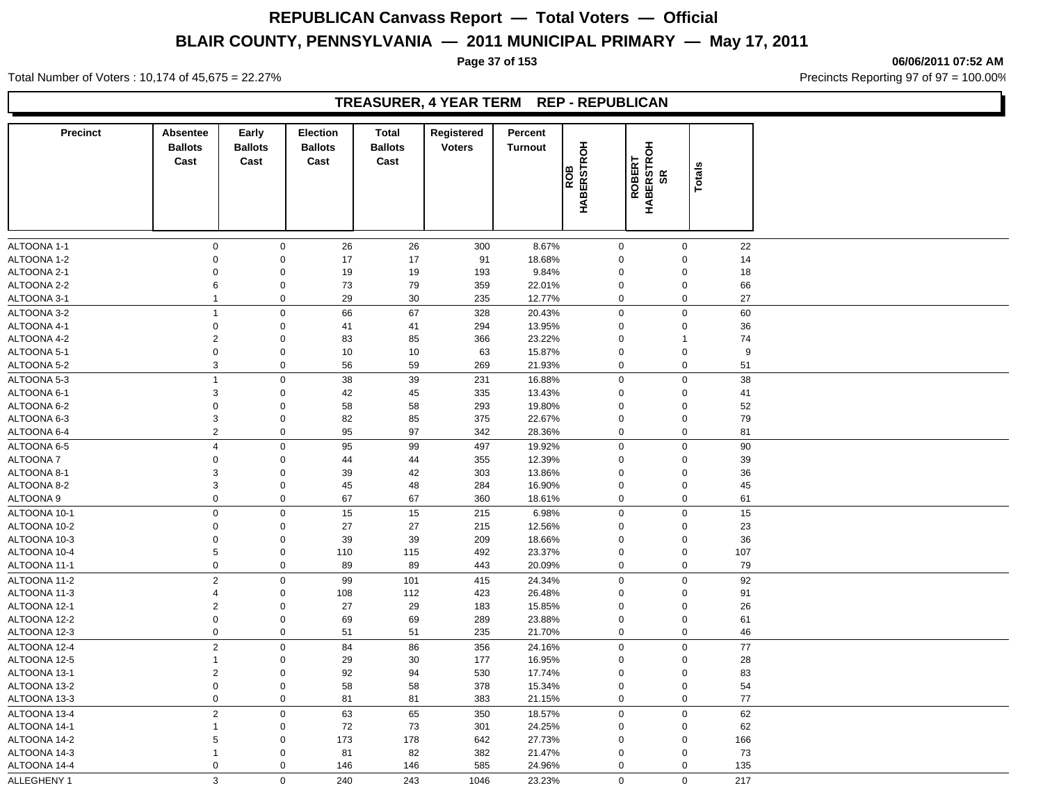# REPUBLICAN Canvass Report — Total Voters — Official

## BLAIR COUNTY, PENNSYLVANIA — 2011 MUNICIPAL PRIMARY — May 17, 2011

06/06/2011 07:52 AM

Total Number of Voters : 10,174 of 45,675 = 22.27%

Precincts Reporting 97 of 97 = 100.00%

### TREASURER, 4 YEAR TERM REP - REPUBLICAN

| Precinct | Absentee Ballots Cast | Early Ballots Cast | Election Ballots Cast | Total Ballots Cast | Registered Voters | Percent Turnout | ROB HABERSTROH | ROBERT HABERSTROH SR | Totals |
|---|---|---|---|---|---|---|---|---|---|
| ALTOONA 1-1 | 0 | 0 | 26 | 26 | 300 | 8.67% | 0 | 0 | 22 |
| ALTOONA 1-2 | 0 | 0 | 17 | 17 | 91 | 18.68% | 0 | 0 | 14 |
| ALTOONA 2-1 | 0 | 0 | 19 | 19 | 193 | 9.84% | 0 | 0 | 18 |
| ALTOONA 2-2 | 6 | 0 | 73 | 79 | 359 | 22.01% | 0 | 0 | 66 |
| ALTOONA 3-1 | 1 | 0 | 29 | 30 | 235 | 12.77% | 0 | 0 | 27 |
| ALTOONA 3-2 | 1 | 0 | 66 | 67 | 328 | 20.43% | 0 | 0 | 60 |
| ALTOONA 4-1 | 0 | 0 | 41 | 41 | 294 | 13.95% | 0 | 0 | 36 |
| ALTOONA 4-2 | 2 | 0 | 83 | 85 | 366 | 23.22% | 0 | 1 | 74 |
| ALTOONA 5-1 | 0 | 0 | 10 | 10 | 63 | 15.87% | 0 | 0 | 9 |
| ALTOONA 5-2 | 3 | 0 | 56 | 59 | 269 | 21.93% | 0 | 0 | 51 |
| ALTOONA 5-3 | 1 | 0 | 38 | 39 | 231 | 16.88% | 0 | 0 | 38 |
| ALTOONA 6-1 | 3 | 0 | 42 | 45 | 335 | 13.43% | 0 | 0 | 41 |
| ALTOONA 6-2 | 0 | 0 | 58 | 58 | 293 | 19.80% | 0 | 0 | 52 |
| ALTOONA 6-3 | 3 | 0 | 82 | 85 | 375 | 22.67% | 0 | 0 | 79 |
| ALTOONA 6-4 | 2 | 0 | 95 | 97 | 342 | 28.36% | 0 | 0 | 81 |
| ALTOONA 6-5 | 4 | 0 | 95 | 99 | 497 | 19.92% | 0 | 0 | 90 |
| ALTOONA 7 | 0 | 0 | 44 | 44 | 355 | 12.39% | 0 | 0 | 39 |
| ALTOONA 8-1 | 3 | 0 | 39 | 42 | 303 | 13.86% | 0 | 0 | 36 |
| ALTOONA 8-2 | 3 | 0 | 45 | 48 | 284 | 16.90% | 0 | 0 | 45 |
| ALTOONA 9 | 0 | 0 | 67 | 67 | 360 | 18.61% | 0 | 0 | 61 |
| ALTOONA 10-1 | 0 | 0 | 15 | 15 | 215 | 6.98% | 0 | 0 | 15 |
| ALTOONA 10-2 | 0 | 0 | 27 | 27 | 215 | 12.56% | 0 | 0 | 23 |
| ALTOONA 10-3 | 0 | 0 | 39 | 39 | 209 | 18.66% | 0 | 0 | 36 |
| ALTOONA 10-4 | 5 | 0 | 110 | 115 | 492 | 23.37% | 0 | 0 | 107 |
| ALTOONA 11-1 | 0 | 0 | 89 | 89 | 443 | 20.09% | 0 | 0 | 79 |
| ALTOONA 11-2 | 2 | 0 | 99 | 101 | 415 | 24.34% | 0 | 0 | 92 |
| ALTOONA 11-3 | 4 | 0 | 108 | 112 | 423 | 26.48% | 0 | 0 | 91 |
| ALTOONA 12-1 | 2 | 0 | 27 | 29 | 183 | 15.85% | 0 | 0 | 26 |
| ALTOONA 12-2 | 0 | 0 | 69 | 69 | 289 | 23.88% | 0 | 0 | 61 |
| ALTOONA 12-3 | 0 | 0 | 51 | 51 | 235 | 21.70% | 0 | 0 | 46 |
| ALTOONA 12-4 | 2 | 0 | 84 | 86 | 356 | 24.16% | 0 | 0 | 77 |
| ALTOONA 12-5 | 1 | 0 | 29 | 30 | 177 | 16.95% | 0 | 0 | 28 |
| ALTOONA 13-1 | 2 | 0 | 92 | 94 | 530 | 17.74% | 0 | 0 | 83 |
| ALTOONA 13-2 | 0 | 0 | 58 | 58 | 378 | 15.34% | 0 | 0 | 54 |
| ALTOONA 13-3 | 0 | 0 | 81 | 81 | 383 | 21.15% | 0 | 0 | 77 |
| ALTOONA 13-4 | 2 | 0 | 63 | 65 | 350 | 18.57% | 0 | 0 | 62 |
| ALTOONA 14-1 | 1 | 0 | 72 | 73 | 301 | 24.25% | 0 | 0 | 62 |
| ALTOONA 14-2 | 5 | 0 | 173 | 178 | 642 | 27.73% | 0 | 0 | 166 |
| ALTOONA 14-3 | 1 | 0 | 81 | 82 | 382 | 21.47% | 0 | 0 | 73 |
| ALTOONA 14-4 | 0 | 0 | 146 | 146 | 585 | 24.96% | 0 | 0 | 135 |
| ALLEGHENY 1 | 3 | 0 | 240 | 243 | 1046 | 23.23% | 0 | 0 | 217 |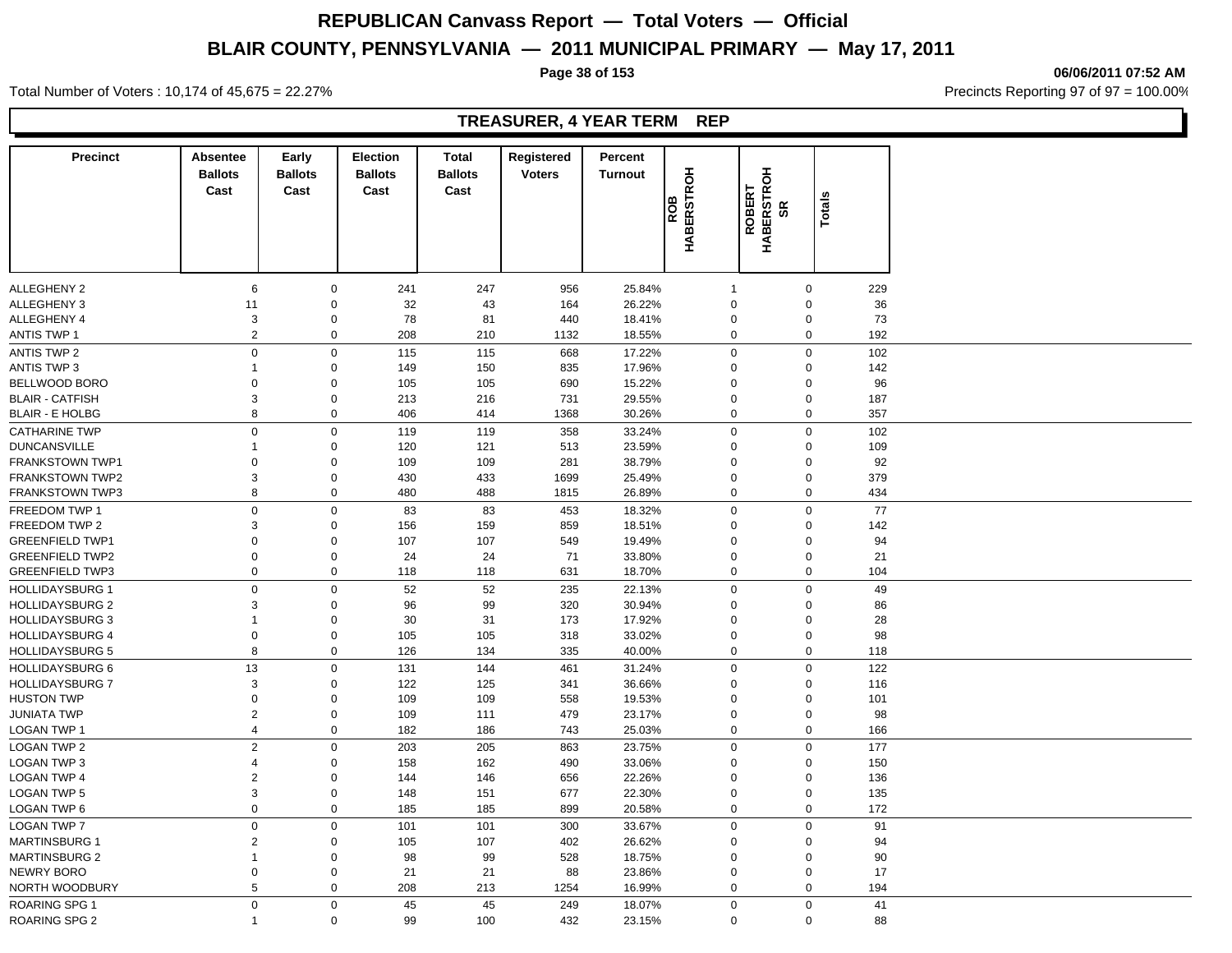# REPUBLICAN Canvass Report — Total Voters — Official

## BLAIR COUNTY, PENNSYLVANIA — 2011 MUNICIPAL PRIMARY — May 17, 2011

06/06/2011 07:52 AM

Total Number of Voters : 10,174 of 45,675 = 22.27%

Precincts Reporting 97 of 97 = 100.00%

### TREASURER, 4 YEAR TERM REP

| Precinct | Absentee Ballots Cast | Early Ballots Cast | Election Ballots Cast | Total Ballots Cast | Registered Voters | Percent Turnout | ROB HABERSTROH | ROBERT HABERSTROH SR | Totals |
|---|---|---|---|---|---|---|---|---|---|
| ALLEGHENY 2 | 6 | 0 | 241 | 247 | 956 | 25.84% | 1 | 0 | 229 |
| ALLEGHENY 3 | 11 | 0 | 32 | 43 | 164 | 26.22% | 0 | 0 | 36 |
| ALLEGHENY 4 | 3 | 0 | 78 | 81 | 440 | 18.41% | 0 | 0 | 73 |
| ANTIS TWP 1 | 2 | 0 | 208 | 210 | 1132 | 18.55% | 0 | 0 | 192 |
| ANTIS TWP 2 | 0 | 0 | 115 | 115 | 668 | 17.22% | 0 | 0 | 102 |
| ANTIS TWP 3 | 1 | 0 | 149 | 150 | 835 | 17.96% | 0 | 0 | 142 |
| BELLWOOD BORO | 0 | 0 | 105 | 105 | 690 | 15.22% | 0 | 0 | 96 |
| BLAIR - CATFISH | 3 | 0 | 213 | 216 | 731 | 29.55% | 0 | 0 | 187 |
| BLAIR - E HOLBG | 8 | 0 | 406 | 414 | 1368 | 30.26% | 0 | 0 | 357 |
| CATHARINE TWP | 0 | 0 | 119 | 119 | 358 | 33.24% | 0 | 0 | 102 |
| DUNCANSVILLE | 1 | 0 | 120 | 121 | 513 | 23.59% | 0 | 0 | 109 |
| FRANKSTOWN TWP1 | 0 | 0 | 109 | 109 | 281 | 38.79% | 0 | 0 | 92 |
| FRANKSTOWN TWP2 | 3 | 0 | 430 | 433 | 1699 | 25.49% | 0 | 0 | 379 |
| FRANKSTOWN TWP3 | 8 | 0 | 480 | 488 | 1815 | 26.89% | 0 | 0 | 434 |
| FREEDOM TWP 1 | 0 | 0 | 83 | 83 | 453 | 18.32% | 0 | 0 | 77 |
| FREEDOM TWP 2 | 3 | 0 | 156 | 159 | 859 | 18.51% | 0 | 0 | 142 |
| GREENFIELD TWP1 | 0 | 0 | 107 | 107 | 549 | 19.49% | 0 | 0 | 94 |
| GREENFIELD TWP2 | 0 | 0 | 24 | 24 | 71 | 33.80% | 0 | 0 | 21 |
| GREENFIELD TWP3 | 0 | 0 | 118 | 118 | 631 | 18.70% | 0 | 0 | 104 |
| HOLLIDAYSBURG 1 | 0 | 0 | 52 | 52 | 235 | 22.13% | 0 | 0 | 49 |
| HOLLIDAYSBURG 2 | 3 | 0 | 96 | 99 | 320 | 30.94% | 0 | 0 | 86 |
| HOLLIDAYSBURG 3 | 1 | 0 | 30 | 31 | 173 | 17.92% | 0 | 0 | 28 |
| HOLLIDAYSBURG 4 | 0 | 0 | 105 | 105 | 318 | 33.02% | 0 | 0 | 98 |
| HOLLIDAYSBURG 5 | 8 | 0 | 126 | 134 | 335 | 40.00% | 0 | 0 | 118 |
| HOLLIDAYSBURG 6 | 13 | 0 | 131 | 144 | 461 | 31.24% | 0 | 0 | 122 |
| HOLLIDAYSBURG 7 | 3 | 0 | 122 | 125 | 341 | 36.66% | 0 | 0 | 116 |
| HUSTON TWP | 0 | 0 | 109 | 109 | 558 | 19.53% | 0 | 0 | 101 |
| JUNIATA TWP | 2 | 0 | 109 | 111 | 479 | 23.17% | 0 | 0 | 98 |
| LOGAN TWP 1 | 4 | 0 | 182 | 186 | 743 | 25.03% | 0 | 0 | 166 |
| LOGAN TWP 2 | 2 | 0 | 203 | 205 | 863 | 23.75% | 0 | 0 | 177 |
| LOGAN TWP 3 | 4 | 0 | 158 | 162 | 490 | 33.06% | 0 | 0 | 150 |
| LOGAN TWP 4 | 2 | 0 | 144 | 146 | 656 | 22.26% | 0 | 0 | 136 |
| LOGAN TWP 5 | 3 | 0 | 148 | 151 | 677 | 22.30% | 0 | 0 | 135 |
| LOGAN TWP 6 | 0 | 0 | 185 | 185 | 899 | 20.58% | 0 | 0 | 172 |
| LOGAN TWP 7 | 0 | 0 | 101 | 101 | 300 | 33.67% | 0 | 0 | 91 |
| MARTINSBURG 1 | 2 | 0 | 105 | 107 | 402 | 26.62% | 0 | 0 | 94 |
| MARTINSBURG 2 | 1 | 0 | 98 | 99 | 528 | 18.75% | 0 | 0 | 90 |
| NEWRY BORO | 0 | 0 | 21 | 21 | 88 | 23.86% | 0 | 0 | 17 |
| NORTH WOODBURY | 5 | 0 | 208 | 213 | 1254 | 16.99% | 0 | 0 | 194 |
| ROARING SPG 1 | 0 | 0 | 45 | 45 | 249 | 18.07% | 0 | 0 | 41 |
| ROARING SPG 2 | 1 | 0 | 99 | 100 | 432 | 23.15% | 0 | 0 | 88 |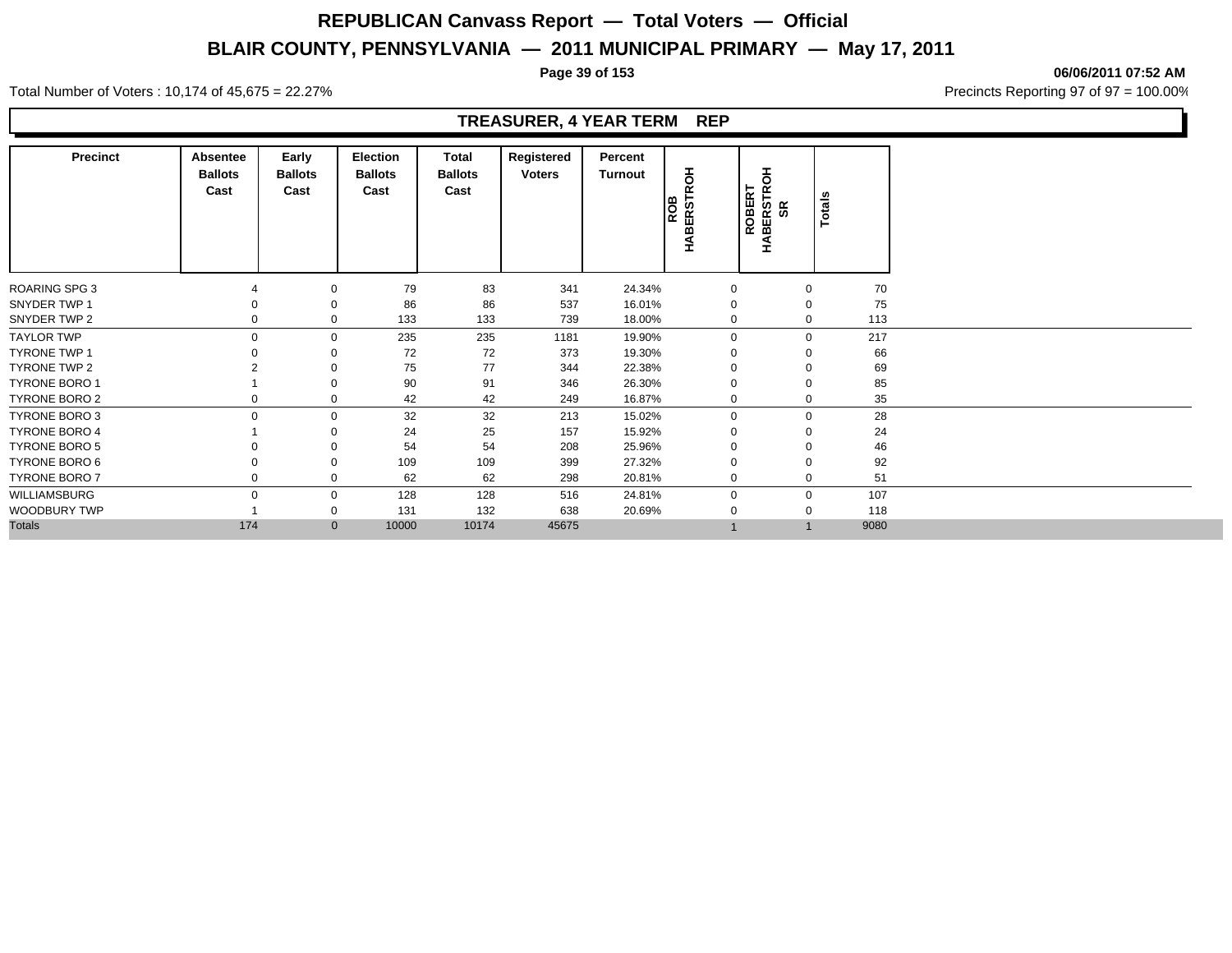# REPUBLICAN Canvass Report — Total Voters — Official

## BLAIR COUNTY, PENNSYLVANIA — 2011 MUNICIPAL PRIMARY — May 17, 2011

06/06/2011 07:52 AM

Total Number of Voters : 10,174 of 45,675 = 22.27%

Precincts Reporting 97 of 97 = 100.00%

### TREASURER, 4 YEAR TERM REP

| Precinct | Absentee Ballots Cast | Early Ballots Cast | Election Ballots Cast | Total Ballots Cast | Registered Voters | Percent Turnout | ROB HABERSTROH | ROBERT HABERSTROH SR | Totals |
|---|---|---|---|---|---|---|---|---|---|
| ROARING SPG 3 | 4 | 0 | 79 | 83 | 341 | 24.34% | 0 | 0 | 70 |
| SNYDER TWP 1 | 0 | 0 | 86 | 86 | 537 | 16.01% | 0 | 0 | 75 |
| SNYDER TWP 2 | 0 | 0 | 133 | 133 | 739 | 18.00% | 0 | 0 | 113 |
| TAYLOR TWP | 0 | 0 | 235 | 235 | 1181 | 19.90% | 0 | 0 | 217 |
| TYRONE TWP 1 | 0 | 0 | 72 | 72 | 373 | 19.30% | 0 | 0 | 66 |
| TYRONE TWP 2 | 2 | 0 | 75 | 77 | 344 | 22.38% | 0 | 0 | 69 |
| TYRONE BORO 1 | 1 | 0 | 90 | 91 | 346 | 26.30% | 0 | 0 | 85 |
| TYRONE BORO 2 | 0 | 0 | 42 | 42 | 249 | 16.87% | 0 | 0 | 35 |
| TYRONE BORO 3 | 0 | 0 | 32 | 32 | 213 | 15.02% | 0 | 0 | 28 |
| TYRONE BORO 4 | 1 | 0 | 24 | 25 | 157 | 15.92% | 0 | 0 | 24 |
| TYRONE BORO 5 | 0 | 0 | 54 | 54 | 208 | 25.96% | 0 | 0 | 46 |
| TYRONE BORO 6 | 0 | 0 | 109 | 109 | 399 | 27.32% | 0 | 0 | 92 |
| TYRONE BORO 7 | 0 | 0 | 62 | 62 | 298 | 20.81% | 0 | 0 | 51 |
| WILLIAMSBURG | 0 | 0 | 128 | 128 | 516 | 24.81% | 0 | 0 | 107 |
| WOODBURY TWP | 1 | 0 | 131 | 132 | 638 | 20.69% | 0 | 0 | 118 |
| Totals | 174 | 0 | 10000 | 10174 | 45675 | | 1 | 1 | 9080 |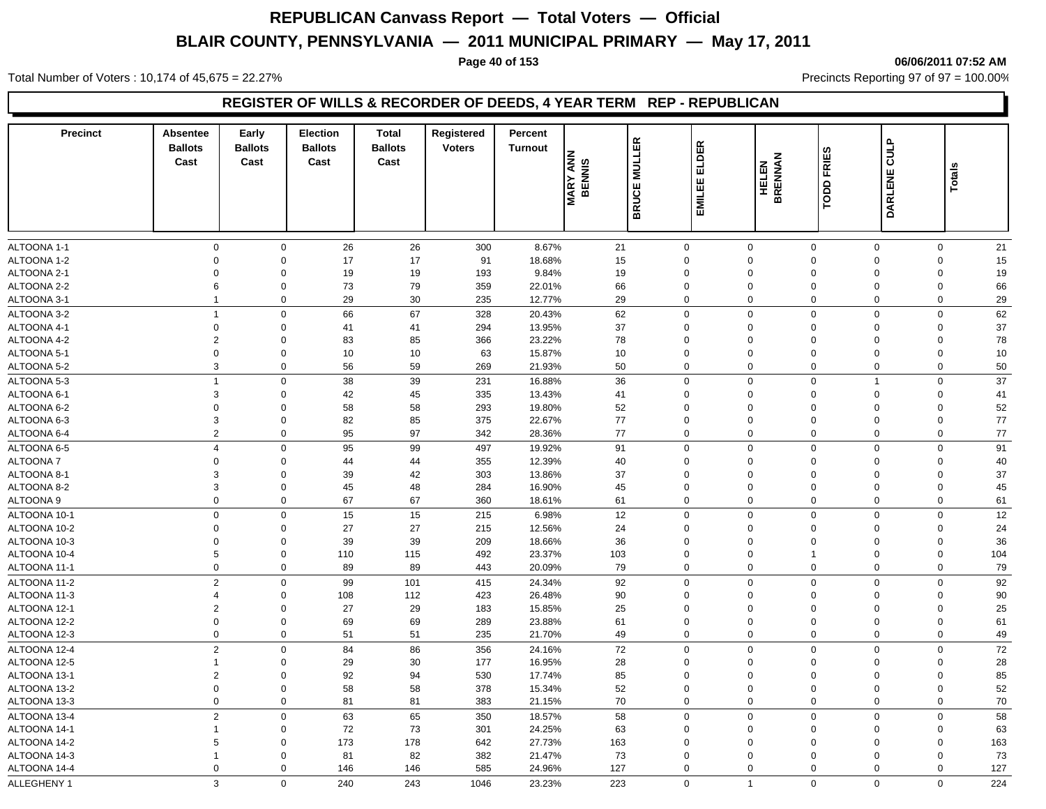# REPUBLICAN Canvass Report — Total Voters — Official

## BLAIR COUNTY, PENNSYLVANIA — 2011 MUNICIPAL PRIMARY — May 17, 2011

Total Number of Voters : 10,174 of 45,675 = 22.27%

Precincts Reporting 97 of 97 = 100.00%

### REGISTER OF WILLS & RECORDER OF DEEDS, 4 YEAR TERM REP - REPUBLICAN

| Precinct | Absentee Ballots Cast | Early Ballots Cast | Election Ballots Cast | Total Ballots Cast | Registered Voters | Percent Turnout | MARY ANN BENNIS | BRUCE MULLER | EMILEE ELDER | HELEN BRENNAN | TODD FRIES | DARLENE CULP | Totals |
|---|---|---|---|---|---|---|---|---|---|---|---|---|---|
| ALTOONA 1-1 | 0 | 0 | 26 | 26 | 300 | 8.67% | 21 | 0 | 0 | 0 | 0 | 0 | 21 |
| ALTOONA 1-2 | 0 | 0 | 17 | 17 | 91 | 18.68% | 15 | 0 | 0 | 0 | 0 | 0 | 15 |
| ALTOONA 2-1 | 0 | 0 | 19 | 19 | 193 | 9.84% | 19 | 0 | 0 | 0 | 0 | 0 | 19 |
| ALTOONA 2-2 | 6 | 0 | 73 | 79 | 359 | 22.01% | 66 | 0 | 0 | 0 | 0 | 0 | 66 |
| ALTOONA 3-1 | 1 | 0 | 29 | 30 | 235 | 12.77% | 29 | 0 | 0 | 0 | 0 | 0 | 29 |
| ALTOONA 3-2 | 1 | 0 | 66 | 67 | 328 | 20.43% | 62 | 0 | 0 | 0 | 0 | 0 | 62 |
| ALTOONA 4-1 | 0 | 0 | 41 | 41 | 294 | 13.95% | 37 | 0 | 0 | 0 | 0 | 0 | 37 |
| ALTOONA 4-2 | 2 | 0 | 83 | 85 | 366 | 23.22% | 78 | 0 | 0 | 0 | 0 | 0 | 78 |
| ALTOONA 5-1 | 0 | 0 | 10 | 10 | 63 | 15.87% | 10 | 0 | 0 | 0 | 0 | 0 | 10 |
| ALTOONA 5-2 | 3 | 0 | 56 | 59 | 269 | 21.93% | 50 | 0 | 0 | 0 | 0 | 0 | 50 |
| ALTOONA 5-3 | 1 | 0 | 38 | 39 | 231 | 16.88% | 36 | 0 | 0 | 0 | 1 | 0 | 37 |
| ALTOONA 6-1 | 3 | 0 | 42 | 45 | 335 | 13.43% | 41 | 0 | 0 | 0 | 0 | 0 | 41 |
| ALTOONA 6-2 | 0 | 0 | 58 | 58 | 293 | 19.80% | 52 | 0 | 0 | 0 | 0 | 0 | 52 |
| ALTOONA 6-3 | 3 | 0 | 82 | 85 | 375 | 22.67% | 77 | 0 | 0 | 0 | 0 | 0 | 77 |
| ALTOONA 6-4 | 2 | 0 | 95 | 97 | 342 | 28.36% | 77 | 0 | 0 | 0 | 0 | 0 | 77 |
| ALTOONA 6-5 | 4 | 0 | 95 | 99 | 497 | 19.92% | 91 | 0 | 0 | 0 | 0 | 0 | 91 |
| ALTOONA 7 | 0 | 0 | 44 | 44 | 355 | 12.39% | 40 | 0 | 0 | 0 | 0 | 0 | 40 |
| ALTOONA 8-1 | 3 | 0 | 39 | 42 | 303 | 13.86% | 37 | 0 | 0 | 0 | 0 | 0 | 37 |
| ALTOONA 8-2 | 3 | 0 | 45 | 48 | 284 | 16.90% | 45 | 0 | 0 | 0 | 0 | 0 | 45 |
| ALTOONA 9 | 0 | 0 | 67 | 67 | 360 | 18.61% | 61 | 0 | 0 | 0 | 0 | 0 | 61 |
| ALTOONA 10-1 | 0 | 0 | 15 | 15 | 215 | 6.98% | 12 | 0 | 0 | 0 | 0 | 0 | 12 |
| ALTOONA 10-2 | 0 | 0 | 27 | 27 | 215 | 12.56% | 24 | 0 | 0 | 0 | 0 | 0 | 24 |
| ALTOONA 10-3 | 0 | 0 | 39 | 39 | 209 | 18.66% | 36 | 0 | 0 | 0 | 0 | 0 | 36 |
| ALTOONA 10-4 | 5 | 0 | 110 | 115 | 492 | 23.37% | 103 | 0 | 0 | 1 | 0 | 0 | 104 |
| ALTOONA 11-1 | 0 | 0 | 89 | 89 | 443 | 20.09% | 79 | 0 | 0 | 0 | 0 | 0 | 79 |
| ALTOONA 11-2 | 2 | 0 | 99 | 101 | 415 | 24.34% | 92 | 0 | 0 | 0 | 0 | 0 | 92 |
| ALTOONA 11-3 | 4 | 0 | 108 | 112 | 423 | 26.48% | 90 | 0 | 0 | 0 | 0 | 0 | 90 |
| ALTOONA 12-1 | 2 | 0 | 27 | 29 | 183 | 15.85% | 25 | 0 | 0 | 0 | 0 | 0 | 25 |
| ALTOONA 12-2 | 0 | 0 | 69 | 69 | 289 | 23.88% | 61 | 0 | 0 | 0 | 0 | 0 | 61 |
| ALTOONA 12-3 | 0 | 0 | 51 | 51 | 235 | 21.70% | 49 | 0 | 0 | 0 | 0 | 0 | 49 |
| ALTOONA 12-4 | 2 | 0 | 84 | 86 | 356 | 24.16% | 72 | 0 | 0 | 0 | 0 | 0 | 72 |
| ALTOONA 12-5 | 1 | 0 | 29 | 30 | 177 | 16.95% | 28 | 0 | 0 | 0 | 0 | 0 | 28 |
| ALTOONA 13-1 | 2 | 0 | 92 | 94 | 530 | 17.74% | 85 | 0 | 0 | 0 | 0 | 0 | 85 |
| ALTOONA 13-2 | 0 | 0 | 58 | 58 | 378 | 15.34% | 52 | 0 | 0 | 0 | 0 | 0 | 52 |
| ALTOONA 13-3 | 0 | 0 | 81 | 81 | 383 | 21.15% | 70 | 0 | 0 | 0 | 0 | 0 | 70 |
| ALTOONA 13-4 | 2 | 0 | 63 | 65 | 350 | 18.57% | 58 | 0 | 0 | 0 | 0 | 0 | 58 |
| ALTOONA 14-1 | 1 | 0 | 72 | 73 | 301 | 24.25% | 63 | 0 | 0 | 0 | 0 | 0 | 63 |
| ALTOONA 14-2 | 5 | 0 | 173 | 178 | 642 | 27.73% | 163 | 0 | 0 | 0 | 0 | 0 | 163 |
| ALTOONA 14-3 | 1 | 0 | 81 | 82 | 382 | 21.47% | 73 | 0 | 0 | 0 | 0 | 0 | 73 |
| ALTOONA 14-4 | 0 | 0 | 146 | 146 | 585 | 24.96% | 127 | 0 | 0 | 0 | 0 | 0 | 127 |
| ALLEGHENY 1 | 3 | 0 | 240 | 243 | 1046 | 23.23% | 223 | 0 | 1 | 0 | 0 | 0 | 224 |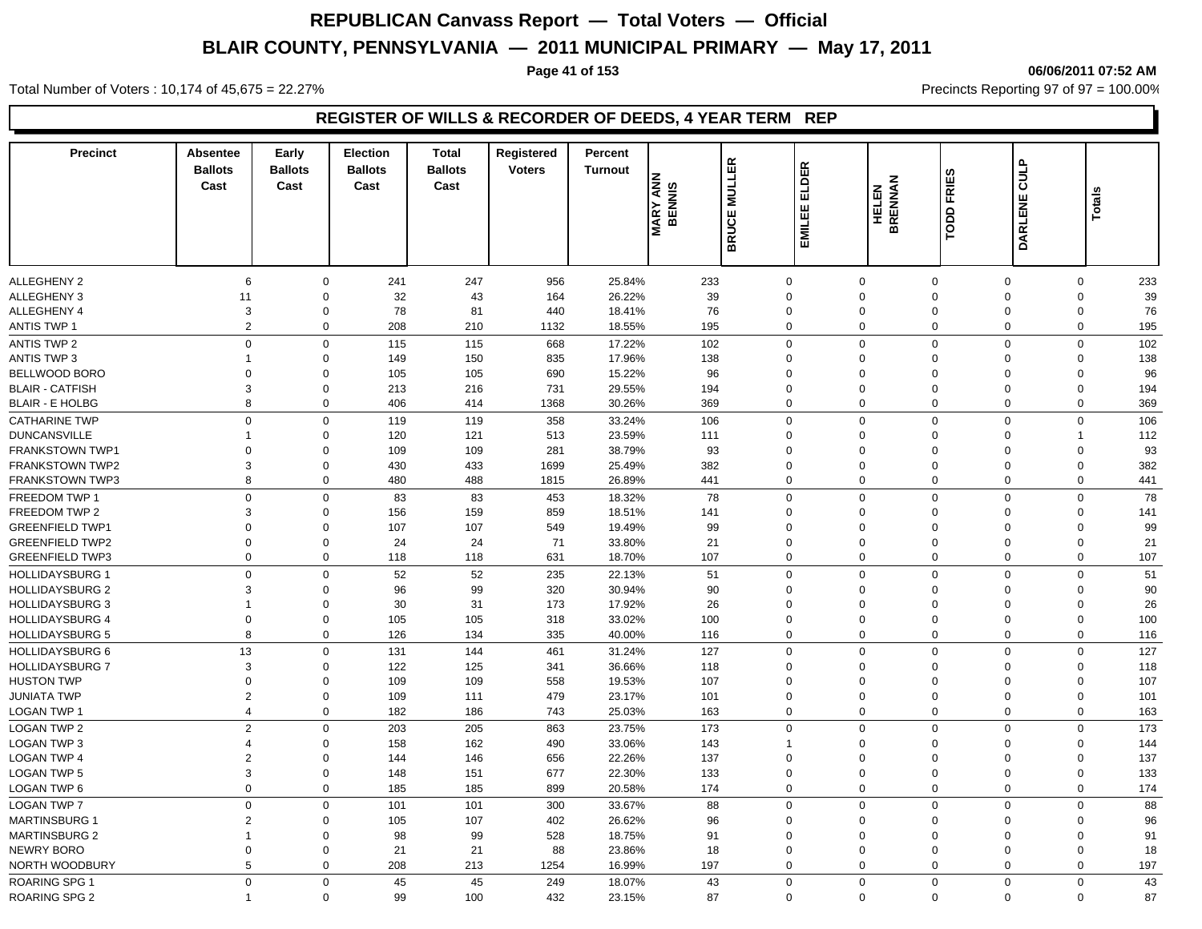# REPUBLICAN Canvass Report — Total Voters — Official

## BLAIR COUNTY, PENNSYLVANIA — 2011 MUNICIPAL PRIMARY — May 17, 2011

06/06/2011 07:52 AM

Total Number of Voters : 10,174 of 45,675 = 22.27%

Precincts Reporting 97 of 97 = 100.00%

### REGISTER OF WILLS & RECORDER OF DEEDS, 4 YEAR TERM REP

| Precinct | Absentee Ballots Cast | Early Ballots Cast | Election Ballots Cast | Total Ballots Cast | Registered Voters | Percent Turnout | MARY ANN BENNIS | BRUCE MULLER | EMILEE ELDER | HELEN BRENNAN | TODD FRIES | DARLENE CULP | Totals |
|---|---|---|---|---|---|---|---|---|---|---|---|---|---|
| ALLEGHENY 2 | 6 | 0 | 241 | 247 | 956 | 25.84% | 233 | 0 | 0 | 0 | 0 | 0 | 233 |
| ALLEGHENY 3 | 11 | 0 | 32 | 43 | 164 | 26.22% | 39 | 0 | 0 | 0 | 0 | 0 | 39 |
| ALLEGHENY 4 | 3 | 0 | 78 | 81 | 440 | 18.41% | 76 | 0 | 0 | 0 | 0 | 0 | 76 |
| ANTIS TWP 1 | 2 | 0 | 208 | 210 | 1132 | 18.55% | 195 | 0 | 0 | 0 | 0 | 0 | 195 |
| ANTIS TWP 2 | 0 | 0 | 115 | 115 | 668 | 17.22% | 102 | 0 | 0 | 0 | 0 | 0 | 102 |
| ANTIS TWP 3 | 1 | 0 | 149 | 150 | 835 | 17.96% | 138 | 0 | 0 | 0 | 0 | 0 | 138 |
| BELLWOOD BORO | 0 | 0 | 105 | 105 | 690 | 15.22% | 96 | 0 | 0 | 0 | 0 | 0 | 96 |
| BLAIR - CATFISH | 3 | 0 | 213 | 216 | 731 | 29.55% | 194 | 0 | 0 | 0 | 0 | 0 | 194 |
| BLAIR - E HOLBG | 8 | 0 | 406 | 414 | 1368 | 30.26% | 369 | 0 | 0 | 0 | 0 | 0 | 369 |
| CATHARINE TWP | 0 | 0 | 119 | 119 | 358 | 33.24% | 106 | 0 | 0 | 0 | 0 | 0 | 106 |
| DUNCANSVILLE | 1 | 0 | 120 | 121 | 513 | 23.59% | 111 | 0 | 0 | 0 | 0 | 1 | 112 |
| FRANKSTOWN TWP1 | 0 | 0 | 109 | 109 | 281 | 38.79% | 93 | 0 | 0 | 0 | 0 | 0 | 93 |
| FRANKSTOWN TWP2 | 3 | 0 | 430 | 433 | 1699 | 25.49% | 382 | 0 | 0 | 0 | 0 | 0 | 382 |
| FRANKSTOWN TWP3 | 8 | 0 | 480 | 488 | 1815 | 26.89% | 441 | 0 | 0 | 0 | 0 | 0 | 441 |
| FREEDOM TWP 1 | 0 | 0 | 83 | 83 | 453 | 18.32% | 78 | 0 | 0 | 0 | 0 | 0 | 78 |
| FREEDOM TWP 2 | 3 | 0 | 156 | 159 | 859 | 18.51% | 141 | 0 | 0 | 0 | 0 | 0 | 141 |
| GREENFIELD TWP1 | 0 | 0 | 107 | 107 | 549 | 19.49% | 99 | 0 | 0 | 0 | 0 | 0 | 99 |
| GREENFIELD TWP2 | 0 | 0 | 24 | 24 | 71 | 33.80% | 21 | 0 | 0 | 0 | 0 | 0 | 21 |
| GREENFIELD TWP3 | 0 | 0 | 118 | 118 | 631 | 18.70% | 107 | 0 | 0 | 0 | 0 | 0 | 107 |
| HOLLIDAYSBURG 1 | 0 | 0 | 52 | 52 | 235 | 22.13% | 51 | 0 | 0 | 0 | 0 | 0 | 51 |
| HOLLIDAYSBURG 2 | 3 | 0 | 96 | 99 | 320 | 30.94% | 90 | 0 | 0 | 0 | 0 | 0 | 90 |
| HOLLIDAYSBURG 3 | 1 | 0 | 30 | 31 | 173 | 17.92% | 26 | 0 | 0 | 0 | 0 | 0 | 26 |
| HOLLIDAYSBURG 4 | 0 | 0 | 105 | 105 | 318 | 33.02% | 100 | 0 | 0 | 0 | 0 | 0 | 100 |
| HOLLIDAYSBURG 5 | 8 | 0 | 126 | 134 | 335 | 40.00% | 116 | 0 | 0 | 0 | 0 | 0 | 116 |
| HOLLIDAYSBURG 6 | 13 | 0 | 131 | 144 | 461 | 31.24% | 127 | 0 | 0 | 0 | 0 | 0 | 127 |
| HOLLIDAYSBURG 7 | 3 | 0 | 122 | 125 | 341 | 36.66% | 118 | 0 | 0 | 0 | 0 | 0 | 118 |
| HUSTON TWP | 0 | 0 | 109 | 109 | 558 | 19.53% | 107 | 0 | 0 | 0 | 0 | 0 | 107 |
| JUNIATA TWP | 2 | 0 | 109 | 111 | 479 | 23.17% | 101 | 0 | 0 | 0 | 0 | 0 | 101 |
| LOGAN TWP 1 | 4 | 0 | 182 | 186 | 743 | 25.03% | 163 | 0 | 0 | 0 | 0 | 0 | 163 |
| LOGAN TWP 2 | 2 | 0 | 203 | 205 | 863 | 23.75% | 173 | 0 | 0 | 0 | 0 | 0 | 173 |
| LOGAN TWP 3 | 4 | 0 | 158 | 162 | 490 | 33.06% | 143 | 1 | 0 | 0 | 0 | 0 | 144 |
| LOGAN TWP 4 | 2 | 0 | 144 | 146 | 656 | 22.26% | 137 | 0 | 0 | 0 | 0 | 0 | 137 |
| LOGAN TWP 5 | 3 | 0 | 148 | 151 | 677 | 22.30% | 133 | 0 | 0 | 0 | 0 | 0 | 133 |
| LOGAN TWP 6 | 0 | 0 | 185 | 185 | 899 | 20.58% | 174 | 0 | 0 | 0 | 0 | 0 | 174 |
| LOGAN TWP 7 | 0 | 0 | 101 | 101 | 300 | 33.67% | 88 | 0 | 0 | 0 | 0 | 0 | 88 |
| MARTINSBURG 1 | 2 | 0 | 105 | 107 | 402 | 26.62% | 96 | 0 | 0 | 0 | 0 | 0 | 96 |
| MARTINSBURG 2 | 1 | 0 | 98 | 99 | 528 | 18.75% | 91 | 0 | 0 | 0 | 0 | 0 | 91 |
| NEWRY BORO | 0 | 0 | 21 | 21 | 88 | 23.86% | 18 | 0 | 0 | 0 | 0 | 0 | 18 |
| NORTH WOODBURY | 5 | 0 | 208 | 213 | 1254 | 16.99% | 197 | 0 | 0 | 0 | 0 | 0 | 197 |
| ROARING SPG 1 | 0 | 0 | 45 | 45 | 249 | 18.07% | 43 | 0 | 0 | 0 | 0 | 0 | 43 |
| ROARING SPG 2 | 1 | 0 | 99 | 100 | 432 | 23.15% | 87 | 0 | 0 | 0 | 0 | 0 | 87 |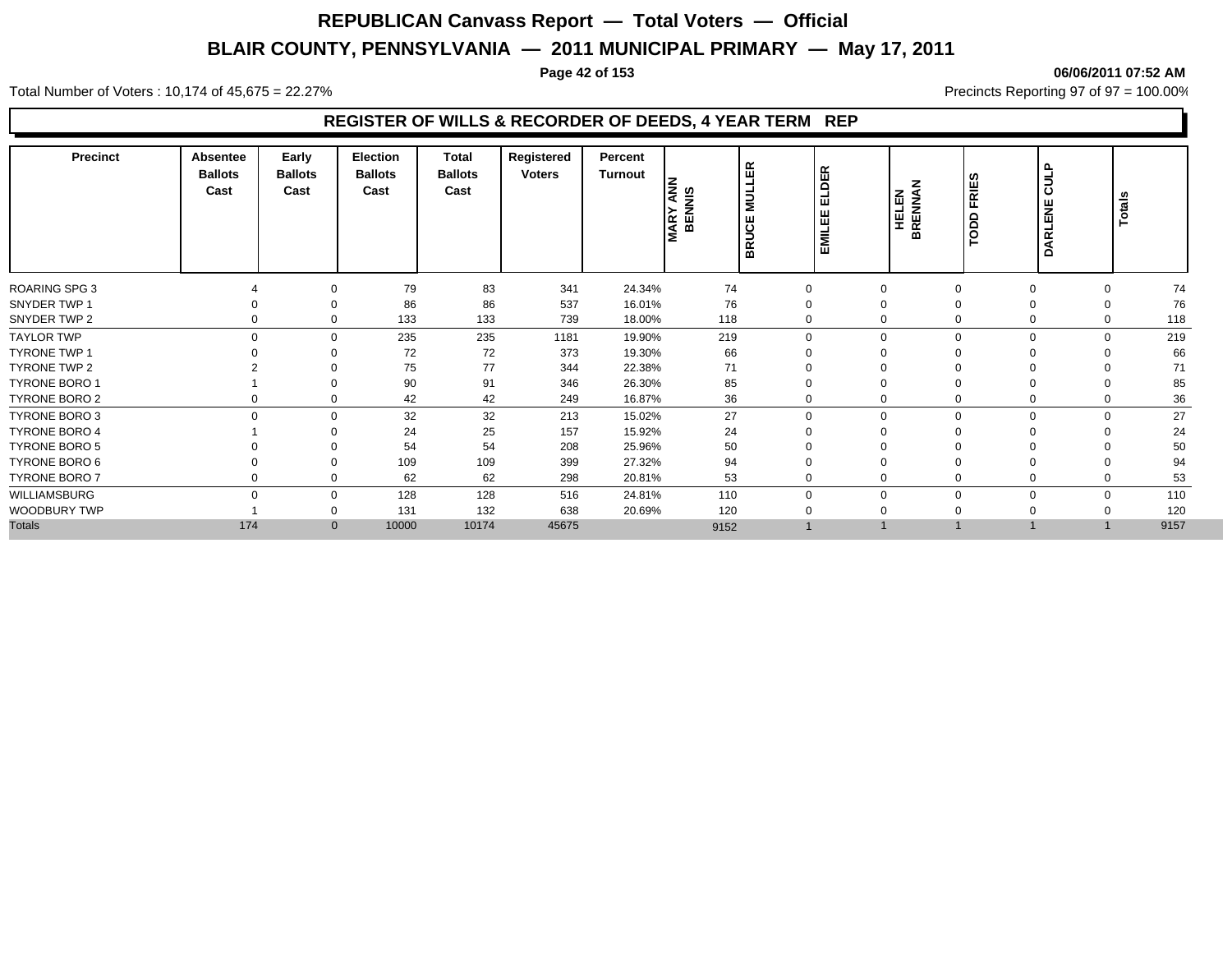# REPUBLICAN Canvass Report — Total Voters — Official

## BLAIR COUNTY, PENNSYLVANIA — 2011 MUNICIPAL PRIMARY — May 17, 2011

06/06/2011 07:52 AM

Total Number of Voters : 10,174 of 45,675 = 22.27%

Precincts Reporting 97 of 97 = 100.00%

### REGISTER OF WILLS & RECORDER OF DEEDS, 4 YEAR TERM REP

| Precinct | Absentee Ballots Cast | Early Ballots Cast | Election Ballots Cast | Total Ballots Cast | Registered Voters | Percent Turnout | MARY ANN BENNIS | BRUCE MULLER | EMILEE ELDER | HELEN BRENNAN | TODD FRIES | DARLENE CULP | Totals |
|---|---|---|---|---|---|---|---|---|---|---|---|---|---|
| ROARING SPG 3 | 4 | 0 | 79 | 83 | 341 | 24.34% | 74 | 0 | 0 | 0 | 0 | 0 | 74 |
| SNYDER TWP 1 | 0 | 0 | 86 | 86 | 537 | 16.01% | 76 | 0 | 0 | 0 | 0 | 0 | 76 |
| SNYDER TWP 2 | 0 | 0 | 133 | 133 | 739 | 18.00% | 118 | 0 | 0 | 0 | 0 | 0 | 118 |
| TAYLOR TWP | 0 | 0 | 235 | 235 | 1181 | 19.90% | 219 | 0 | 0 | 0 | 0 | 0 | 219 |
| TYRONE TWP 1 | 0 | 0 | 72 | 72 | 373 | 19.30% | 66 | 0 | 0 | 0 | 0 | 0 | 66 |
| TYRONE TWP 2 | 2 | 0 | 75 | 77 | 344 | 22.38% | 71 | 0 | 0 | 0 | 0 | 0 | 71 |
| TYRONE BORO 1 | 1 | 0 | 90 | 91 | 346 | 26.30% | 85 | 0 | 0 | 0 | 0 | 0 | 85 |
| TYRONE BORO 2 | 0 | 0 | 42 | 42 | 249 | 16.87% | 36 | 0 | 0 | 0 | 0 | 0 | 36 |
| TYRONE BORO 3 | 0 | 0 | 32 | 32 | 213 | 15.02% | 27 | 0 | 0 | 0 | 0 | 0 | 27 |
| TYRONE BORO 4 | 1 | 0 | 24 | 25 | 157 | 15.92% | 24 | 0 | 0 | 0 | 0 | 0 | 24 |
| TYRONE BORO 5 | 0 | 0 | 54 | 54 | 208 | 25.96% | 50 | 0 | 0 | 0 | 0 | 0 | 50 |
| TYRONE BORO 6 | 0 | 0 | 109 | 109 | 399 | 27.32% | 94 | 0 | 0 | 0 | 0 | 0 | 94 |
| TYRONE BORO 7 | 0 | 0 | 62 | 62 | 298 | 20.81% | 53 | 0 | 0 | 0 | 0 | 0 | 53 |
| WILLIAMSBURG | 0 | 0 | 128 | 128 | 516 | 24.81% | 110 | 0 | 0 | 0 | 0 | 0 | 110 |
| WOODBURY TWP | 1 | 0 | 131 | 132 | 638 | 20.69% | 120 | 0 | 0 | 0 | 0 | 0 | 120 |
| Totals | 174 | 0 | 10000 | 10174 | 45675 | | 9152 | 1 | 1 | 1 | 1 | 1 | 9157 |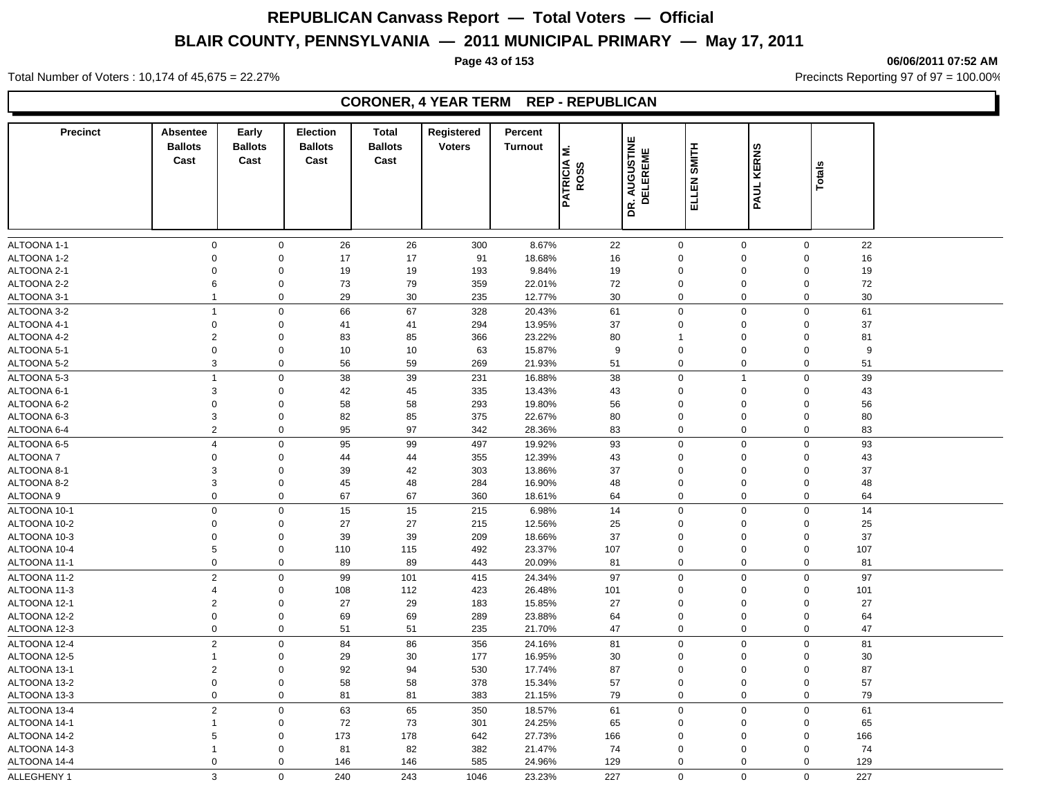# REPUBLICAN Canvass Report — Total Voters — Official

## BLAIR COUNTY, PENNSYLVANIA — 2011 MUNICIPAL PRIMARY — May 17, 2011

06/06/2011 07:52 AM

Total Number of Voters : 10,174 of 45,675 = 22.27%

Precincts Reporting 97 of 97 = 100.00%

### CORONER, 4 YEAR TERM REP - REPUBLICAN

| Precinct | Absentee Ballots Cast | Early Ballots Cast | Election Ballots Cast | Total Ballots Cast | Registered Voters | Percent Turnout | PATRICIA M. ROSS | DR. AUGUSTINE DELEREME | ELLEN SMITH | PAUL KERNS | Totals |
|---|---|---|---|---|---|---|---|---|---|---|---|
| ALTOONA 1-1 | 0 | 0 | 26 | 26 | 300 | 8.67% | 22 | 0 | 0 | 0 | 22 |
| ALTOONA 1-2 | 0 | 0 | 17 | 17 | 91 | 18.68% | 16 | 0 | 0 | 0 | 16 |
| ALTOONA 2-1 | 0 | 0 | 19 | 19 | 193 | 9.84% | 19 | 0 | 0 | 0 | 19 |
| ALTOONA 2-2 | 6 | 0 | 73 | 79 | 359 | 22.01% | 72 | 0 | 0 | 0 | 72 |
| ALTOONA 3-1 | 1 | 0 | 29 | 30 | 235 | 12.77% | 30 | 0 | 0 | 0 | 30 |
| ALTOONA 3-2 | 1 | 0 | 66 | 67 | 328 | 20.43% | 61 | 0 | 0 | 0 | 61 |
| ALTOONA 4-1 | 0 | 0 | 41 | 41 | 294 | 13.95% | 37 | 0 | 0 | 0 | 37 |
| ALTOONA 4-2 | 2 | 0 | 83 | 85 | 366 | 23.22% | 80 | 1 | 0 | 0 | 81 |
| ALTOONA 5-1 | 0 | 0 | 10 | 10 | 63 | 15.87% | 9 | 0 | 0 | 0 | 9 |
| ALTOONA 5-2 | 3 | 0 | 56 | 59 | 269 | 21.93% | 51 | 0 | 0 | 0 | 51 |
| ALTOONA 5-3 | 1 | 0 | 38 | 39 | 231 | 16.88% | 38 | 0 | 1 | 0 | 39 |
| ALTOONA 6-1 | 3 | 0 | 42 | 45 | 335 | 13.43% | 43 | 0 | 0 | 0 | 43 |
| ALTOONA 6-2 | 0 | 0 | 58 | 58 | 293 | 19.80% | 56 | 0 | 0 | 0 | 56 |
| ALTOONA 6-3 | 3 | 0 | 82 | 85 | 375 | 22.67% | 80 | 0 | 0 | 0 | 80 |
| ALTOONA 6-4 | 2 | 0 | 95 | 97 | 342 | 28.36% | 83 | 0 | 0 | 0 | 83 |
| ALTOONA 6-5 | 4 | 0 | 95 | 99 | 497 | 19.92% | 93 | 0 | 0 | 0 | 93 |
| ALTOONA 7 | 0 | 0 | 44 | 44 | 355 | 12.39% | 43 | 0 | 0 | 0 | 43 |
| ALTOONA 8-1 | 3 | 0 | 39 | 42 | 303 | 13.86% | 37 | 0 | 0 | 0 | 37 |
| ALTOONA 8-2 | 3 | 0 | 45 | 48 | 284 | 16.90% | 48 | 0 | 0 | 0 | 48 |
| ALTOONA 9 | 0 | 0 | 67 | 67 | 360 | 18.61% | 64 | 0 | 0 | 0 | 64 |
| ALTOONA 10-1 | 0 | 0 | 15 | 15 | 215 | 6.98% | 14 | 0 | 0 | 0 | 14 |
| ALTOONA 10-2 | 0 | 0 | 27 | 27 | 215 | 12.56% | 25 | 0 | 0 | 0 | 25 |
| ALTOONA 10-3 | 0 | 0 | 39 | 39 | 209 | 18.66% | 37 | 0 | 0 | 0 | 37 |
| ALTOONA 10-4 | 5 | 0 | 110 | 115 | 492 | 23.37% | 107 | 0 | 0 | 0 | 107 |
| ALTOONA 11-1 | 0 | 0 | 89 | 89 | 443 | 20.09% | 81 | 0 | 0 | 0 | 81 |
| ALTOONA 11-2 | 2 | 0 | 99 | 101 | 415 | 24.34% | 97 | 0 | 0 | 0 | 97 |
| ALTOONA 11-3 | 4 | 0 | 108 | 112 | 423 | 26.48% | 101 | 0 | 0 | 0 | 101 |
| ALTOONA 12-1 | 2 | 0 | 27 | 29 | 183 | 15.85% | 27 | 0 | 0 | 0 | 27 |
| ALTOONA 12-2 | 0 | 0 | 69 | 69 | 289 | 23.88% | 64 | 0 | 0 | 0 | 64 |
| ALTOONA 12-3 | 0 | 0 | 51 | 51 | 235 | 21.70% | 47 | 0 | 0 | 0 | 47 |
| ALTOONA 12-4 | 2 | 0 | 84 | 86 | 356 | 24.16% | 81 | 0 | 0 | 0 | 81 |
| ALTOONA 12-5 | 1 | 0 | 29 | 30 | 177 | 16.95% | 30 | 0 | 0 | 0 | 30 |
| ALTOONA 13-1 | 2 | 0 | 92 | 94 | 530 | 17.74% | 87 | 0 | 0 | 0 | 87 |
| ALTOONA 13-2 | 0 | 0 | 58 | 58 | 378 | 15.34% | 57 | 0 | 0 | 0 | 57 |
| ALTOONA 13-3 | 0 | 0 | 81 | 81 | 383 | 21.15% | 79 | 0 | 0 | 0 | 79 |
| ALTOONA 13-4 | 2 | 0 | 63 | 65 | 350 | 18.57% | 61 | 0 | 0 | 0 | 61 |
| ALTOONA 14-1 | 1 | 0 | 72 | 73 | 301 | 24.25% | 65 | 0 | 0 | 0 | 65 |
| ALTOONA 14-2 | 5 | 0 | 173 | 178 | 642 | 27.73% | 166 | 0 | 0 | 0 | 166 |
| ALTOONA 14-3 | 1 | 0 | 81 | 82 | 382 | 21.47% | 74 | 0 | 0 | 0 | 74 |
| ALTOONA 14-4 | 0 | 0 | 146 | 146 | 585 | 24.96% | 129 | 0 | 0 | 0 | 129 |
| ALLEGHENY 1 | 3 | 0 | 240 | 243 | 1046 | 23.23% | 227 | 0 | 0 | 0 | 227 |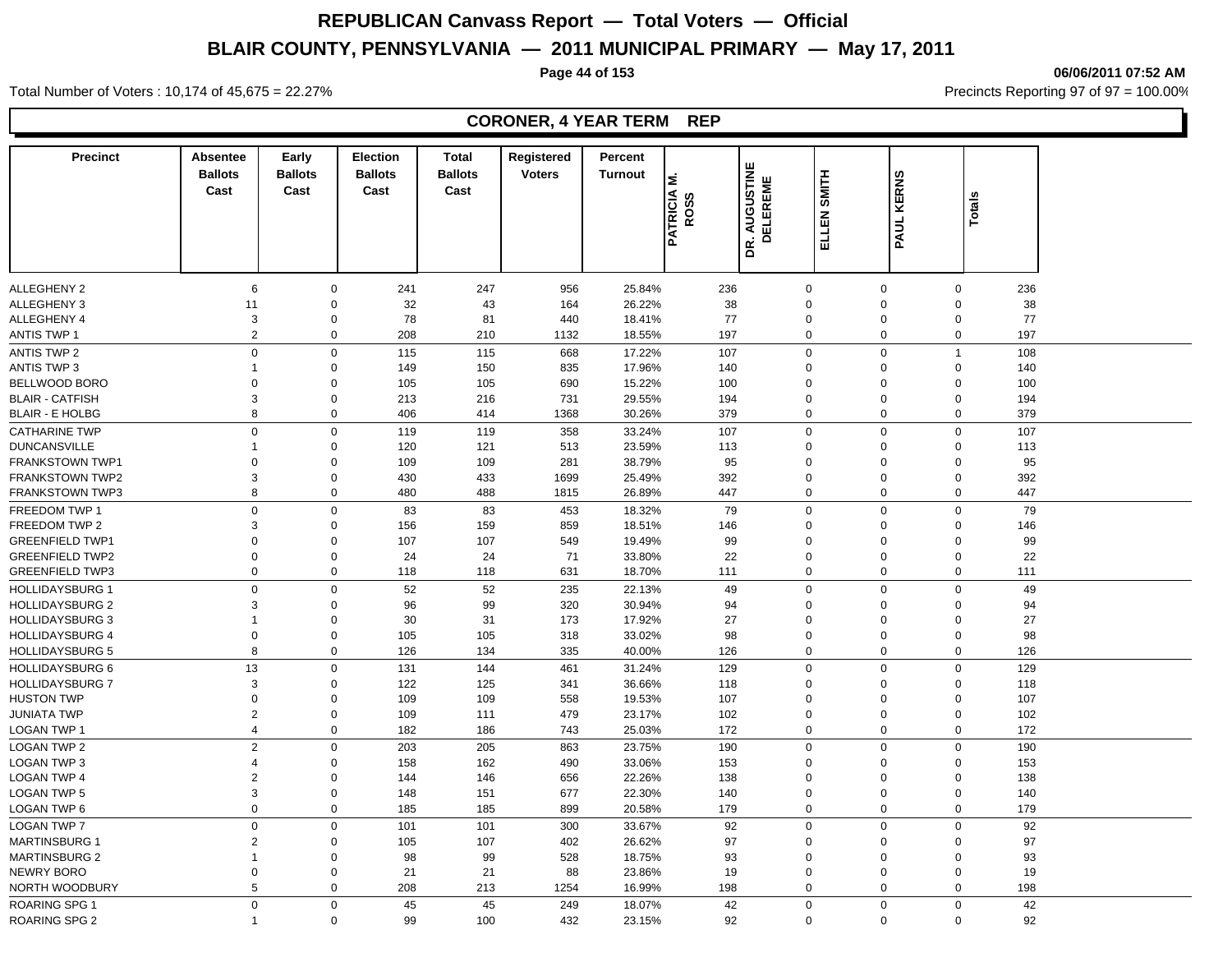# REPUBLICAN Canvass Report — Total Voters — Official

## BLAIR COUNTY, PENNSYLVANIA — 2011 MUNICIPAL PRIMARY — May 17, 2011

06/06/2011 07:52 AM

Total Number of Voters : 10,174 of 45,675 = 22.27%

Precincts Reporting 97 of 97 = 100.00%

### CORONER, 4 YEAR TERM REP

| Precinct | Absentee Ballots Cast | Early Ballots Cast | Election Ballots Cast | Total Ballots Cast | Registered Voters | Percent Turnout | PATRICIA M. ROSS | DR. AUGUSTINE DELEREME | ELLEN SMITH | PAUL KERNS | Totals |
|---|---|---|---|---|---|---|---|---|---|---|---|
| ALLEGHENY 2 | 6 | 0 | 241 | 247 | 956 | 25.84% | 236 | 0 | 0 | 0 | 236 |
| ALLEGHENY 3 | 11 | 0 | 32 | 43 | 164 | 26.22% | 38 | 0 | 0 | 0 | 38 |
| ALLEGHENY 4 | 3 | 0 | 78 | 81 | 440 | 18.41% | 77 | 0 | 0 | 0 | 77 |
| ANTIS TWP 1 | 2 | 0 | 208 | 210 | 1132 | 18.55% | 197 | 0 | 0 | 0 | 197 |
| ANTIS TWP 2 | 0 | 0 | 115 | 115 | 668 | 17.22% | 107 | 0 | 0 | 1 | 108 |
| ANTIS TWP 3 | 1 | 0 | 149 | 150 | 835 | 17.96% | 140 | 0 | 0 | 0 | 140 |
| BELLWOOD BORO | 0 | 0 | 105 | 105 | 690 | 15.22% | 100 | 0 | 0 | 0 | 100 |
| BLAIR - CATFISH | 3 | 0 | 213 | 216 | 731 | 29.55% | 194 | 0 | 0 | 0 | 194 |
| BLAIR - E HOLBG | 8 | 0 | 406 | 414 | 1368 | 30.26% | 379 | 0 | 0 | 0 | 379 |
| CATHARINE TWP | 0 | 0 | 119 | 119 | 358 | 33.24% | 107 | 0 | 0 | 0 | 107 |
| DUNCANSVILLE | 1 | 0 | 120 | 121 | 513 | 23.59% | 113 | 0 | 0 | 0 | 113 |
| FRANKSTOWN TWP1 | 0 | 0 | 109 | 109 | 281 | 38.79% | 95 | 0 | 0 | 0 | 95 |
| FRANKSTOWN TWP2 | 3 | 0 | 430 | 433 | 1699 | 25.49% | 392 | 0 | 0 | 0 | 392 |
| FRANKSTOWN TWP3 | 8 | 0 | 480 | 488 | 1815 | 26.89% | 447 | 0 | 0 | 0 | 447 |
| FREEDOM TWP 1 | 0 | 0 | 83 | 83 | 453 | 18.32% | 79 | 0 | 0 | 0 | 79 |
| FREEDOM TWP 2 | 3 | 0 | 156 | 159 | 859 | 18.51% | 146 | 0 | 0 | 0 | 146 |
| GREENFIELD TWP1 | 0 | 0 | 107 | 107 | 549 | 19.49% | 99 | 0 | 0 | 0 | 99 |
| GREENFIELD TWP2 | 0 | 0 | 24 | 24 | 71 | 33.80% | 22 | 0 | 0 | 0 | 22 |
| GREENFIELD TWP3 | 0 | 0 | 118 | 118 | 631 | 18.70% | 111 | 0 | 0 | 0 | 111 |
| HOLLIDAYSBURG 1 | 0 | 0 | 52 | 52 | 235 | 22.13% | 49 | 0 | 0 | 0 | 49 |
| HOLLIDAYSBURG 2 | 3 | 0 | 96 | 99 | 320 | 30.94% | 94 | 0 | 0 | 0 | 94 |
| HOLLIDAYSBURG 3 | 1 | 0 | 30 | 31 | 173 | 17.92% | 27 | 0 | 0 | 0 | 27 |
| HOLLIDAYSBURG 4 | 0 | 0 | 105 | 105 | 318 | 33.02% | 98 | 0 | 0 | 0 | 98 |
| HOLLIDAYSBURG 5 | 8 | 0 | 126 | 134 | 335 | 40.00% | 126 | 0 | 0 | 0 | 126 |
| HOLLIDAYSBURG 6 | 13 | 0 | 131 | 144 | 461 | 31.24% | 129 | 0 | 0 | 0 | 129 |
| HOLLIDAYSBURG 7 | 3 | 0 | 122 | 125 | 341 | 36.66% | 118 | 0 | 0 | 0 | 118 |
| HUSTON TWP | 0 | 0 | 109 | 109 | 558 | 19.53% | 107 | 0 | 0 | 0 | 107 |
| JUNIATA TWP | 2 | 0 | 109 | 111 | 479 | 23.17% | 102 | 0 | 0 | 0 | 102 |
| LOGAN TWP 1 | 4 | 0 | 182 | 186 | 743 | 25.03% | 172 | 0 | 0 | 0 | 172 |
| LOGAN TWP 2 | 2 | 0 | 203 | 205 | 863 | 23.75% | 190 | 0 | 0 | 0 | 190 |
| LOGAN TWP 3 | 4 | 0 | 158 | 162 | 490 | 33.06% | 153 | 0 | 0 | 0 | 153 |
| LOGAN TWP 4 | 2 | 0 | 144 | 146 | 656 | 22.26% | 138 | 0 | 0 | 0 | 138 |
| LOGAN TWP 5 | 3 | 0 | 148 | 151 | 677 | 22.30% | 140 | 0 | 0 | 0 | 140 |
| LOGAN TWP 6 | 0 | 0 | 185 | 185 | 899 | 20.58% | 179 | 0 | 0 | 0 | 179 |
| LOGAN TWP 7 | 0 | 0 | 101 | 101 | 300 | 33.67% | 92 | 0 | 0 | 0 | 92 |
| MARTINSBURG 1 | 2 | 0 | 105 | 107 | 402 | 26.62% | 97 | 0 | 0 | 0 | 97 |
| MARTINSBURG 2 | 1 | 0 | 98 | 99 | 528 | 18.75% | 93 | 0 | 0 | 0 | 93 |
| NEWRY BORO | 0 | 0 | 21 | 21 | 88 | 23.86% | 19 | 0 | 0 | 0 | 19 |
| NORTH WOODBURY | 5 | 0 | 208 | 213 | 1254 | 16.99% | 198 | 0 | 0 | 0 | 198 |
| ROARING SPG 1 | 0 | 0 | 45 | 45 | 249 | 18.07% | 42 | 0 | 0 | 0 | 42 |
| ROARING SPG 2 | 1 | 0 | 99 | 100 | 432 | 23.15% | 92 | 0 | 0 | 0 | 92 |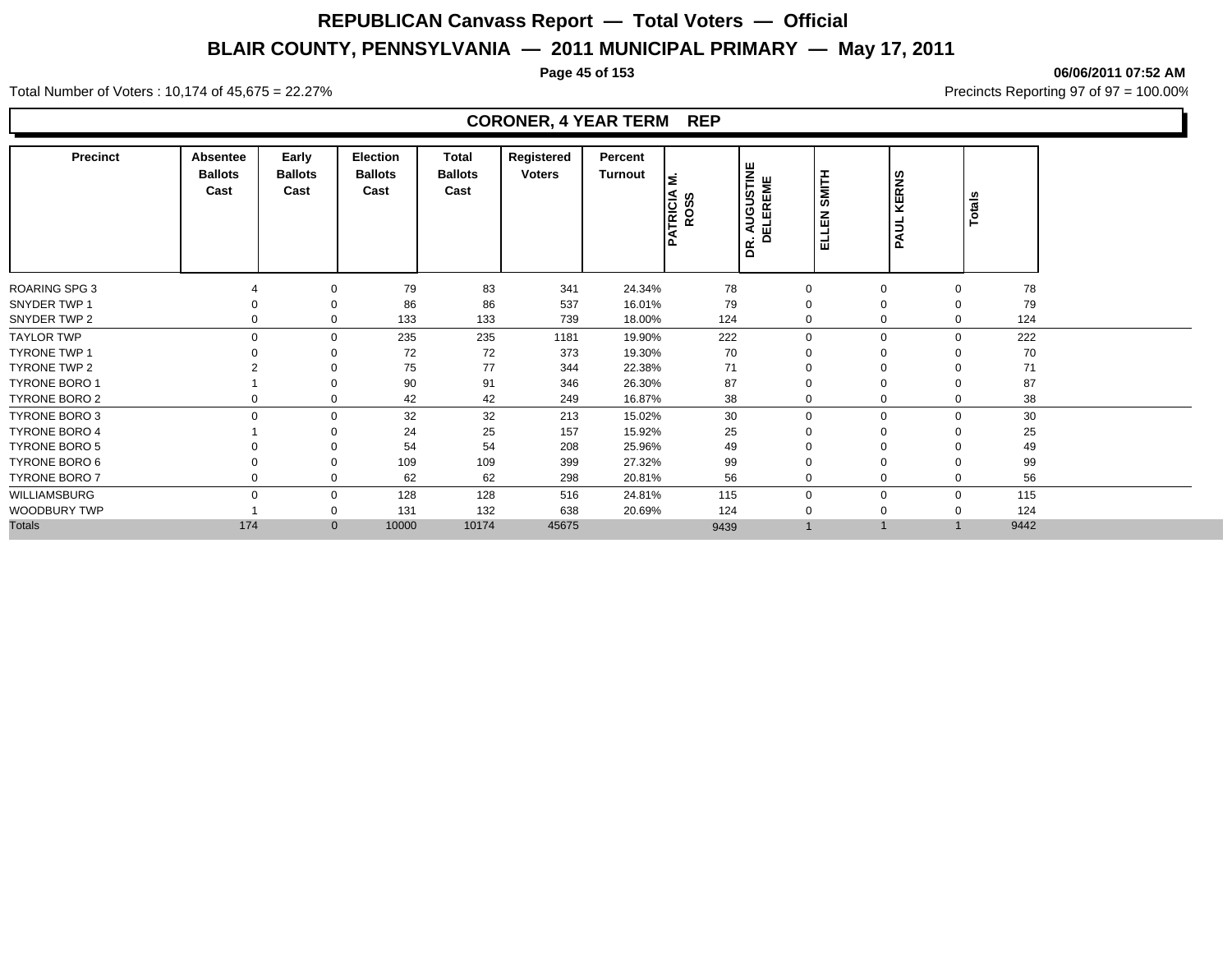# REPUBLICAN Canvass Report — Total Voters — Official

## BLAIR COUNTY, PENNSYLVANIA — 2011 MUNICIPAL PRIMARY — May 17, 2011

06/06/2011 07:52 AM

Total Number of Voters : 10,174 of 45,675 = 22.27%

Precincts Reporting 97 of 97 = 100.00%

### CORONER, 4 YEAR TERM REP

| Precinct | Absentee Ballots Cast | Early Ballots Cast | Election Ballots Cast | Total Ballots Cast | Registered Voters | Percent Turnout | PATRICIA M. ROSS | DR. AUGUSTINE DELEREME | ELLEN SMITH | PAUL KERNS | Totals |
|---|---|---|---|---|---|---|---|---|---|---|---|
| ROARING SPG 3 | 4 | 0 | 79 | 83 | 341 | 24.34% | 78 | 0 | 0 | 0 | 78 |
| SNYDER TWP 1 | 0 | 0 | 86 | 86 | 537 | 16.01% | 79 | 0 | 0 | 0 | 79 |
| SNYDER TWP 2 | 0 | 0 | 133 | 133 | 739 | 18.00% | 124 | 0 | 0 | 0 | 124 |
| TAYLOR TWP | 0 | 0 | 235 | 235 | 1181 | 19.90% | 222 | 0 | 0 | 0 | 222 |
| TYRONE TWP 1 | 0 | 0 | 72 | 72 | 373 | 19.30% | 70 | 0 | 0 | 0 | 70 |
| TYRONE TWP 2 | 2 | 0 | 75 | 77 | 344 | 22.38% | 71 | 0 | 0 | 0 | 71 |
| TYRONE BORO 1 | 1 | 0 | 90 | 91 | 346 | 26.30% | 87 | 0 | 0 | 0 | 87 |
| TYRONE BORO 2 | 0 | 0 | 42 | 42 | 249 | 16.87% | 38 | 0 | 0 | 0 | 38 |
| TYRONE BORO 3 | 0 | 0 | 32 | 32 | 213 | 15.02% | 30 | 0 | 0 | 0 | 30 |
| TYRONE BORO 4 | 1 | 0 | 24 | 25 | 157 | 15.92% | 25 | 0 | 0 | 0 | 25 |
| TYRONE BORO 5 | 0 | 0 | 54 | 54 | 208 | 25.96% | 49 | 0 | 0 | 0 | 49 |
| TYRONE BORO 6 | 0 | 0 | 109 | 109 | 399 | 27.32% | 99 | 0 | 0 | 0 | 99 |
| TYRONE BORO 7 | 0 | 0 | 62 | 62 | 298 | 20.81% | 56 | 0 | 0 | 0 | 56 |
| WILLIAMSBURG | 0 | 0 | 128 | 128 | 516 | 24.81% | 115 | 0 | 0 | 0 | 115 |
| WOODBURY TWP | 1 | 0 | 131 | 132 | 638 | 20.69% | 124 | 0 | 0 | 0 | 124 |
| Totals | 174 | 0 | 10000 | 10174 | 45675 | | 9439 | 1 | 1 | 1 | 9442 |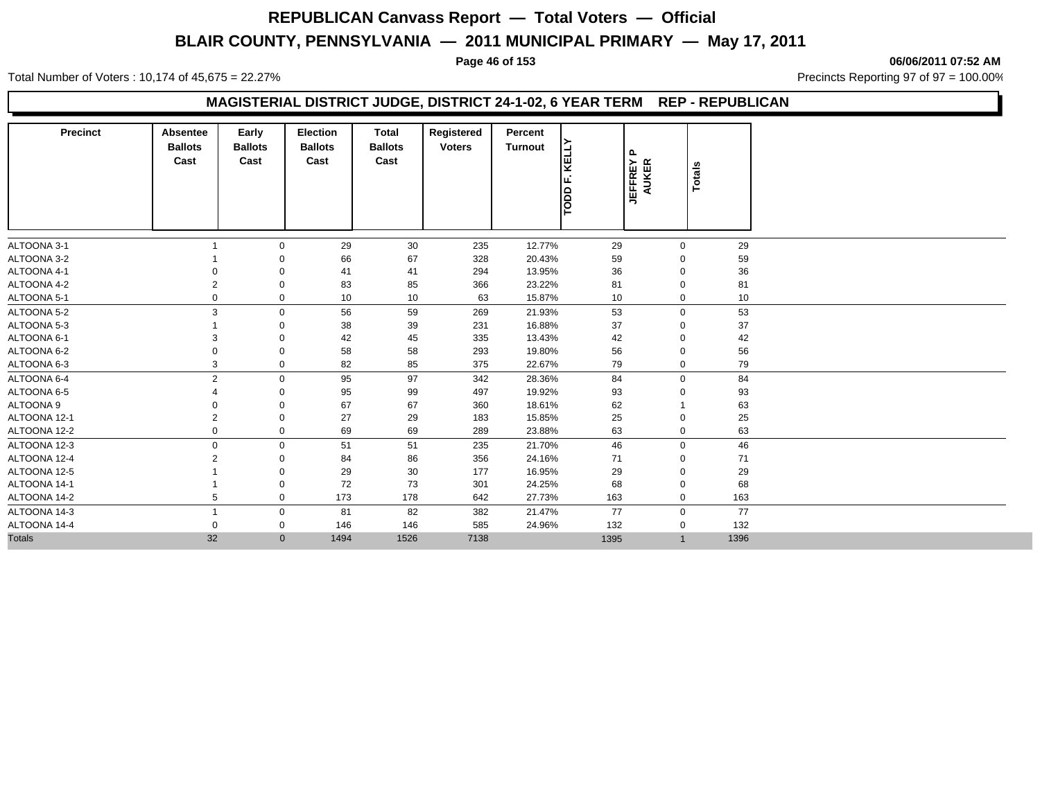# REPUBLICAN Canvass Report — Total Voters — Official

## BLAIR COUNTY, PENNSYLVANIA — 2011 MUNICIPAL PRIMARY — May 17, 2011

06/06/2011 07:52 AM

Total Number of Voters : 10,174 of 45,675 = 22.27%

Precincts Reporting 97 of 97 = 100.00%

### MAGISTERIAL DISTRICT JUDGE, DISTRICT 24-1-02, 6 YEAR TERM REP - REPUBLICAN

| Precinct | Absentee Ballots Cast | Early Ballots Cast | Election Ballots Cast | Total Ballots Cast | Registered Voters | Percent Turnout | TODD F. KELLY | JEFFREY P AUKER | Totals |
|---|---|---|---|---|---|---|---|---|---|
| ALTOONA 3-1 | 1 | 0 | 29 | 30 | 235 | 12.77% | 29 | 0 | 29 |
| ALTOONA 3-2 | 1 | 0 | 66 | 67 | 328 | 20.43% | 59 | 0 | 59 |
| ALTOONA 4-1 | 0 | 0 | 41 | 41 | 294 | 13.95% | 36 | 0 | 36 |
| ALTOONA 4-2 | 2 | 0 | 83 | 85 | 366 | 23.22% | 81 | 0 | 81 |
| ALTOONA 5-1 | 0 | 0 | 10 | 10 | 63 | 15.87% | 10 | 0 | 10 |
| ALTOONA 5-2 | 3 | 0 | 56 | 59 | 269 | 21.93% | 53 | 0 | 53 |
| ALTOONA 5-3 | 1 | 0 | 38 | 39 | 231 | 16.88% | 37 | 0 | 37 |
| ALTOONA 6-1 | 3 | 0 | 42 | 45 | 335 | 13.43% | 42 | 0 | 42 |
| ALTOONA 6-2 | 0 | 0 | 58 | 58 | 293 | 19.80% | 56 | 0 | 56 |
| ALTOONA 6-3 | 3 | 0 | 82 | 85 | 375 | 22.67% | 79 | 0 | 79 |
| ALTOONA 6-4 | 2 | 0 | 95 | 97 | 342 | 28.36% | 84 | 0 | 84 |
| ALTOONA 6-5 | 4 | 0 | 95 | 99 | 497 | 19.92% | 93 | 0 | 93 |
| ALTOONA 9 | 0 | 0 | 67 | 67 | 360 | 18.61% | 62 | 1 | 63 |
| ALTOONA 12-1 | 2 | 0 | 27 | 29 | 183 | 15.85% | 25 | 0 | 25 |
| ALTOONA 12-2 | 0 | 0 | 69 | 69 | 289 | 23.88% | 63 | 0 | 63 |
| ALTOONA 12-3 | 0 | 0 | 51 | 51 | 235 | 21.70% | 46 | 0 | 46 |
| ALTOONA 12-4 | 2 | 0 | 84 | 86 | 356 | 24.16% | 71 | 0 | 71 |
| ALTOONA 12-5 | 1 | 0 | 29 | 30 | 177 | 16.95% | 29 | 0 | 29 |
| ALTOONA 14-1 | 1 | 0 | 72 | 73 | 301 | 24.25% | 68 | 0 | 68 |
| ALTOONA 14-2 | 5 | 0 | 173 | 178 | 642 | 27.73% | 163 | 0 | 163 |
| ALTOONA 14-3 | 1 | 0 | 81 | 82 | 382 | 21.47% | 77 | 0 | 77 |
| ALTOONA 14-4 | 0 | 0 | 146 | 146 | 585 | 24.96% | 132 | 0 | 132 |
| Totals | 32 | 0 | 1494 | 1526 | 7138 | | 1395 | 1 | 1396 |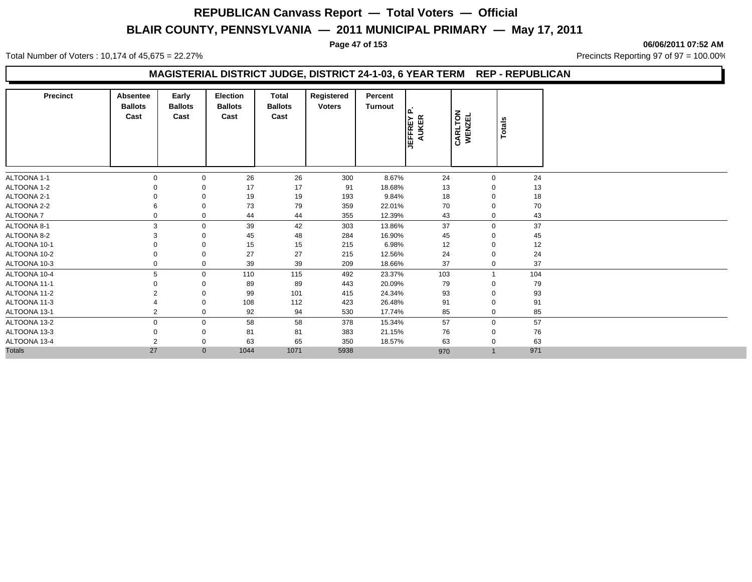# REPUBLICAN Canvass Report — Total Voters — Official

## BLAIR COUNTY, PENNSYLVANIA — 2011 MUNICIPAL PRIMARY — May 17, 2011

06/06/2011 07:52 AM

Total Number of Voters : 10,174 of 45,675 = 22.27%

Precincts Reporting 97 of 97 = 100.00%

### MAGISTERIAL DISTRICT JUDGE, DISTRICT 24-1-03, 6 YEAR TERM REP - REPUBLICAN

| Precinct | Absentee Ballots Cast | Early Ballots Cast | Election Ballots Cast | Total Ballots Cast | Registered Voters | Percent Turnout | JEFFREY P. AUKER | CARLTON WENZEL | Totals |
|---|---|---|---|---|---|---|---|---|---|
| ALTOONA 1-1 | 0 | 0 | 26 | 26 | 300 | 8.67% | 24 | 0 | 24 |
| ALTOONA 1-2 | 0 | 0 | 17 | 17 | 91 | 18.68% | 13 | 0 | 13 |
| ALTOONA 2-1 | 0 | 0 | 19 | 19 | 193 | 9.84% | 18 | 0 | 18 |
| ALTOONA 2-2 | 6 | 0 | 73 | 79 | 359 | 22.01% | 70 | 0 | 70 |
| ALTOONA 7 | 0 | 0 | 44 | 44 | 355 | 12.39% | 43 | 0 | 43 |
| ALTOONA 8-1 | 3 | 0 | 39 | 42 | 303 | 13.86% | 37 | 0 | 37 |
| ALTOONA 8-2 | 3 | 0 | 45 | 48 | 284 | 16.90% | 45 | 0 | 45 |
| ALTOONA 10-1 | 0 | 0 | 15 | 15 | 215 | 6.98% | 12 | 0 | 12 |
| ALTOONA 10-2 | 0 | 0 | 27 | 27 | 215 | 12.56% | 24 | 0 | 24 |
| ALTOONA 10-3 | 0 | 0 | 39 | 39 | 209 | 18.66% | 37 | 0 | 37 |
| ALTOONA 10-4 | 5 | 0 | 110 | 115 | 492 | 23.37% | 103 | 1 | 104 |
| ALTOONA 11-1 | 0 | 0 | 89 | 89 | 443 | 20.09% | 79 | 0 | 79 |
| ALTOONA 11-2 | 2 | 0 | 99 | 101 | 415 | 24.34% | 93 | 0 | 93 |
| ALTOONA 11-3 | 4 | 0 | 108 | 112 | 423 | 26.48% | 91 | 0 | 91 |
| ALTOONA 13-1 | 2 | 0 | 92 | 94 | 530 | 17.74% | 85 | 0 | 85 |
| ALTOONA 13-2 | 0 | 0 | 58 | 58 | 378 | 15.34% | 57 | 0 | 57 |
| ALTOONA 13-3 | 0 | 0 | 81 | 81 | 383 | 21.15% | 76 | 0 | 76 |
| ALTOONA 13-4 | 2 | 0 | 63 | 65 | 350 | 18.57% | 63 | 0 | 63 |
| Totals | 27 | 0 | 1044 | 1071 | 5938 | | 970 | 1 | 971 |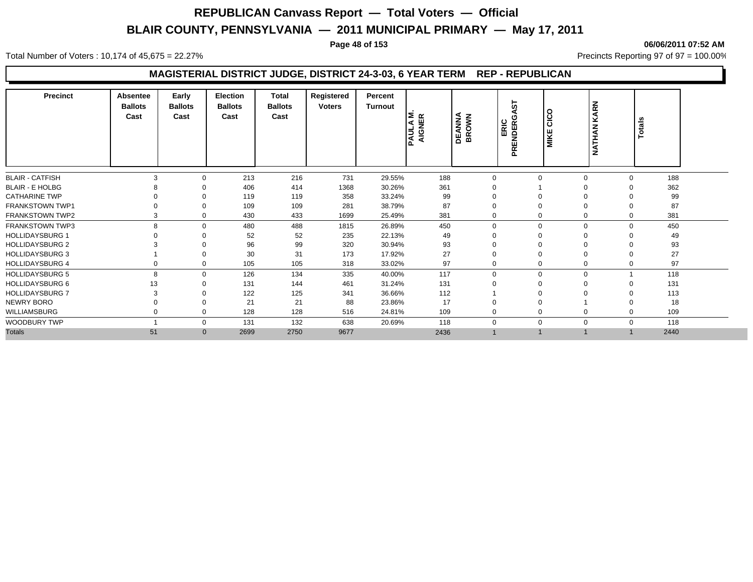# REPUBLICAN Canvass Report — Total Voters — Official

## BLAIR COUNTY, PENNSYLVANIA — 2011 MUNICIPAL PRIMARY — May 17, 2011

06/06/2011 07:52 AM

Total Number of Voters : 10,174 of 45,675 = 22.27%

Precincts Reporting 97 of 97 = 100.00%

### MAGISTERIAL DISTRICT JUDGE, DISTRICT 24-3-03, 6 YEAR TERM REP - REPUBLICAN

| Precinct | Absentee Ballots Cast | Early Ballots Cast | Election Ballots Cast | Total Ballots Cast | Registered Voters | Percent Turnout | PAULA M. AIGNER | DEANNA BROWN | ERIC PRENDERGAST | MIKE CICO | NATHAN KARN | Totals |
|---|---|---|---|---|---|---|---|---|---|---|---|---|
| BLAIR - CATFISH | 3 | 0 | 213 | 216 | 731 | 29.55% | 188 | 0 | 0 | 0 | 0 | 188 |
| BLAIR - E HOLBG | 8 | 0 | 406 | 414 | 1368 | 30.26% | 361 | 0 | 1 | 0 | 0 | 362 |
| CATHARINE TWP | 0 | 0 | 119 | 119 | 358 | 33.24% | 99 | 0 | 0 | 0 | 0 | 99 |
| FRANKSTOWN TWP1 | 0 | 0 | 109 | 109 | 281 | 38.79% | 87 | 0 | 0 | 0 | 0 | 87 |
| FRANKSTOWN TWP2 | 3 | 0 | 430 | 433 | 1699 | 25.49% | 381 | 0 | 0 | 0 | 0 | 381 |
| FRANKSTOWN TWP3 | 8 | 0 | 480 | 488 | 1815 | 26.89% | 450 | 0 | 0 | 0 | 0 | 450 |
| HOLLIDAYSBURG 1 | 0 | 0 | 52 | 52 | 235 | 22.13% | 49 | 0 | 0 | 0 | 0 | 49 |
| HOLLIDAYSBURG 2 | 3 | 0 | 96 | 99 | 320 | 30.94% | 93 | 0 | 0 | 0 | 0 | 93 |
| HOLLIDAYSBURG 3 | 1 | 0 | 30 | 31 | 173 | 17.92% | 27 | 0 | 0 | 0 | 0 | 27 |
| HOLLIDAYSBURG 4 | 0 | 0 | 105 | 105 | 318 | 33.02% | 97 | 0 | 0 | 0 | 0 | 97 |
| HOLLIDAYSBURG 5 | 8 | 0 | 126 | 134 | 335 | 40.00% | 117 | 0 | 0 | 0 | 1 | 118 |
| HOLLIDAYSBURG 6 | 13 | 0 | 131 | 144 | 461 | 31.24% | 131 | 0 | 0 | 0 | 0 | 131 |
| HOLLIDAYSBURG 7 | 3 | 0 | 122 | 125 | 341 | 36.66% | 112 | 1 | 0 | 0 | 0 | 113 |
| NEWRY BORO | 0 | 0 | 21 | 21 | 88 | 23.86% | 17 | 0 | 0 | 1 | 0 | 18 |
| WILLIAMSBURG | 0 | 0 | 128 | 128 | 516 | 24.81% | 109 | 0 | 0 | 0 | 0 | 109 |
| WOODBURY TWP | 1 | 0 | 131 | 132 | 638 | 20.69% | 118 | 0 | 0 | 0 | 0 | 118 |
| Totals | 51 | 0 | 2699 | 2750 | 9677 | | 2436 | 1 | 1 | 1 | 1 | 2440 |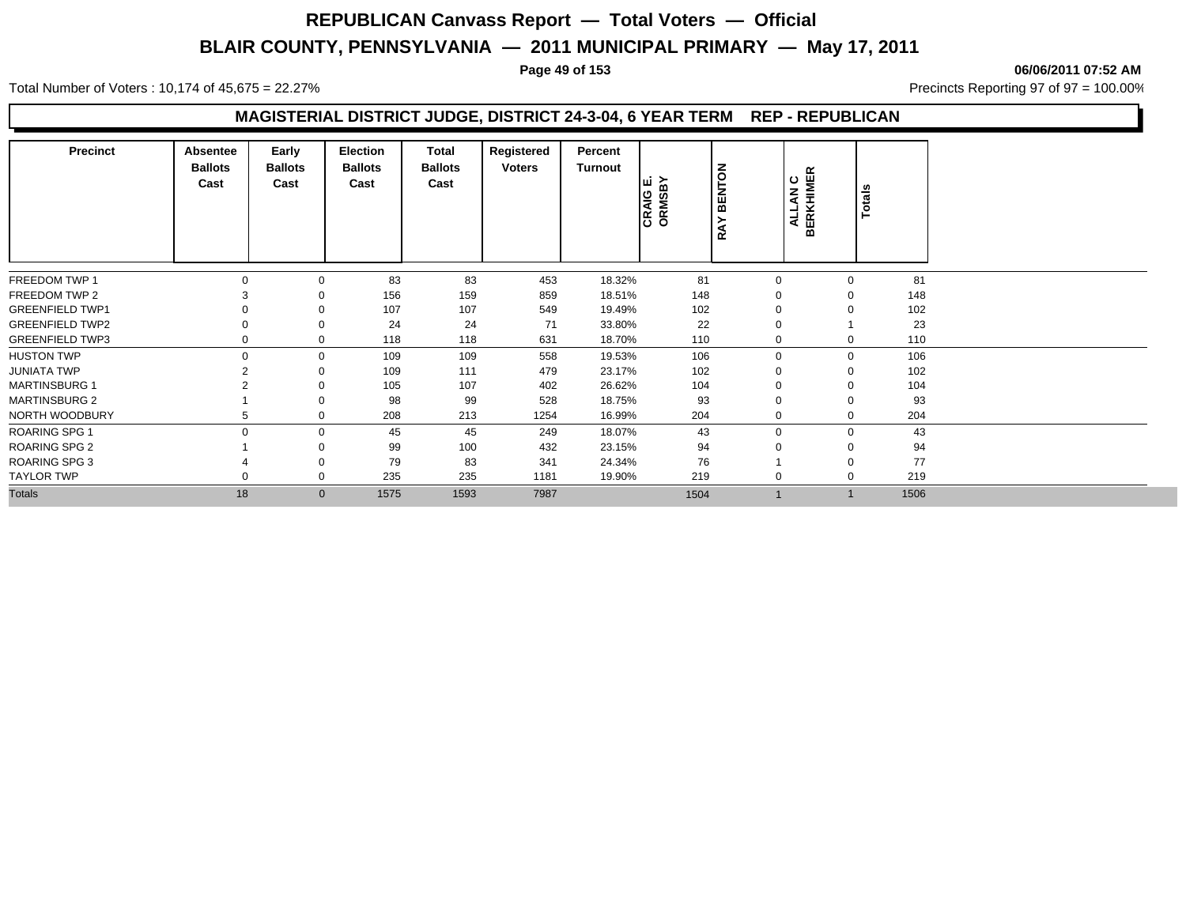# REPUBLICAN Canvass Report — Total Voters — Official

## BLAIR COUNTY, PENNSYLVANIA — 2011 MUNICIPAL PRIMARY — May 17, 2011

06/06/2011 07:52 AM

Total Number of Voters : 10,174 of 45,675 = 22.27%

Precincts Reporting 97 of 97 = 100.00%

### MAGISTERIAL DISTRICT JUDGE, DISTRICT 24-3-04, 6 YEAR TERM REP - REPUBLICAN

| Precinct | Absentee Ballots Cast | Early Ballots Cast | Election Ballots Cast | Total Ballots Cast | Registered Voters | Percent Turnout | CRAIG E. ORMSBY | RAY BENTON | ALLAN C BERKHIMER | Totals |
|---|---|---|---|---|---|---|---|---|---|---|
| FREEDOM TWP 1 | 0 | 0 | 83 | 83 | 453 | 18.32% | 81 | 0 | 0 | 81 |
| FREEDOM TWP 2 | 3 | 0 | 156 | 159 | 859 | 18.51% | 148 | 0 | 0 | 148 |
| GREENFIELD TWP1 | 0 | 0 | 107 | 107 | 549 | 19.49% | 102 | 0 | 0 | 102 |
| GREENFIELD TWP2 | 0 | 0 | 24 | 24 | 71 | 33.80% | 22 | 0 | 1 | 23 |
| GREENFIELD TWP3 | 0 | 0 | 118 | 118 | 631 | 18.70% | 110 | 0 | 0 | 110 |
| HUSTON TWP | 0 | 0 | 109 | 109 | 558 | 19.53% | 106 | 0 | 0 | 106 |
| JUNIATA TWP | 2 | 0 | 109 | 111 | 479 | 23.17% | 102 | 0 | 0 | 102 |
| MARTINSBURG 1 | 2 | 0 | 105 | 107 | 402 | 26.62% | 104 | 0 | 0 | 104 |
| MARTINSBURG 2 | 1 | 0 | 98 | 99 | 528 | 18.75% | 93 | 0 | 0 | 93 |
| NORTH WOODBURY | 5 | 0 | 208 | 213 | 1254 | 16.99% | 204 | 0 | 0 | 204 |
| ROARING SPG 1 | 0 | 0 | 45 | 45 | 249 | 18.07% | 43 | 0 | 0 | 43 |
| ROARING SPG 2 | 1 | 0 | 99 | 100 | 432 | 23.15% | 94 | 0 | 0 | 94 |
| ROARING SPG 3 | 4 | 0 | 79 | 83 | 341 | 24.34% | 76 | 1 | 0 | 77 |
| TAYLOR TWP | 0 | 0 | 235 | 235 | 1181 | 19.90% | 219 | 0 | 0 | 219 |
| Totals | 18 | 0 | 1575 | 1593 | 7987 | | 1504 | 1 | 1 | 1506 |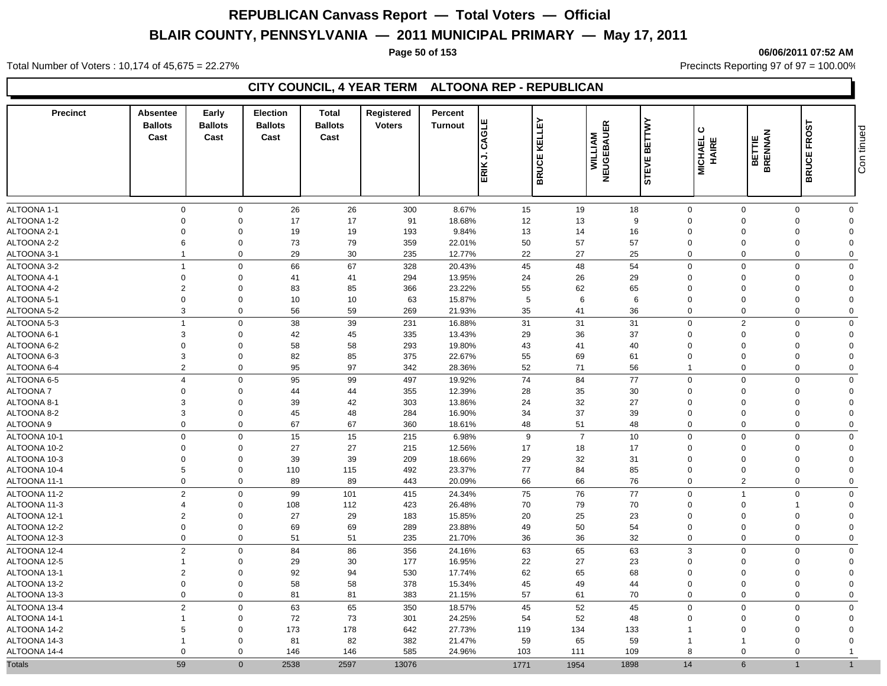# REPUBLICAN Canvass Report — Total Voters — Official

## BLAIR COUNTY, PENNSYLVANIA — 2011 MUNICIPAL PRIMARY — May 17, 2011

06/06/2011 07:52 AM

Total Number of Voters : 10,174 of 45,675 = 22.27%

Precincts Reporting 97 of 97 = 100.00%

### CITY COUNCIL, 4 YEAR TERM ALTOONA REP - REPUBLICAN

| Precinct | Absentee Ballots Cast | Early Ballots Cast | Election Ballots Cast | Total Ballots Cast | Registered Voters | Percent Turnout | ERIK J. CAGLE | BRUCE KELLEY | WILLIAM NEUGEBAUER | STEVE BETTWY | MICHAEL C HAIRE | BETTIE BRENNAN | BRUCE FROST |
|---|---|---|---|---|---|---|---|---|---|---|---|---|---|
| ALTOONA 1-1 | 0 | 0 | 26 | 26 | 300 | 8.67% | 15 | 19 | 18 | 0 | 0 | 0 | 0 |
| ALTOONA 1-2 | 0 | 0 | 17 | 17 | 91 | 18.68% | 12 | 13 | 9 | 0 | 0 | 0 | 0 |
| ALTOONA 2-1 | 0 | 0 | 19 | 19 | 193 | 9.84% | 13 | 14 | 16 | 0 | 0 | 0 | 0 |
| ALTOONA 2-2 | 6 | 0 | 73 | 79 | 359 | 22.01% | 50 | 57 | 57 | 0 | 0 | 0 | 0 |
| ALTOONA 3-1 | 1 | 0 | 29 | 30 | 235 | 12.77% | 22 | 27 | 25 | 0 | 0 | 0 | 0 |
| ALTOONA 3-2 | 1 | 0 | 66 | 67 | 328 | 20.43% | 45 | 48 | 54 | 0 | 0 | 0 | 0 |
| ALTOONA 4-1 | 0 | 0 | 41 | 41 | 294 | 13.95% | 24 | 26 | 29 | 0 | 0 | 0 | 0 |
| ALTOONA 4-2 | 2 | 0 | 83 | 85 | 366 | 23.22% | 55 | 62 | 65 | 0 | 0 | 0 | 0 |
| ALTOONA 5-1 | 0 | 0 | 10 | 10 | 63 | 15.87% | 5 | 6 | 6 | 0 | 0 | 0 | 0 |
| ALTOONA 5-2 | 3 | 0 | 56 | 59 | 269 | 21.93% | 35 | 41 | 36 | 0 | 0 | 0 | 0 |
| ALTOONA 5-3 | 1 | 0 | 38 | 39 | 231 | 16.88% | 31 | 31 | 31 | 0 | 2 | 0 | 0 |
| ALTOONA 6-1 | 3 | 0 | 42 | 45 | 335 | 13.43% | 29 | 36 | 37 | 0 | 0 | 0 | 0 |
| ALTOONA 6-2 | 0 | 0 | 58 | 58 | 293 | 19.80% | 43 | 41 | 40 | 0 | 0 | 0 | 0 |
| ALTOONA 6-3 | 3 | 0 | 82 | 85 | 375 | 22.67% | 55 | 69 | 61 | 0 | 0 | 0 | 0 |
| ALTOONA 6-4 | 2 | 0 | 95 | 97 | 342 | 28.36% | 52 | 71 | 56 | 1 | 0 | 0 | 0 |
| ALTOONA 6-5 | 4 | 0 | 95 | 99 | 497 | 19.92% | 74 | 84 | 77 | 0 | 0 | 0 | 0 |
| ALTOONA 7 | 0 | 0 | 44 | 44 | 355 | 12.39% | 28 | 35 | 30 | 0 | 0 | 0 | 0 |
| ALTOONA 8-1 | 3 | 0 | 39 | 42 | 303 | 13.86% | 24 | 32 | 27 | 0 | 0 | 0 | 0 |
| ALTOONA 8-2 | 3 | 0 | 45 | 48 | 284 | 16.90% | 34 | 37 | 39 | 0 | 0 | 0 | 0 |
| ALTOONA 9 | 0 | 0 | 67 | 67 | 360 | 18.61% | 48 | 51 | 48 | 0 | 0 | 0 | 0 |
| ALTOONA 10-1 | 0 | 0 | 15 | 15 | 215 | 6.98% | 9 | 7 | 10 | 0 | 0 | 0 | 0 |
| ALTOONA 10-2 | 0 | 0 | 27 | 27 | 215 | 12.56% | 17 | 18 | 17 | 0 | 0 | 0 | 0 |
| ALTOONA 10-3 | 0 | 0 | 39 | 39 | 209 | 18.66% | 29 | 32 | 31 | 0 | 0 | 0 | 0 |
| ALTOONA 10-4 | 5 | 0 | 110 | 115 | 492 | 23.37% | 77 | 84 | 85 | 0 | 0 | 0 | 0 |
| ALTOONA 11-1 | 0 | 0 | 89 | 89 | 443 | 20.09% | 66 | 66 | 76 | 0 | 2 | 0 | 0 |
| ALTOONA 11-2 | 2 | 0 | 99 | 101 | 415 | 24.34% | 75 | 76 | 77 | 0 | 1 | 0 | 0 |
| ALTOONA 11-3 | 4 | 0 | 108 | 112 | 423 | 26.48% | 70 | 79 | 70 | 0 | 0 | 1 | 0 |
| ALTOONA 12-1 | 2 | 0 | 27 | 29 | 183 | 15.85% | 20 | 25 | 23 | 0 | 0 | 0 | 0 |
| ALTOONA 12-2 | 0 | 0 | 69 | 69 | 289 | 23.88% | 49 | 50 | 54 | 0 | 0 | 0 | 0 |
| ALTOONA 12-3 | 0 | 0 | 51 | 51 | 235 | 21.70% | 36 | 36 | 32 | 0 | 0 | 0 | 0 |
| ALTOONA 12-4 | 2 | 0 | 84 | 86 | 356 | 24.16% | 63 | 65 | 63 | 3 | 0 | 0 | 0 |
| ALTOONA 12-5 | 1 | 0 | 29 | 30 | 177 | 16.95% | 22 | 27 | 23 | 0 | 0 | 0 | 0 |
| ALTOONA 13-1 | 2 | 0 | 92 | 94 | 530 | 17.74% | 62 | 65 | 68 | 0 | 0 | 0 | 0 |
| ALTOONA 13-2 | 0 | 0 | 58 | 58 | 378 | 15.34% | 45 | 49 | 44 | 0 | 0 | 0 | 0 |
| ALTOONA 13-3 | 0 | 0 | 81 | 81 | 383 | 21.15% | 57 | 61 | 70 | 0 | 0 | 0 | 0 |
| ALTOONA 13-4 | 2 | 0 | 63 | 65 | 350 | 18.57% | 45 | 52 | 45 | 0 | 0 | 0 | 0 |
| ALTOONA 14-1 | 1 | 0 | 72 | 73 | 301 | 24.25% | 54 | 52 | 48 | 0 | 0 | 0 | 0 |
| ALTOONA 14-2 | 5 | 0 | 173 | 178 | 642 | 27.73% | 119 | 134 | 133 | 1 | 0 | 0 | 0 |
| ALTOONA 14-3 | 1 | 0 | 81 | 82 | 382 | 21.47% | 59 | 65 | 59 | 1 | 1 | 0 | 0 |
| ALTOONA 14-4 | 0 | 0 | 146 | 146 | 585 | 24.96% | 103 | 111 | 109 | 8 | 0 | 0 | 1 |
| Totals | 59 | 0 | 2538 | 2597 | 13076 | | 1771 | 1954 | 1898 | 14 | 6 | 1 | 1 |

Continued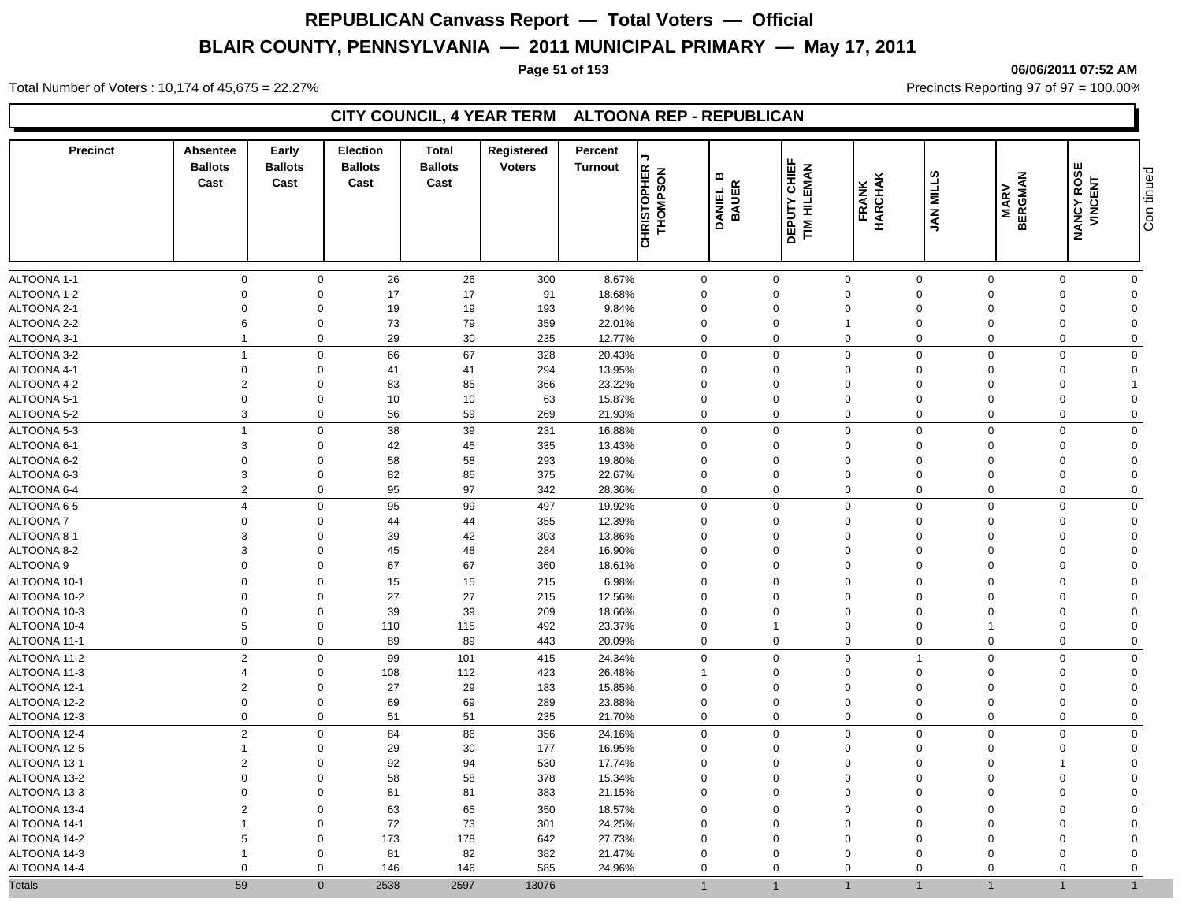# REPUBLICAN Canvass Report — Total Voters — Official

## BLAIR COUNTY, PENNSYLVANIA — 2011 MUNICIPAL PRIMARY — May 17, 2011

06/06/2011 07:52 AM

Total Number of Voters : 10,174 of 45,675 = 22.27%

Precincts Reporting 97 of 97 = 100.00%

### CITY COUNCIL, 4 YEAR TERM ALTOONA REP - REPUBLICAN

| Precinct | Absentee Ballots Cast | Early Ballots Cast | Election Ballots Cast | Total Ballots Cast | Registered Voters | Percent Turnout | CHRISTOPHER J THOMPSON | DANIEL B BAUER | DEPUTY CHIEF TIM HILEMAN | FRANK HARCHAK | JAN MILLS | MARV BERGMAN | NANCY ROSE VINCENT |
|---|---|---|---|---|---|---|---|---|---|---|---|---|---|
| ALTOONA 1-1 | 0 | 0 | 26 | 26 | 300 | 8.67% | 0 | 0 | 0 | 0 | 0 | 0 | 0 |
| ALTOONA 1-2 | 0 | 0 | 17 | 17 | 91 | 18.68% | 0 | 0 | 0 | 0 | 0 | 0 | 0 |
| ALTOONA 2-1 | 0 | 0 | 19 | 19 | 193 | 9.84% | 0 | 0 | 0 | 0 | 0 | 0 | 0 |
| ALTOONA 2-2 | 6 | 0 | 73 | 79 | 359 | 22.01% | 0 | 0 | 1 | 0 | 0 | 0 | 0 |
| ALTOONA 3-1 | 1 | 0 | 29 | 30 | 235 | 12.77% | 0 | 0 | 0 | 0 | 0 | 0 | 0 |
| ALTOONA 3-2 | 1 | 0 | 66 | 67 | 328 | 20.43% | 0 | 0 | 0 | 0 | 0 | 0 | 0 |
| ALTOONA 4-1 | 0 | 0 | 41 | 41 | 294 | 13.95% | 0 | 0 | 0 | 0 | 0 | 0 | 0 |
| ALTOONA 4-2 | 2 | 0 | 83 | 85 | 366 | 23.22% | 0 | 0 | 0 | 0 | 0 | 0 | 1 |
| ALTOONA 5-1 | 0 | 0 | 10 | 10 | 63 | 15.87% | 0 | 0 | 0 | 0 | 0 | 0 | 0 |
| ALTOONA 5-2 | 3 | 0 | 56 | 59 | 269 | 21.93% | 0 | 0 | 0 | 0 | 0 | 0 | 0 |
| ALTOONA 5-3 | 1 | 0 | 38 | 39 | 231 | 16.88% | 0 | 0 | 0 | 0 | 0 | 0 | 0 |
| ALTOONA 6-1 | 3 | 0 | 42 | 45 | 335 | 13.43% | 0 | 0 | 0 | 0 | 0 | 0 | 0 |
| ALTOONA 6-2 | 0 | 0 | 58 | 58 | 293 | 19.80% | 0 | 0 | 0 | 0 | 0 | 0 | 0 |
| ALTOONA 6-3 | 3 | 0 | 82 | 85 | 375 | 22.67% | 0 | 0 | 0 | 0 | 0 | 0 | 0 |
| ALTOONA 6-4 | 2 | 0 | 95 | 97 | 342 | 28.36% | 0 | 0 | 0 | 0 | 0 | 0 | 0 |
| ALTOONA 6-5 | 4 | 0 | 95 | 99 | 497 | 19.92% | 0 | 0 | 0 | 0 | 0 | 0 | 0 |
| ALTOONA 7 | 0 | 0 | 44 | 44 | 355 | 12.39% | 0 | 0 | 0 | 0 | 0 | 0 | 0 |
| ALTOONA 8-1 | 3 | 0 | 39 | 42 | 303 | 13.86% | 0 | 0 | 0 | 0 | 0 | 0 | 0 |
| ALTOONA 8-2 | 3 | 0 | 45 | 48 | 284 | 16.90% | 0 | 0 | 0 | 0 | 0 | 0 | 0 |
| ALTOONA 9 | 0 | 0 | 67 | 67 | 360 | 18.61% | 0 | 0 | 0 | 0 | 0 | 0 | 0 |
| ALTOONA 10-1 | 0 | 0 | 15 | 15 | 215 | 6.98% | 0 | 0 | 0 | 0 | 0 | 0 | 0 |
| ALTOONA 10-2 | 0 | 0 | 27 | 27 | 215 | 12.56% | 0 | 0 | 0 | 0 | 0 | 0 | 0 |
| ALTOONA 10-3 | 0 | 0 | 39 | 39 | 209 | 18.66% | 0 | 0 | 0 | 0 | 0 | 0 | 0 |
| ALTOONA 10-4 | 5 | 0 | 110 | 115 | 492 | 23.37% | 0 | 1 | 0 | 0 | 1 | 0 | 0 |
| ALTOONA 11-1 | 0 | 0 | 89 | 89 | 443 | 20.09% | 0 | 0 | 0 | 0 | 0 | 0 | 0 |
| ALTOONA 11-2 | 2 | 0 | 99 | 101 | 415 | 24.34% | 0 | 0 | 0 | 1 | 0 | 0 | 0 |
| ALTOONA 11-3 | 4 | 0 | 108 | 112 | 423 | 26.48% | 1 | 0 | 0 | 0 | 0 | 0 | 0 |
| ALTOONA 12-1 | 2 | 0 | 27 | 29 | 183 | 15.85% | 0 | 0 | 0 | 0 | 0 | 0 | 0 |
| ALTOONA 12-2 | 0 | 0 | 69 | 69 | 289 | 23.88% | 0 | 0 | 0 | 0 | 0 | 0 | 0 |
| ALTOONA 12-3 | 0 | 0 | 51 | 51 | 235 | 21.70% | 0 | 0 | 0 | 0 | 0 | 0 | 0 |
| ALTOONA 12-4 | 2 | 0 | 84 | 86 | 356 | 24.16% | 0 | 0 | 0 | 0 | 0 | 0 | 0 |
| ALTOONA 12-5 | 1 | 0 | 29 | 30 | 177 | 16.95% | 0 | 0 | 0 | 0 | 0 | 0 | 0 |
| ALTOONA 13-1 | 2 | 0 | 92 | 94 | 530 | 17.74% | 0 | 0 | 0 | 0 | 0 | 1 | 0 |
| ALTOONA 13-2 | 0 | 0 | 58 | 58 | 378 | 15.34% | 0 | 0 | 0 | 0 | 0 | 0 | 0 |
| ALTOONA 13-3 | 0 | 0 | 81 | 81 | 383 | 21.15% | 0 | 0 | 0 | 0 | 0 | 0 | 0 |
| ALTOONA 13-4 | 2 | 0 | 63 | 65 | 350 | 18.57% | 0 | 0 | 0 | 0 | 0 | 0 | 0 |
| ALTOONA 14-1 | 1 | 0 | 72 | 73 | 301 | 24.25% | 0 | 0 | 0 | 0 | 0 | 0 | 0 |
| ALTOONA 14-2 | 5 | 0 | 173 | 178 | 642 | 27.73% | 0 | 0 | 0 | 0 | 0 | 0 | 0 |
| ALTOONA 14-3 | 1 | 0 | 81 | 82 | 382 | 21.47% | 0 | 0 | 0 | 0 | 0 | 0 | 0 |
| ALTOONA 14-4 | 0 | 0 | 146 | 146 | 585 | 24.96% | 0 | 0 | 0 | 0 | 0 | 0 | 0 |
| Totals | 59 | 0 | 2538 | 2597 | 13076 | | 1 | 1 | 1 | 1 | 1 | 1 | 1 |

Continued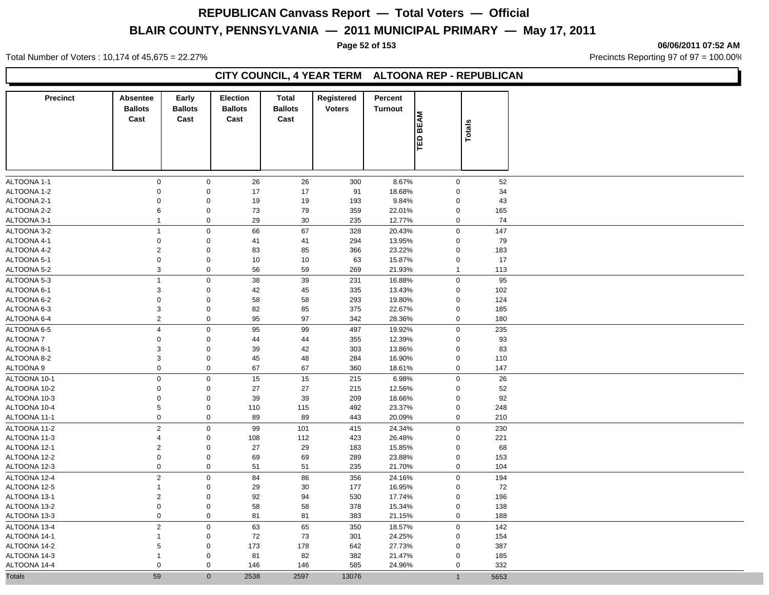# REPUBLICAN Canvass Report — Total Voters — Official

## BLAIR COUNTY, PENNSYLVANIA — 2011 MUNICIPAL PRIMARY — May 17, 2011

06/06/2011 07:52 AM

Total Number of Voters : 10,174 of 45,675 = 22.27%

Precincts Reporting 97 of 97 = 100.00%

### CITY COUNCIL, 4 YEAR TERM ALTOONA REP - REPUBLICAN

| Precinct | Absentee Ballots Cast | Early Ballots Cast | Election Ballots Cast | Total Ballots Cast | Registered Voters | Percent Turnout | TED BEAM | Totals |
|---|---|---|---|---|---|---|---|---|
| ALTOONA 1-1 | 0 | 0 | 26 | 26 | 300 | 8.67% | 0 | 52 |
| ALTOONA 1-2 | 0 | 0 | 17 | 17 | 91 | 18.68% | 0 | 34 |
| ALTOONA 2-1 | 0 | 0 | 19 | 19 | 193 | 9.84% | 0 | 43 |
| ALTOONA 2-2 | 6 | 0 | 73 | 79 | 359 | 22.01% | 0 | 165 |
| ALTOONA 3-1 | 1 | 0 | 29 | 30 | 235 | 12.77% | 0 | 74 |
| ALTOONA 3-2 | 1 | 0 | 66 | 67 | 328 | 20.43% | 0 | 147 |
| ALTOONA 4-1 | 0 | 0 | 41 | 41 | 294 | 13.95% | 0 | 79 |
| ALTOONA 4-2 | 2 | 0 | 83 | 85 | 366 | 23.22% | 0 | 183 |
| ALTOONA 5-1 | 0 | 0 | 10 | 10 | 63 | 15.87% | 0 | 17 |
| ALTOONA 5-2 | 3 | 0 | 56 | 59 | 269 | 21.93% | 1 | 113 |
| ALTOONA 5-3 | 1 | 0 | 38 | 39 | 231 | 16.88% | 0 | 95 |
| ALTOONA 6-1 | 3 | 0 | 42 | 45 | 335 | 13.43% | 0 | 102 |
| ALTOONA 6-2 | 0 | 0 | 58 | 58 | 293 | 19.80% | 0 | 124 |
| ALTOONA 6-3 | 3 | 0 | 82 | 85 | 375 | 22.67% | 0 | 185 |
| ALTOONA 6-4 | 2 | 0 | 95 | 97 | 342 | 28.36% | 0 | 180 |
| ALTOONA 6-5 | 4 | 0 | 95 | 99 | 497 | 19.92% | 0 | 235 |
| ALTOONA 7 | 0 | 0 | 44 | 44 | 355 | 12.39% | 0 | 93 |
| ALTOONA 8-1 | 3 | 0 | 39 | 42 | 303 | 13.86% | 0 | 83 |
| ALTOONA 8-2 | 3 | 0 | 45 | 48 | 284 | 16.90% | 0 | 110 |
| ALTOONA 9 | 0 | 0 | 67 | 67 | 360 | 18.61% | 0 | 147 |
| ALTOONA 10-1 | 0 | 0 | 15 | 15 | 215 | 6.98% | 0 | 26 |
| ALTOONA 10-2 | 0 | 0 | 27 | 27 | 215 | 12.56% | 0 | 52 |
| ALTOONA 10-3 | 0 | 0 | 39 | 39 | 209 | 18.66% | 0 | 92 |
| ALTOONA 10-4 | 5 | 0 | 110 | 115 | 492 | 23.37% | 0 | 248 |
| ALTOONA 11-1 | 0 | 0 | 89 | 89 | 443 | 20.09% | 0 | 210 |
| ALTOONA 11-2 | 2 | 0 | 99 | 101 | 415 | 24.34% | 0 | 230 |
| ALTOONA 11-3 | 4 | 0 | 108 | 112 | 423 | 26.48% | 0 | 221 |
| ALTOONA 12-1 | 2 | 0 | 27 | 29 | 183 | 15.85% | 0 | 68 |
| ALTOONA 12-2 | 0 | 0 | 69 | 69 | 289 | 23.88% | 0 | 153 |
| ALTOONA 12-3 | 0 | 0 | 51 | 51 | 235 | 21.70% | 0 | 104 |
| ALTOONA 12-4 | 2 | 0 | 84 | 86 | 356 | 24.16% | 0 | 194 |
| ALTOONA 12-5 | 1 | 0 | 29 | 30 | 177 | 16.95% | 0 | 72 |
| ALTOONA 13-1 | 2 | 0 | 92 | 94 | 530 | 17.74% | 0 | 196 |
| ALTOONA 13-2 | 0 | 0 | 58 | 58 | 378 | 15.34% | 0 | 138 |
| ALTOONA 13-3 | 0 | 0 | 81 | 81 | 383 | 21.15% | 0 | 188 |
| ALTOONA 13-4 | 2 | 0 | 63 | 65 | 350 | 18.57% | 0 | 142 |
| ALTOONA 14-1 | 1 | 0 | 72 | 73 | 301 | 24.25% | 0 | 154 |
| ALTOONA 14-2 | 5 | 0 | 173 | 178 | 642 | 27.73% | 0 | 387 |
| ALTOONA 14-3 | 1 | 0 | 81 | 82 | 382 | 21.47% | 0 | 185 |
| ALTOONA 14-4 | 0 | 0 | 146 | 146 | 585 | 24.96% | 0 | 332 |
| Totals | 59 | 0 | 2538 | 2597 | 13076 | | 1 | 5653 |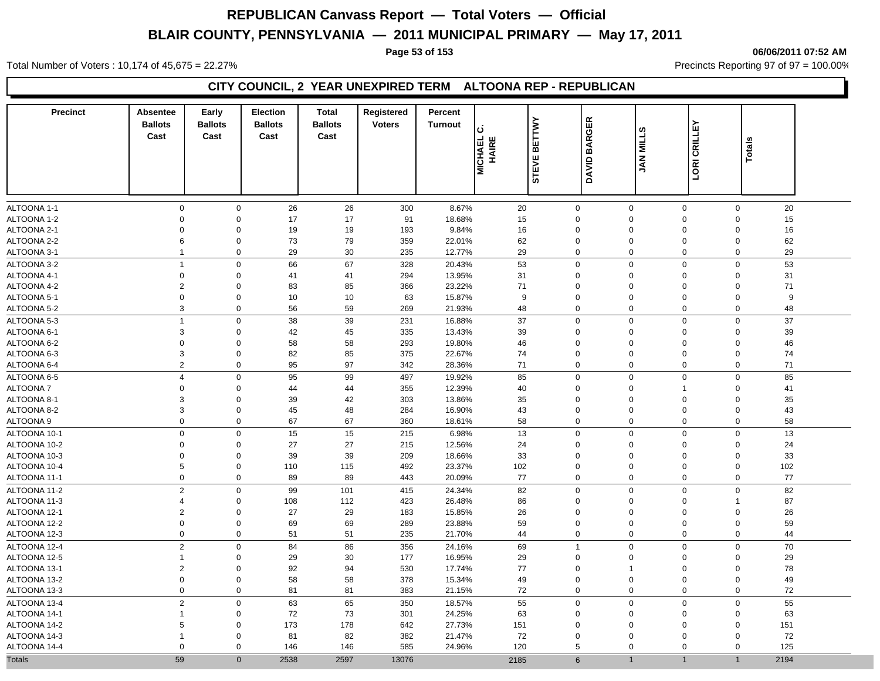# REPUBLICAN Canvass Report — Total Voters — Official

## BLAIR COUNTY, PENNSYLVANIA — 2011 MUNICIPAL PRIMARY — May 17, 2011

06/06/2011 07:52 AM

Total Number of Voters : 10,174 of 45,675 = 22.27%

Precincts Reporting 97 of 97 = 100.00%

### CITY COUNCIL, 2 YEAR UNEXPIRED TERM ALTOONA REP - REPUBLICAN

| Precinct | Absentee Ballots Cast | Early Ballots Cast | Election Ballots Cast | Total Ballots Cast | Registered Voters | Percent Turnout | MICHAEL C. HAIRE | STEVE BETTWY | DAVID BARGER | JAN MILLS | LORI CRILLEY | Totals |
|---|---|---|---|---|---|---|---|---|---|---|---|---|
| ALTOONA 1-1 | 0 | 0 | 26 | 26 | 300 | 8.67% | 20 | 0 | 0 | 0 | 0 | 20 |
| ALTOONA 1-2 | 0 | 0 | 17 | 17 | 91 | 18.68% | 15 | 0 | 0 | 0 | 0 | 15 |
| ALTOONA 2-1 | 0 | 0 | 19 | 19 | 193 | 9.84% | 16 | 0 | 0 | 0 | 0 | 16 |
| ALTOONA 2-2 | 6 | 0 | 73 | 79 | 359 | 22.01% | 62 | 0 | 0 | 0 | 0 | 62 |
| ALTOONA 3-1 | 1 | 0 | 29 | 30 | 235 | 12.77% | 29 | 0 | 0 | 0 | 0 | 29 |
| ALTOONA 3-2 | 1 | 0 | 66 | 67 | 328 | 20.43% | 53 | 0 | 0 | 0 | 0 | 53 |
| ALTOONA 4-1 | 0 | 0 | 41 | 41 | 294 | 13.95% | 31 | 0 | 0 | 0 | 0 | 31 |
| ALTOONA 4-2 | 2 | 0 | 83 | 85 | 366 | 23.22% | 71 | 0 | 0 | 0 | 0 | 71 |
| ALTOONA 5-1 | 0 | 0 | 10 | 10 | 63 | 15.87% | 9 | 0 | 0 | 0 | 0 | 9 |
| ALTOONA 5-2 | 3 | 0 | 56 | 59 | 269 | 21.93% | 48 | 0 | 0 | 0 | 0 | 48 |
| ALTOONA 5-3 | 1 | 0 | 38 | 39 | 231 | 16.88% | 37 | 0 | 0 | 0 | 0 | 37 |
| ALTOONA 6-1 | 3 | 0 | 42 | 45 | 335 | 13.43% | 39 | 0 | 0 | 0 | 0 | 39 |
| ALTOONA 6-2 | 0 | 0 | 58 | 58 | 293 | 19.80% | 46 | 0 | 0 | 0 | 0 | 46 |
| ALTOONA 6-3 | 3 | 0 | 82 | 85 | 375 | 22.67% | 74 | 0 | 0 | 0 | 0 | 74 |
| ALTOONA 6-4 | 2 | 0 | 95 | 97 | 342 | 28.36% | 71 | 0 | 0 | 0 | 0 | 71 |
| ALTOONA 6-5 | 4 | 0 | 95 | 99 | 497 | 19.92% | 85 | 0 | 0 | 0 | 0 | 85 |
| ALTOONA 7 | 0 | 0 | 44 | 44 | 355 | 12.39% | 40 | 0 | 0 | 1 | 0 | 41 |
| ALTOONA 8-1 | 3 | 0 | 39 | 42 | 303 | 13.86% | 35 | 0 | 0 | 0 | 0 | 35 |
| ALTOONA 8-2 | 3 | 0 | 45 | 48 | 284 | 16.90% | 43 | 0 | 0 | 0 | 0 | 43 |
| ALTOONA 9 | 0 | 0 | 67 | 67 | 360 | 18.61% | 58 | 0 | 0 | 0 | 0 | 58 |
| ALTOONA 10-1 | 0 | 0 | 15 | 15 | 215 | 6.98% | 13 | 0 | 0 | 0 | 0 | 13 |
| ALTOONA 10-2 | 0 | 0 | 27 | 27 | 215 | 12.56% | 24 | 0 | 0 | 0 | 0 | 24 |
| ALTOONA 10-3 | 0 | 0 | 39 | 39 | 209 | 18.66% | 33 | 0 | 0 | 0 | 0 | 33 |
| ALTOONA 10-4 | 5 | 0 | 110 | 115 | 492 | 23.37% | 102 | 0 | 0 | 0 | 0 | 102 |
| ALTOONA 11-1 | 0 | 0 | 89 | 89 | 443 | 20.09% | 77 | 0 | 0 | 0 | 0 | 77 |
| ALTOONA 11-2 | 2 | 0 | 99 | 101 | 415 | 24.34% | 82 | 0 | 0 | 0 | 0 | 82 |
| ALTOONA 11-3 | 4 | 0 | 108 | 112 | 423 | 26.48% | 86 | 0 | 0 | 0 | 1 | 87 |
| ALTOONA 12-1 | 2 | 0 | 27 | 29 | 183 | 15.85% | 26 | 0 | 0 | 0 | 0 | 26 |
| ALTOONA 12-2 | 0 | 0 | 69 | 69 | 289 | 23.88% | 59 | 0 | 0 | 0 | 0 | 59 |
| ALTOONA 12-3 | 0 | 0 | 51 | 51 | 235 | 21.70% | 44 | 0 | 0 | 0 | 0 | 44 |
| ALTOONA 12-4 | 2 | 0 | 84 | 86 | 356 | 24.16% | 69 | 1 | 0 | 0 | 0 | 70 |
| ALTOONA 12-5 | 1 | 0 | 29 | 30 | 177 | 16.95% | 29 | 0 | 0 | 0 | 0 | 29 |
| ALTOONA 13-1 | 2 | 0 | 92 | 94 | 530 | 17.74% | 77 | 0 | 1 | 0 | 0 | 78 |
| ALTOONA 13-2 | 0 | 0 | 58 | 58 | 378 | 15.34% | 49 | 0 | 0 | 0 | 0 | 49 |
| ALTOONA 13-3 | 0 | 0 | 81 | 81 | 383 | 21.15% | 72 | 0 | 0 | 0 | 0 | 72 |
| ALTOONA 13-4 | 2 | 0 | 63 | 65 | 350 | 18.57% | 55 | 0 | 0 | 0 | 0 | 55 |
| ALTOONA 14-1 | 1 | 0 | 72 | 73 | 301 | 24.25% | 63 | 0 | 0 | 0 | 0 | 63 |
| ALTOONA 14-2 | 5 | 0 | 173 | 178 | 642 | 27.73% | 151 | 0 | 0 | 0 | 0 | 151 |
| ALTOONA 14-3 | 1 | 0 | 81 | 82 | 382 | 21.47% | 72 | 0 | 0 | 0 | 0 | 72 |
| ALTOONA 14-4 | 0 | 0 | 146 | 146 | 585 | 24.96% | 120 | 5 | 0 | 0 | 0 | 125 |
| Totals | 59 | 0 | 2538 | 2597 | 13076 | | 2185 | 6 | 1 | 1 | 1 | 2194 |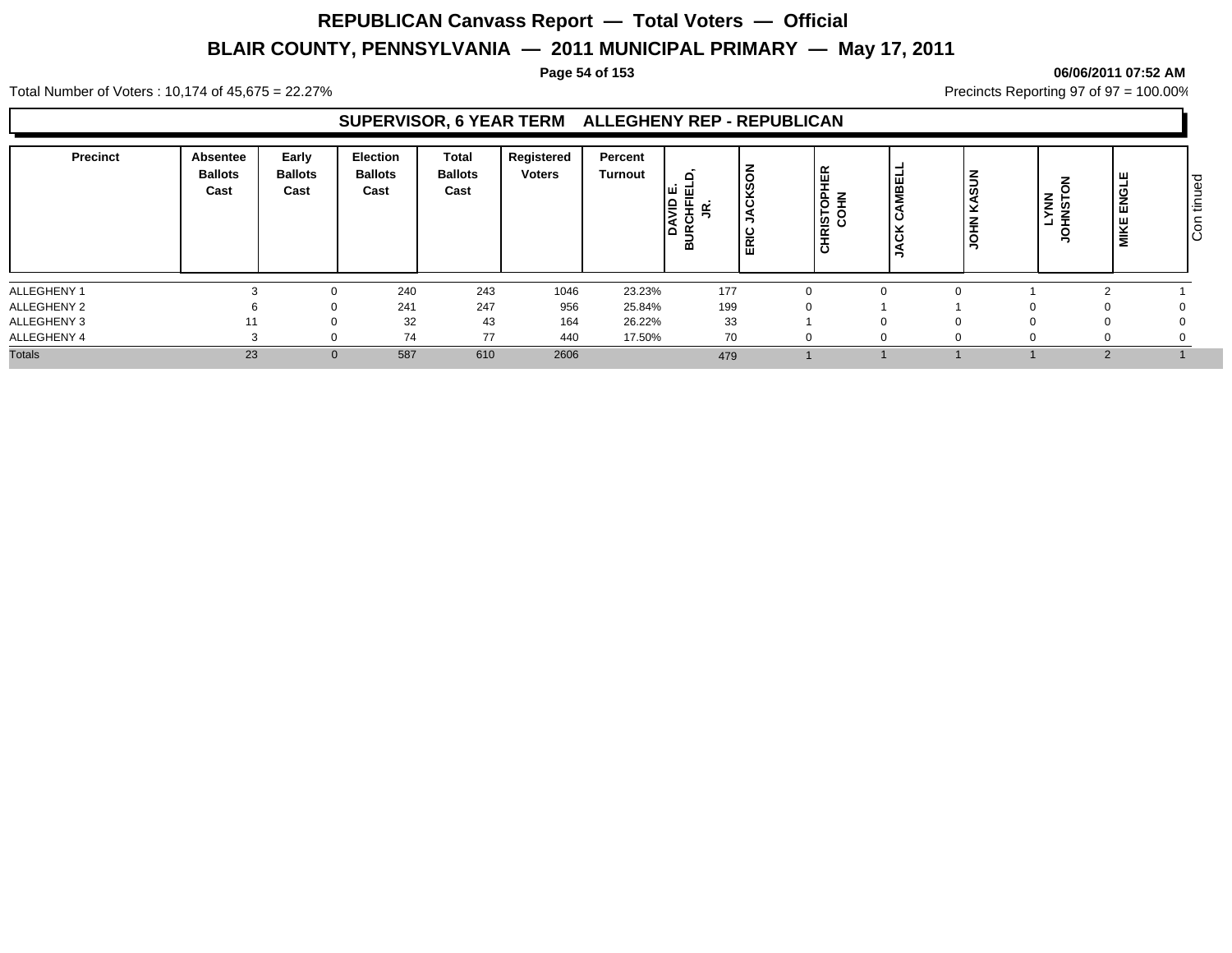# REPUBLICAN Canvass Report — Total Voters — Official

## BLAIR COUNTY, PENNSYLVANIA — 2011 MUNICIPAL PRIMARY — May 17, 2011

06/06/2011 07:52 AM

Total Number of Voters : 10,174 of 45,675 = 22.27%

Precincts Reporting 97 of 97 = 100.00%

### SUPERVISOR, 6 YEAR TERM ALLEGHENY REP - REPUBLICAN

| Precinct | Absentee Ballots Cast | Early Ballots Cast | Election Ballots Cast | Total Ballots Cast | Registered Voters | Percent Turnout | DAVID E. BURCHFIELD, JR. | ERIC JACKSON | CHRISTOPHER COHN | JACK CAMBELL | JOHN KASUN | LYNN JOHNSTON | MIKE ENGLE |
|---|---|---|---|---|---|---|---|---|---|---|---|---|---|
| ALLEGHENY 1 | 3 | 0 | 240 | 243 | 1046 | 23.23% | 177 | 0 | 0 | 0 | 1 | 2 | 1 |
| ALLEGHENY 2 | 6 | 0 | 241 | 247 | 956 | 25.84% | 199 | 0 | 1 | 1 | 0 | 0 | 0 |
| ALLEGHENY 3 | 11 | 0 | 32 | 43 | 164 | 26.22% | 33 | 1 | 0 | 0 | 0 | 0 | 0 |
| ALLEGHENY 4 | 3 | 0 | 74 | 77 | 440 | 17.50% | 70 | 0 | 0 | 0 | 0 | 0 | 0 |
| Totals | 23 | 0 | 587 | 610 | 2606 | | 479 | 1 | 1 | 1 | 1 | 2 | 1 |

Continued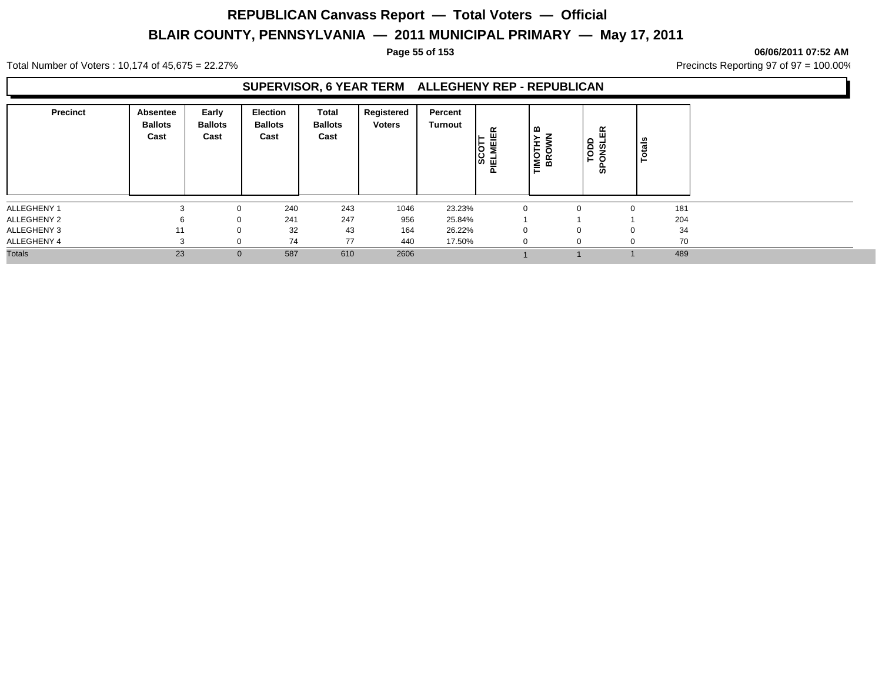# REPUBLICAN Canvass Report — Total Voters — Official

## BLAIR COUNTY, PENNSYLVANIA — 2011 MUNICIPAL PRIMARY — May 17, 2011

06/06/2011 07:52 AM

Total Number of Voters : 10,174 of 45,675 = 22.27%

Precincts Reporting 97 of 97 = 100.00%

### SUPERVISOR, 6 YEAR TERM ALLEGHENY REP - REPUBLICAN

| Precinct | Absentee Ballots Cast | Early Ballots Cast | Election Ballots Cast | Total Ballots Cast | Registered Voters | Percent Turnout | SCOTT PIELMEIER | TIMOTHY B BROWN | TODD SPONSLER | Totals |
|---|---|---|---|---|---|---|---|---|---|---|
| ALLEGHENY 1 | 3 | 0 | 240 | 243 | 1046 | 23.23% | 0 | 0 | 0 | 181 |
| ALLEGHENY 2 | 6 | 0 | 241 | 247 | 956 | 25.84% | 1 | 1 | 1 | 204 |
| ALLEGHENY 3 | 11 | 0 | 32 | 43 | 164 | 26.22% | 0 | 0 | 0 | 34 |
| ALLEGHENY 4 | 3 | 0 | 74 | 77 | 440 | 17.50% | 0 | 0 | 0 | 70 |
| Totals | 23 | 0 | 587 | 610 | 2606 | | 1 | 1 | 1 | 489 |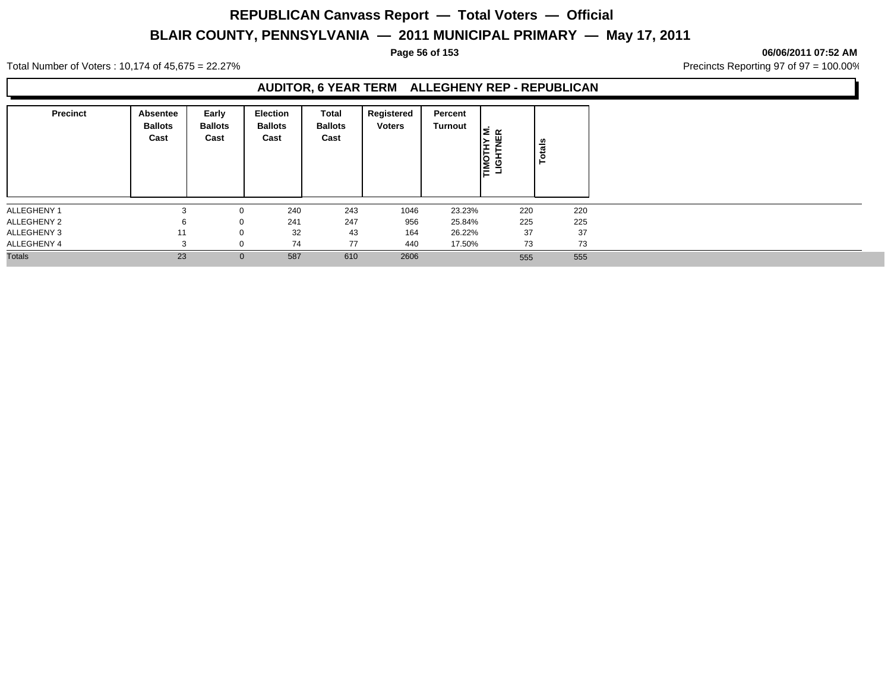# REPUBLICAN Canvass Report — Total Voters — Official

## BLAIR COUNTY, PENNSYLVANIA — 2011 MUNICIPAL PRIMARY — May 17, 2011

**06/06/2011 07:52 AM**

Total Number of Voters : 10,174 of 45,675 = 22.27%

Precincts Reporting 97 of 97 = 100.00%

### AUDITOR, 6 YEAR TERM ALLEGHENY REP - REPUBLICAN

| Precinct | Absentee Ballots Cast | Early Ballots Cast | Election Ballots Cast | Total Ballots Cast | Registered Voters | Percent Turnout | TIMOTHY M. LIGHTNER | Totals |
|---|---|---|---|---|---|---|---|---|
| ALLEGHENY 1 | 3 | 0 | 240 | 243 | 1046 | 23.23% | 220 | 220 |
| ALLEGHENY 2 | 6 | 0 | 241 | 247 | 956 | 25.84% | 225 | 225 |
| ALLEGHENY 3 | 11 | 0 | 32 | 43 | 164 | 26.22% | 37 | 37 |
| ALLEGHENY 4 | 3 | 0 | 74 | 77 | 440 | 17.50% | 73 | 73 |
| Totals | 23 | 0 | 587 | 610 | 2606 | | 555 | 555 |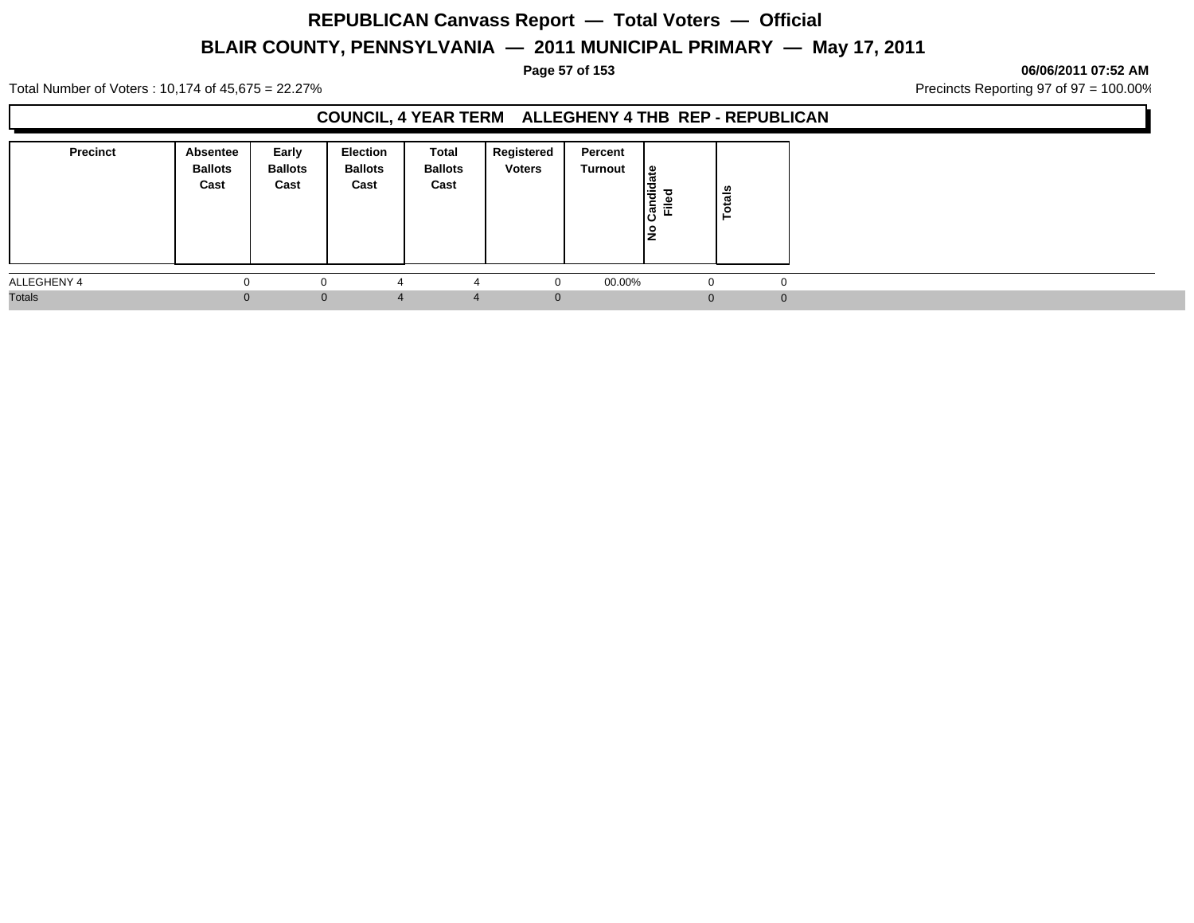# REPUBLICAN Canvass Report — Total Voters — Official

## BLAIR COUNTY, PENNSYLVANIA — 2011 MUNICIPAL PRIMARY — May 17, 2011

06/06/2011 07:52 AM

Total Number of Voters : 10,174 of 45,675 = 22.27%

Precincts Reporting 97 of 97 = 100.00%

### COUNCIL, 4 YEAR TERM ALLEGHENY 4 THB REP - REPUBLICAN

| Precinct | Absentee Ballots Cast | Early Ballots Cast | Election Ballots Cast | Total Ballots Cast | Registered Voters | Percent Turnout | No Candidate Filed | Totals |
|---|---|---|---|---|---|---|---|---|
| ALLEGHENY 4 | 0 | 0 | 4 | 4 | 0 | 00.00% | 0 | 0 |
| Totals | 0 | 0 | 4 | 4 | 0 | | 0 | 0 |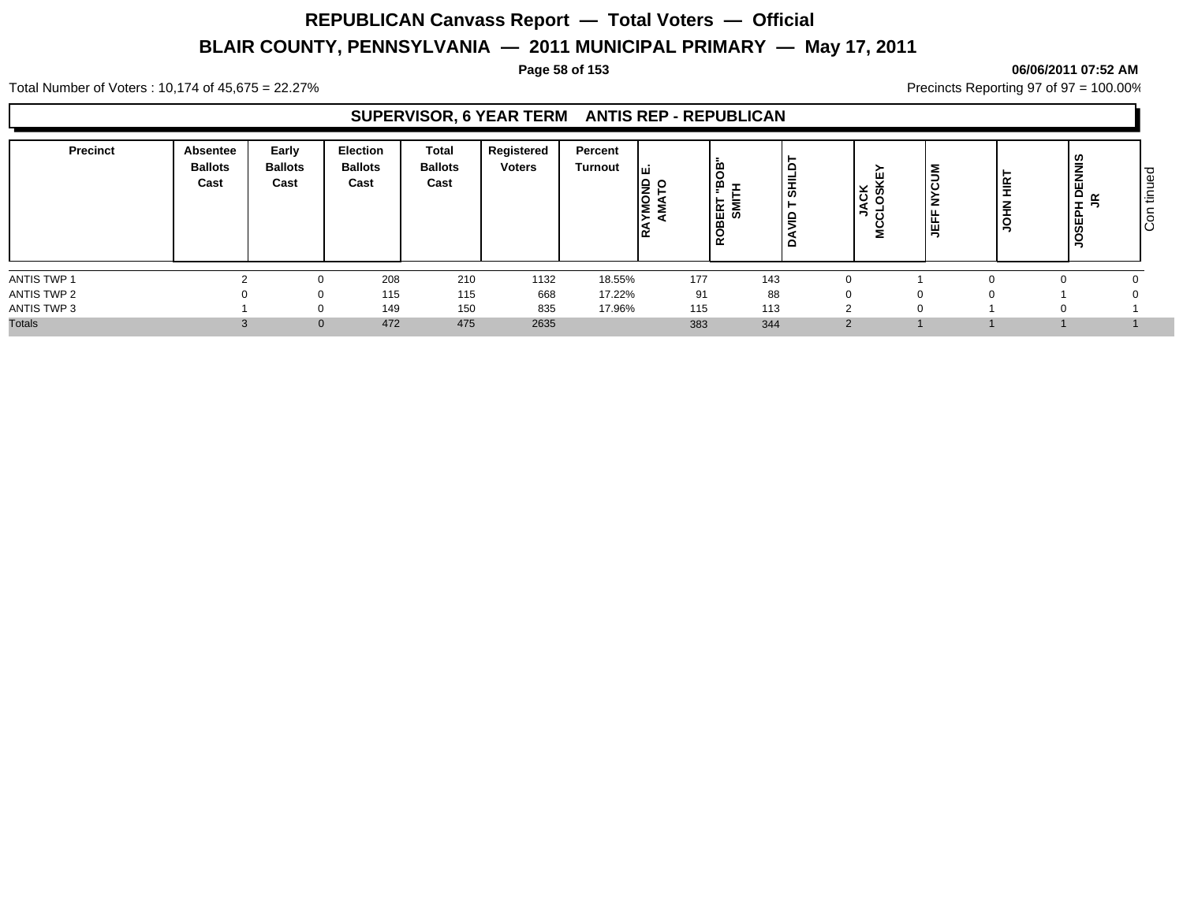# REPUBLICAN Canvass Report — Total Voters — Official

## BLAIR COUNTY, PENNSYLVANIA — 2011 MUNICIPAL PRIMARY — May 17, 2011

06/06/2011 07:52 AM

Total Number of Voters : 10,174 of 45,675 = 22.27%

Precincts Reporting 97 of 97 = 100.00%

### SUPERVISOR, 6 YEAR TERM ANTIS REP - REPUBLICAN

| Precinct | Absentee Ballots Cast | Early Ballots Cast | Election Ballots Cast | Total Ballots Cast | Registered Voters | Percent Turnout | RAYMOND E. AMATO | ROBERT "BOB" SMITH | DAVID T SHILDT | JACK MCCLOSKEY | JEFF NYCUM | JOHN HIRT | JOSEPH DENNIS JR |
|---|---|---|---|---|---|---|---|---|---|---|---|---|---|
| ANTIS TWP 1 | 2 | 0 | 208 | 210 | 1132 | 18.55% | 177 | 143 | 0 | 1 | 0 | 0 | 0 |
| ANTIS TWP 2 | 0 | 0 | 115 | 115 | 668 | 17.22% | 91 | 88 | 0 | 0 | 0 | 1 | 0 |
| ANTIS TWP 3 | 1 | 0 | 149 | 150 | 835 | 17.96% | 115 | 113 | 2 | 0 | 1 | 0 | 1 |
| Totals | 3 | 0 | 472 | 475 | 2635 | | 383 | 344 | 2 | 1 | 1 | 1 | 1 |

Continued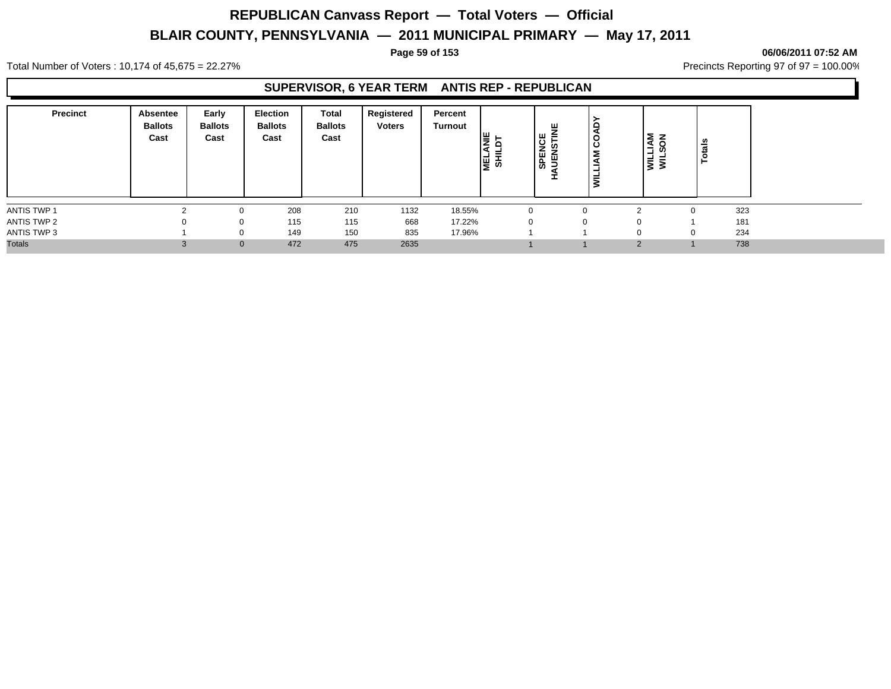# REPUBLICAN Canvass Report — Total Voters — Official

## BLAIR COUNTY, PENNSYLVANIA — 2011 MUNICIPAL PRIMARY — May 17, 2011

06/06/2011 07:52 AM

Total Number of Voters : 10,174 of 45,675 = 22.27%

Precincts Reporting 97 of 97 = 100.00%

### SUPERVISOR, 6 YEAR TERM ANTIS REP - REPUBLICAN

| Precinct | Absentee Ballots Cast | Early Ballots Cast | Election Ballots Cast | Total Ballots Cast | Registered Voters | Percent Turnout | MELANIE SHILDT | SPENCE HAUENSTINE | WILLIAM COADY | WILLIAM WILSON | Totals |
|---|---|---|---|---|---|---|---|---|---|---|---|
| ANTIS TWP 1 | 2 | 0 | 208 | 210 | 1132 | 18.55% | 0 | 0 | 2 | 0 | 323 |
| ANTIS TWP 2 | 0 | 0 | 115 | 115 | 668 | 17.22% | 0 | 0 | 0 | 1 | 181 |
| ANTIS TWP 3 | 1 | 0 | 149 | 150 | 835 | 17.96% | 1 | 1 | 0 | 0 | 234 |
| Totals | 3 | 0 | 472 | 475 | 2635 | | 1 | 1 | 2 | 1 | 738 |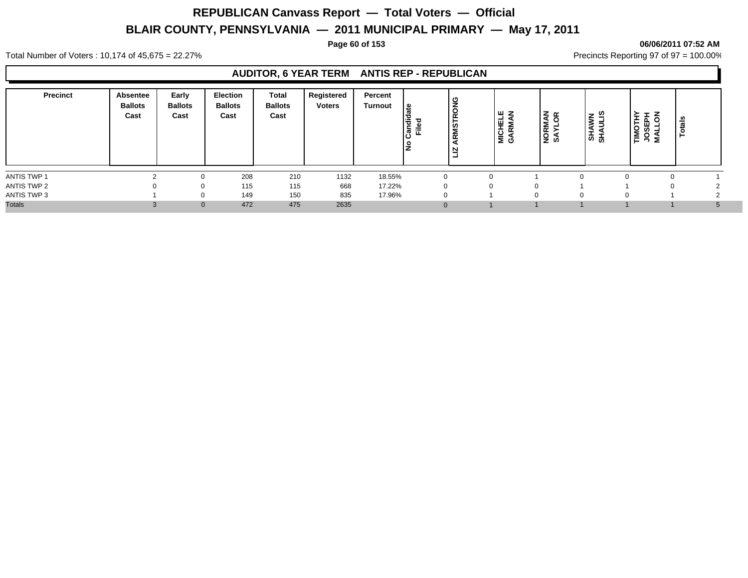# REPUBLICAN Canvass Report — Total Voters — Official

## BLAIR COUNTY, PENNSYLVANIA — 2011 MUNICIPAL PRIMARY — May 17, 2011

06/06/2011 07:52 AM

Total Number of Voters : 10,174 of 45,675 = 22.27%

Precincts Reporting 97 of 97 = 100.00%

### AUDITOR, 6 YEAR TERM ANTIS REP - REPUBLICAN

| Precinct | Absentee Ballots Cast | Early Ballots Cast | Election Ballots Cast | Total Ballots Cast | Registered Voters | Percent Turnout | No Candidate Filed | LIZ ARMSTRONG | MICHELE GARMAN | NORMAN SAYLOR | SHAWN SHAULIS | TIMOTHY JOSEPH MALLON | Totals |
|---|---|---|---|---|---|---|---|---|---|---|---|---|---|
| ANTIS TWP 1 | 2 | 0 | 208 | 210 | 1132 | 18.55% | 0 | 0 | 1 | 0 | 0 | 0 | 1 |
| ANTIS TWP 2 | 0 | 0 | 115 | 115 | 668 | 17.22% | 0 | 0 | 0 | 1 | 1 | 0 | 2 |
| ANTIS TWP 3 | 1 | 0 | 149 | 150 | 835 | 17.96% | 0 | 1 | 0 | 0 | 0 | 1 | 2 |
| Totals | 3 | 0 | 472 | 475 | 2635 | | 0 | 1 | 1 | 1 | 1 | 1 | 5 |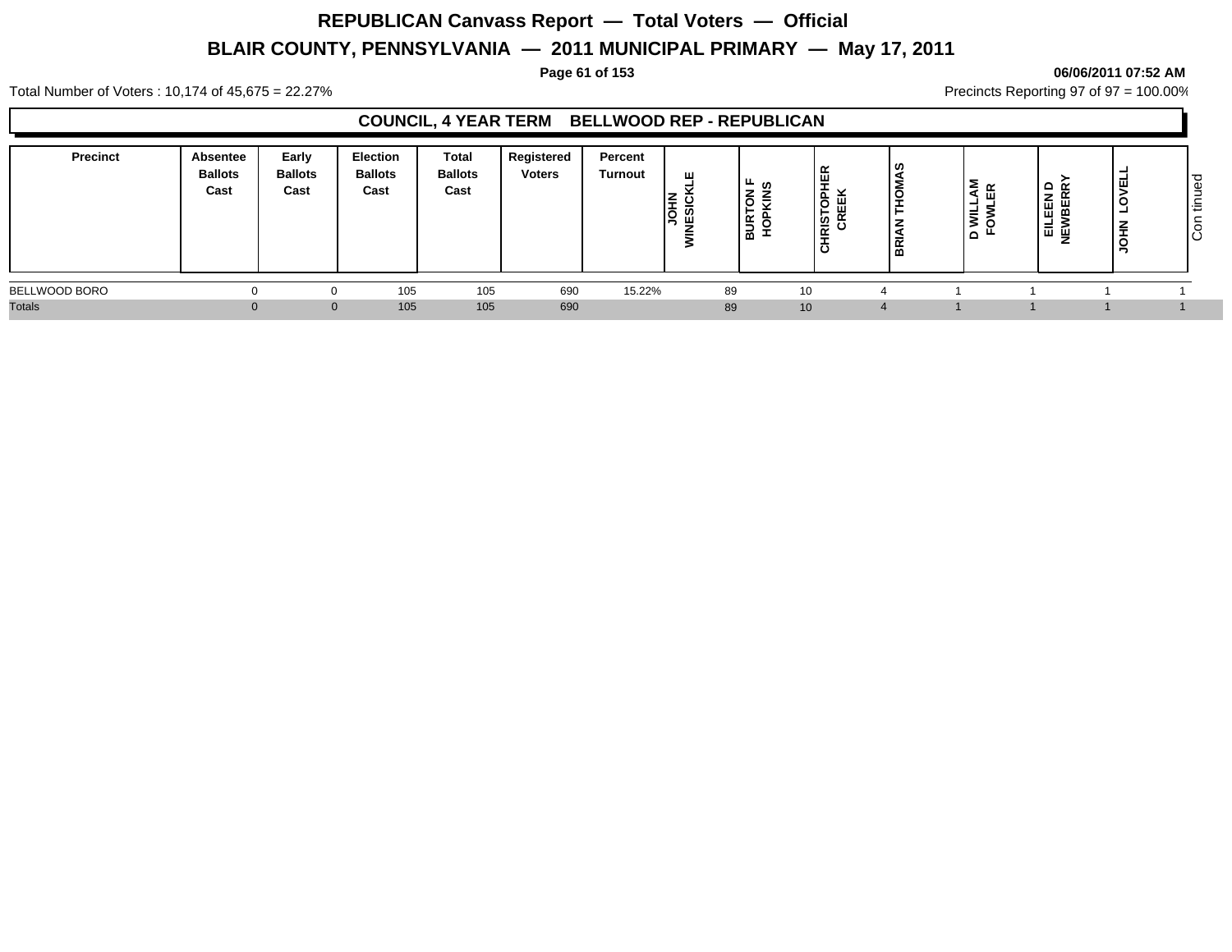# REPUBLICAN Canvass Report — Total Voters — Official

## BLAIR COUNTY, PENNSYLVANIA — 2011 MUNICIPAL PRIMARY — May 17, 2011

06/06/2011 07:52 AM

Total Number of Voters : 10,174 of 45,675 = 22.27%

Precincts Reporting 97 of 97 = 100.00%

### COUNCIL, 4 YEAR TERM BELLWOOD REP - REPUBLICAN

| Precinct | Absentee Ballots Cast | Early Ballots Cast | Election Ballots Cast | Total Ballots Cast | Registered Voters | Percent Turnout | JOHN WINESICKLE | BURTON F HOPKINS | CHRISTOPHER CREEK | BRIAN THOMAS | D WILLAM FOWLER | EILEEN D NEWBERRY | JOHN LOVELL |
|---|---|---|---|---|---|---|---|---|---|---|---|---|---|
| BELLWOOD BORO | 0 | 0 | 105 | 105 | 690 | 15.22% | 89 | 10 | 4 | 1 | 1 | 1 | 1 |
| Totals | 0 | 0 | 105 | 105 | 690 | | 89 | 10 | 4 | 1 | 1 | 1 | 1 |

Continued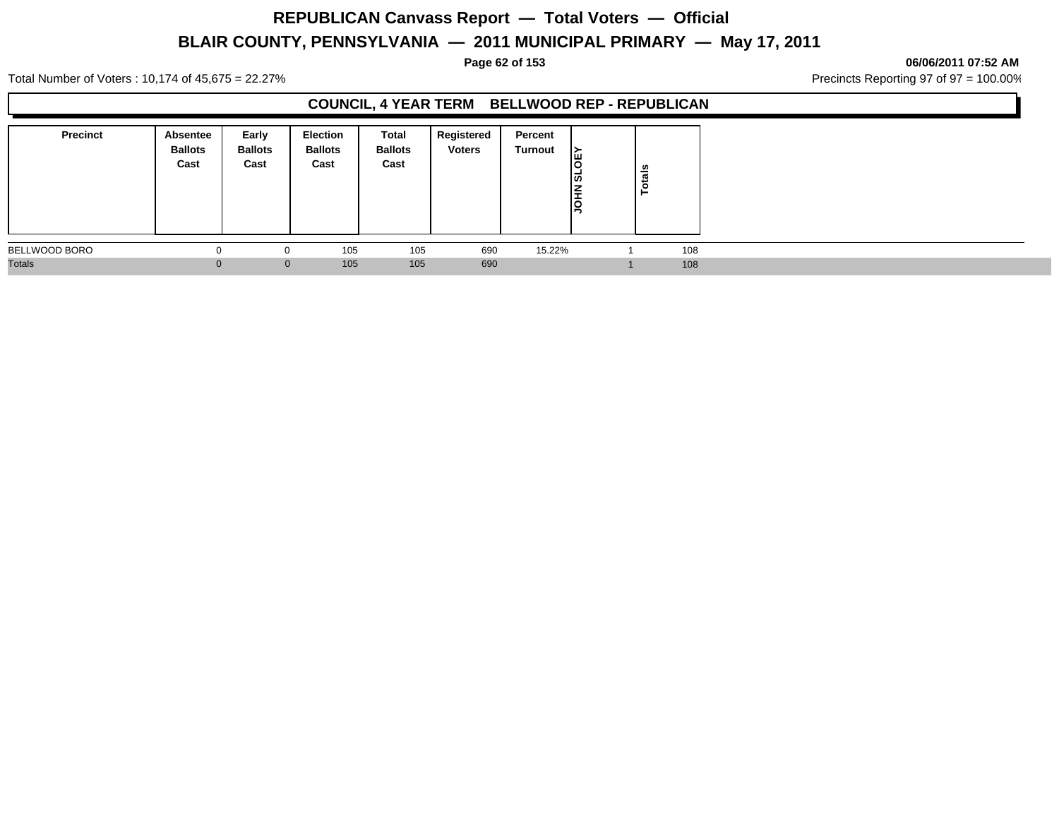# REPUBLICAN Canvass Report — Total Voters — Official

## BLAIR COUNTY, PENNSYLVANIA — 2011 MUNICIPAL PRIMARY — May 17, 2011

06/06/2011 07:52 AM

Total Number of Voters : 10,174 of 45,675 = 22.27%

Precincts Reporting 97 of 97 = 100.00%

### COUNCIL, 4 YEAR TERM BELLWOOD REP - REPUBLICAN

| Precinct | Absentee Ballots Cast | Early Ballots Cast | Election Ballots Cast | Total Ballots Cast | Registered Voters | Percent Turnout | JOHN SLOEY | Totals |
|---|---|---|---|---|---|---|---|---|
| BELLWOOD BORO | 0 | 0 | 105 | 105 | 690 | 15.22% | 1 | 108 |
| Totals | 0 | 0 | 105 | 105 | 690 | | 1 | 108 |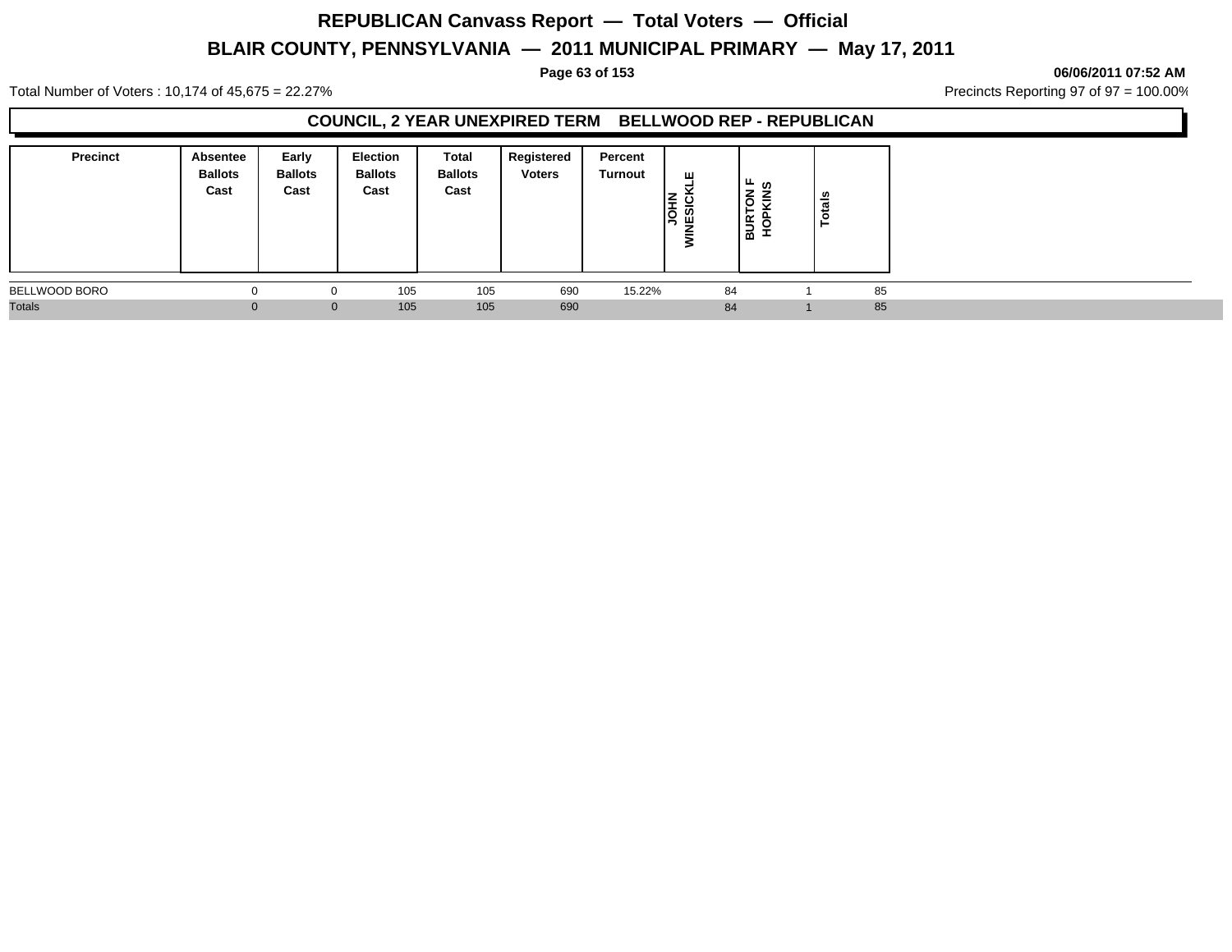# REPUBLICAN Canvass Report — Total Voters — Official

## BLAIR COUNTY, PENNSYLVANIA — 2011 MUNICIPAL PRIMARY — May 17, 2011

06/06/2011 07:52 AM

Total Number of Voters : 10,174 of 45,675 = 22.27%

Precincts Reporting 97 of 97 = 100.00%

### COUNCIL, 2 YEAR UNEXPIRED TERM BELLWOOD REP - REPUBLICAN

| Precinct | Absentee Ballots Cast | Early Ballots Cast | Election Ballots Cast | Total Ballots Cast | Registered Voters | Percent Turnout | JOHN WINESICKLE | BURTON F HOPKINS | Totals |
|---|---|---|---|---|---|---|---|---|---|
| BELLWOOD BORO | 0 | 0 | 105 | 105 | 690 | 15.22% | 84 | 1 | 85 |
| Totals | 0 | 0 | 105 | 105 | 690 | | 84 | 1 | 85 |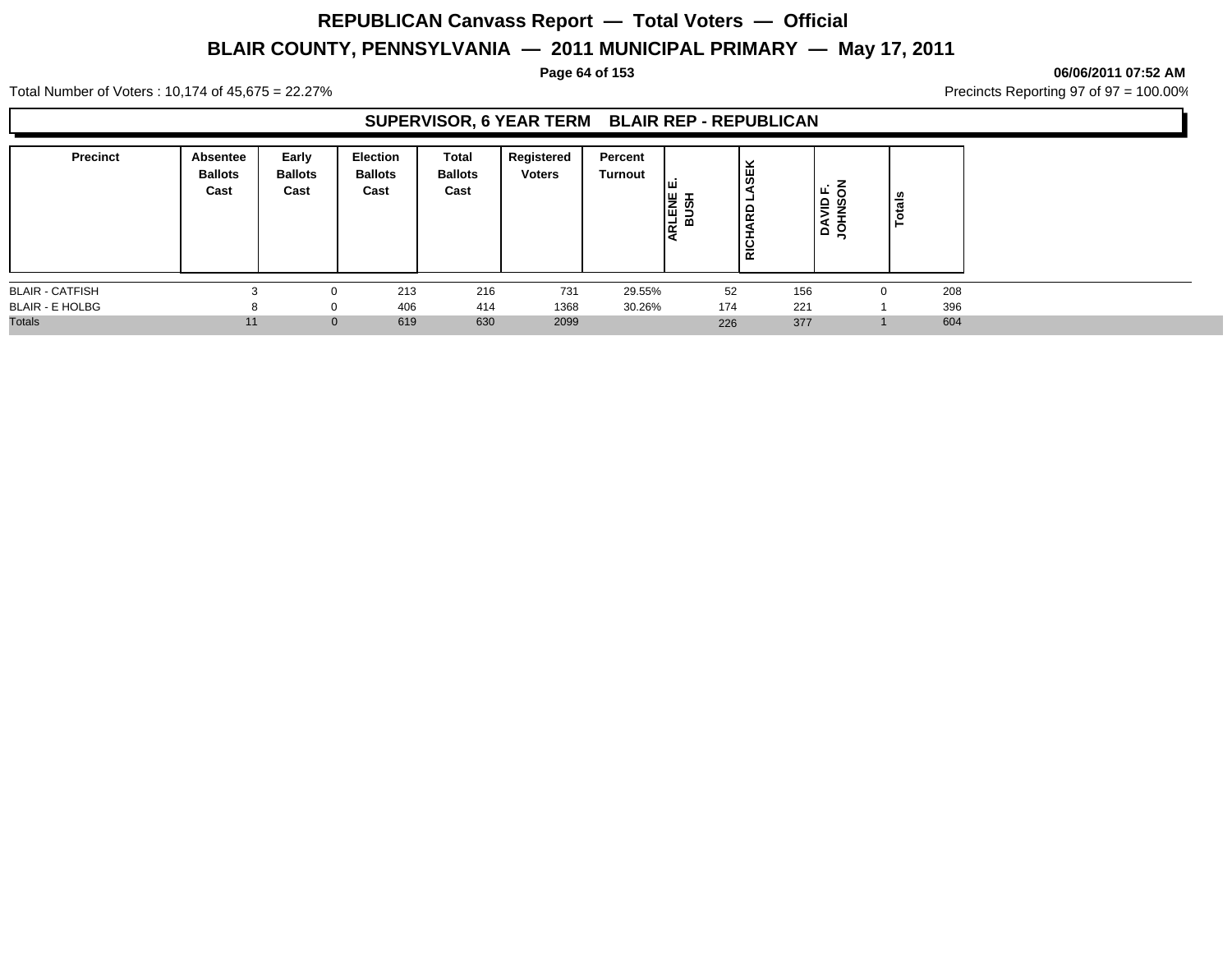# REPUBLICAN Canvass Report — Total Voters — Official

## BLAIR COUNTY, PENNSYLVANIA — 2011 MUNICIPAL PRIMARY — May 17, 2011

06/06/2011 07:52 AM

Total Number of Voters : 10,174 of 45,675 = 22.27%

Precincts Reporting 97 of 97 = 100.00%

### SUPERVISOR, 6 YEAR TERM BLAIR REP - REPUBLICAN

| Precinct | Absentee Ballots Cast | Early Ballots Cast | Election Ballots Cast | Total Ballots Cast | Registered Voters | Percent Turnout | ARLENE E. BUSH | RICHARD LASEK | DAVID F. JOHNSON | Totals |
|---|---|---|---|---|---|---|---|---|---|---|
| BLAIR - CATFISH | 3 | 0 | 213 | 216 | 731 | 29.55% | 52 | 156 | 0 | 208 |
| BLAIR - E HOLBG | 8 | 0 | 406 | 414 | 1368 | 30.26% | 174 | 221 | 1 | 396 |
| Totals | 11 | 0 | 619 | 630 | 2099 | | 226 | 377 | 1 | 604 |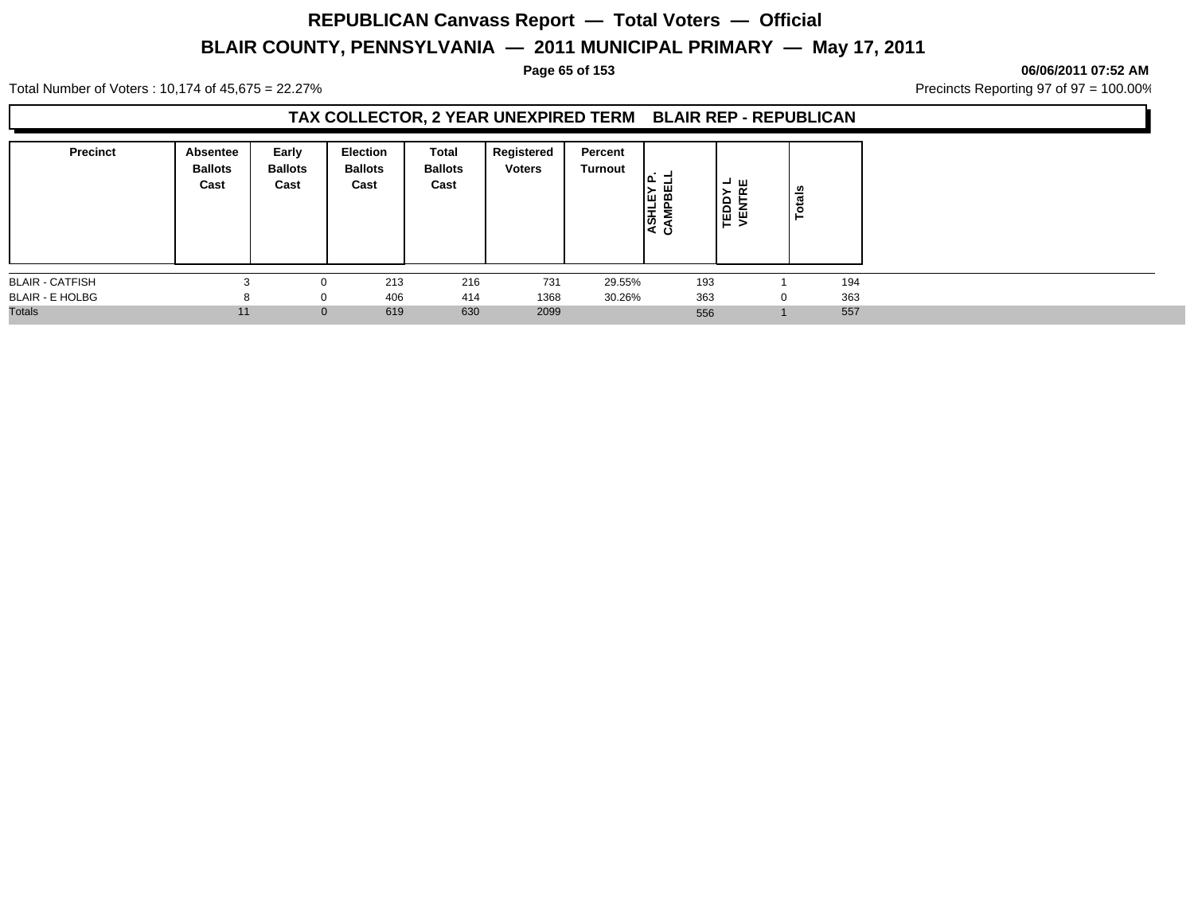# REPUBLICAN Canvass Report — Total Voters — Official

## BLAIR COUNTY, PENNSYLVANIA — 2011 MUNICIPAL PRIMARY — May 17, 2011

06/06/2011 07:52 AM

Total Number of Voters : 10,174 of 45,675 = 22.27%

Precincts Reporting 97 of 97 = 100.00%

### TAX COLLECTOR, 2 YEAR UNEXPIRED TERM BLAIR REP - REPUBLICAN

| Precinct | Absentee Ballots Cast | Early Ballots Cast | Election Ballots Cast | Total Ballots Cast | Registered Voters | Percent Turnout | ASHLEY P. CAMPBELL | TEDDY L VENTRE | Totals |
|---|---|---|---|---|---|---|---|---|---|
| BLAIR - CATFISH | 3 | 0 | 213 | 216 | 731 | 29.55% | 193 | 1 | 194 |
| BLAIR - E HOLBG | 8 | 0 | 406 | 414 | 1368 | 30.26% | 363 | 0 | 363 |
| Totals | 11 | 0 | 619 | 630 | 2099 | | 556 | 1 | 557 |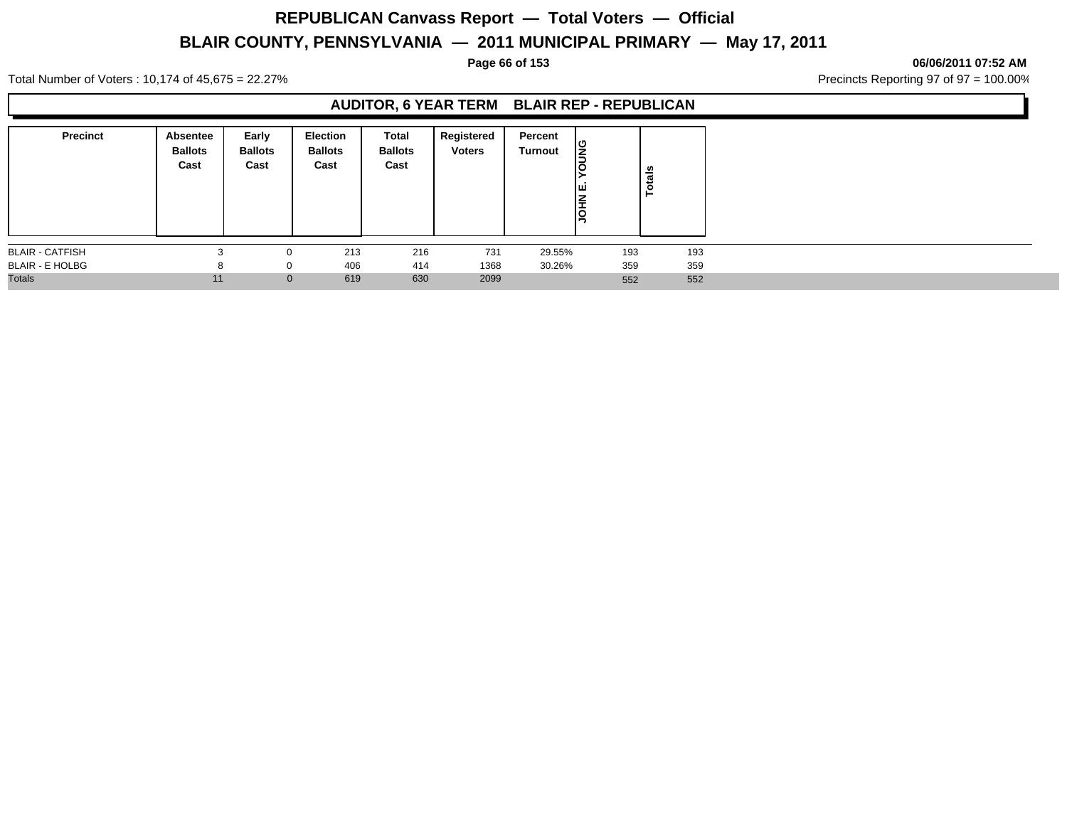# REPUBLICAN Canvass Report — Total Voters — Official

## BLAIR COUNTY, PENNSYLVANIA — 2011 MUNICIPAL PRIMARY — May 17, 2011

06/06/2011 07:52 AM

Total Number of Voters : 10,174 of 45,675 = 22.27%

Precincts Reporting 97 of 97 = 100.00%

### AUDITOR, 6 YEAR TERM BLAIR REP - REPUBLICAN

| Precinct | Absentee Ballots Cast | Early Ballots Cast | Election Ballots Cast | Total Ballots Cast | Registered Voters | Percent Turnout | JOHN E. YOUNG | Totals |
|---|---|---|---|---|---|---|---|---|
| BLAIR - CATFISH | 3 | 0 | 213 | 216 | 731 | 29.55% | 193 | 193 |
| BLAIR - E HOLBG | 8 | 0 | 406 | 414 | 1368 | 30.26% | 359 | 359 |
| Totals | 11 | 0 | 619 | 630 | 2099 | | 552 | 552 |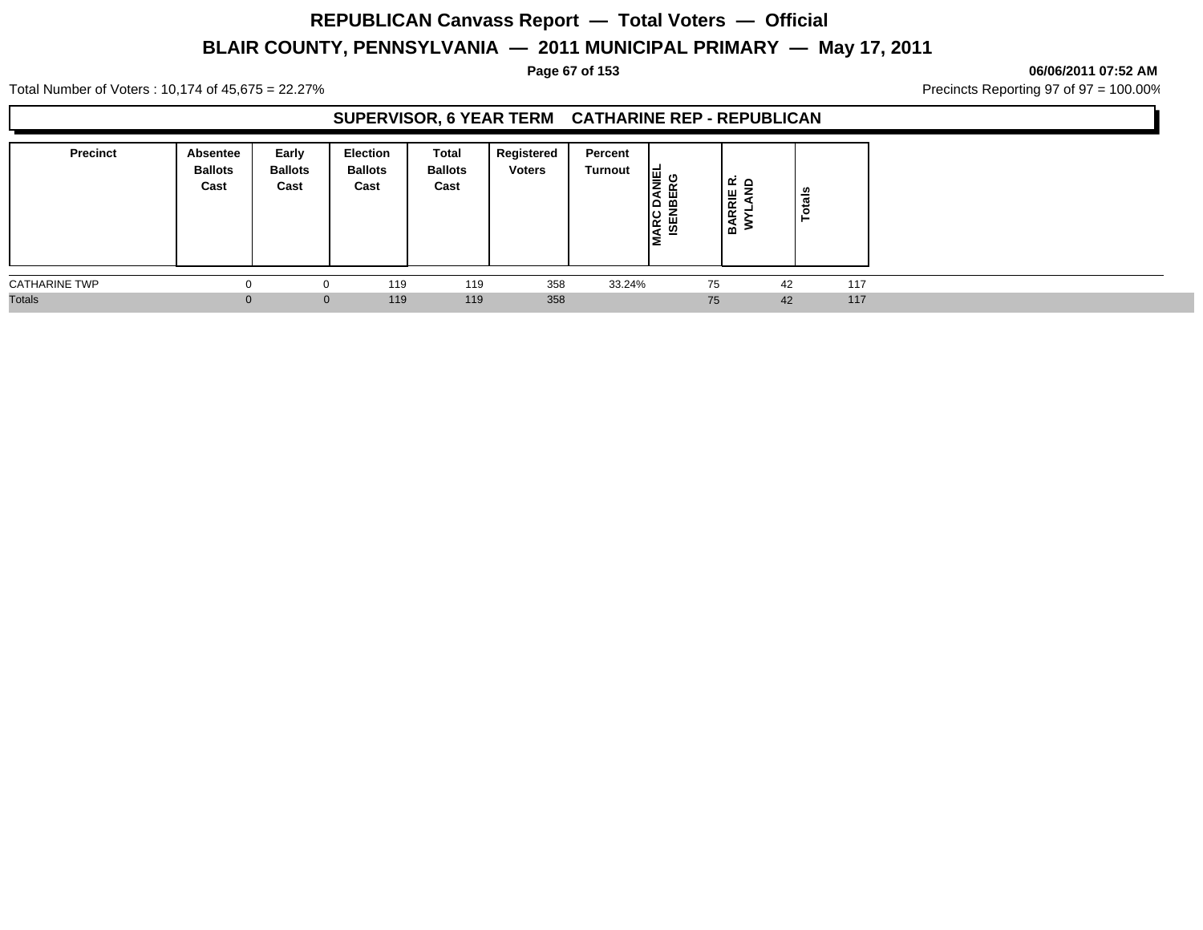# REPUBLICAN Canvass Report — Total Voters — Official

## BLAIR COUNTY, PENNSYLVANIA — 2011 MUNICIPAL PRIMARY — May 17, 2011

06/06/2011 07:52 AM

Total Number of Voters : 10,174 of 45,675 = 22.27%

Precincts Reporting 97 of 97 = 100.00%

### SUPERVISOR, 6 YEAR TERM CATHARINE REP - REPUBLICAN

| Precinct | Absentee Ballots Cast | Early Ballots Cast | Election Ballots Cast | Total Ballots Cast | Registered Voters | Percent Turnout | MARC DANIEL ISENBERG | BARRIE R. WYLAND | Totals |
|---|---|---|---|---|---|---|---|---|---|
| CATHARINE TWP | 0 | 0 | 119 | 119 | 358 | 33.24% | 75 | 42 | 117 |
| Totals | 0 | 0 | 119 | 119 | 358 | | 75 | 42 | 117 |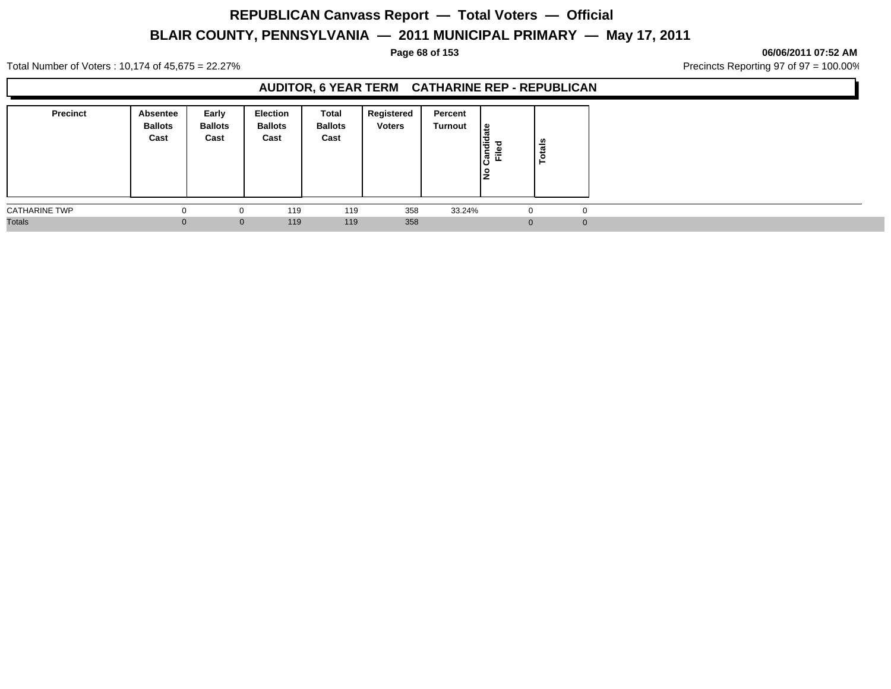# REPUBLICAN Canvass Report — Total Voters — Official

## BLAIR COUNTY, PENNSYLVANIA — 2011 MUNICIPAL PRIMARY — May 17, 2011

**06/06/2011 07:52 AM**

Total Number of Voters : 10,174 of 45,675 = 22.27%

Precincts Reporting 97 of 97 = 100.00%

### AUDITOR, 6 YEAR TERM CATHARINE REP - REPUBLICAN

| Precinct | Absentee Ballots Cast | Early Ballots Cast | Election Ballots Cast | Total Ballots Cast | Registered Voters | Percent Turnout | No Candidate Filed | Totals |
|---|---|---|---|---|---|---|---|---|
| CATHARINE TWP | 0 | 0 | 119 | 119 | 358 | 33.24% | 0 | 0 |
| Totals | 0 | 0 | 119 | 119 | 358 | | 0 | 0 |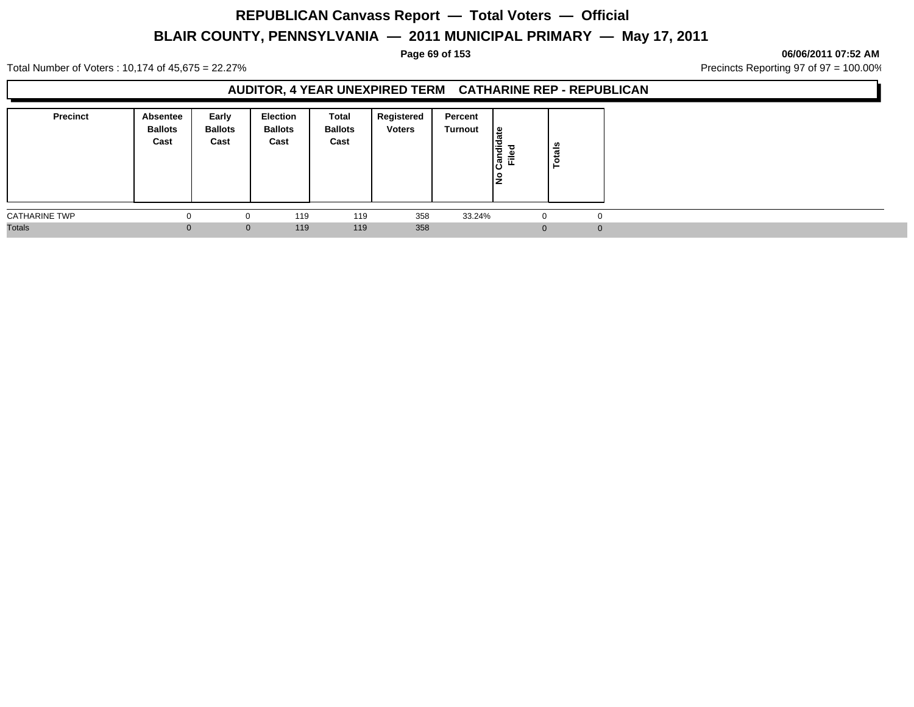# REPUBLICAN Canvass Report — Total Voters — Official

## BLAIR COUNTY, PENNSYLVANIA — 2011 MUNICIPAL PRIMARY — May 17, 2011

**06/06/2011 07:52 AM**

Total Number of Voters : 10,174 of 45,675 = 22.27%

Precincts Reporting 97 of 97 = 100.00%

### AUDITOR, 4 YEAR UNEXPIRED TERM CATHARINE REP - REPUBLICAN

| Precinct | Absentee Ballots Cast | Early Ballots Cast | Election Ballots Cast | Total Ballots Cast | Registered Voters | Percent Turnout | No Candidate Filed | Totals |
|---|---|---|---|---|---|---|---|---|
| CATHARINE TWP | 0 | 0 | 119 | 119 | 358 | 33.24% | 0 | 0 |
| Totals | 0 | 0 | 119 | 119 | 358 | | 0 | 0 |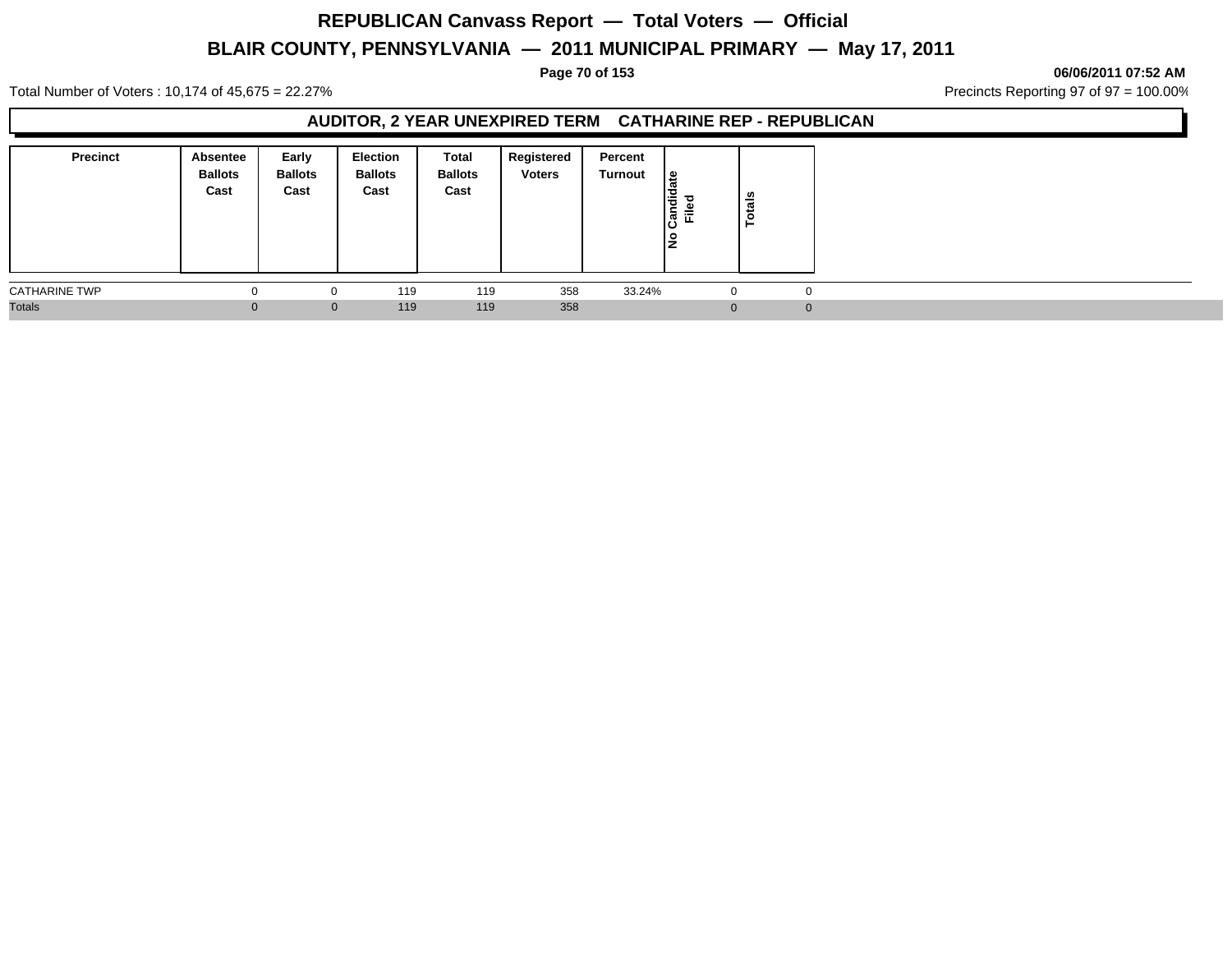# REPUBLICAN Canvass Report — Total Voters — Official

## BLAIR COUNTY, PENNSYLVANIA — 2011 MUNICIPAL PRIMARY — May 17, 2011

**06/06/2011 07:52 AM**

Total Number of Voters : 10,174 of 45,675 = 22.27%

Precincts Reporting 97 of 97 = 100.00%

### AUDITOR, 2 YEAR UNEXPIRED TERM    CATHARINE REP - REPUBLICAN

| Precinct | Absentee Ballots Cast | Early Ballots Cast | Election Ballots Cast | Total Ballots Cast | Registered Voters | Percent Turnout | No Candidate Filed | Totals |
|---|---|---|---|---|---|---|---|---|
| CATHARINE TWP | 0 | 0 | 119 | 119 | 358 | 33.24% | 0 | 0 |
| Totals | 0 | 0 | 119 | 119 | 358 | | 0 | 0 |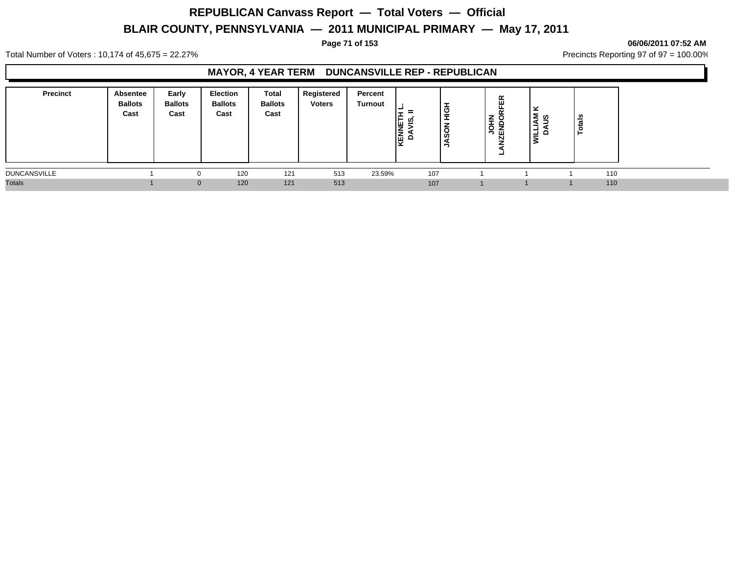# REPUBLICAN Canvass Report — Total Voters — Official

## BLAIR COUNTY, PENNSYLVANIA — 2011 MUNICIPAL PRIMARY — May 17, 2011

**06/06/2011 07:52 AM**

Total Number of Voters : 10,174 of 45,675 = 22.27%

Precincts Reporting 97 of 97 = 100.00%

### MAYOR, 4 YEAR TERM DUNCANSVILLE REP - REPUBLICAN

| Precinct | Absentee Ballots Cast | Early Ballots Cast | Election Ballots Cast | Total Ballots Cast | Registered Voters | Percent Turnout | KENNETH L. DAVIS, II | JASON HIGH | JOHN LANZENDORFER | WILLIAM K DAUS | Totals |
|---|---|---|---|---|---|---|---|---|---|---|---|
| DUNCANSVILLE | 1 | 0 | 120 | 121 | 513 | 23.59% | 107 | 1 | 1 | 1 | 110 |
| Totals | 1 | 0 | 120 | 121 | 513 | | 107 | 1 | 1 | 1 | 110 |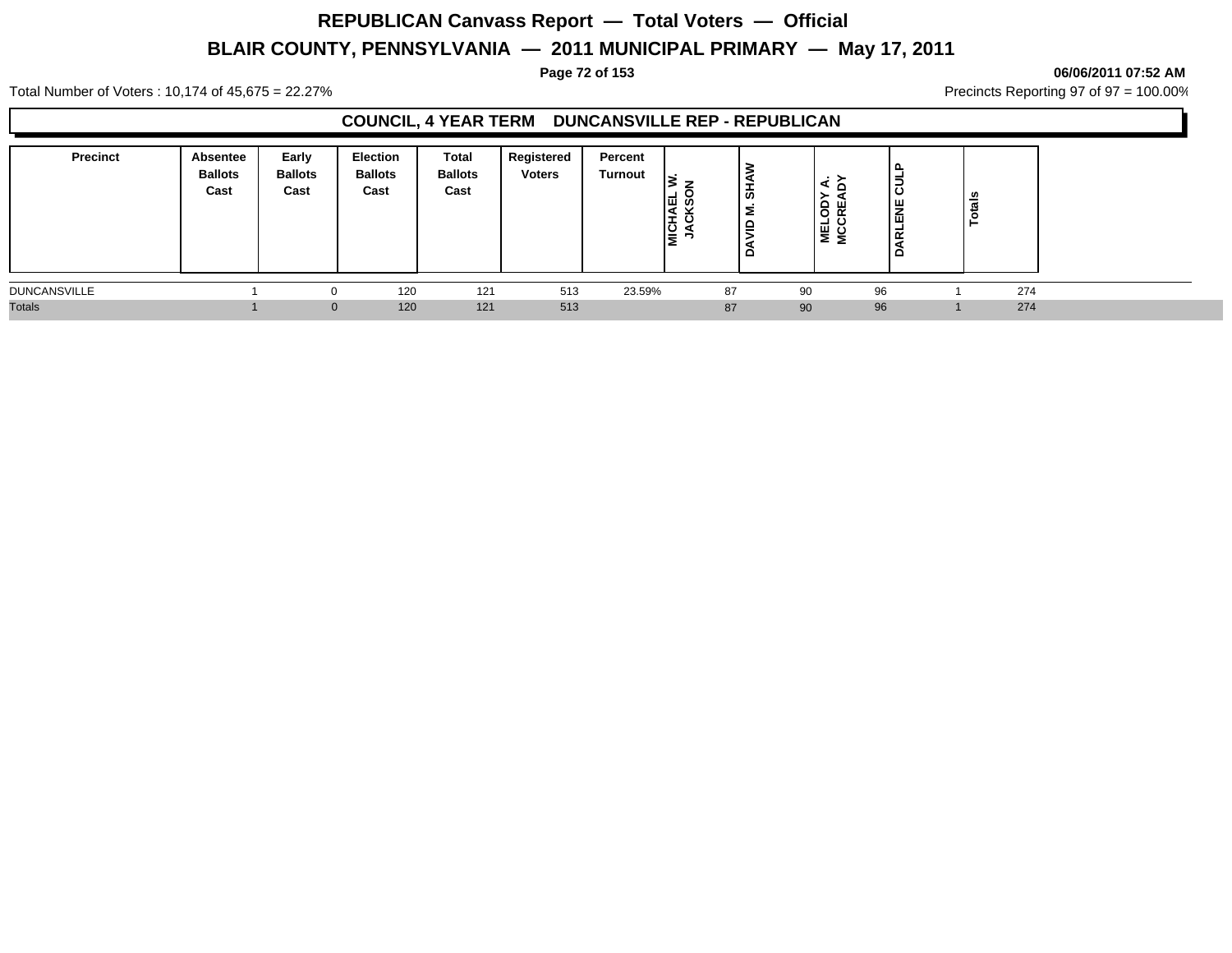# REPUBLICAN Canvass Report — Total Voters — Official

## BLAIR COUNTY, PENNSYLVANIA — 2011 MUNICIPAL PRIMARY — May 17, 2011

06/06/2011 07:52 AM

Total Number of Voters : 10,174 of 45,675 = 22.27%

Precincts Reporting 97 of 97 = 100.00%

### COUNCIL, 4 YEAR TERM DUNCANSVILLE REP - REPUBLICAN

| Precinct | Absentee Ballots Cast | Early Ballots Cast | Election Ballots Cast | Total Ballots Cast | Registered Voters | Percent Turnout | MICHAEL W. JACKSON | DAVID M. SHAW | MELODY A. MCCREADY | DARLENE CULP | Totals |
|---|---|---|---|---|---|---|---|---|---|---|---|
| DUNCANSVILLE | 1 | 0 | 120 | 121 | 513 | 23.59% | 87 | 90 | 96 | 1 | 274 |
| Totals | 1 | 0 | 120 | 121 | 513 | | 87 | 90 | 96 | 1 | 274 |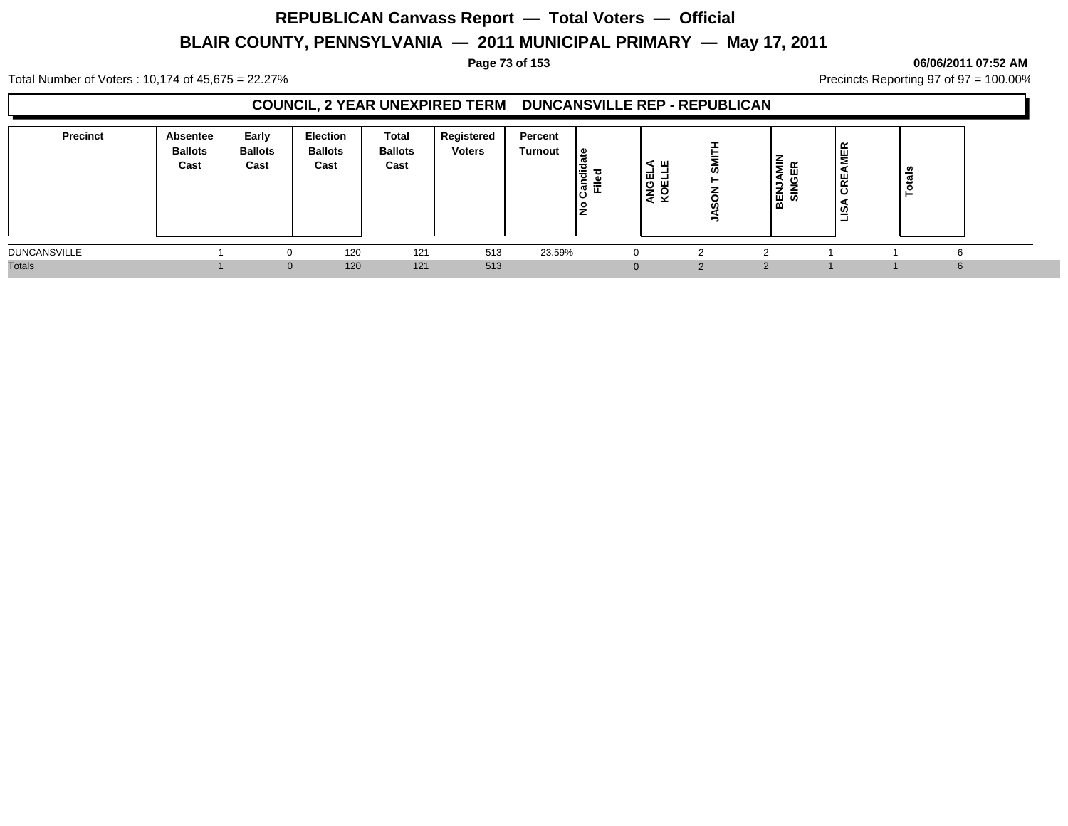# REPUBLICAN Canvass Report — Total Voters — Official

## BLAIR COUNTY, PENNSYLVANIA — 2011 MUNICIPAL PRIMARY — May 17, 2011

06/06/2011 07:52 AM

Total Number of Voters : 10,174 of 45,675 = 22.27%

Precincts Reporting 97 of 97 = 100.00%

### COUNCIL, 2 YEAR UNEXPIRED TERM DUNCANSVILLE REP - REPUBLICAN

| Precinct | Absentee Ballots Cast | Early Ballots Cast | Election Ballots Cast | Total Ballots Cast | Registered Voters | Percent Turnout | No Candidate Filed | ANGELA KOELLE | JASON T SMITH | BENJAMIN SINGER | LISA CREAMER | Totals |
|---|---|---|---|---|---|---|---|---|---|---|---|---|
| DUNCANSVILLE | 1 | 0 | 120 | 121 | 513 | 23.59% | 0 | 2 | 2 | 1 | 1 | 6 |
| Totals | 1 | 0 | 120 | 121 | 513 | | 0 | 2 | 2 | 1 | 1 | 6 |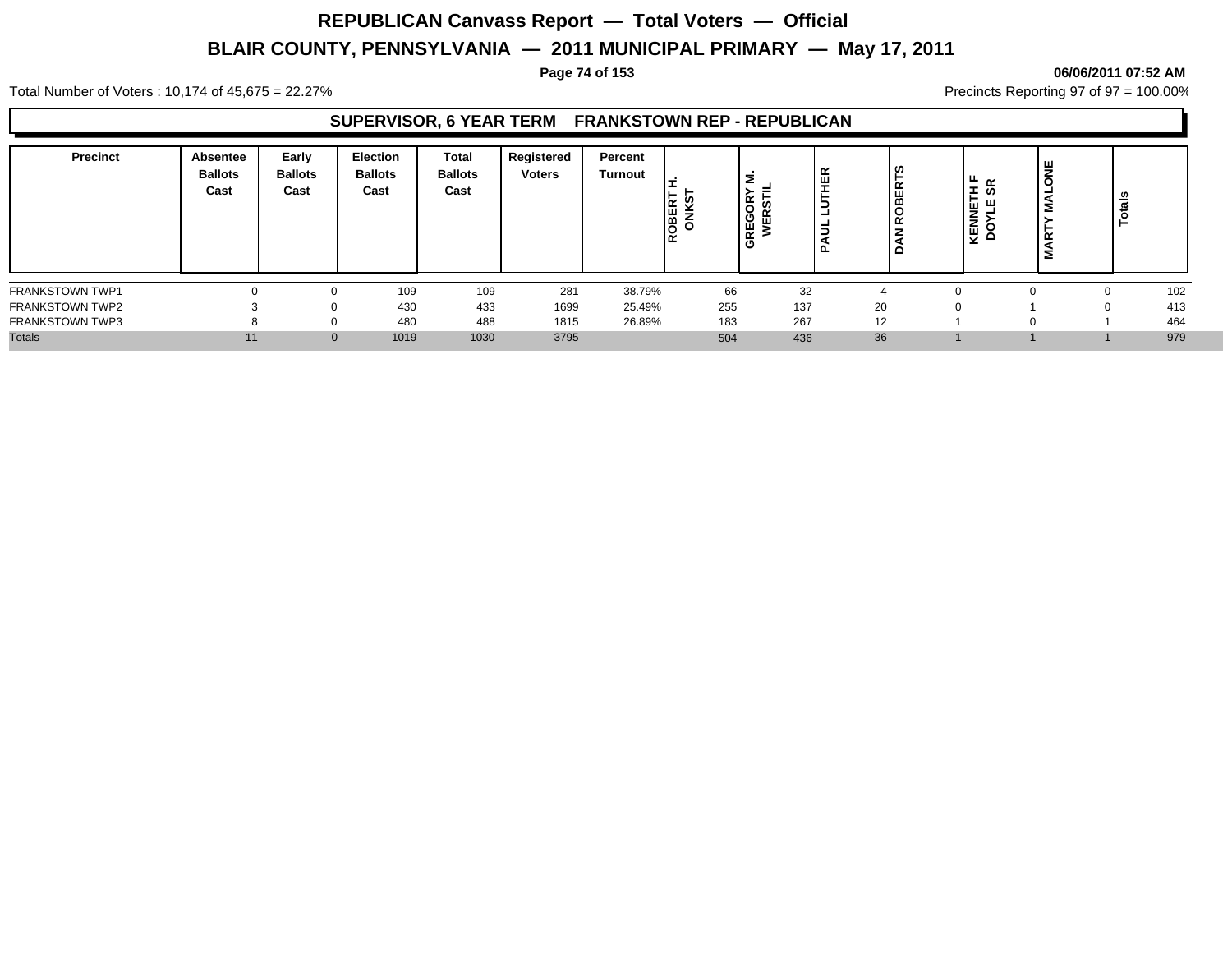# REPUBLICAN Canvass Report — Total Voters — Official

## BLAIR COUNTY, PENNSYLVANIA — 2011 MUNICIPAL PRIMARY — May 17, 2011

06/06/2011 07:52 AM

Total Number of Voters : 10,174 of 45,675 = 22.27%

Precincts Reporting 97 of 97 = 100.00%

### SUPERVISOR, 6 YEAR TERM FRANKSTOWN REP - REPUBLICAN

| Precinct | Absentee Ballots Cast | Early Ballots Cast | Election Ballots Cast | Total Ballots Cast | Registered Voters | Percent Turnout | ROBERT H. ONKST | GREGORY M. WERSTIL | PAUL LUTHER | DAN ROBERTS | KENNETH F DOYLE SR | MARTY MALONE | Totals |
|---|---|---|---|---|---|---|---|---|---|---|---|---|---|
| FRANKSTOWN TWP1 | 0 | 0 | 109 | 109 | 281 | 38.79% | 66 | 32 | 4 | 0 | 0 | 0 | 102 |
| FRANKSTOWN TWP2 | 3 | 0 | 430 | 433 | 1699 | 25.49% | 255 | 137 | 20 | 0 | 1 | 0 | 413 |
| FRANKSTOWN TWP3 | 8 | 0 | 480 | 488 | 1815 | 26.89% | 183 | 267 | 12 | 1 | 0 | 1 | 464 |
| Totals | 11 | 0 | 1019 | 1030 | 3795 | | 504 | 436 | 36 | 1 | 1 | 1 | 979 |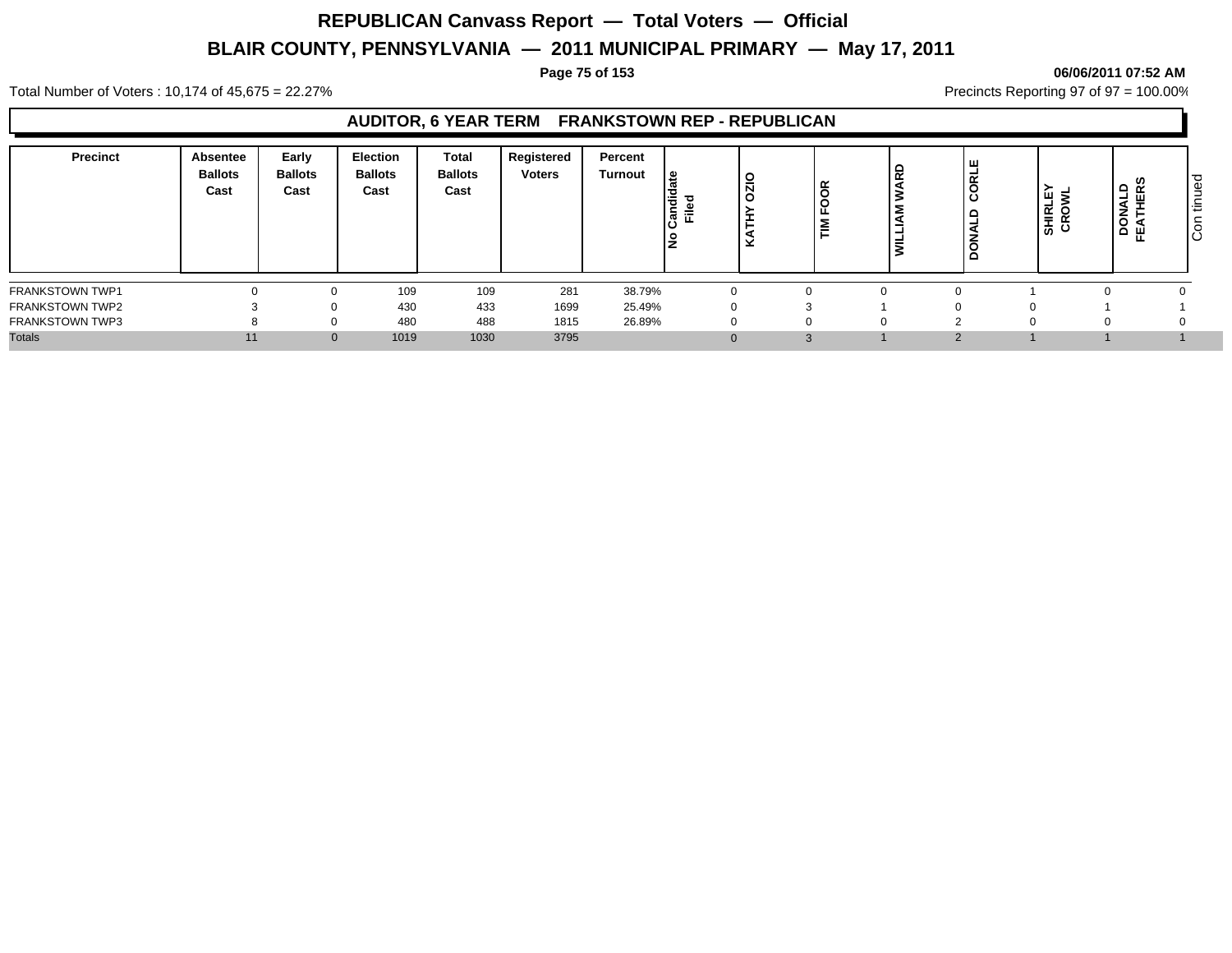Total Number of Voters : 10,174 of 45,675 = 22.27%

Precincts Reporting 97 of 97 = 100.00%

## AUDITOR, 6 YEAR TERM FRANKSTOWN REP - REPUBLICAN

| Precinct | Absentee Ballots Cast | Early Ballots Cast | Election Ballots Cast | Total Ballots Cast | Registered Voters | Percent Turnout | No Candidate Filed | KATHY OZIO | TIM FOOR | WILLIAM WARD | DONALD CORLE | SHIRLEY CROWL | DONALD FEATHERS | Con tinued |
|---|---|---|---|---|---|---|---|---|---|---|---|---|---|---|
| FRANKSTOWN TWP1 | 0 | 0 | 109 | 109 | 281 | 38.79% | 0 | 0 | 0 | 0 | 1 | 0 | 0 | |
| FRANKSTOWN TWP2 | 3 | 0 | 430 | 433 | 1699 | 25.49% | 0 | 3 | 1 | 0 | 0 | 1 | 1 | |
| FRANKSTOWN TWP3 | 8 | 0 | 480 | 488 | 1815 | 26.89% | 0 | 0 | 0 | 2 | 0 | 0 | 0 | |
| Totals | 11 | 0 | 1019 | 1030 | 3795 | | 0 | 3 | 1 | 2 | 1 | 1 | 1 | |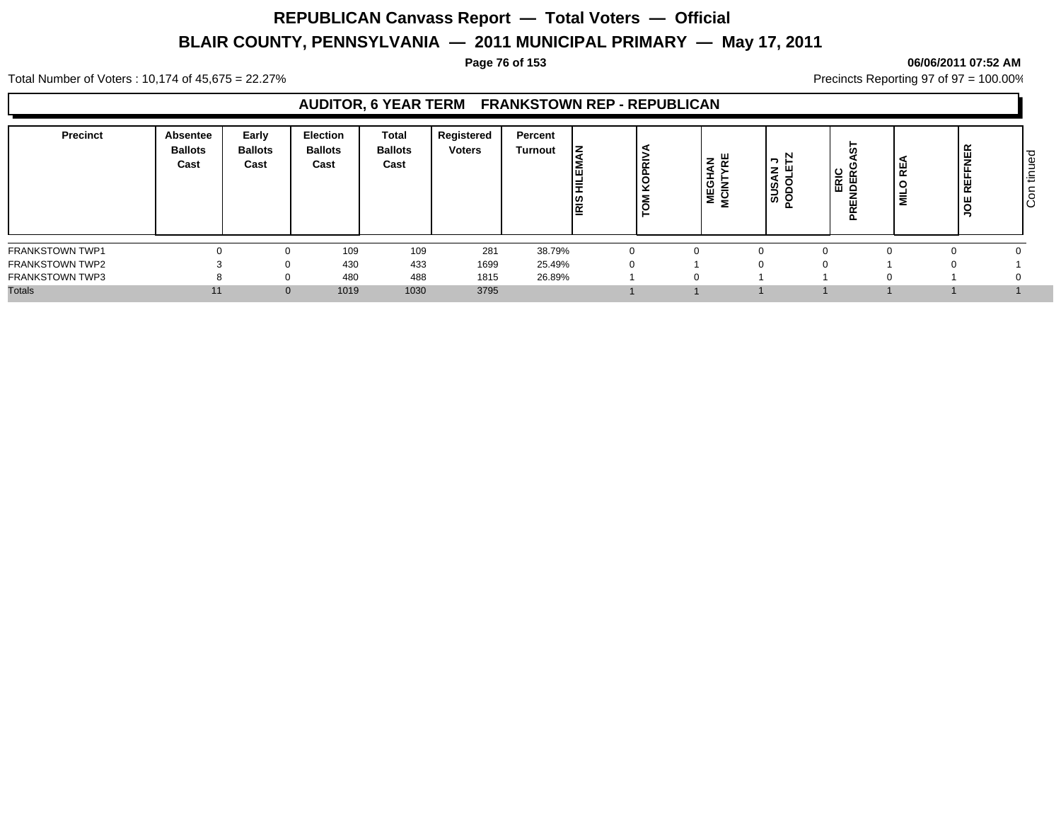# REPUBLICAN Canvass Report — Total Voters — Official

## BLAIR COUNTY, PENNSYLVANIA — 2011 MUNICIPAL PRIMARY — May 17, 2011

06/06/2011 07:52 AM

Total Number of Voters : 10,174 of 45,675 = 22.27%

Precincts Reporting 97 of 97 = 100.00%

### AUDITOR, 6 YEAR TERM FRANKSTOWN REP - REPUBLICAN

| Precinct | Absentee Ballots Cast | Early Ballots Cast | Election Ballots Cast | Total Ballots Cast | Registered Voters | Percent Turnout | IRIS HILEMAN | TOM KOPRIVA | MEGHAN MCINTYRE | SUSAN J PODOLETZ | ERIC PRENDERGAST | MILO REA | JOE REFFNER |
|---|---|---|---|---|---|---|---|---|---|---|---|---|---|
| FRANKSTOWN TWP1 | 0 | 0 | 109 | 109 | 281 | 38.79% | 0 | 0 | 0 | 0 | 0 | 0 | 0 |
| FRANKSTOWN TWP2 | 3 | 0 | 430 | 433 | 1699 | 25.49% | 0 | 1 | 0 | 0 | 1 | 0 | 1 |
| FRANKSTOWN TWP3 | 8 | 0 | 480 | 488 | 1815 | 26.89% | 1 | 0 | 1 | 1 | 0 | 1 | 0 |
| Totals | 11 | 0 | 1019 | 1030 | 3795 | | 1 | 1 | 1 | 1 | 1 | 1 | 1 |

Continued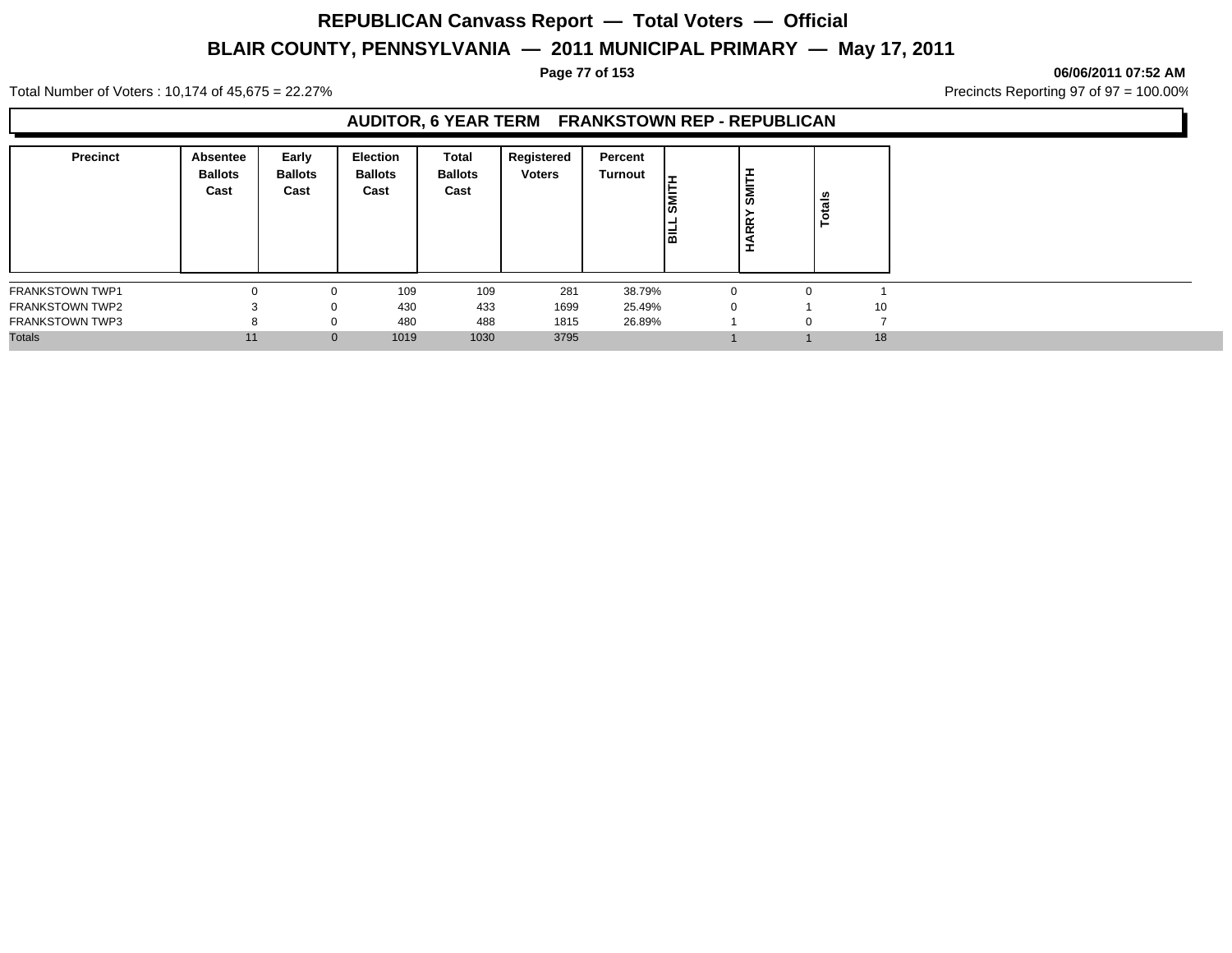# REPUBLICAN Canvass Report — Total Voters — Official

## BLAIR COUNTY, PENNSYLVANIA — 2011 MUNICIPAL PRIMARY — May 17, 2011

06/06/2011 07:52 AM

Total Number of Voters : 10,174 of 45,675 = 22.27%

Precincts Reporting 97 of 97 = 100.00%

### AUDITOR, 6 YEAR TERM FRANKSTOWN REP - REPUBLICAN

| Precinct | Absentee Ballots Cast | Early Ballots Cast | Election Ballots Cast | Total Ballots Cast | Registered Voters | Percent Turnout | BILL SMITH | HARRY SMITH | Totals |
|---|---|---|---|---|---|---|---|---|---|
| FRANKSTOWN TWP1 | 0 | 0 | 109 | 109 | 281 | 38.79% | 0 | 0 | 1 |
| FRANKSTOWN TWP2 | 3 | 0 | 430 | 433 | 1699 | 25.49% | 0 | 1 | 10 |
| FRANKSTOWN TWP3 | 8 | 0 | 480 | 488 | 1815 | 26.89% | 1 | 0 | 7 |
| Totals | 11 | 0 | 1019 | 1030 | 3795 | | 1 | 1 | 18 |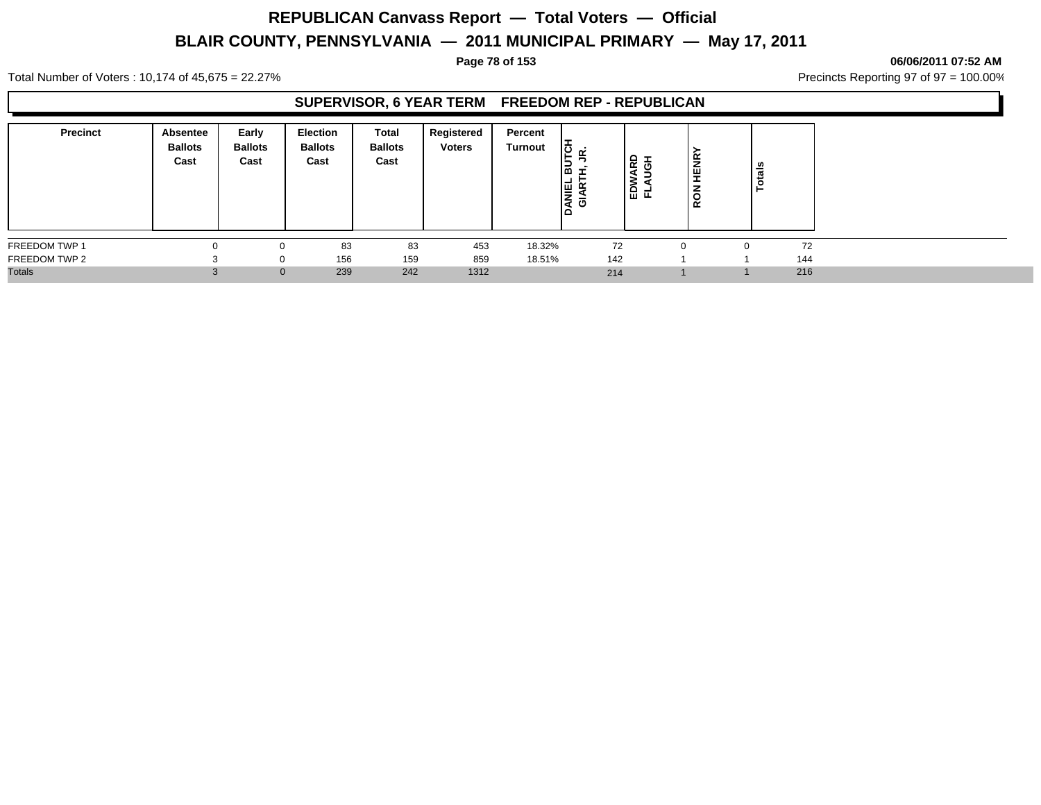# REPUBLICAN Canvass Report — Total Voters — Official

## BLAIR COUNTY, PENNSYLVANIA — 2011 MUNICIPAL PRIMARY — May 17, 2011

06/06/2011 07:52 AM

Total Number of Voters : 10,174 of 45,675 = 22.27%

Precincts Reporting 97 of 97 = 100.00%

### SUPERVISOR, 6 YEAR TERM FREEDOM REP - REPUBLICAN

| Precinct | Absentee Ballots Cast | Early Ballots Cast | Election Ballots Cast | Total Ballots Cast | Registered Voters | Percent Turnout | DANIEL BUTCH GIARTH, JR. | EDWARD FLAUGH | RON HENRY | Totals |
|---|---|---|---|---|---|---|---|---|---|---|
| FREEDOM TWP 1 | 0 | 0 | 83 | 83 | 453 | 18.32% | 72 | 0 | 0 | 72 |
| FREEDOM TWP 2 | 3 | 0 | 156 | 159 | 859 | 18.51% | 142 | 1 | 1 | 144 |
| Totals | 3 | 0 | 239 | 242 | 1312 | | 214 | 1 | 1 | 216 |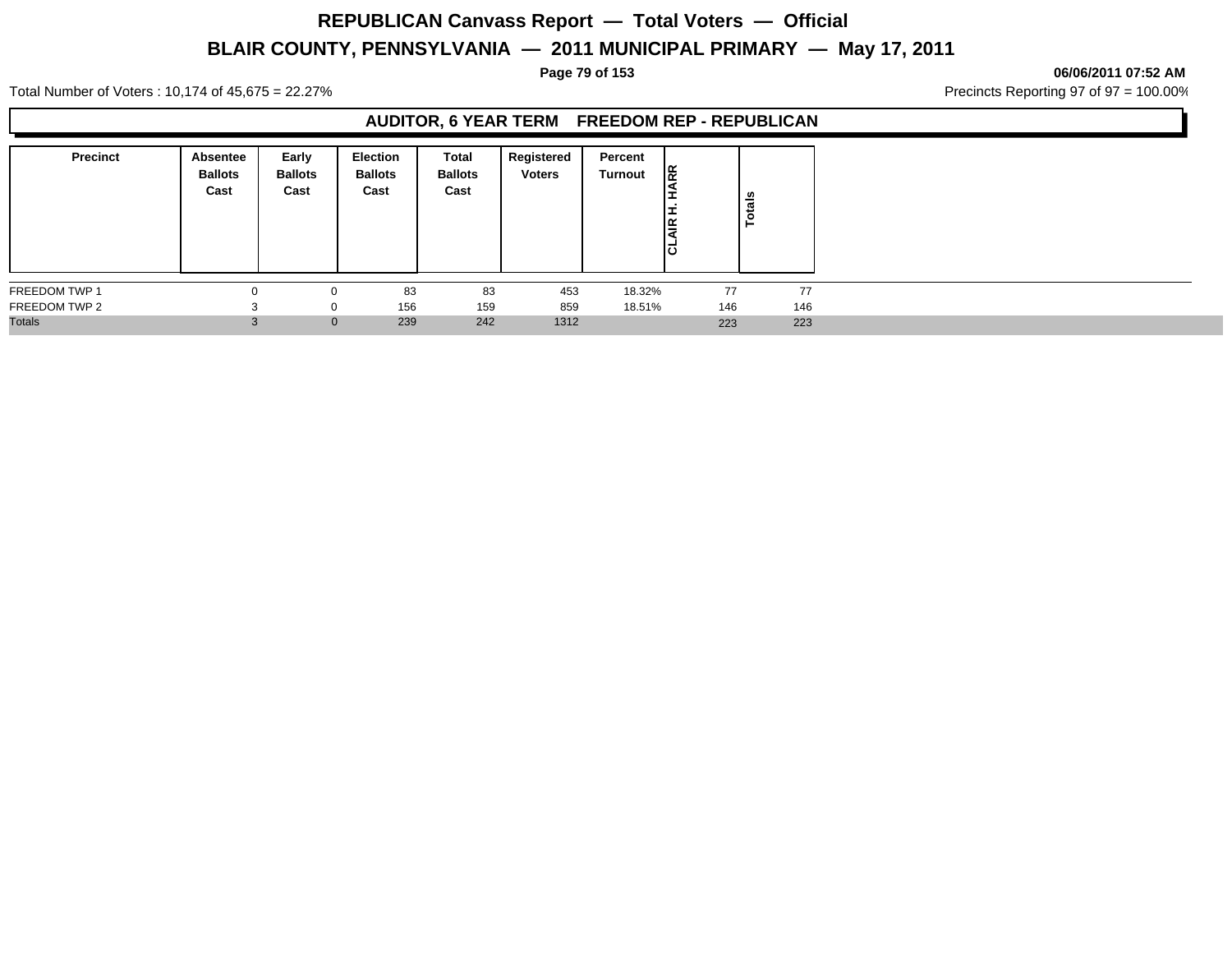# REPUBLICAN Canvass Report — Total Voters — Official

## BLAIR COUNTY, PENNSYLVANIA — 2011 MUNICIPAL PRIMARY — May 17, 2011

06/06/2011 07:52 AM

Total Number of Voters : 10,174 of 45,675 = 22.27%

Precincts Reporting 97 of 97 = 100.00%

### AUDITOR, 6 YEAR TERM FREEDOM REP - REPUBLICAN

| Precinct | Absentee Ballots Cast | Early Ballots Cast | Election Ballots Cast | Total Ballots Cast | Registered Voters | Percent Turnout | CLAIR H. HARR | Totals |
|---|---|---|---|---|---|---|---|---|
| FREEDOM TWP 1 | 0 | 0 | 83 | 83 | 453 | 18.32% | 77 | 77 |
| FREEDOM TWP 2 | 3 | 0 | 156 | 159 | 859 | 18.51% | 146 | 146 |
| Totals | 3 | 0 | 239 | 242 | 1312 | | 223 | 223 |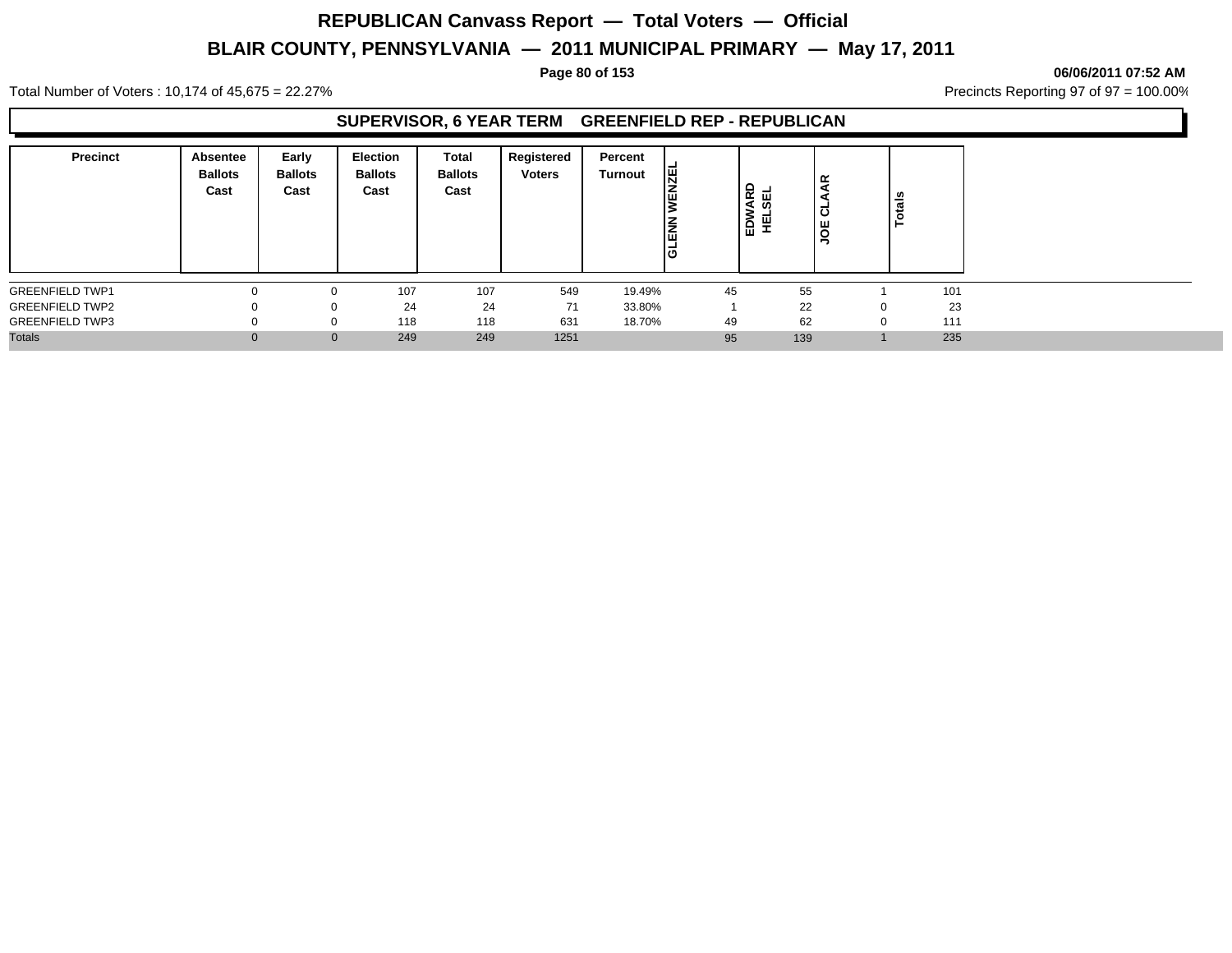# REPUBLICAN Canvass Report — Total Voters — Official

## BLAIR COUNTY, PENNSYLVANIA — 2011 MUNICIPAL PRIMARY — May 17, 2011

**06/06/2011 07:52 AM**

Total Number of Voters : 10,174 of 45,675 = 22.27%

Precincts Reporting 97 of 97 = 100.00%

### SUPERVISOR, 6 YEAR TERM GREENFIELD REP - REPUBLICAN

| Precinct | Absentee Ballots Cast | Early Ballots Cast | Election Ballots Cast | Total Ballots Cast | Registered Voters | Percent Turnout | GLENN WENZEL | EDWARD HELSEL | JOE CLAAR | Totals |
|---|---|---|---|---|---|---|---|---|---|---|
| GREENFIELD TWP1 | 0 | 0 | 107 | 107 | 549 | 19.49% | 45 | 55 | 1 | 101 |
| GREENFIELD TWP2 | 0 | 0 | 24 | 24 | 71 | 33.80% | 1 | 22 | 0 | 23 |
| GREENFIELD TWP3 | 0 | 0 | 118 | 118 | 631 | 18.70% | 49 | 62 | 0 | 111 |
| Totals | 0 | 0 | 249 | 249 | 1251 | | 95 | 139 | 1 | 235 |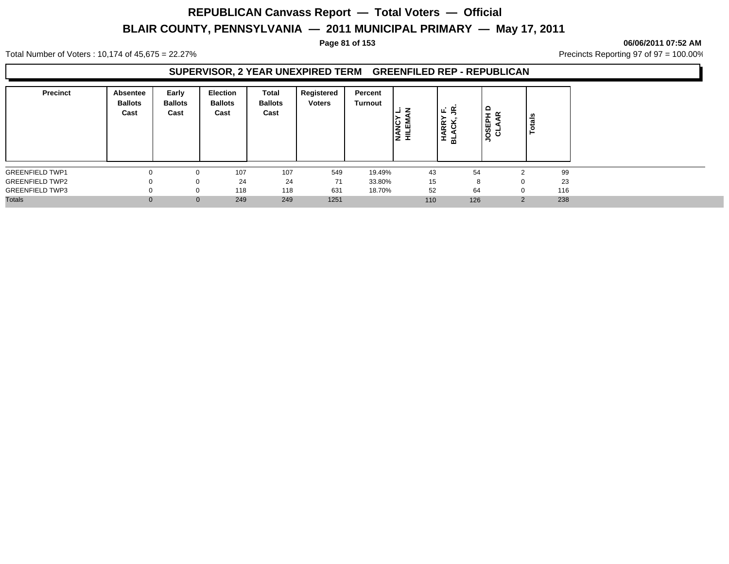# REPUBLICAN Canvass Report — Total Voters — Official

# BLAIR COUNTY, PENNSYLVANIA — 2011 MUNICIPAL PRIMARY — May 17, 2011

06/06/2011 07:52 AM

Total Number of Voters : 10,174 of 45,675 = 22.27%

Precincts Reporting 97 of 97 = 100.00%

## SUPERVISOR, 2 YEAR UNEXPIRED TERM GREENFILED REP - REPUBLICAN

| Precinct | Absentee Ballots Cast | Early Ballots Cast | Election Ballots Cast | Total Ballots Cast | Registered Voters | Percent Turnout | NANCY L. HILEMAN | HARRY F. BLACK, JR. | JOSEPH D CLAAR | Totals |
|---|---|---|---|---|---|---|---|---|---|---|
| GREENFIELD TWP1 | 0 | 0 | 107 | 107 | 549 | 19.49% | 43 | 54 | 2 | 99 |
| GREENFIELD TWP2 | 0 | 0 | 24 | 24 | 71 | 33.80% | 15 | 8 | 0 | 23 |
| GREENFIELD TWP3 | 0 | 0 | 118 | 118 | 631 | 18.70% | 52 | 64 | 0 | 116 |
| Totals | 0 | 0 | 249 | 249 | 1251 | | 110 | 126 | 2 | 238 |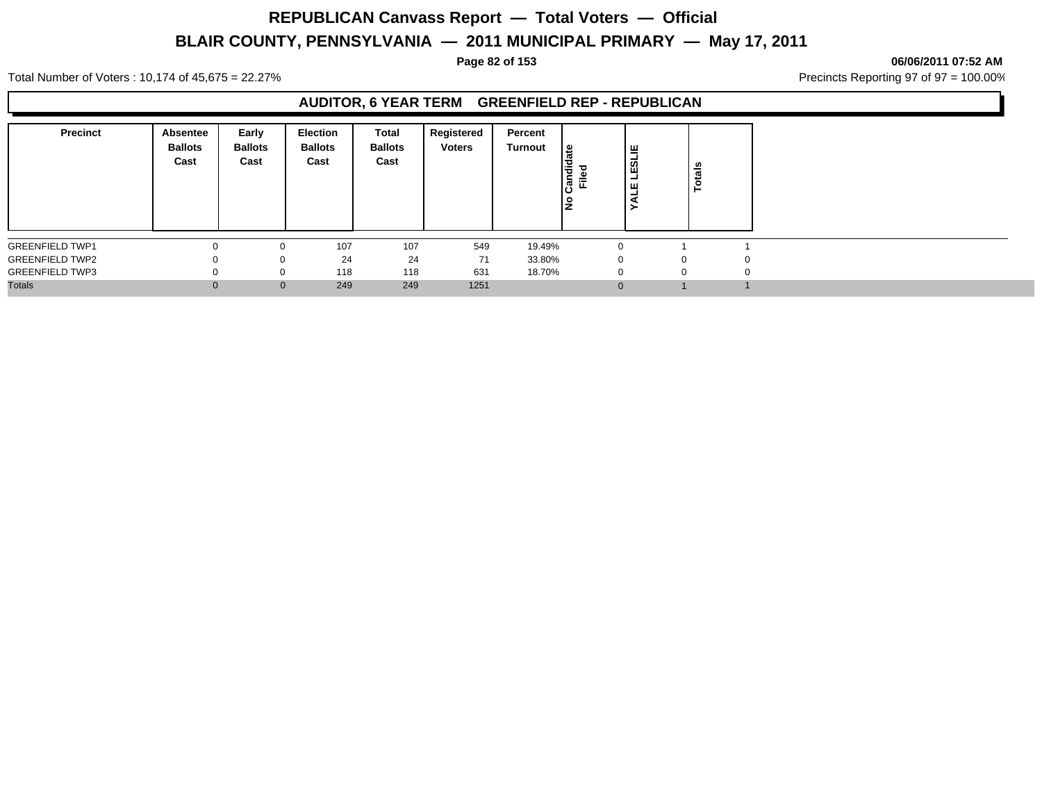# REPUBLICAN Canvass Report — Total Voters — Official

## BLAIR COUNTY, PENNSYLVANIA — 2011 MUNICIPAL PRIMARY — May 17, 2011

**06/06/2011 07:52 AM**

Total Number of Voters : 10,174 of 45,675 = 22.27%

Precincts Reporting 97 of 97 = 100.00%

### AUDITOR, 6 YEAR TERM GREENFIELD REP - REPUBLICAN

| Precinct | Absentee Ballots Cast | Early Ballots Cast | Election Ballots Cast | Total Ballots Cast | Registered Voters | Percent Turnout | No Candidate Filed | YALE LESLIE | Totals |
|---|---|---|---|---|---|---|---|---|---|
| GREENFIELD TWP1 | 0 | 0 | 107 | 107 | 549 | 19.49% | 0 | 1 | 1 |
| GREENFIELD TWP2 | 0 | 0 | 24 | 24 | 71 | 33.80% | 0 | 0 | 0 |
| GREENFIELD TWP3 | 0 | 0 | 118 | 118 | 631 | 18.70% | 0 | 0 | 0 |
| Totals | 0 | 0 | 249 | 249 | 1251 | | 0 | 1 | 1 |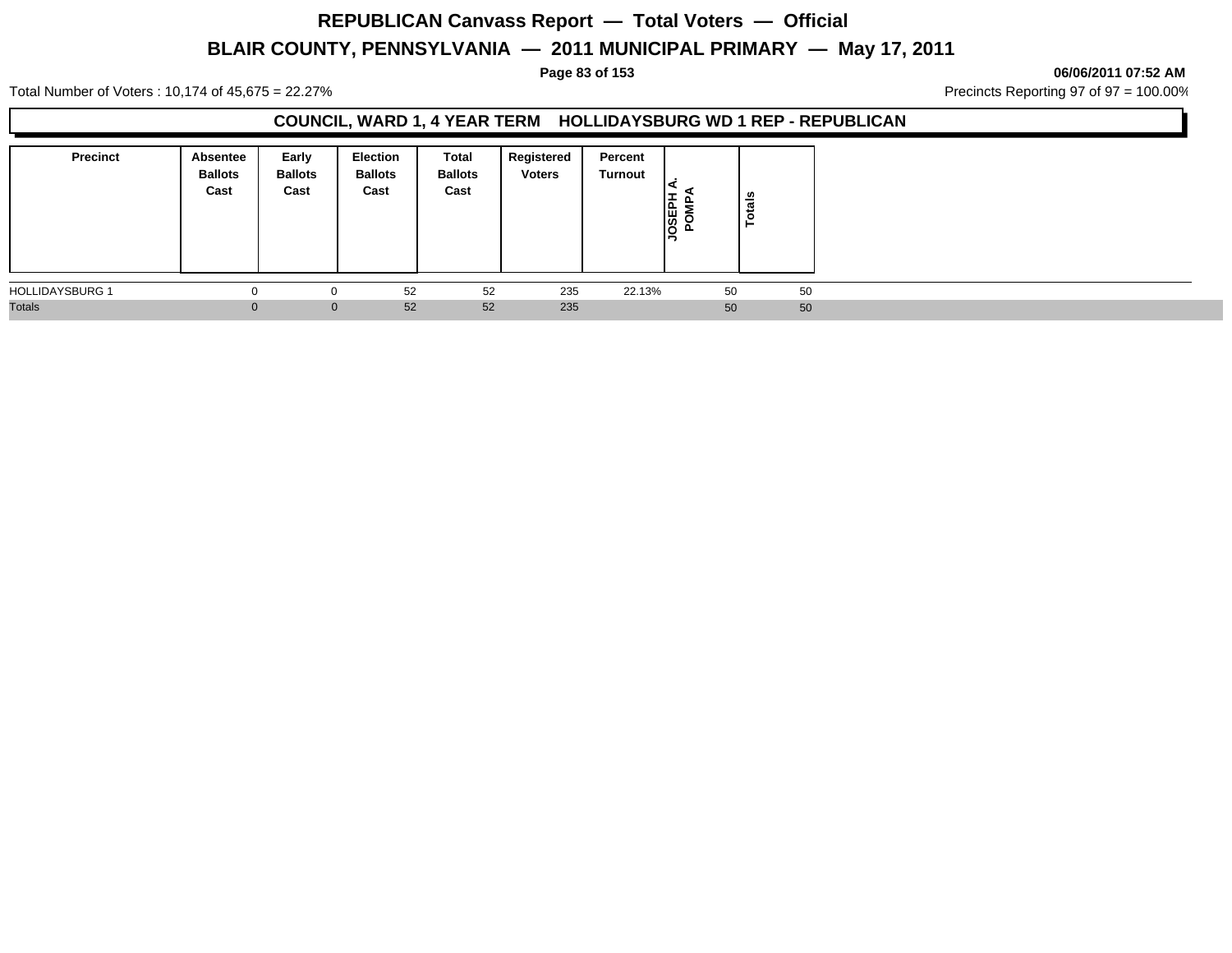# REPUBLICAN Canvass Report — Total Voters — Official

## BLAIR COUNTY, PENNSYLVANIA — 2011 MUNICIPAL PRIMARY — May 17, 2011

06/06/2011 07:52 AM

Total Number of Voters : 10,174 of 45,675 = 22.27%

Precincts Reporting 97 of 97 = 100.00%

### COUNCIL, WARD 1, 4 YEAR TERM HOLLIDAYSBURG WD 1 REP - REPUBLICAN

| Precinct | Absentee Ballots Cast | Early Ballots Cast | Election Ballots Cast | Total Ballots Cast | Registered Voters | Percent Turnout | JOSEPH A. POMPA | Totals |
|---|---|---|---|---|---|---|---|---|
| HOLLIDAYSBURG 1 | 0 | 0 | 52 | 52 | 235 | 22.13% | 50 | 50 |
| Totals | 0 | 0 | 52 | 52 | 235 | | 50 | 50 |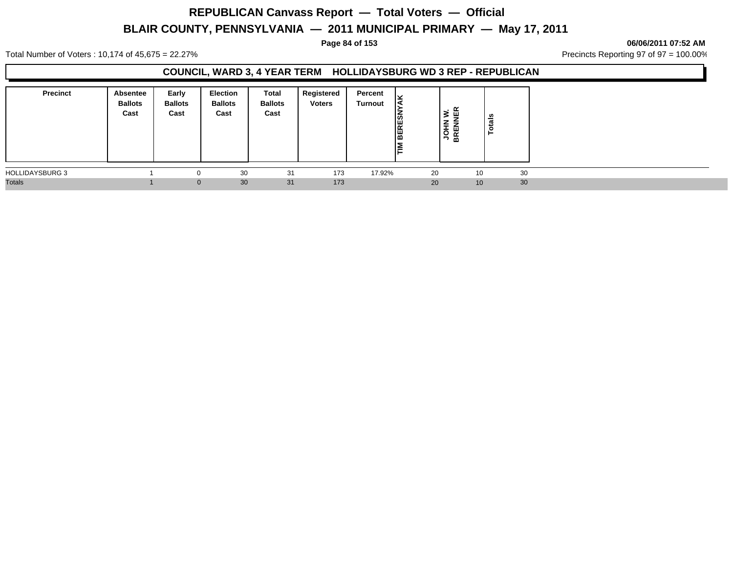# REPUBLICAN Canvass Report — Total Voters — Official

## BLAIR COUNTY, PENNSYLVANIA — 2011 MUNICIPAL PRIMARY — May 17, 2011

06/06/2011 07:52 AM

Total Number of Voters : 10,174 of 45,675 = 22.27%

Precincts Reporting 97 of 97 = 100.00%

### COUNCIL, WARD 3, 4 YEAR TERM HOLLIDAYSBURG WD 3 REP - REPUBLICAN

| Precinct | Absentee Ballots Cast | Early Ballots Cast | Election Ballots Cast | Total Ballots Cast | Registered Voters | Percent Turnout | TIM BERESNYAK | JOHN W. BRENNER | Totals |
|---|---|---|---|---|---|---|---|---|---|
| HOLLIDAYSBURG 3 | 1 | 0 | 30 | 31 | 173 | 17.92% | 20 | 10 | 30 |
| Totals | 1 | 0 | 30 | 31 | 173 | | 20 | 10 | 30 |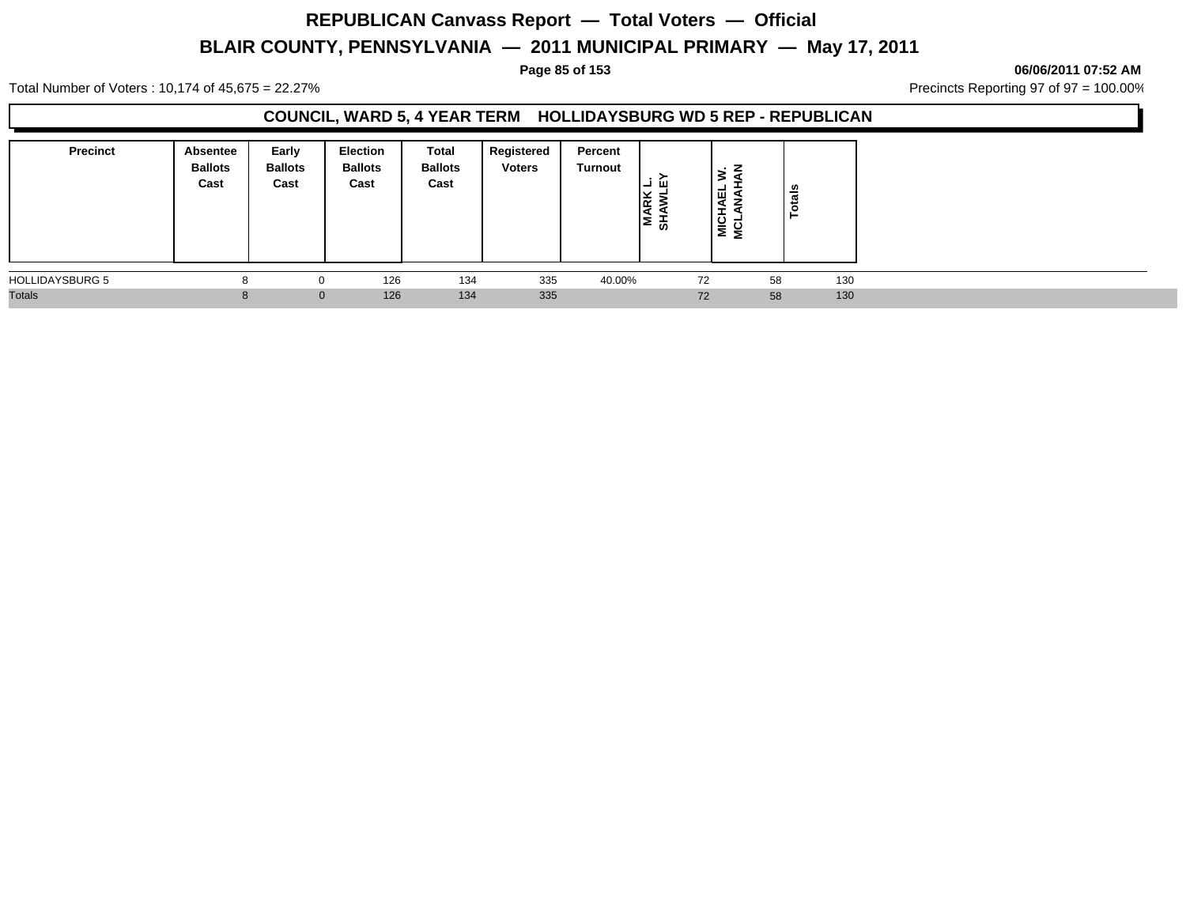# REPUBLICAN Canvass Report — Total Voters — Official

## BLAIR COUNTY, PENNSYLVANIA — 2011 MUNICIPAL PRIMARY — May 17, 2011

**06/06/2011 07:52 AM**

Total Number of Voters : 10,174 of 45,675 = 22.27%

Precincts Reporting 97 of 97 = 100.00%

### COUNCIL, WARD 5, 4 YEAR TERM HOLLIDAYSBURG WD 5 REP - REPUBLICAN

| Precinct | Absentee Ballots Cast | Early Ballots Cast | Election Ballots Cast | Total Ballots Cast | Registered Voters | Percent Turnout | MARK L. SHAWLEY | MICHAEL W. MCLANAHAN | Totals |
|---|---|---|---|---|---|---|---|---|---|
| HOLLIDAYSBURG 5 | 8 | 0 | 126 | 134 | 335 | 40.00% | 72 | 58 | 130 |
| Totals | 8 | 0 | 126 | 134 | 335 | | 72 | 58 | 130 |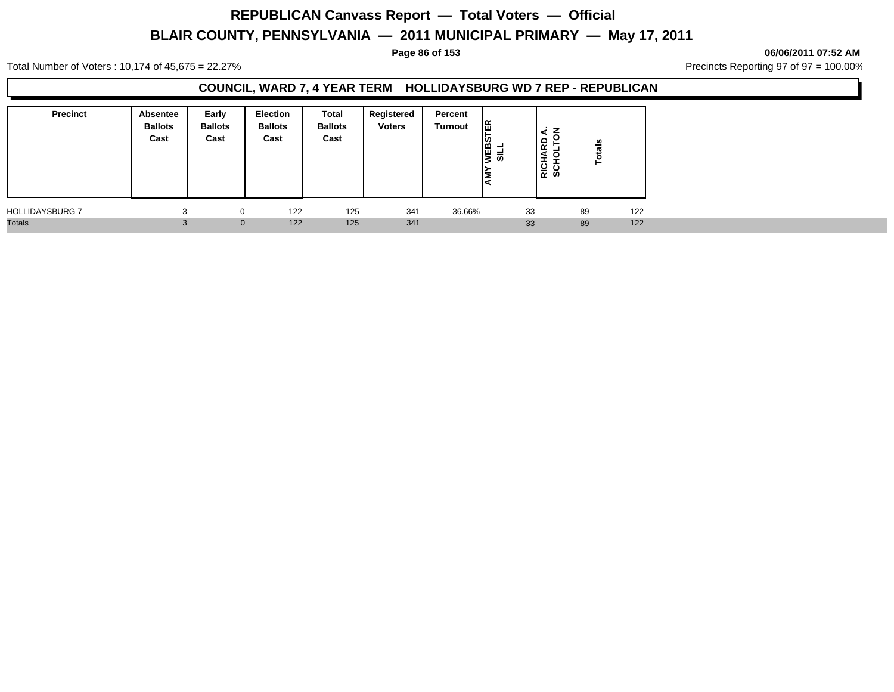# REPUBLICAN Canvass Report — Total Voters — Official

## BLAIR COUNTY, PENNSYLVANIA — 2011 MUNICIPAL PRIMARY — May 17, 2011

06/06/2011 07:52 AM

Total Number of Voters : 10,174 of 45,675 = 22.27%

Precincts Reporting 97 of 97 = 100.00%

### COUNCIL, WARD 7, 4 YEAR TERM HOLLIDAYSBURG WD 7 REP - REPUBLICAN

| Precinct | Absentee Ballots Cast | Early Ballots Cast | Election Ballots Cast | Total Ballots Cast | Registered Voters | Percent Turnout | AMY WEBSTER SILL | RICHARD A. SCHOLTON | Totals |
|---|---|---|---|---|---|---|---|---|---|
| HOLLIDAYSBURG 7 | 3 | 0 | 122 | 125 | 341 | 36.66% | 33 | 89 | 122 |
| Totals | 3 | 0 | 122 | 125 | 341 | | 33 | 89 | 122 |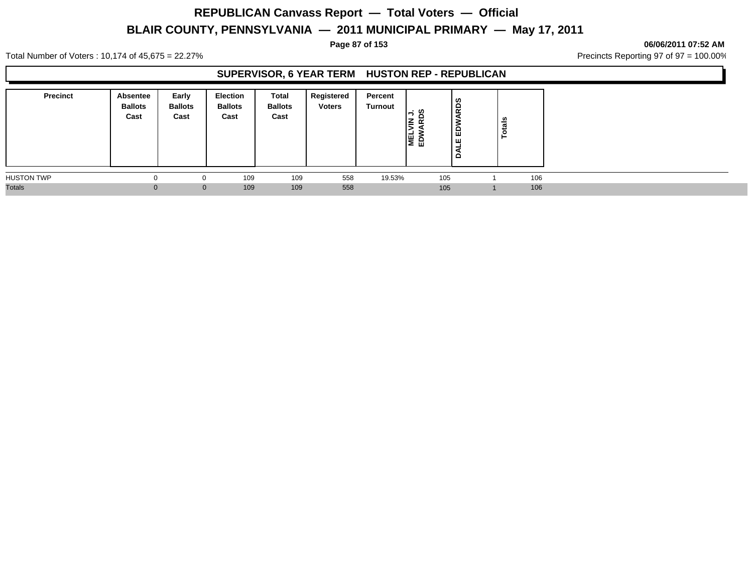# REPUBLICAN Canvass Report — Total Voters — Official

## BLAIR COUNTY, PENNSYLVANIA — 2011 MUNICIPAL PRIMARY — May 17, 2011

06/06/2011 07:52 AM

Total Number of Voters : 10,174 of 45,675 = 22.27%

Precincts Reporting 97 of 97 = 100.00%

### SUPERVISOR, 6 YEAR TERM HUSTON REP - REPUBLICAN

| Precinct | Absentee Ballots Cast | Early Ballots Cast | Election Ballots Cast | Total Ballots Cast | Registered Voters | Percent Turnout | MELVIN J. EDWARDS | DALE EDWARDS | Totals |
|---|---|---|---|---|---|---|---|---|---|
| HUSTON TWP | 0 | 0 | 109 | 109 | 558 | 19.53% | 105 | 1 | 106 |
| Totals | 0 | 0 | 109 | 109 | 558 | | 105 | 1 | 106 |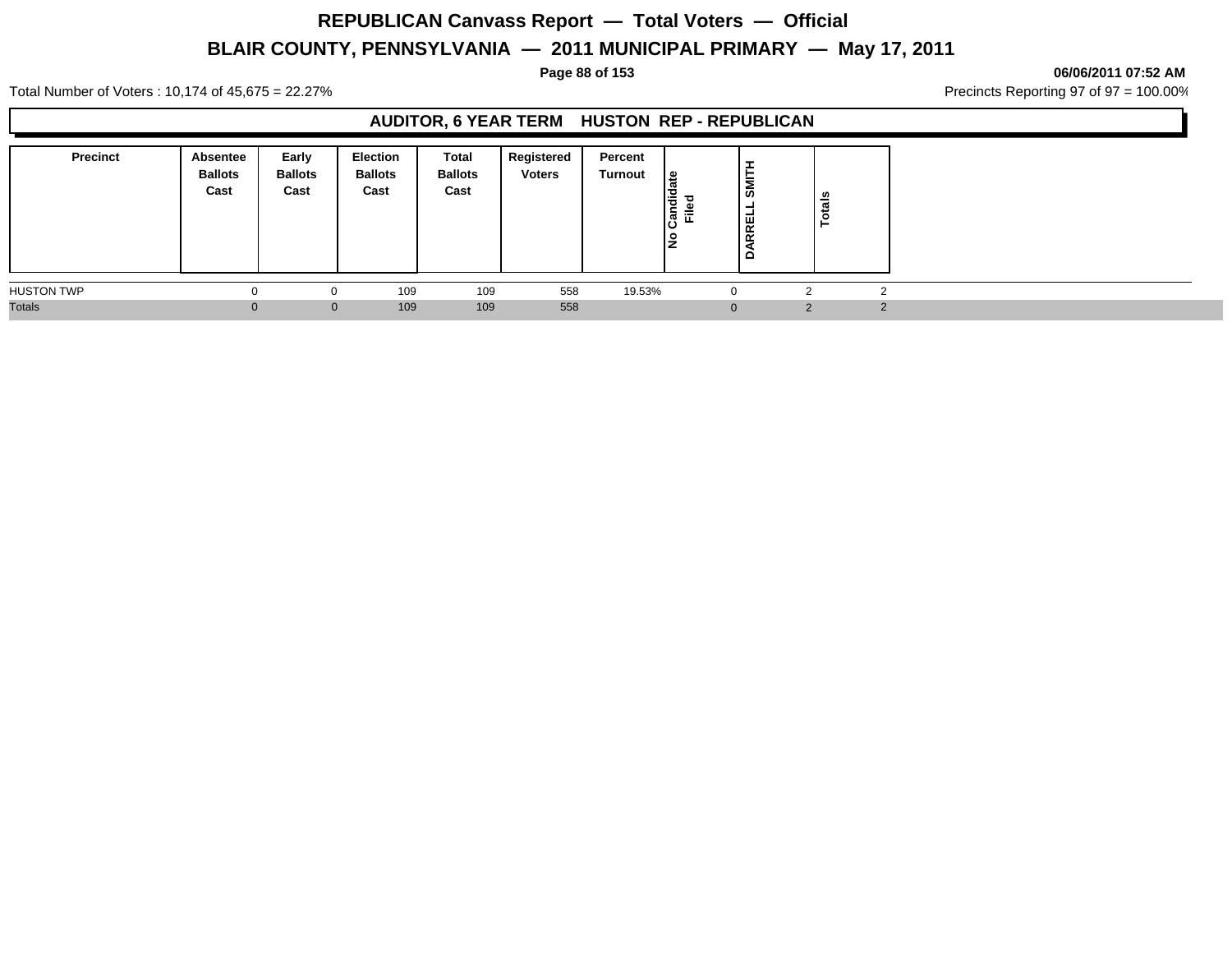# REPUBLICAN Canvass Report — Total Voters — Official

## BLAIR COUNTY, PENNSYLVANIA — 2011 MUNICIPAL PRIMARY — May 17, 2011

06/06/2011 07:52 AM

Total Number of Voters : 10,174 of 45,675 = 22.27%

Precincts Reporting 97 of 97 = 100.00%

### AUDITOR, 6 YEAR TERM HUSTON REP - REPUBLICAN

| Precinct | Absentee Ballots Cast | Early Ballots Cast | Election Ballots Cast | Total Ballots Cast | Registered Voters | Percent Turnout | No Candidate Filed | DARRELL SMITH | Totals |
|---|---|---|---|---|---|---|---|---|---|
| HUSTON TWP | 0 | 0 | 109 | 109 | 558 | 19.53% | 0 | 2 | 2 |
| Totals | 0 | 0 | 109 | 109 | 558 | | 0 | 2 | 2 |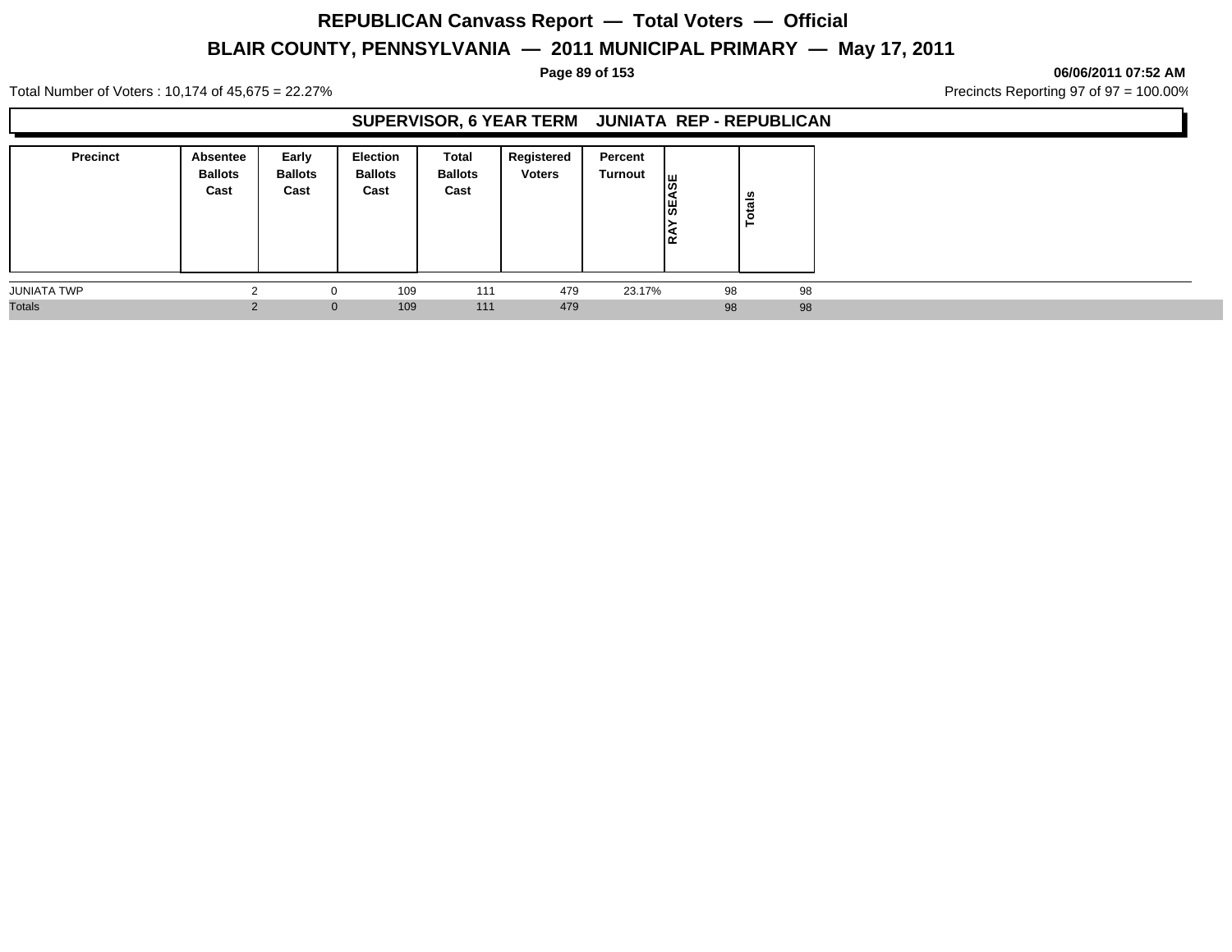# REPUBLICAN Canvass Report — Total Voters — Official

## BLAIR COUNTY, PENNSYLVANIA — 2011 MUNICIPAL PRIMARY — May 17, 2011

06/06/2011 07:52 AM

Total Number of Voters : 10,174 of 45,675 = 22.27%

Precincts Reporting 97 of 97 = 100.00%

### SUPERVISOR, 6 YEAR TERM JUNIATA REP - REPUBLICAN

| Precinct | Absentee Ballots Cast | Early Ballots Cast | Election Ballots Cast | Total Ballots Cast | Registered Voters | Percent Turnout | RAY SEASE | Totals |
|---|---|---|---|---|---|---|---|---|
| JUNIATA TWP | 2 | 0 | 109 | 111 | 479 | 23.17% | 98 | 98 |
| Totals | 2 | 0 | 109 | 111 | 479 | | 98 | 98 |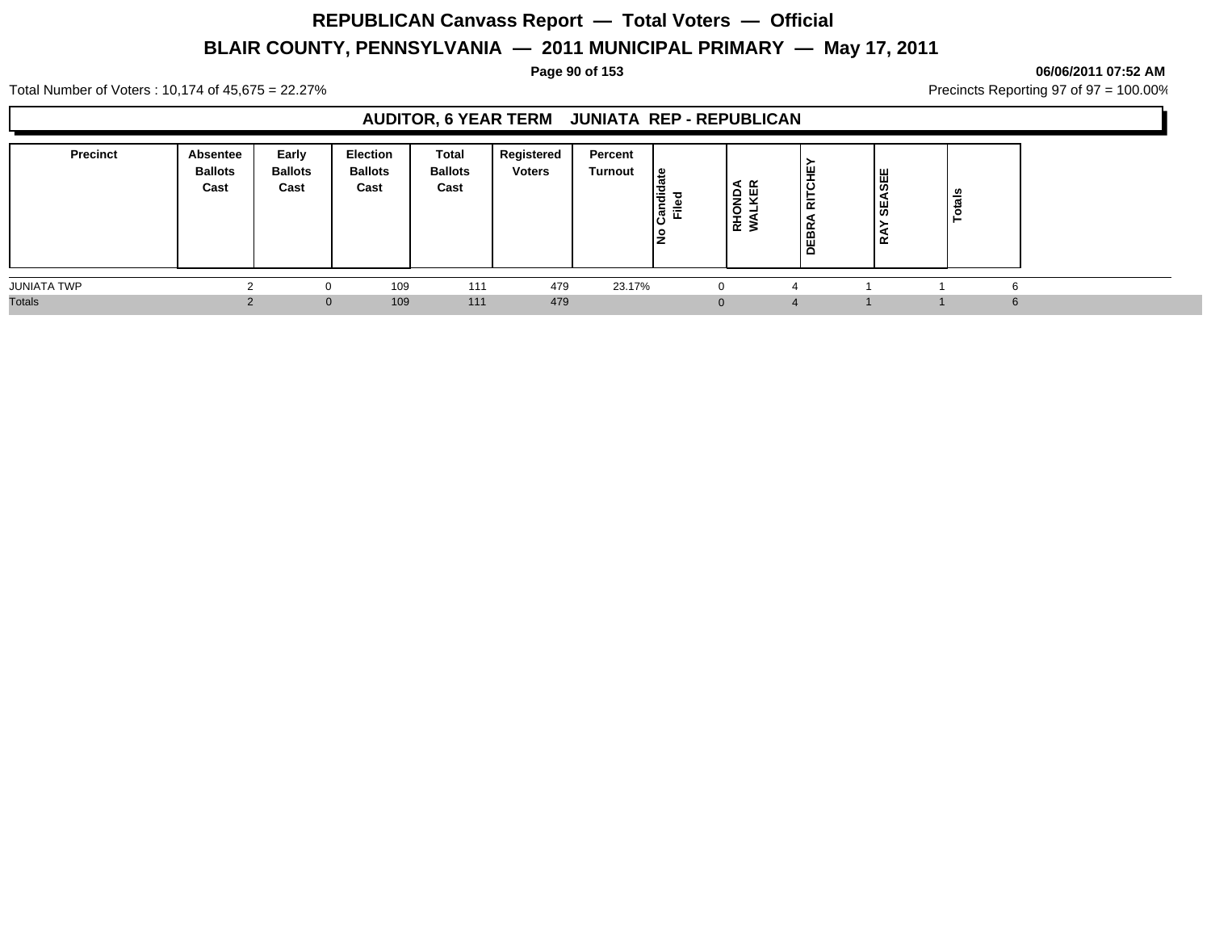# REPUBLICAN Canvass Report — Total Voters — Official

## BLAIR COUNTY, PENNSYLVANIA — 2011 MUNICIPAL PRIMARY — May 17, 2011

06/06/2011 07:52 AM

Total Number of Voters : 10,174 of 45,675 = 22.27%

Precincts Reporting 97 of 97 = 100.00%

### AUDITOR, 6 YEAR TERM JUNIATA REP - REPUBLICAN

| Precinct | Absentee Ballots Cast | Early Ballots Cast | Election Ballots Cast | Total Ballots Cast | Registered Voters | Percent Turnout | No Candidate Filed | RHONDA WALKER | DEBRA RITCHEY | RAY SEASEE | Totals |
|---|---|---|---|---|---|---|---|---|---|---|---|
| JUNIATA TWP | 2 | 0 | 109 | 111 | 479 | 23.17% | 0 | 4 | 1 | 1 | 6 |
| Totals | 2 | 0 | 109 | 111 | 479 | | 0 | 4 | 1 | 1 | 6 |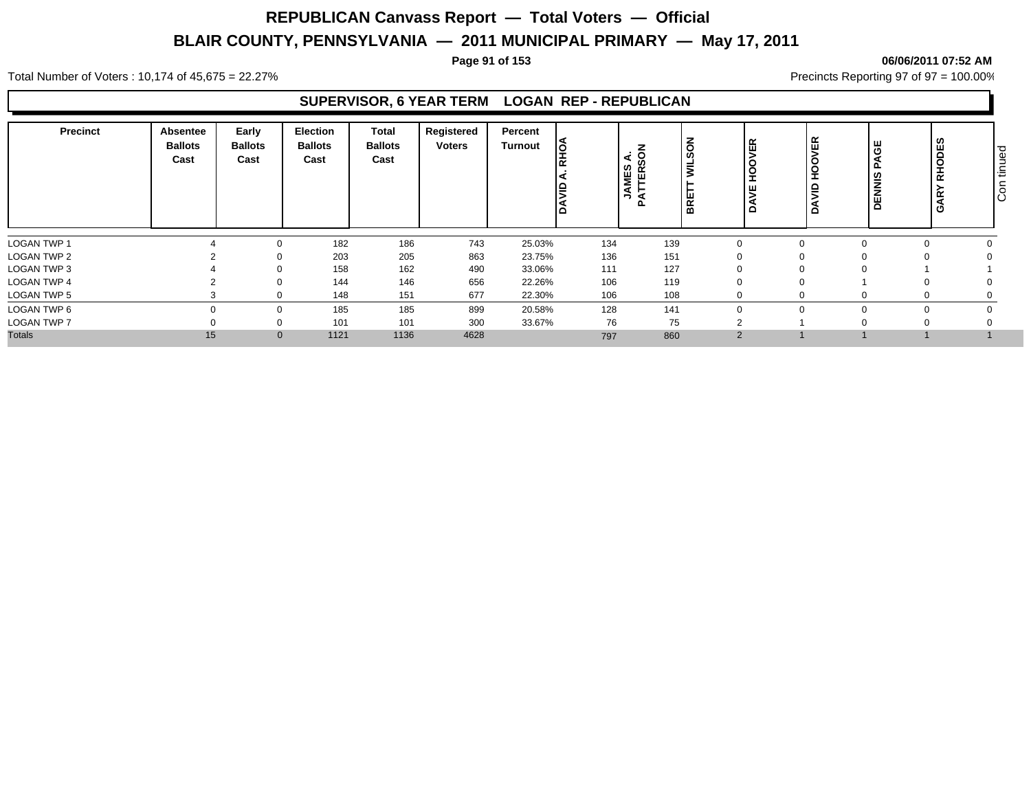# REPUBLICAN Canvass Report — Total Voters — Official

## BLAIR COUNTY, PENNSYLVANIA — 2011 MUNICIPAL PRIMARY — May 17, 2011

06/06/2011 07:52 AM

Total Number of Voters : 10,174 of 45,675 = 22.27%

Precincts Reporting 97 of 97 = 100.00%

### SUPERVISOR, 6 YEAR TERM LOGAN REP - REPUBLICAN

| Precinct | Absentee Ballots Cast | Early Ballots Cast | Election Ballots Cast | Total Ballots Cast | Registered Voters | Percent Turnout | DAVID A. RHOA | JAMES A. PATTERSON | BRETT WILSON | DAVE HOOVER | DAVID HOOVER | DENNIS PAGE | GARY RHODES |
|---|---|---|---|---|---|---|---|---|---|---|---|---|---|
| LOGAN TWP 1 | 4 | 0 | 182 | 186 | 743 | 25.03% | 134 | 139 | 0 | 0 | 0 | 0 | 0 |
| LOGAN TWP 2 | 2 | 0 | 203 | 205 | 863 | 23.75% | 136 | 151 | 0 | 0 | 0 | 0 | 0 |
| LOGAN TWP 3 | 4 | 0 | 158 | 162 | 490 | 33.06% | 111 | 127 | 0 | 0 | 0 | 1 | 1 |
| LOGAN TWP 4 | 2 | 0 | 144 | 146 | 656 | 22.26% | 106 | 119 | 0 | 0 | 1 | 0 | 0 |
| LOGAN TWP 5 | 3 | 0 | 148 | 151 | 677 | 22.30% | 106 | 108 | 0 | 0 | 0 | 0 | 0 |
| LOGAN TWP 6 | 0 | 0 | 185 | 185 | 899 | 20.58% | 128 | 141 | 0 | 0 | 0 | 0 | 0 |
| LOGAN TWP 7 | 0 | 0 | 101 | 101 | 300 | 33.67% | 76 | 75 | 2 | 1 | 0 | 0 | 0 |
| Totals | 15 | 0 | 1121 | 1136 | 4628 | | 797 | 860 | 2 | 1 | 1 | 1 | 1 |

Continued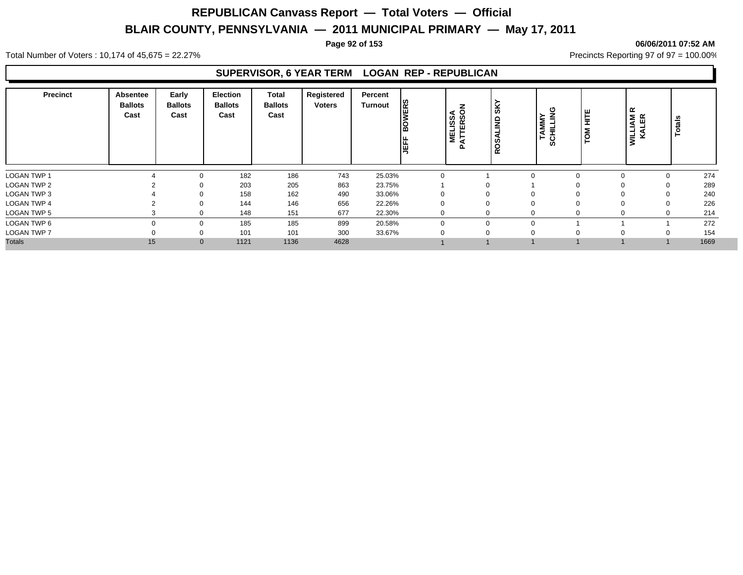# REPUBLICAN Canvass Report — Total Voters — Official

## BLAIR COUNTY, PENNSYLVANIA — 2011 MUNICIPAL PRIMARY — May 17, 2011

06/06/2011 07:52 AM

Total Number of Voters : 10,174 of 45,675 = 22.27%

Precincts Reporting 97 of 97 = 100.00%

### SUPERVISOR, 6 YEAR TERM LOGAN REP - REPUBLICAN

| Precinct | Absentee Ballots Cast | Early Ballots Cast | Election Ballots Cast | Total Ballots Cast | Registered Voters | Percent Turnout | JEFF BOWERS | MELISSA PATTERSON | ROSALIND SKY | TAMMY SCHILLING | TOM HITE | WILLIAM R KALER | Totals |
|---|---|---|---|---|---|---|---|---|---|---|---|---|---|
| LOGAN TWP 1 | 4 | 0 | 182 | 186 | 743 | 25.03% | 0 | 1 | 0 | 0 | 0 | 0 | 274 |
| LOGAN TWP 2 | 2 | 0 | 203 | 205 | 863 | 23.75% | 1 | 0 | 1 | 0 | 0 | 0 | 289 |
| LOGAN TWP 3 | 4 | 0 | 158 | 162 | 490 | 33.06% | 0 | 0 | 0 | 0 | 0 | 0 | 240 |
| LOGAN TWP 4 | 2 | 0 | 144 | 146 | 656 | 22.26% | 0 | 0 | 0 | 0 | 0 | 0 | 226 |
| LOGAN TWP 5 | 3 | 0 | 148 | 151 | 677 | 22.30% | 0 | 0 | 0 | 0 | 0 | 0 | 214 |
| LOGAN TWP 6 | 0 | 0 | 185 | 185 | 899 | 20.58% | 0 | 0 | 0 | 1 | 1 | 1 | 272 |
| LOGAN TWP 7 | 0 | 0 | 101 | 101 | 300 | 33.67% | 0 | 0 | 0 | 0 | 0 | 0 | 154 |
| Totals | 15 | 0 | 1121 | 1136 | 4628 | | 1 | 1 | 1 | 1 | 1 | 1 | 1669 |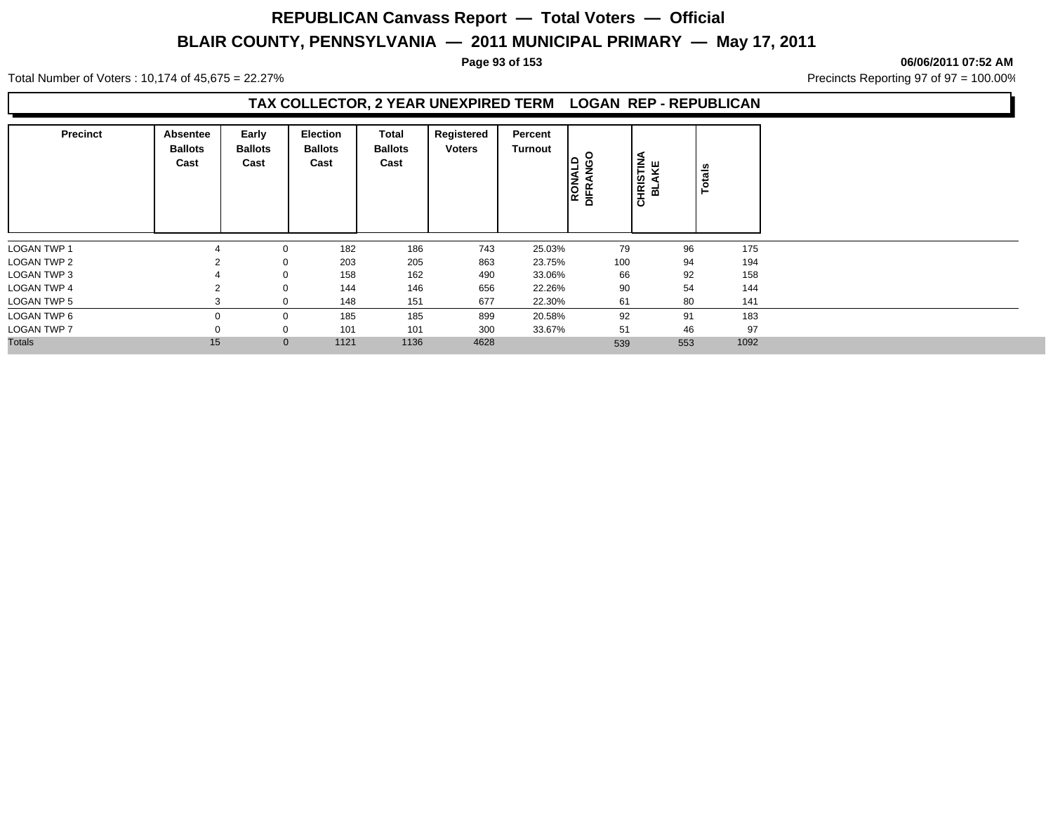# REPUBLICAN Canvass Report — Total Voters — Official

## BLAIR COUNTY, PENNSYLVANIA — 2011 MUNICIPAL PRIMARY — May 17, 2011

06/06/2011 07:52 AM

Total Number of Voters : 10,174 of 45,675 = 22.27%

Precincts Reporting 97 of 97 = 100.00%

### TAX COLLECTOR, 2 YEAR UNEXPIRED TERM LOGAN REP - REPUBLICAN

| Precinct | Absentee Ballots Cast | Early Ballots Cast | Election Ballots Cast | Total Ballots Cast | Registered Voters | Percent Turnout | RONALD DIFRANGO | CHRISTINA BLAKE | Totals |
|---|---|---|---|---|---|---|---|---|---|
| LOGAN TWP 1 | 4 | 0 | 182 | 186 | 743 | 25.03% | 79 | 96 | 175 |
| LOGAN TWP 2 | 2 | 0 | 203 | 205 | 863 | 23.75% | 100 | 94 | 194 |
| LOGAN TWP 3 | 4 | 0 | 158 | 162 | 490 | 33.06% | 66 | 92 | 158 |
| LOGAN TWP 4 | 2 | 0 | 144 | 146 | 656 | 22.26% | 90 | 54 | 144 |
| LOGAN TWP 5 | 3 | 0 | 148 | 151 | 677 | 22.30% | 61 | 80 | 141 |
| LOGAN TWP 6 | 0 | 0 | 185 | 185 | 899 | 20.58% | 92 | 91 | 183 |
| LOGAN TWP 7 | 0 | 0 | 101 | 101 | 300 | 33.67% | 51 | 46 | 97 |
| Totals | 15 | 0 | 1121 | 1136 | 4628 | | 539 | 553 | 1092 |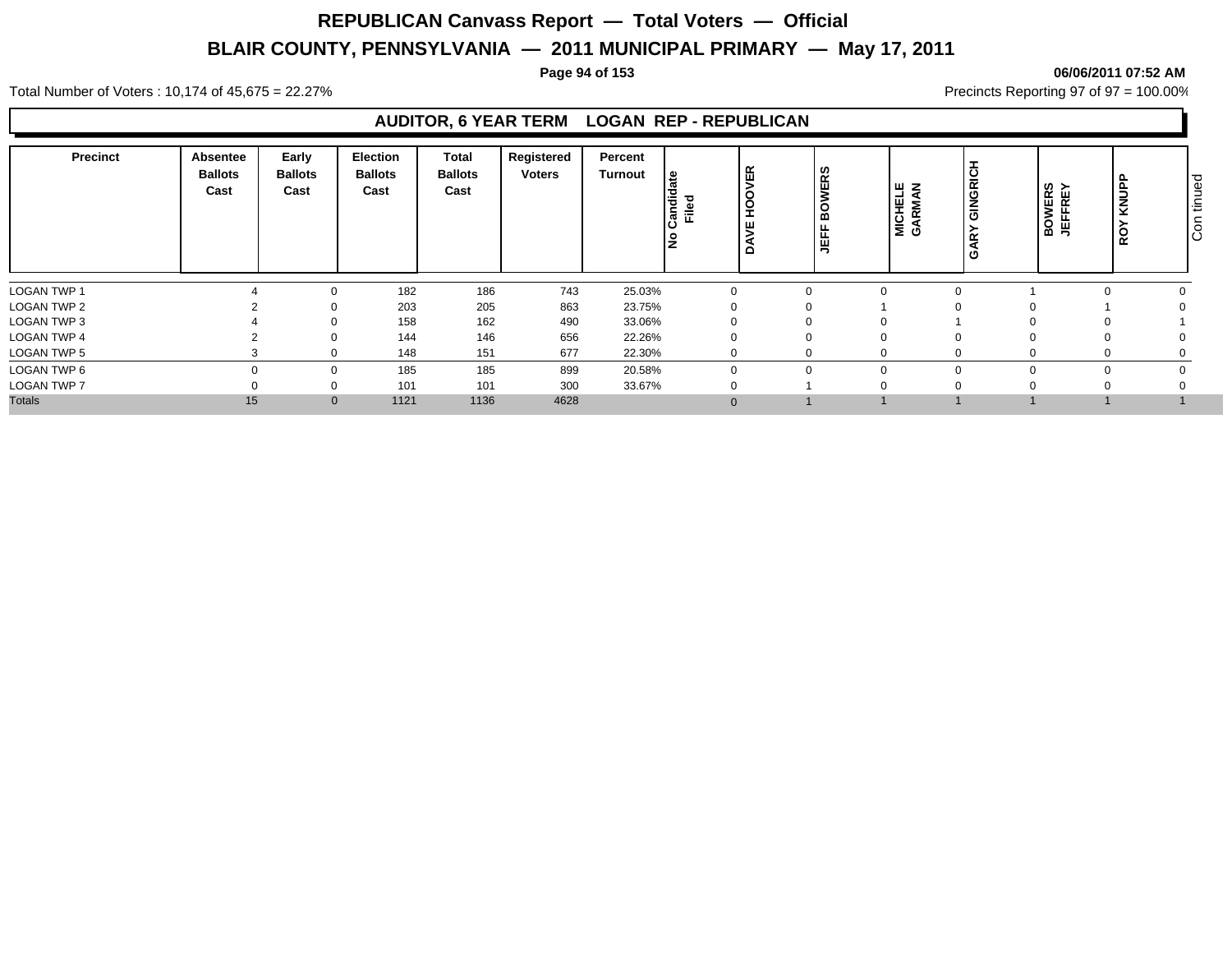# REPUBLICAN Canvass Report — Total Voters — Official

## BLAIR COUNTY, PENNSYLVANIA — 2011 MUNICIPAL PRIMARY — May 17, 2011

06/06/2011 07:52 AM

Total Number of Voters : 10,174 of 45,675 = 22.27%

Precincts Reporting 97 of 97 = 100.00%

### AUDITOR, 6 YEAR TERM LOGAN REP - REPUBLICAN

| Precinct | Absentee Ballots Cast | Early Ballots Cast | Election Ballots Cast | Total Ballots Cast | Registered Voters | Percent Turnout | No Candidate Filed | DAVE HOOVER | JEFF BOWERS | MICHELE GARMAN | GARY GINGRICH | BOWERS JEFFREY | ROY KNUPP | Continued |
|---|---|---|---|---|---|---|---|---|---|---|---|---|---|---|
| LOGAN TWP 1 | 4 | 0 | 182 | 186 | 743 | 25.03% | 0 | 0 | 0 | 0 | 1 | 0 | 0 | |
| LOGAN TWP 2 | 2 | 0 | 203 | 205 | 863 | 23.75% | 0 | 0 | 1 | 0 | 0 | 1 | 0 | |
| LOGAN TWP 3 | 4 | 0 | 158 | 162 | 490 | 33.06% | 0 | 0 | 0 | 1 | 0 | 0 | 1 | |
| LOGAN TWP 4 | 2 | 0 | 144 | 146 | 656 | 22.26% | 0 | 0 | 0 | 0 | 0 | 0 | 0 | |
| LOGAN TWP 5 | 3 | 0 | 148 | 151 | 677 | 22.30% | 0 | 0 | 0 | 0 | 0 | 0 | 0 | |
| LOGAN TWP 6 | 0 | 0 | 185 | 185 | 899 | 20.58% | 0 | 0 | 0 | 0 | 0 | 0 | 0 | |
| LOGAN TWP 7 | 0 | 0 | 101 | 101 | 300 | 33.67% | 0 | 1 | 0 | 0 | 0 | 0 | 0 | |
| Totals | 15 | 0 | 1121 | 1136 | 4628 | | 0 | 1 | 1 | 1 | 1 | 1 | 1 | |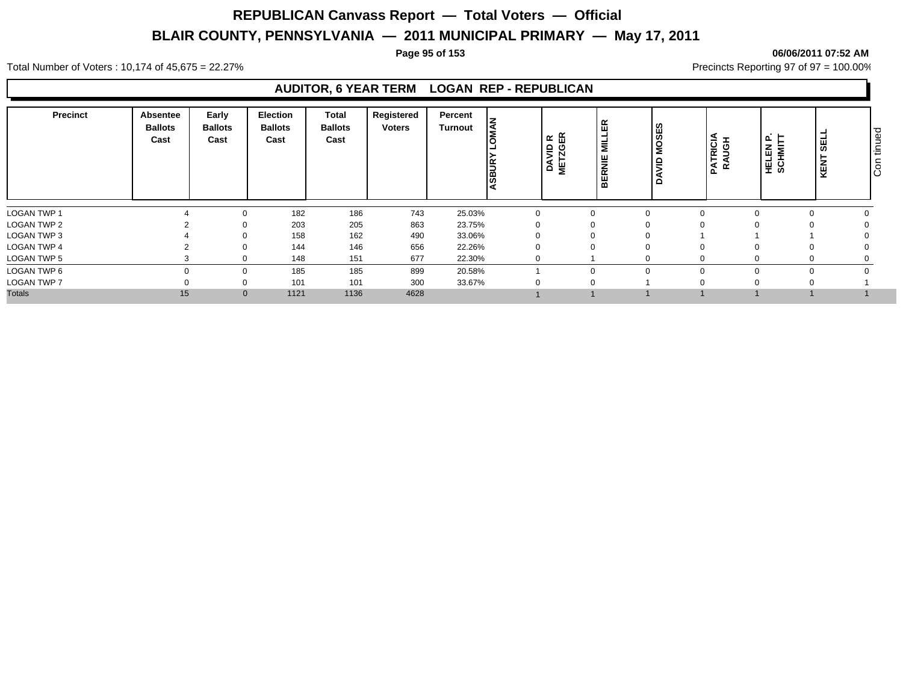# REPUBLICAN Canvass Report — Total Voters — Official

## BLAIR COUNTY, PENNSYLVANIA — 2011 MUNICIPAL PRIMARY — May 17, 2011

06/06/2011 07:52 AM

Total Number of Voters : 10,174 of 45,675 = 22.27%

Precincts Reporting 97 of 97 = 100.00%

### AUDITOR, 6 YEAR TERM LOGAN REP - REPUBLICAN

| Precinct | Absentee Ballots Cast | Early Ballots Cast | Election Ballots Cast | Total Ballots Cast | Registered Voters | Percent Turnout | ASBURY LOMAN | DAVID R METZGER | BERNIE MILLER | DAVID MOSES | PATRICIA RAUGH | HELEN P. SCHMITT | KENT SELL |
|---|---|---|---|---|---|---|---|---|---|---|---|---|---|
| LOGAN TWP 1 | 4 | 0 | 182 | 186 | 743 | 25.03% | 0 | 0 | 0 | 0 | 0 | 0 | 0 |
| LOGAN TWP 2 | 2 | 0 | 203 | 205 | 863 | 23.75% | 0 | 0 | 0 | 0 | 0 | 0 | 0 |
| LOGAN TWP 3 | 4 | 0 | 158 | 162 | 490 | 33.06% | 0 | 0 | 0 | 1 | 1 | 1 | 0 |
| LOGAN TWP 4 | 2 | 0 | 144 | 146 | 656 | 22.26% | 0 | 0 | 0 | 0 | 0 | 0 | 0 |
| LOGAN TWP 5 | 3 | 0 | 148 | 151 | 677 | 22.30% | 0 | 1 | 0 | 0 | 0 | 0 | 0 |
| LOGAN TWP 6 | 0 | 0 | 185 | 185 | 899 | 20.58% | 1 | 0 | 0 | 0 | 0 | 0 | 0 |
| LOGAN TWP 7 | 0 | 0 | 101 | 101 | 300 | 33.67% | 0 | 0 | 1 | 0 | 0 | 0 | 1 |
| Totals | 15 | 0 | 1121 | 1136 | 4628 | | 1 | 1 | 1 | 1 | 1 | 1 | 1 |

Continued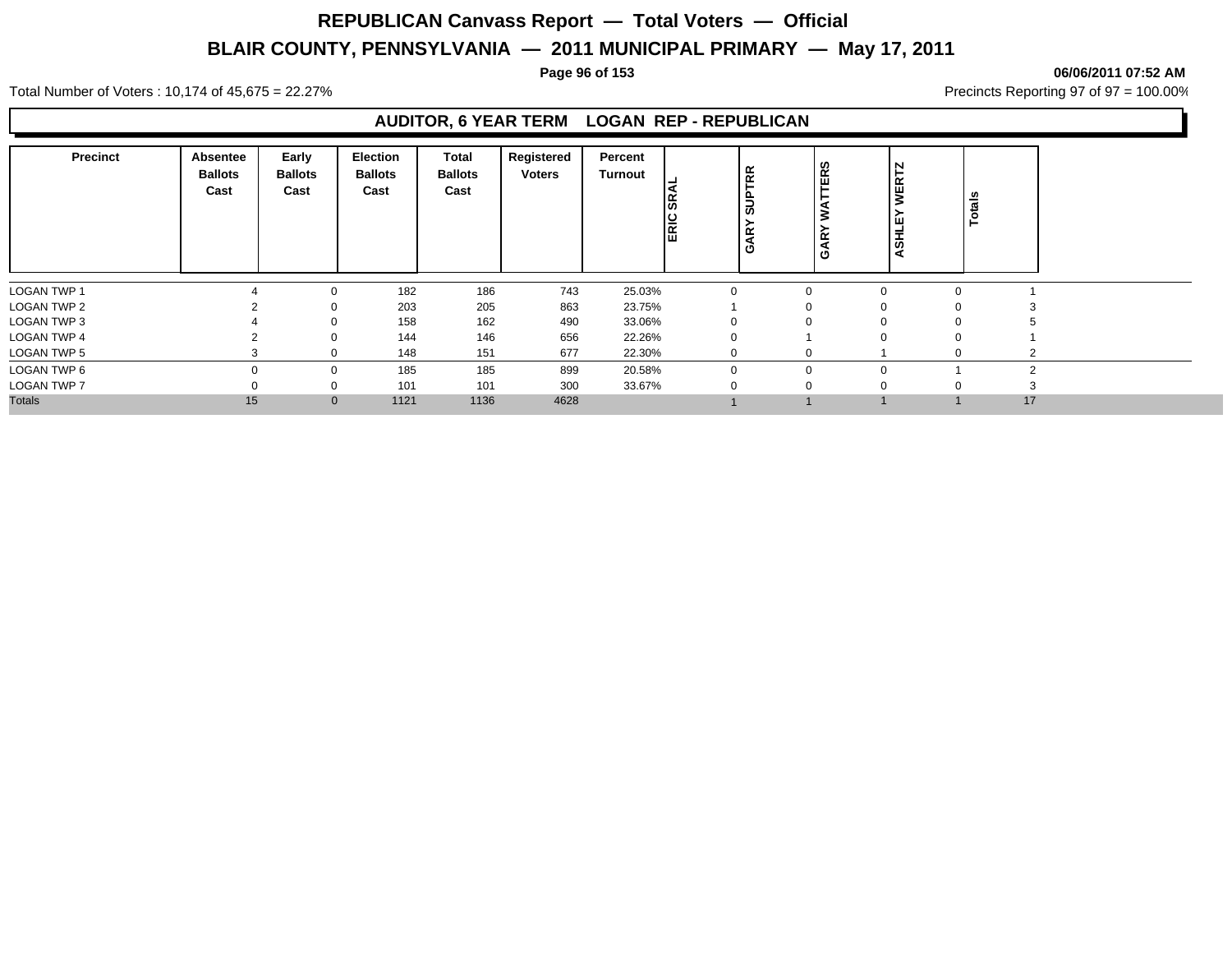# REPUBLICAN Canvass Report — Total Voters — Official

## BLAIR COUNTY, PENNSYLVANIA — 2011 MUNICIPAL PRIMARY — May 17, 2011

06/06/2011 07:52 AM

Total Number of Voters : 10,174 of 45,675 = 22.27%

Precincts Reporting 97 of 97 = 100.00%

### AUDITOR, 6 YEAR TERM LOGAN REP - REPUBLICAN

| Precinct | Absentee Ballots Cast | Early Ballots Cast | Election Ballots Cast | Total Ballots Cast | Registered Voters | Percent Turnout | ERIC SRAL | GARY SUPTRR | GARY WATTERS | ASHLEY WERTZ | Totals |
|---|---|---|---|---|---|---|---|---|---|---|---|
| LOGAN TWP 1 | 4 | 0 | 182 | 186 | 743 | 25.03% | 0 | 0 | 0 | 0 | 1 |
| LOGAN TWP 2 | 2 | 0 | 203 | 205 | 863 | 23.75% | 1 | 0 | 0 | 0 | 3 |
| LOGAN TWP 3 | 4 | 0 | 158 | 162 | 490 | 33.06% | 0 | 0 | 0 | 0 | 5 |
| LOGAN TWP 4 | 2 | 0 | 144 | 146 | 656 | 22.26% | 0 | 1 | 0 | 0 | 1 |
| LOGAN TWP 5 | 3 | 0 | 148 | 151 | 677 | 22.30% | 0 | 0 | 1 | 0 | 2 |
| LOGAN TWP 6 | 0 | 0 | 185 | 185 | 899 | 20.58% | 0 | 0 | 0 | 1 | 2 |
| LOGAN TWP 7 | 0 | 0 | 101 | 101 | 300 | 33.67% | 0 | 0 | 0 | 0 | 3 |
| Totals | 15 | 0 | 1121 | 1136 | 4628 | | 1 | 1 | 1 | 1 | 17 |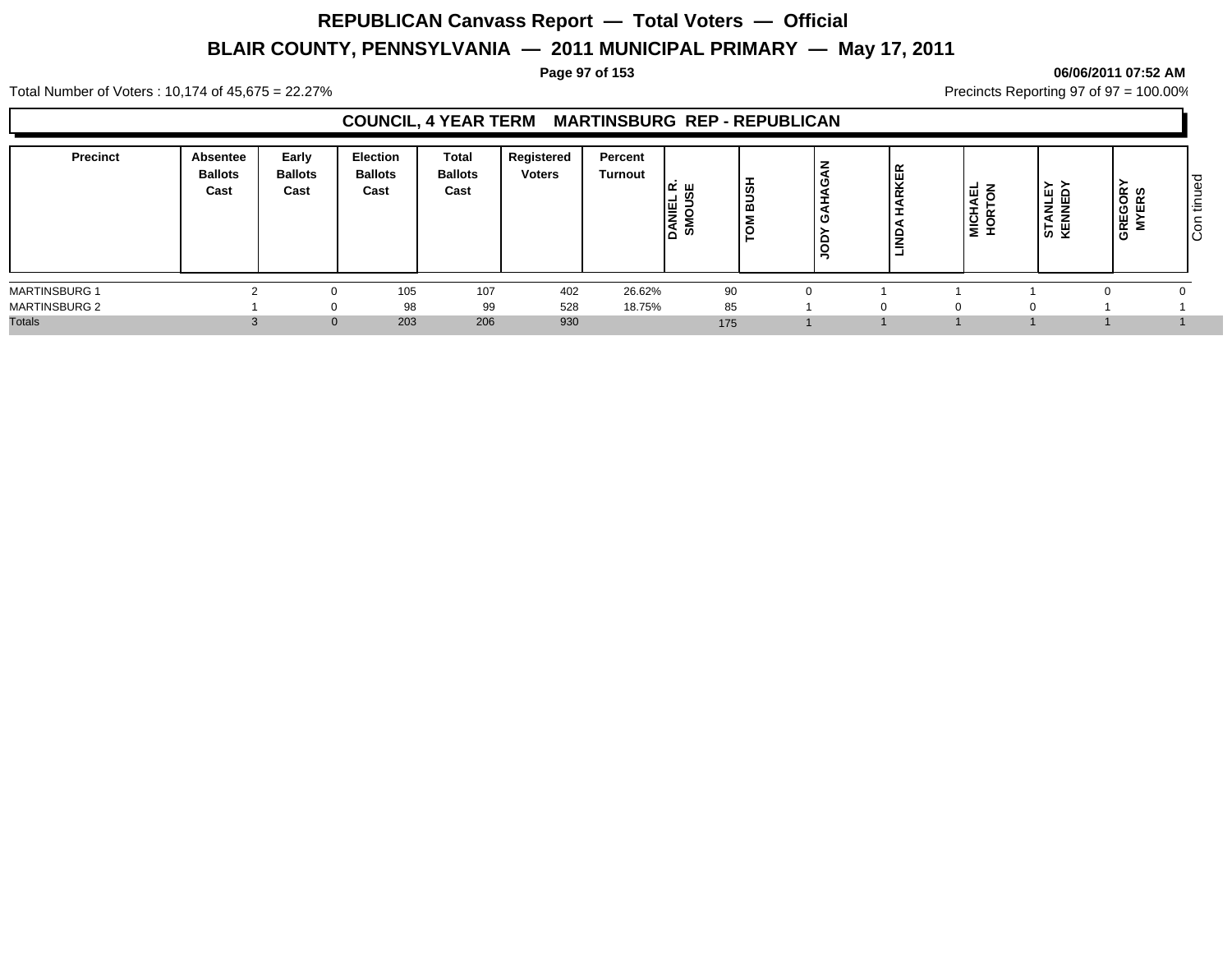# REPUBLICAN Canvass Report — Total Voters — Official

## BLAIR COUNTY, PENNSYLVANIA — 2011 MUNICIPAL PRIMARY — May 17, 2011

06/06/2011 07:52 AM

Total Number of Voters : 10,174 of 45,675 = 22.27%

Precincts Reporting 97 of 97 = 100.00%

### COUNCIL, 4 YEAR TERM MARTINSBURG REP - REPUBLICAN

| Precinct | Absentee Ballots Cast | Early Ballots Cast | Election Ballots Cast | Total Ballots Cast | Registered Voters | Percent Turnout | DANIEL R. SMOUSE | TOM BUSH | JODY GAHAGAN | LINDA HARKER | MICHAEL HORTON | STANLEY KENNEDY | GREGORY MYERS |
|---|---|---|---|---|---|---|---|---|---|---|---|---|---|
| MARTINSBURG 1 | 2 | 0 | 105 | 107 | 402 | 26.62% | 90 | 0 | 1 | 1 | 1 | 0 | 0 |
| MARTINSBURG 2 | 1 | 0 | 98 | 99 | 528 | 18.75% | 85 | 1 | 0 | 0 | 0 | 1 | 1 |
| Totals | 3 | 0 | 203 | 206 | 930 | | 175 | 1 | 1 | 1 | 1 | 1 | 1 |

Continued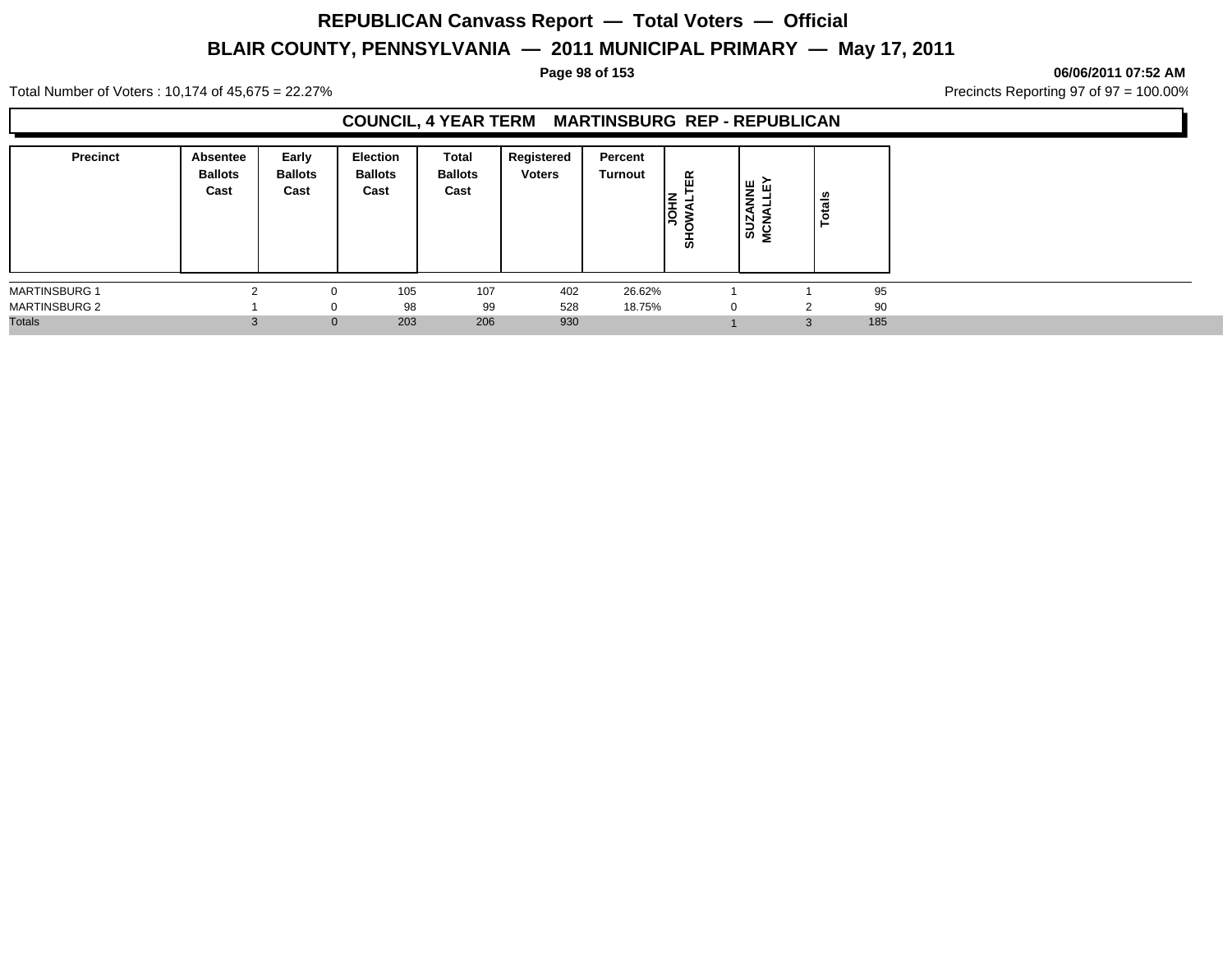# REPUBLICAN Canvass Report — Total Voters — Official

## BLAIR COUNTY, PENNSYLVANIA — 2011 MUNICIPAL PRIMARY — May 17, 2011

**06/06/2011 07:52 AM**

Total Number of Voters : 10,174 of 45,675 = 22.27%

Precincts Reporting 97 of 97 = 100.00%

### COUNCIL, 4 YEAR TERM MARTINSBURG REP - REPUBLICAN

| Precinct | Absentee Ballots Cast | Early Ballots Cast | Election Ballots Cast | Total Ballots Cast | Registered Voters | Percent Turnout | JOHN SHOWALTER | SUZANNE MCNALLEY | Totals |
|---|---|---|---|---|---|---|---|---|---|
| MARTINSBURG 1 | 2 | 0 | 105 | 107 | 402 | 26.62% | 1 | 1 | 95 |
| MARTINSBURG 2 | 1 | 0 | 98 | 99 | 528 | 18.75% | 0 | 2 | 90 |
| Totals | 3 | 0 | 203 | 206 | 930 | | 1 | 3 | 185 |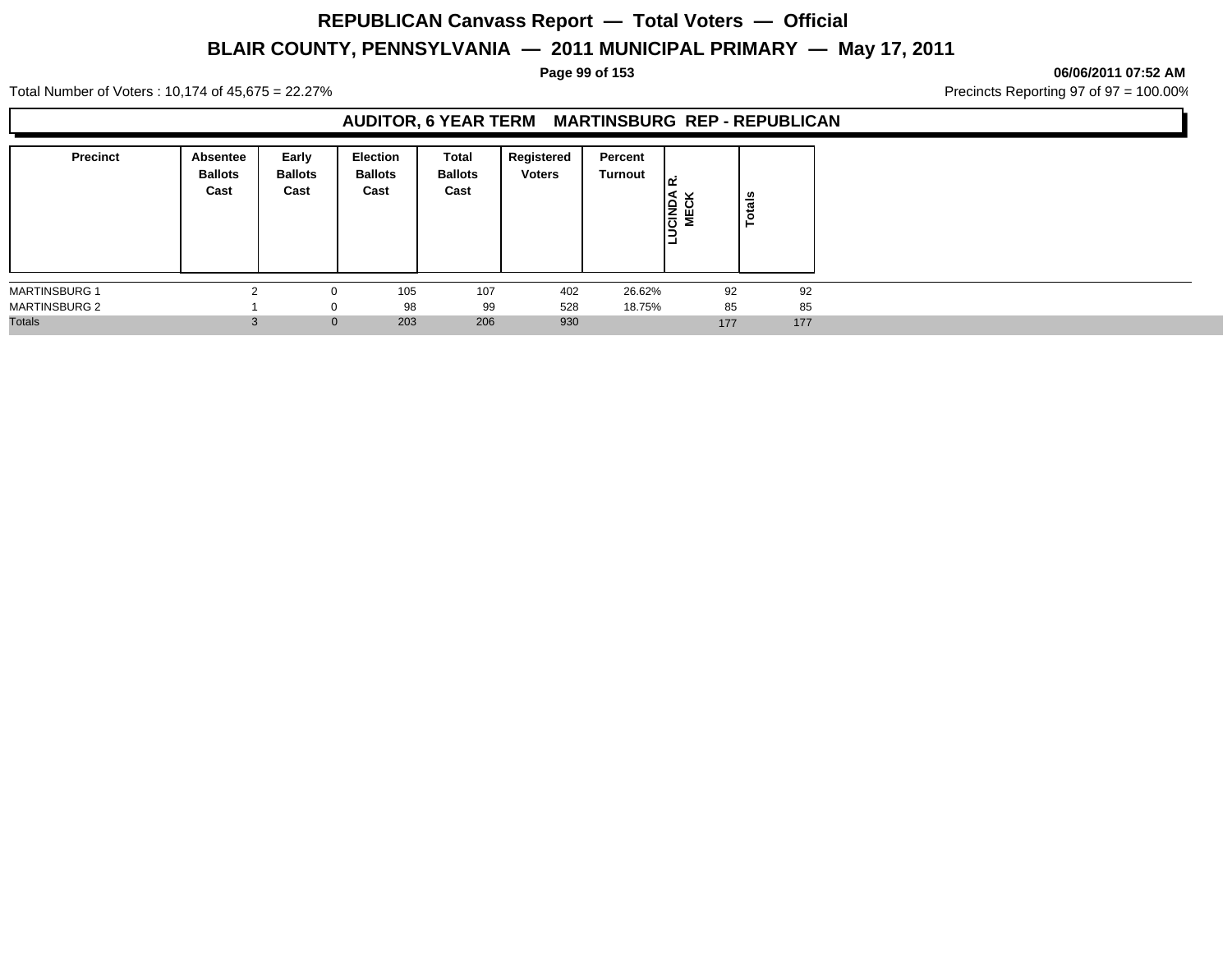# REPUBLICAN Canvass Report — Total Voters — Official

## BLAIR COUNTY, PENNSYLVANIA — 2011 MUNICIPAL PRIMARY — May 17, 2011

06/06/2011 07:52 AM

Total Number of Voters : 10,174 of 45,675 = 22.27%

Precincts Reporting 97 of 97 = 100.00%

### AUDITOR, 6 YEAR TERM MARTINSBURG REP - REPUBLICAN

| Precinct | Absentee Ballots Cast | Early Ballots Cast | Election Ballots Cast | Total Ballots Cast | Registered Voters | Percent Turnout | LUCINDA R. MECK | Totals |
|---|---|---|---|---|---|---|---|---|
| MARTINSBURG 1 | 2 | 0 | 105 | 107 | 402 | 26.62% | 92 | 92 |
| MARTINSBURG 2 | 1 | 0 | 98 | 99 | 528 | 18.75% | 85 | 85 |
| Totals | 3 | 0 | 203 | 206 | 930 | | 177 | 177 |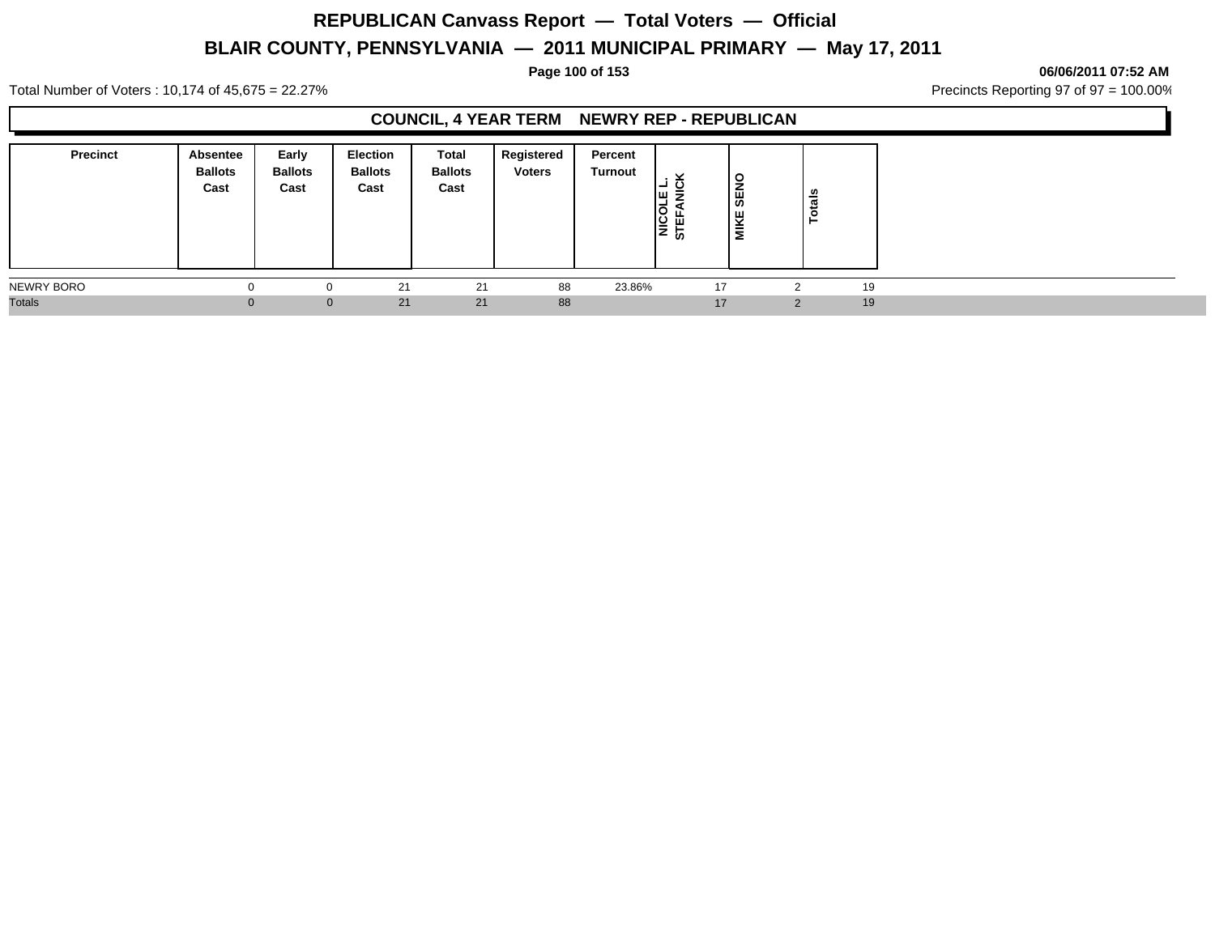# REPUBLICAN Canvass Report — Total Voters — Official

## BLAIR COUNTY, PENNSYLVANIA — 2011 MUNICIPAL PRIMARY — May 17, 2011

06/06/2011 07:52 AM

Total Number of Voters : 10,174 of 45,675 = 22.27%

Precincts Reporting 97 of 97 = 100.00%

### COUNCIL, 4 YEAR TERM NEWRY REP - REPUBLICAN

| Precinct | Absentee Ballots Cast | Early Ballots Cast | Election Ballots Cast | Total Ballots Cast | Registered Voters | Percent Turnout | NICOLE L. STEFANICK | MIKE SENO | Totals |
|---|---|---|---|---|---|---|---|---|---|
| NEWRY BORO | 0 | 0 | 21 | 21 | 88 | 23.86% | 17 | 2 | 19 |
| Totals | 0 | 0 | 21 | 21 | 88 | | 17 | 2 | 19 |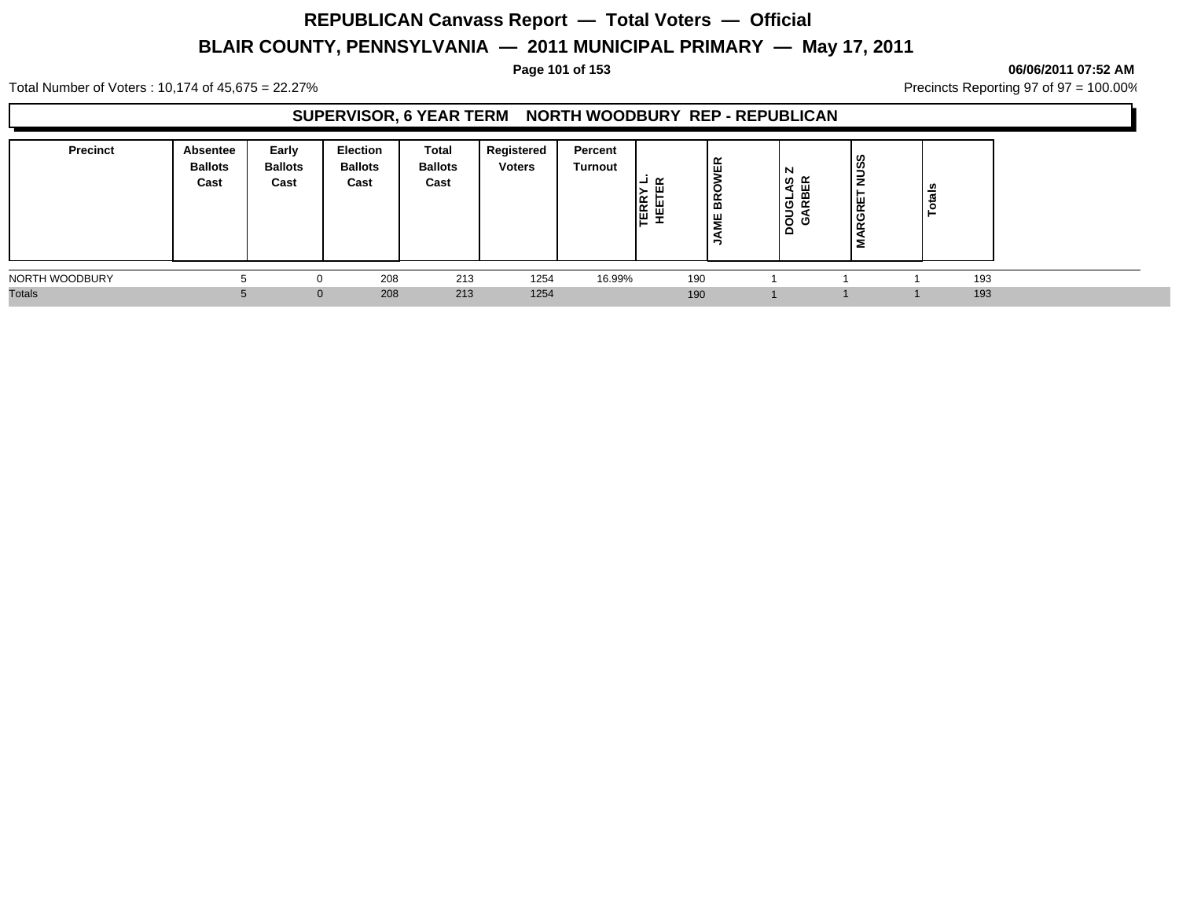# REPUBLICAN Canvass Report — Total Voters — Official

# BLAIR COUNTY, PENNSYLVANIA — 2011 MUNICIPAL PRIMARY — May 17, 2011

06/06/2011 07:52 AM

Total Number of Voters : 10,174 of 45,675 = 22.27%

Precincts Reporting 97 of 97 = 100.00%

## SUPERVISOR, 6 YEAR TERM NORTH WOODBURY REP - REPUBLICAN

| Precinct | Absentee Ballots Cast | Early Ballots Cast | Election Ballots Cast | Total Ballots Cast | Registered Voters | Percent Turnout | TERRY L. HEETER | JAME BROWER | DOUGLAS Z GARBER | MARGRET NUSS | Totals |
|---|---|---|---|---|---|---|---|---|---|---|---|
| NORTH WOODBURY | 5 | 0 | 208 | 213 | 1254 | 16.99% | 190 | 1 | 1 | 1 | 193 |
| Totals | 5 | 0 | 208 | 213 | 1254 | | 190 | 1 | 1 | 1 | 193 |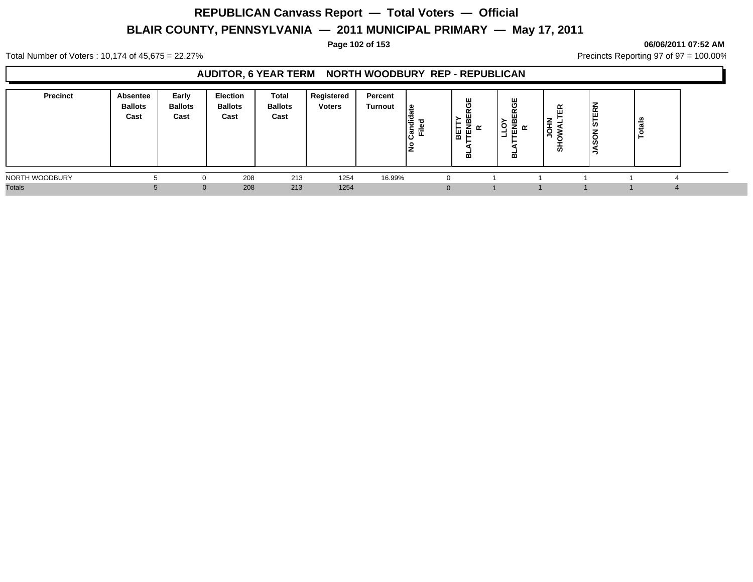# REPUBLICAN Canvass Report — Total Voters — Official

## BLAIR COUNTY, PENNSYLVANIA — 2011 MUNICIPAL PRIMARY — May 17, 2011

06/06/2011 07:52 AM

Total Number of Voters : 10,174 of 45,675 = 22.27%

Precincts Reporting 97 of 97 = 100.00%

### AUDITOR, 6 YEAR TERM NORTH WOODBURY REP - REPUBLICAN

| Precinct | Absentee Ballots Cast | Early Ballots Cast | Election Ballots Cast | Total Ballots Cast | Registered Voters | Percent Turnout | No Candidate Filed | BETTY BLATTENBERGER | LLOY BLATTENBERGER | JOHN SHOWALTER | JASON STERN | Totals |
|---|---|---|---|---|---|---|---|---|---|---|---|---|
| NORTH WOODBURY | 5 | 0 | 208 | 213 | 1254 | 16.99% | 0 | 1 | 1 | 1 | 1 | 4 |
| Totals | 5 | 0 | 208 | 213 | 1254 | | 0 | 1 | 1 | 1 | 1 | 4 |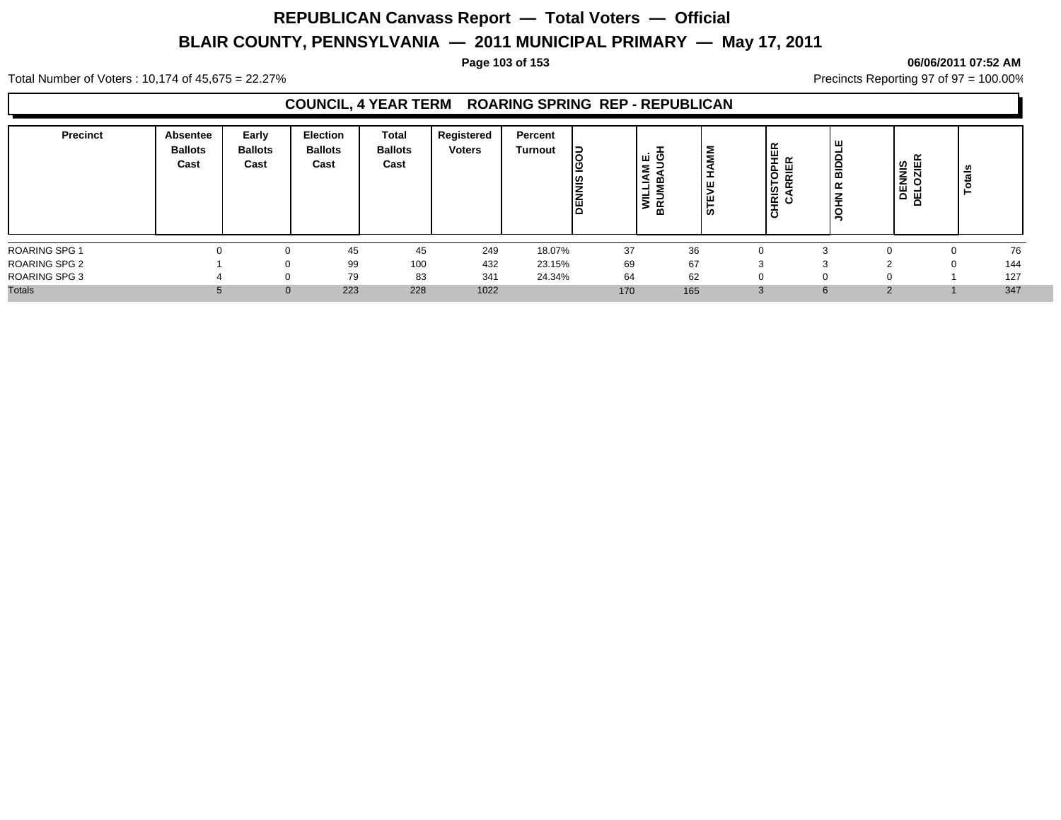# REPUBLICAN Canvass Report — Total Voters — Official

## BLAIR COUNTY, PENNSYLVANIA — 2011 MUNICIPAL PRIMARY — May 17, 2011

06/06/2011 07:52 AM

Total Number of Voters : 10,174 of 45,675 = 22.27%

Precincts Reporting 97 of 97 = 100.00%

### COUNCIL, 4 YEAR TERM ROARING SPRING REP - REPUBLICAN

| Precinct | Absentee Ballots Cast | Early Ballots Cast | Election Ballots Cast | Total Ballots Cast | Registered Voters | Percent Turnout | DENNIS IGOU | WILLIAM E. BRUMBAUGH | STEVE HAMM | CHRISTOPHER CARRIER | JOHN R BIDDLE | DENNIS DELOZIER | Totals |
|---|---|---|---|---|---|---|---|---|---|---|---|---|---|
| ROARING SPG 1 | 0 | 0 | 45 | 45 | 249 | 18.07% | 37 | 36 | 0 | 3 | 0 | 0 | 76 |
| ROARING SPG 2 | 1 | 0 | 99 | 100 | 432 | 23.15% | 69 | 67 | 3 | 3 | 2 | 0 | 144 |
| ROARING SPG 3 | 4 | 0 | 79 | 83 | 341 | 24.34% | 64 | 62 | 0 | 0 | 0 | 1 | 127 |
| Totals | 5 | 0 | 223 | 228 | 1022 | | 170 | 165 | 3 | 6 | 2 | 1 | 347 |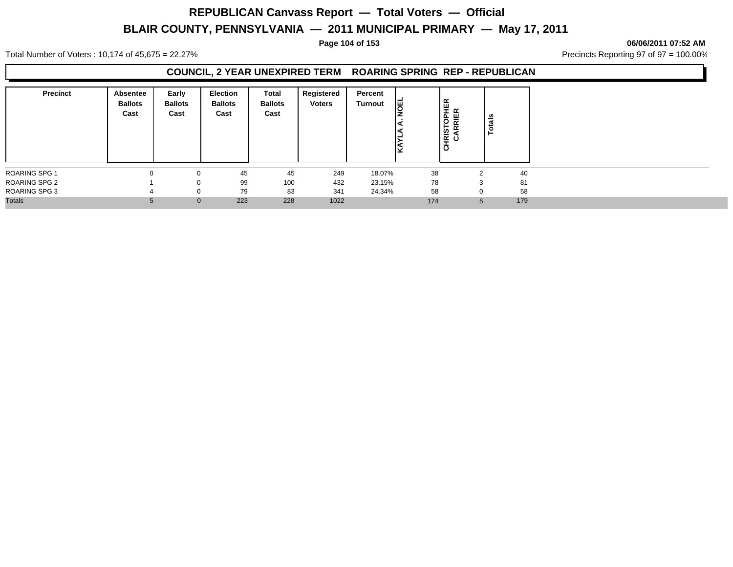# REPUBLICAN Canvass Report — Total Voters — Official

## BLAIR COUNTY, PENNSYLVANIA — 2011 MUNICIPAL PRIMARY — May 17, 2011

06/06/2011 07:52 AM

Total Number of Voters : 10,174 of 45,675 = 22.27%

Precincts Reporting 97 of 97 = 100.00%

### COUNCIL, 2 YEAR UNEXPIRED TERM ROARING SPRING REP - REPUBLICAN

| Precinct | Absentee Ballots Cast | Early Ballots Cast | Election Ballots Cast | Total Ballots Cast | Registered Voters | Percent Turnout | KAYLA A. NOEL | CHRISTOPHER CARRIER | Totals |
|---|---|---|---|---|---|---|---|---|---|
| ROARING SPG 1 | 0 | 0 | 45 | 45 | 249 | 18.07% | 38 | 2 | 40 |
| ROARING SPG 2 | 1 | 0 | 99 | 100 | 432 | 23.15% | 78 | 3 | 81 |
| ROARING SPG 3 | 4 | 0 | 79 | 83 | 341 | 24.34% | 58 | 0 | 58 |
| Totals | 5 | 0 | 223 | 228 | 1022 | | 174 | 5 | 179 |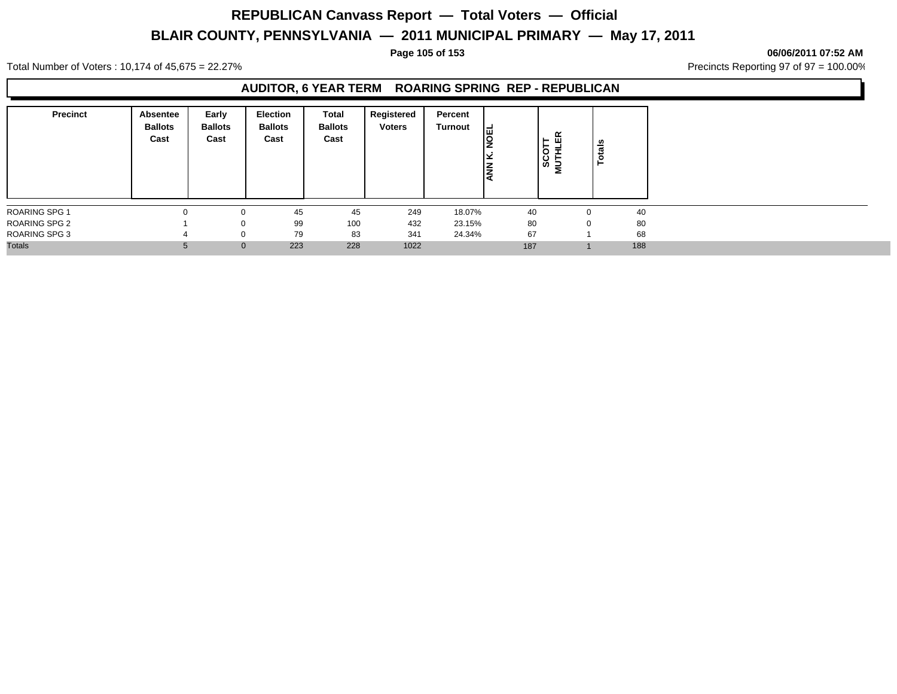# REPUBLICAN Canvass Report — Total Voters — Official

## BLAIR COUNTY, PENNSYLVANIA — 2011 MUNICIPAL PRIMARY — May 17, 2011

06/06/2011 07:52 AM

Total Number of Voters : 10,174 of 45,675 = 22.27%

Precincts Reporting 97 of 97 = 100.00%

### AUDITOR, 6 YEAR TERM ROARING SPRING REP - REPUBLICAN

| Precinct | Absentee Ballots Cast | Early Ballots Cast | Election Ballots Cast | Total Ballots Cast | Registered Voters | Percent Turnout | ANN K. NOEL | SCOTT MUTHLER | Totals |
|---|---|---|---|---|---|---|---|---|---|
| ROARING SPG 1 | 0 | 0 | 45 | 45 | 249 | 18.07% | 40 | 0 | 40 |
| ROARING SPG 2 | 1 | 0 | 99 | 100 | 432 | 23.15% | 80 | 0 | 80 |
| ROARING SPG 3 | 4 | 0 | 79 | 83 | 341 | 24.34% | 67 | 1 | 68 |
| Totals | 5 | 0 | 223 | 228 | 1022 | | 187 | 1 | 188 |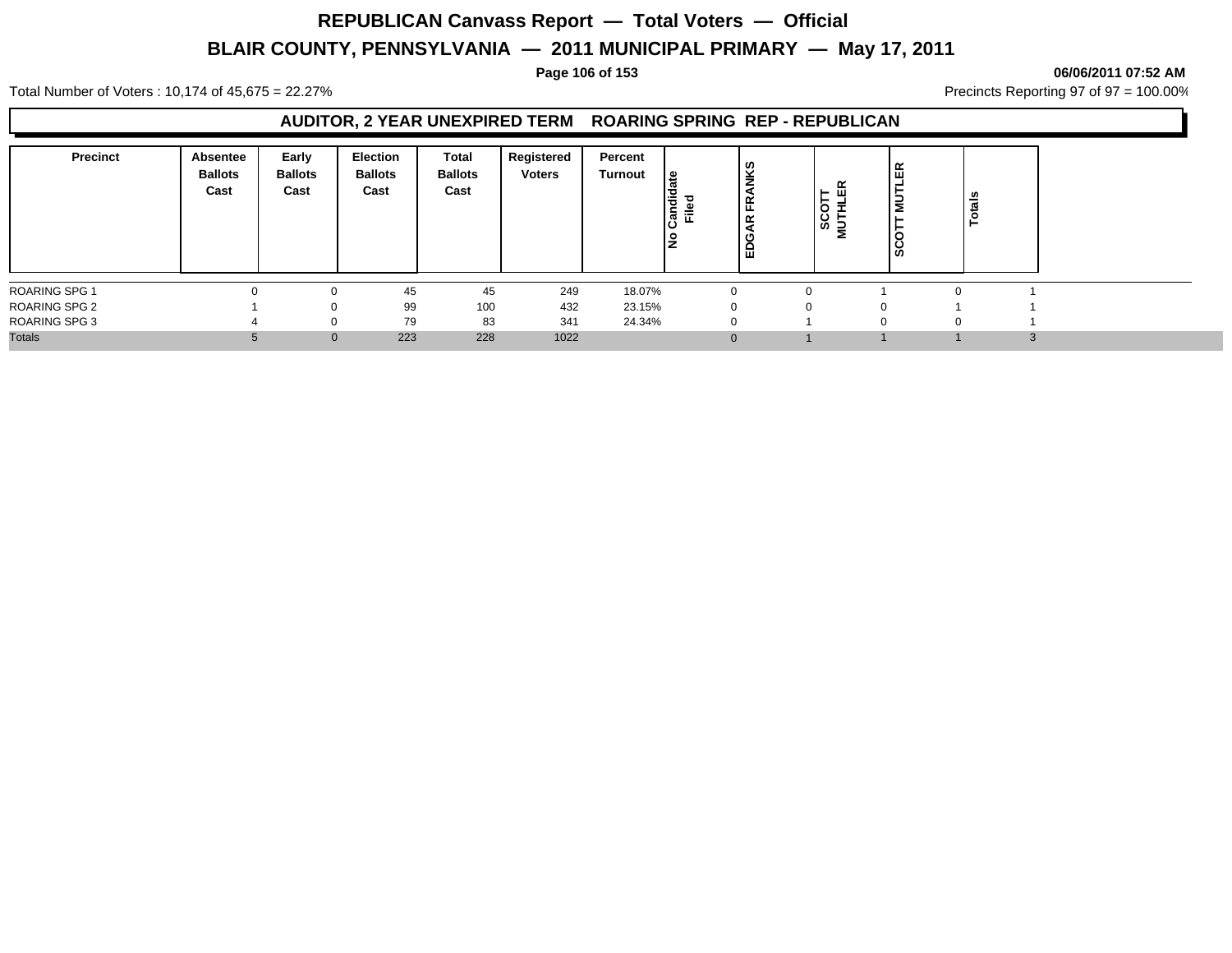# REPUBLICAN Canvass Report — Total Voters — Official

## BLAIR COUNTY, PENNSYLVANIA — 2011 MUNICIPAL PRIMARY — May 17, 2011

06/06/2011 07:52 AM

Total Number of Voters : 10,174 of 45,675 = 22.27%

Precincts Reporting 97 of 97 = 100.00%

### AUDITOR, 2 YEAR UNEXPIRED TERM ROARING SPRING REP - REPUBLICAN

| Precinct | Absentee Ballots Cast | Early Ballots Cast | Election Ballots Cast | Total Ballots Cast | Registered Voters | Percent Turnout | No Candidate Filed | EDGAR FRANKS | SCOTT MUTHLER | SCOTT MUTLER | Totals |
|---|---|---|---|---|---|---|---|---|---|---|---|
| ROARING SPG 1 | 0 | 0 | 45 | 45 | 249 | 18.07% | 0 | 0 | 1 | 0 | 1 |
| ROARING SPG 2 | 1 | 0 | 99 | 100 | 432 | 23.15% | 0 | 0 | 0 | 1 | 1 |
| ROARING SPG 3 | 4 | 0 | 79 | 83 | 341 | 24.34% | 0 | 1 | 0 | 0 | 1 |
| Totals | 5 | 0 | 223 | 228 | 1022 | | 0 | 1 | 1 | 1 | 3 |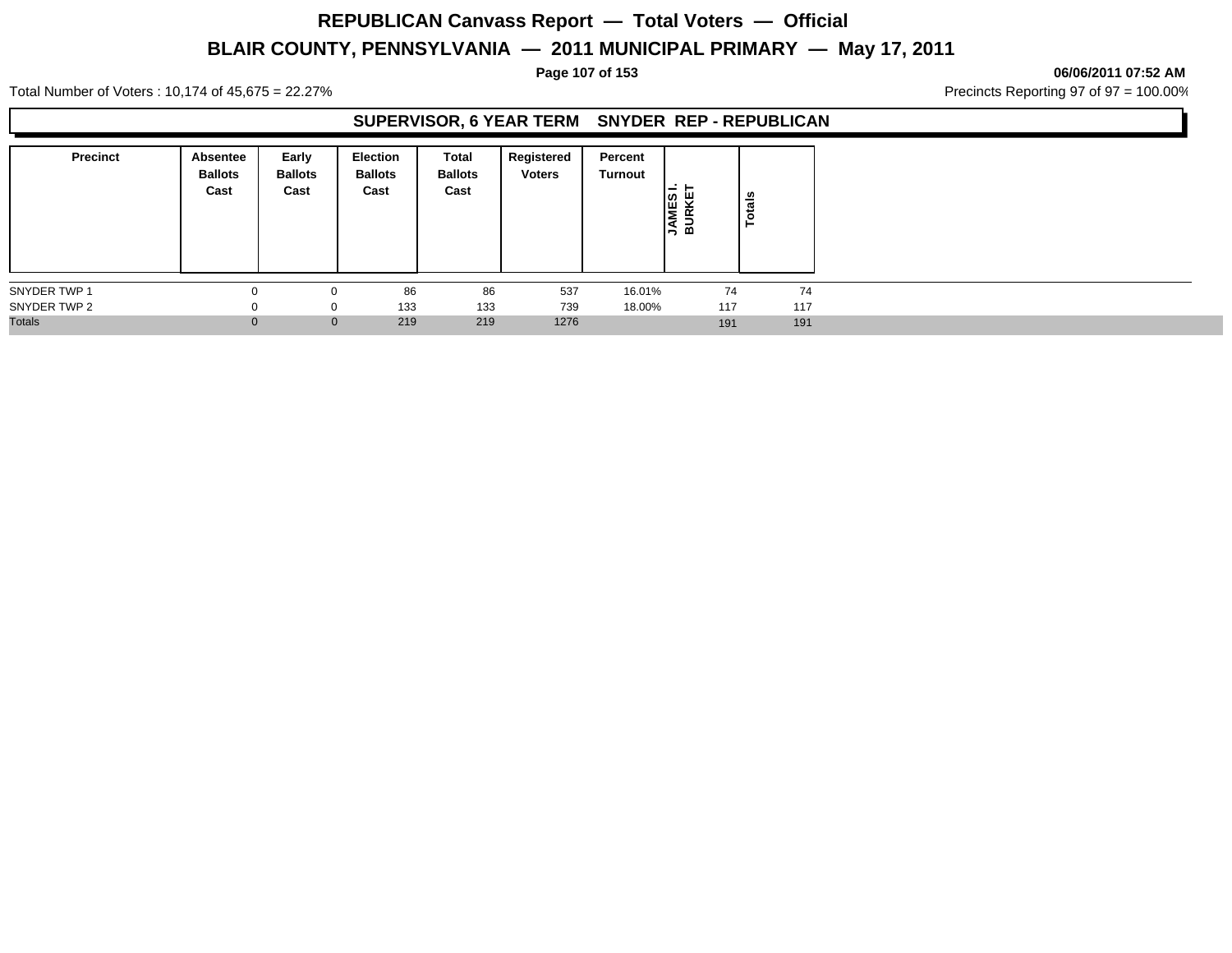# REPUBLICAN Canvass Report — Total Voters — Official

## BLAIR COUNTY, PENNSYLVANIA — 2011 MUNICIPAL PRIMARY — May 17, 2011

06/06/2011 07:52 AM

Total Number of Voters : 10,174 of 45,675 = 22.27%

Precincts Reporting 97 of 97 = 100.00%

### SUPERVISOR, 6 YEAR TERM SNYDER REP - REPUBLICAN

| Precinct | Absentee Ballots Cast | Early Ballots Cast | Election Ballots Cast | Total Ballots Cast | Registered Voters | Percent Turnout | JAMES I. BURKET | Totals |
|---|---|---|---|---|---|---|---|---|
| SNYDER TWP 1 | 0 | 0 | 86 | 86 | 537 | 16.01% | 74 | 74 |
| SNYDER TWP 2 | 0 | 0 | 133 | 133 | 739 | 18.00% | 117 | 117 |
| Totals | 0 | 0 | 219 | 219 | 1276 | | 191 | 191 |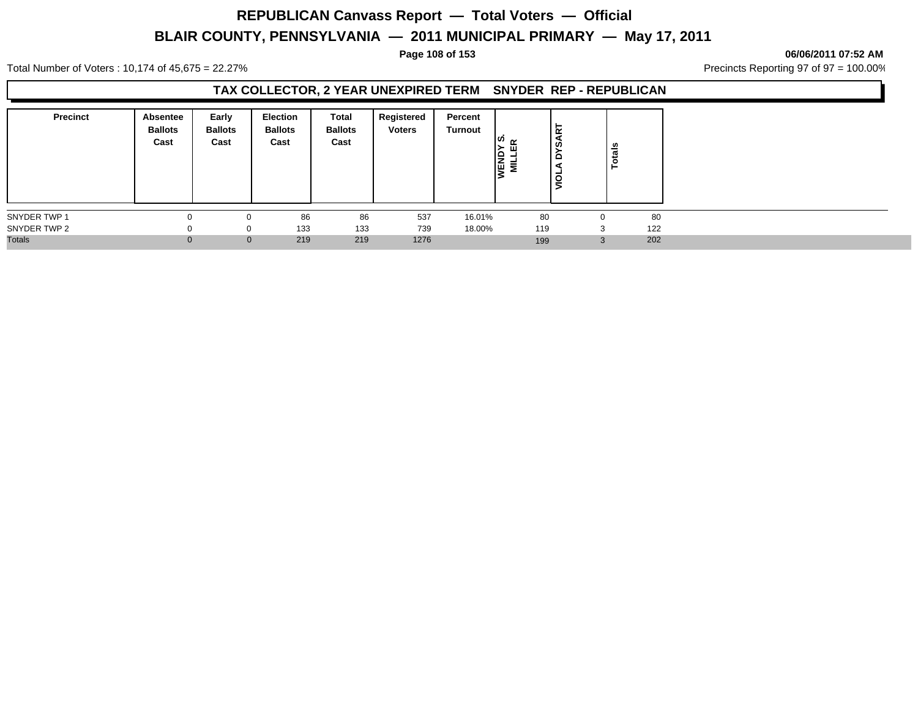# REPUBLICAN Canvass Report — Total Voters — Official

## BLAIR COUNTY, PENNSYLVANIA — 2011 MUNICIPAL PRIMARY — May 17, 2011

06/06/2011 07:52 AM

Total Number of Voters : 10,174 of 45,675 = 22.27%

Precincts Reporting 97 of 97 = 100.00%

### TAX COLLECTOR, 2 YEAR UNEXPIRED TERM SNYDER REP - REPUBLICAN

| Precinct | Absentee Ballots Cast | Early Ballots Cast | Election Ballots Cast | Total Ballots Cast | Registered Voters | Percent Turnout | WENDY S. MILLER | VIOLA DYSART | Totals |
|---|---|---|---|---|---|---|---|---|---|
| SNYDER TWP 1 | 0 | 0 | 86 | 86 | 537 | 16.01% | 80 | 0 | 80 |
| SNYDER TWP 2 | 0 | 0 | 133 | 133 | 739 | 18.00% | 119 | 3 | 122 |
| Totals | 0 | 0 | 219 | 219 | 1276 | | 199 | 3 | 202 |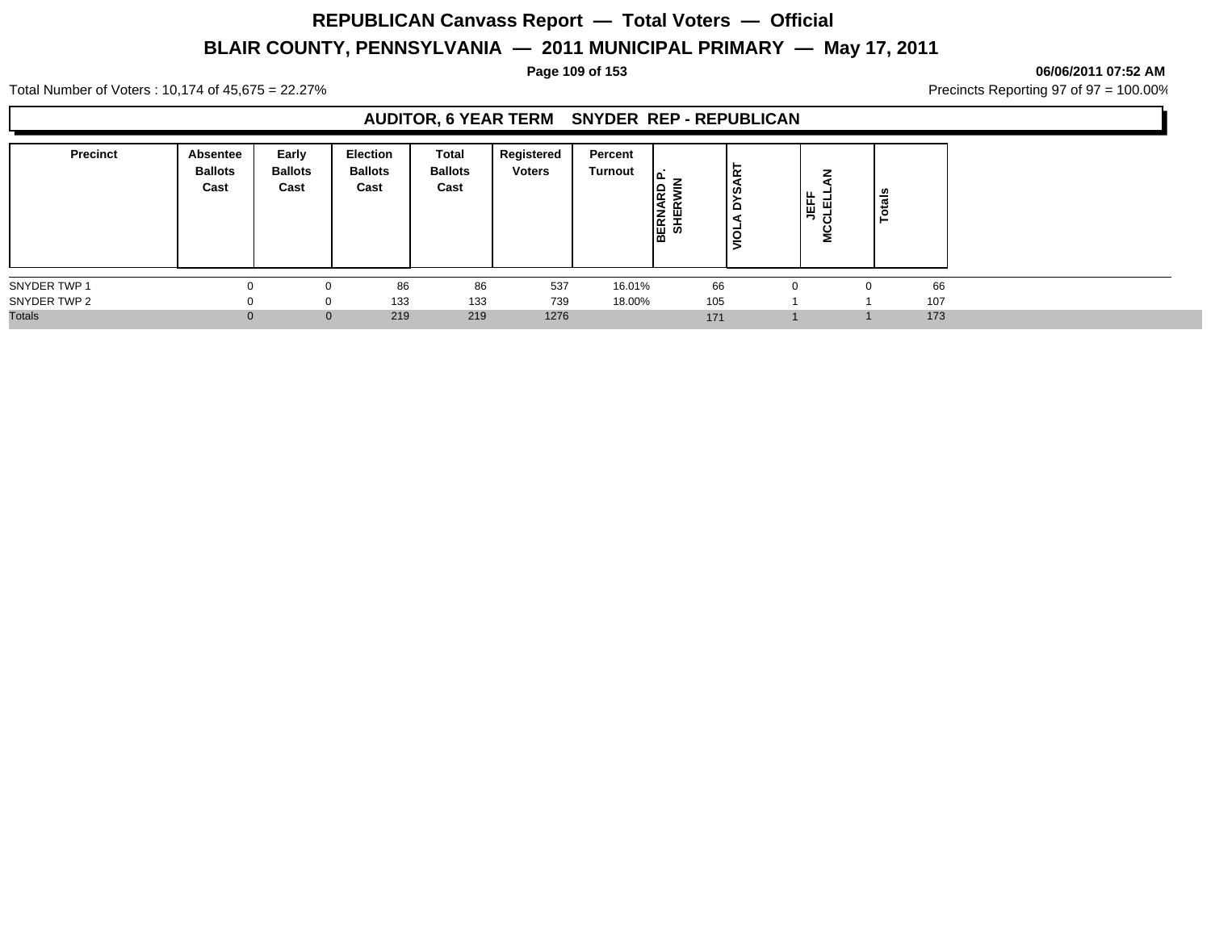# REPUBLICAN Canvass Report — Total Voters — Official

## BLAIR COUNTY, PENNSYLVANIA — 2011 MUNICIPAL PRIMARY — May 17, 2011

06/06/2011 07:52 AM

Total Number of Voters : 10,174 of 45,675 = 22.27%

Precincts Reporting 97 of 97 = 100.00%

### AUDITOR, 6 YEAR TERM SNYDER REP - REPUBLICAN

| Precinct | Absentee Ballots Cast | Early Ballots Cast | Election Ballots Cast | Total Ballots Cast | Registered Voters | Percent Turnout | BERNARD P. SHERWIN | VIOLA DYSART | JEFF MCCLELLAN | Totals |
|---|---|---|---|---|---|---|---|---|---|---|
| SNYDER TWP 1 | 0 | 0 | 86 | 86 | 537 | 16.01% | 66 | 0 | 0 | 66 |
| SNYDER TWP 2 | 0 | 0 | 133 | 133 | 739 | 18.00% | 105 | 1 | 1 | 107 |
| Totals | 0 | 0 | 219 | 219 | 1276 | | 171 | 1 | 1 | 173 |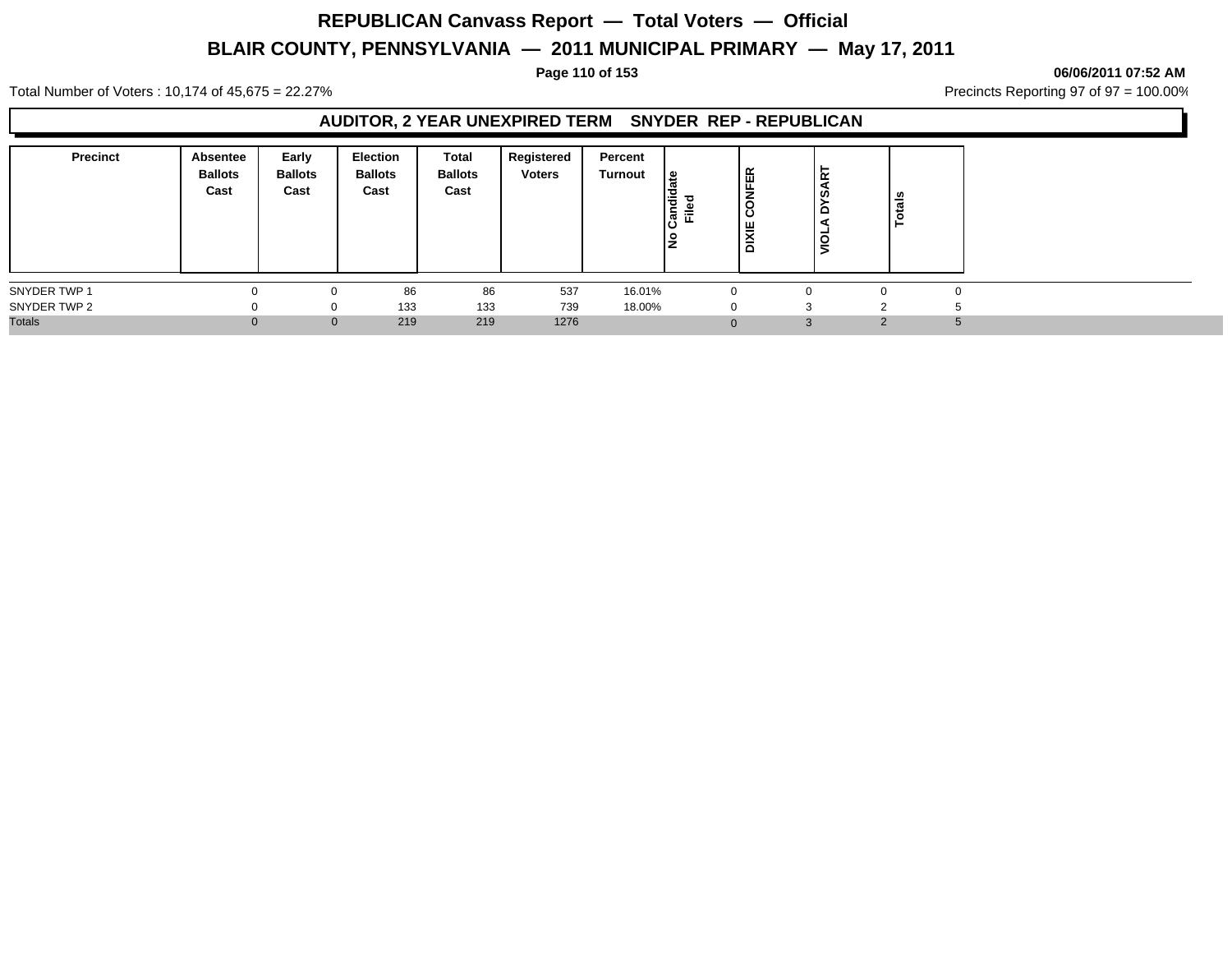# REPUBLICAN Canvass Report — Total Voters — Official

## BLAIR COUNTY, PENNSYLVANIA — 2011 MUNICIPAL PRIMARY — May 17, 2011

06/06/2011 07:52 AM

Total Number of Voters : 10,174 of 45,675 = 22.27%

Precincts Reporting 97 of 97 = 100.00%

### AUDITOR, 2 YEAR UNEXPIRED TERM SNYDER REP - REPUBLICAN

| Precinct | Absentee Ballots Cast | Early Ballots Cast | Election Ballots Cast | Total Ballots Cast | Registered Voters | Percent Turnout | No Candidate Filed | DIXIE CONFER | VIOLA DYSART | Totals |
|---|---|---|---|---|---|---|---|---|---|---|
| SNYDER TWP 1 | 0 | 0 | 86 | 86 | 537 | 16.01% | 0 | 0 | 0 | 0 |
| SNYDER TWP 2 | 0 | 0 | 133 | 133 | 739 | 18.00% | 0 | 3 | 2 | 5 |
| Totals | 0 | 0 | 219 | 219 | 1276 | | 0 | 3 | 2 | 5 |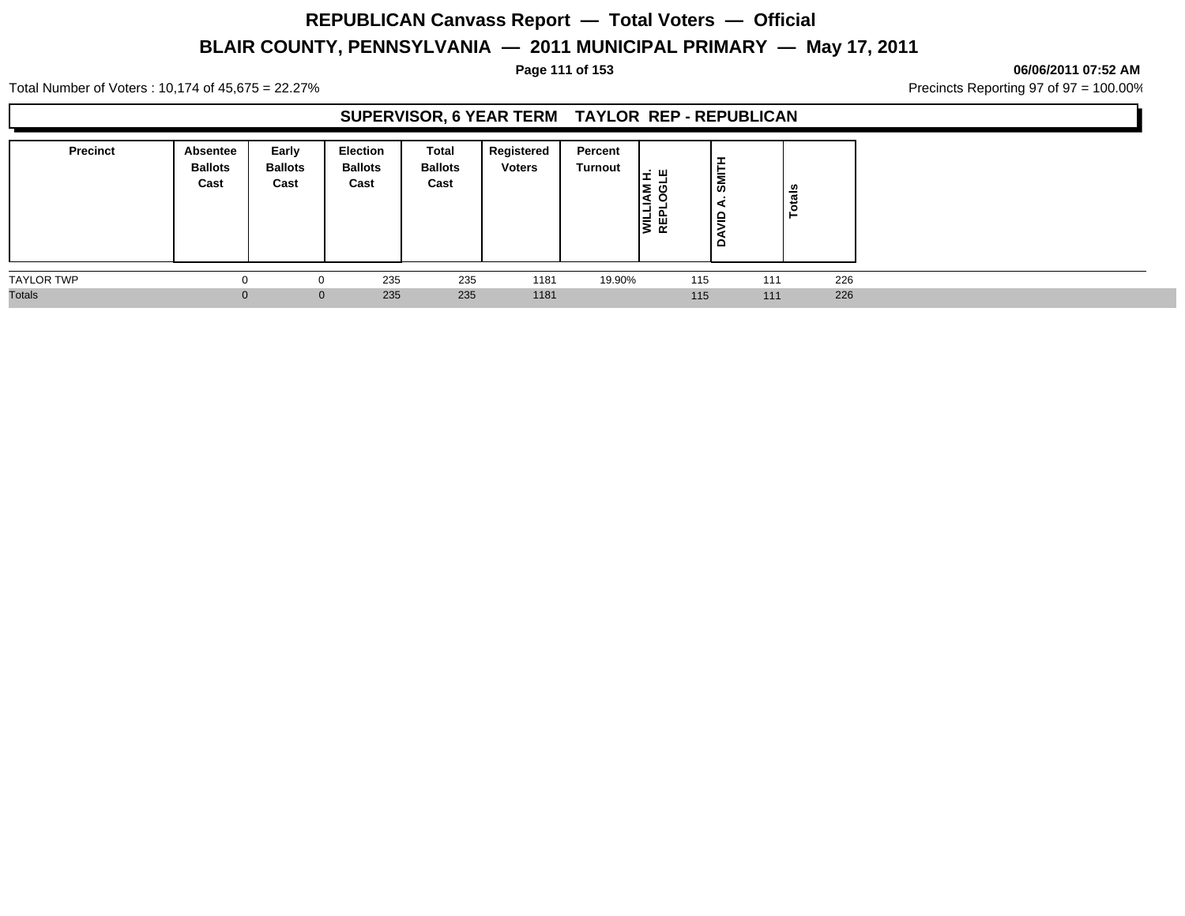# REPUBLICAN Canvass Report — Total Voters — Official

## BLAIR COUNTY, PENNSYLVANIA — 2011 MUNICIPAL PRIMARY — May 17, 2011

06/06/2011 07:52 AM

Total Number of Voters : 10,174 of 45,675 = 22.27%

Precincts Reporting 97 of 97 = 100.00%

### SUPERVISOR, 6 YEAR TERM TAYLOR REP - REPUBLICAN

| Precinct | Absentee Ballots Cast | Early Ballots Cast | Election Ballots Cast | Total Ballots Cast | Registered Voters | Percent Turnout | WILLIAM H. REPLOGLE | DAVID A. SMITH | Totals |
|---|---|---|---|---|---|---|---|---|---|
| TAYLOR TWP | 0 | 0 | 235 | 235 | 1181 | 19.90% | 115 | 111 | 226 |
| Totals | 0 | 0 | 235 | 235 | 1181 | | 115 | 111 | 226 |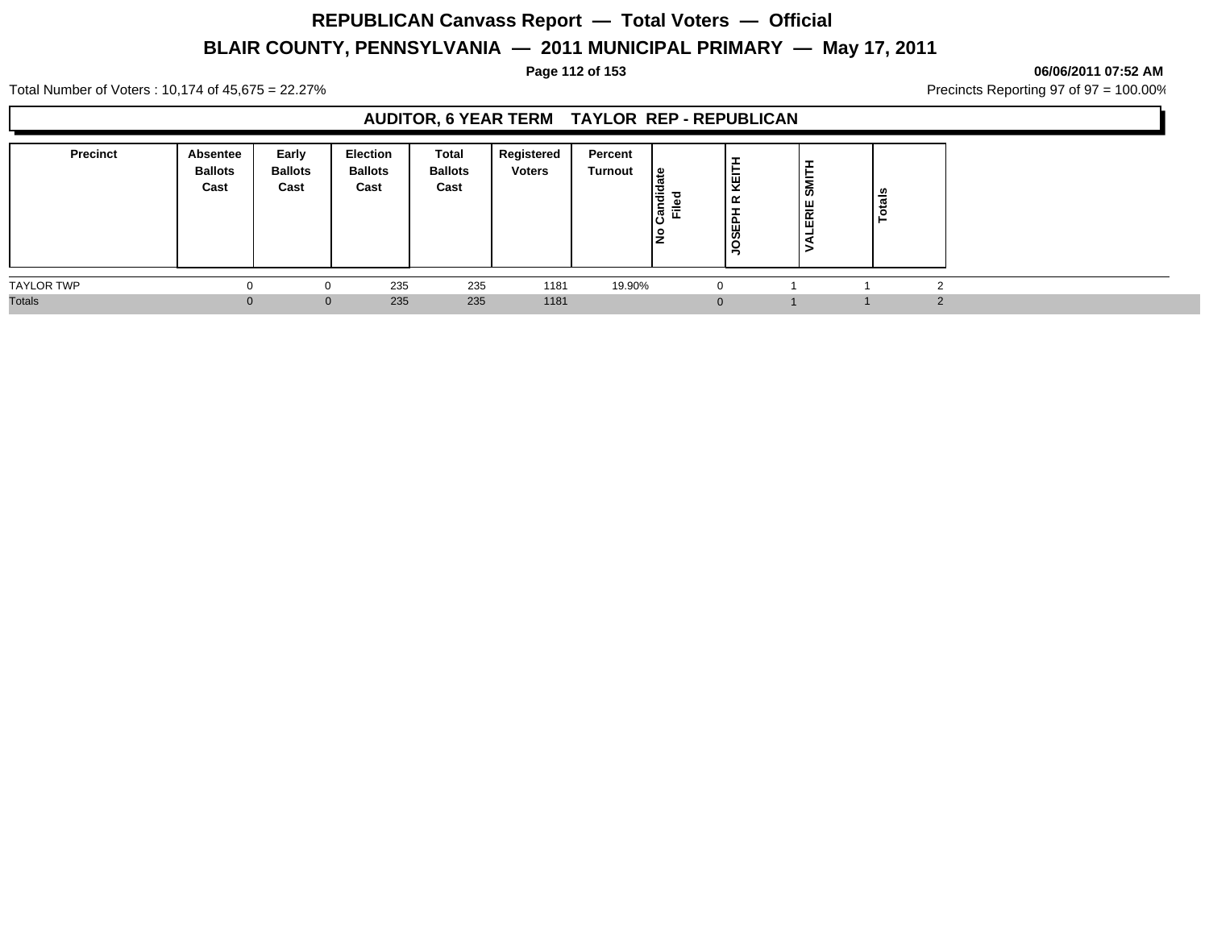# REPUBLICAN Canvass Report — Total Voters — Official

## BLAIR COUNTY, PENNSYLVANIA — 2011 MUNICIPAL PRIMARY — May 17, 2011

06/06/2011 07:52 AM

Total Number of Voters : 10,174 of 45,675 = 22.27%

Precincts Reporting 97 of 97 = 100.00%

### AUDITOR, 6 YEAR TERM TAYLOR REP - REPUBLICAN

| Precinct | Absentee Ballots Cast | Early Ballots Cast | Election Ballots Cast | Total Ballots Cast | Registered Voters | Percent Turnout | No Candidate Filed | JOSEPH R KEITH | VALERIE SMITH | Totals |
|---|---|---|---|---|---|---|---|---|---|---|
| TAYLOR TWP | 0 | 0 | 235 | 235 | 1181 | 19.90% | 0 | 1 | 1 | 2 |
| Totals | 0 | 0 | 235 | 235 | 1181 | | 0 | 1 | 1 | 2 |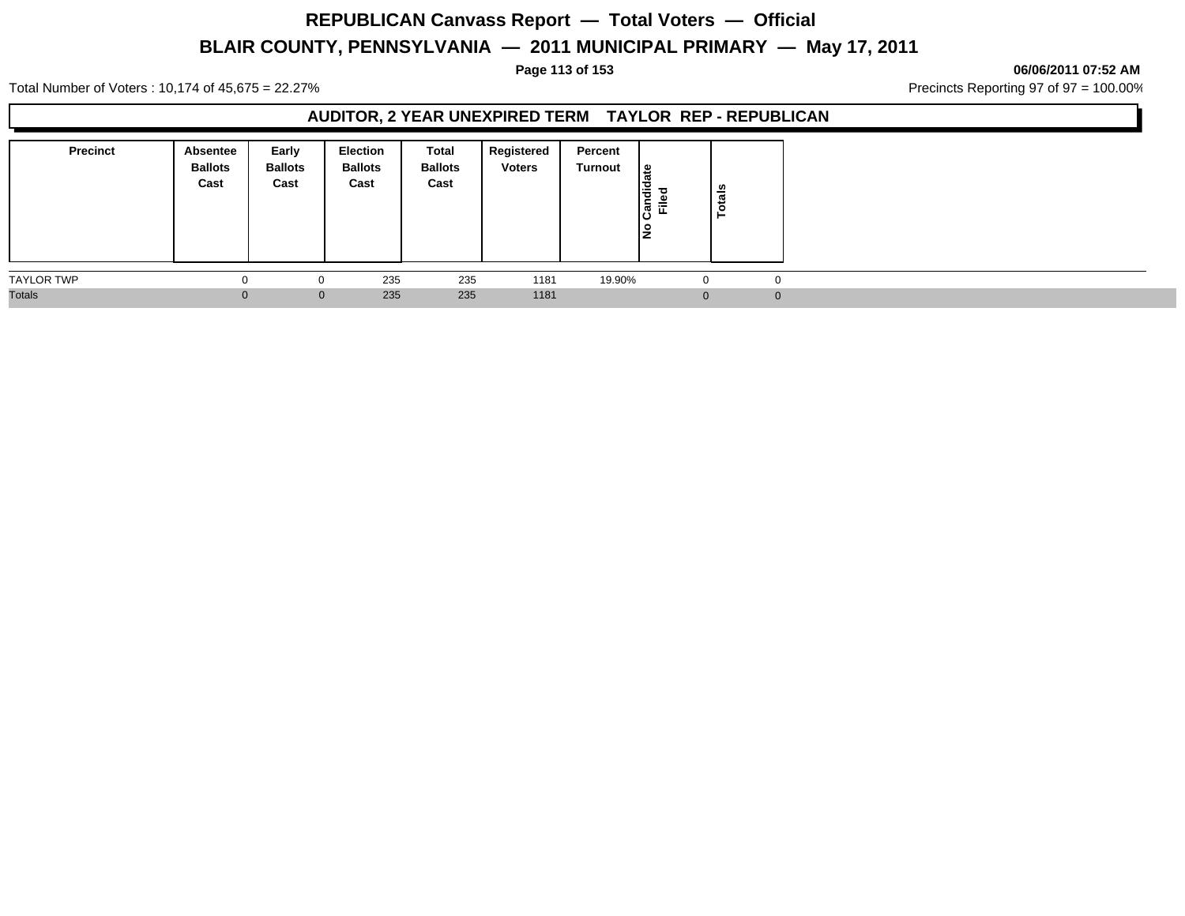# REPUBLICAN Canvass Report — Total Voters — Official

## BLAIR COUNTY, PENNSYLVANIA — 2011 MUNICIPAL PRIMARY — May 17, 2011

**06/06/2011 07:52 AM**

Total Number of Voters : 10,174 of 45,675 = 22.27%

Precincts Reporting 97 of 97 = 100.00%

### AUDITOR, 2 YEAR UNEXPIRED TERM TAYLOR REP - REPUBLICAN

| Precinct | Absentee Ballots Cast | Early Ballots Cast | Election Ballots Cast | Total Ballots Cast | Registered Voters | Percent Turnout | No Candidate Filed | Totals |
|---|---|---|---|---|---|---|---|---|
| TAYLOR TWP | 0 | 0 | 235 | 235 | 1181 | 19.90% | 0 | 0 |
| Totals | 0 | 0 | 235 | 235 | 1181 | | 0 | 0 |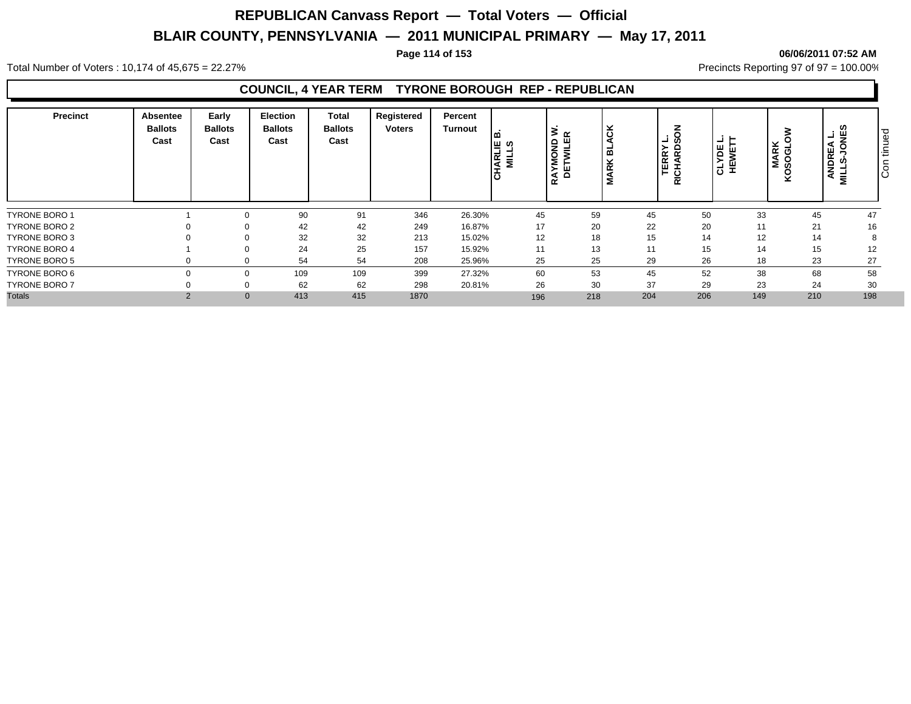# REPUBLICAN Canvass Report — Total Voters — Official

## BLAIR COUNTY, PENNSYLVANIA — 2011 MUNICIPAL PRIMARY — May 17, 2011

06/06/2011 07:52 AM

Total Number of Voters : 10,174 of 45,675 = 22.27%

Precincts Reporting 97 of 97 = 100.00%

### COUNCIL, 4 YEAR TERM TYRONE BOROUGH REP - REPUBLICAN

| Precinct | Absentee Ballots Cast | Early Ballots Cast | Election Ballots Cast | Total Ballots Cast | Registered Voters | Percent Turnout | CHARLIE B. MILLS | RAYMOND W. DETWILER | MARK BLACK | TERRY L. RICHARDSON | CLYDE L. HEWETT | MARK KOSOGLOW | ANDREA L. MILLS-JONES |
|---|---|---|---|---|---|---|---|---|---|---|---|---|---|
| TYRONE BORO 1 | 1 | 0 | 90 | 91 | 346 | 26.30% | 45 | 59 | 45 | 50 | 33 | 45 | 47 |
| TYRONE BORO 2 | 0 | 0 | 42 | 42 | 249 | 16.87% | 17 | 20 | 22 | 20 | 11 | 21 | 16 |
| TYRONE BORO 3 | 0 | 0 | 32 | 32 | 213 | 15.02% | 12 | 18 | 15 | 14 | 12 | 14 | 8 |
| TYRONE BORO 4 | 1 | 0 | 24 | 25 | 157 | 15.92% | 11 | 13 | 11 | 15 | 14 | 15 | 12 |
| TYRONE BORO 5 | 0 | 0 | 54 | 54 | 208 | 25.96% | 25 | 25 | 29 | 26 | 18 | 23 | 27 |
| TYRONE BORO 6 | 0 | 0 | 109 | 109 | 399 | 27.32% | 60 | 53 | 45 | 52 | 38 | 68 | 58 |
| TYRONE BORO 7 | 0 | 0 | 62 | 62 | 298 | 20.81% | 26 | 30 | 37 | 29 | 23 | 24 | 30 |
| Totals | 2 | 0 | 413 | 415 | 1870 | | 196 | 218 | 204 | 206 | 149 | 210 | 198 |

Continued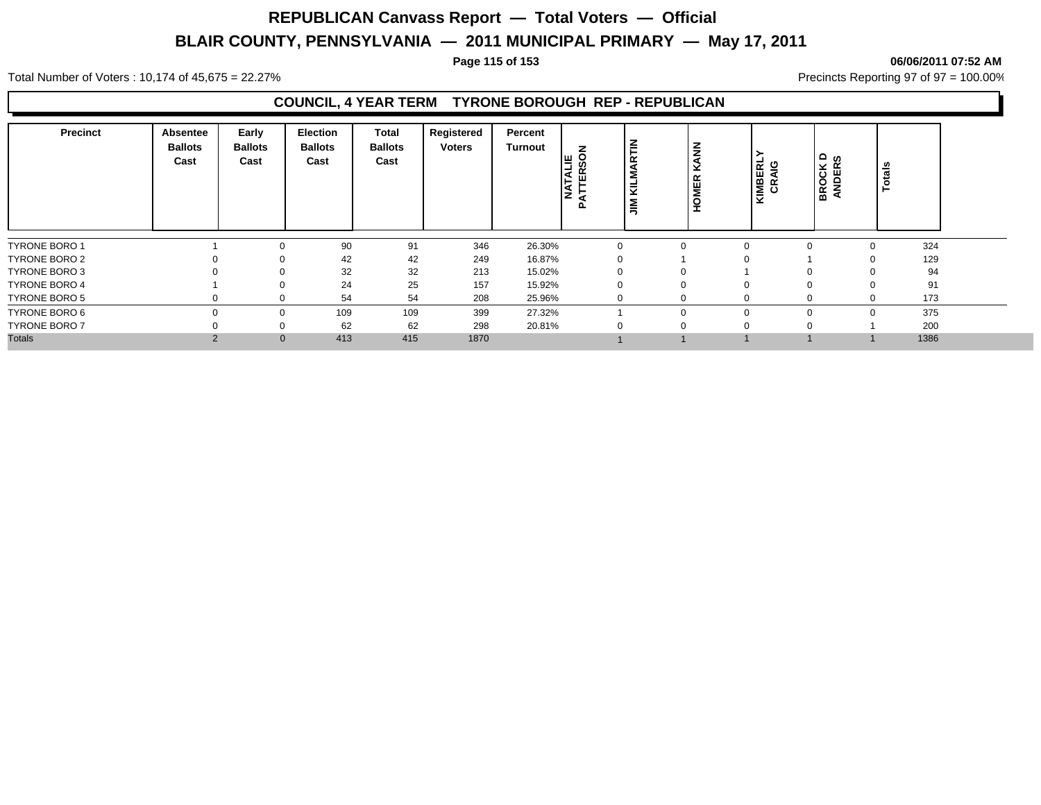# REPUBLICAN Canvass Report — Total Voters — Official

## BLAIR COUNTY, PENNSYLVANIA — 2011 MUNICIPAL PRIMARY — May 17, 2011

06/06/2011 07:52 AM

Total Number of Voters : 10,174 of 45,675 = 22.27%

Precincts Reporting 97 of 97 = 100.00%

### COUNCIL, 4 YEAR TERM TYRONE BOROUGH REP - REPUBLICAN

| Precinct | Absentee Ballots Cast | Early Ballots Cast | Election Ballots Cast | Total Ballots Cast | Registered Voters | Percent Turnout | NATALIE PATTERSON | JIM KILMARTIN | HOMER KANN | KIMBERLY CRAIG | BROCK D ANDERS | Totals |
|---|---|---|---|---|---|---|---|---|---|---|---|---|
| TYRONE BORO 1 | 1 | 0 | 90 | 91 | 346 | 26.30% | 0 | 0 | 0 | 0 | 0 | 324 |
| TYRONE BORO 2 | 0 | 0 | 42 | 42 | 249 | 16.87% | 0 | 1 | 0 | 1 | 0 | 129 |
| TYRONE BORO 3 | 0 | 0 | 32 | 32 | 213 | 15.02% | 0 | 0 | 1 | 0 | 0 | 94 |
| TYRONE BORO 4 | 1 | 0 | 24 | 25 | 157 | 15.92% | 0 | 0 | 0 | 0 | 0 | 91 |
| TYRONE BORO 5 | 0 | 0 | 54 | 54 | 208 | 25.96% | 0 | 0 | 0 | 0 | 0 | 173 |
| TYRONE BORO 6 | 0 | 0 | 109 | 109 | 399 | 27.32% | 1 | 0 | 0 | 0 | 0 | 375 |
| TYRONE BORO 7 | 0 | 0 | 62 | 62 | 298 | 20.81% | 0 | 0 | 0 | 0 | 1 | 200 |
| Totals | 2 | 0 | 413 | 415 | 1870 | | 1 | 1 | 1 | 1 | 1 | 1386 |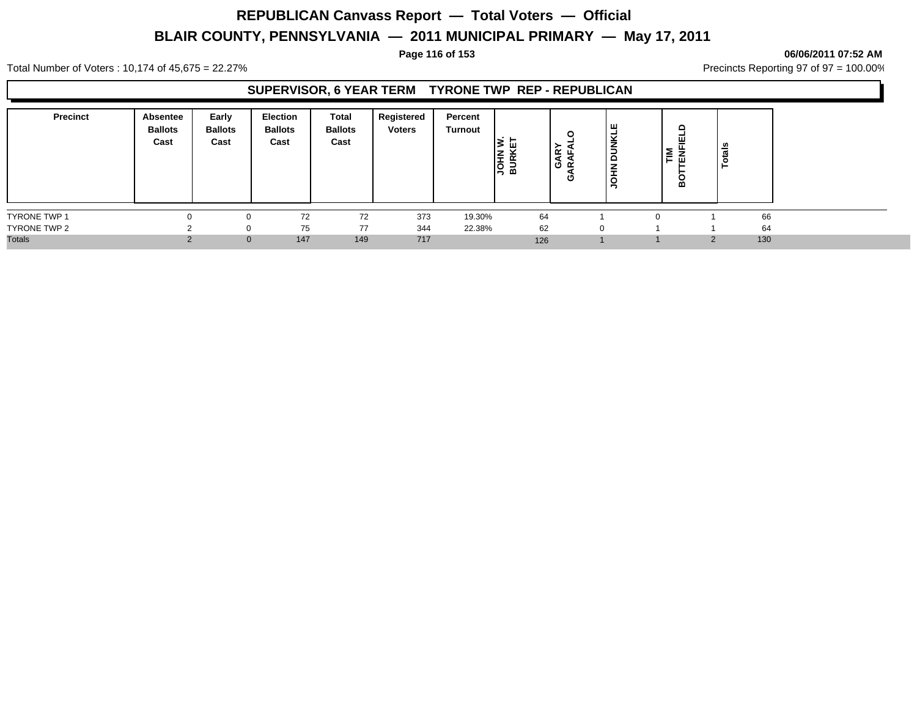# REPUBLICAN Canvass Report — Total Voters — Official

## BLAIR COUNTY, PENNSYLVANIA — 2011 MUNICIPAL PRIMARY — May 17, 2011

**06/06/2011 07:52 AM**

Total Number of Voters : 10,174 of 45,675 = 22.27%

Precincts Reporting 97 of 97 = 100.00%

### SUPERVISOR, 6 YEAR TERM TYRONE TWP REP - REPUBLICAN

| Precinct | Absentee Ballots Cast | Early Ballots Cast | Election Ballots Cast | Total Ballots Cast | Registered Voters | Percent Turnout | JOHN W. BURKET | GARY GARAFALO | JOHN DUNKLE | TIM BOTTENFIELD | Totals |
|---|---|---|---|---|---|---|---|---|---|---|---|
| TYRONE TWP 1 | 0 | 0 | 72 | 72 | 373 | 19.30% | 64 | 1 | 0 | 1 | 66 |
| TYRONE TWP 2 | 2 | 0 | 75 | 77 | 344 | 22.38% | 62 | 0 | 1 | 1 | 64 |
| Totals | 2 | 0 | 147 | 149 | 717 | | 126 | 1 | 1 | 2 | 130 |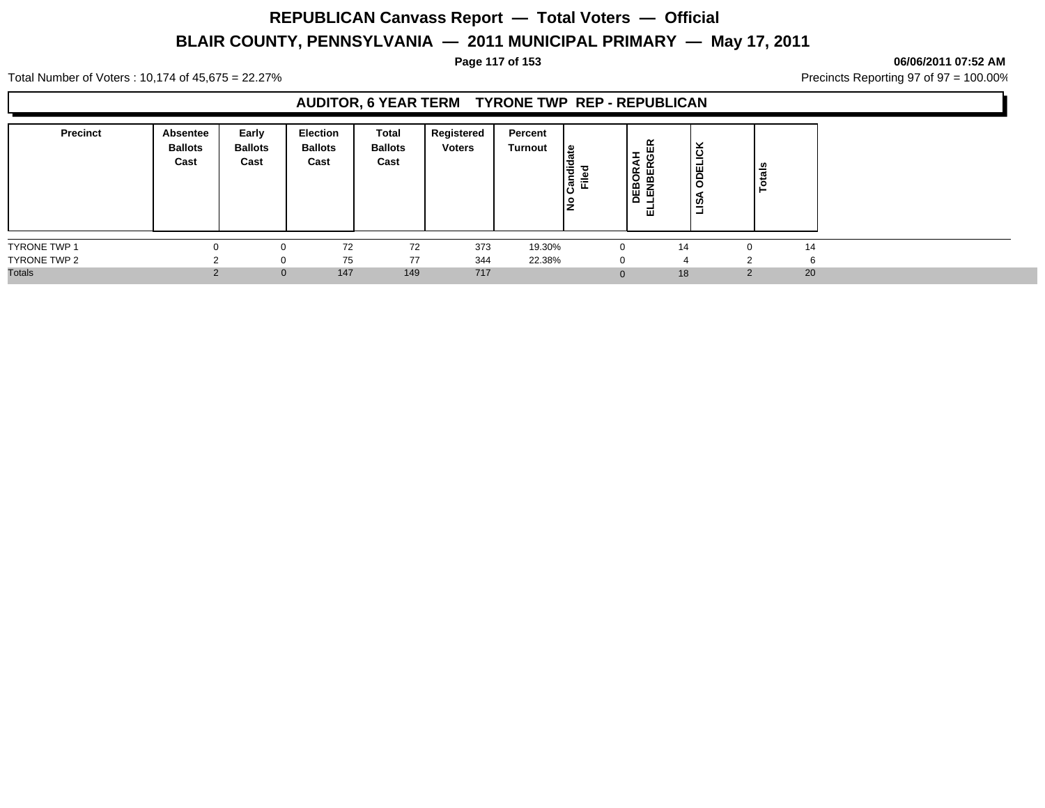# REPUBLICAN Canvass Report — Total Voters — Official

## BLAIR COUNTY, PENNSYLVANIA — 2011 MUNICIPAL PRIMARY — May 17, 2011

**06/06/2011 07:52 AM**

Total Number of Voters : 10,174 of 45,675 = 22.27%

Precincts Reporting 97 of 97 = 100.00%

### AUDITOR, 6 YEAR TERM TYRONE TWP REP - REPUBLICAN

| Precinct | Absentee Ballots Cast | Early Ballots Cast | Election Ballots Cast | Total Ballots Cast | Registered Voters | Percent Turnout | No Candidate Filed | DEBORAH ELLENBERGER | LISA ODELICK | Totals |
|---|---|---|---|---|---|---|---|---|---|---|
| TYRONE TWP 1 | 0 | 0 | 72 | 72 | 373 | 19.30% | 0 | 14 | 0 | 14 |
| TYRONE TWP 2 | 2 | 0 | 75 | 77 | 344 | 22.38% | 0 | 4 | 2 | 6 |
| Totals | 2 | 0 | 147 | 149 | 717 | | 0 | 18 | 2 | 20 |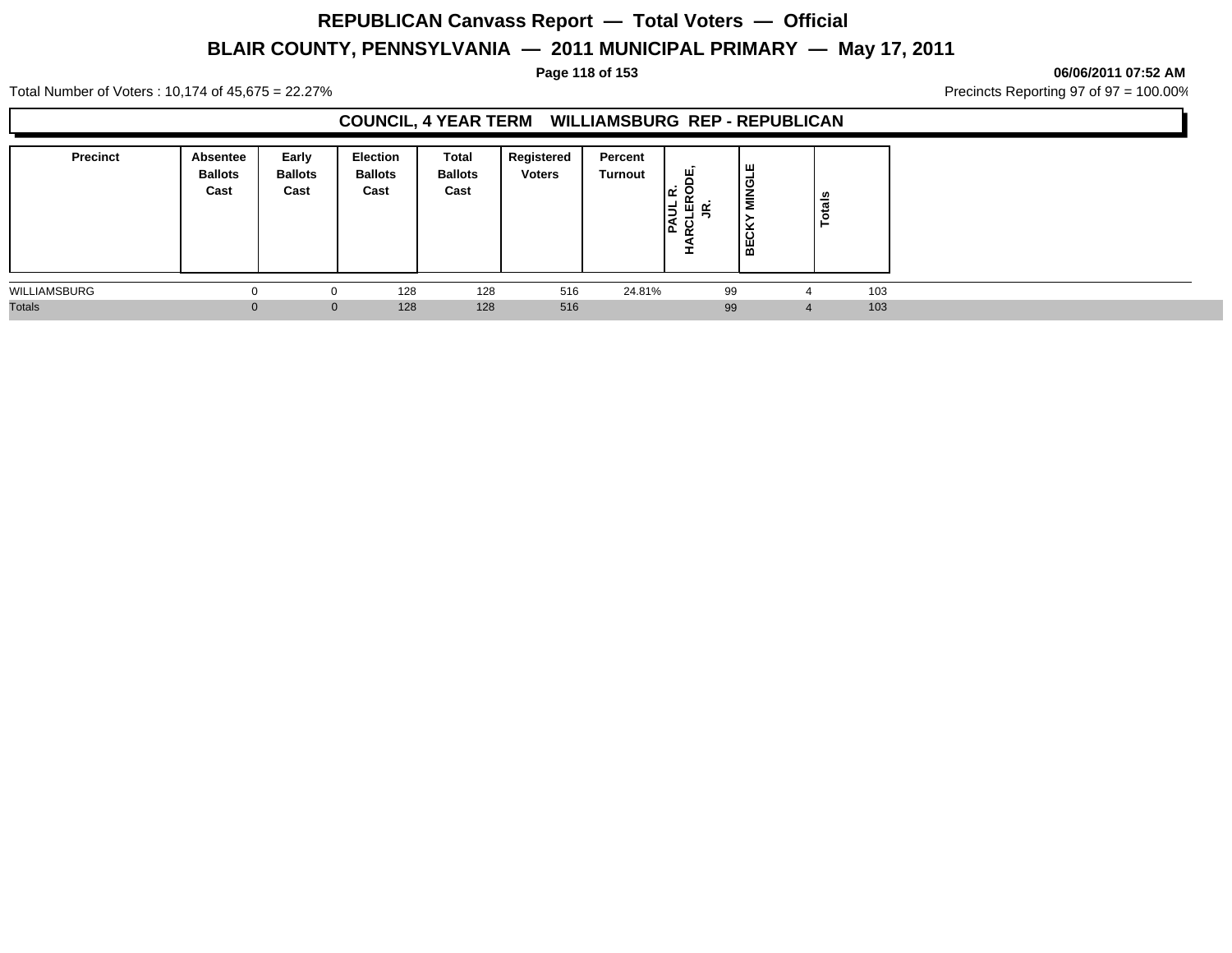# REPUBLICAN Canvass Report — Total Voters — Official

## BLAIR COUNTY, PENNSYLVANIA — 2011 MUNICIPAL PRIMARY — May 17, 2011

**06/06/2011 07:52 AM**

Total Number of Voters : 10,174 of 45,675 = 22.27%

Precincts Reporting 97 of 97 = 100.00%

### COUNCIL, 4 YEAR TERM WILLIAMSBURG REP - REPUBLICAN

| Precinct | Absentee Ballots Cast | Early Ballots Cast | Election Ballots Cast | Total Ballots Cast | Registered Voters | Percent Turnout | PAUL R. HARCLERODE, JR. | BECKY MINGLE | Totals |
|---|---|---|---|---|---|---|---|---|---|
| WILLIAMSBURG | 0 | 0 | 128 | 128 | 516 | 24.81% | 99 | 4 | 103 |
| Totals | 0 | 0 | 128 | 128 | 516 | | 99 | 4 | 103 |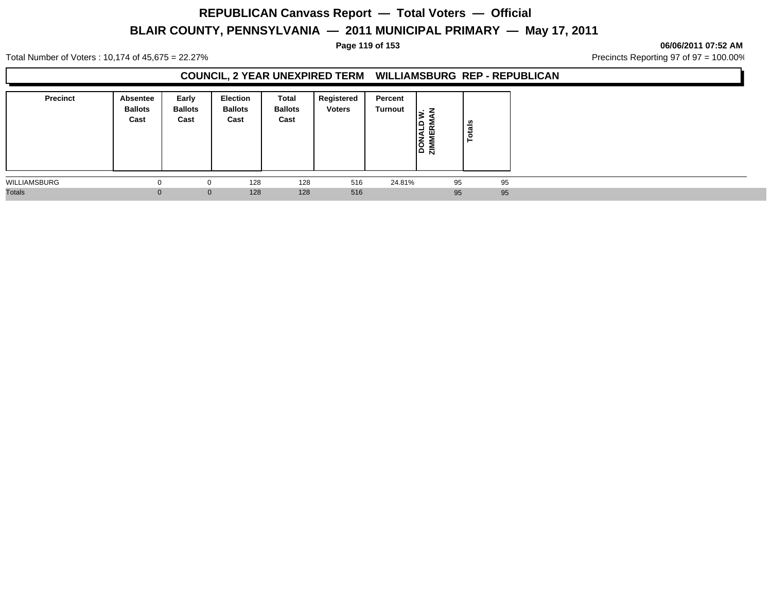# REPUBLICAN Canvass Report — Total Voters — Official

## BLAIR COUNTY, PENNSYLVANIA — 2011 MUNICIPAL PRIMARY — May 17, 2011

06/06/2011 07:52 AM

Total Number of Voters : 10,174 of 45,675 = 22.27%

Precincts Reporting 97 of 97 = 100.00%

### COUNCIL, 2 YEAR UNEXPIRED TERM WILLIAMSBURG REP - REPUBLICAN

| Precinct | Absentee Ballots Cast | Early Ballots Cast | Election Ballots Cast | Total Ballots Cast | Registered Voters | Percent Turnout | DONALD W. ZIMMERMAN | Totals |
|---|---|---|---|---|---|---|---|---|
| WILLIAMSBURG | 0 | 0 | 128 | 128 | 516 | 24.81% | 95 | 95 |
| Totals | 0 | 0 | 128 | 128 | 516 | | 95 | 95 |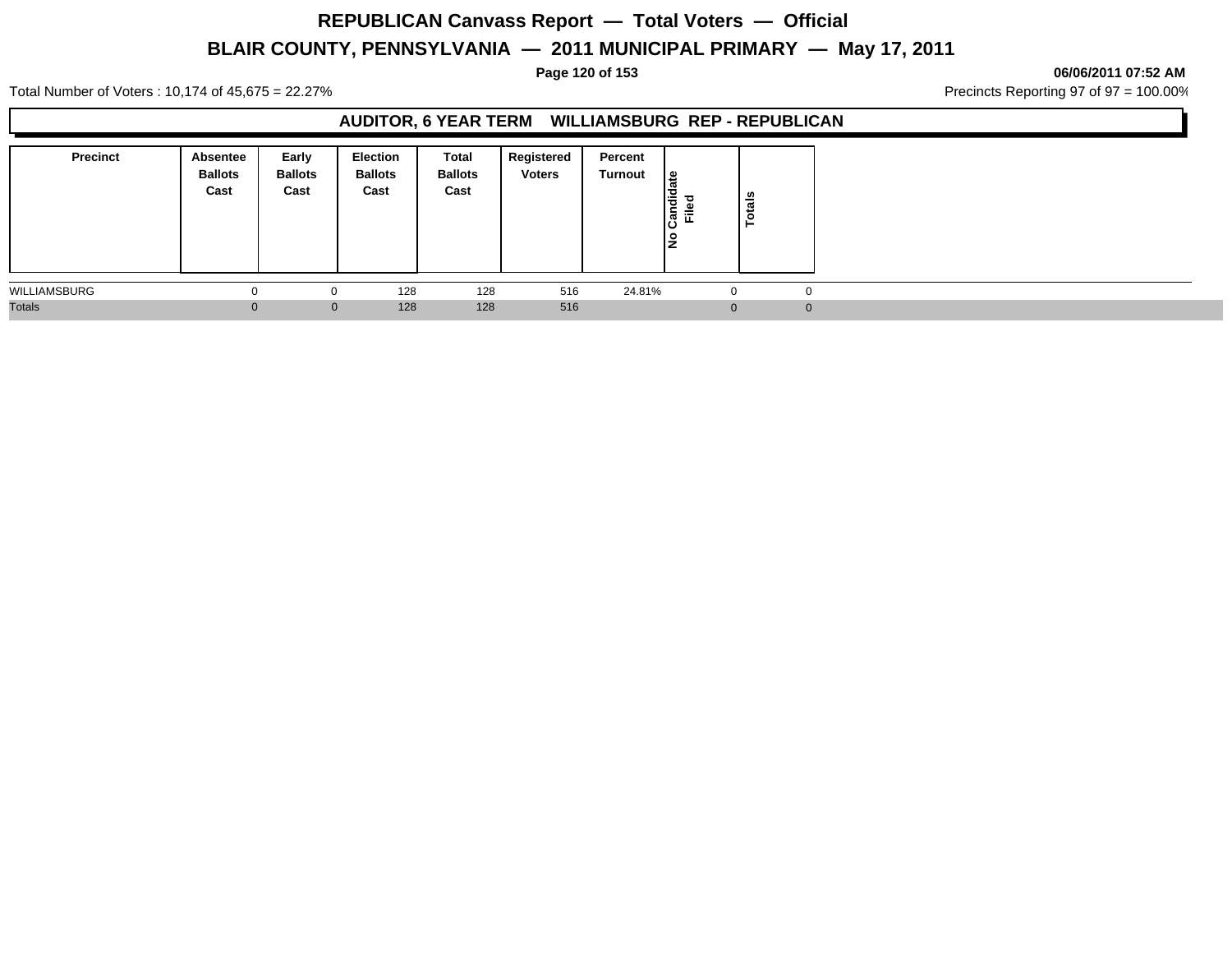# REPUBLICAN Canvass Report — Total Voters — Official

## BLAIR COUNTY, PENNSYLVANIA — 2011 MUNICIPAL PRIMARY — May 17, 2011

**06/06/2011 07:52 AM**

Total Number of Voters : 10,174 of 45,675 = 22.27%

Precincts Reporting 97 of 97 = 100.00%

### AUDITOR, 6 YEAR TERM WILLIAMSBURG REP - REPUBLICAN

| Precinct | Absentee Ballots Cast | Early Ballots Cast | Election Ballots Cast | Total Ballots Cast | Registered Voters | Percent Turnout | No Candidate Filed | Totals |
|---|---|---|---|---|---|---|---|---|
| WILLIAMSBURG | 0 | 0 | 128 | 128 | 516 | 24.81% | 0 | 0 |
| Totals | 0 | 0 | 128 | 128 | 516 | | 0 | 0 |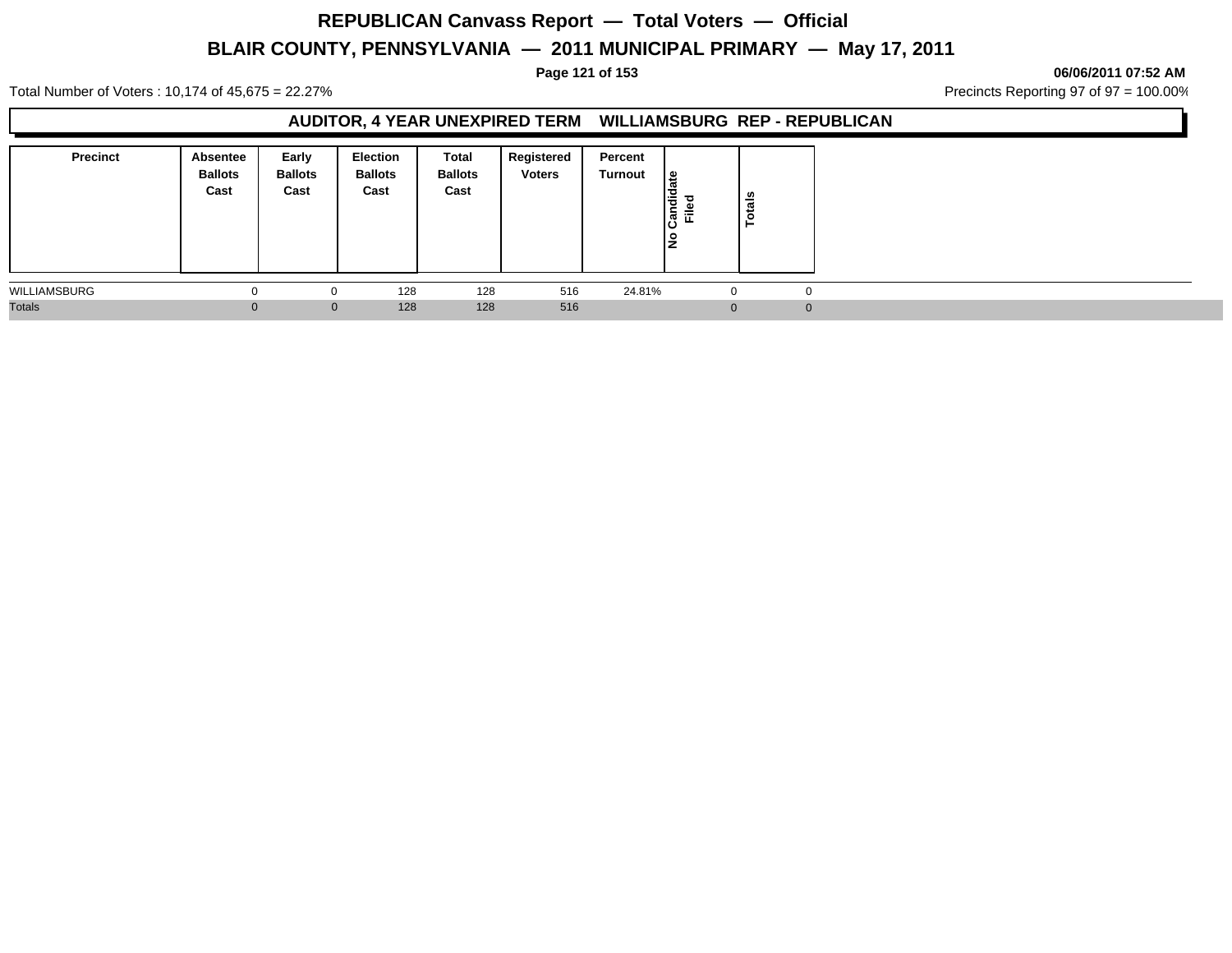# REPUBLICAN Canvass Report — Total Voters — Official

## BLAIR COUNTY, PENNSYLVANIA — 2011 MUNICIPAL PRIMARY — May 17, 2011

06/06/2011 07:52 AM

Total Number of Voters : 10,174 of 45,675 = 22.27%

Precincts Reporting 97 of 97 = 100.00%

### AUDITOR, 4 YEAR UNEXPIRED TERM WILLIAMSBURG REP - REPUBLICAN

| Precinct | Absentee Ballots Cast | Early Ballots Cast | Election Ballots Cast | Total Ballots Cast | Registered Voters | Percent Turnout | No Candidate Filed | Totals |
|---|---|---|---|---|---|---|---|---|
| WILLIAMSBURG | 0 | 0 | 128 | 128 | 516 | 24.81% | 0 | 0 |
| Totals | 0 | 0 | 128 | 128 | 516 | | 0 | 0 |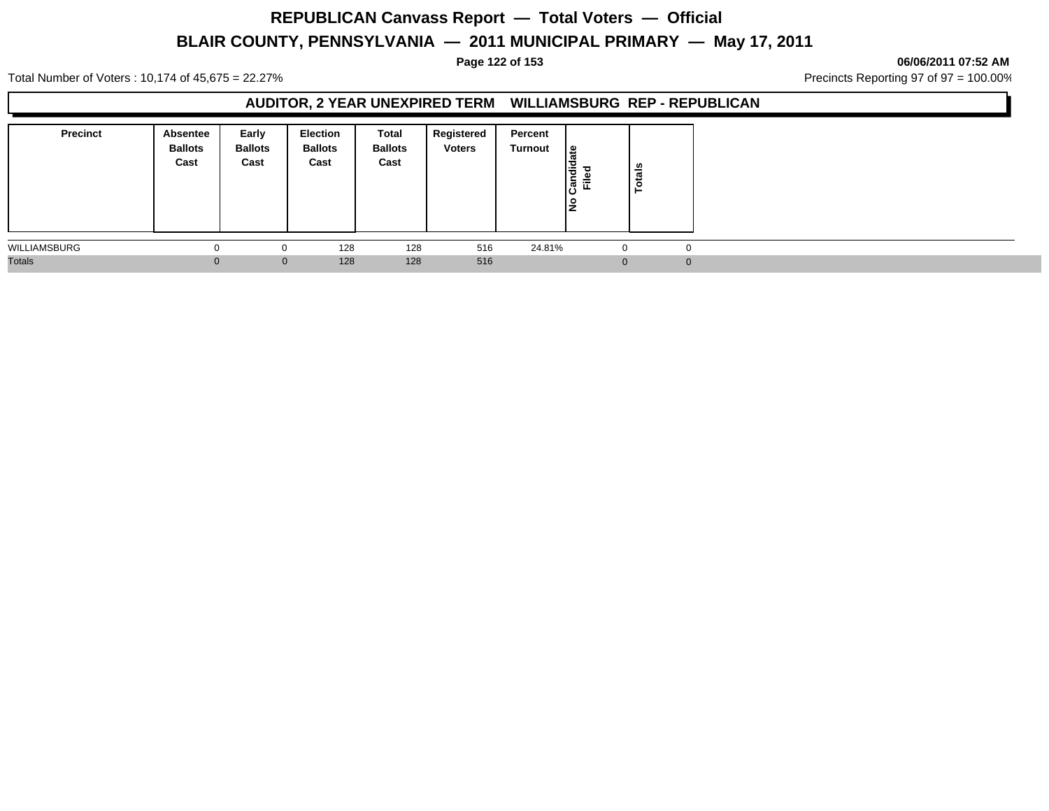# REPUBLICAN Canvass Report — Total Voters — Official

## BLAIR COUNTY, PENNSYLVANIA — 2011 MUNICIPAL PRIMARY — May 17, 2011

**06/06/2011 07:52 AM**

Total Number of Voters : 10,174 of 45,675 = 22.27%

Precincts Reporting 97 of 97 = 100.00%

### AUDITOR, 2 YEAR UNEXPIRED TERM WILLIAMSBURG REP - REPUBLICAN

| Precinct | Absentee Ballots Cast | Early Ballots Cast | Election Ballots Cast | Total Ballots Cast | Registered Voters | Percent Turnout | No Candidate Filed | Totals |
|---|---|---|---|---|---|---|---|---|
| WILLIAMSBURG | 0 | 0 | 128 | 128 | 516 | 24.81% | 0 | 0 |
| Totals | 0 | 0 | 128 | 128 | 516 | | 0 | 0 |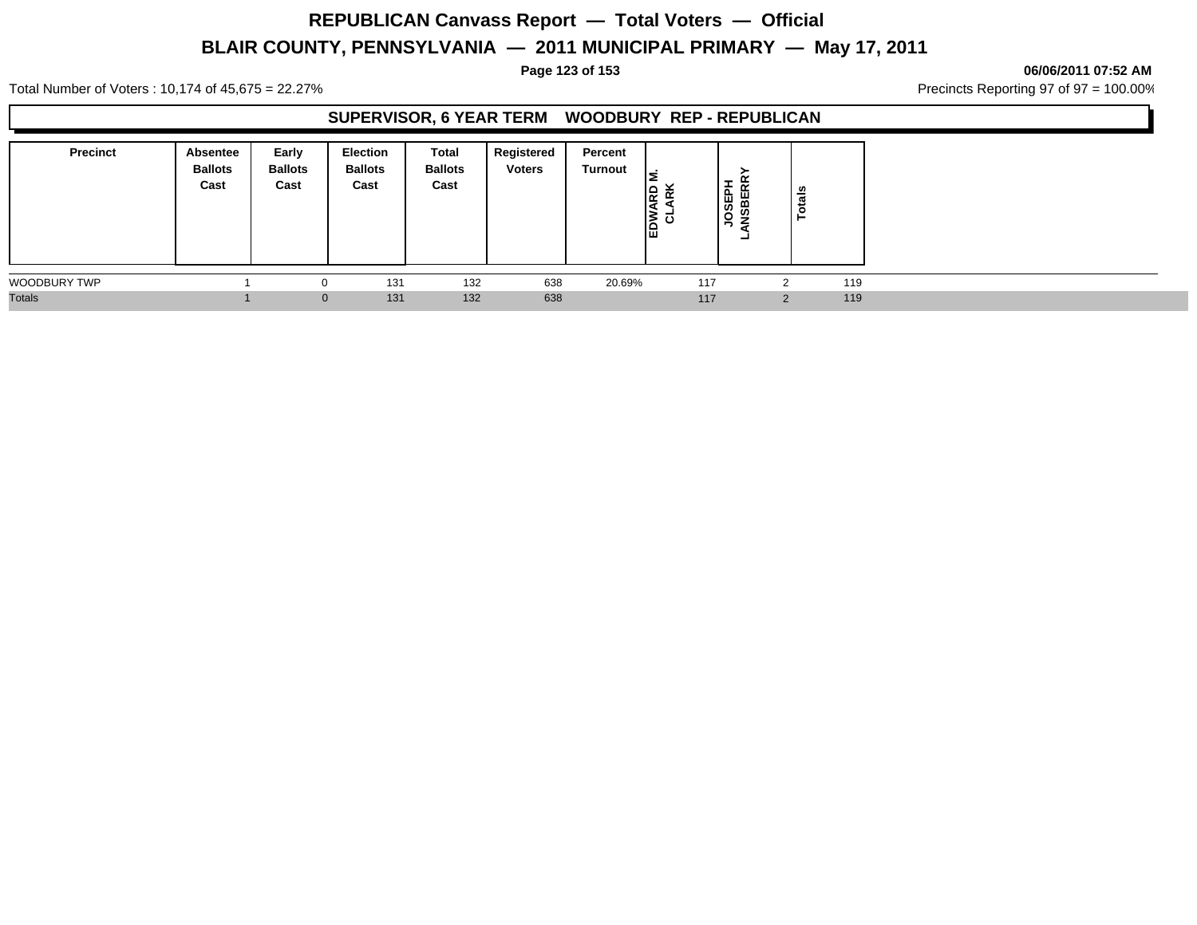# REPUBLICAN Canvass Report — Total Voters — Official

## BLAIR COUNTY, PENNSYLVANIA — 2011 MUNICIPAL PRIMARY — May 17, 2011

06/06/2011 07:52 AM

Total Number of Voters : 10,174 of 45,675 = 22.27%

Precincts Reporting 97 of 97 = 100.00%

### SUPERVISOR, 6 YEAR TERM WOODBURY REP - REPUBLICAN

| Precinct | Absentee Ballots Cast | Early Ballots Cast | Election Ballots Cast | Total Ballots Cast | Registered Voters | Percent Turnout | EDWARD M. CLARK | JOSEPH LANSBERRY | Totals |
|---|---|---|---|---|---|---|---|---|---|
| WOODBURY TWP | 1 | 0 | 131 | 132 | 638 | 20.69% | 117 | 2 | 119 |
| Totals | 1 | 0 | 131 | 132 | 638 | | 117 | 2 | 119 |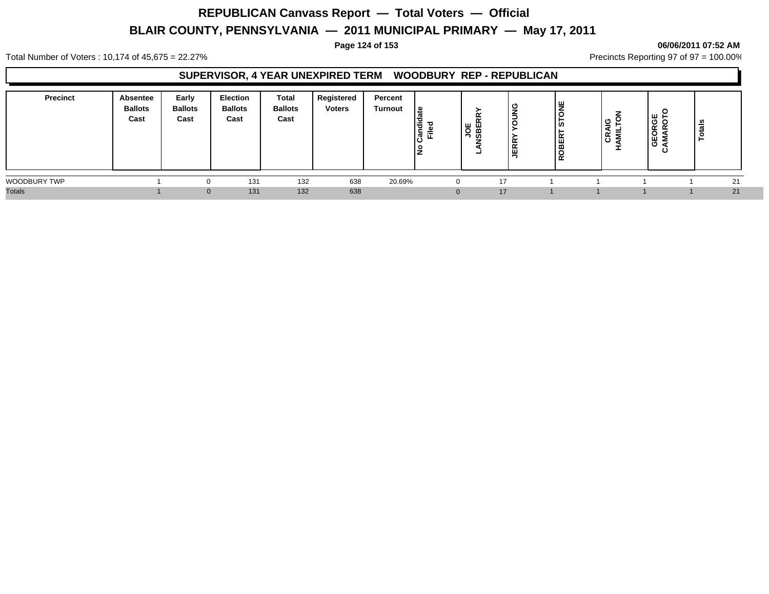# REPUBLICAN Canvass Report — Total Voters — Official

## BLAIR COUNTY, PENNSYLVANIA — 2011 MUNICIPAL PRIMARY — May 17, 2011

06/06/2011 07:52 AM

Total Number of Voters : 10,174 of 45,675 = 22.27%

Precincts Reporting 97 of 97 = 100.00%

### SUPERVISOR, 4 YEAR UNEXPIRED TERM WOODBURY REP - REPUBLICAN

| Precinct | Absentee Ballots Cast | Early Ballots Cast | Election Ballots Cast | Total Ballots Cast | Registered Voters | Percent Turnout | No Candidate Filed | JOE LANSBERRY | JERRY YOUNG | ROBERT STONE | CRAIG HAMILTON | GEORGE CAMAROTO | Totals |
|---|---|---|---|---|---|---|---|---|---|---|---|---|---|
| WOODBURY TWP | 1 | 0 | 131 | 132 | 638 | 20.69% | 0 | 17 | 1 | 1 | 1 | 1 | 21 |
| Totals | 1 | 0 | 131 | 132 | 638 | | 0 | 17 | 1 | 1 | 1 | 1 | 21 |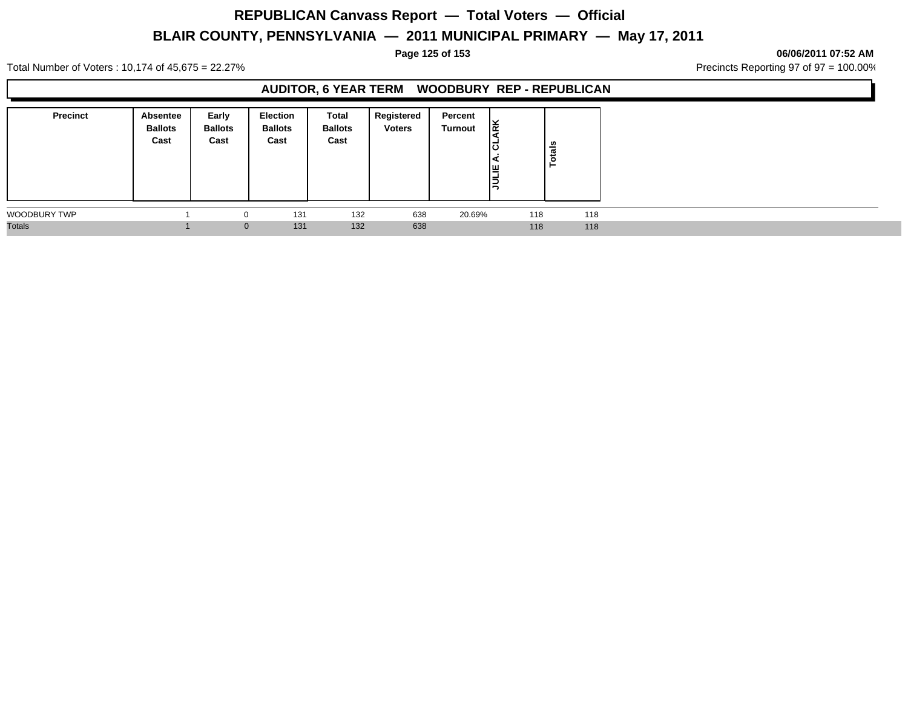# REPUBLICAN Canvass Report — Total Voters — Official

## BLAIR COUNTY, PENNSYLVANIA — 2011 MUNICIPAL PRIMARY — May 17, 2011

**06/06/2011 07:52 AM**

Total Number of Voters : 10,174 of 45,675 = 22.27%

Precincts Reporting 97 of 97 = 100.00%

### AUDITOR, 6 YEAR TERM WOODBURY REP - REPUBLICAN

| Precinct | Absentee Ballots Cast | Early Ballots Cast | Election Ballots Cast | Total Ballots Cast | Registered Voters | Percent Turnout | JULIE A. CLARK | Totals |
|---|---|---|---|---|---|---|---|---|
| WOODBURY TWP | 1 | 0 | 131 | 132 | 638 | 20.69% | 118 | 118 |
| Totals | 1 | 0 | 131 | 132 | 638 | | 118 | 118 |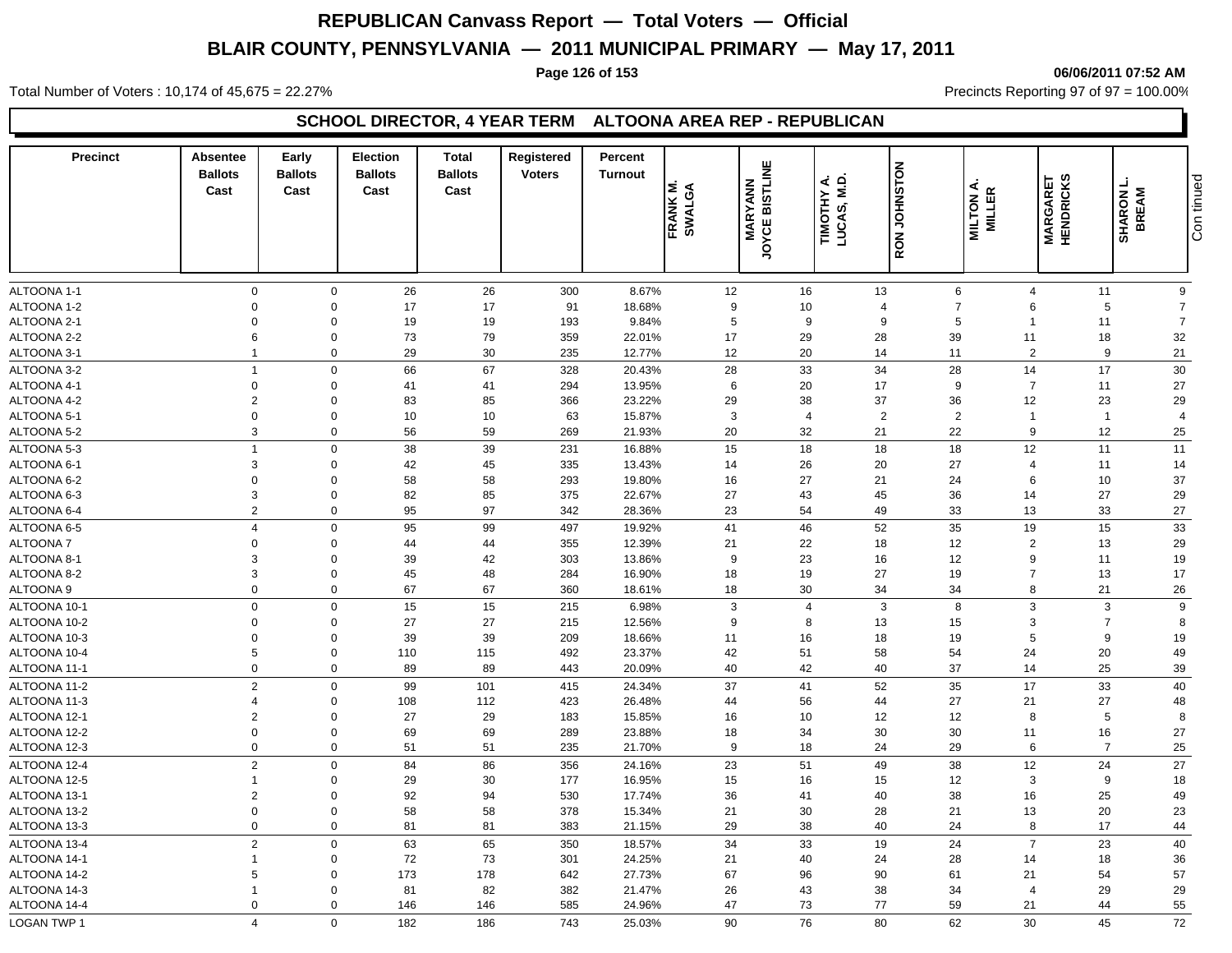# REPUBLICAN Canvass Report — Total Voters — Official

## BLAIR COUNTY, PENNSYLVANIA — 2011 MUNICIPAL PRIMARY — May 17, 2011

06/06/2011 07:52 AM

Total Number of Voters : 10,174 of 45,675 = 22.27%

Precincts Reporting 97 of 97 = 100.00%

### SCHOOL DIRECTOR, 4 YEAR TERM ALTOONA AREA REP - REPUBLICAN

| Precinct | Absentee Ballots Cast | Early Ballots Cast | Election Ballots Cast | Total Ballots Cast | Registered Voters | Percent Turnout | FRANK M. SWALGA | MARYANN JOYCE BISTLINE | TIMOTHY A. LUCAS, M.D. | RON JOHNSTON | MILTON A. MILLER | MARGARET HENDRICKS | SHARON L. BREAM |
|---|---|---|---|---|---|---|---|---|---|---|---|---|---|
| ALTOONA 1-1 | 0 | 0 | 26 | 26 | 300 | 8.67% | 12 | 16 | 13 | 6 | 4 | 11 | 9 |
| ALTOONA 1-2 | 0 | 0 | 17 | 17 | 91 | 18.68% | 9 | 10 | 4 | 7 | 6 | 5 | 7 |
| ALTOONA 2-1 | 0 | 0 | 19 | 19 | 193 | 9.84% | 5 | 9 | 9 | 5 | 1 | 11 | 7 |
| ALTOONA 2-2 | 6 | 0 | 73 | 79 | 359 | 22.01% | 17 | 29 | 28 | 39 | 11 | 18 | 32 |
| ALTOONA 3-1 | 1 | 0 | 29 | 30 | 235 | 12.77% | 12 | 20 | 14 | 11 | 2 | 9 | 21 |
| ALTOONA 3-2 | 1 | 0 | 66 | 67 | 328 | 20.43% | 28 | 33 | 34 | 28 | 14 | 17 | 30 |
| ALTOONA 4-1 | 0 | 0 | 41 | 41 | 294 | 13.95% | 6 | 20 | 17 | 9 | 7 | 11 | 27 |
| ALTOONA 4-2 | 2 | 0 | 83 | 85 | 366 | 23.22% | 29 | 38 | 37 | 36 | 12 | 23 | 29 |
| ALTOONA 5-1 | 0 | 0 | 10 | 10 | 63 | 15.87% | 3 | 4 | 2 | 2 | 1 | 1 | 4 |
| ALTOONA 5-2 | 3 | 0 | 56 | 59 | 269 | 21.93% | 20 | 32 | 21 | 22 | 9 | 12 | 25 |
| ALTOONA 5-3 | 1 | 0 | 38 | 39 | 231 | 16.88% | 15 | 18 | 18 | 18 | 12 | 11 | 11 |
| ALTOONA 6-1 | 3 | 0 | 42 | 45 | 335 | 13.43% | 14 | 26 | 20 | 27 | 4 | 11 | 14 |
| ALTOONA 6-2 | 0 | 0 | 58 | 58 | 293 | 19.80% | 16 | 27 | 21 | 24 | 6 | 10 | 37 |
| ALTOONA 6-3 | 3 | 0 | 82 | 85 | 375 | 22.67% | 27 | 43 | 45 | 36 | 14 | 27 | 29 |
| ALTOONA 6-4 | 2 | 0 | 95 | 97 | 342 | 28.36% | 23 | 54 | 49 | 33 | 13 | 33 | 27 |
| ALTOONA 6-5 | 4 | 0 | 95 | 99 | 497 | 19.92% | 41 | 46 | 52 | 35 | 19 | 15 | 33 |
| ALTOONA 7 | 0 | 0 | 44 | 44 | 355 | 12.39% | 21 | 22 | 18 | 12 | 2 | 13 | 29 |
| ALTOONA 8-1 | 3 | 0 | 39 | 42 | 303 | 13.86% | 9 | 23 | 16 | 12 | 9 | 11 | 19 |
| ALTOONA 8-2 | 3 | 0 | 45 | 48 | 284 | 16.90% | 18 | 19 | 27 | 19 | 7 | 13 | 17 |
| ALTOONA 9 | 0 | 0 | 67 | 67 | 360 | 18.61% | 18 | 30 | 34 | 34 | 8 | 21 | 26 |
| ALTOONA 10-1 | 0 | 0 | 15 | 15 | 215 | 6.98% | 3 | 4 | 3 | 8 | 3 | 3 | 9 |
| ALTOONA 10-2 | 0 | 0 | 27 | 27 | 215 | 12.56% | 9 | 8 | 13 | 15 | 3 | 7 | 8 |
| ALTOONA 10-3 | 0 | 0 | 39 | 39 | 209 | 18.66% | 11 | 16 | 18 | 19 | 5 | 9 | 19 |
| ALTOONA 10-4 | 5 | 0 | 110 | 115 | 492 | 23.37% | 42 | 51 | 58 | 54 | 24 | 20 | 49 |
| ALTOONA 11-1 | 0 | 0 | 89 | 89 | 443 | 20.09% | 40 | 42 | 40 | 37 | 14 | 25 | 39 |
| ALTOONA 11-2 | 2 | 0 | 99 | 101 | 415 | 24.34% | 37 | 41 | 52 | 35 | 17 | 33 | 40 |
| ALTOONA 11-3 | 4 | 0 | 108 | 112 | 423 | 26.48% | 44 | 56 | 44 | 27 | 21 | 27 | 48 |
| ALTOONA 12-1 | 2 | 0 | 27 | 29 | 183 | 15.85% | 16 | 10 | 12 | 12 | 8 | 5 | 8 |
| ALTOONA 12-2 | 0 | 0 | 69 | 69 | 289 | 23.88% | 18 | 34 | 30 | 30 | 11 | 16 | 27 |
| ALTOONA 12-3 | 0 | 0 | 51 | 51 | 235 | 21.70% | 9 | 18 | 24 | 29 | 6 | 7 | 25 |
| ALTOONA 12-4 | 2 | 0 | 84 | 86 | 356 | 24.16% | 23 | 51 | 49 | 38 | 12 | 24 | 27 |
| ALTOONA 12-5 | 1 | 0 | 29 | 30 | 177 | 16.95% | 15 | 16 | 15 | 12 | 3 | 9 | 18 |
| ALTOONA 13-1 | 2 | 0 | 92 | 94 | 530 | 17.74% | 36 | 41 | 40 | 38 | 16 | 25 | 49 |
| ALTOONA 13-2 | 0 | 0 | 58 | 58 | 378 | 15.34% | 21 | 30 | 28 | 21 | 13 | 20 | 23 |
| ALTOONA 13-3 | 0 | 0 | 81 | 81 | 383 | 21.15% | 29 | 38 | 40 | 24 | 8 | 17 | 44 |
| ALTOONA 13-4 | 2 | 0 | 63 | 65 | 350 | 18.57% | 34 | 33 | 19 | 24 | 7 | 23 | 40 |
| ALTOONA 14-1 | 1 | 0 | 72 | 73 | 301 | 24.25% | 21 | 40 | 24 | 28 | 14 | 18 | 36 |
| ALTOONA 14-2 | 5 | 0 | 173 | 178 | 642 | 27.73% | 67 | 96 | 90 | 61 | 21 | 54 | 57 |
| ALTOONA 14-3 | 1 | 0 | 81 | 82 | 382 | 21.47% | 26 | 43 | 38 | 34 | 4 | 29 | 29 |
| ALTOONA 14-4 | 0 | 0 | 146 | 146 | 585 | 24.96% | 47 | 73 | 77 | 59 | 21 | 44 | 55 |
| LOGAN TWP 1 | 4 | 0 | 182 | 186 | 743 | 25.03% | 90 | 76 | 80 | 62 | 30 | 45 | 72 |

Continued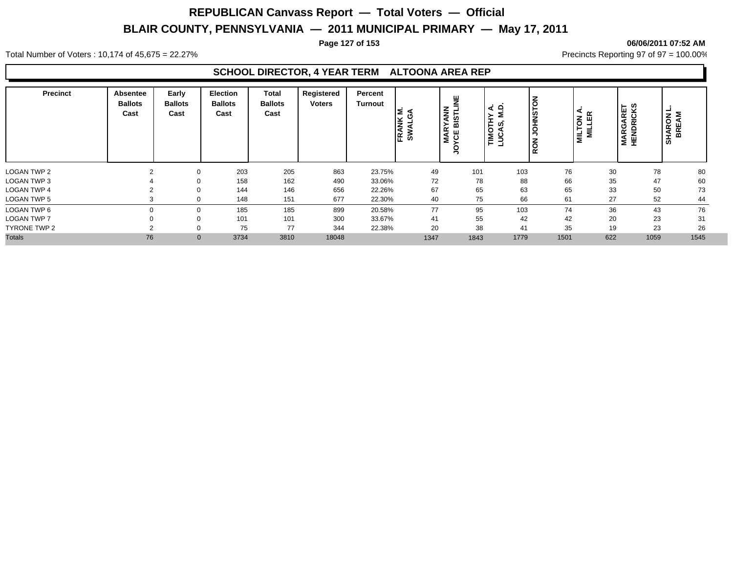# REPUBLICAN Canvass Report — Total Voters — Official

## BLAIR COUNTY, PENNSYLVANIA — 2011 MUNICIPAL PRIMARY — May 17, 2011

06/06/2011 07:52 AM

Total Number of Voters : 10,174 of 45,675 = 22.27%

Precincts Reporting 97 of 97 = 100.00%

### SCHOOL DIRECTOR, 4 YEAR TERM ALTOONA AREA REP

| Precinct | Absentee Ballots Cast | Early Ballots Cast | Election Ballots Cast | Total Ballots Cast | Registered Voters | Percent Turnout | FRANK M. SWALGA | MARYANN JOYCE BISTLINE | TIMOTHY A. LUCAS, M.D. | RON JOHNSTON | MILTON A. MILLER | MARGARET HENDRICKS | SHARON L. BREAM |
|---|---|---|---|---|---|---|---|---|---|---|---|---|---|
| LOGAN TWP 2 | 2 | 0 | 203 | 205 | 863 | 23.75% | 49 | 101 | 103 | 76 | 30 | 78 | 80 |
| LOGAN TWP 3 | 4 | 0 | 158 | 162 | 490 | 33.06% | 72 | 78 | 88 | 66 | 35 | 47 | 60 |
| LOGAN TWP 4 | 2 | 0 | 144 | 146 | 656 | 22.26% | 67 | 65 | 63 | 65 | 33 | 50 | 73 |
| LOGAN TWP 5 | 3 | 0 | 148 | 151 | 677 | 22.30% | 40 | 75 | 66 | 61 | 27 | 52 | 44 |
| LOGAN TWP 6 | 0 | 0 | 185 | 185 | 899 | 20.58% | 77 | 95 | 103 | 74 | 36 | 43 | 76 |
| LOGAN TWP 7 | 0 | 0 | 101 | 101 | 300 | 33.67% | 41 | 55 | 42 | 42 | 20 | 23 | 31 |
| TYRONE TWP 2 | 2 | 0 | 75 | 77 | 344 | 22.38% | 20 | 38 | 41 | 35 | 19 | 23 | 26 |
| Totals | 76 | 0 | 3734 | 3810 | 18048 | | 1347 | 1843 | 1779 | 1501 | 622 | 1059 | 1545 |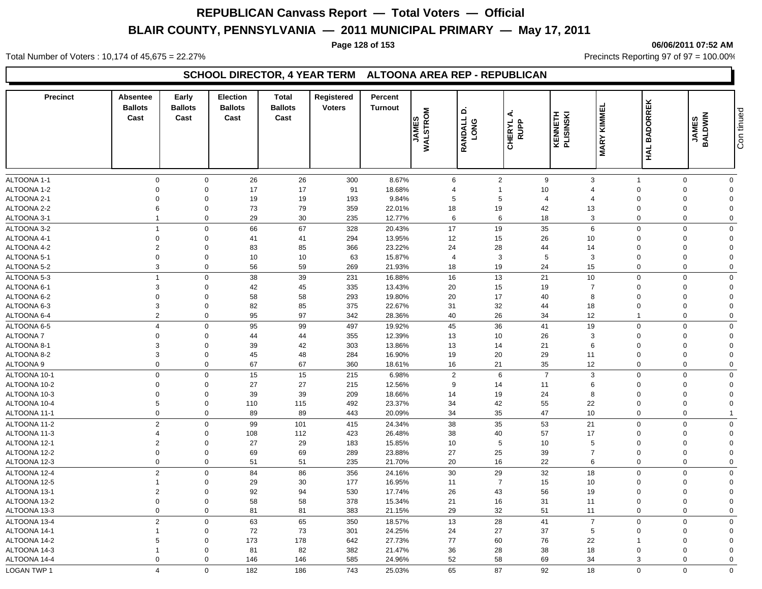# REPUBLICAN Canvass Report — Total Voters — Official

## BLAIR COUNTY, PENNSYLVANIA — 2011 MUNICIPAL PRIMARY — May 17, 2011

06/06/2011 07:52 AM

Total Number of Voters : 10,174 of 45,675 = 22.27%

Precincts Reporting 97 of 97 = 100.00%

### SCHOOL DIRECTOR, 4 YEAR TERM ALTOONA AREA REP - REPUBLICAN

| Precinct | Absentee Ballots Cast | Early Ballots Cast | Election Ballots Cast | Total Ballots Cast | Registered Voters | Percent Turnout | JAMES WALSTROM | RANDALL D. LONG | CHERYL A. RUPP | KENNETH PLISINSKI | MARY KIMMEL | HAL BADORREK | JAMES BALDWIN |
|---|---|---|---|---|---|---|---|---|---|---|---|---|---|
| ALTOONA 1-1 | 0 | 0 | 26 | 26 | 300 | 8.67% | 6 | 2 | 9 | 3 | 1 | 0 | 0 |
| ALTOONA 1-2 | 0 | 0 | 17 | 17 | 91 | 18.68% | 4 | 1 | 10 | 4 | 0 | 0 | 0 |
| ALTOONA 2-1 | 0 | 0 | 19 | 19 | 193 | 9.84% | 5 | 5 | 4 | 4 | 0 | 0 | 0 |
| ALTOONA 2-2 | 6 | 0 | 73 | 79 | 359 | 22.01% | 18 | 19 | 42 | 13 | 0 | 0 | 0 |
| ALTOONA 3-1 | 1 | 0 | 29 | 30 | 235 | 12.77% | 6 | 6 | 18 | 3 | 0 | 0 | 0 |
| ALTOONA 3-2 | 1 | 0 | 66 | 67 | 328 | 20.43% | 17 | 19 | 35 | 6 | 0 | 0 | 0 |
| ALTOONA 4-1 | 0 | 0 | 41 | 41 | 294 | 13.95% | 12 | 15 | 26 | 10 | 0 | 0 | 0 |
| ALTOONA 4-2 | 2 | 0 | 83 | 85 | 366 | 23.22% | 24 | 28 | 44 | 14 | 0 | 0 | 0 |
| ALTOONA 5-1 | 0 | 0 | 10 | 10 | 63 | 15.87% | 4 | 3 | 5 | 3 | 0 | 0 | 0 |
| ALTOONA 5-2 | 3 | 0 | 56 | 59 | 269 | 21.93% | 18 | 19 | 24 | 15 | 0 | 0 | 0 |
| ALTOONA 5-3 | 1 | 0 | 38 | 39 | 231 | 16.88% | 16 | 13 | 21 | 10 | 0 | 0 | 0 |
| ALTOONA 6-1 | 3 | 0 | 42 | 45 | 335 | 13.43% | 20 | 15 | 19 | 7 | 0 | 0 | 0 |
| ALTOONA 6-2 | 0 | 0 | 58 | 58 | 293 | 19.80% | 20 | 17 | 40 | 8 | 0 | 0 | 0 |
| ALTOONA 6-3 | 3 | 0 | 82 | 85 | 375 | 22.67% | 31 | 32 | 44 | 18 | 0 | 0 | 0 |
| ALTOONA 6-4 | 2 | 0 | 95 | 97 | 342 | 28.36% | 40 | 26 | 34 | 12 | 1 | 0 | 0 |
| ALTOONA 6-5 | 4 | 0 | 95 | 99 | 497 | 19.92% | 45 | 36 | 41 | 19 | 0 | 0 | 0 |
| ALTOONA 7 | 0 | 0 | 44 | 44 | 355 | 12.39% | 13 | 10 | 26 | 3 | 0 | 0 | 0 |
| ALTOONA 8-1 | 3 | 0 | 39 | 42 | 303 | 13.86% | 13 | 14 | 21 | 6 | 0 | 0 | 0 |
| ALTOONA 8-2 | 3 | 0 | 45 | 48 | 284 | 16.90% | 19 | 20 | 29 | 11 | 0 | 0 | 0 |
| ALTOONA 9 | 0 | 0 | 67 | 67 | 360 | 18.61% | 16 | 21 | 35 | 12 | 0 | 0 | 0 |
| ALTOONA 10-1 | 0 | 0 | 15 | 15 | 215 | 6.98% | 2 | 6 | 7 | 3 | 0 | 0 | 0 |
| ALTOONA 10-2 | 0 | 0 | 27 | 27 | 215 | 12.56% | 9 | 14 | 11 | 6 | 0 | 0 | 0 |
| ALTOONA 10-3 | 0 | 0 | 39 | 39 | 209 | 18.66% | 14 | 19 | 24 | 8 | 0 | 0 | 0 |
| ALTOONA 10-4 | 5 | 0 | 110 | 115 | 492 | 23.37% | 34 | 42 | 55 | 22 | 0 | 0 | 0 |
| ALTOONA 11-1 | 0 | 0 | 89 | 89 | 443 | 20.09% | 34 | 35 | 47 | 10 | 0 | 0 | 1 |
| ALTOONA 11-2 | 2 | 0 | 99 | 101 | 415 | 24.34% | 38 | 35 | 53 | 21 | 0 | 0 | 0 |
| ALTOONA 11-3 | 4 | 0 | 108 | 112 | 423 | 26.48% | 38 | 40 | 57 | 17 | 0 | 0 | 0 |
| ALTOONA 12-1 | 2 | 0 | 27 | 29 | 183 | 15.85% | 10 | 5 | 10 | 5 | 0 | 0 | 0 |
| ALTOONA 12-2 | 0 | 0 | 69 | 69 | 289 | 23.88% | 27 | 25 | 39 | 7 | 0 | 0 | 0 |
| ALTOONA 12-3 | 0 | 0 | 51 | 51 | 235 | 21.70% | 20 | 16 | 22 | 6 | 0 | 0 | 0 |
| ALTOONA 12-4 | 2 | 0 | 84 | 86 | 356 | 24.16% | 30 | 29 | 32 | 18 | 0 | 0 | 0 |
| ALTOONA 12-5 | 1 | 0 | 29 | 30 | 177 | 16.95% | 11 | 7 | 15 | 10 | 0 | 0 | 0 |
| ALTOONA 13-1 | 2 | 0 | 92 | 94 | 530 | 17.74% | 26 | 43 | 56 | 19 | 0 | 0 | 0 |
| ALTOONA 13-2 | 0 | 0 | 58 | 58 | 378 | 15.34% | 21 | 16 | 31 | 11 | 0 | 0 | 0 |
| ALTOONA 13-3 | 0 | 0 | 81 | 81 | 383 | 21.15% | 29 | 32 | 51 | 11 | 0 | 0 | 0 |
| ALTOONA 13-4 | 2 | 0 | 63 | 65 | 350 | 18.57% | 13 | 28 | 41 | 7 | 0 | 0 | 0 |
| ALTOONA 14-1 | 1 | 0 | 72 | 73 | 301 | 24.25% | 24 | 27 | 37 | 5 | 0 | 0 | 0 |
| ALTOONA 14-2 | 5 | 0 | 173 | 178 | 642 | 27.73% | 77 | 60 | 76 | 22 | 1 | 0 | 0 |
| ALTOONA 14-3 | 1 | 0 | 81 | 82 | 382 | 21.47% | 36 | 28 | 38 | 18 | 0 | 0 | 0 |
| ALTOONA 14-4 | 0 | 0 | 146 | 146 | 585 | 24.96% | 52 | 58 | 69 | 34 | 3 | 0 | 0 |
| LOGAN TWP 1 | 4 | 0 | 182 | 186 | 743 | 25.03% | 65 | 87 | 92 | 18 | 0 | 0 | 0 |

Continued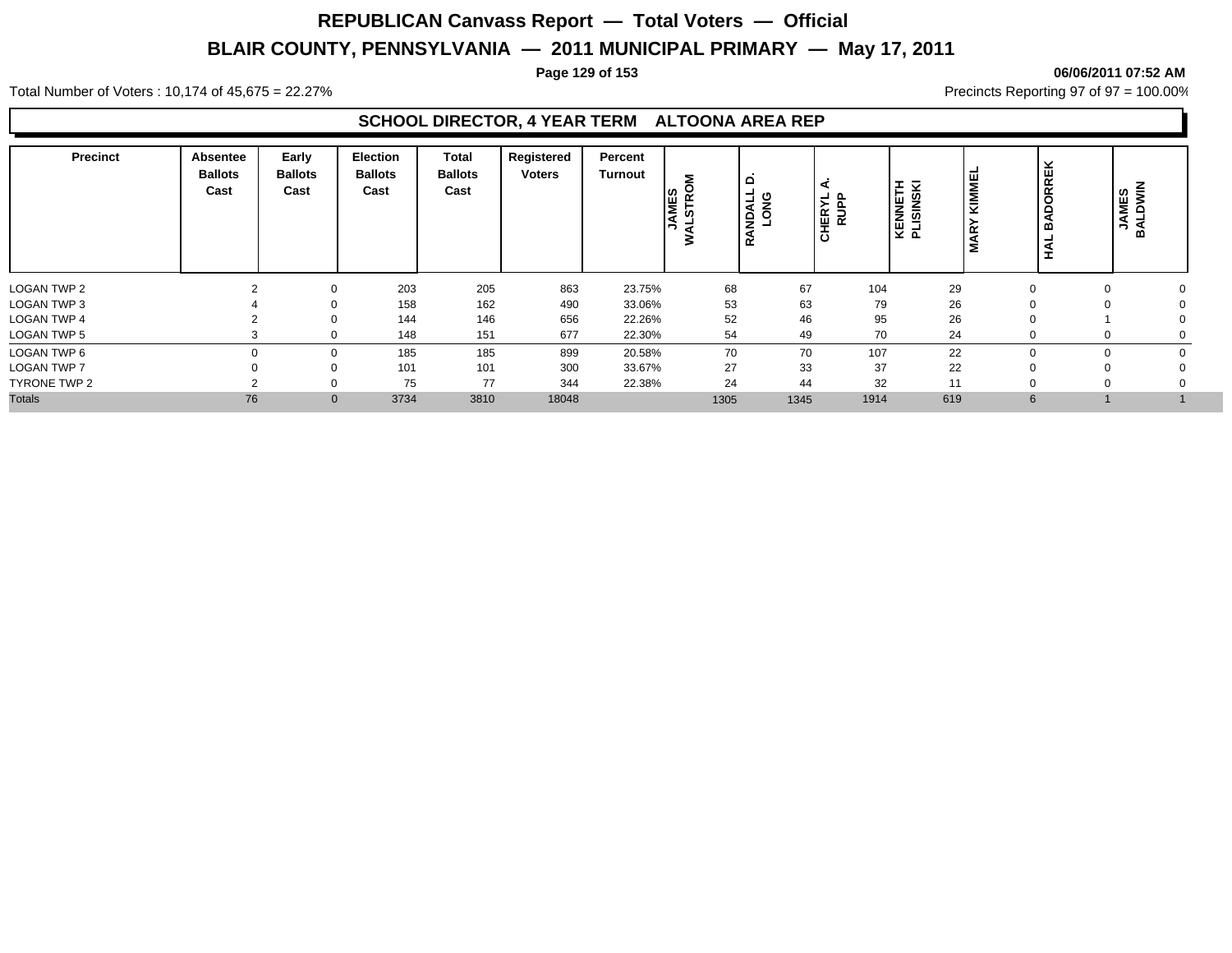# REPUBLICAN Canvass Report — Total Voters — Official

## BLAIR COUNTY, PENNSYLVANIA — 2011 MUNICIPAL PRIMARY — May 17, 2011

06/06/2011 07:52 AM

Total Number of Voters : 10,174 of 45,675 = 22.27%

Precincts Reporting 97 of 97 = 100.00%

### SCHOOL DIRECTOR, 4 YEAR TERM ALTOONA AREA REP

| Precinct | Absentee Ballots Cast | Early Ballots Cast | Election Ballots Cast | Total Ballots Cast | Registered Voters | Percent Turnout | JAMES WALSTROM | RANDALL D. LONG | CHERYL A. RUPP | KENNETH PLISINSKI | MARY KIMMEL | HAL BADORREK | JAMES BALDWIN |
|---|---|---|---|---|---|---|---|---|---|---|---|---|---|
| LOGAN TWP 2 | 2 | 0 | 203 | 205 | 863 | 23.75% | 68 | 67 | 104 | 29 | 0 | 0 | 0 |
| LOGAN TWP 3 | 4 | 0 | 158 | 162 | 490 | 33.06% | 53 | 63 | 79 | 26 | 0 | 0 | 0 |
| LOGAN TWP 4 | 2 | 0 | 144 | 146 | 656 | 22.26% | 52 | 46 | 95 | 26 | 0 | 1 | 0 |
| LOGAN TWP 5 | 3 | 0 | 148 | 151 | 677 | 22.30% | 54 | 49 | 70 | 24 | 0 | 0 | 0 |
| LOGAN TWP 6 | 0 | 0 | 185 | 185 | 899 | 20.58% | 70 | 70 | 107 | 22 | 0 | 0 | 0 |
| LOGAN TWP 7 | 0 | 0 | 101 | 101 | 300 | 33.67% | 27 | 33 | 37 | 22 | 0 | 0 | 0 |
| TYRONE TWP 2 | 2 | 0 | 75 | 77 | 344 | 22.38% | 24 | 44 | 32 | 11 | 0 | 0 | 0 |
| Totals | 76 | 0 | 3734 | 3810 | 18048 | | 1305 | 1345 | 1914 | 619 | 6 | 1 | 1 |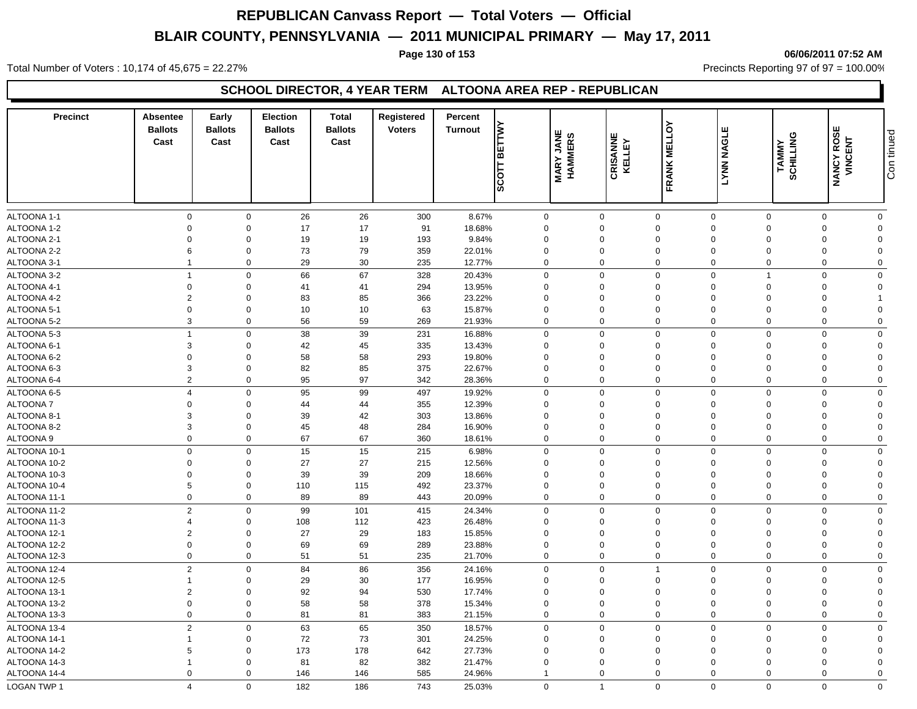# REPUBLICAN Canvass Report — Total Voters — Official

## BLAIR COUNTY, PENNSYLVANIA — 2011 MUNICIPAL PRIMARY — May 17, 2011

06/06/2011 07:52 AM

Total Number of Voters : 10,174 of 45,675 = 22.27%

Precincts Reporting 97 of 97 = 100.00%

### SCHOOL DIRECTOR, 4 YEAR TERM ALTOONA AREA REP - REPUBLICAN

| Precinct | Absentee Ballots Cast | Early Ballots Cast | Election Ballots Cast | Total Ballots Cast | Registered Voters | Percent Turnout | SCOTT BETTWY | MARY JANE HAMMERS | CRISANNE KELLEY | FRANK MELLOY | LYNN NAGLE | TAMMY SCHILLING | NANCY ROSE VINCENT |
|---|---|---|---|---|---|---|---|---|---|---|---|---|---|
| ALTOONA 1-1 | 0 | 0 | 26 | 26 | 300 | 8.67% | 0 | 0 | 0 | 0 | 0 | 0 | 0 |
| ALTOONA 1-2 | 0 | 0 | 17 | 17 | 91 | 18.68% | 0 | 0 | 0 | 0 | 0 | 0 | 0 |
| ALTOONA 2-1 | 0 | 0 | 19 | 19 | 193 | 9.84% | 0 | 0 | 0 | 0 | 0 | 0 | 0 |
| ALTOONA 2-2 | 6 | 0 | 73 | 79 | 359 | 22.01% | 0 | 0 | 0 | 0 | 0 | 0 | 0 |
| ALTOONA 3-1 | 1 | 0 | 29 | 30 | 235 | 12.77% | 0 | 0 | 0 | 0 | 0 | 0 | 0 |
| ALTOONA 3-2 | 1 | 0 | 66 | 67 | 328 | 20.43% | 0 | 0 | 0 | 0 | 1 | 0 | 0 |
| ALTOONA 4-1 | 0 | 0 | 41 | 41 | 294 | 13.95% | 0 | 0 | 0 | 0 | 0 | 0 | 0 |
| ALTOONA 4-2 | 2 | 0 | 83 | 85 | 366 | 23.22% | 0 | 0 | 0 | 0 | 0 | 0 | 1 |
| ALTOONA 5-1 | 0 | 0 | 10 | 10 | 63 | 15.87% | 0 | 0 | 0 | 0 | 0 | 0 | 0 |
| ALTOONA 5-2 | 3 | 0 | 56 | 59 | 269 | 21.93% | 0 | 0 | 0 | 0 | 0 | 0 | 0 |
| ALTOONA 5-3 | 1 | 0 | 38 | 39 | 231 | 16.88% | 0 | 0 | 0 | 0 | 0 | 0 | 0 |
| ALTOONA 6-1 | 3 | 0 | 42 | 45 | 335 | 13.43% | 0 | 0 | 0 | 0 | 0 | 0 | 0 |
| ALTOONA 6-2 | 0 | 0 | 58 | 58 | 293 | 19.80% | 0 | 0 | 0 | 0 | 0 | 0 | 0 |
| ALTOONA 6-3 | 3 | 0 | 82 | 85 | 375 | 22.67% | 0 | 0 | 0 | 0 | 0 | 0 | 0 |
| ALTOONA 6-4 | 2 | 0 | 95 | 97 | 342 | 28.36% | 0 | 0 | 0 | 0 | 0 | 0 | 0 |
| ALTOONA 6-5 | 4 | 0 | 95 | 99 | 497 | 19.92% | 0 | 0 | 0 | 0 | 0 | 0 | 0 |
| ALTOONA 7 | 0 | 0 | 44 | 44 | 355 | 12.39% | 0 | 0 | 0 | 0 | 0 | 0 | 0 |
| ALTOONA 8-1 | 3 | 0 | 39 | 42 | 303 | 13.86% | 0 | 0 | 0 | 0 | 0 | 0 | 0 |
| ALTOONA 8-2 | 3 | 0 | 45 | 48 | 284 | 16.90% | 0 | 0 | 0 | 0 | 0 | 0 | 0 |
| ALTOONA 9 | 0 | 0 | 67 | 67 | 360 | 18.61% | 0 | 0 | 0 | 0 | 0 | 0 | 0 |
| ALTOONA 10-1 | 0 | 0 | 15 | 15 | 215 | 6.98% | 0 | 0 | 0 | 0 | 0 | 0 | 0 |
| ALTOONA 10-2 | 0 | 0 | 27 | 27 | 215 | 12.56% | 0 | 0 | 0 | 0 | 0 | 0 | 0 |
| ALTOONA 10-3 | 0 | 0 | 39 | 39 | 209 | 18.66% | 0 | 0 | 0 | 0 | 0 | 0 | 0 |
| ALTOONA 10-4 | 5 | 0 | 110 | 115 | 492 | 23.37% | 0 | 0 | 0 | 0 | 0 | 0 | 0 |
| ALTOONA 11-1 | 0 | 0 | 89 | 89 | 443 | 20.09% | 0 | 0 | 0 | 0 | 0 | 0 | 0 |
| ALTOONA 11-2 | 2 | 0 | 99 | 101 | 415 | 24.34% | 0 | 0 | 0 | 0 | 0 | 0 | 0 |
| ALTOONA 11-3 | 4 | 0 | 108 | 112 | 423 | 26.48% | 0 | 0 | 0 | 0 | 0 | 0 | 0 |
| ALTOONA 12-1 | 2 | 0 | 27 | 29 | 183 | 15.85% | 0 | 0 | 0 | 0 | 0 | 0 | 0 |
| ALTOONA 12-2 | 0 | 0 | 69 | 69 | 289 | 23.88% | 0 | 0 | 0 | 0 | 0 | 0 | 0 |
| ALTOONA 12-3 | 0 | 0 | 51 | 51 | 235 | 21.70% | 0 | 0 | 0 | 0 | 0 | 0 | 0 |
| ALTOONA 12-4 | 2 | 0 | 84 | 86 | 356 | 24.16% | 0 | 0 | 1 | 0 | 0 | 0 | 0 |
| ALTOONA 12-5 | 1 | 0 | 29 | 30 | 177 | 16.95% | 0 | 0 | 0 | 0 | 0 | 0 | 0 |
| ALTOONA 13-1 | 2 | 0 | 92 | 94 | 530 | 17.74% | 0 | 0 | 0 | 0 | 0 | 0 | 0 |
| ALTOONA 13-2 | 0 | 0 | 58 | 58 | 378 | 15.34% | 0 | 0 | 0 | 0 | 0 | 0 | 0 |
| ALTOONA 13-3 | 0 | 0 | 81 | 81 | 383 | 21.15% | 0 | 0 | 0 | 0 | 0 | 0 | 0 |
| ALTOONA 13-4 | 2 | 0 | 63 | 65 | 350 | 18.57% | 0 | 0 | 0 | 0 | 0 | 0 | 0 |
| ALTOONA 14-1 | 1 | 0 | 72 | 73 | 301 | 24.25% | 0 | 0 | 0 | 0 | 0 | 0 | 0 |
| ALTOONA 14-2 | 5 | 0 | 173 | 178 | 642 | 27.73% | 0 | 0 | 0 | 0 | 0 | 0 | 0 |
| ALTOONA 14-3 | 1 | 0 | 81 | 82 | 382 | 21.47% | 0 | 0 | 0 | 0 | 0 | 0 | 0 |
| ALTOONA 14-4 | 0 | 0 | 146 | 146 | 585 | 24.96% | 1 | 0 | 0 | 0 | 0 | 0 | 0 |
| LOGAN TWP 1 | 4 | 0 | 182 | 186 | 743 | 25.03% | 0 | 1 | 0 | 0 | 0 | 0 | 0 |

Continued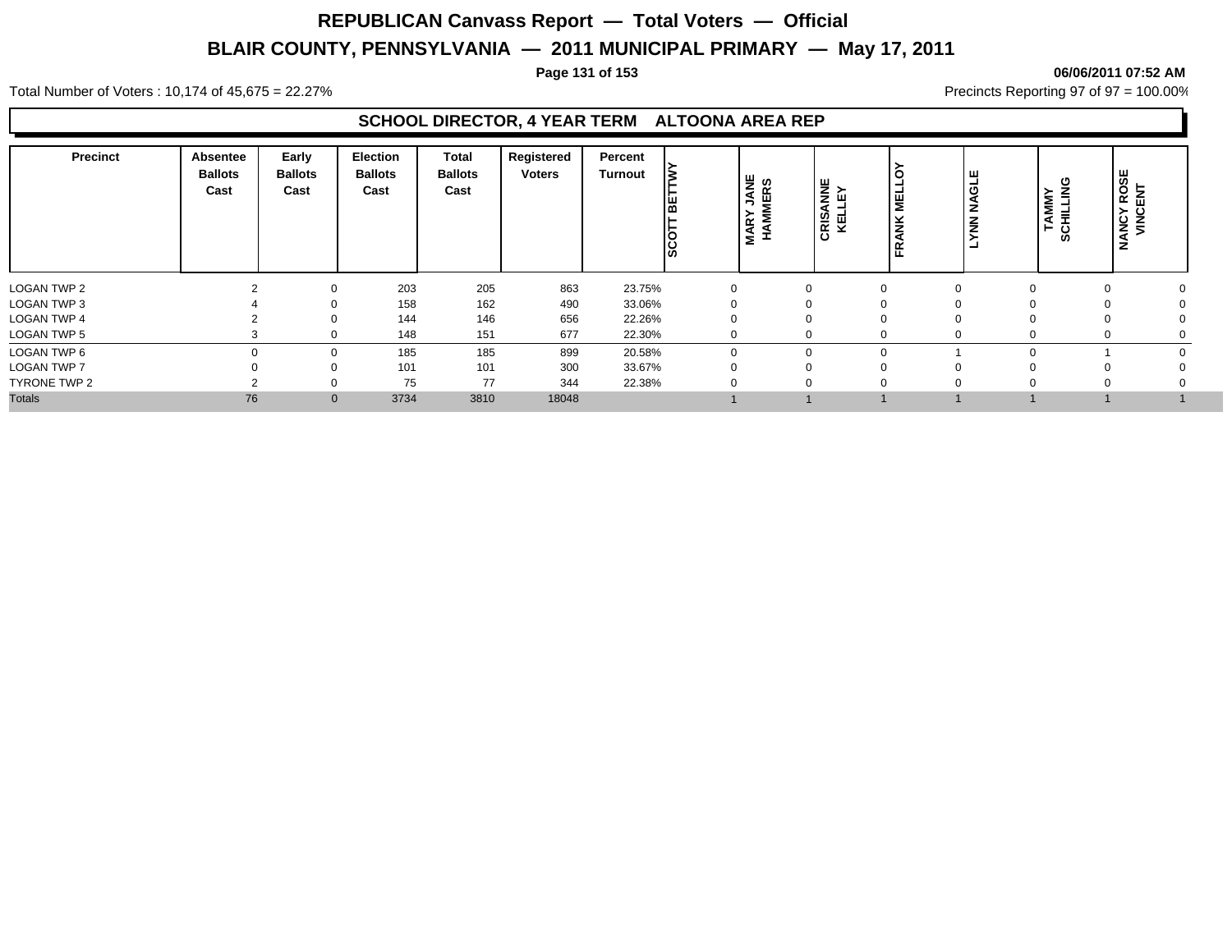# REPUBLICAN Canvass Report — Total Voters — Official

## BLAIR COUNTY, PENNSYLVANIA — 2011 MUNICIPAL PRIMARY — May 17, 2011

06/06/2011 07:52 AM

Total Number of Voters : 10,174 of 45,675 = 22.27%

Precincts Reporting 97 of 97 = 100.00%

### SCHOOL DIRECTOR, 4 YEAR TERM ALTOONA AREA REP

| Precinct | Absentee Ballots Cast | Early Ballots Cast | Election Ballots Cast | Total Ballots Cast | Registered Voters | Percent Turnout | SCOTT BETTWY | MARY JANE HAMMERS | CRISANNE KELLEY | FRANK MELLOY | LYNN NAGLE | TAMMY SCHILLING | NANCY ROSE VINCENT |
|---|---|---|---|---|---|---|---|---|---|---|---|---|---|
| LOGAN TWP 2 | 2 | 0 | 203 | 205 | 863 | 23.75% | 0 | 0 | 0 | 0 | 0 | 0 | 0 |
| LOGAN TWP 3 | 4 | 0 | 158 | 162 | 490 | 33.06% | 0 | 0 | 0 | 0 | 0 | 0 | 0 |
| LOGAN TWP 4 | 2 | 0 | 144 | 146 | 656 | 22.26% | 0 | 0 | 0 | 0 | 0 | 0 | 0 |
| LOGAN TWP 5 | 3 | 0 | 148 | 151 | 677 | 22.30% | 0 | 0 | 0 | 0 | 0 | 0 | 0 |
| LOGAN TWP 6 | 0 | 0 | 185 | 185 | 899 | 20.58% | 0 | 0 | 0 | 1 | 0 | 1 | 0 |
| LOGAN TWP 7 | 0 | 0 | 101 | 101 | 300 | 33.67% | 0 | 0 | 0 | 0 | 0 | 0 | 0 |
| TYRONE TWP 2 | 2 | 0 | 75 | 77 | 344 | 22.38% | 0 | 0 | 0 | 0 | 0 | 0 | 0 |
| Totals | 76 | 0 | 3734 | 3810 | 18048 | | 1 | 1 | 1 | 1 | 1 | 1 | 1 |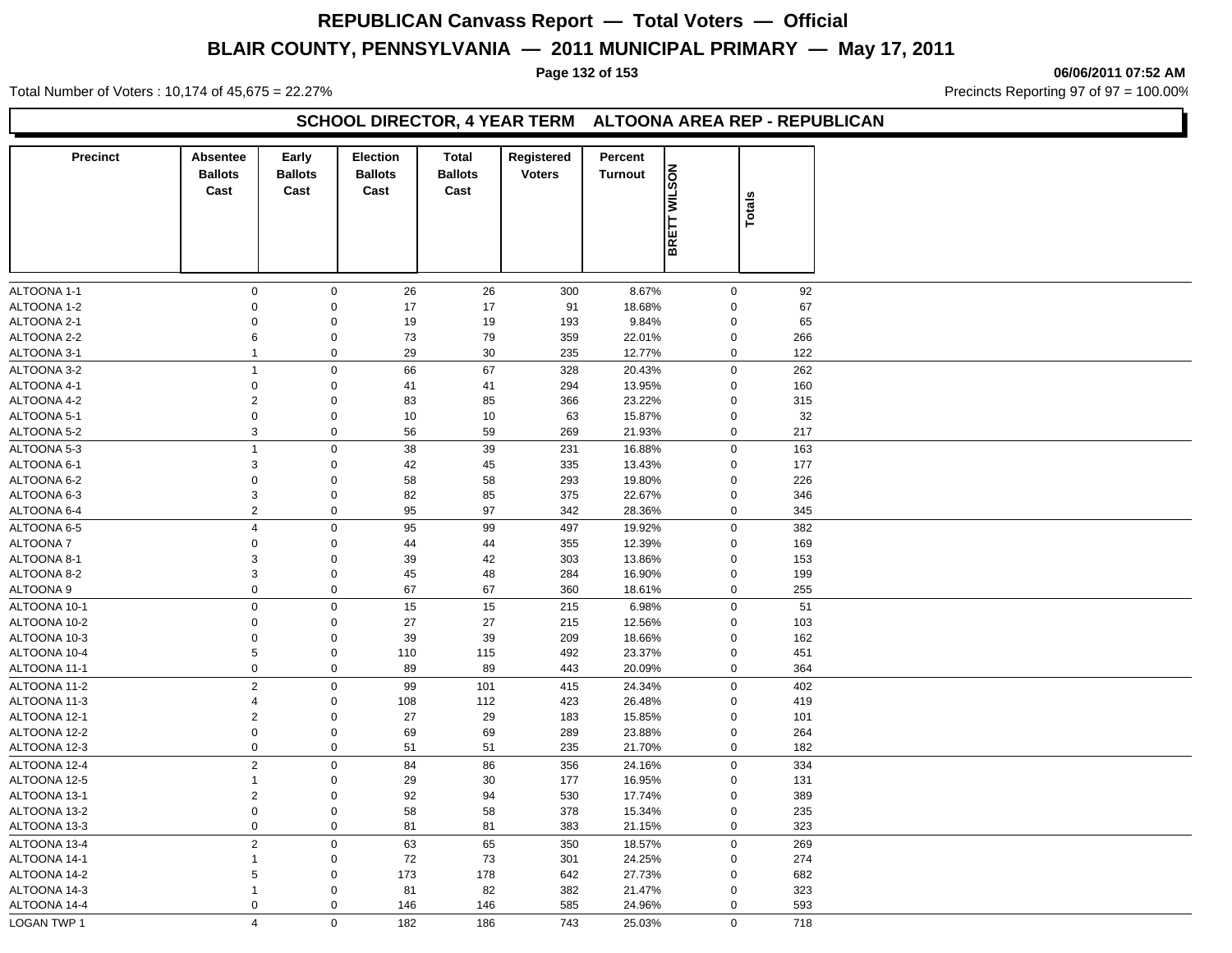# REPUBLICAN Canvass Report — Total Voters — Official

## BLAIR COUNTY, PENNSYLVANIA — 2011 MUNICIPAL PRIMARY — May 17, 2011

06/06/2011 07:52 AM

Total Number of Voters : 10,174 of 45,675 = 22.27%

Precincts Reporting 97 of 97 = 100.00%

### SCHOOL DIRECTOR, 4 YEAR TERM ALTOONA AREA REP - REPUBLICAN

| Precinct | Absentee Ballots Cast | Early Ballots Cast | Election Ballots Cast | Total Ballots Cast | Registered Voters | Percent Turnout | BRETT WILSON | Totals |
|---|---|---|---|---|---|---|---|---|
| ALTOONA 1-1 | 0 | 0 | 26 | 26 | 300 | 8.67% | 0 | 92 |
| ALTOONA 1-2 | 0 | 0 | 17 | 17 | 91 | 18.68% | 0 | 67 |
| ALTOONA 2-1 | 0 | 0 | 19 | 19 | 193 | 9.84% | 0 | 65 |
| ALTOONA 2-2 | 6 | 0 | 73 | 79 | 359 | 22.01% | 0 | 266 |
| ALTOONA 3-1 | 1 | 0 | 29 | 30 | 235 | 12.77% | 0 | 122 |
| ALTOONA 3-2 | 1 | 0 | 66 | 67 | 328 | 20.43% | 0 | 262 |
| ALTOONA 4-1 | 0 | 0 | 41 | 41 | 294 | 13.95% | 0 | 160 |
| ALTOONA 4-2 | 2 | 0 | 83 | 85 | 366 | 23.22% | 0 | 315 |
| ALTOONA 5-1 | 0 | 0 | 10 | 10 | 63 | 15.87% | 0 | 32 |
| ALTOONA 5-2 | 3 | 0 | 56 | 59 | 269 | 21.93% | 0 | 217 |
| ALTOONA 5-3 | 1 | 0 | 38 | 39 | 231 | 16.88% | 0 | 163 |
| ALTOONA 6-1 | 3 | 0 | 42 | 45 | 335 | 13.43% | 0 | 177 |
| ALTOONA 6-2 | 0 | 0 | 58 | 58 | 293 | 19.80% | 0 | 226 |
| ALTOONA 6-3 | 3 | 0 | 82 | 85 | 375 | 22.67% | 0 | 346 |
| ALTOONA 6-4 | 2 | 0 | 95 | 97 | 342 | 28.36% | 0 | 345 |
| ALTOONA 6-5 | 4 | 0 | 95 | 99 | 497 | 19.92% | 0 | 382 |
| ALTOONA 7 | 0 | 0 | 44 | 44 | 355 | 12.39% | 0 | 169 |
| ALTOONA 8-1 | 3 | 0 | 39 | 42 | 303 | 13.86% | 0 | 153 |
| ALTOONA 8-2 | 3 | 0 | 45 | 48 | 284 | 16.90% | 0 | 199 |
| ALTOONA 9 | 0 | 0 | 67 | 67 | 360 | 18.61% | 0 | 255 |
| ALTOONA 10-1 | 0 | 0 | 15 | 15 | 215 | 6.98% | 0 | 51 |
| ALTOONA 10-2 | 0 | 0 | 27 | 27 | 215 | 12.56% | 0 | 103 |
| ALTOONA 10-3 | 0 | 0 | 39 | 39 | 209 | 18.66% | 0 | 162 |
| ALTOONA 10-4 | 5 | 0 | 110 | 115 | 492 | 23.37% | 0 | 451 |
| ALTOONA 11-1 | 0 | 0 | 89 | 89 | 443 | 20.09% | 0 | 364 |
| ALTOONA 11-2 | 2 | 0 | 99 | 101 | 415 | 24.34% | 0 | 402 |
| ALTOONA 11-3 | 4 | 0 | 108 | 112 | 423 | 26.48% | 0 | 419 |
| ALTOONA 12-1 | 2 | 0 | 27 | 29 | 183 | 15.85% | 0 | 101 |
| ALTOONA 12-2 | 0 | 0 | 69 | 69 | 289 | 23.88% | 0 | 264 |
| ALTOONA 12-3 | 0 | 0 | 51 | 51 | 235 | 21.70% | 0 | 182 |
| ALTOONA 12-4 | 2 | 0 | 84 | 86 | 356 | 24.16% | 0 | 334 |
| ALTOONA 12-5 | 1 | 0 | 29 | 30 | 177 | 16.95% | 0 | 131 |
| ALTOONA 13-1 | 2 | 0 | 92 | 94 | 530 | 17.74% | 0 | 389 |
| ALTOONA 13-2 | 0 | 0 | 58 | 58 | 378 | 15.34% | 0 | 235 |
| ALTOONA 13-3 | 0 | 0 | 81 | 81 | 383 | 21.15% | 0 | 323 |
| ALTOONA 13-4 | 2 | 0 | 63 | 65 | 350 | 18.57% | 0 | 269 |
| ALTOONA 14-1 | 1 | 0 | 72 | 73 | 301 | 24.25% | 0 | 274 |
| ALTOONA 14-2 | 5 | 0 | 173 | 178 | 642 | 27.73% | 0 | 682 |
| ALTOONA 14-3 | 1 | 0 | 81 | 82 | 382 | 21.47% | 0 | 323 |
| ALTOONA 14-4 | 0 | 0 | 146 | 146 | 585 | 24.96% | 0 | 593 |
| LOGAN TWP 1 | 4 | 0 | 182 | 186 | 743 | 25.03% | 0 | 718 |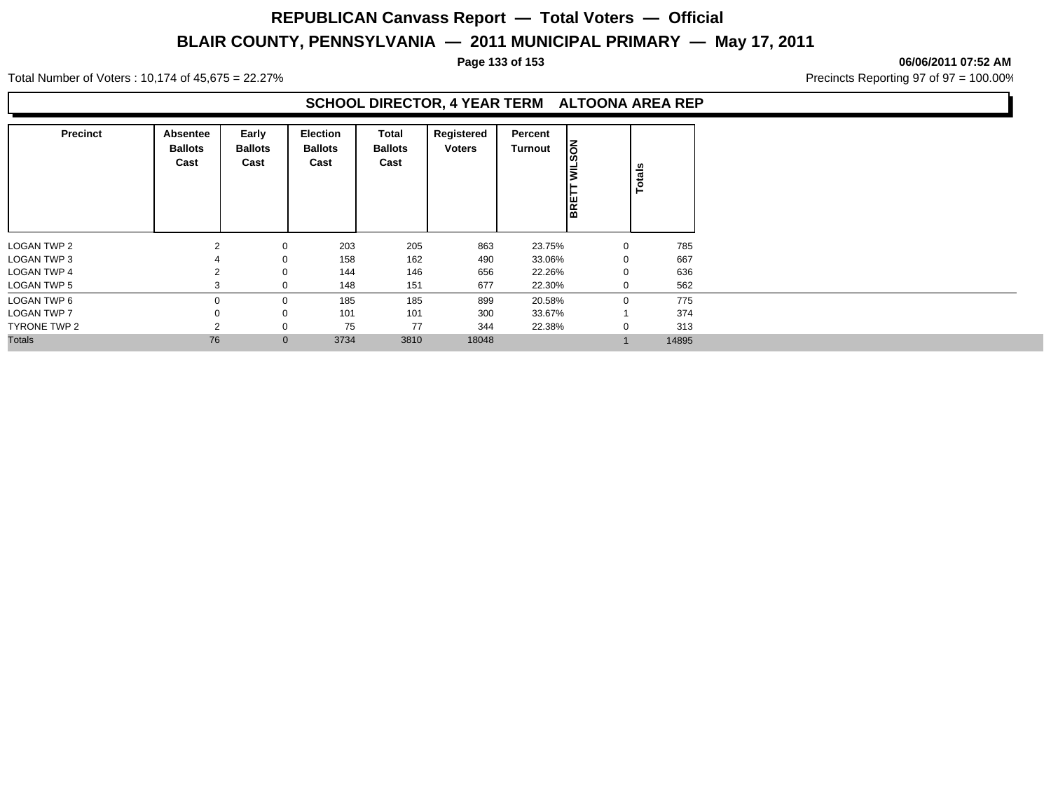# REPUBLICAN Canvass Report — Total Voters — Official

## BLAIR COUNTY, PENNSYLVANIA — 2011 MUNICIPAL PRIMARY — May 17, 2011

06/06/2011 07:52 AM

Total Number of Voters : 10,174 of 45,675 = 22.27%

Precincts Reporting 97 of 97 = 100.00%

### SCHOOL DIRECTOR, 4 YEAR TERM ALTOONA AREA REP

| Precinct | Absentee Ballots Cast | Early Ballots Cast | Election Ballots Cast | Total Ballots Cast | Registered Voters | Percent Turnout | BRETT WILSON | Totals |
|---|---|---|---|---|---|---|---|---|
| LOGAN TWP 2 | 2 | 0 | 203 | 205 | 863 | 23.75% | 0 | 785 |
| LOGAN TWP 3 | 4 | 0 | 158 | 162 | 490 | 33.06% | 0 | 667 |
| LOGAN TWP 4 | 2 | 0 | 144 | 146 | 656 | 22.26% | 0 | 636 |
| LOGAN TWP 5 | 3 | 0 | 148 | 151 | 677 | 22.30% | 0 | 562 |
| LOGAN TWP 6 | 0 | 0 | 185 | 185 | 899 | 20.58% | 0 | 775 |
| LOGAN TWP 7 | 0 | 0 | 101 | 101 | 300 | 33.67% | 1 | 374 |
| TYRONE TWP 2 | 2 | 0 | 75 | 77 | 344 | 22.38% | 0 | 313 |
| Totals | 76 | 0 | 3734 | 3810 | 18048 | | 1 | 14895 |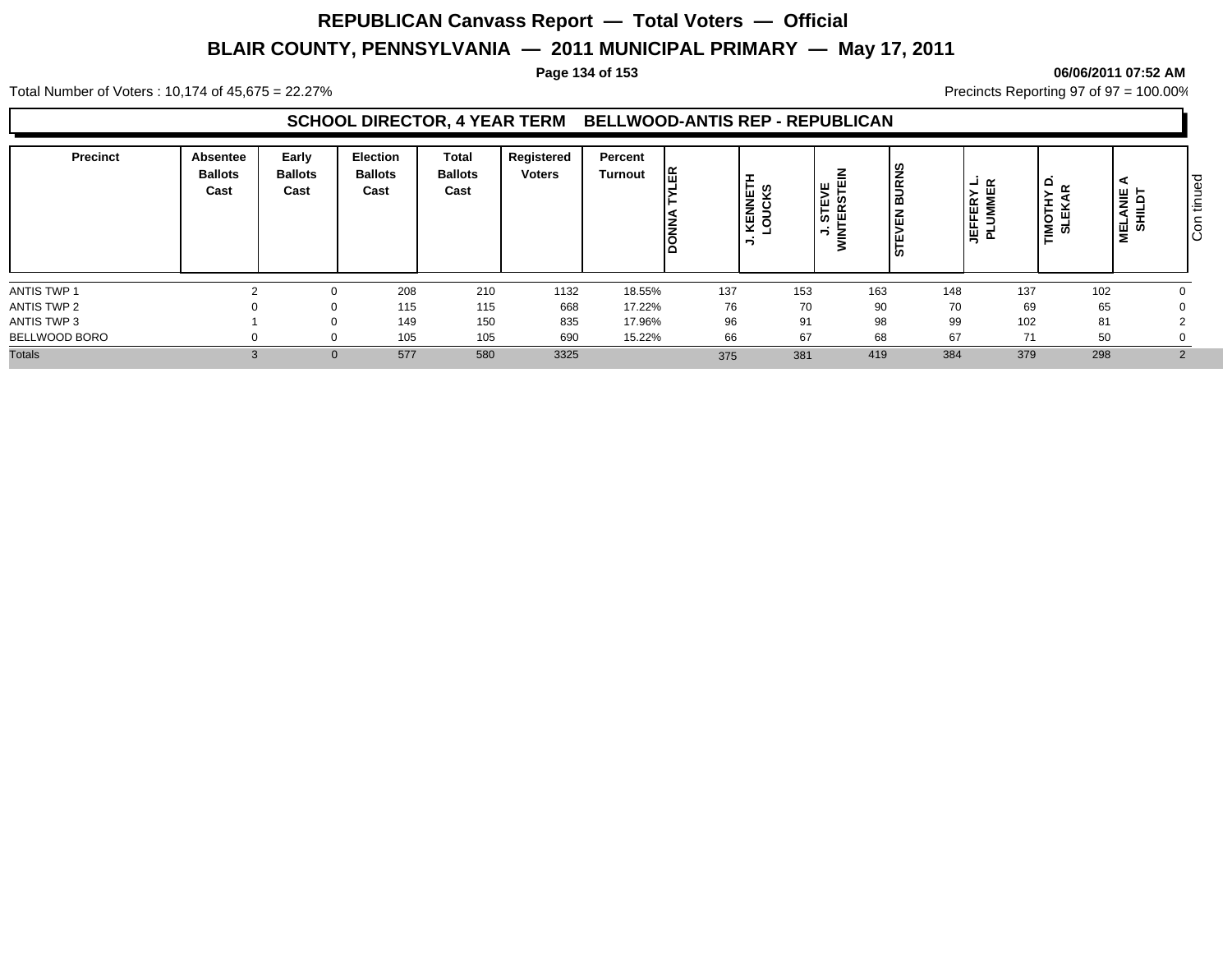# REPUBLICAN Canvass Report — Total Voters — Official

## BLAIR COUNTY, PENNSYLVANIA — 2011 MUNICIPAL PRIMARY — May 17, 2011

06/06/2011 07:52 AM

Total Number of Voters : 10,174 of 45,675 = 22.27%

Precincts Reporting 97 of 97 = 100.00%

### SCHOOL DIRECTOR, 4 YEAR TERM BELLWOOD-ANTIS REP - REPUBLICAN

| Precinct | Absentee Ballots Cast | Early Ballots Cast | Election Ballots Cast | Total Ballots Cast | Registered Voters | Percent Turnout | DONNA TYLER | J. KENNETH LOUCKS | J. STEVE WINTERSTEIN | STEVEN BURNS | JEFFERY L. PLUMMER | TIMOTHY D. SLEKAR | MELANIE A SHILDT |
|---|---|---|---|---|---|---|---|---|---|---|---|---|---|
| ANTIS TWP 1 | 2 | 0 | 208 | 210 | 1132 | 18.55% | 137 | 153 | 163 | 148 | 137 | 102 | 0 |
| ANTIS TWP 2 | 0 | 0 | 115 | 115 | 668 | 17.22% | 76 | 70 | 90 | 70 | 69 | 65 | 0 |
| ANTIS TWP 3 | 1 | 0 | 149 | 150 | 835 | 17.96% | 96 | 91 | 98 | 99 | 102 | 81 | 2 |
| BELLWOOD BORO | 0 | 0 | 105 | 105 | 690 | 15.22% | 66 | 67 | 68 | 67 | 71 | 50 | 0 |
| Totals | 3 | 0 | 577 | 580 | 3325 | | 375 | 381 | 419 | 384 | 379 | 298 | 2 |

Continued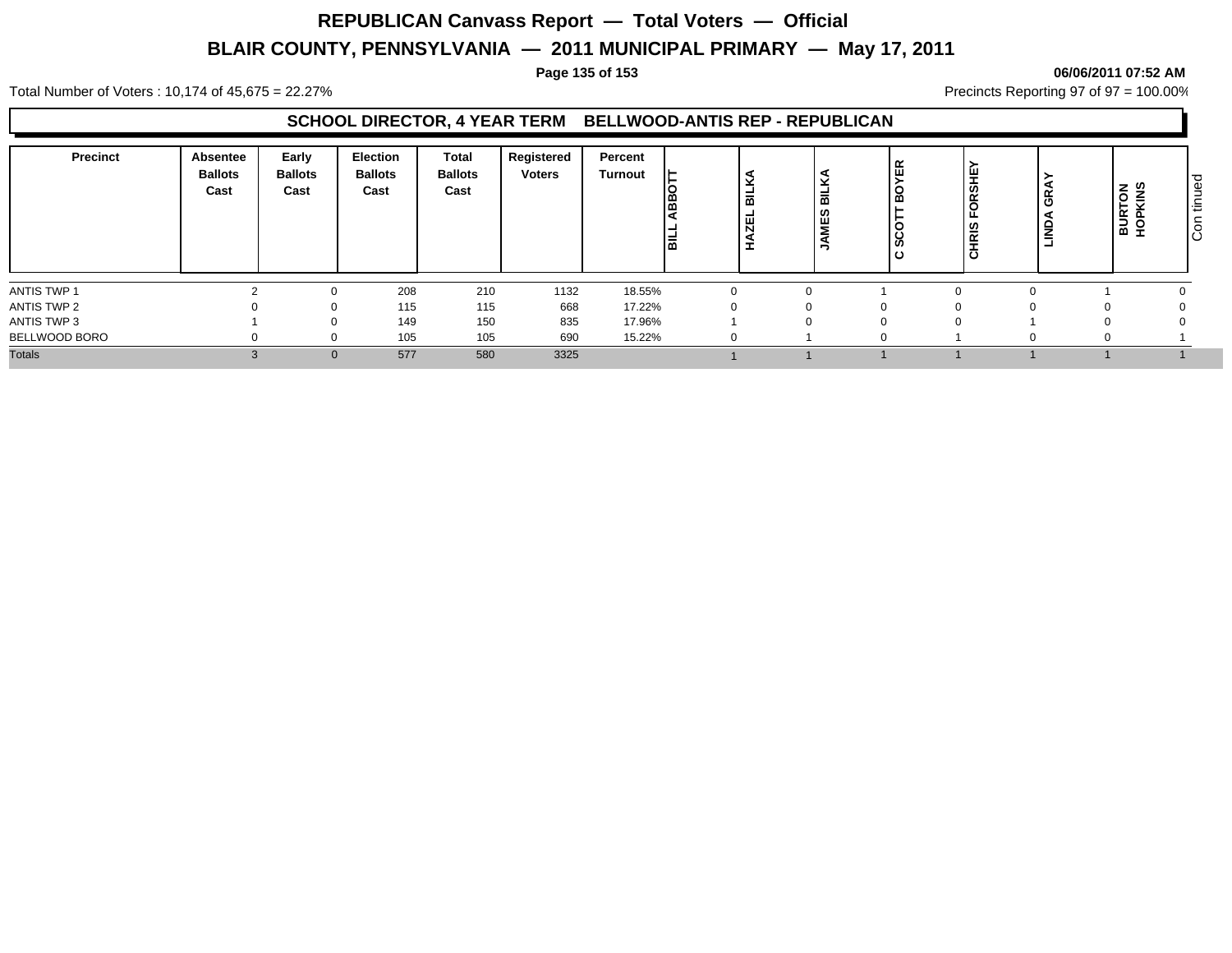# REPUBLICAN Canvass Report — Total Voters — Official

## BLAIR COUNTY, PENNSYLVANIA — 2011 MUNICIPAL PRIMARY — May 17, 2011

06/06/2011 07:52 AM

Total Number of Voters : 10,174 of 45,675 = 22.27%

Precincts Reporting 97 of 97 = 100.00%

### SCHOOL DIRECTOR, 4 YEAR TERM BELLWOOD-ANTIS REP - REPUBLICAN

| Precinct | Absentee Ballots Cast | Early Ballots Cast | Election Ballots Cast | Total Ballots Cast | Registered Voters | Percent Turnout | BILL ABBOTT | HAZEL BILKA | JAMES BILKA | C SCOTT BOYER | CHRIS FORSHEY | LINDA GRAY | BURTON HOPKINS |
|---|---|---|---|---|---|---|---|---|---|---|---|---|---|
| ANTIS TWP 1 | 2 | 0 | 208 | 210 | 1132 | 18.55% | 0 | 0 | 1 | 0 | 0 | 1 | 0 |
| ANTIS TWP 2 | 0 | 0 | 115 | 115 | 668 | 17.22% | 0 | 0 | 0 | 0 | 0 | 0 | 0 |
| ANTIS TWP 3 | 1 | 0 | 149 | 150 | 835 | 17.96% | 1 | 0 | 0 | 0 | 1 | 0 | 0 |
| BELLWOOD BORO | 0 | 0 | 105 | 105 | 690 | 15.22% | 0 | 1 | 0 | 1 | 0 | 0 | 1 |
| Totals | 3 | 0 | 577 | 580 | 3325 | | 1 | 1 | 1 | 1 | 1 | 1 | 1 |

Continued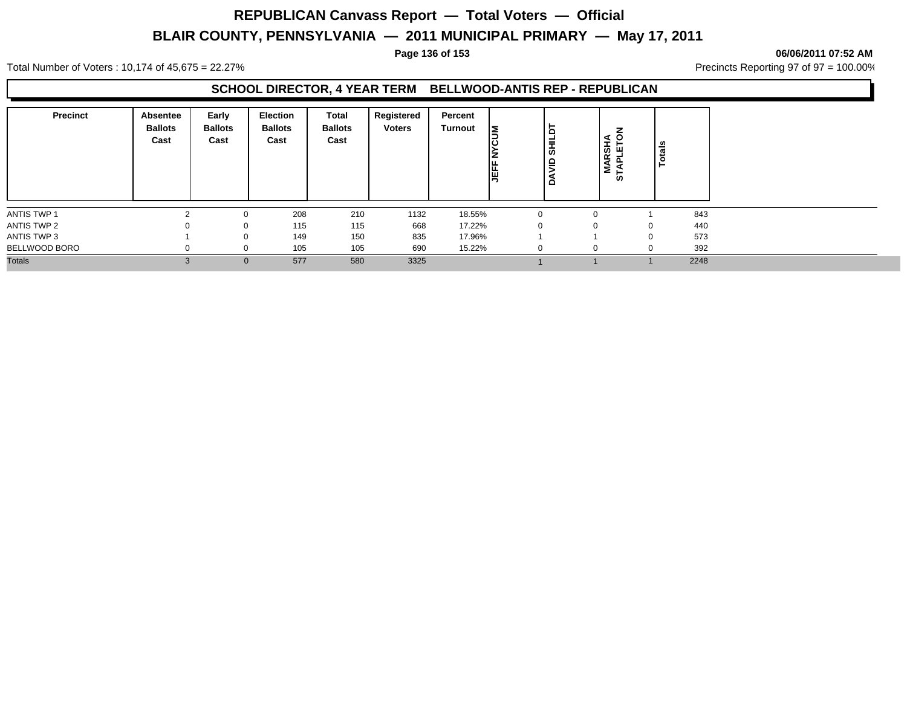# REPUBLICAN Canvass Report — Total Voters — Official

## BLAIR COUNTY, PENNSYLVANIA — 2011 MUNICIPAL PRIMARY — May 17, 2011

06/06/2011 07:52 AM

Total Number of Voters : 10,174 of 45,675 = 22.27%

Precincts Reporting 97 of 97 = 100.00%

### SCHOOL DIRECTOR, 4 YEAR TERM BELLWOOD-ANTIS REP - REPUBLICAN

| Precinct | Absentee Ballots Cast | Early Ballots Cast | Election Ballots Cast | Total Ballots Cast | Registered Voters | Percent Turnout | JEFF NYCUM | DAVID SHILDT | MARSHA STAPLETON | Totals |
|---|---|---|---|---|---|---|---|---|---|---|
| ANTIS TWP 1 | 2 | 0 | 208 | 210 | 1132 | 18.55% | 0 | 0 | 1 | 843 |
| ANTIS TWP 2 | 0 | 0 | 115 | 115 | 668 | 17.22% | 0 | 0 | 0 | 440 |
| ANTIS TWP 3 | 1 | 0 | 149 | 150 | 835 | 17.96% | 1 | 1 | 0 | 573 |
| BELLWOOD BORO | 0 | 0 | 105 | 105 | 690 | 15.22% | 0 | 0 | 0 | 392 |
| Totals | 3 | 0 | 577 | 580 | 3325 | | 1 | 1 | 1 | 2248 |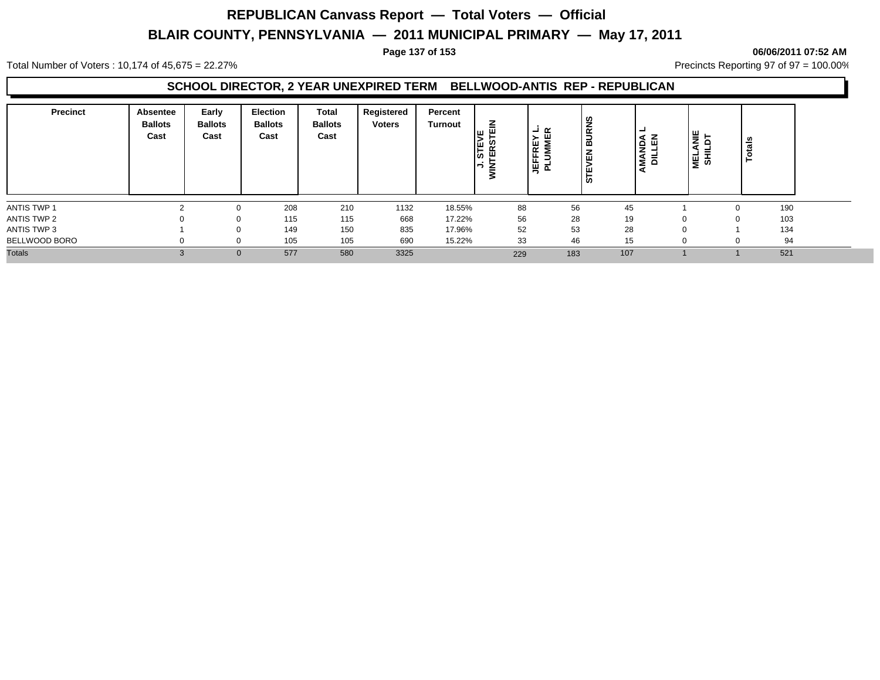# REPUBLICAN Canvass Report — Total Voters — Official

## BLAIR COUNTY, PENNSYLVANIA — 2011 MUNICIPAL PRIMARY — May 17, 2011

06/06/2011 07:52 AM

Total Number of Voters : 10,174 of 45,675 = 22.27%

Precincts Reporting 97 of 97 = 100.00%

### SCHOOL DIRECTOR, 2 YEAR UNEXPIRED TERM BELLWOOD-ANTIS REP - REPUBLICAN

| Precinct | Absentee Ballots Cast | Early Ballots Cast | Election Ballots Cast | Total Ballots Cast | Registered Voters | Percent Turnout | J. STEVE WINTERSTEIN | JEFFREY L. PLUMMER | STEVEN BURNS | AMANDA L DILLEN | MELANIE SHILDT | Totals |
|---|---|---|---|---|---|---|---|---|---|---|---|---|
| ANTIS TWP 1 | 2 | 0 | 208 | 210 | 1132 | 18.55% | 88 | 56 | 45 | 1 | 0 | 190 |
| ANTIS TWP 2 | 0 | 0 | 115 | 115 | 668 | 17.22% | 56 | 28 | 19 | 0 | 0 | 103 |
| ANTIS TWP 3 | 1 | 0 | 149 | 150 | 835 | 17.96% | 52 | 53 | 28 | 0 | 1 | 134 |
| BELLWOOD BORO | 0 | 0 | 105 | 105 | 690 | 15.22% | 33 | 46 | 15 | 0 | 0 | 94 |
| Totals | 3 | 0 | 577 | 580 | 3325 | | 229 | 183 | 107 | 1 | 1 | 521 |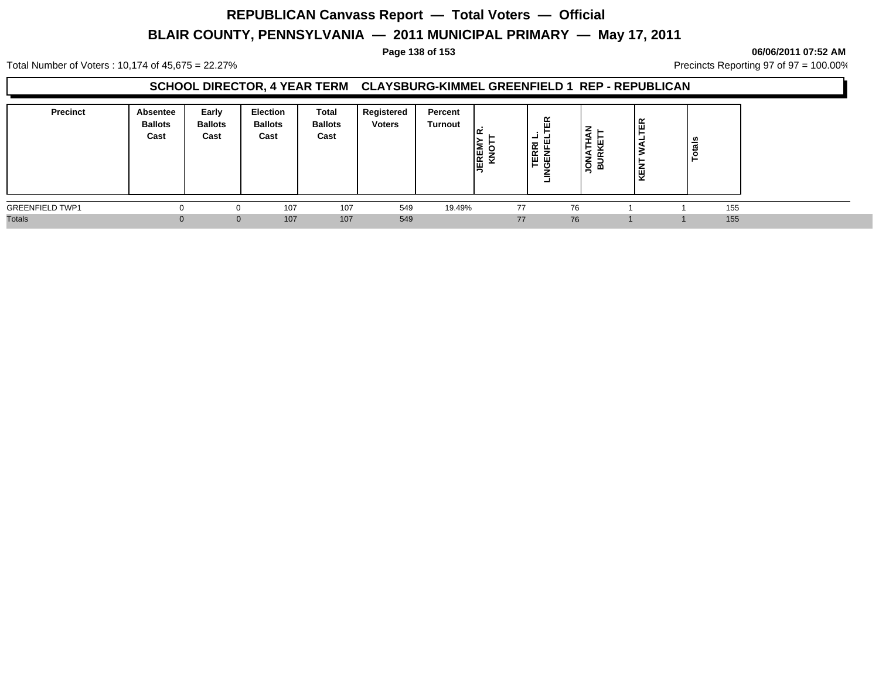# REPUBLICAN Canvass Report — Total Voters — Official

## BLAIR COUNTY, PENNSYLVANIA — 2011 MUNICIPAL PRIMARY — May 17, 2011

06/06/2011 07:52 AM

Total Number of Voters : 10,174 of 45,675 = 22.27%

Precincts Reporting 97 of 97 = 100.00%

### SCHOOL DIRECTOR, 4 YEAR TERM CLAYSBURG-KIMMEL GREENFIELD 1 REP - REPUBLICAN

| Precinct | Absentee Ballots Cast | Early Ballots Cast | Election Ballots Cast | Total Ballots Cast | Registered Voters | Percent Turnout | JEREMY R. KNOTT | TERRI L. LINGENFELTER | JONATHAN BURKETT | KENT WALTER | Totals |
|---|---|---|---|---|---|---|---|---|---|---|---|
| GREENFIELD TWP1 | 0 | 0 | 107 | 107 | 549 | 19.49% | 77 | 76 | 1 | 1 | 155 |
| Totals | 0 | 0 | 107 | 107 | 549 | | 77 | 76 | 1 | 1 | 155 |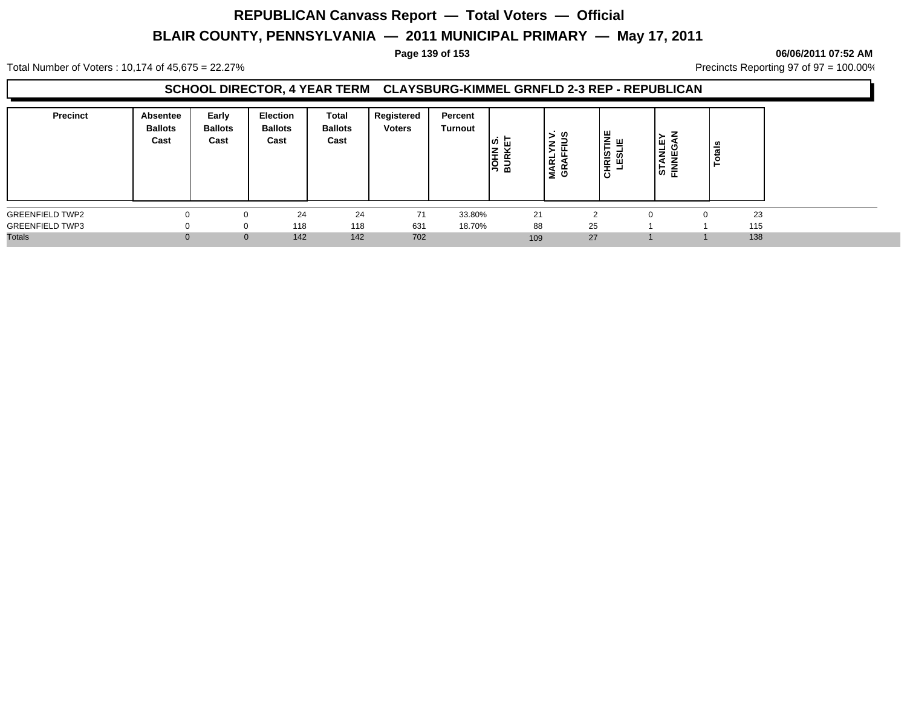# REPUBLICAN Canvass Report — Total Voters — Official

## BLAIR COUNTY, PENNSYLVANIA — 2011 MUNICIPAL PRIMARY — May 17, 2011

06/06/2011 07:52 AM

Total Number of Voters : 10,174 of 45,675 = 22.27%

Precincts Reporting 97 of 97 = 100.00%

### SCHOOL DIRECTOR, 4 YEAR TERM CLAYSBURG-KIMMEL GRNFLD 2-3 REP - REPUBLICAN

| Precinct | Absentee Ballots Cast | Early Ballots Cast | Election Ballots Cast | Total Ballots Cast | Registered Voters | Percent Turnout | JOHN S. BURKET | MARLYN V. GRAFFIUS | CHRISTINE LESLIE | STANLEY FINNEGAN | Totals |
|---|---|---|---|---|---|---|---|---|---|---|---|
| GREENFIELD TWP2 | 0 | 0 | 24 | 24 | 71 | 33.80% | 21 | 2 | 0 | 0 | 23 |
| GREENFIELD TWP3 | 0 | 0 | 118 | 118 | 631 | 18.70% | 88 | 25 | 1 | 1 | 115 |
| Totals | 0 | 0 | 142 | 142 | 702 | | 109 | 27 | 1 | 1 | 138 |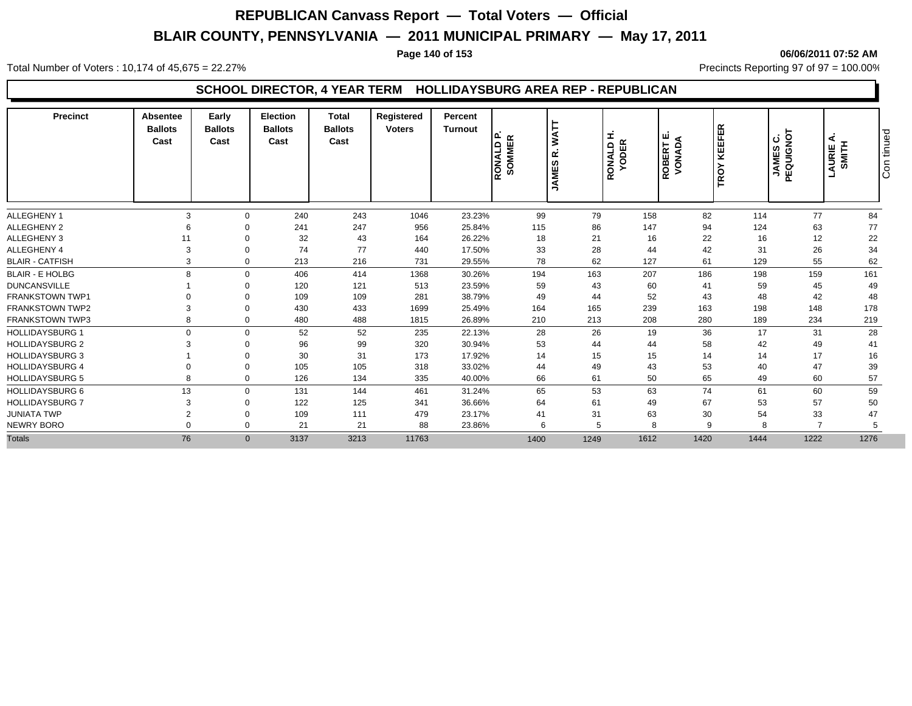# REPUBLICAN Canvass Report — Total Voters — Official

## BLAIR COUNTY, PENNSYLVANIA — 2011 MUNICIPAL PRIMARY — May 17, 2011

06/06/2011 07:52 AM

Total Number of Voters : 10,174 of 45,675 = 22.27%

Precincts Reporting 97 of 97 = 100.00%

### SCHOOL DIRECTOR, 4 YEAR TERM HOLLIDAYSBURG AREA REP - REPUBLICAN

| Precinct | Absentee Ballots Cast | Early Ballots Cast | Election Ballots Cast | Total Ballots Cast | Registered Voters | Percent Turnout | RONALD P. SOMMER | JAMES R. WATT | RONALD H. YODER | ROBERT E. VONADA | TROY KEEFER | JAMES C. PEQUIGNOT | LAURIE A. SMITH |
|---|---|---|---|---|---|---|---|---|---|---|---|---|---|
| ALLEGHENY 1 | 3 | 0 | 240 | 243 | 1046 | 23.23% | 99 | 79 | 158 | 82 | 114 | 77 | 84 |
| ALLEGHENY 2 | 6 | 0 | 241 | 247 | 956 | 25.84% | 115 | 86 | 147 | 94 | 124 | 63 | 77 |
| ALLEGHENY 3 | 11 | 0 | 32 | 43 | 164 | 26.22% | 18 | 21 | 16 | 22 | 16 | 12 | 22 |
| ALLEGHENY 4 | 3 | 0 | 74 | 77 | 440 | 17.50% | 33 | 28 | 44 | 42 | 31 | 26 | 34 |
| BLAIR - CATFISH | 3 | 0 | 213 | 216 | 731 | 29.55% | 78 | 62 | 127 | 61 | 129 | 55 | 62 |
| BLAIR - E HOLBG | 8 | 0 | 406 | 414 | 1368 | 30.26% | 194 | 163 | 207 | 186 | 198 | 159 | 161 |
| DUNCANSVILLE | 1 | 0 | 120 | 121 | 513 | 23.59% | 59 | 43 | 60 | 41 | 59 | 45 | 49 |
| FRANKSTOWN TWP1 | 0 | 0 | 109 | 109 | 281 | 38.79% | 49 | 44 | 52 | 43 | 48 | 42 | 48 |
| FRANKSTOWN TWP2 | 3 | 0 | 430 | 433 | 1699 | 25.49% | 164 | 165 | 239 | 163 | 198 | 148 | 178 |
| FRANKSTOWN TWP3 | 8 | 0 | 480 | 488 | 1815 | 26.89% | 210 | 213 | 208 | 280 | 189 | 234 | 219 |
| HOLLIDAYSBURG 1 | 0 | 0 | 52 | 52 | 235 | 22.13% | 28 | 26 | 19 | 36 | 17 | 31 | 28 |
| HOLLIDAYSBURG 2 | 3 | 0 | 96 | 99 | 320 | 30.94% | 53 | 44 | 44 | 58 | 42 | 49 | 41 |
| HOLLIDAYSBURG 3 | 1 | 0 | 30 | 31 | 173 | 17.92% | 14 | 15 | 15 | 14 | 14 | 17 | 16 |
| HOLLIDAYSBURG 4 | 0 | 0 | 105 | 105 | 318 | 33.02% | 44 | 49 | 43 | 53 | 40 | 47 | 39 |
| HOLLIDAYSBURG 5 | 8 | 0 | 126 | 134 | 335 | 40.00% | 66 | 61 | 50 | 65 | 49 | 60 | 57 |
| HOLLIDAYSBURG 6 | 13 | 0 | 131 | 144 | 461 | 31.24% | 65 | 53 | 63 | 74 | 61 | 60 | 59 |
| HOLLIDAYSBURG 7 | 3 | 0 | 122 | 125 | 341 | 36.66% | 64 | 61 | 49 | 67 | 53 | 57 | 50 |
| JUNIATA TWP | 2 | 0 | 109 | 111 | 479 | 23.17% | 41 | 31 | 63 | 30 | 54 | 33 | 47 |
| NEWRY BORO | 0 | 0 | 21 | 21 | 88 | 23.86% | 6 | 5 | 8 | 9 | 8 | 7 | 5 |
| Totals | 76 | 0 | 3137 | 3213 | 11763 | | 1400 | 1249 | 1612 | 1420 | 1444 | 1222 | 1276 |

Continued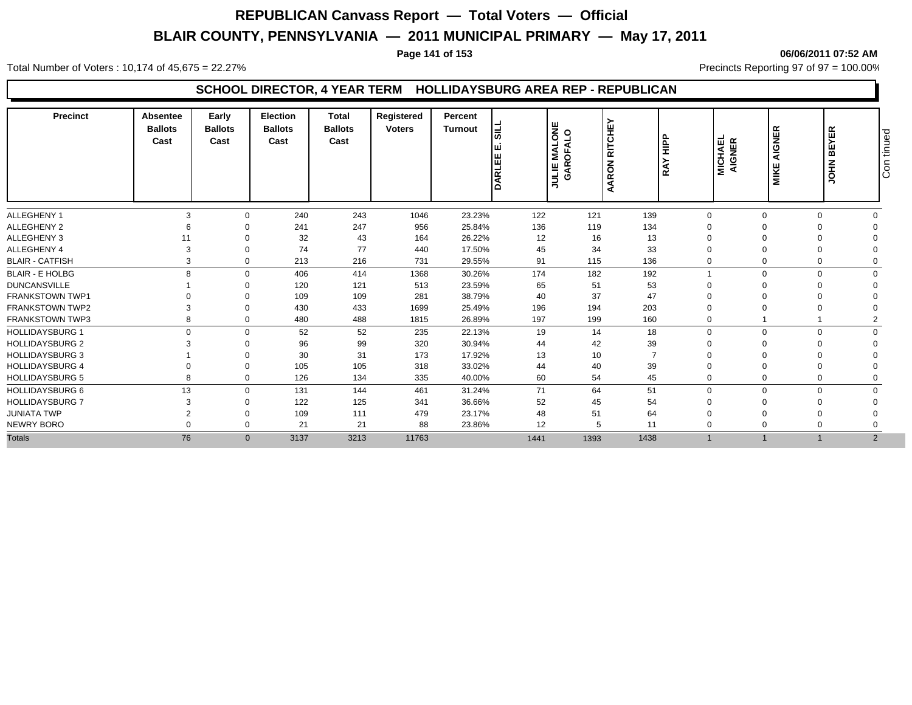# REPUBLICAN Canvass Report — Total Voters — Official

## BLAIR COUNTY, PENNSYLVANIA — 2011 MUNICIPAL PRIMARY — May 17, 2011

06/06/2011 07:52 AM

Total Number of Voters : 10,174 of 45,675 = 22.27%

Precincts Reporting 97 of 97 = 100.00%

### SCHOOL DIRECTOR, 4 YEAR TERM HOLLIDAYSBURG AREA REP - REPUBLICAN

| Precinct | Absentee Ballots Cast | Early Ballots Cast | Election Ballots Cast | Total Ballots Cast | Registered Voters | Percent Turnout | DARLEE E. SILL | JULIE MALONE GAROFALO | AARON RITCHEY | RAY HIPP | MICHAEL AIGNER | MIKE AIGNER | JOHN BEYER | Con tinued |
|---|---|---|---|---|---|---|---|---|---|---|---|---|---|---|
| ALLEGHENY 1 | 3 | 0 | 240 | 243 | 1046 | 23.23% | 122 | 121 | 139 | 0 | 0 | 0 | 0 | |
| ALLEGHENY 2 | 6 | 0 | 241 | 247 | 956 | 25.84% | 136 | 119 | 134 | 0 | 0 | 0 | 0 | |
| ALLEGHENY 3 | 11 | 0 | 32 | 43 | 164 | 26.22% | 12 | 16 | 13 | 0 | 0 | 0 | 0 | |
| ALLEGHENY 4 | 3 | 0 | 74 | 77 | 440 | 17.50% | 45 | 34 | 33 | 0 | 0 | 0 | 0 | |
| BLAIR - CATFISH | 3 | 0 | 213 | 216 | 731 | 29.55% | 91 | 115 | 136 | 0 | 0 | 0 | 0 | |
| BLAIR - E HOLBG | 8 | 0 | 406 | 414 | 1368 | 30.26% | 174 | 182 | 192 | 1 | 0 | 0 | 0 | |
| DUNCANSVILLE | 1 | 0 | 120 | 121 | 513 | 23.59% | 65 | 51 | 53 | 0 | 0 | 0 | 0 | |
| FRANKSTOWN TWP1 | 0 | 0 | 109 | 109 | 281 | 38.79% | 40 | 37 | 47 | 0 | 0 | 0 | 0 | |
| FRANKSTOWN TWP2 | 3 | 0 | 430 | 433 | 1699 | 25.49% | 196 | 194 | 203 | 0 | 0 | 0 | 0 | |
| FRANKSTOWN TWP3 | 8 | 0 | 480 | 488 | 1815 | 26.89% | 197 | 199 | 160 | 0 | 1 | 1 | 2 | |
| HOLLIDAYSBURG 1 | 0 | 0 | 52 | 52 | 235 | 22.13% | 19 | 14 | 18 | 0 | 0 | 0 | 0 | |
| HOLLIDAYSBURG 2 | 3 | 0 | 96 | 99 | 320 | 30.94% | 44 | 42 | 39 | 0 | 0 | 0 | 0 | |
| HOLLIDAYSBURG 3 | 1 | 0 | 30 | 31 | 173 | 17.92% | 13 | 10 | 7 | 0 | 0 | 0 | 0 | |
| HOLLIDAYSBURG 4 | 0 | 0 | 105 | 105 | 318 | 33.02% | 44 | 40 | 39 | 0 | 0 | 0 | 0 | |
| HOLLIDAYSBURG 5 | 8 | 0 | 126 | 134 | 335 | 40.00% | 60 | 54 | 45 | 0 | 0 | 0 | 0 | |
| HOLLIDAYSBURG 6 | 13 | 0 | 131 | 144 | 461 | 31.24% | 71 | 64 | 51 | 0 | 0 | 0 | 0 | |
| HOLLIDAYSBURG 7 | 3 | 0 | 122 | 125 | 341 | 36.66% | 52 | 45 | 54 | 0 | 0 | 0 | 0 | |
| JUNIATA TWP | 2 | 0 | 109 | 111 | 479 | 23.17% | 48 | 51 | 64 | 0 | 0 | 0 | 0 | |
| NEWRY BORO | 0 | 0 | 21 | 21 | 88 | 23.86% | 12 | 5 | 11 | 0 | 0 | 0 | 0 | |
| Totals | 76 | 0 | 3137 | 3213 | 11763 | | 1441 | 1393 | 1438 | 1 | 1 | 1 | 2 | |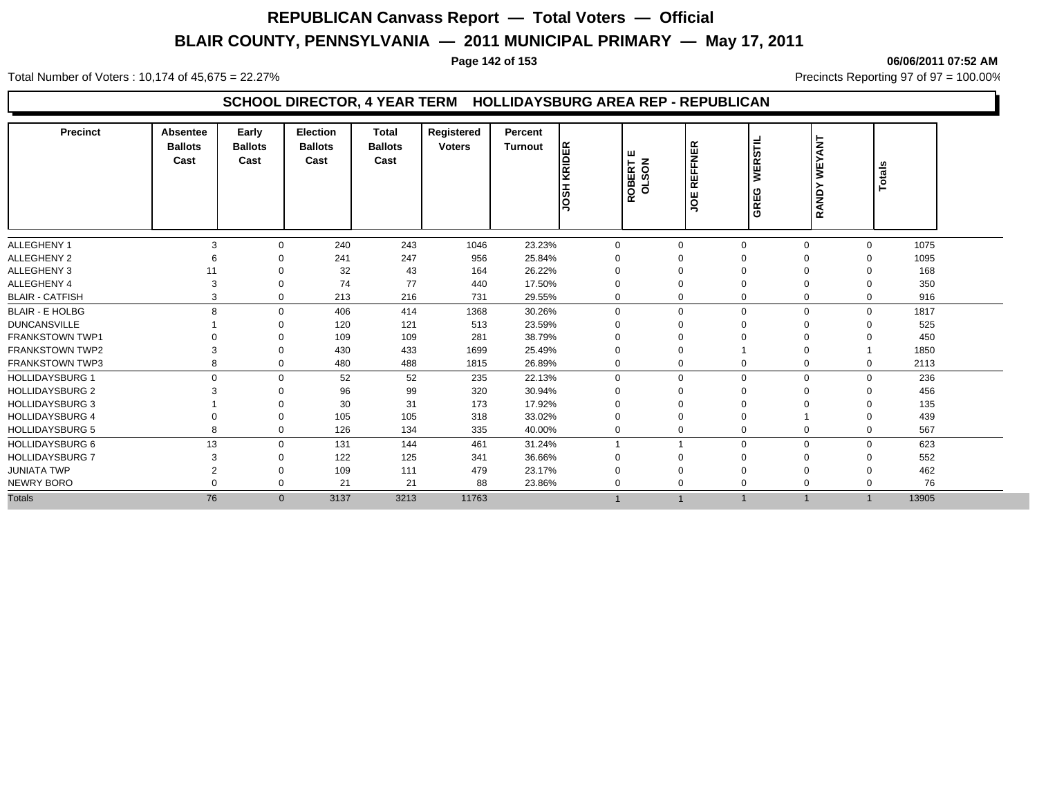# REPUBLICAN Canvass Report — Total Voters — Official

## BLAIR COUNTY, PENNSYLVANIA — 2011 MUNICIPAL PRIMARY — May 17, 2011

06/06/2011 07:52 AM

Total Number of Voters : 10,174 of 45,675 = 22.27%

Precincts Reporting 97 of 97 = 100.00%

### SCHOOL DIRECTOR, 4 YEAR TERM HOLLIDAYSBURG AREA REP - REPUBLICAN

| Precinct | Absentee Ballots Cast | Early Ballots Cast | Election Ballots Cast | Total Ballots Cast | Registered Voters | Percent Turnout | JOSH KRIDER | ROBERT E OLSON | JOE REFFNER | GREG WERSTIL | RANDY WEYANT | Totals |
|---|---|---|---|---|---|---|---|---|---|---|---|---|
| ALLEGHENY 1 | 3 | 0 | 240 | 243 | 1046 | 23.23% | 0 | 0 | 0 | 0 | 0 | 1075 |
| ALLEGHENY 2 | 6 | 0 | 241 | 247 | 956 | 25.84% | 0 | 0 | 0 | 0 | 0 | 1095 |
| ALLEGHENY 3 | 11 | 0 | 32 | 43 | 164 | 26.22% | 0 | 0 | 0 | 0 | 0 | 168 |
| ALLEGHENY 4 | 3 | 0 | 74 | 77 | 440 | 17.50% | 0 | 0 | 0 | 0 | 0 | 350 |
| BLAIR - CATFISH | 3 | 0 | 213 | 216 | 731 | 29.55% | 0 | 0 | 0 | 0 | 0 | 916 |
| BLAIR - E HOLBG | 8 | 0 | 406 | 414 | 1368 | 30.26% | 0 | 0 | 0 | 0 | 0 | 1817 |
| DUNCANSVILLE | 1 | 0 | 120 | 121 | 513 | 23.59% | 0 | 0 | 0 | 0 | 0 | 525 |
| FRANKSTOWN TWP1 | 0 | 0 | 109 | 109 | 281 | 38.79% | 0 | 0 | 0 | 0 | 0 | 450 |
| FRANKSTOWN TWP2 | 3 | 0 | 430 | 433 | 1699 | 25.49% | 0 | 0 | 1 | 0 | 1 | 1850 |
| FRANKSTOWN TWP3 | 8 | 0 | 480 | 488 | 1815 | 26.89% | 0 | 0 | 0 | 0 | 0 | 2113 |
| HOLLIDAYSBURG 1 | 0 | 0 | 52 | 52 | 235 | 22.13% | 0 | 0 | 0 | 0 | 0 | 236 |
| HOLLIDAYSBURG 2 | 3 | 0 | 96 | 99 | 320 | 30.94% | 0 | 0 | 0 | 0 | 0 | 456 |
| HOLLIDAYSBURG 3 | 1 | 0 | 30 | 31 | 173 | 17.92% | 0 | 0 | 0 | 0 | 0 | 135 |
| HOLLIDAYSBURG 4 | 0 | 0 | 105 | 105 | 318 | 33.02% | 0 | 0 | 0 | 1 | 0 | 439 |
| HOLLIDAYSBURG 5 | 8 | 0 | 126 | 134 | 335 | 40.00% | 0 | 0 | 0 | 0 | 0 | 567 |
| HOLLIDAYSBURG 6 | 13 | 0 | 131 | 144 | 461 | 31.24% | 1 | 1 | 0 | 0 | 0 | 623 |
| HOLLIDAYSBURG 7 | 3 | 0 | 122 | 125 | 341 | 36.66% | 0 | 0 | 0 | 0 | 0 | 552 |
| JUNIATA TWP | 2 | 0 | 109 | 111 | 479 | 23.17% | 0 | 0 | 0 | 0 | 0 | 462 |
| NEWRY BORO | 0 | 0 | 21 | 21 | 88 | 23.86% | 0 | 0 | 0 | 0 | 0 | 76 |
| Totals | 76 | 0 | 3137 | 3213 | 11763 | | 1 | 1 | 1 | 1 | 1 | 13905 |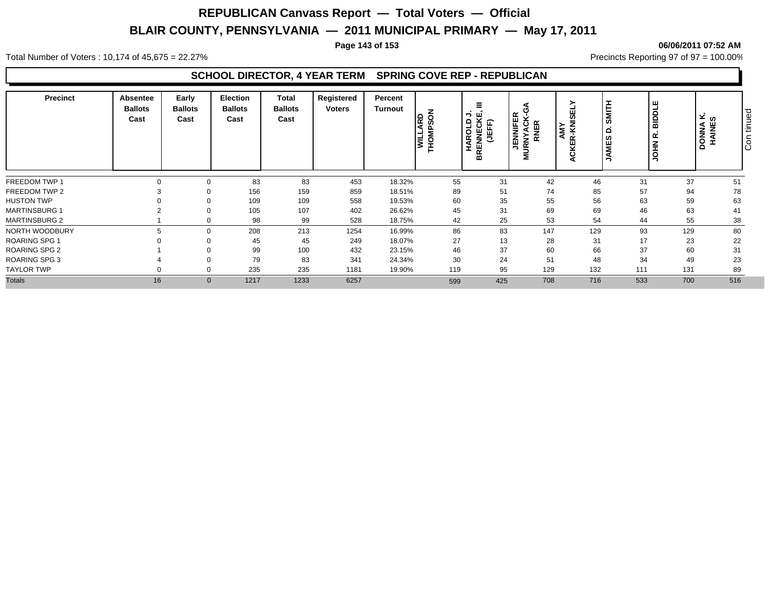# REPUBLICAN Canvass Report — Total Voters — Official

## BLAIR COUNTY, PENNSYLVANIA — 2011 MUNICIPAL PRIMARY — May 17, 2011

06/06/2011 07:52 AM

Total Number of Voters : 10,174 of 45,675 = 22.27%

Precincts Reporting 97 of 97 = 100.00%

### SCHOOL DIRECTOR, 4 YEAR TERM SPRING COVE REP - REPUBLICAN

| Precinct | Absentee Ballots Cast | Early Ballots Cast | Election Ballots Cast | Total Ballots Cast | Registered Voters | Percent Turnout | WILLARD THOMPSON | HAROLD J. BRENNECKE, III (JEFF) | JENNIFER MURNYACK-GARNER | AMY ACKER-KNISELY | JAMES D. SMITH | JOHN R. BIDDLE | DONNA K. HAINES |
|---|---|---|---|---|---|---|---|---|---|---|---|---|---|
| FREEDOM TWP 1 | 0 | 0 | 83 | 83 | 453 | 18.32% | 55 | 31 | 42 | 46 | 31 | 37 | 51 |
| FREEDOM TWP 2 | 3 | 0 | 156 | 159 | 859 | 18.51% | 89 | 51 | 74 | 85 | 57 | 94 | 78 |
| HUSTON TWP | 0 | 0 | 109 | 109 | 558 | 19.53% | 60 | 35 | 55 | 56 | 63 | 59 | 63 |
| MARTINSBURG 1 | 2 | 0 | 105 | 107 | 402 | 26.62% | 45 | 31 | 69 | 69 | 46 | 63 | 41 |
| MARTINSBURG 2 | 1 | 0 | 98 | 99 | 528 | 18.75% | 42 | 25 | 53 | 54 | 44 | 55 | 38 |
| NORTH WOODBURY | 5 | 0 | 208 | 213 | 1254 | 16.99% | 86 | 83 | 147 | 129 | 93 | 129 | 80 |
| ROARING SPG 1 | 0 | 0 | 45 | 45 | 249 | 18.07% | 27 | 13 | 28 | 31 | 17 | 23 | 22 |
| ROARING SPG 2 | 1 | 0 | 99 | 100 | 432 | 23.15% | 46 | 37 | 60 | 66 | 37 | 60 | 31 |
| ROARING SPG 3 | 4 | 0 | 79 | 83 | 341 | 24.34% | 30 | 24 | 51 | 48 | 34 | 49 | 23 |
| TAYLOR TWP | 0 | 0 | 235 | 235 | 1181 | 19.90% | 119 | 95 | 129 | 132 | 111 | 131 | 89 |
| Totals | 16 | 0 | 1217 | 1233 | 6257 | | 599 | 425 | 708 | 716 | 533 | 700 | 516 |

Continued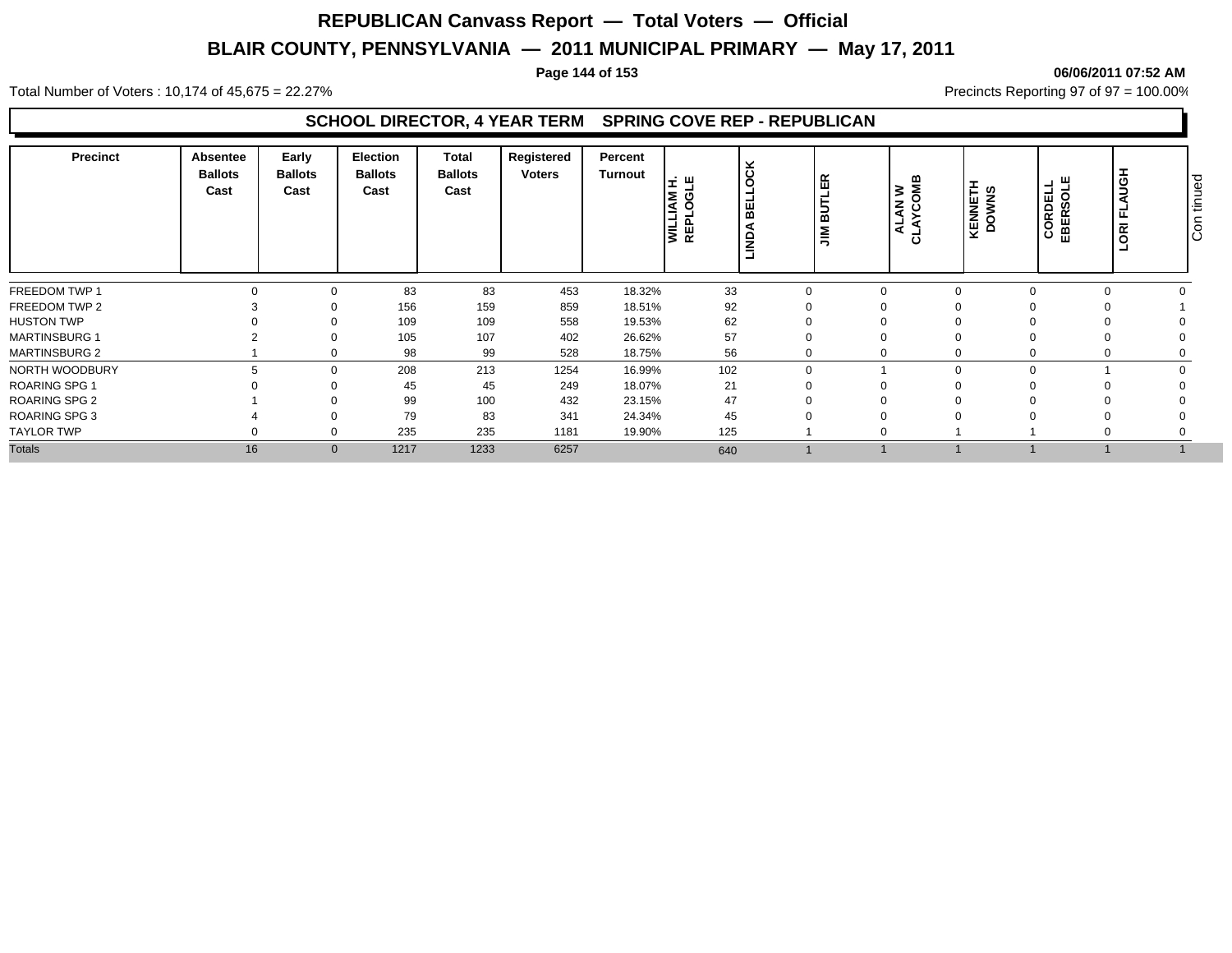# REPUBLICAN Canvass Report — Total Voters — Official

## BLAIR COUNTY, PENNSYLVANIA — 2011 MUNICIPAL PRIMARY — May 17, 2011

06/06/2011 07:52 AM

Total Number of Voters : 10,174 of 45,675 = 22.27%

Precincts Reporting 97 of 97 = 100.00%

### SCHOOL DIRECTOR, 4 YEAR TERM SPRING COVE REP - REPUBLICAN

| Precinct | Absentee Ballots Cast | Early Ballots Cast | Election Ballots Cast | Total Ballots Cast | Registered Voters | Percent Turnout | WILLIAM H. REPLOGLE | LINDA BELLOCK | JIM BUTLER | ALAN W CLAYCOMB | KENNETH DOWNS | CORDELL EBERSOLE | LORI FLAUGH | Continued |
|---|---|---|---|---|---|---|---|---|---|---|---|---|---|---|
| FREEDOM TWP 1 | 0 | 0 | 83 | 83 | 453 | 18.32% | 33 | 0 | 0 | 0 | 0 | 0 | 0 | |
| FREEDOM TWP 2 | 3 | 0 | 156 | 159 | 859 | 18.51% | 92 | 0 | 0 | 0 | 0 | 0 | 1 | |
| HUSTON TWP | 0 | 0 | 109 | 109 | 558 | 19.53% | 62 | 0 | 0 | 0 | 0 | 0 | 0 | |
| MARTINSBURG 1 | 2 | 0 | 105 | 107 | 402 | 26.62% | 57 | 0 | 0 | 0 | 0 | 0 | 0 | |
| MARTINSBURG 2 | 1 | 0 | 98 | 99 | 528 | 18.75% | 56 | 0 | 0 | 0 | 0 | 0 | 0 | |
| NORTH WOODBURY | 5 | 0 | 208 | 213 | 1254 | 16.99% | 102 | 0 | 1 | 0 | 0 | 1 | 0 | |
| ROARING SPG 1 | 0 | 0 | 45 | 45 | 249 | 18.07% | 21 | 0 | 0 | 0 | 0 | 0 | 0 | |
| ROARING SPG 2 | 1 | 0 | 99 | 100 | 432 | 23.15% | 47 | 0 | 0 | 0 | 0 | 0 | 0 | |
| ROARING SPG 3 | 4 | 0 | 79 | 83 | 341 | 24.34% | 45 | 0 | 0 | 0 | 0 | 0 | 0 | |
| TAYLOR TWP | 0 | 0 | 235 | 235 | 1181 | 19.90% | 125 | 1 | 0 | 1 | 1 | 0 | 0 | |
| Totals | 16 | 0 | 1217 | 1233 | 6257 | | 640 | 1 | 1 | 1 | 1 | 1 | 1 | |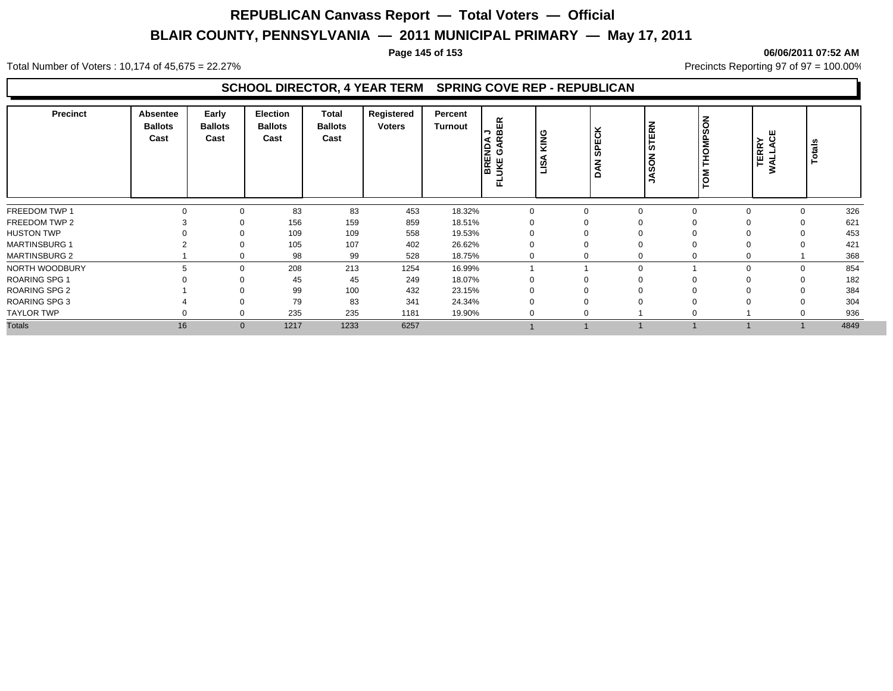# REPUBLICAN Canvass Report — Total Voters — Official

## BLAIR COUNTY, PENNSYLVANIA — 2011 MUNICIPAL PRIMARY — May 17, 2011

**06/06/2011 07:52 AM**

Total Number of Voters : 10,174 of 45,675 = 22.27%

Precincts Reporting 97 of 97 = 100.00%

### SCHOOL DIRECTOR, 4 YEAR TERM SPRING COVE REP - REPUBLICAN

| Precinct | Absentee Ballots Cast | Early Ballots Cast | Election Ballots Cast | Total Ballots Cast | Registered Voters | Percent Turnout | BRENDA J FLUKE GARBER | LISA KING | DAN SPECK | JASON STERN | TOM THOMPSON | TERRY WALLACE | Totals |
|---|---|---|---|---|---|---|---|---|---|---|---|---|---|
| FREEDOM TWP 1 | 0 | 0 | 83 | 83 | 453 | 18.32% | 0 | 0 | 0 | 0 | 0 | 0 | 326 |
| FREEDOM TWP 2 | 3 | 0 | 156 | 159 | 859 | 18.51% | 0 | 0 | 0 | 0 | 0 | 0 | 621 |
| HUSTON TWP | 0 | 0 | 109 | 109 | 558 | 19.53% | 0 | 0 | 0 | 0 | 0 | 0 | 453 |
| MARTINSBURG 1 | 2 | 0 | 105 | 107 | 402 | 26.62% | 0 | 0 | 0 | 0 | 0 | 0 | 421 |
| MARTINSBURG 2 | 1 | 0 | 98 | 99 | 528 | 18.75% | 0 | 0 | 0 | 0 | 0 | 1 | 368 |
| NORTH WOODBURY | 5 | 0 | 208 | 213 | 1254 | 16.99% | 1 | 1 | 0 | 1 | 0 | 0 | 854 |
| ROARING SPG 1 | 0 | 0 | 45 | 45 | 249 | 18.07% | 0 | 0 | 0 | 0 | 0 | 0 | 182 |
| ROARING SPG 2 | 1 | 0 | 99 | 100 | 432 | 23.15% | 0 | 0 | 0 | 0 | 0 | 0 | 384 |
| ROARING SPG 3 | 4 | 0 | 79 | 83 | 341 | 24.34% | 0 | 0 | 0 | 0 | 0 | 0 | 304 |
| TAYLOR TWP | 0 | 0 | 235 | 235 | 1181 | 19.90% | 0 | 0 | 1 | 0 | 1 | 0 | 936 |
| Totals | 16 | 0 | 1217 | 1233 | 6257 | | 1 | 1 | 1 | 1 | 1 | 1 | 4849 |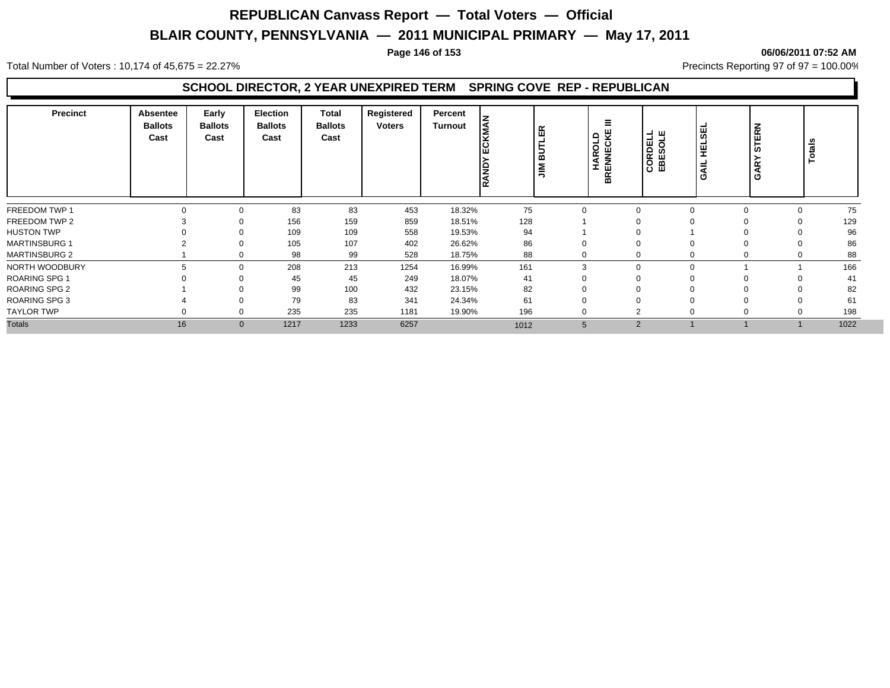# REPUBLICAN Canvass Report — Total Voters — Official

## BLAIR COUNTY, PENNSYLVANIA — 2011 MUNICIPAL PRIMARY — May 17, 2011

06/06/2011 07:52 AM

Total Number of Voters : 10,174 of 45,675 = 22.27%

Precincts Reporting 97 of 97 = 100.00%

### SCHOOL DIRECTOR, 2 YEAR UNEXPIRED TERM SPRING COVE REP - REPUBLICAN

| Precinct | Absentee Ballots Cast | Early Ballots Cast | Election Ballots Cast | Total Ballots Cast | Registered Voters | Percent Turnout | RANDY ECKMAN | JIM BUTLER | HAROLD BRENNECKE III | CORDELL EBESOLE | GAIL HELSEL | GARY STERN | Totals |
|---|---|---|---|---|---|---|---|---|---|---|---|---|---|
| FREEDOM TWP 1 | 0 | 0 | 83 | 83 | 453 | 18.32% | 75 | 0 | 0 | 0 | 0 | 0 | 75 |
| FREEDOM TWP 2 | 3 | 0 | 156 | 159 | 859 | 18.51% | 128 | 1 | 0 | 0 | 0 | 0 | 129 |
| HUSTON TWP | 0 | 0 | 109 | 109 | 558 | 19.53% | 94 | 1 | 0 | 1 | 0 | 0 | 96 |
| MARTINSBURG 1 | 2 | 0 | 105 | 107 | 402 | 26.62% | 86 | 0 | 0 | 0 | 0 | 0 | 86 |
| MARTINSBURG 2 | 1 | 0 | 98 | 99 | 528 | 18.75% | 88 | 0 | 0 | 0 | 0 | 0 | 88 |
| NORTH WOODBURY | 5 | 0 | 208 | 213 | 1254 | 16.99% | 161 | 3 | 0 | 0 | 1 | 1 | 166 |
| ROARING SPG 1 | 0 | 0 | 45 | 45 | 249 | 18.07% | 41 | 0 | 0 | 0 | 0 | 0 | 41 |
| ROARING SPG 2 | 1 | 0 | 99 | 100 | 432 | 23.15% | 82 | 0 | 0 | 0 | 0 | 0 | 82 |
| ROARING SPG 3 | 4 | 0 | 79 | 83 | 341 | 24.34% | 61 | 0 | 0 | 0 | 0 | 0 | 61 |
| TAYLOR TWP | 0 | 0 | 235 | 235 | 1181 | 19.90% | 196 | 0 | 2 | 0 | 0 | 0 | 198 |
| Totals | 16 | 0 | 1217 | 1233 | 6257 | | 1012 | 5 | 2 | 1 | 1 | 1 | 1022 |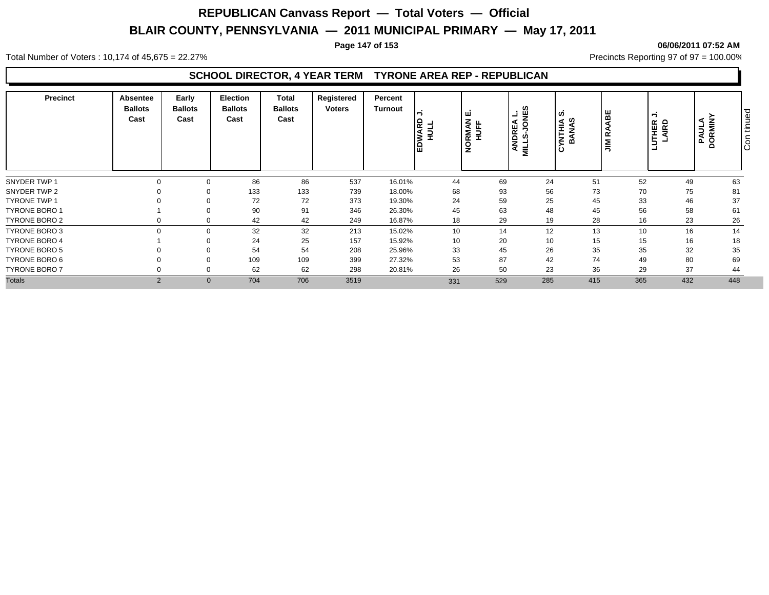# REPUBLICAN Canvass Report — Total Voters — Official

## BLAIR COUNTY, PENNSYLVANIA — 2011 MUNICIPAL PRIMARY — May 17, 2011

06/06/2011 07:52 AM

Total Number of Voters : 10,174 of 45,675 = 22.27%

Precincts Reporting 97 of 97 = 100.00%

### SCHOOL DIRECTOR, 4 YEAR TERM TYRONE AREA REP - REPUBLICAN

| Precinct | Absentee Ballots Cast | Early Ballots Cast | Election Ballots Cast | Total Ballots Cast | Registered Voters | Percent Turnout | EDWARD J. HULL | NORMAN E. HUFF | ANDREA L. MILLS-JONES | CYNTHIA S. BANAS | JIM RAABE | LUTHER J. LAIRD | PAULA DORMINY |
|---|---|---|---|---|---|---|---|---|---|---|---|---|---|
| SNYDER TWP 1 | 0 | 0 | 86 | 86 | 537 | 16.01% | 44 | 69 | 24 | 51 | 52 | 49 | 63 |
| SNYDER TWP 2 | 0 | 0 | 133 | 133 | 739 | 18.00% | 68 | 93 | 56 | 73 | 70 | 75 | 81 |
| TYRONE TWP 1 | 0 | 0 | 72 | 72 | 373 | 19.30% | 24 | 59 | 25 | 45 | 33 | 46 | 37 |
| TYRONE BORO 1 | 1 | 0 | 90 | 91 | 346 | 26.30% | 45 | 63 | 48 | 45 | 56 | 58 | 61 |
| TYRONE BORO 2 | 0 | 0 | 42 | 42 | 249 | 16.87% | 18 | 29 | 19 | 28 | 16 | 23 | 26 |
| TYRONE BORO 3 | 0 | 0 | 32 | 32 | 213 | 15.02% | 10 | 14 | 12 | 13 | 10 | 16 | 14 |
| TYRONE BORO 4 | 1 | 0 | 24 | 25 | 157 | 15.92% | 10 | 20 | 10 | 15 | 15 | 16 | 18 |
| TYRONE BORO 5 | 0 | 0 | 54 | 54 | 208 | 25.96% | 33 | 45 | 26 | 35 | 35 | 32 | 35 |
| TYRONE BORO 6 | 0 | 0 | 109 | 109 | 399 | 27.32% | 53 | 87 | 42 | 74 | 49 | 80 | 69 |
| TYRONE BORO 7 | 0 | 0 | 62 | 62 | 298 | 20.81% | 26 | 50 | 23 | 36 | 29 | 37 | 44 |
| Totals | 2 | 0 | 704 | 706 | 3519 | | 331 | 529 | 285 | 415 | 365 | 432 | 448 |

Continued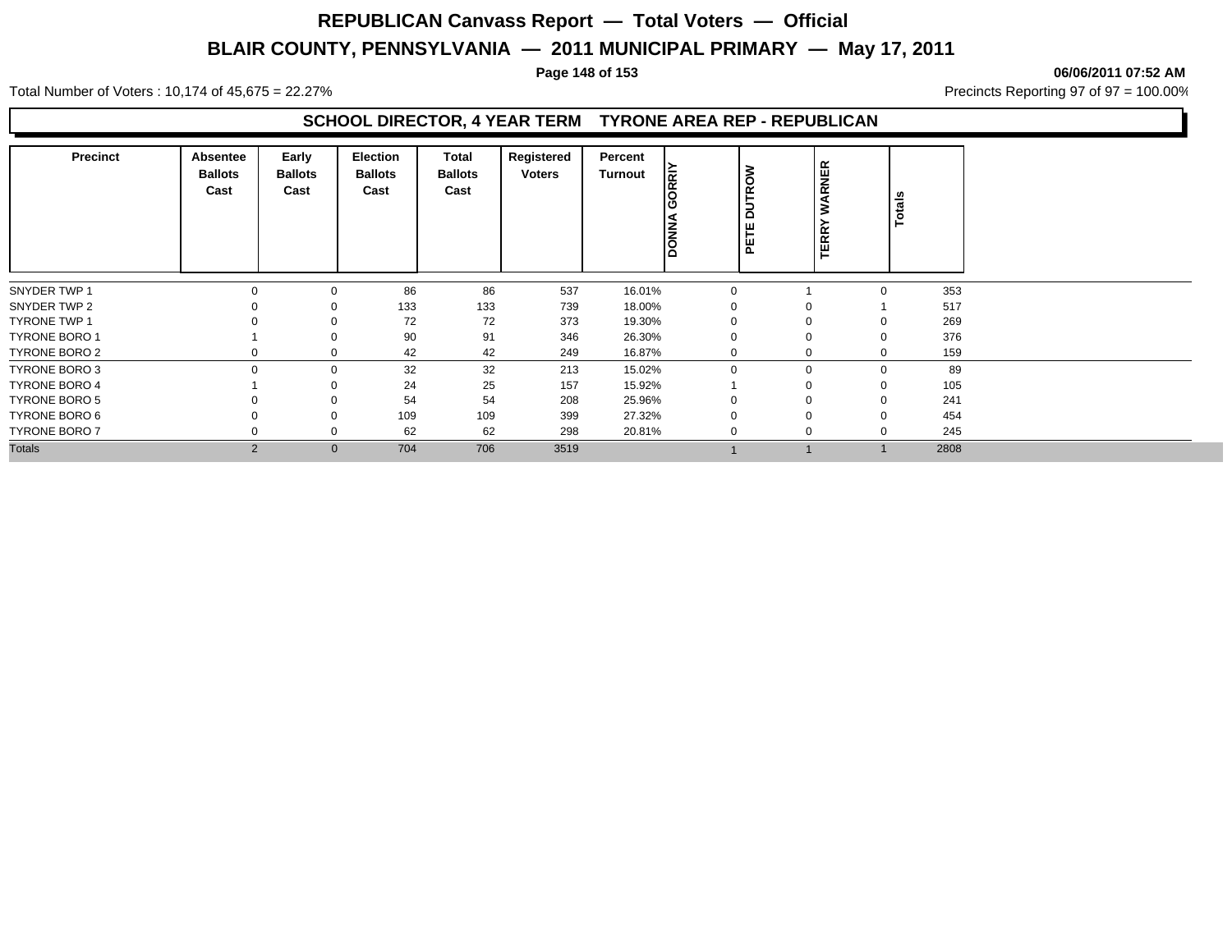# REPUBLICAN Canvass Report — Total Voters — Official

## BLAIR COUNTY, PENNSYLVANIA — 2011 MUNICIPAL PRIMARY — May 17, 2011

06/06/2011 07:52 AM

Total Number of Voters : 10,174 of 45,675 = 22.27%

Precincts Reporting 97 of 97 = 100.00%

### SCHOOL DIRECTOR, 4 YEAR TERM TYRONE AREA REP - REPUBLICAN

| Precinct | Absentee Ballots Cast | Early Ballots Cast | Election Ballots Cast | Total Ballots Cast | Registered Voters | Percent Turnout | DONNA GORRIY | PETE DUTROW | TERRY WARNER | Totals |
|---|---|---|---|---|---|---|---|---|---|---|
| SNYDER TWP 1 | 0 | 0 | 86 | 86 | 537 | 16.01% | 0 | 1 | 0 | 353 |
| SNYDER TWP 2 | 0 | 0 | 133 | 133 | 739 | 18.00% | 0 | 0 | 1 | 517 |
| TYRONE TWP 1 | 0 | 0 | 72 | 72 | 373 | 19.30% | 0 | 0 | 0 | 269 |
| TYRONE BORO 1 | 1 | 0 | 90 | 91 | 346 | 26.30% | 0 | 0 | 0 | 376 |
| TYRONE BORO 2 | 0 | 0 | 42 | 42 | 249 | 16.87% | 0 | 0 | 0 | 159 |
| TYRONE BORO 3 | 0 | 0 | 32 | 32 | 213 | 15.02% | 0 | 0 | 0 | 89 |
| TYRONE BORO 4 | 1 | 0 | 24 | 25 | 157 | 15.92% | 1 | 0 | 0 | 105 |
| TYRONE BORO 5 | 0 | 0 | 54 | 54 | 208 | 25.96% | 0 | 0 | 0 | 241 |
| TYRONE BORO 6 | 0 | 0 | 109 | 109 | 399 | 27.32% | 0 | 0 | 0 | 454 |
| TYRONE BORO 7 | 0 | 0 | 62 | 62 | 298 | 20.81% | 0 | 0 | 0 | 245 |
| Totals | 2 | 0 | 704 | 706 | 3519 | | 1 | 1 | 1 | 2808 |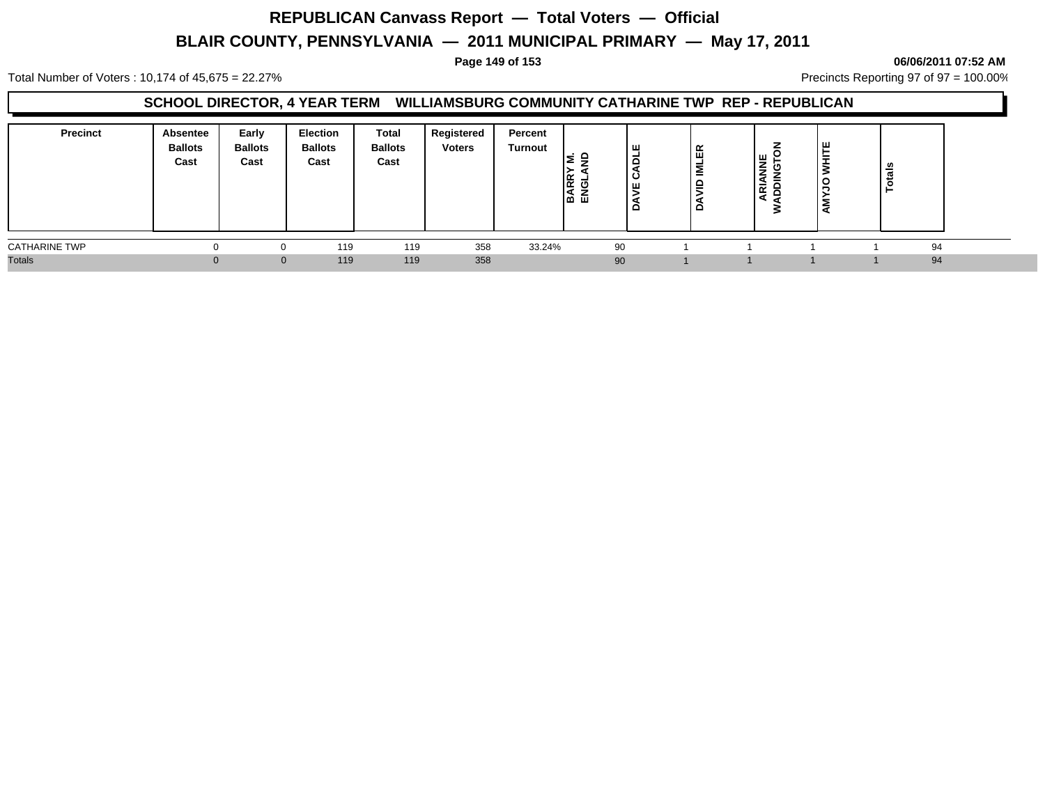# REPUBLICAN Canvass Report — Total Voters — Official

## BLAIR COUNTY, PENNSYLVANIA — 2011 MUNICIPAL PRIMARY — May 17, 2011

06/06/2011 07:52 AM

Total Number of Voters : 10,174 of 45,675 = 22.27%

Precincts Reporting 97 of 97 = 100.00%

### SCHOOL DIRECTOR, 4 YEAR TERM WILLIAMSBURG COMMUNITY CATHARINE TWP REP - REPUBLICAN

| Precinct | Absentee Ballots Cast | Early Ballots Cast | Election Ballots Cast | Total Ballots Cast | Registered Voters | Percent Turnout | BARRY M. ENGLAND | DAVE CADLE | DAVID IMLER | ARIANNE WADDINGTON | AMYJO WHITE | Totals |
|---|---|---|---|---|---|---|---|---|---|---|---|---|
| CATHARINE TWP | 0 | 0 | 119 | 119 | 358 | 33.24% | 90 | 1 | 1 | 1 | 1 | 94 |
| Totals | 0 | 0 | 119 | 119 | 358 | | 90 | 1 | 1 | 1 | 1 | 94 |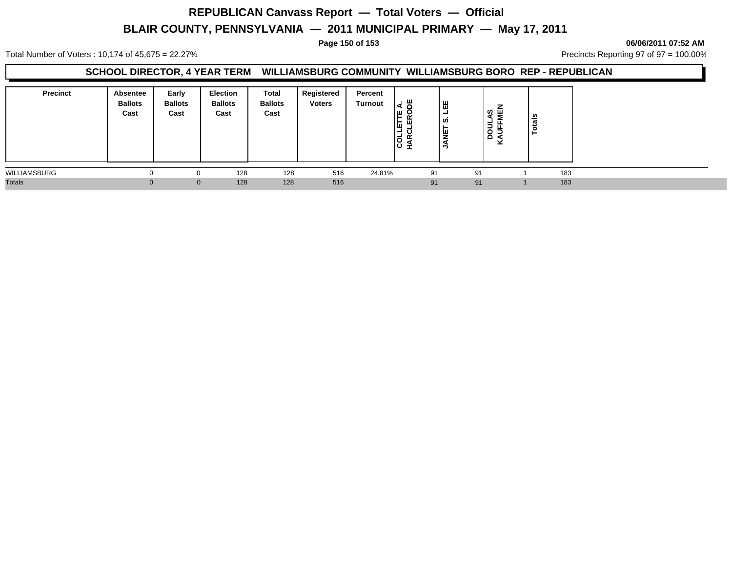# REPUBLICAN Canvass Report — Total Voters — Official

## BLAIR COUNTY, PENNSYLVANIA — 2011 MUNICIPAL PRIMARY — May 17, 2011

06/06/2011 07:52 AM

Total Number of Voters : 10,174 of 45,675 = 22.27%

Precincts Reporting 97 of 97 = 100.00%

### SCHOOL DIRECTOR, 4 YEAR TERM WILLIAMSBURG COMMUNITY WILLIAMSBURG BORO REP - REPUBLICAN

| Precinct | Absentee Ballots Cast | Early Ballots Cast | Election Ballots Cast | Total Ballots Cast | Registered Voters | Percent Turnout | COLLETTE A. HARCLERODE | JANET S. LEE | DOULAS KAUFFMEN | Totals |
|---|---|---|---|---|---|---|---|---|---|---|
| WILLIAMSBURG | 0 | 0 | 128 | 128 | 516 | 24.81% | 91 | 91 | 1 | 183 |
| Totals | 0 | 0 | 128 | 128 | 516 | | 91 | 91 | 1 | 183 |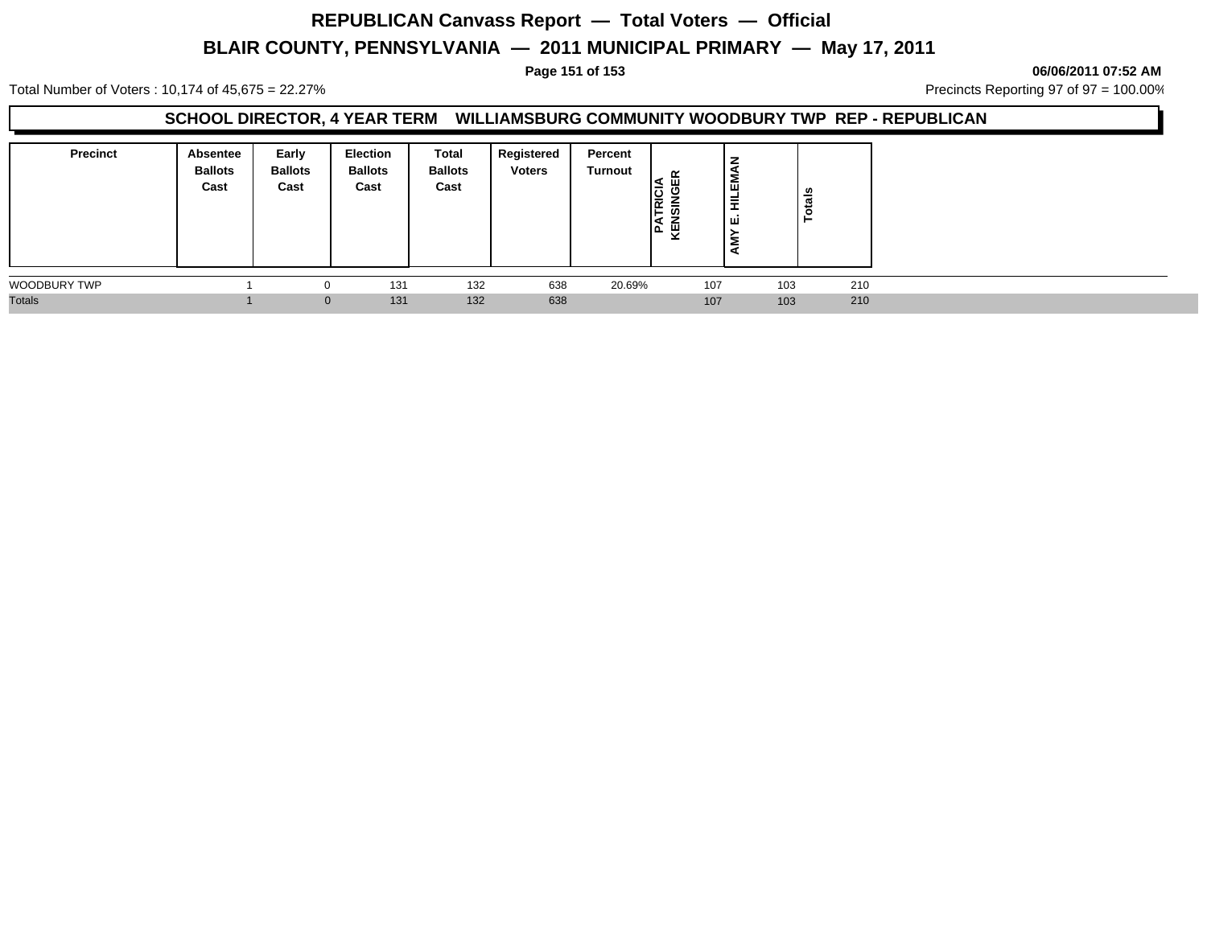# REPUBLICAN Canvass Report — Total Voters — Official

# BLAIR COUNTY, PENNSYLVANIA — 2011 MUNICIPAL PRIMARY — May 17, 2011

06/06/2011 07:52 AM

Total Number of Voters : 10,174 of 45,675 = 22.27%

Precincts Reporting 97 of 97 = 100.00%

## SCHOOL DIRECTOR, 4 YEAR TERM WILLIAMSBURG COMMUNITY WOODBURY TWP REP - REPUBLICAN

| Precinct | Absentee Ballots Cast | Early Ballots Cast | Election Ballots Cast | Total Ballots Cast | Registered Voters | Percent Turnout | PATRICIA KENSINGER | AMY E. HILEMAN | Totals |
|---|---|---|---|---|---|---|---|---|---|
| WOODBURY TWP | 1 | 0 | 131 | 132 | 638 | 20.69% | 107 | 103 | 210 |
| Totals | 1 | 0 | 131 | 132 | 638 | | 107 | 103 | 210 |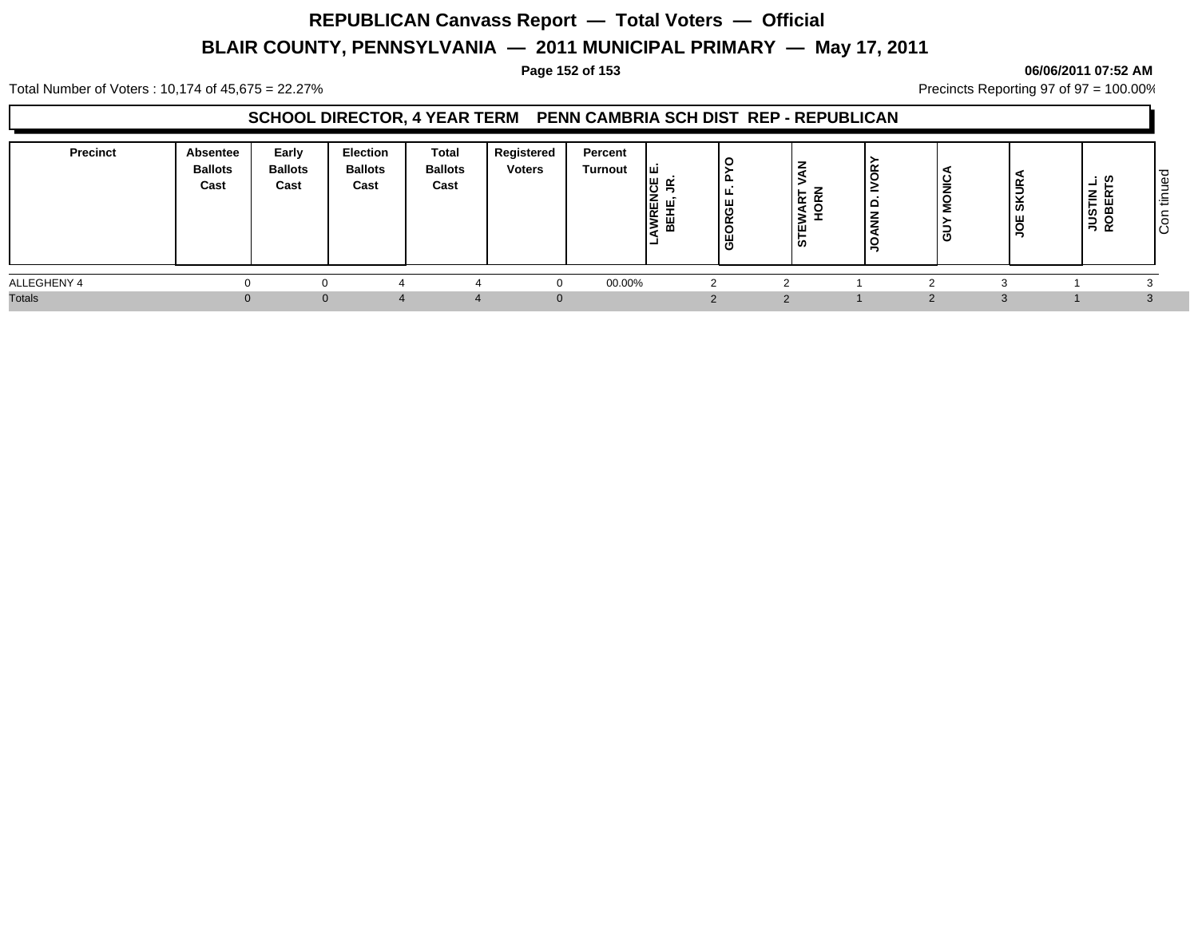# REPUBLICAN Canvass Report — Total Voters — Official

# BLAIR COUNTY, PENNSYLVANIA — 2011 MUNICIPAL PRIMARY — May 17, 2011

06/06/2011 07:52 AM

Total Number of Voters : 10,174 of 45,675 = 22.27%

Precincts Reporting 97 of 97 = 100.00%

## SCHOOL DIRECTOR, 4 YEAR TERM PENN CAMBRIA SCH DIST REP - REPUBLICAN

| Precinct | Absentee Ballots Cast | Early Ballots Cast | Election Ballots Cast | Total Ballots Cast | Registered Voters | Percent Turnout | LAWRENCE E. BEHE, JR. | GEORGE F. PYO | STEWART VAN HORN | JOANN D. IVORY | GUY MONICA | JOE SKURA | JUSTIN L. ROBERTS |
|---|---|---|---|---|---|---|---|---|---|---|---|---|---|
| ALLEGHENY 4 | 0 | 0 | 4 | 4 | 0 | 00.00% | 2 | 2 | 1 | 2 | 3 | 1 | 3 |
| Totals | 0 | 0 | 4 | 4 | 0 | | 2 | 2 | 1 | 2 | 3 | 1 | 3 |

Continued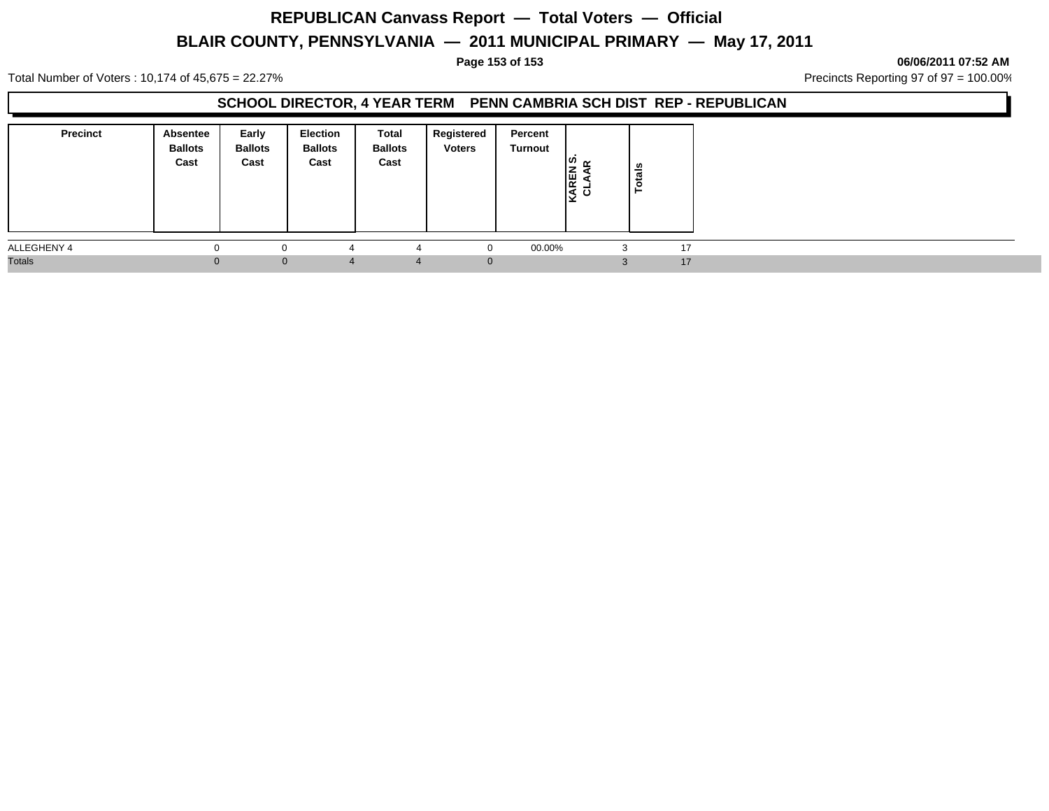# REPUBLICAN Canvass Report — Total Voters — Official

## BLAIR COUNTY, PENNSYLVANIA — 2011 MUNICIPAL PRIMARY — May 17, 2011

06/06/2011 07:52 AM

Total Number of Voters : 10,174 of 45,675 = 22.27%

Precincts Reporting 97 of 97 = 100.00%

### SCHOOL DIRECTOR, 4 YEAR TERM PENN CAMBRIA SCH DIST REP - REPUBLICAN

| Precinct | Absentee Ballots Cast | Early Ballots Cast | Election Ballots Cast | Total Ballots Cast | Registered Voters | Percent Turnout | KAREN S. CLAAR | Totals |
|---|---|---|---|---|---|---|---|---|
| ALLEGHENY 4 | 0 | 0 | 4 | 4 | 0 | 00.00% | 3 | 17 |
| Totals | 0 | 0 | 4 | 4 | 0 | | 3 | 17 |